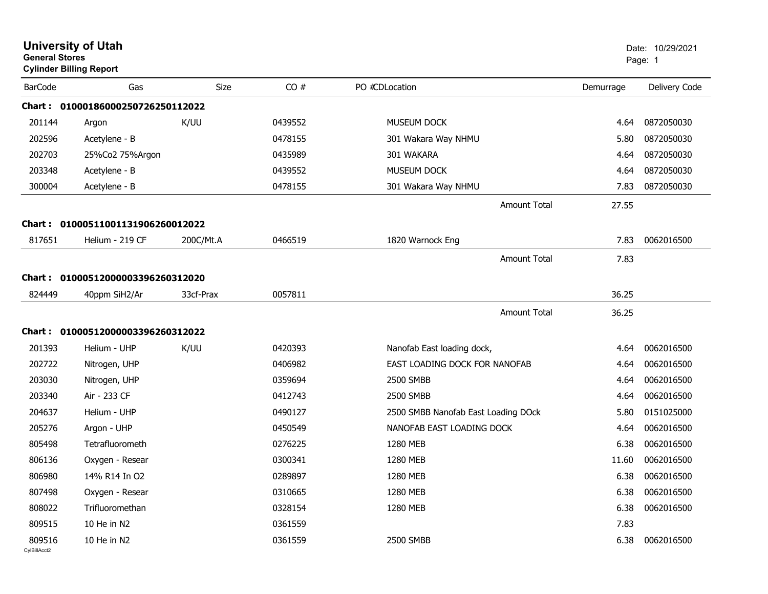# University of Utah

**General Stores**

**Cylinder Billing Report**

Date: 10/29/2021

| BarCode | Gas | Size | CO # | PO # | CD | Location | Demurrage | Delivery Code |
|---|---|---|---|---|---|---|---|---|
| **Chart : 0100018600025072625011202​2** | | | | | | | | |
| 201144 | Argon | K/UU | 0439552 | | | MUSEUM DOCK | 4.64 | 0872050030 |
| 202596 | Acetylene - B | | 0478155 | | | 301 Wakara Way NHMU | 5.80 | 0872050030 |
| 202703 | 25%Co2 75%Argon | | 0435989 | | | 301 WAKARA | 4.64 | 0872050030 |
| 203348 | Acetylene - B | | 0439552 | | | MUSEUM DOCK | 4.64 | 0872050030 |
| 300004 | Acetylene - B | | 0478155 | | | 301 Wakara Way NHMU | 7.83 | 0872050030 |
| | | | | | | Amount Total | 27.55 | |
| **Chart : 010005110011319062600120​22** | | | | | | | | |
| 817651 | Helium - 219 CF | 200C/Mt.A | 0466519 | | | 1820 Warnock Eng | 7.83 | 0062016500 |
| | | | | | | Amount Total | 7.83 | |
| **Chart : 010005120000033962603120​20** | | | | | | | | |
| 824449 | 40ppm SiH2/Ar | 33cf-Prax | 0057811 | | | | 36.25 | |
| | | | | | | Amount Total | 36.25 | |
| **Chart : 010005120000033962603120​22** | | | | | | | | |
| 201393 | Helium - UHP | K/UU | 0420393 | | | Nanofab East loading dock, | 4.64 | 0062016500 |
| 202722 | Nitrogen, UHP | | 0406982 | | | EAST LOADING DOCK FOR NANOFAB | 4.64 | 0062016500 |
| 203030 | Nitrogen, UHP | | 0359694 | | | 2500 SMBB | 4.64 | 0062016500 |
| 203340 | Air - 233 CF | | 0412743 | | | 2500 SMBB | 4.64 | 0062016500 |
| 204637 | Helium - UHP | | 0490127 | | | 2500 SMBB Nanofab East Loading DOck | 5.80 | 0151025000 |
| 205276 | Argon - UHP | | 0450549 | | | NANOFAB EAST LOADING DOCK | 4.64 | 0062016500 |
| 805498 | Tetrafluorometh | | 0276225 | | | 1280 MEB | 6.38 | 0062016500 |
| 806136 | Oxygen - Resear | | 0300341 | | | 1280 MEB | 11.60 | 0062016500 |
| 806980 | 14% R14 In O2 | | 0289897 | | | 1280 MEB | 6.38 | 0062016500 |
| 807498 | Oxygen - Resear | | 0310665 | | | 1280 MEB | 6.38 | 0062016500 |
| 808022 | Trifluoromethan | | 0328154 | | | 1280 MEB | 6.38 | 0062016500 |
| 809515 | 10 He in N2 | | 0361559 | | | | 7.83 | |
| 809516 | 10 He in N2 | | 0361559 | | | 2500 SMBB | 6.38 | 0062016500 |

CylBillAcct2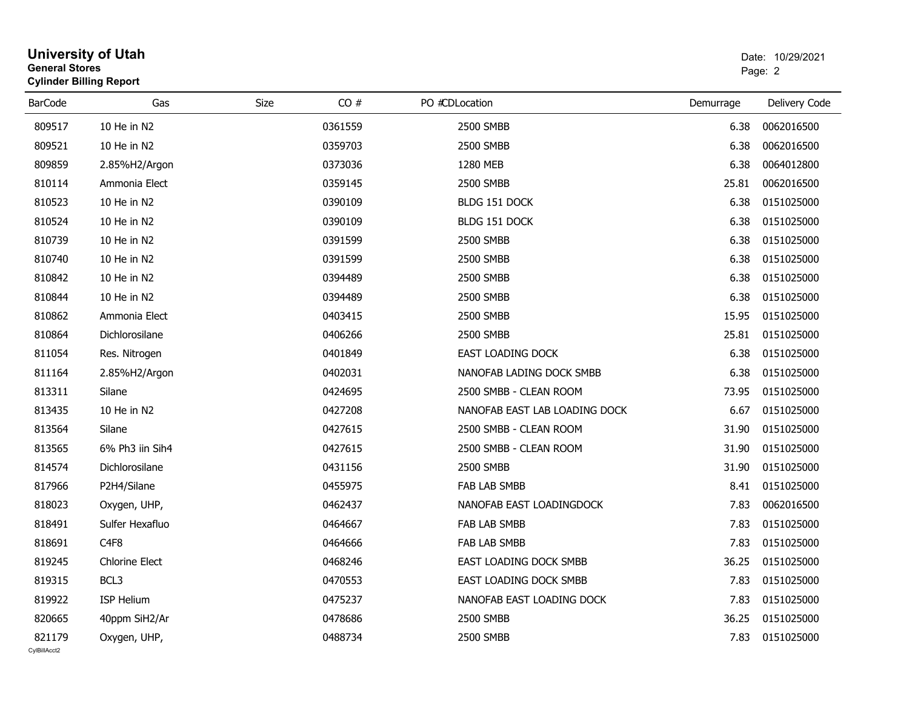# University of Utah

**General Stores**

**Cylinder Billing Report**

Date: 10/29/2021

| BarCode | Gas | Size | CO # | PO #CDLocation | Demurrage | Delivery Code |
|---|---|---|---|---|---|---|
| 809517 | 10 He in N2 | | 0361559 | 2500 SMBB | 6.38 | 0062016500 |
| 809521 | 10 He in N2 | | 0359703 | 2500 SMBB | 6.38 | 0062016500 |
| 809859 | 2.85%H2/Argon | | 0373036 | 1280 MEB | 6.38 | 0064012800 |
| 810114 | Ammonia Elect | | 0359145 | 2500 SMBB | 25.81 | 0062016500 |
| 810523 | 10 He in N2 | | 0390109 | BLDG 151 DOCK | 6.38 | 0151025000 |
| 810524 | 10 He in N2 | | 0390109 | BLDG 151 DOCK | 6.38 | 0151025000 |
| 810739 | 10 He in N2 | | 0391599 | 2500 SMBB | 6.38 | 0151025000 |
| 810740 | 10 He in N2 | | 0391599 | 2500 SMBB | 6.38 | 0151025000 |
| 810842 | 10 He in N2 | | 0394489 | 2500 SMBB | 6.38 | 0151025000 |
| 810844 | 10 He in N2 | | 0394489 | 2500 SMBB | 6.38 | 0151025000 |
| 810862 | Ammonia Elect | | 0403415 | 2500 SMBB | 15.95 | 0151025000 |
| 810864 | Dichlorosilane | | 0406266 | 2500 SMBB | 25.81 | 0151025000 |
| 811054 | Res. Nitrogen | | 0401849 | EAST LOADING DOCK | 6.38 | 0151025000 |
| 811164 | 2.85%H2/Argon | | 0402031 | NANOFAB LADING DOCK SMBB | 6.38 | 0151025000 |
| 813311 | Silane | | 0424695 | 2500 SMBB - CLEAN ROOM | 73.95 | 0151025000 |
| 813435 | 10 He in N2 | | 0427208 | NANOFAB EAST LAB LOADING DOCK | 6.67 | 0151025000 |
| 813564 | Silane | | 0427615 | 2500 SMBB - CLEAN ROOM | 31.90 | 0151025000 |
| 813565 | 6% Ph3 iin Sih4 | | 0427615 | 2500 SMBB - CLEAN ROOM | 31.90 | 0151025000 |
| 814574 | Dichlorosilane | | 0431156 | 2500 SMBB | 31.90 | 0151025000 |
| 817966 | P2H4/Silane | | 0455975 | FAB LAB SMBB | 8.41 | 0151025000 |
| 818023 | Oxygen, UHP, | | 0462437 | NANOFAB EAST LOADINGDOCK | 7.83 | 0062016500 |
| 818491 | Sulfer Hexafluo | | 0464667 | FAB LAB SMBB | 7.83 | 0151025000 |
| 818691 | C4F8 | | 0464666 | FAB LAB SMBB | 7.83 | 0151025000 |
| 819245 | Chlorine Elect | | 0468246 | EAST LOADING DOCK SMBB | 36.25 | 0151025000 |
| 819315 | BCL3 | | 0470553 | EAST LOADING DOCK SMBB | 7.83 | 0151025000 |
| 819922 | ISP Helium | | 0475237 | NANOFAB EAST LOADING DOCK | 7.83 | 0151025000 |
| 820665 | 40ppm SiH2/Ar | | 0478686 | 2500 SMBB | 36.25 | 0151025000 |
| 821179 | Oxygen, UHP, | | 0488734 | 2500 SMBB | 7.83 | 0151025000 |

CylBillAcct2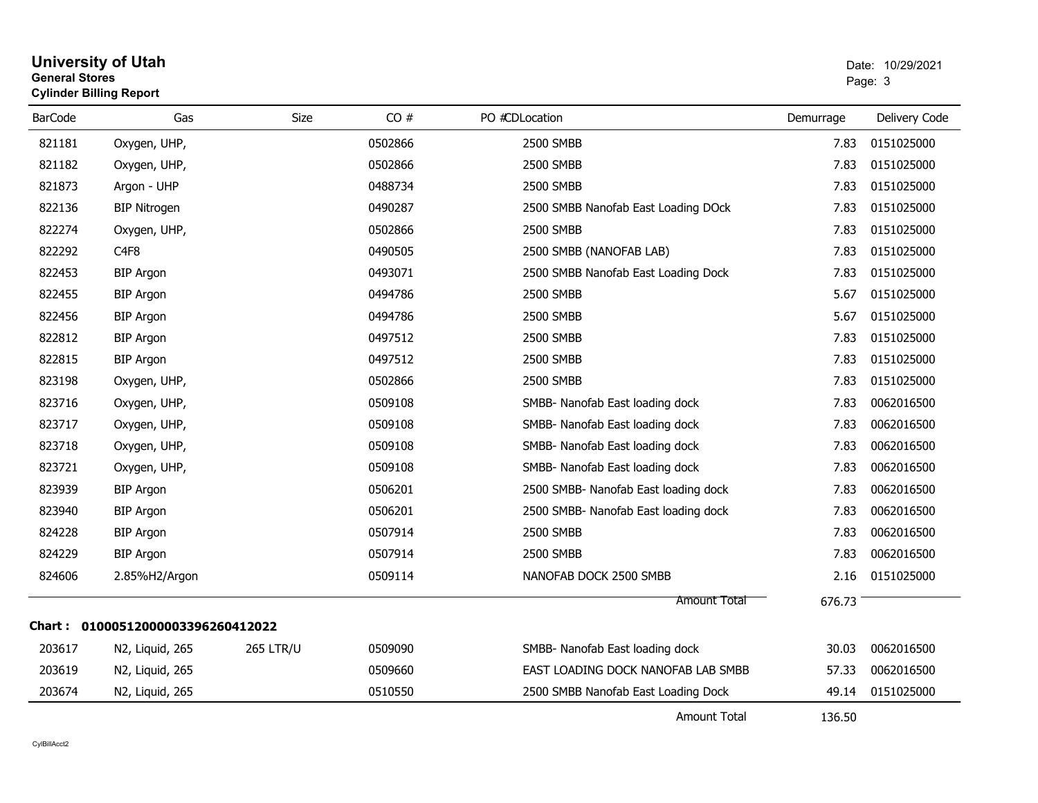# University of Utah

**General Stores**

**Cylinder Billing Report**

Date: 10/29/2021

| BarCode | Gas | Size | CO # | PO # | CD | Location | Demurrage | Delivery Code |
|---|---|---|---|---|---|---|---|---|
| 821181 | Oxygen, UHP, | | 0502866 | | | 2500 SMBB | 7.83 | 0151025000 |
| 821182 | Oxygen, UHP, | | 0502866 | | | 2500 SMBB | 7.83 | 0151025000 |
| 821873 | Argon - UHP | | 0488734 | | | 2500 SMBB | 7.83 | 0151025000 |
| 822136 | BIP Nitrogen | | 0490287 | | | 2500 SMBB Nanofab East Loading DOck | 7.83 | 0151025000 |
| 822274 | Oxygen, UHP, | | 0502866 | | | 2500 SMBB | 7.83 | 0151025000 |
| 822292 | C4F8 | | 0490505 | | | 2500 SMBB (NANOFAB LAB) | 7.83 | 0151025000 |
| 822453 | BIP Argon | | 0493071 | | | 2500 SMBB Nanofab East Loading Dock | 7.83 | 0151025000 |
| 822455 | BIP Argon | | 0494786 | | | 2500 SMBB | 5.67 | 0151025000 |
| 822456 | BIP Argon | | 0494786 | | | 2500 SMBB | 5.67 | 0151025000 |
| 822812 | BIP Argon | | 0497512 | | | 2500 SMBB | 7.83 | 0151025000 |
| 822815 | BIP Argon | | 0497512 | | | 2500 SMBB | 7.83 | 0151025000 |
| 823198 | Oxygen, UHP, | | 0502866 | | | 2500 SMBB | 7.83 | 0151025000 |
| 823716 | Oxygen, UHP, | | 0509108 | | | SMBB- Nanofab East loading dock | 7.83 | 0062016500 |
| 823717 | Oxygen, UHP, | | 0509108 | | | SMBB- Nanofab East loading dock | 7.83 | 0062016500 |
| 823718 | Oxygen, UHP, | | 0509108 | | | SMBB- Nanofab East loading dock | 7.83 | 0062016500 |
| 823721 | Oxygen, UHP, | | 0509108 | | | SMBB- Nanofab East loading dock | 7.83 | 0062016500 |
| 823939 | BIP Argon | | 0506201 | | | 2500 SMBB- Nanofab East loading dock | 7.83 | 0062016500 |
| 823940 | BIP Argon | | 0506201 | | | 2500 SMBB- Nanofab East loading dock | 7.83 | 0062016500 |
| 824228 | BIP Argon | | 0507914 | | | 2500 SMBB | 7.83 | 0062016500 |
| 824229 | BIP Argon | | 0507914 | | | 2500 SMBB | 7.83 | 0062016500 |
| 824606 | 2.85%H2/Argon | | 0509114 | | | NANOFAB DOCK 2500 SMBB | 2.16 | 0151025000 |
| | | | | | | Amount Total | 676.73 | |

**Chart : 01000512000003396260412022**

| BarCode | Gas | Size | CO # | PO # | CD | Location | Demurrage | Delivery Code |
|---|---|---|---|---|---|---|---|---|
| 203617 | N2, Liquid, 265 | 265 LTR/U | 0509090 | | | SMBB- Nanofab East loading dock | 30.03 | 0062016500 |
| 203619 | N2, Liquid, 265 | | 0509660 | | | EAST LOADING DOCK NANOFAB LAB SMBB | 57.33 | 0062016500 |
| 203674 | N2, Liquid, 265 | | 0510550 | | | 2500 SMBB Nanofab East Loading Dock | 49.14 | 0151025000 |
| | | | | | | Amount Total | 136.50 | |

CylBillAcct2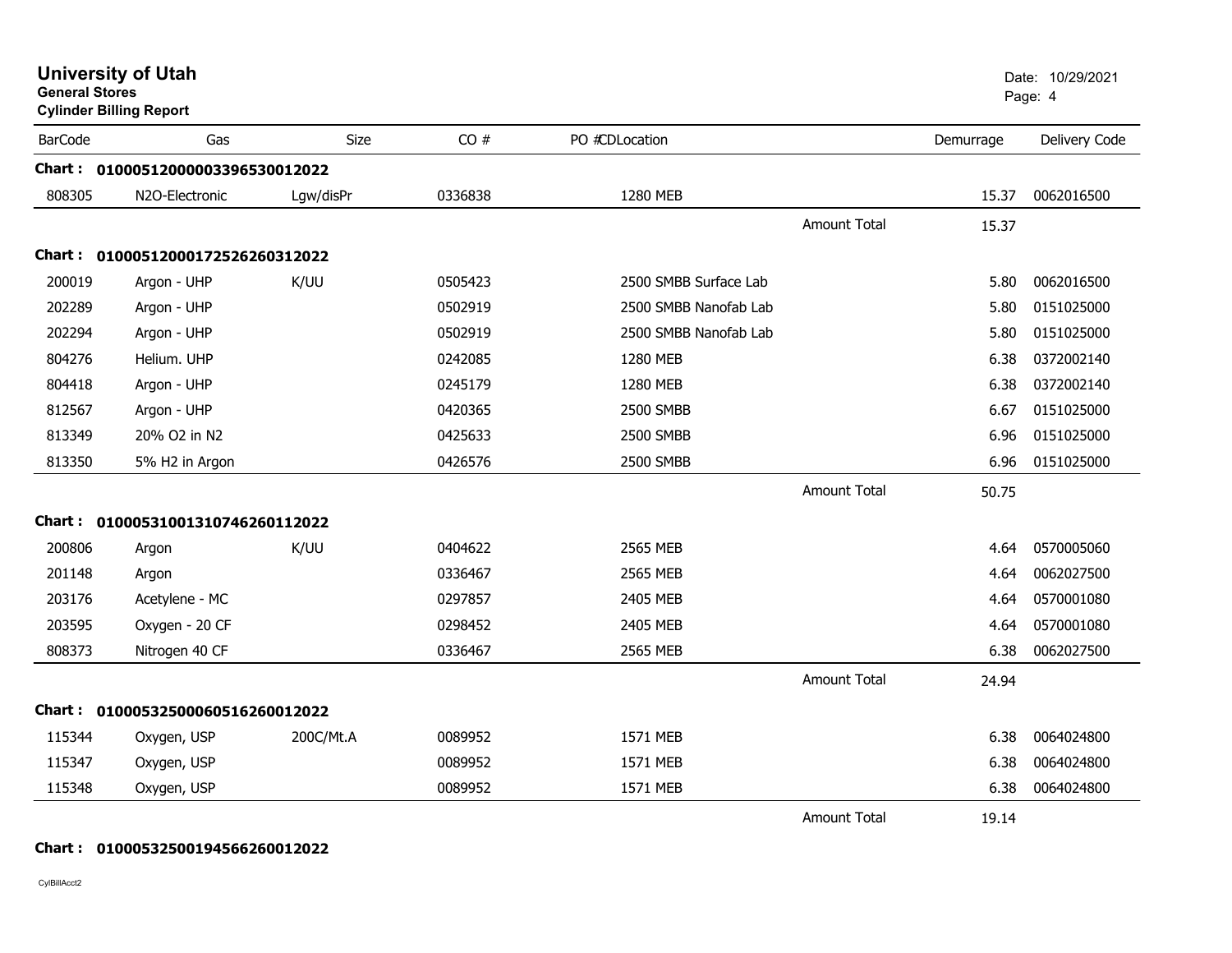# University of Utah

**General Stores**

**Cylinder Billing Report**

Date: 10/29/2021

| BarCode | Gas | Size | CO # | PO #CDLocation | | Demurrage | Delivery Code |
|---|---|---|---|---|---|---|---|
| **Chart :** | **01000512000003396530012022** | | | | | | |
| 808305 | N2O-Electronic | Lgw/disPr | 0336838 | 1280 MEB | | 15.37 | 0062016500 |
| | | | | | Amount Total | 15.37 | |
| **Chart :** | **01000512000172526260312022** | | | | | | |
| 200019 | Argon - UHP | K/UU | 0505423 | 2500 SMBB Surface Lab | | 5.80 | 0062016500 |
| 202289 | Argon - UHP | | 0502919 | 2500 SMBB Nanofab Lab | | 5.80 | 0151025000 |
| 202294 | Argon - UHP | | 0502919 | 2500 SMBB Nanofab Lab | | 5.80 | 0151025000 |
| 804276 | Helium. UHP | | 0242085 | 1280 MEB | | 6.38 | 0372002140 |
| 804418 | Argon - UHP | | 0245179 | 1280 MEB | | 6.38 | 0372002140 |
| 812567 | Argon - UHP | | 0420365 | 2500 SMBB | | 6.67 | 0151025000 |
| 813349 | 20% O2 in N2 | | 0425633 | 2500 SMBB | | 6.96 | 0151025000 |
| 813350 | 5% H2 in Argon | | 0426576 | 2500 SMBB | | 6.96 | 0151025000 |
| | | | | | Amount Total | 50.75 | |
| **Chart :** | **01000531001310746260112022** | | | | | | |
| 200806 | Argon | K/UU | 0404622 | 2565 MEB | | 4.64 | 0570005060 |
| 201148 | Argon | | 0336467 | 2565 MEB | | 4.64 | 0062027500 |
| 203176 | Acetylene - MC | | 0297857 | 2405 MEB | | 4.64 | 0570001080 |
| 203595 | Oxygen - 20 CF | | 0298452 | 2405 MEB | | 4.64 | 0570001080 |
| 808373 | Nitrogen 40 CF | | 0336467 | 2565 MEB | | 6.38 | 0062027500 |
| | | | | | Amount Total | 24.94 | |
| **Chart :** | **01000532500060516260012022** | | | | | | |
| 115344 | Oxygen, USP | 200C/Mt.A | 0089952 | 1571 MEB | | 6.38 | 0064024800 |
| 115347 | Oxygen, USP | | 0089952 | 1571 MEB | | 6.38 | 0064024800 |
| 115348 | Oxygen, USP | | 0089952 | 1571 MEB | | 6.38 | 0064024800 |
| | | | | | Amount Total | 19.14 | |
| **Chart :** | **01000532500194566260012022** | | | | | | |

CylBillAcct2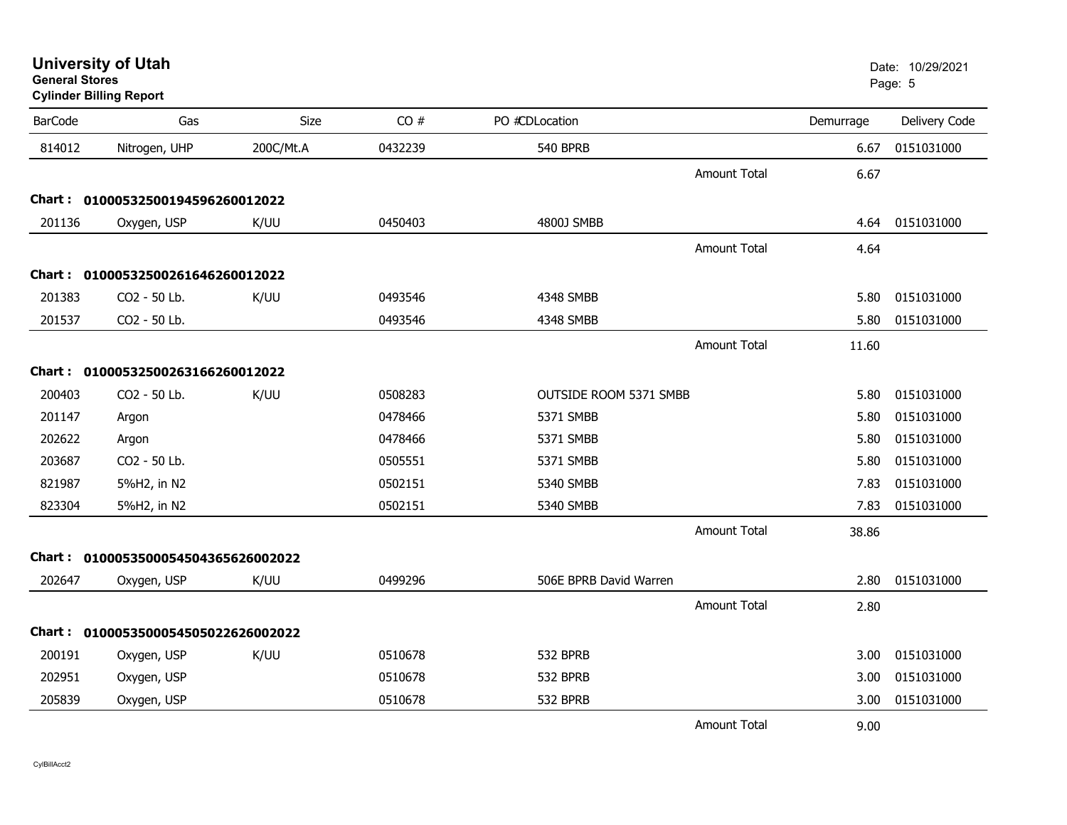# University of Utah
**General Stores**
**Cylinder Billing Report**

Date: 10/29/2021

| BarCode | Gas | Size | CO # | PO #CDLocation | | Demurrage | Delivery Code |
|---|---|---|---|---|---|---|---|
| 814012 | Nitrogen, UHP | 200C/Mt.A | 0432239 | 540 BPRB | | 6.67 | 0151031000 |
| | | | | | Amount Total | 6.67 | |
| **Chart : 01000532500194596260012022** | | | | | | | |
| 201136 | Oxygen, USP | K/UU | 0450403 | 4800J SMBB | | 4.64 | 0151031000 |
| | | | | | Amount Total | 4.64 | |
| **Chart : 01000532500261646260012022** | | | | | | | |
| 201383 | CO2 - 50 Lb. | K/UU | 0493546 | 4348 SMBB | | 5.80 | 0151031000 |
| 201537 | CO2 - 50 Lb. | | 0493546 | 4348 SMBB | | 5.80 | 0151031000 |
| | | | | | Amount Total | 11.60 | |
| **Chart : 01000532500263166260012022** | | | | | | | |
| 200403 | CO2 - 50 Lb. | K/UU | 0508283 | OUTSIDE ROOM 5371 SMBB | | 5.80 | 0151031000 |
| 201147 | Argon | | 0478466 | 5371 SMBB | | 5.80 | 0151031000 |
| 202622 | Argon | | 0478466 | 5371 SMBB | | 5.80 | 0151031000 |
| 203687 | CO2 - 50 Lb. | | 0505551 | 5371 SMBB | | 5.80 | 0151031000 |
| 821987 | 5%H2, in N2 | | 0502151 | 5340 SMBB | | 7.83 | 0151031000 |
| 823304 | 5%H2, in N2 | | 0502151 | 5340 SMBB | | 7.83 | 0151031000 |
| | | | | | Amount Total | 38.86 | |
| **Chart : 01000535000545043656260022022** | | | | | | | |
| 202647 | Oxygen, USP | K/UU | 0499296 | 506E BPRB David Warren | | 2.80 | 0151031000 |
| | | | | | Amount Total | 2.80 | |
| **Chart : 01000535000545050226260022022** | | | | | | | |
| 200191 | Oxygen, USP | K/UU | 0510678 | 532 BPRB | | 3.00 | 0151031000 |
| 202951 | Oxygen, USP | | 0510678 | 532 BPRB | | 3.00 | 0151031000 |
| 205839 | Oxygen, USP | | 0510678 | 532 BPRB | | 3.00 | 0151031000 |
| | | | | | Amount Total | 9.00 | |

CylBillAcct2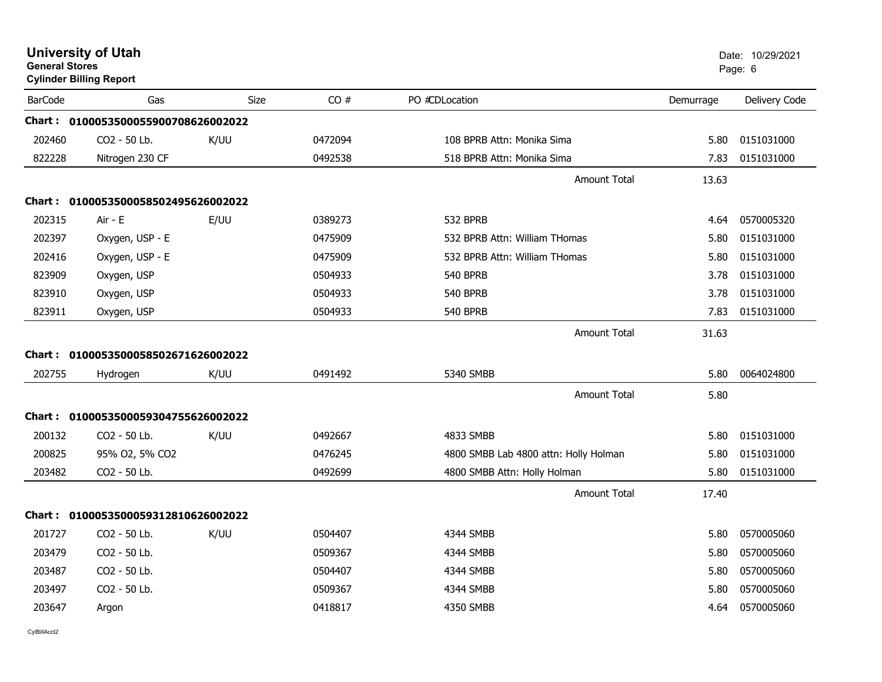**University of Utah**
**General Stores**
**Cylinder Billing Report**

Date: 10/29/2021

| BarCode | Gas | Size | CO # | PO #CDLocation | Demurrage | Delivery Code |
|---|---|---|---|---|---|---|
| **Chart :** | **0100053500055900708626002022** | | | | | |
| 202460 | CO2 - 50 Lb. | K/UU | 0472094 | 108 BPRB Attn: Monika Sima | 5.80 | 0151031000 |
| 822228 | Nitrogen 230 CF | | 0492538 | 518 BPRB Attn: Monika Sima | 7.83 | 0151031000 |
| | | | | Amount Total | 13.63 | |
| **Chart :** | **0100053500058502495626002022** | | | | | |
| 202315 | Air - E | E/UU | 0389273 | 532 BPRB | 4.64 | 0570005320 |
| 202397 | Oxygen, USP - E | | 0475909 | 532 BPRB Attn: William THomas | 5.80 | 0151031000 |
| 202416 | Oxygen, USP - E | | 0475909 | 532 BPRB Attn: William THomas | 5.80 | 0151031000 |
| 823909 | Oxygen, USP | | 0504933 | 540 BPRB | 3.78 | 0151031000 |
| 823910 | Oxygen, USP | | 0504933 | 540 BPRB | 3.78 | 0151031000 |
| 823911 | Oxygen, USP | | 0504933 | 540 BPRB | 7.83 | 0151031000 |
| | | | | Amount Total | 31.63 | |
| **Chart :** | **0100053500058502671626002022** | | | | | |
| 202755 | Hydrogen | K/UU | 0491492 | 5340 SMBB | 5.80 | 0064024800 |
| | | | | Amount Total | 5.80 | |
| **Chart :** | **0100053500059304755626002022** | | | | | |
| 200132 | CO2 - 50 Lb. | K/UU | 0492667 | 4833 SMBB | 5.80 | 0151031000 |
| 200825 | 95% O2, 5% CO2 | | 0476245 | 4800 SMBB Lab 4800 attn: Holly Holman | 5.80 | 0151031000 |
| 203482 | CO2 - 50 Lb. | | 0492699 | 4800 SMBB Attn: Holly Holman | 5.80 | 0151031000 |
| | | | | Amount Total | 17.40 | |
| **Chart :** | **0100053500059312810626002022** | | | | | |
| 201727 | CO2 - 50 Lb. | K/UU | 0504407 | 4344 SMBB | 5.80 | 0570005060 |
| 203479 | CO2 - 50 Lb. | | 0509367 | 4344 SMBB | 5.80 | 0570005060 |
| 203487 | CO2 - 50 Lb. | | 0504407 | 4344 SMBB | 5.80 | 0570005060 |
| 203497 | CO2 - 50 Lb. | | 0509367 | 4344 SMBB | 5.80 | 0570005060 |
| 203647 | Argon | | 0418817 | 4350 SMBB | 4.64 | 0570005060 |

CylBillAcct2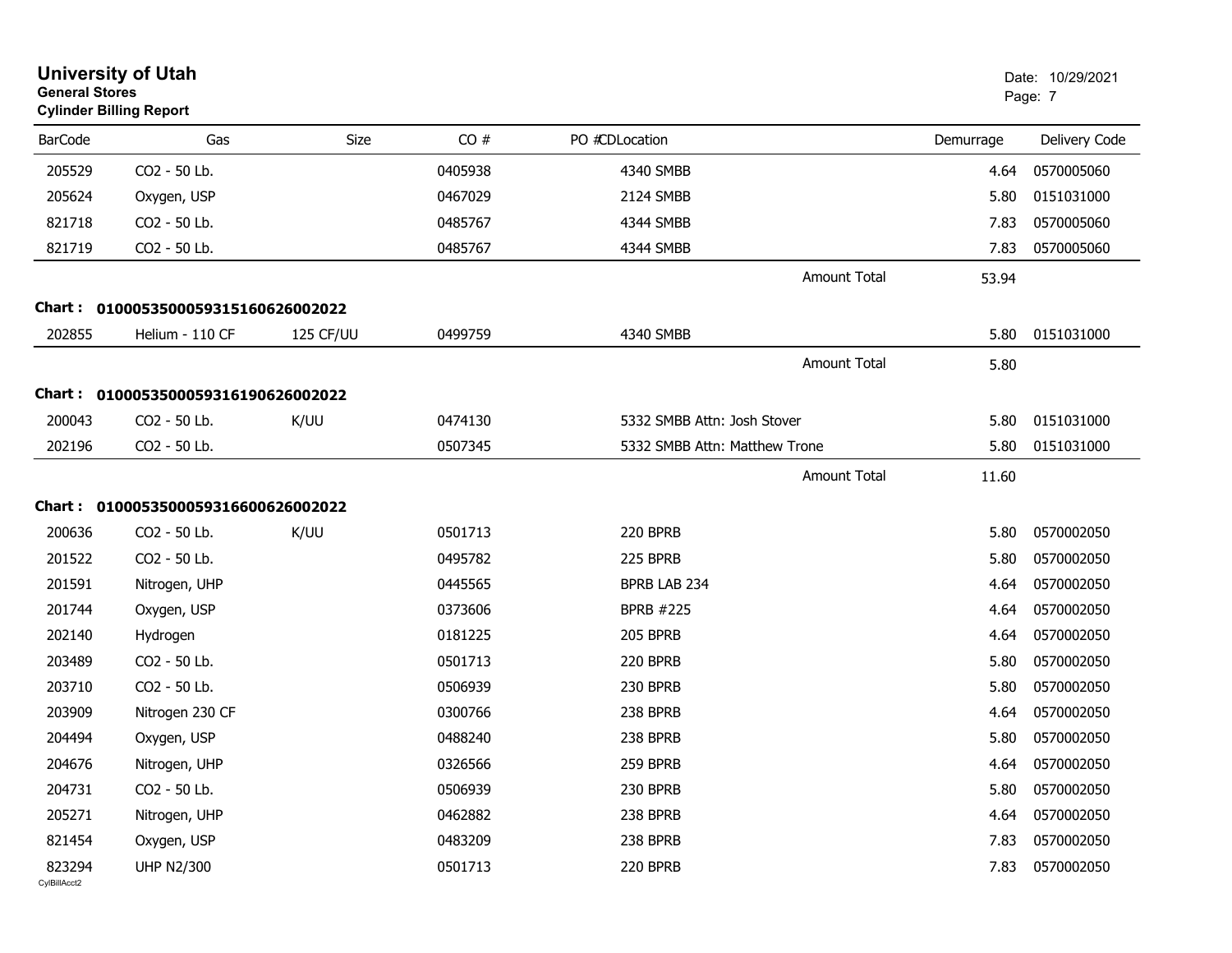# University of Utah
**General Stores**
**Cylinder Billing Report**

Date: 10/29/2021

| BarCode | Gas | Size | CO # | PO #CDLocation | Demurrage | Delivery Code |
|---|---|---|---|---|---|---|
| 205529 | CO2 - 50 Lb. | | 0405938 | 4340 SMBB | 4.64 | 0570005060 |
| 205624 | Oxygen, USP | | 0467029 | 2124 SMBB | 5.80 | 0151031000 |
| 821718 | CO2 - 50 Lb. | | 0485767 | 4344 SMBB | 7.83 | 0570005060 |
| 821719 | CO2 - 50 Lb. | | 0485767 | 4344 SMBB | 7.83 | 0570005060 |
| | | | | Amount Total | 53.94 | |

**Chart : 01000535000593151606260022022**

| BarCode | Gas | Size | CO # | PO #CDLocation | Demurrage | Delivery Code |
|---|---|---|---|---|---|---|
| 202855 | Helium - 110 CF | 125 CF/UU | 0499759 | 4340 SMBB | 5.80 | 0151031000 |
| | | | | Amount Total | 5.80 | |

**Chart : 01000535000593161906260022022**

| BarCode | Gas | Size | CO # | PO #CDLocation | Demurrage | Delivery Code |
|---|---|---|---|---|---|---|
| 200043 | CO2 - 50 Lb. | K/UU | 0474130 | 5332 SMBB Attn: Josh Stover | 5.80 | 0151031000 |
| 202196 | CO2 - 50 Lb. | | 0507345 | 5332 SMBB Attn: Matthew Trone | 5.80 | 0151031000 |
| | | | | Amount Total | 11.60 | |

**Chart : 01000535000593166006260022022**

| BarCode | Gas | Size | CO # | PO #CDLocation | Demurrage | Delivery Code |
|---|---|---|---|---|---|---|
| 200636 | CO2 - 50 Lb. | K/UU | 0501713 | 220 BPRB | 5.80 | 0570002050 |
| 201522 | CO2 - 50 Lb. | | 0495782 | 225 BPRB | 5.80 | 0570002050 |
| 201591 | Nitrogen, UHP | | 0445565 | BPRB LAB 234 | 4.64 | 0570002050 |
| 201744 | Oxygen, USP | | 0373606 | BPRB #225 | 4.64 | 0570002050 |
| 202140 | Hydrogen | | 0181225 | 205 BPRB | 4.64 | 0570002050 |
| 203489 | CO2 - 50 Lb. | | 0501713 | 220 BPRB | 5.80 | 0570002050 |
| 203710 | CO2 - 50 Lb. | | 0506939 | 230 BPRB | 5.80 | 0570002050 |
| 203909 | Nitrogen 230 CF | | 0300766 | 238 BPRB | 4.64 | 0570002050 |
| 204494 | Oxygen, USP | | 0488240 | 238 BPRB | 5.80 | 0570002050 |
| 204676 | Nitrogen, UHP | | 0326566 | 259 BPRB | 4.64 | 0570002050 |
| 204731 | CO2 - 50 Lb. | | 0506939 | 230 BPRB | 5.80 | 0570002050 |
| 205271 | Nitrogen, UHP | | 0462882 | 238 BPRB | 4.64 | 0570002050 |
| 821454 | Oxygen, USP | | 0483209 | 238 BPRB | 7.83 | 0570002050 |
| 823294 | UHP N2/300 | | 0501713 | 220 BPRB | 7.83 | 0570002050 |

CylBillAcct2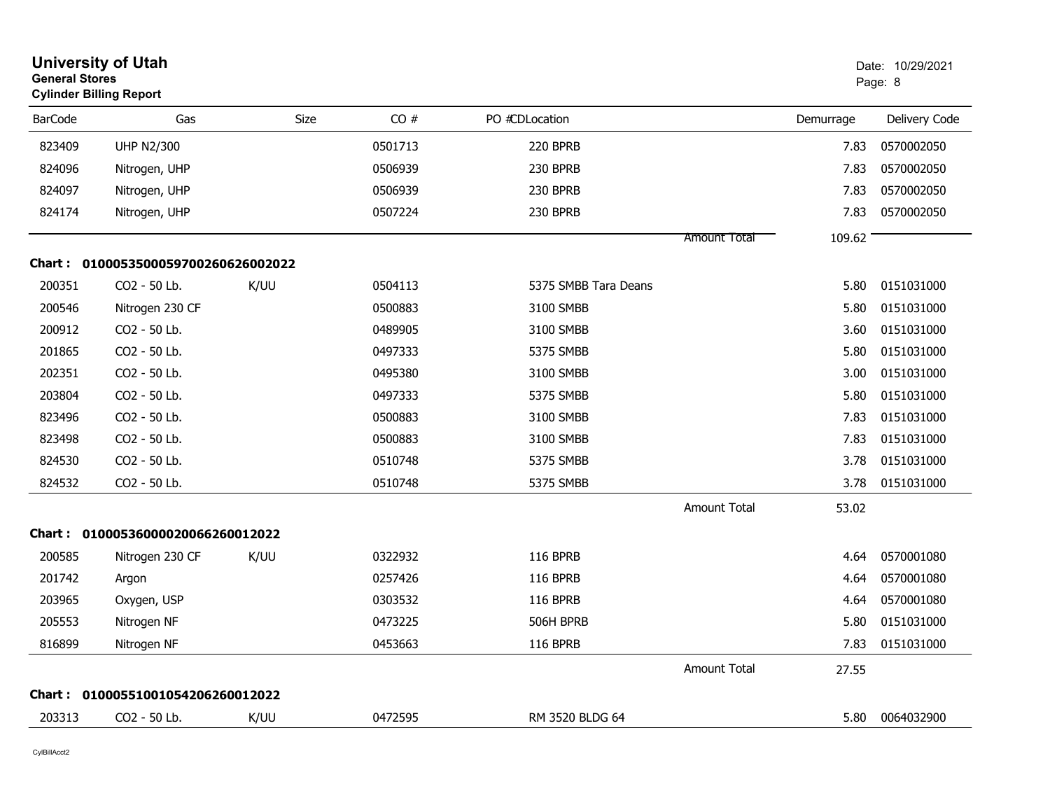**University of Utah**
**General Stores**
**Cylinder Billing Report**

Date: 10/29/2021

| BarCode | Gas | Size | CO # | PO # | CDLocation | | Demurrage | Delivery Code |
|---|---|---|---|---|---|---|---|---|
| 823409 | UHP N2/300 | | 0501713 | | 220 BPRB | | 7.83 | 0570002050 |
| 824096 | Nitrogen, UHP | | 0506939 | | 230 BPRB | | 7.83 | 0570002050 |
| 824097 | Nitrogen, UHP | | 0506939 | | 230 BPRB | | 7.83 | 0570002050 |
| 824174 | Nitrogen, UHP | | 0507224 | | 230 BPRB | | 7.83 | 0570002050 |
| | | | | | | Amount Total | 109.62 | |
| **Chart :** | **01000535000597002606260020​22** | | | | | | | |
| 200351 | CO2 - 50 Lb. | K/UU | 0504113 | | 5375 SMBB Tara Deans | | 5.80 | 0151031000 |
| 200546 | Nitrogen 230 CF | | 0500883 | | 3100 SMBB | | 5.80 | 0151031000 |
| 200912 | CO2 - 50 Lb. | | 0489905 | | 3100 SMBB | | 3.60 | 0151031000 |
| 201865 | CO2 - 50 Lb. | | 0497333 | | 5375 SMBB | | 5.80 | 0151031000 |
| 202351 | CO2 - 50 Lb. | | 0495380 | | 3100 SMBB | | 3.00 | 0151031000 |
| 203804 | CO2 - 50 Lb. | | 0497333 | | 5375 SMBB | | 5.80 | 0151031000 |
| 823496 | CO2 - 50 Lb. | | 0500883 | | 3100 SMBB | | 7.83 | 0151031000 |
| 823498 | CO2 - 50 Lb. | | 0500883 | | 3100 SMBB | | 7.83 | 0151031000 |
| 824530 | CO2 - 50 Lb. | | 0510748 | | 5375 SMBB | | 3.78 | 0151031000 |
| 824532 | CO2 - 50 Lb. | | 0510748 | | 5375 SMBB | | 3.78 | 0151031000 |
| | | | | | | Amount Total | 53.02 | |
| **Chart :** | **01000536000020066260012022** | | | | | | | |
| 200585 | Nitrogen 230 CF | K/UU | 0322932 | | 116 BPRB | | 4.64 | 0570001080 |
| 201742 | Argon | | 0257426 | | 116 BPRB | | 4.64 | 0570001080 |
| 203965 | Oxygen, USP | | 0303532 | | 116 BPRB | | 4.64 | 0570001080 |
| 205553 | Nitrogen NF | | 0473225 | | 506H BPRB | | 5.80 | 0151031000 |
| 816899 | Nitrogen NF | | 0453663 | | 116 BPRB | | 7.83 | 0151031000 |
| | | | | | | Amount Total | 27.55 | |
| **Chart :** | **01000551001054206260012022** | | | | | | | |
| 203313 | CO2 - 50 Lb. | K/UU | 0472595 | | RM 3520 BLDG 64 | | 5.80 | 0064032900 |

CylBillAcct2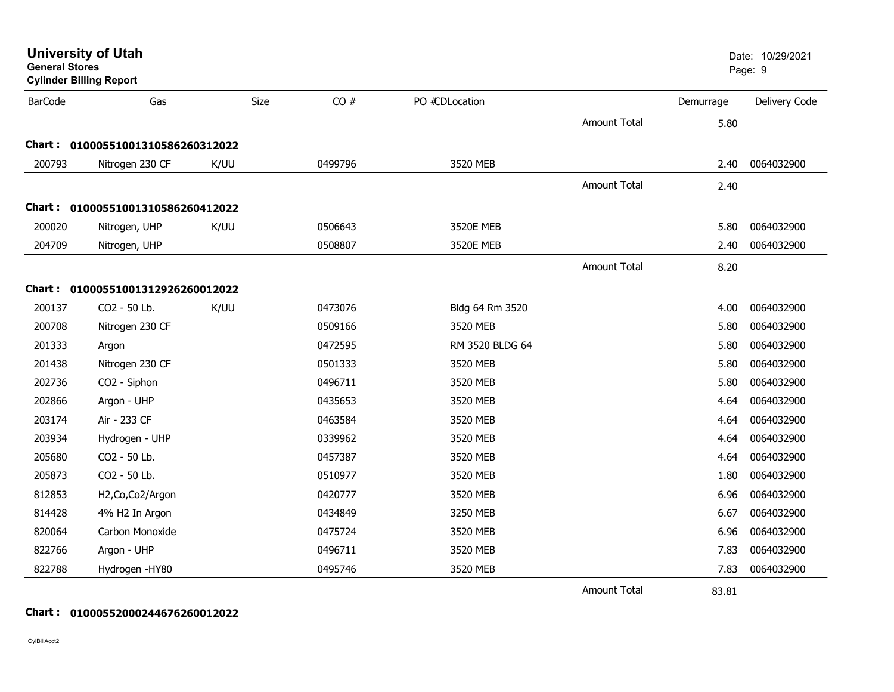# University of Utah

**General Stores**

**Cylinder Billing Report**

Date: 10/29/2021

| BarCode | Gas | Size | CO # | PO # | CDLocation | | Demurrage | Delivery Code |
|---|---|---|---|---|---|---|---|---|
| | | | | | | Amount Total | 5.80 | |
| **Chart :** | **01000551001310586260312022** | | | | | | | |
| 200793 | Nitrogen 230 CF | K/UU | 0499796 | | 3520 MEB | | 2.40 | 0064032900 |
| | | | | | | Amount Total | 2.40 | |
| **Chart :** | **01000551001310586260412022** | | | | | | | |
| 200020 | Nitrogen, UHP | K/UU | 0506643 | | 3520E MEB | | 5.80 | 0064032900 |
| 204709 | Nitrogen, UHP | | 0508807 | | 3520E MEB | | 2.40 | 0064032900 |
| | | | | | | Amount Total | 8.20 | |
| **Chart :** | **01000551001312926260012022** | | | | | | | |
| 200137 | CO2 - 50 Lb. | K/UU | 0473076 | | Bldg 64 Rm 3520 | | 4.00 | 0064032900 |
| 200708 | Nitrogen 230 CF | | 0509166 | | 3520 MEB | | 5.80 | 0064032900 |
| 201333 | Argon | | 0472595 | | RM 3520 BLDG 64 | | 5.80 | 0064032900 |
| 201438 | Nitrogen 230 CF | | 0501333 | | 3520 MEB | | 5.80 | 0064032900 |
| 202736 | CO2 - Siphon | | 0496711 | | 3520 MEB | | 5.80 | 0064032900 |
| 202866 | Argon - UHP | | 0435653 | | 3520 MEB | | 4.64 | 0064032900 |
| 203174 | Air - 233 CF | | 0463584 | | 3520 MEB | | 4.64 | 0064032900 |
| 203934 | Hydrogen - UHP | | 0339962 | | 3520 MEB | | 4.64 | 0064032900 |
| 205680 | CO2 - 50 Lb. | | 0457387 | | 3520 MEB | | 4.64 | 0064032900 |
| 205873 | CO2 - 50 Lb. | | 0510977 | | 3520 MEB | | 1.80 | 0064032900 |
| 812853 | H2,Co,Co2/Argon | | 0420777 | | 3520 MEB | | 6.96 | 0064032900 |
| 814428 | 4% H2 In Argon | | 0434849 | | 3250 MEB | | 6.67 | 0064032900 |
| 820064 | Carbon Monoxide | | 0475724 | | 3520 MEB | | 6.96 | 0064032900 |
| 822766 | Argon - UHP | | 0496711 | | 3520 MEB | | 7.83 | 0064032900 |
| 822788 | Hydrogen -HY80 | | 0495746 | | 3520 MEB | | 7.83 | 0064032900 |
| | | | | | | Amount Total | 83.81 | |
| **Chart :** | **01000552000244676260012022** | | | | | | | |

CylBillAcct2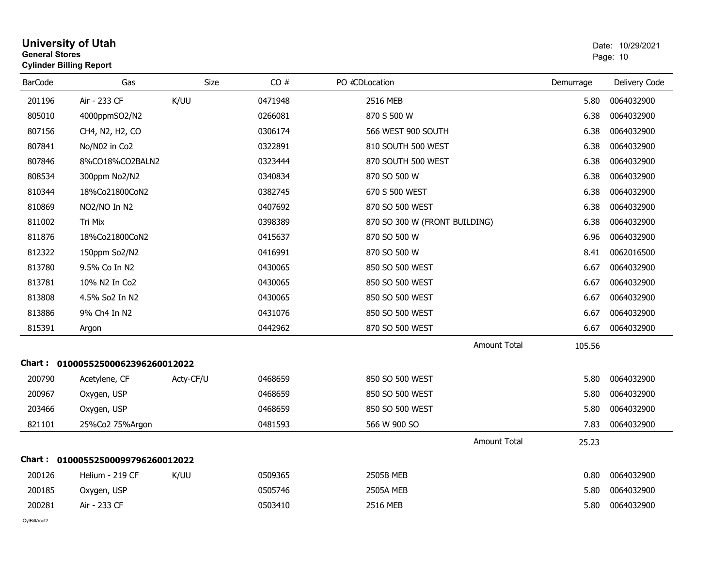# University of Utah
**General Stores**
**Cylinder Billing Report**

Date: 10/29/2021

| BarCode | Gas | Size | CO # | PO # | CDLocation | Demurrage | Delivery Code |
|---|---|---|---|---|---|---|---|
| 201196 | Air - 233 CF | K/UU | 0471948 | | 2516 MEB | 5.80 | 0064032900 |
| 805010 | 4000ppmSO2/N2 | | 0266081 | | 870 S 500 W | 6.38 | 0064032900 |
| 807156 | CH4, N2, H2, CO | | 0306174 | | 566 WEST 900 SOUTH | 6.38 | 0064032900 |
| 807841 | No/N02 in Co2 | | 0322891 | | 810 SOUTH 500 WEST | 6.38 | 0064032900 |
| 807846 | 8%CO18%CO2BALN2 | | 0323444 | | 870 SOUTH 500 WEST | 6.38 | 0064032900 |
| 808534 | 300ppm No2/N2 | | 0340834 | | 870 SO 500 W | 6.38 | 0064032900 |
| 810344 | 18%Co21800CoN2 | | 0382745 | | 670 S 500 WEST | 6.38 | 0064032900 |
| 810869 | NO2/NO In N2 | | 0407692 | | 870 SO 500 WEST | 6.38 | 0064032900 |
| 811002 | Tri Mix | | 0398389 | | 870 SO 300 W (FRONT BUILDING) | 6.38 | 0064032900 |
| 811876 | 18%Co21800CoN2 | | 0415637 | | 870 SO 500 W | 6.96 | 0064032900 |
| 812322 | 150ppm So2/N2 | | 0416991 | | 870 SO 500 W | 8.41 | 0062016500 |
| 813780 | 9.5% Co In N2 | | 0430065 | | 850 SO 500 WEST | 6.67 | 0064032900 |
| 813781 | 10% N2 In Co2 | | 0430065 | | 850 SO 500 WEST | 6.67 | 0064032900 |
| 813808 | 4.5% So2 In N2 | | 0430065 | | 850 SO 500 WEST | 6.67 | 0064032900 |
| 813886 | 9% Ch4 In N2 | | 0431076 | | 850 SO 500 WEST | 6.67 | 0064032900 |
| 815391 | Argon | | 0442962 | | 870 SO 500 WEST | 6.67 | 0064032900 |
| | | | | | Amount Total | 105.56 | |

**Chart : 01000552500062396260012022**

| BarCode | Gas | Size | CO # | PO # | CDLocation | Demurrage | Delivery Code |
|---|---|---|---|---|---|---|---|
| 200790 | Acetylene, CF | Acty-CF/U | 0468659 | | 850 SO 500 WEST | 5.80 | 0064032900 |
| 200967 | Oxygen, USP | | 0468659 | | 850 SO 500 WEST | 5.80 | 0064032900 |
| 203466 | Oxygen, USP | | 0468659 | | 850 SO 500 WEST | 5.80 | 0064032900 |
| 821101 | 25%Co2 75%Argon | | 0481593 | | 566 W 900 SO | 7.83 | 0064032900 |
| | | | | | Amount Total | 25.23 | |

**Chart : 01000552500099796260012022**

| BarCode | Gas | Size | CO # | PO # | CDLocation | Demurrage | Delivery Code |
|---|---|---|---|---|---|---|---|
| 200126 | Helium - 219 CF | K/UU | 0509365 | | 2505B MEB | 0.80 | 0064032900 |
| 200185 | Oxygen, USP | | 0505746 | | 2505A MEB | 5.80 | 0064032900 |
| 200281 | Air - 233 CF | | 0503410 | | 2516 MEB | 5.80 | 0064032900 |

CylBillAcct2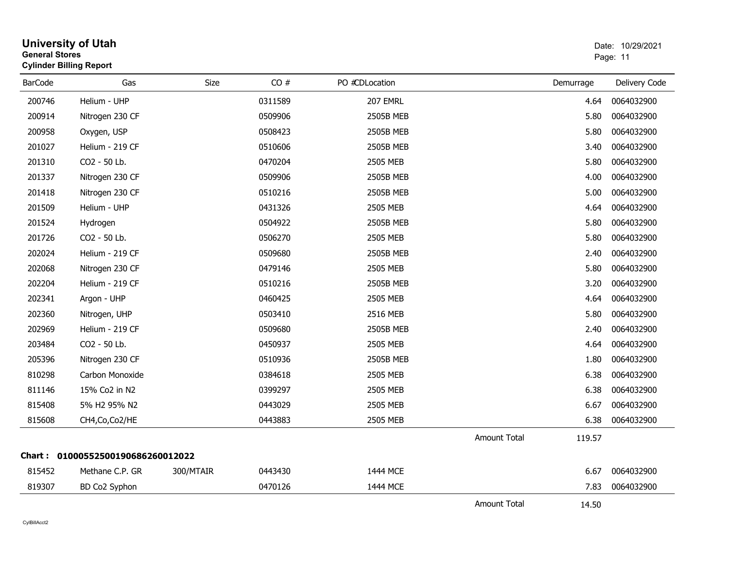# University of Utah

**General Stores**

**Cylinder Billing Report**

Date: 10/29/2021

| BarCode | Gas | Size | CO # | PO # | CDLocation | | Demurrage | Delivery Code |
|---|---|---|---|---|---|---|---|---|
| 200746 | Helium - UHP | | 0311589 | | 207 EMRL | | 4.64 | 0064032900 |
| 200914 | Nitrogen 230 CF | | 0509906 | | 2505B MEB | | 5.80 | 0064032900 |
| 200958 | Oxygen, USP | | 0508423 | | 2505B MEB | | 5.80 | 0064032900 |
| 201027 | Helium - 219 CF | | 0510606 | | 2505B MEB | | 3.40 | 0064032900 |
| 201310 | CO2 - 50 Lb. | | 0470204 | | 2505 MEB | | 5.80 | 0064032900 |
| 201337 | Nitrogen 230 CF | | 0509906 | | 2505B MEB | | 4.00 | 0064032900 |
| 201418 | Nitrogen 230 CF | | 0510216 | | 2505B MEB | | 5.00 | 0064032900 |
| 201509 | Helium - UHP | | 0431326 | | 2505 MEB | | 4.64 | 0064032900 |
| 201524 | Hydrogen | | 0504922 | | 2505B MEB | | 5.80 | 0064032900 |
| 201726 | CO2 - 50 Lb. | | 0506270 | | 2505 MEB | | 5.80 | 0064032900 |
| 202024 | Helium - 219 CF | | 0509680 | | 2505B MEB | | 2.40 | 0064032900 |
| 202068 | Nitrogen 230 CF | | 0479146 | | 2505 MEB | | 5.80 | 0064032900 |
| 202204 | Helium - 219 CF | | 0510216 | | 2505B MEB | | 3.20 | 0064032900 |
| 202341 | Argon - UHP | | 0460425 | | 2505 MEB | | 4.64 | 0064032900 |
| 202360 | Nitrogen, UHP | | 0503410 | | 2516 MEB | | 5.80 | 0064032900 |
| 202969 | Helium - 219 CF | | 0509680 | | 2505B MEB | | 2.40 | 0064032900 |
| 203484 | CO2 - 50 Lb. | | 0450937 | | 2505 MEB | | 4.64 | 0064032900 |
| 205396 | Nitrogen 230 CF | | 0510936 | | 2505B MEB | | 1.80 | 0064032900 |
| 810298 | Carbon Monoxide | | 0384618 | | 2505 MEB | | 6.38 | 0064032900 |
| 811146 | 15% Co2 in N2 | | 0399297 | | 2505 MEB | | 6.38 | 0064032900 |
| 815408 | 5% H2 95% N2 | | 0443029 | | 2505 MEB | | 6.67 | 0064032900 |
| 815608 | CH4,Co,Co2/HE | | 0443883 | | 2505 MEB | | 6.38 | 0064032900 |
| | | | | | | Amount Total | 119.57 | |

**Chart : 01000552500190686260012022**

| BarCode | Gas | Size | CO # | PO # | CDLocation | | Demurrage | Delivery Code |
|---|---|---|---|---|---|---|---|---|
| 815452 | Methane C.P. GR | 300/MTAIR | 0443430 | | 1444 MCE | | 6.67 | 0064032900 |
| 819307 | BD Co2 Syphon | | 0470126 | | 1444 MCE | | 7.83 | 0064032900 |
| | | | | | | Amount Total | 14.50 | |

CylBillAcct2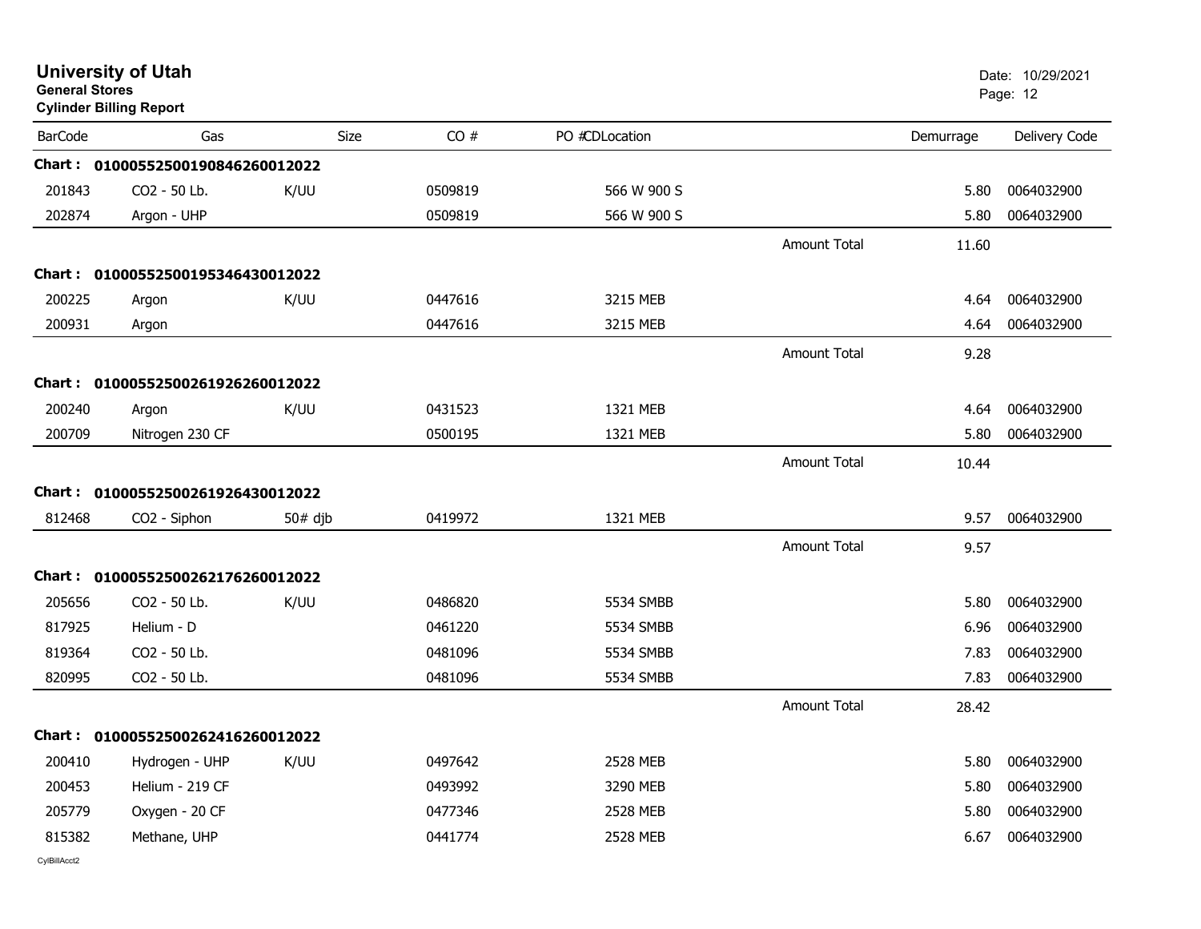# University of Utah

**General Stores**

**Cylinder Billing Report**

Date: 10/29/2021

| BarCode | Gas | Size | CO # | PO #CDLocation | | Demurrage | Delivery Code |
|---|---|---|---|---|---|---|---|
| **Chart : 01000552500190846260012022** | | | | | | | |
| 201843 | CO2 - 50 Lb. | K/UU | 0509819 | 566 W 900 S | | 5.80 | 0064032900 |
| 202874 | Argon - UHP | | 0509819 | 566 W 900 S | | 5.80 | 0064032900 |
| | | | | | Amount Total | 11.60 | |
| **Chart : 01000552500195346430012022** | | | | | | | |
| 200225 | Argon | K/UU | 0447616 | 3215 MEB | | 4.64 | 0064032900 |
| 200931 | Argon | | 0447616 | 3215 MEB | | 4.64 | 0064032900 |
| | | | | | Amount Total | 9.28 | |
| **Chart : 01000552500261926260012022** | | | | | | | |
| 200240 | Argon | K/UU | 0431523 | 1321 MEB | | 4.64 | 0064032900 |
| 200709 | Nitrogen 230 CF | | 0500195 | 1321 MEB | | 5.80 | 0064032900 |
| | | | | | Amount Total | 10.44 | |
| **Chart : 01000552500261926430012022** | | | | | | | |
| 812468 | CO2 - Siphon | 50# djb | 0419972 | 1321 MEB | | 9.57 | 0064032900 |
| | | | | | Amount Total | 9.57 | |
| **Chart : 01000552500262176260012022** | | | | | | | |
| 205656 | CO2 - 50 Lb. | K/UU | 0486820 | 5534 SMBB | | 5.80 | 0064032900 |
| 817925 | Helium - D | | 0461220 | 5534 SMBB | | 6.96 | 0064032900 |
| 819364 | CO2 - 50 Lb. | | 0481096 | 5534 SMBB | | 7.83 | 0064032900 |
| 820995 | CO2 - 50 Lb. | | 0481096 | 5534 SMBB | | 7.83 | 0064032900 |
| | | | | | Amount Total | 28.42 | |
| **Chart : 01000552500262416260012022** | | | | | | | |
| 200410 | Hydrogen - UHP | K/UU | 0497642 | 2528 MEB | | 5.80 | 0064032900 |
| 200453 | Helium - 219 CF | | 0493992 | 3290 MEB | | 5.80 | 0064032900 |
| 205779 | Oxygen - 20 CF | | 0477346 | 2528 MEB | | 5.80 | 0064032900 |
| 815382 | Methane, UHP | | 0441774 | 2528 MEB | | 6.67 | 0064032900 |

CylBillAcct2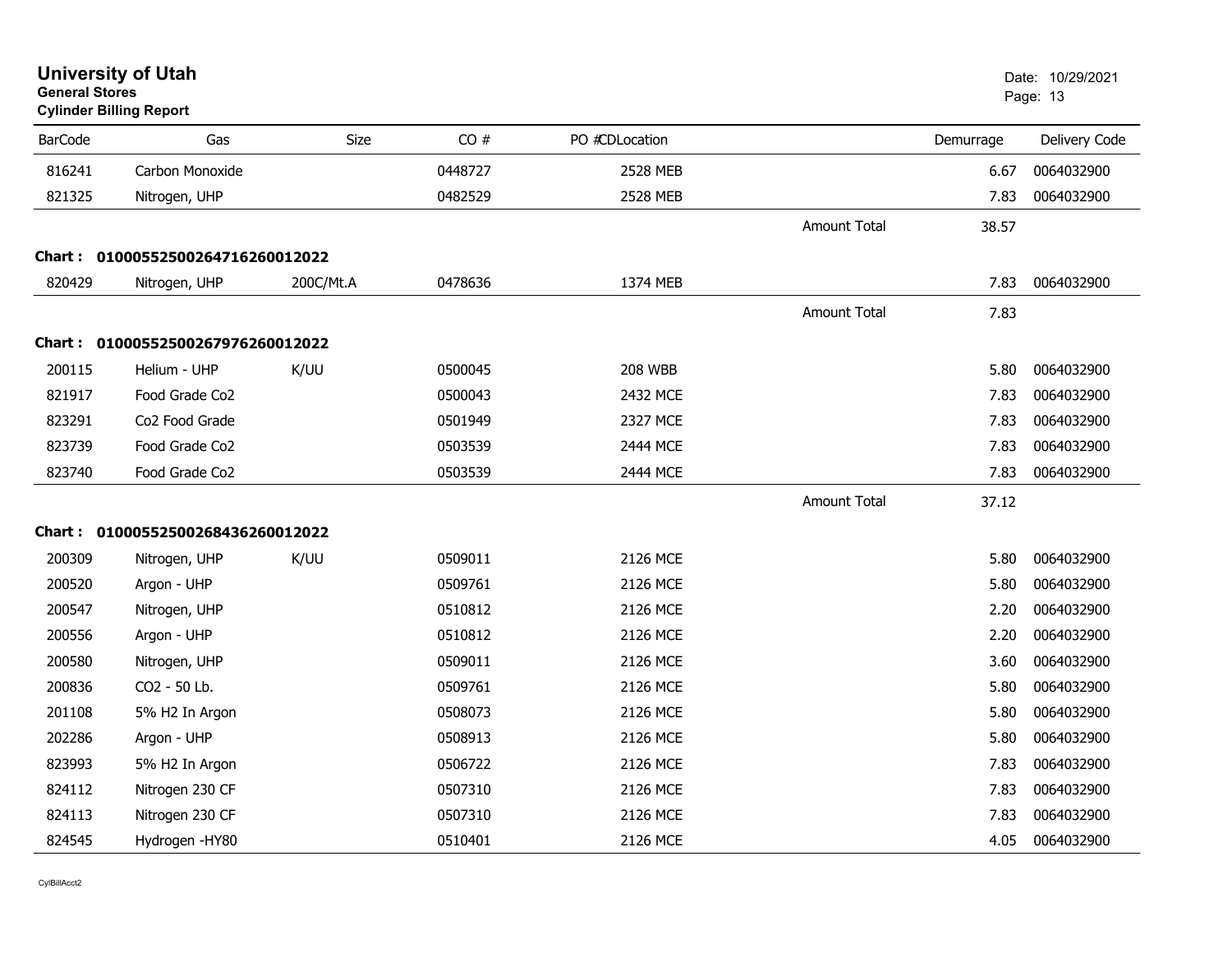# University of Utah

**General Stores**

**Cylinder Billing Report**

Date: 10/29/2021

| BarCode | Gas | Size | CO # | PO #CDLocation | | Demurrage | Delivery Code |
|---|---|---|---|---|---|---|---|
| 816241 | Carbon Monoxide | | 0448727 | 2528 MEB | | 6.67 | 0064032900 |
| 821325 | Nitrogen, UHP | | 0482529 | 2528 MEB | | 7.83 | 0064032900 |
| | | | | | Amount Total | 38.57 | |
| **Chart :** | **01000552500264716260012022** | | | | | | |
| 820429 | Nitrogen, UHP | 200C/Mt.A | 0478636 | 1374 MEB | | 7.83 | 0064032900 |
| | | | | | Amount Total | 7.83 | |
| **Chart :** | **01000552500267976260012022** | | | | | | |
| 200115 | Helium - UHP | K/UU | 0500045 | 208 WBB | | 5.80 | 0064032900 |
| 821917 | Food Grade Co2 | | 0500043 | 2432 MCE | | 7.83 | 0064032900 |
| 823291 | Co2 Food Grade | | 0501949 | 2327 MCE | | 7.83 | 0064032900 |
| 823739 | Food Grade Co2 | | 0503539 | 2444 MCE | | 7.83 | 0064032900 |
| 823740 | Food Grade Co2 | | 0503539 | 2444 MCE | | 7.83 | 0064032900 |
| | | | | | Amount Total | 37.12 | |
| **Chart :** | **01000552500268436260012022** | | | | | | |
| 200309 | Nitrogen, UHP | K/UU | 0509011 | 2126 MCE | | 5.80 | 0064032900 |
| 200520 | Argon - UHP | | 0509761 | 2126 MCE | | 5.80 | 0064032900 |
| 200547 | Nitrogen, UHP | | 0510812 | 2126 MCE | | 2.20 | 0064032900 |
| 200556 | Argon - UHP | | 0510812 | 2126 MCE | | 2.20 | 0064032900 |
| 200580 | Nitrogen, UHP | | 0509011 | 2126 MCE | | 3.60 | 0064032900 |
| 200836 | CO2 - 50 Lb. | | 0509761 | 2126 MCE | | 5.80 | 0064032900 |
| 201108 | 5% H2 In Argon | | 0508073 | 2126 MCE | | 5.80 | 0064032900 |
| 202286 | Argon - UHP | | 0508913 | 2126 MCE | | 5.80 | 0064032900 |
| 823993 | 5% H2 In Argon | | 0506722 | 2126 MCE | | 7.83 | 0064032900 |
| 824112 | Nitrogen 230 CF | | 0507310 | 2126 MCE | | 7.83 | 0064032900 |
| 824113 | Nitrogen 230 CF | | 0507310 | 2126 MCE | | 7.83 | 0064032900 |
| 824545 | Hydrogen -HY80 | | 0510401 | 2126 MCE | | 4.05 | 0064032900 |

CylBillAcct2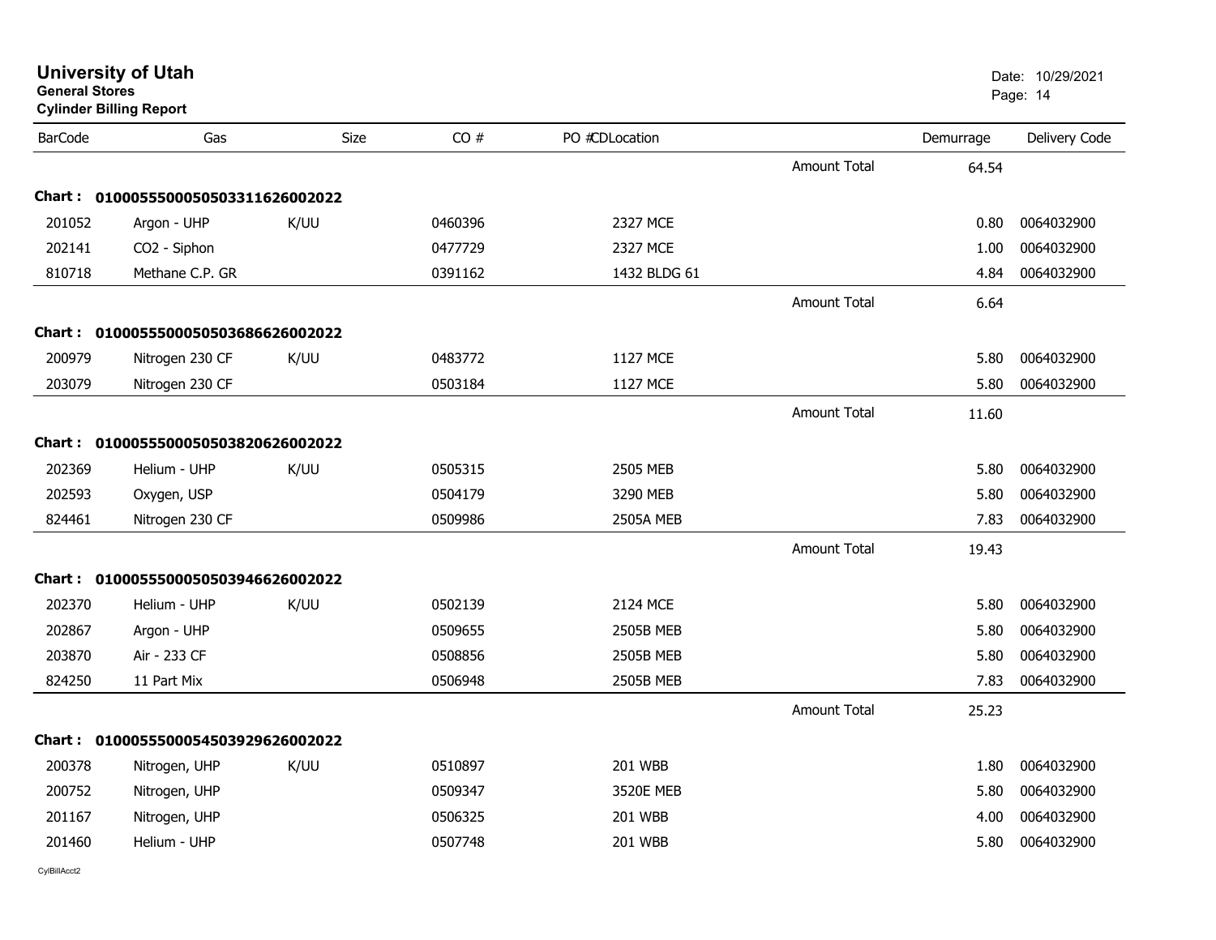# University of Utah

**General Stores**

**Cylinder Billing Report**

Date: 10/29/2021

| BarCode | Gas | Size | CO # | PO # | CDLocation | | Demurrage | Delivery Code |
|---|---|---|---|---|---|---|---|---|
| | | | | | | Amount Total | 64.54 | |
| **Chart :** | **01000555000505033116260020 22** | | | | | | | |
| 201052 | Argon - UHP | K/UU | 0460396 | | 2327 MCE | | 0.80 | 0064032900 |
| 202141 | CO2 - Siphon | | 0477729 | | 2327 MCE | | 1.00 | 0064032900 |
| 810718 | Methane C.P. GR | | 0391162 | | 1432 BLDG 61 | | 4.84 | 0064032900 |
| | | | | | | Amount Total | 6.64 | |
| **Chart :** | **01000555000505036866260020 22** | | | | | | | |
| 200979 | Nitrogen 230 CF | K/UU | 0483772 | | 1127 MCE | | 5.80 | 0064032900 |
| 203079 | Nitrogen 230 CF | | 0503184 | | 1127 MCE | | 5.80 | 0064032900 |
| | | | | | | Amount Total | 11.60 | |
| **Chart :** | **01000555000505038206260020 22** | | | | | | | |
| 202369 | Helium - UHP | K/UU | 0505315 | | 2505 MEB | | 5.80 | 0064032900 |
| 202593 | Oxygen, USP | | 0504179 | | 3290 MEB | | 5.80 | 0064032900 |
| 824461 | Nitrogen 230 CF | | 0509986 | | 2505A MEB | | 7.83 | 0064032900 |
| | | | | | | Amount Total | 19.43 | |
| **Chart :** | **01000555000505039466260020 22** | | | | | | | |
| 202370 | Helium - UHP | K/UU | 0502139 | | 2124 MCE | | 5.80 | 0064032900 |
| 202867 | Argon - UHP | | 0509655 | | 2505B MEB | | 5.80 | 0064032900 |
| 203870 | Air - 233 CF | | 0508856 | | 2505B MEB | | 5.80 | 0064032900 |
| 824250 | 11 Part Mix | | 0506948 | | 2505B MEB | | 7.83 | 0064032900 |
| | | | | | | Amount Total | 25.23 | |
| **Chart :** | **01000555000545039296260020 22** | | | | | | | |
| 200378 | Nitrogen, UHP | K/UU | 0510897 | | 201 WBB | | 1.80 | 0064032900 |
| 200752 | Nitrogen, UHP | | 0509347 | | 3520E MEB | | 5.80 | 0064032900 |
| 201167 | Nitrogen, UHP | | 0506325 | | 201 WBB | | 4.00 | 0064032900 |
| 201460 | Helium - UHP | | 0507748 | | 201 WBB | | 5.80 | 0064032900 |

CylBillAcct2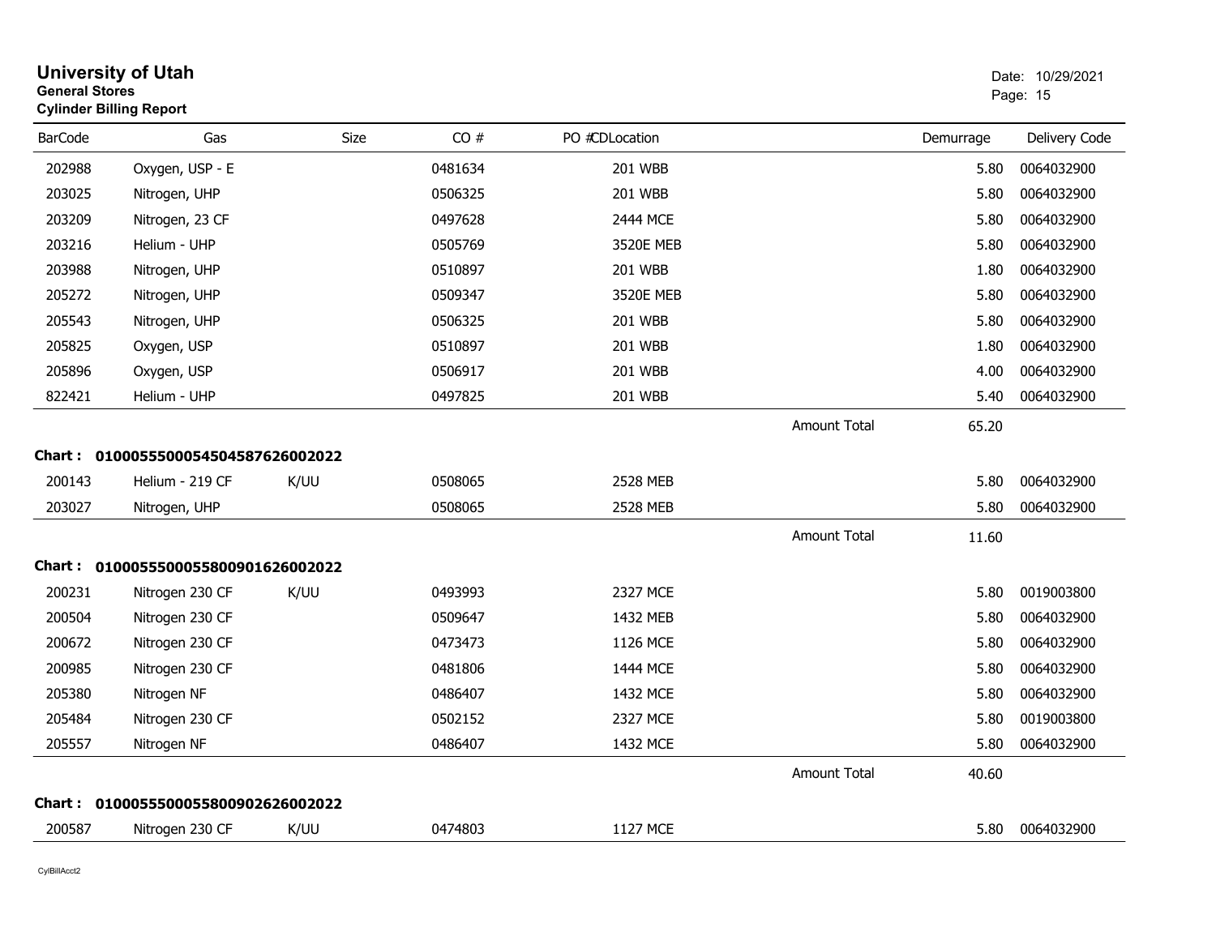**University of Utah**
**General Stores**
**Cylinder Billing Report**

Date: 10/29/2021

| BarCode | Gas | Size | CO # | PO # | CDLocation | | Demurrage | Delivery Code |
|---|---|---|---|---|---|---|---|---|
| 202988 | Oxygen, USP - E | | 0481634 | | 201 WBB | | 5.80 | 0064032900 |
| 203025 | Nitrogen, UHP | | 0506325 | | 201 WBB | | 5.80 | 0064032900 |
| 203209 | Nitrogen, 23 CF | | 0497628 | | 2444 MCE | | 5.80 | 0064032900 |
| 203216 | Helium - UHP | | 0505769 | | 3520E MEB | | 5.80 | 0064032900 |
| 203988 | Nitrogen, UHP | | 0510897 | | 201 WBB | | 1.80 | 0064032900 |
| 205272 | Nitrogen, UHP | | 0509347 | | 3520E MEB | | 5.80 | 0064032900 |
| 205543 | Nitrogen, UHP | | 0506325 | | 201 WBB | | 5.80 | 0064032900 |
| 205825 | Oxygen, USP | | 0510897 | | 201 WBB | | 1.80 | 0064032900 |
| 205896 | Oxygen, USP | | 0506917 | | 201 WBB | | 4.00 | 0064032900 |
| 822421 | Helium - UHP | | 0497825 | | 201 WBB | | 5.40 | 0064032900 |
| | | | | | | Amount Total | 65.20 | |

**Chart : 01000555000545045876260020222**

| BarCode | Gas | Size | CO # | PO # | CDLocation | | Demurrage | Delivery Code |
|---|---|---|---|---|---|---|---|---|
| 200143 | Helium - 219 CF | K/UU | 0508065 | | 2528 MEB | | 5.80 | 0064032900 |
| 203027 | Nitrogen, UHP | | 0508065 | | 2528 MEB | | 5.80 | 0064032900 |
| | | | | | | Amount Total | 11.60 | |

**Chart : 01000555000558009016260020222**

| BarCode | Gas | Size | CO # | PO # | CDLocation | | Demurrage | Delivery Code |
|---|---|---|---|---|---|---|---|---|
| 200231 | Nitrogen 230 CF | K/UU | 0493993 | | 2327 MCE | | 5.80 | 0019003800 |
| 200504 | Nitrogen 230 CF | | 0509647 | | 1432 MEB | | 5.80 | 0064032900 |
| 200672 | Nitrogen 230 CF | | 0473473 | | 1126 MCE | | 5.80 | 0064032900 |
| 200985 | Nitrogen 230 CF | | 0481806 | | 1444 MCE | | 5.80 | 0064032900 |
| 205380 | Nitrogen NF | | 0486407 | | 1432 MCE | | 5.80 | 0064032900 |
| 205484 | Nitrogen 230 CF | | 0502152 | | 2327 MCE | | 5.80 | 0019003800 |
| 205557 | Nitrogen NF | | 0486407 | | 1432 MCE | | 5.80 | 0064032900 |
| | | | | | | Amount Total | 40.60 | |

**Chart : 01000555000558009026260020222**

| BarCode | Gas | Size | CO # | PO # | CDLocation | | Demurrage | Delivery Code |
|---|---|---|---|---|---|---|---|---|
| 200587 | Nitrogen 230 CF | K/UU | 0474803 | | 1127 MCE | | 5.80 | 0064032900 |

CylBillAcct2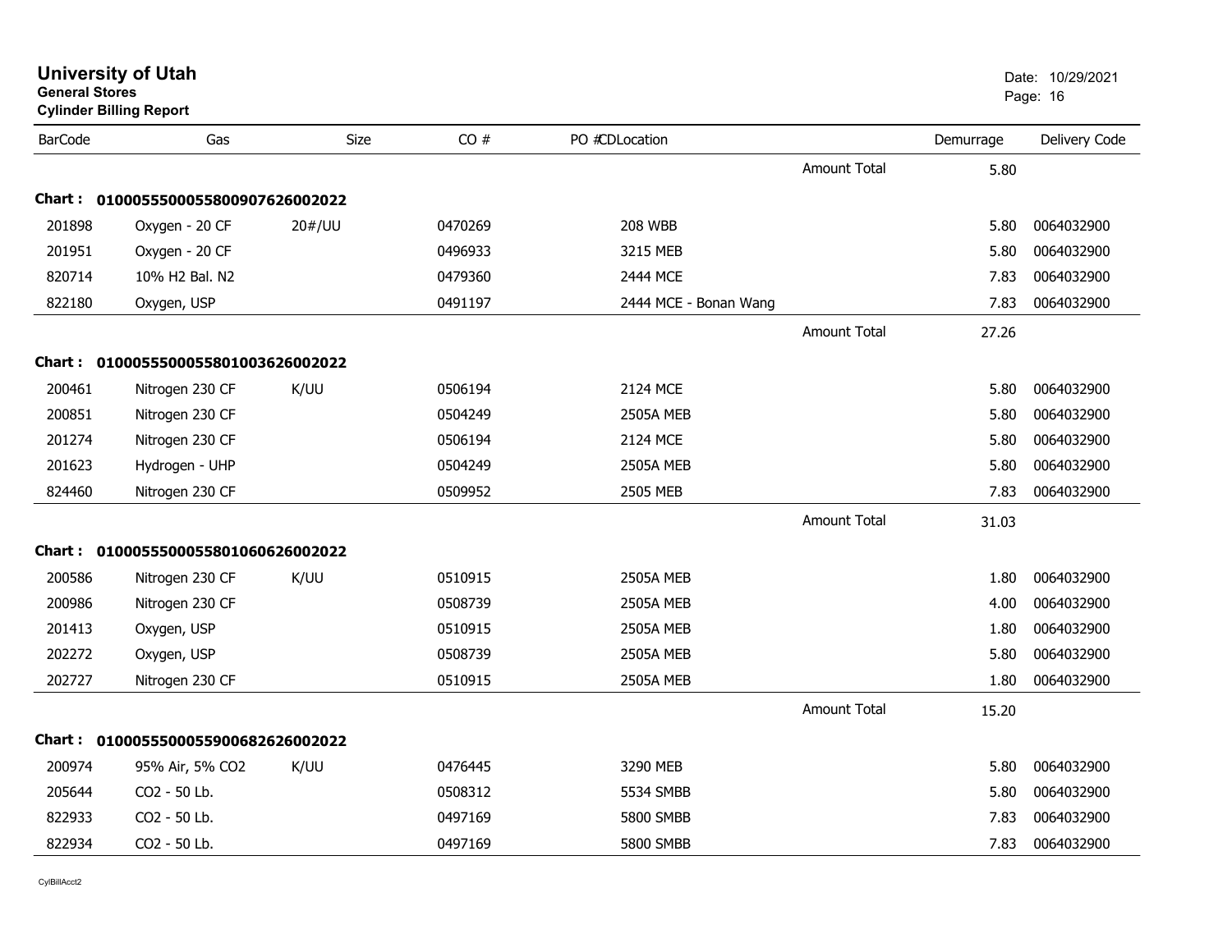# University of Utah

**General Stores**

**Cylinder Billing Report**

Date: 10/29/2021

| BarCode | Gas | Size | CO # | PO # | CDLocation | | Demurrage | Delivery Code |
|---|---|---|---|---|---|---|---|---|
| | | | | | | Amount Total | 5.80 | |
| **Chart : 01000555000558009076260020​22** | | | | | | | | |
| 201898 | Oxygen - 20 CF | 20#/UU | 0470269 | | 208 WBB | | 5.80 | 0064032900 |
| 201951 | Oxygen - 20 CF | | 0496933 | | 3215 MEB | | 5.80 | 0064032900 |
| 820714 | 10% H2 Bal. N2 | | 0479360 | | 2444 MCE | | 7.83 | 0064032900 |
| 822180 | Oxygen, USP | | 0491197 | | 2444 MCE - Bonan Wang | | 7.83 | 0064032900 |
| | | | | | | Amount Total | 27.26 | |
| **Chart : 01000555000558010036260020​22** | | | | | | | | |
| 200461 | Nitrogen 230 CF | K/UU | 0506194 | | 2124 MCE | | 5.80 | 0064032900 |
| 200851 | Nitrogen 230 CF | | 0504249 | | 2505A MEB | | 5.80 | 0064032900 |
| 201274 | Nitrogen 230 CF | | 0506194 | | 2124 MCE | | 5.80 | 0064032900 |
| 201623 | Hydrogen - UHP | | 0504249 | | 2505A MEB | | 5.80 | 0064032900 |
| 824460 | Nitrogen 230 CF | | 0509952 | | 2505 MEB | | 7.83 | 0064032900 |
| | | | | | | Amount Total | 31.03 | |
| **Chart : 01000555000558010606260020​22** | | | | | | | | |
| 200586 | Nitrogen 230 CF | K/UU | 0510915 | | 2505A MEB | | 1.80 | 0064032900 |
| 200986 | Nitrogen 230 CF | | 0508739 | | 2505A MEB | | 4.00 | 0064032900 |
| 201413 | Oxygen, USP | | 0510915 | | 2505A MEB | | 1.80 | 0064032900 |
| 202272 | Oxygen, USP | | 0508739 | | 2505A MEB | | 5.80 | 0064032900 |
| 202727 | Nitrogen 230 CF | | 0510915 | | 2505A MEB | | 1.80 | 0064032900 |
| | | | | | | Amount Total | 15.20 | |
| **Chart : 01000555000559006826260020​22** | | | | | | | | |
| 200974 | 95% Air, 5% CO2 | K/UU | 0476445 | | 3290 MEB | | 5.80 | 0064032900 |
| 205644 | CO2 - 50 Lb. | | 0508312 | | 5534 SMBB | | 5.80 | 0064032900 |
| 822933 | CO2 - 50 Lb. | | 0497169 | | 5800 SMBB | | 7.83 | 0064032900 |
| 822934 | CO2 - 50 Lb. | | 0497169 | | 5800 SMBB | | 7.83 | 0064032900 |

CylBillAcct2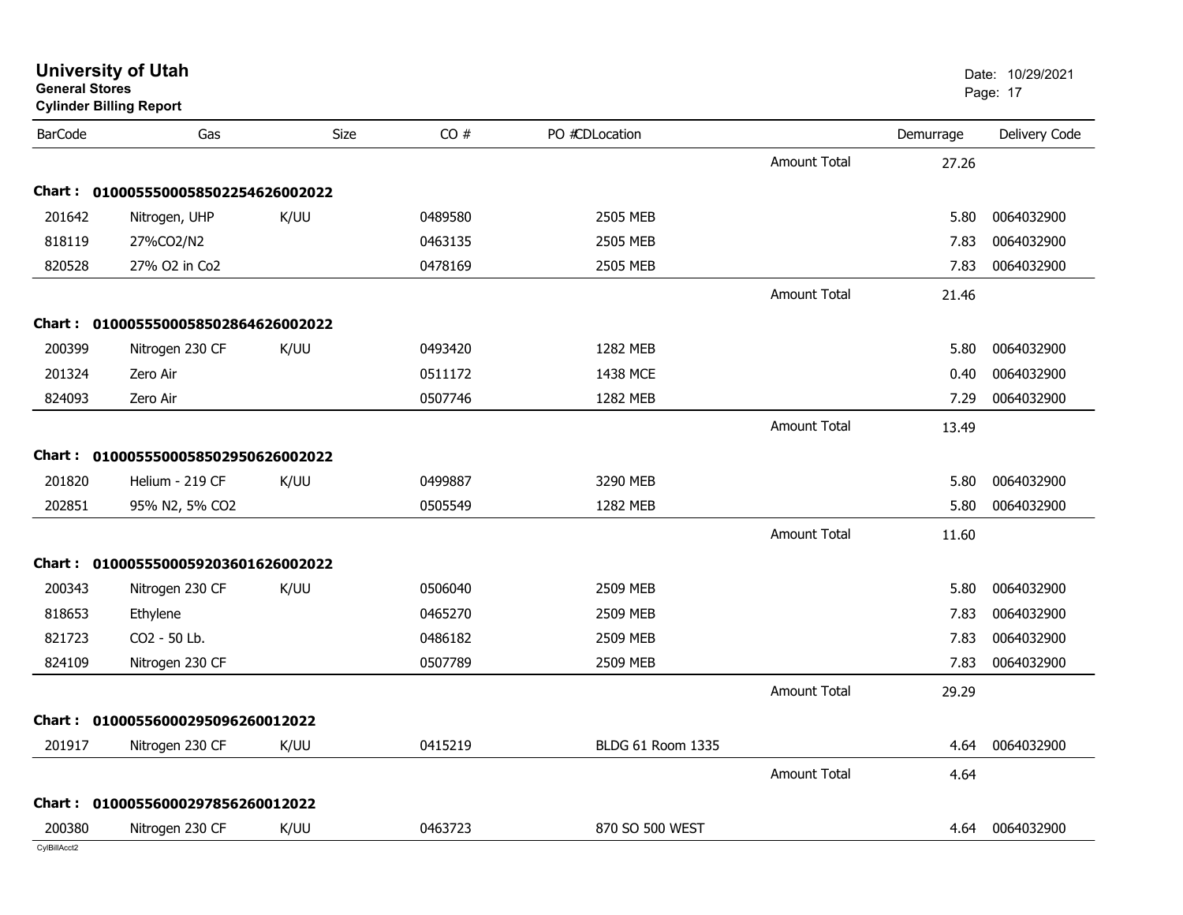**University of Utah**
**General Stores**
**Cylinder Billing Report**

Date: 10/29/2021

| BarCode | Gas | Size | CO # | PO #CDLocation | | Demurrage | Delivery Code |
|---|---|---|---|---|---|---|---|
| | | | | | Amount Total | 27.26 | |
| **Chart :** | **01000555000585022546260020​22** | | | | | | |
| 201642 | Nitrogen, UHP | K/UU | 0489580 | 2505 MEB | | 5.80 | 0064032900 |
| 818119 | 27%CO2/N2 | | 0463135 | 2505 MEB | | 7.83 | 0064032900 |
| 820528 | 27% O2 in Co2 | | 0478169 | 2505 MEB | | 7.83 | 0064032900 |
| | | | | | Amount Total | 21.46 | |
| **Chart :** | **0100055500058502864626002022** | | | | | | |
| 200399 | Nitrogen 230 CF | K/UU | 0493420 | 1282 MEB | | 5.80 | 0064032900 |
| 201324 | Zero Air | | 0511172 | 1438 MCE | | 0.40 | 0064032900 |
| 824093 | Zero Air | | 0507746 | 1282 MEB | | 7.29 | 0064032900 |
| | | | | | Amount Total | 13.49 | |
| **Chart :** | **0100055500058502950626002022** | | | | | | |
| 201820 | Helium - 219 CF | K/UU | 0499887 | 3290 MEB | | 5.80 | 0064032900 |
| 202851 | 95% N2, 5% CO2 | | 0505549 | 1282 MEB | | 5.80 | 0064032900 |
| | | | | | Amount Total | 11.60 | |
| **Chart :** | **0100055500059203601626002022** | | | | | | |
| 200343 | Nitrogen 230 CF | K/UU | 0506040 | 2509 MEB | | 5.80 | 0064032900 |
| 818653 | Ethylene | | 0465270 | 2509 MEB | | 7.83 | 0064032900 |
| 821723 | CO2 - 50 Lb. | | 0486182 | 2509 MEB | | 7.83 | 0064032900 |
| 824109 | Nitrogen 230 CF | | 0507789 | 2509 MEB | | 7.83 | 0064032900 |
| | | | | | Amount Total | 29.29 | |
| **Chart :** | **0100055600029509626001202​2** | | | | | | |
| 201917 | Nitrogen 230 CF | K/UU | 0415219 | BLDG 61 Room 1335 | | 4.64 | 0064032900 |
| | | | | | Amount Total | 4.64 | |
| **Chart :** | **010005560002978562600120​22** | | | | | | |
| 200380 | Nitrogen 230 CF | K/UU | 0463723 | 870 SO 500 WEST | | 4.64 | 0064032900 |

CylBillAcct2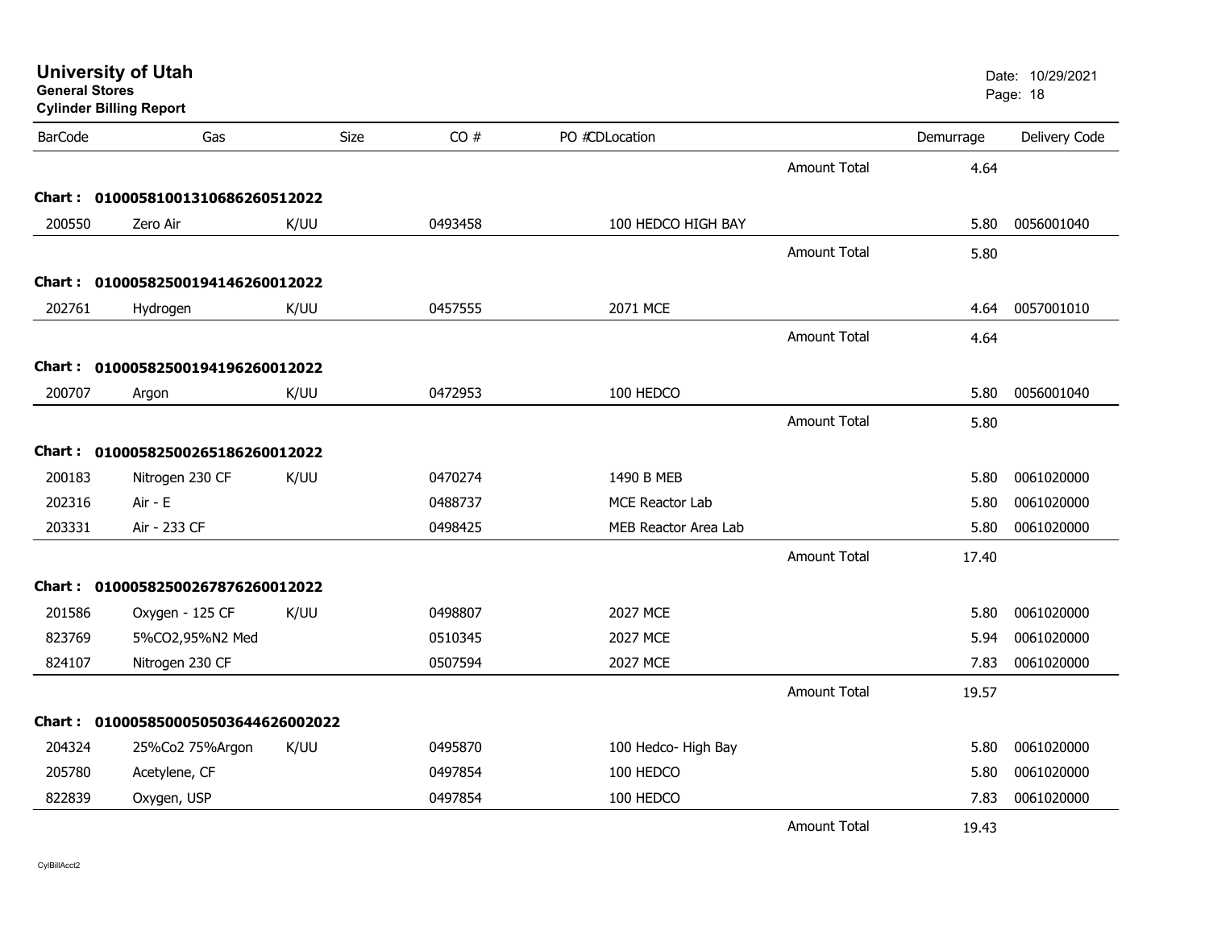# University of Utah

**General Stores**

**Cylinder Billing Report**

Date: 10/29/2021

| BarCode | Gas | Size | CO # | PO #CDLocation | | Demurrage | Delivery Code |
|---|---|---|---|---|---|---|---|
| | | | | | Amount Total | 4.64 | |
| **Chart : 0100058100131068626051202​2** | | | | | | | |
| 200550 | Zero Air | K/UU | 0493458 | 100 HEDCO HIGH BAY | | 5.80 | 0056001040 |
| | | | | | Amount Total | 5.80 | |
| **Chart : 01000582500194146260012022** | | | | | | | |
| 202761 | Hydrogen | K/UU | 0457555 | 2071 MCE | | 4.64 | 0057001010 |
| | | | | | Amount Total | 4.64 | |
| **Chart : 01000582500194196260012022** | | | | | | | |
| 200707 | Argon | K/UU | 0472953 | 100 HEDCO | | 5.80 | 0056001040 |
| | | | | | Amount Total | 5.80 | |
| **Chart : 01000582500265186260012022** | | | | | | | |
| 200183 | Nitrogen 230 CF | K/UU | 0470274 | 1490 B MEB | | 5.80 | 0061020000 |
| 202316 | Air - E | | 0488737 | MCE Reactor Lab | | 5.80 | 0061020000 |
| 203331 | Air - 233 CF | | 0498425 | MEB Reactor Area Lab | | 5.80 | 0061020000 |
| | | | | | Amount Total | 17.40 | |
| **Chart : 01000582500267876260012022** | | | | | | | |
| 201586 | Oxygen - 125 CF | K/UU | 0498807 | 2027 MCE | | 5.80 | 0061020000 |
| 823769 | 5%CO2,95%N2 Med | | 0510345 | 2027 MCE | | 5.94 | 0061020000 |
| 824107 | Nitrogen 230 CF | | 0507594 | 2027 MCE | | 7.83 | 0061020000 |
| | | | | | Amount Total | 19.57 | |
| **Chart : 010005850005050364462600202​2** | | | | | | | |
| 204324 | 25%Co2 75%Argon | K/UU | 0495870 | 100 Hedco- High Bay | | 5.80 | 0061020000 |
| 205780 | Acetylene, CF | | 0497854 | 100 HEDCO | | 5.80 | 0061020000 |
| 822839 | Oxygen, USP | | 0497854 | 100 HEDCO | | 7.83 | 0061020000 |
| | | | | | Amount Total | 19.43 | |

CylBillAcct2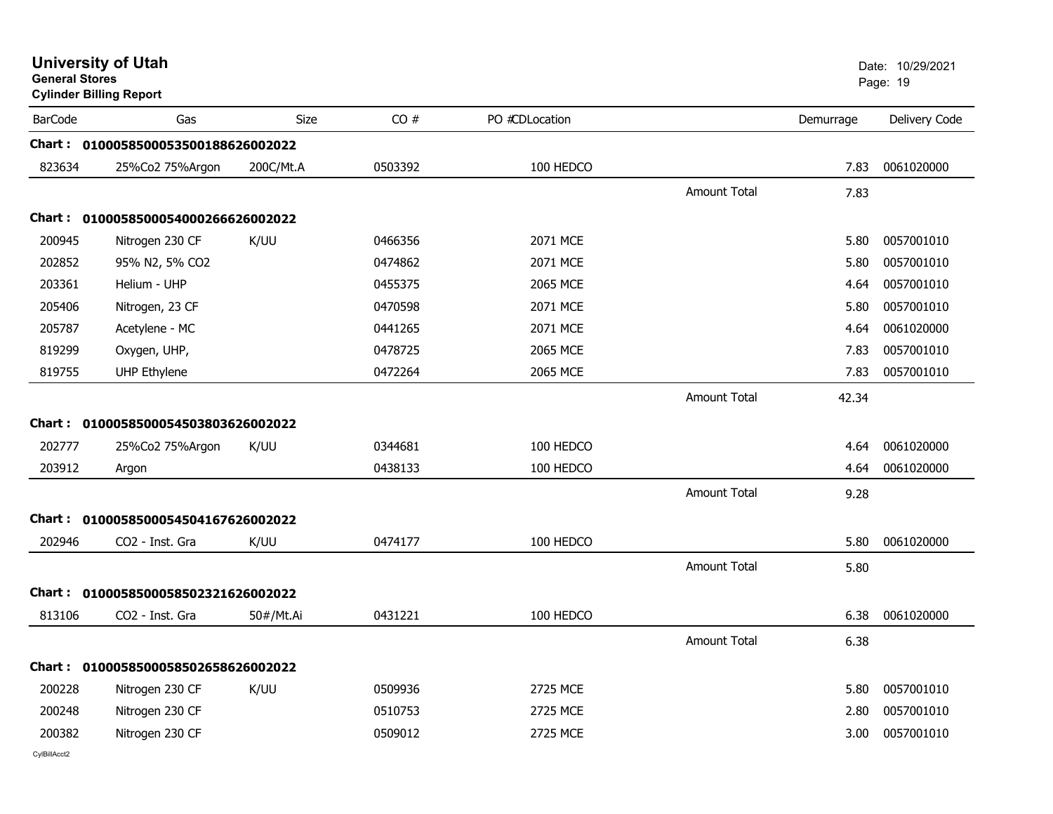# University of Utah

**General Stores**

**Cylinder Billing Report**

Date: 10/29/2021

| BarCode | Gas | Size | CO # | PO #CDLocation | | Demurrage | Delivery Code |
|---|---|---|---|---|---|---|---|
| **Chart :** | **01000585000535001886260020​22** | | | | | | |
| 823634 | 25%Co2 75%Argon | 200C/Mt.A | 0503392 | 100 HEDCO | | 7.83 | 0061020000 |
| | | | | | Amount Total | 7.83 | |
| **Chart :** | **0100058500054000266626002022** | | | | | | |
| 200945 | Nitrogen 230 CF | K/UU | 0466356 | 2071 MCE | | 5.80 | 0057001010 |
| 202852 | 95% N2, 5% CO2 | | 0474862 | 2071 MCE | | 5.80 | 0057001010 |
| 203361 | Helium - UHP | | 0455375 | 2065 MCE | | 4.64 | 0057001010 |
| 205406 | Nitrogen, 23 CF | | 0470598 | 2071 MCE | | 5.80 | 0057001010 |
| 205787 | Acetylene - MC | | 0441265 | 2071 MCE | | 4.64 | 0061020000 |
| 819299 | Oxygen, UHP, | | 0478725 | 2065 MCE | | 7.83 | 0057001010 |
| 819755 | UHP Ethylene | | 0472264 | 2065 MCE | | 7.83 | 0057001010 |
| | | | | | Amount Total | 42.34 | |
| **Chart :** | **0100058500054503803626002022** | | | | | | |
| 202777 | 25%Co2 75%Argon | K/UU | 0344681 | 100 HEDCO | | 4.64 | 0061020000 |
| 203912 | Argon | | 0438133 | 100 HEDCO | | 4.64 | 0061020000 |
| | | | | | Amount Total | 9.28 | |
| **Chart :** | **0100058500054504167626002022** | | | | | | |
| 202946 | CO2 - Inst. Gra | K/UU | 0474177 | 100 HEDCO | | 5.80 | 0061020000 |
| | | | | | Amount Total | 5.80 | |
| **Chart :** | **0100058500058502321626002022** | | | | | | |
| 813106 | CO2 - Inst. Gra | 50#/Mt.Ai | 0431221 | 100 HEDCO | | 6.38 | 0061020000 |
| | | | | | Amount Total | 6.38 | |
| **Chart :** | **0100058500058502658626002022** | | | | | | |
| 200228 | Nitrogen 230 CF | K/UU | 0509936 | 2725 MCE | | 5.80 | 0057001010 |
| 200248 | Nitrogen 230 CF | | 0510753 | 2725 MCE | | 2.80 | 0057001010 |
| 200382 | Nitrogen 230 CF | | 0509012 | 2725 MCE | | 3.00 | 0057001010 |

CylBillAcct2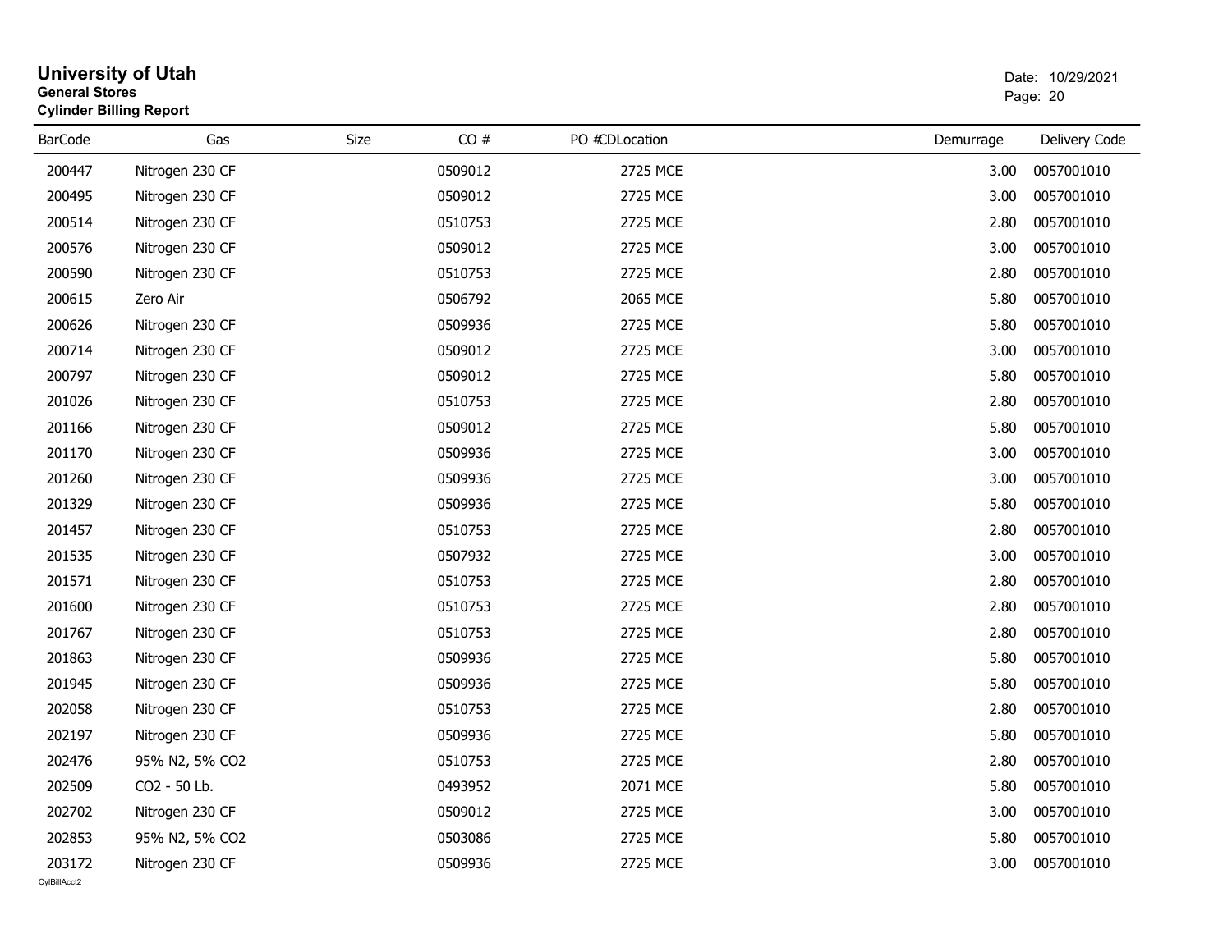# University of Utah
**General Stores**
**Cylinder Billing Report**

Date: 10/29/2021

| BarCode | Gas | Size | CO # | PO #CDLocation | Demurrage | Delivery Code |
|---|---|---|---|---|---|---|
| 200447 | Nitrogen 230 CF | | 0509012 | 2725 MCE | 3.00 | 0057001010 |
| 200495 | Nitrogen 230 CF | | 0509012 | 2725 MCE | 3.00 | 0057001010 |
| 200514 | Nitrogen 230 CF | | 0510753 | 2725 MCE | 2.80 | 0057001010 |
| 200576 | Nitrogen 230 CF | | 0509012 | 2725 MCE | 3.00 | 0057001010 |
| 200590 | Nitrogen 230 CF | | 0510753 | 2725 MCE | 2.80 | 0057001010 |
| 200615 | Zero Air | | 0506792 | 2065 MCE | 5.80 | 0057001010 |
| 200626 | Nitrogen 230 CF | | 0509936 | 2725 MCE | 5.80 | 0057001010 |
| 200714 | Nitrogen 230 CF | | 0509012 | 2725 MCE | 3.00 | 0057001010 |
| 200797 | Nitrogen 230 CF | | 0509012 | 2725 MCE | 5.80 | 0057001010 |
| 201026 | Nitrogen 230 CF | | 0510753 | 2725 MCE | 2.80 | 0057001010 |
| 201166 | Nitrogen 230 CF | | 0509012 | 2725 MCE | 5.80 | 0057001010 |
| 201170 | Nitrogen 230 CF | | 0509936 | 2725 MCE | 3.00 | 0057001010 |
| 201260 | Nitrogen 230 CF | | 0509936 | 2725 MCE | 3.00 | 0057001010 |
| 201329 | Nitrogen 230 CF | | 0509936 | 2725 MCE | 5.80 | 0057001010 |
| 201457 | Nitrogen 230 CF | | 0510753 | 2725 MCE | 2.80 | 0057001010 |
| 201535 | Nitrogen 230 CF | | 0507932 | 2725 MCE | 3.00 | 0057001010 |
| 201571 | Nitrogen 230 CF | | 0510753 | 2725 MCE | 2.80 | 0057001010 |
| 201600 | Nitrogen 230 CF | | 0510753 | 2725 MCE | 2.80 | 0057001010 |
| 201767 | Nitrogen 230 CF | | 0510753 | 2725 MCE | 2.80 | 0057001010 |
| 201863 | Nitrogen 230 CF | | 0509936 | 2725 MCE | 5.80 | 0057001010 |
| 201945 | Nitrogen 230 CF | | 0509936 | 2725 MCE | 5.80 | 0057001010 |
| 202058 | Nitrogen 230 CF | | 0510753 | 2725 MCE | 2.80 | 0057001010 |
| 202197 | Nitrogen 230 CF | | 0509936 | 2725 MCE | 5.80 | 0057001010 |
| 202476 | 95% N2, 5% CO2 | | 0510753 | 2725 MCE | 2.80 | 0057001010 |
| 202509 | CO2 - 50 Lb. | | 0493952 | 2071 MCE | 5.80 | 0057001010 |
| 202702 | Nitrogen 230 CF | | 0509012 | 2725 MCE | 3.00 | 0057001010 |
| 202853 | 95% N2, 5% CO2 | | 0503086 | 2725 MCE | 5.80 | 0057001010 |
| 203172 | Nitrogen 230 CF | | 0509936 | 2725 MCE | 3.00 | 0057001010 |

CylBillAcct2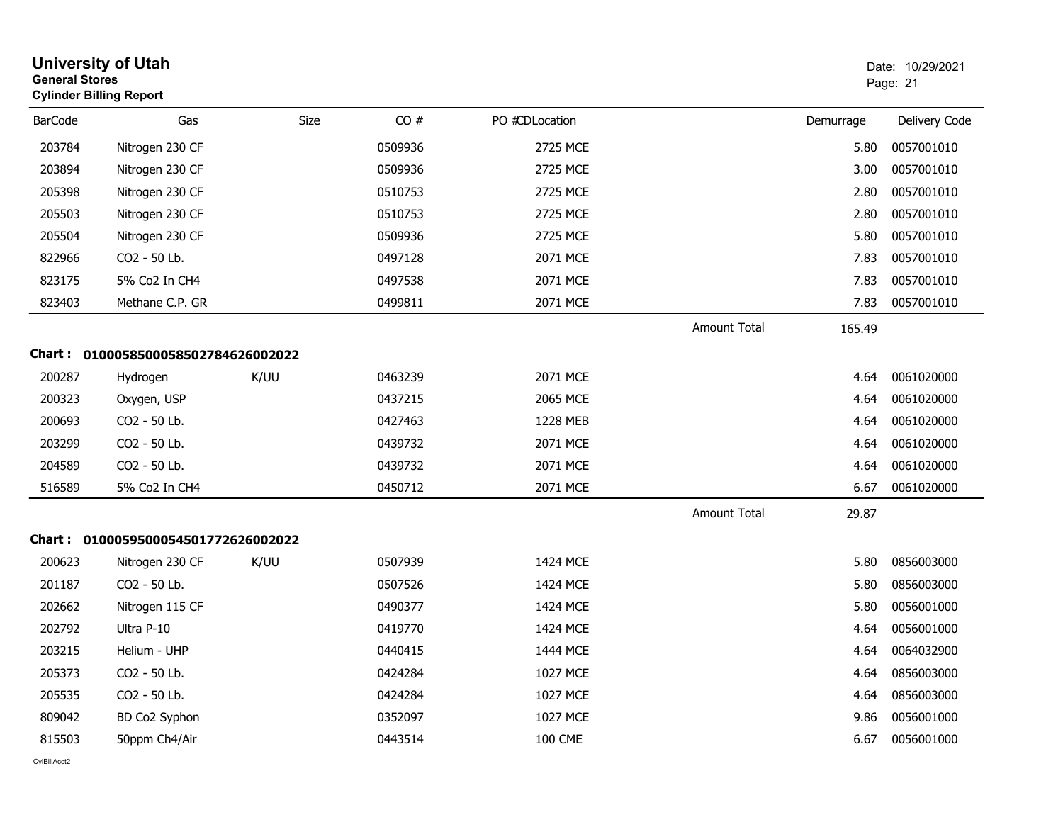# University of Utah

**General Stores**

**Cylinder Billing Report**

Date: 10/29/2021

| BarCode | Gas | Size | CO # | PO #CDLocation | | Demurrage | Delivery Code |
|---|---|---|---|---|---|---|---|
| 203784 | Nitrogen 230 CF | | 0509936 | 2725 MCE | | 5.80 | 0057001010 |
| 203894 | Nitrogen 230 CF | | 0509936 | 2725 MCE | | 3.00 | 0057001010 |
| 205398 | Nitrogen 230 CF | | 0510753 | 2725 MCE | | 2.80 | 0057001010 |
| 205503 | Nitrogen 230 CF | | 0510753 | 2725 MCE | | 2.80 | 0057001010 |
| 205504 | Nitrogen 230 CF | | 0509936 | 2725 MCE | | 5.80 | 0057001010 |
| 822966 | CO2 - 50 Lb. | | 0497128 | 2071 MCE | | 7.83 | 0057001010 |
| 823175 | 5% Co2 In CH4 | | 0497538 | 2071 MCE | | 7.83 | 0057001010 |
| 823403 | Methane C.P. GR | | 0499811 | 2071 MCE | | 7.83 | 0057001010 |
| | | | | | Amount Total | 165.49 | |

**Chart : 01000585000585027846260020​22**

| BarCode | Gas | Size | CO # | PO #CDLocation | | Demurrage | Delivery Code |
|---|---|---|---|---|---|---|---|
| 200287 | Hydrogen | K/UU | 0463239 | 2071 MCE | | 4.64 | 0061020000 |
| 200323 | Oxygen, USP | | 0437215 | 2065 MCE | | 4.64 | 0061020000 |
| 200693 | CO2 - 50 Lb. | | 0427463 | 1228 MEB | | 4.64 | 0061020000 |
| 203299 | CO2 - 50 Lb. | | 0439732 | 2071 MCE | | 4.64 | 0061020000 |
| 204589 | CO2 - 50 Lb. | | 0439732 | 2071 MCE | | 4.64 | 0061020000 |
| 516589 | 5% Co2 In CH4 | | 0450712 | 2071 MCE | | 6.67 | 0061020000 |
| | | | | | Amount Total | 29.87 | |

**Chart : 01000595000545017726260020​22**

| BarCode | Gas | Size | CO # | PO #CDLocation | | Demurrage | Delivery Code |
|---|---|---|---|---|---|---|---|
| 200623 | Nitrogen 230 CF | K/UU | 0507939 | 1424 MCE | | 5.80 | 0856003000 |
| 201187 | CO2 - 50 Lb. | | 0507526 | 1424 MCE | | 5.80 | 0856003000 |
| 202662 | Nitrogen 115 CF | | 0490377 | 1424 MCE | | 5.80 | 0056001000 |
| 202792 | Ultra P-10 | | 0419770 | 1424 MCE | | 4.64 | 0056001000 |
| 203215 | Helium - UHP | | 0440415 | 1444 MCE | | 4.64 | 0064032900 |
| 205373 | CO2 - 50 Lb. | | 0424284 | 1027 MCE | | 4.64 | 0856003000 |
| 205535 | CO2 - 50 Lb. | | 0424284 | 1027 MCE | | 4.64 | 0856003000 |
| 809042 | BD Co2 Syphon | | 0352097 | 1027 MCE | | 9.86 | 0056001000 |
| 815503 | 50ppm Ch4/Air | | 0443514 | 100 CME | | 6.67 | 0056001000 |

CylBillAcct2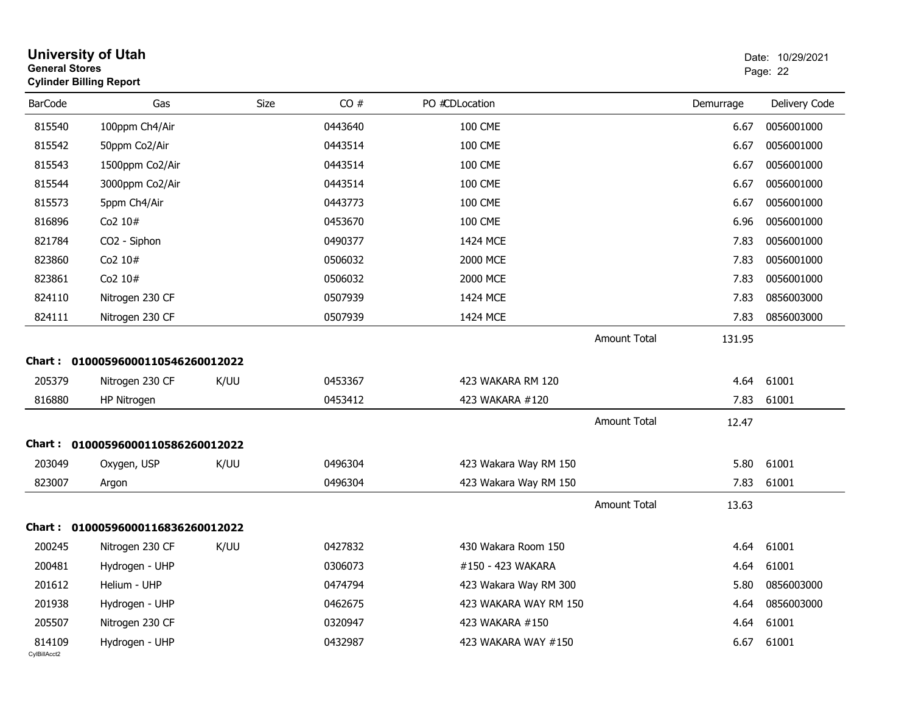# University of Utah

**General Stores**

**Cylinder Billing Report**

Date: 10/29/2021

| BarCode | Gas | Size | CO # | PO #CDLocation | | Demurrage | Delivery Code |
|---|---|---|---|---|---|---|---|
| 815540 | 100ppm Ch4/Air | | 0443640 | 100 CME | | 6.67 | 0056001000 |
| 815542 | 50ppm Co2/Air | | 0443514 | 100 CME | | 6.67 | 0056001000 |
| 815543 | 1500ppm Co2/Air | | 0443514 | 100 CME | | 6.67 | 0056001000 |
| 815544 | 3000ppm Co2/Air | | 0443514 | 100 CME | | 6.67 | 0056001000 |
| 815573 | 5ppm Ch4/Air | | 0443773 | 100 CME | | 6.67 | 0056001000 |
| 816896 | Co2 10# | | 0453670 | 100 CME | | 6.96 | 0056001000 |
| 821784 | CO2 - Siphon | | 0490377 | 1424 MCE | | 7.83 | 0056001000 |
| 823860 | Co2 10# | | 0506032 | 2000 MCE | | 7.83 | 0056001000 |
| 823861 | Co2 10# | | 0506032 | 2000 MCE | | 7.83 | 0056001000 |
| 824110 | Nitrogen 230 CF | | 0507939 | 1424 MCE | | 7.83 | 0856003000 |
| 824111 | Nitrogen 230 CF | | 0507939 | 1424 MCE | | 7.83 | 0856003000 |
| | | | | | Amount Total | 131.95 | |

**Chart : 01000596000110546260012022**

| BarCode | Gas | Size | CO # | PO #CDLocation | | Demurrage | Delivery Code |
|---|---|---|---|---|---|---|---|
| 205379 | Nitrogen 230 CF | K/UU | 0453367 | 423 WAKARA RM 120 | | 4.64 | 61001 |
| 816880 | HP Nitrogen | | 0453412 | 423 WAKARA #120 | | 7.83 | 61001 |
| | | | | | Amount Total | 12.47 | |

**Chart : 01000596000110586260012022**

| BarCode | Gas | Size | CO # | PO #CDLocation | | Demurrage | Delivery Code |
|---|---|---|---|---|---|---|---|
| 203049 | Oxygen, USP | K/UU | 0496304 | 423 Wakara Way RM 150 | | 5.80 | 61001 |
| 823007 | Argon | | 0496304 | 423 Wakara Way RM 150 | | 7.83 | 61001 |
| | | | | | Amount Total | 13.63 | |

**Chart : 01000596000116836260012022**

| BarCode | Gas | Size | CO # | PO #CDLocation | | Demurrage | Delivery Code |
|---|---|---|---|---|---|---|---|
| 200245 | Nitrogen 230 CF | K/UU | 0427832 | 430 Wakara Room 150 | | 4.64 | 61001 |
| 200481 | Hydrogen - UHP | | 0306073 | #150 - 423 WAKARA | | 4.64 | 61001 |
| 201612 | Helium - UHP | | 0474794 | 423 Wakara Way RM 300 | | 5.80 | 0856003000 |
| 201938 | Hydrogen - UHP | | 0462675 | 423 WAKARA WAY RM 150 | | 4.64 | 0856003000 |
| 205507 | Nitrogen 230 CF | | 0320947 | 423 WAKARA #150 | | 4.64 | 61001 |
| 814109 | Hydrogen - UHP | | 0432987 | 423 WAKARA WAY #150 | | 6.67 | 61001 |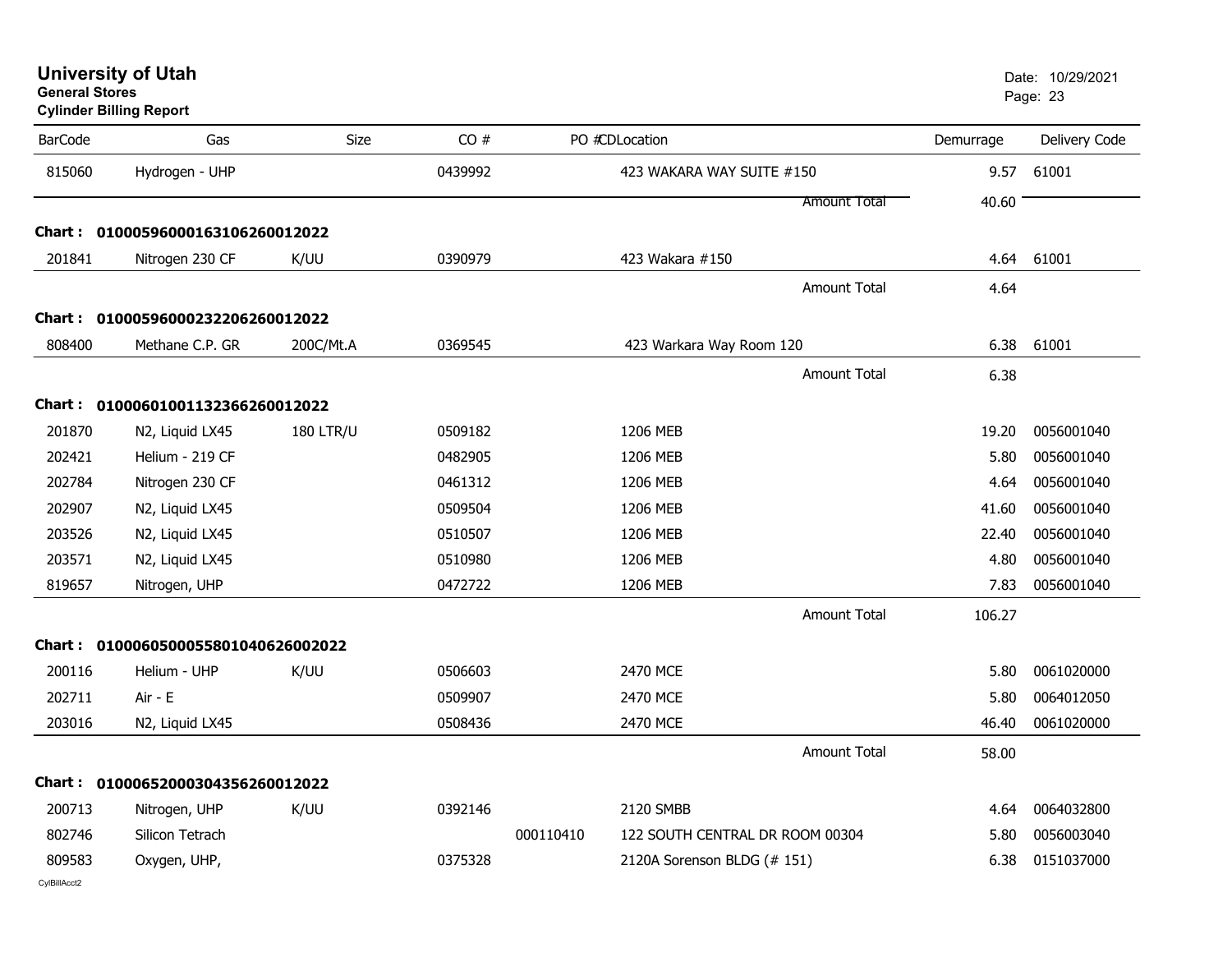# University of Utah

**General Stores**

**Cylinder Billing Report**

Date: 10/29/2021

| BarCode | Gas | Size | CO # | PO # | CD | Location | Demurrage | Delivery Code |
|---|---|---|---|---|---|---|---|---|
| 815060 | Hydrogen - UHP | | 0439992 | | | 423 WAKARA WAY SUITE #150 | 9.57 | 61001 |
| | | | | | | Amount Total | 40.60 | |
| **Chart : 01000596000163106260012022** | | | | | | | | |
| 201841 | Nitrogen 230 CF | K/UU | 0390979 | | | 423 Wakara #150 | 4.64 | 61001 |
| | | | | | | Amount Total | 4.64 | |
| **Chart : 01000596000232206260012022** | | | | | | | | |
| 808400 | Methane C.P. GR | 200C/Mt.A | 0369545 | | | 423 Warkara Way Room 120 | 6.38 | 61001 |
| | | | | | | Amount Total | 6.38 | |
| **Chart : 01000601001132366260012022** | | | | | | | | |
| 201870 | N2, Liquid LX45 | 180 LTR/U | 0509182 | | | 1206 MEB | 19.20 | 0056001040 |
| 202421 | Helium - 219 CF | | 0482905 | | | 1206 MEB | 5.80 | 0056001040 |
| 202784 | Nitrogen 230 CF | | 0461312 | | | 1206 MEB | 4.64 | 0056001040 |
| 202907 | N2, Liquid LX45 | | 0509504 | | | 1206 MEB | 41.60 | 0056001040 |
| 203526 | N2, Liquid LX45 | | 0510507 | | | 1206 MEB | 22.40 | 0056001040 |
| 203571 | N2, Liquid LX45 | | 0510980 | | | 1206 MEB | 4.80 | 0056001040 |
| 819657 | Nitrogen, UHP | | 0472722 | | | 1206 MEB | 7.83 | 0056001040 |
| | | | | | | Amount Total | 106.27 | |
| **Chart : 01000605000558010406260020​22** | | | | | | | | |
| 200116 | Helium - UHP | K/UU | 0506603 | | | 2470 MCE | 5.80 | 0061020000 |
| 202711 | Air - E | | 0509907 | | | 2470 MCE | 5.80 | 0064012050 |
| 203016 | N2, Liquid LX45 | | 0508436 | | | 2470 MCE | 46.40 | 0061020000 |
| | | | | | | Amount Total | 58.00 | |
| **Chart : 01000652000304356260012022** | | | | | | | | |
| 200713 | Nitrogen, UHP | K/UU | 0392146 | | | 2120 SMBB | 4.64 | 0064032800 |
| 802746 | Silicon Tetrach | | | 000110410 | | 122 SOUTH CENTRAL DR ROOM 00304 | 5.80 | 0056003040 |
| 809583 | Oxygen, UHP, | | 0375328 | | | 2120A Sorenson BLDG (# 151) | 6.38 | 0151037000 |

CylBillAcct2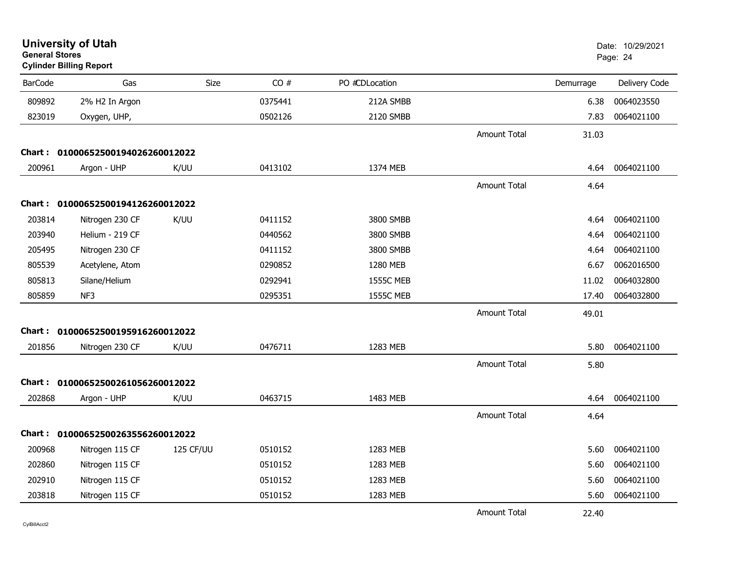**University of Utah**
**General Stores**
**Cylinder Billing Report**

Date: 10/29/2021

| BarCode | Gas | Size | CO # | PO # | CD | Location | | Demurrage | Delivery Code |
|---|---|---|---|---|---|---|---|---|---|
| 809892 | 2% H2 In Argon | | 0375441 | | | 212A SMBB | | 6.38 | 0064023550 |
| 823019 | Oxygen, UHP, | | 0502126 | | | 2120 SMBB | | 7.83 | 0064021100 |
| | | | | | | | Amount Total | 31.03 | |
| **Chart :** | **01000652500194026260012022** | | | | | | | | |
| 200961 | Argon - UHP | K/UU | 0413102 | | | 1374 MEB | | 4.64 | 0064021100 |
| | | | | | | | Amount Total | 4.64 | |
| **Chart :** | **01000652500194126260012022** | | | | | | | | |
| 203814 | Nitrogen 230 CF | K/UU | 0411152 | | | 3800 SMBB | | 4.64 | 0064021100 |
| 203940 | Helium - 219 CF | | 0440562 | | | 3800 SMBB | | 4.64 | 0064021100 |
| 205495 | Nitrogen 230 CF | | 0411152 | | | 3800 SMBB | | 4.64 | 0064021100 |
| 805539 | Acetylene, Atom | | 0290852 | | | 1280 MEB | | 6.67 | 0062016500 |
| 805813 | Silane/Helium | | 0292941 | | | 1555C MEB | | 11.02 | 0064032800 |
| 805859 | NF3 | | 0295351 | | | 1555C MEB | | 17.40 | 0064032800 |
| | | | | | | | Amount Total | 49.01 | |
| **Chart :** | **01000652500195916260012022** | | | | | | | | |
| 201856 | Nitrogen 230 CF | K/UU | 0476711 | | | 1283 MEB | | 5.80 | 0064021100 |
| | | | | | | | Amount Total | 5.80 | |
| **Chart :** | **01000652500261056260012022** | | | | | | | | |
| 202868 | Argon - UHP | K/UU | 0463715 | | | 1483 MEB | | 4.64 | 0064021100 |
| | | | | | | | Amount Total | 4.64 | |
| **Chart :** | **01000652500263556260012022** | | | | | | | | |
| 200968 | Nitrogen 115 CF | 125 CF/UU | 0510152 | | | 1283 MEB | | 5.60 | 0064021100 |
| 202860 | Nitrogen 115 CF | | 0510152 | | | 1283 MEB | | 5.60 | 0064021100 |
| 202910 | Nitrogen 115 CF | | 0510152 | | | 1283 MEB | | 5.60 | 0064021100 |
| 203818 | Nitrogen 115 CF | | 0510152 | | | 1283 MEB | | 5.60 | 0064021100 |
| | | | | | | | Amount Total | 22.40 | |

CylBillAcct2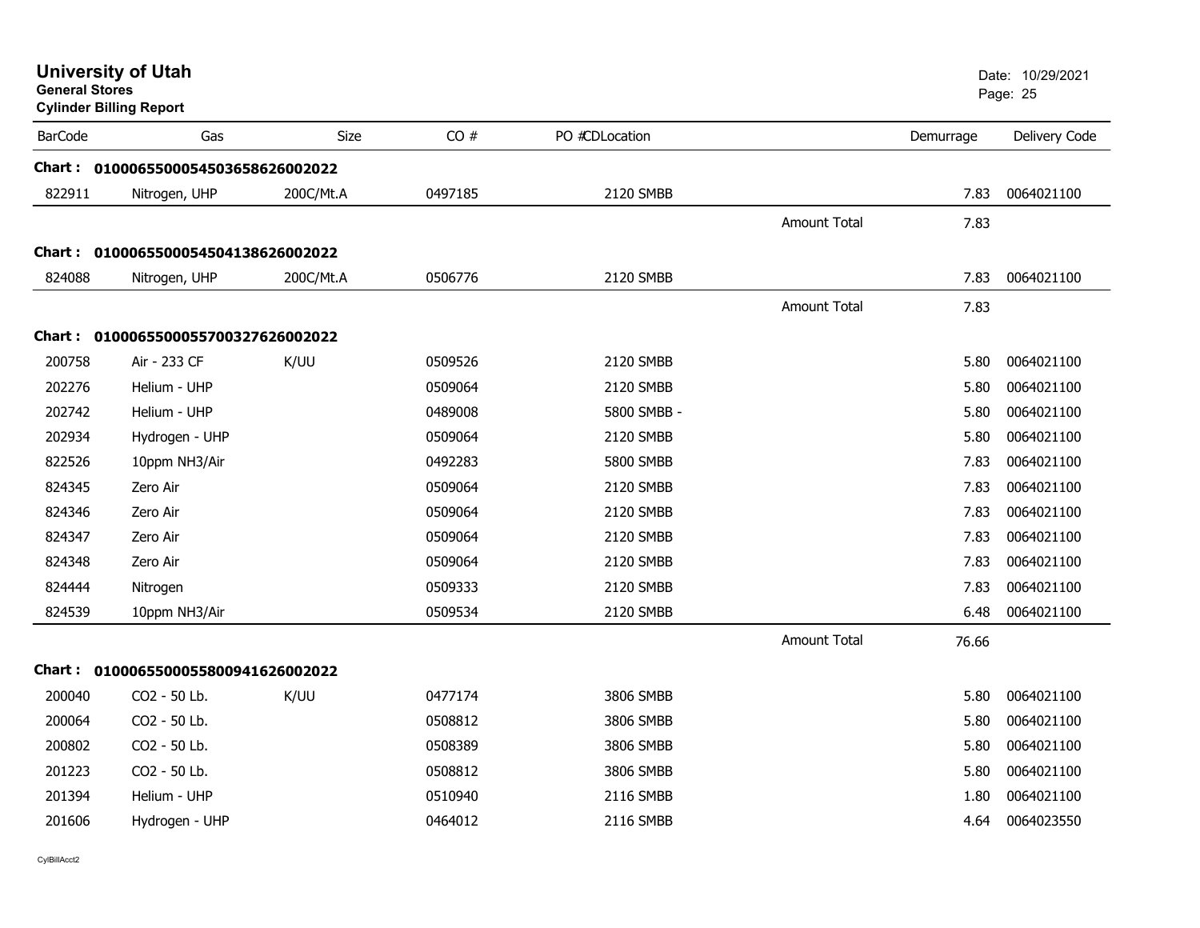# University of Utah

**General Stores**

**Cylinder Billing Report**

Date: 10/29/2021

| BarCode | Gas | Size | CO # | PO # | CDLocation | | Demurrage | Delivery Code |
|---|---|---|---|---|---|---|---|---|
| **Chart :** | **0100065500054503658626002022** | | | | | | | |
| 822911 | Nitrogen, UHP | 200C/Mt.A | 0497185 | | 2120 SMBB | | 7.83 | 0064021100 |
| | | | | | | Amount Total | 7.83 | |
| **Chart :** | **0100065500054504138626002022** | | | | | | | |
| 824088 | Nitrogen, UHP | 200C/Mt.A | 0506776 | | 2120 SMBB | | 7.83 | 0064021100 |
| | | | | | | Amount Total | 7.83 | |
| **Chart :** | **0100065500055700327626002022** | | | | | | | |
| 200758 | Air - 233 CF | K/UU | 0509526 | | 2120 SMBB | | 5.80 | 0064021100 |
| 202276 | Helium - UHP | | 0509064 | | 2120 SMBB | | 5.80 | 0064021100 |
| 202742 | Helium - UHP | | 0489008 | | 5800 SMBB - | | 5.80 | 0064021100 |
| 202934 | Hydrogen - UHP | | 0509064 | | 2120 SMBB | | 5.80 | 0064021100 |
| 822526 | 10ppm NH3/Air | | 0492283 | | 5800 SMBB | | 7.83 | 0064021100 |
| 824345 | Zero Air | | 0509064 | | 2120 SMBB | | 7.83 | 0064021100 |
| 824346 | Zero Air | | 0509064 | | 2120 SMBB | | 7.83 | 0064021100 |
| 824347 | Zero Air | | 0509064 | | 2120 SMBB | | 7.83 | 0064021100 |
| 824348 | Zero Air | | 0509064 | | 2120 SMBB | | 7.83 | 0064021100 |
| 824444 | Nitrogen | | 0509333 | | 2120 SMBB | | 7.83 | 0064021100 |
| 824539 | 10ppm NH3/Air | | 0509534 | | 2120 SMBB | | 6.48 | 0064021100 |
| | | | | | | Amount Total | 76.66 | |
| **Chart :** | **0100065500055800941626002022** | | | | | | | |
| 200040 | CO2 - 50 Lb. | K/UU | 0477174 | | 3806 SMBB | | 5.80 | 0064021100 |
| 200064 | CO2 - 50 Lb. | | 0508812 | | 3806 SMBB | | 5.80 | 0064021100 |
| 200802 | CO2 - 50 Lb. | | 0508389 | | 3806 SMBB | | 5.80 | 0064021100 |
| 201223 | CO2 - 50 Lb. | | 0508812 | | 3806 SMBB | | 5.80 | 0064021100 |
| 201394 | Helium - UHP | | 0510940 | | 2116 SMBB | | 1.80 | 0064021100 |
| 201606 | Hydrogen - UHP | | 0464012 | | 2116 SMBB | | 4.64 | 0064023550 |

CylBillAcct2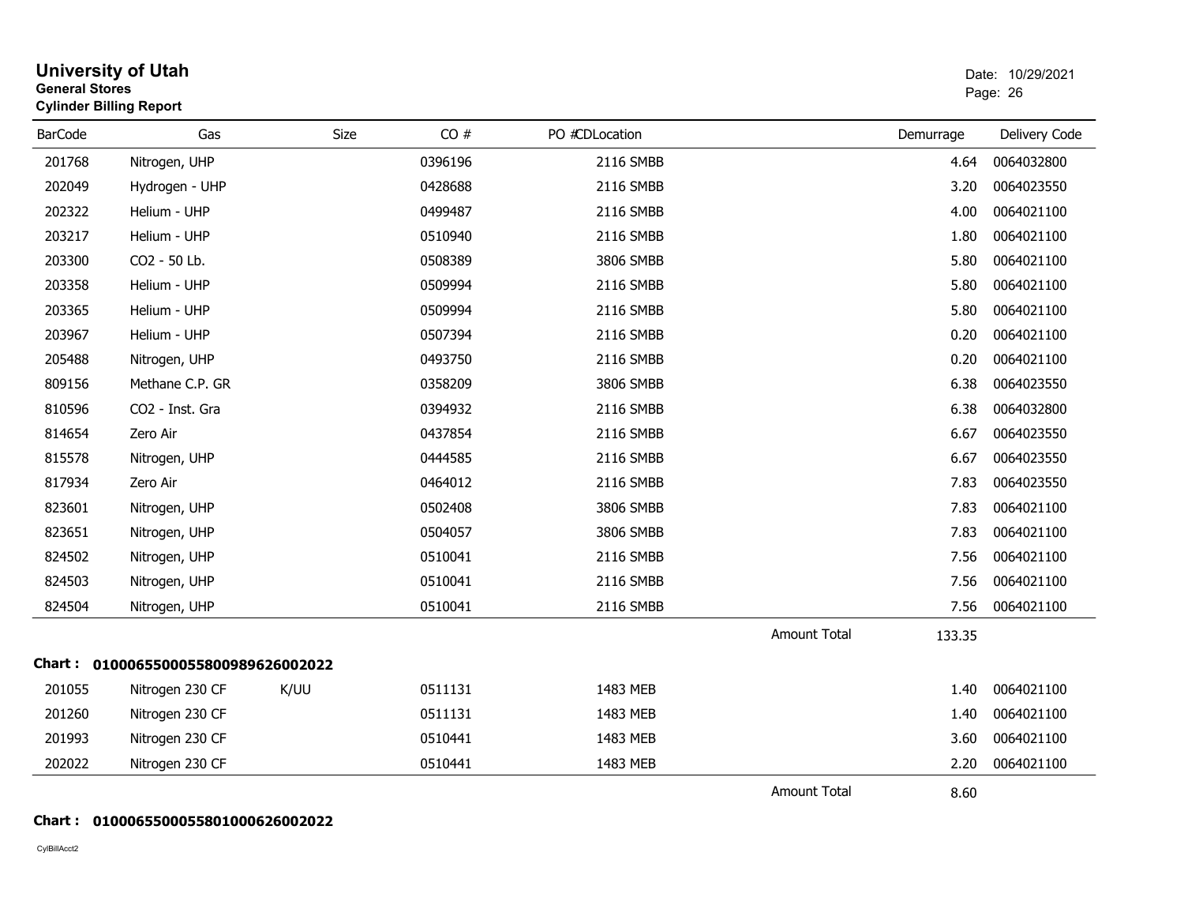# University of Utah

**General Stores**

**Cylinder Billing Report**

Date: 10/29/2021

| BarCode | Gas | Size | CO # | PO #CDLocation | | Demurrage | Delivery Code |
|---|---|---|---|---|---|---|---|
| 201768 | Nitrogen, UHP | | 0396196 | 2116 SMBB | | 4.64 | 0064032800 |
| 202049 | Hydrogen - UHP | | 0428688 | 2116 SMBB | | 3.20 | 0064023550 |
| 202322 | Helium - UHP | | 0499487 | 2116 SMBB | | 4.00 | 0064021100 |
| 203217 | Helium - UHP | | 0510940 | 2116 SMBB | | 1.80 | 0064021100 |
| 203300 | CO2 - 50 Lb. | | 0508389 | 3806 SMBB | | 5.80 | 0064021100 |
| 203358 | Helium - UHP | | 0509994 | 2116 SMBB | | 5.80 | 0064021100 |
| 203365 | Helium - UHP | | 0509994 | 2116 SMBB | | 5.80 | 0064021100 |
| 203967 | Helium - UHP | | 0507394 | 2116 SMBB | | 0.20 | 0064021100 |
| 205488 | Nitrogen, UHP | | 0493750 | 2116 SMBB | | 0.20 | 0064021100 |
| 809156 | Methane C.P. GR | | 0358209 | 3806 SMBB | | 6.38 | 0064023550 |
| 810596 | CO2 - Inst. Gra | | 0394932 | 2116 SMBB | | 6.38 | 0064032800 |
| 814654 | Zero Air | | 0437854 | 2116 SMBB | | 6.67 | 0064023550 |
| 815578 | Nitrogen, UHP | | 0444585 | 2116 SMBB | | 6.67 | 0064023550 |
| 817934 | Zero Air | | 0464012 | 2116 SMBB | | 7.83 | 0064023550 |
| 823601 | Nitrogen, UHP | | 0502408 | 3806 SMBB | | 7.83 | 0064021100 |
| 823651 | Nitrogen, UHP | | 0504057 | 3806 SMBB | | 7.83 | 0064021100 |
| 824502 | Nitrogen, UHP | | 0510041 | 2116 SMBB | | 7.56 | 0064021100 |
| 824503 | Nitrogen, UHP | | 0510041 | 2116 SMBB | | 7.56 | 0064021100 |
| 824504 | Nitrogen, UHP | | 0510041 | 2116 SMBB | | 7.56 | 0064021100 |
| | | | | | Amount Total | 133.35 | |

**Chart : 01000655000558009896260020 22**

| BarCode | Gas | Size | CO # | PO #CDLocation | | Demurrage | Delivery Code |
|---|---|---|---|---|---|---|---|
| 201055 | Nitrogen 230 CF | K/UU | 0511131 | 1483 MEB | | 1.40 | 0064021100 |
| 201260 | Nitrogen 230 CF | | 0511131 | 1483 MEB | | 1.40 | 0064021100 |
| 201993 | Nitrogen 230 CF | | 0510441 | 1483 MEB | | 3.60 | 0064021100 |
| 202022 | Nitrogen 230 CF | | 0510441 | 1483 MEB | | 2.20 | 0064021100 |
| | | | | | Amount Total | 8.60 | |

**Chart : 01000655000558010006260020 22**

CylBillAcct2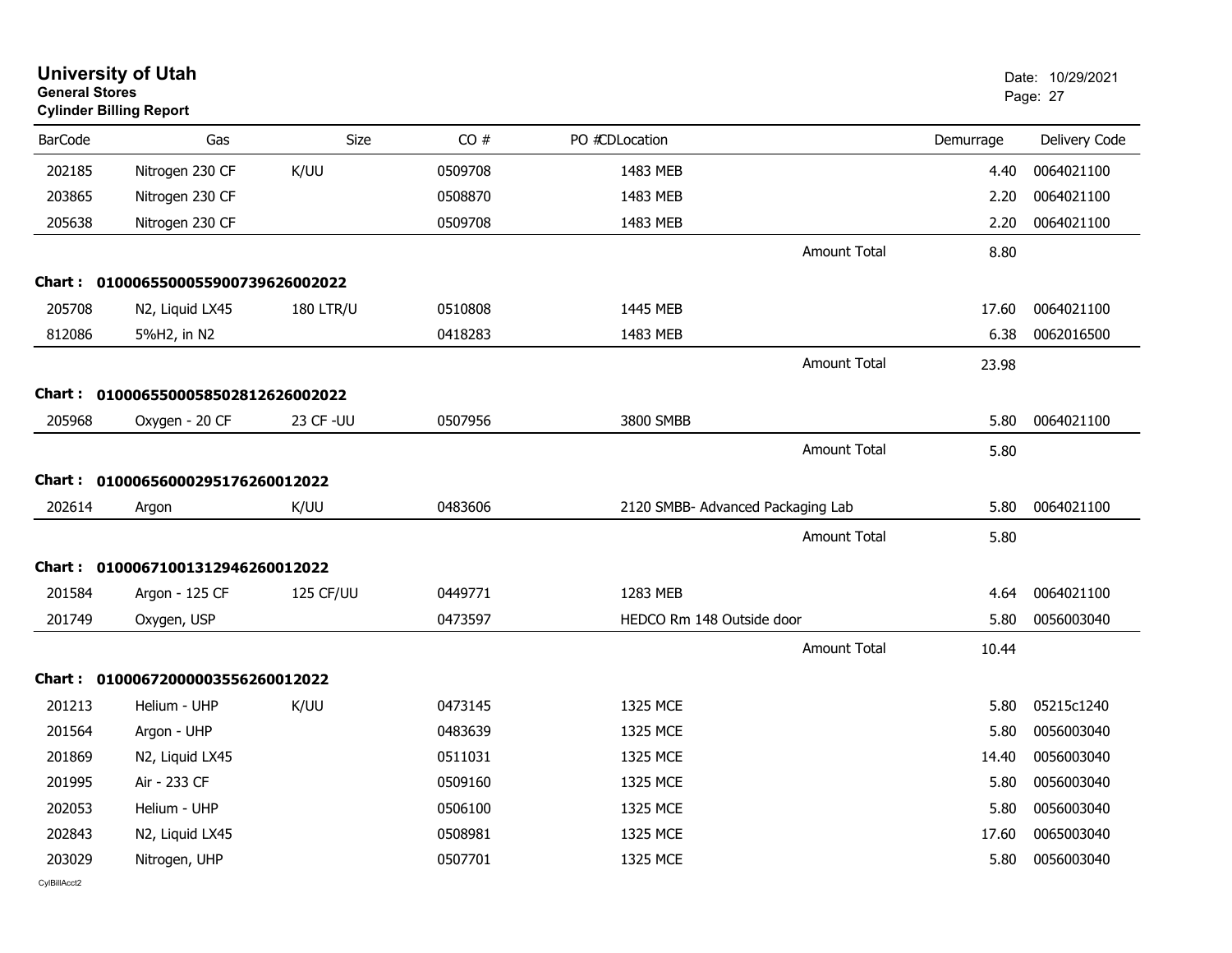# University of Utah

**General Stores**

**Cylinder Billing Report**

Date: 10/29/2021

| BarCode | Gas | Size | CO # | PO # | CD | Location | Demurrage | Delivery Code |
|---|---|---|---|---|---|---|---|---|
| 202185 | Nitrogen 230 CF | K/UU | 0509708 | | | 1483 MEB | 4.40 | 0064021100 |
| 203865 | Nitrogen 230 CF | | 0508870 | | | 1483 MEB | 2.20 | 0064021100 |
| 205638 | Nitrogen 230 CF | | 0509708 | | | 1483 MEB | 2.20 | 0064021100 |
| | | | | | | Amount Total | 8.80 | |
| **Chart : 01000655000559007396260020​22** | | | | | | | | |
| 205708 | N2, Liquid LX45 | 180 LTR/U | 0510808 | | | 1445 MEB | 17.60 | 0064021100 |
| 812086 | 5%H2, in N2 | | 0418283 | | | 1483 MEB | 6.38 | 0062016500 |
| | | | | | | Amount Total | 23.98 | |
| **Chart : 01000655000585028126260020​22** | | | | | | | | |
| 205968 | Oxygen - 20 CF | 23 CF -UU | 0507956 | | | 3800 SMBB | 5.80 | 0064021100 |
| | | | | | | Amount Total | 5.80 | |
| **Chart : 01000656000295176260012022** | | | | | | | | |
| 202614 | Argon | K/UU | 0483606 | | | 2120 SMBB- Advanced Packaging Lab | 5.80 | 0064021100 |
| | | | | | | Amount Total | 5.80 | |
| **Chart : 01000671001312946260012022** | | | | | | | | |
| 201584 | Argon - 125 CF | 125 CF/UU | 0449771 | | | 1283 MEB | 4.64 | 0064021100 |
| 201749 | Oxygen, USP | | 0473597 | | | HEDCO Rm 148 Outside door | 5.80 | 0056003040 |
| | | | | | | Amount Total | 10.44 | |
| **Chart : 01000672000003556260012022** | | | | | | | | |
| 201213 | Helium - UHP | K/UU | 0473145 | | | 1325 MCE | 5.80 | 05215c1240 |
| 201564 | Argon - UHP | | 0483639 | | | 1325 MCE | 5.80 | 0056003040 |
| 201869 | N2, Liquid LX45 | | 0511031 | | | 1325 MCE | 14.40 | 0056003040 |
| 201995 | Air - 233 CF | | 0509160 | | | 1325 MCE | 5.80 | 0056003040 |
| 202053 | Helium - UHP | | 0506100 | | | 1325 MCE | 5.80 | 0056003040 |
| 202843 | N2, Liquid LX45 | | 0508981 | | | 1325 MCE | 17.60 | 0065003040 |
| 203029 | Nitrogen, UHP | | 0507701 | | | 1325 MCE | 5.80 | 0056003040 |

CylBillAcct2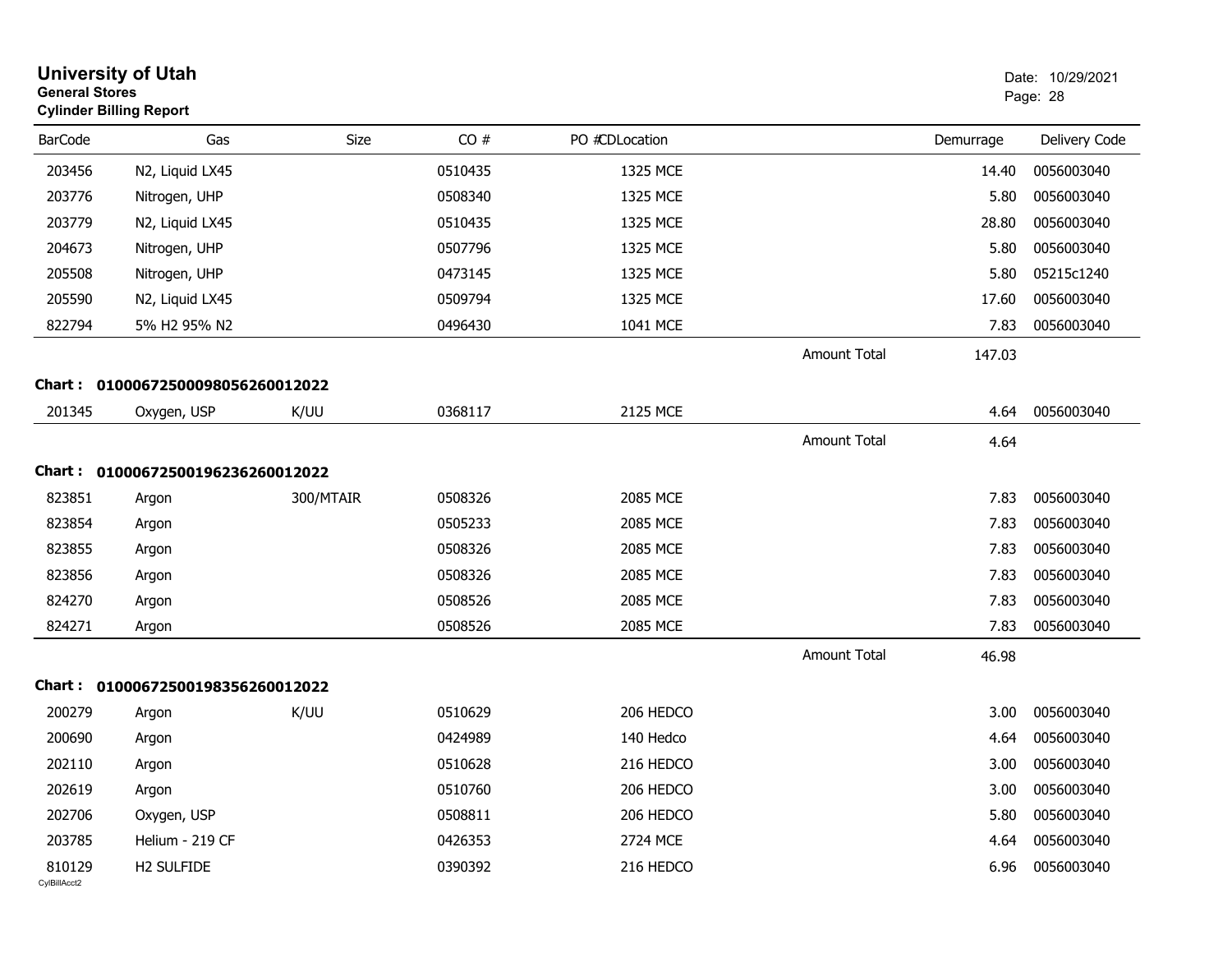# University of Utah

**General Stores**

**Cylinder Billing Report**

Date: 10/29/2021

| BarCode | Gas | Size | CO # | PO #CDLocation | | Demurrage | Delivery Code |
|---|---|---|---|---|---|---|---|
| 203456 | N2, Liquid LX45 | | 0510435 | 1325 MCE | | 14.40 | 0056003040 |
| 203776 | Nitrogen, UHP | | 0508340 | 1325 MCE | | 5.80 | 0056003040 |
| 203779 | N2, Liquid LX45 | | 0510435 | 1325 MCE | | 28.80 | 0056003040 |
| 204673 | Nitrogen, UHP | | 0507796 | 1325 MCE | | 5.80 | 0056003040 |
| 205508 | Nitrogen, UHP | | 0473145 | 1325 MCE | | 5.80 | 05215c1240 |
| 205590 | N2, Liquid LX45 | | 0509794 | 1325 MCE | | 17.60 | 0056003040 |
| 822794 | 5% H2 95% N2 | | 0496430 | 1041 MCE | | 7.83 | 0056003040 |
| | | | | | Amount Total | 147.03 | |

**Chart : 01000672500098056260012022**

| BarCode | Gas | Size | CO # | PO #CDLocation | | Demurrage | Delivery Code |
|---|---|---|---|---|---|---|---|
| 201345 | Oxygen, USP | K/UU | 0368117 | 2125 MCE | | 4.64 | 0056003040 |
| | | | | | Amount Total | 4.64 | |

**Chart : 01000672500196236260012022**

| BarCode | Gas | Size | CO # | PO #CDLocation | | Demurrage | Delivery Code |
|---|---|---|---|---|---|---|---|
| 823851 | Argon | 300/MTAIR | 0508326 | 2085 MCE | | 7.83 | 0056003040 |
| 823854 | Argon | | 0505233 | 2085 MCE | | 7.83 | 0056003040 |
| 823855 | Argon | | 0508326 | 2085 MCE | | 7.83 | 0056003040 |
| 823856 | Argon | | 0508326 | 2085 MCE | | 7.83 | 0056003040 |
| 824270 | Argon | | 0508526 | 2085 MCE | | 7.83 | 0056003040 |
| 824271 | Argon | | 0508526 | 2085 MCE | | 7.83 | 0056003040 |
| | | | | | Amount Total | 46.98 | |

**Chart : 01000672500198356260012022**

| BarCode | Gas | Size | CO # | PO #CDLocation | | Demurrage | Delivery Code |
|---|---|---|---|---|---|---|---|
| 200279 | Argon | K/UU | 0510629 | 206 HEDCO | | 3.00 | 0056003040 |
| 200690 | Argon | | 0424989 | 140 Hedco | | 4.64 | 0056003040 |
| 202110 | Argon | | 0510628 | 216 HEDCO | | 3.00 | 0056003040 |
| 202619 | Argon | | 0510760 | 206 HEDCO | | 3.00 | 0056003040 |
| 202706 | Oxygen, USP | | 0508811 | 206 HEDCO | | 5.80 | 0056003040 |
| 203785 | Helium - 219 CF | | 0426353 | 2724 MCE | | 4.64 | 0056003040 |
| 810129 | H2 SULFIDE | | 0390392 | 216 HEDCO | | 6.96 | 0056003040 |

CylBillAcct2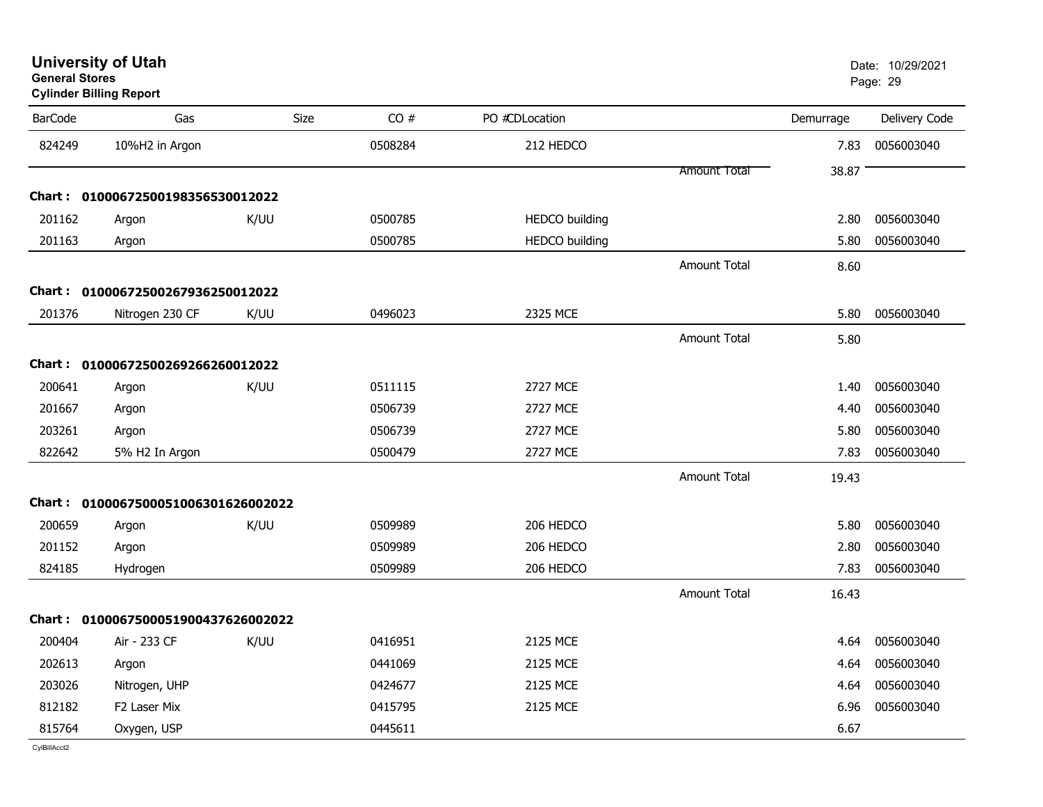# University of Utah
**General Stores**
**Cylinder Billing Report**

Date: 10/29/2021

| BarCode | Gas | Size | CO # | PO #CDLocation | | Demurrage | Delivery Code |
|---|---|---|---|---|---|---|---|
| 824249 | 10%H2 in Argon | | 0508284 | 212 HEDCO | | 7.83 | 0056003040 |
| | | | | | Amount Total | 38.87 | |
| **Chart : 01000672500198356530012022** | | | | | | | |
| 201162 | Argon | K/UU | 0500785 | HEDCO building | | 2.80 | 0056003040 |
| 201163 | Argon | | 0500785 | HEDCO building | | 5.80 | 0056003040 |
| | | | | | Amount Total | 8.60 | |
| **Chart : 01000672500267936250012022** | | | | | | | |
| 201376 | Nitrogen 230 CF | K/UU | 0496023 | 2325 MCE | | 5.80 | 0056003040 |
| | | | | | Amount Total | 5.80 | |
| **Chart : 01000672500269266260012022** | | | | | | | |
| 200641 | Argon | K/UU | 0511115 | 2727 MCE | | 1.40 | 0056003040 |
| 201667 | Argon | | 0506739 | 2727 MCE | | 4.40 | 0056003040 |
| 203261 | Argon | | 0506739 | 2727 MCE | | 5.80 | 0056003040 |
| 822642 | 5% H2 In Argon | | 0500479 | 2727 MCE | | 7.83 | 0056003040 |
| | | | | | Amount Total | 19.43 | |
| **Chart : 01000675000510063016260020​22** | | | | | | | |
| 200659 | Argon | K/UU | 0509989 | 206 HEDCO | | 5.80 | 0056003040 |
| 201152 | Argon | | 0509989 | 206 HEDCO | | 2.80 | 0056003040 |
| 824185 | Hydrogen | | 0509989 | 206 HEDCO | | 7.83 | 0056003040 |
| | | | | | Amount Total | 16.43 | |
| **Chart : 0100067500051900437626002022** | | | | | | | |
| 200404 | Air - 233 CF | K/UU | 0416951 | 2125 MCE | | 4.64 | 0056003040 |
| 202613 | Argon | | 0441069 | 2125 MCE | | 4.64 | 0056003040 |
| 203026 | Nitrogen, UHP | | 0424677 | 2125 MCE | | 4.64 | 0056003040 |
| 812182 | F2 Laser Mix | | 0415795 | 2125 MCE | | 6.96 | 0056003040 |
| 815764 | Oxygen, USP | | 0445611 | | | 6.67 | |

CylBillAcct2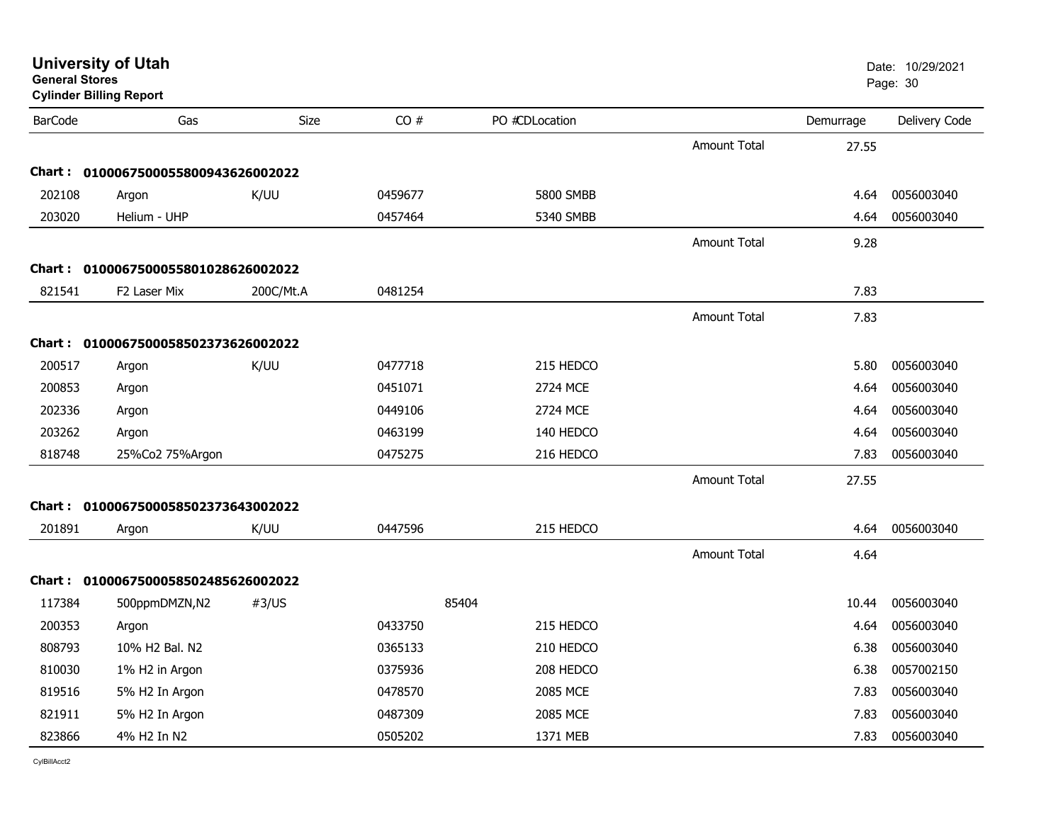# University of Utah

**General Stores**

**Cylinder Billing Report**

Date: 10/29/2021

| BarCode | Gas | Size | CO # | PO # | CDLocation | | Demurrage | Delivery Code |
|---|---|---|---|---|---|---|---|---|
| | | | | | | Amount Total | 27.55 | |
| **Chart :** | **01000675000558009436260020​22** | | | | | | | |
| 202108 | Argon | K/UU | 0459677 | | 5800 SMBB | | 4.64 | 0056003040 |
| 203020 | Helium - UHP | | 0457464 | | 5340 SMBB | | 4.64 | 0056003040 |
| | | | | | | Amount Total | 9.28 | |
| **Chart :** | **0100067500055801028626002022** | | | | | | | |
| 821541 | F2 Laser Mix | 200C/Mt.A | 0481254 | | | | 7.83 | |
| | | | | | | Amount Total | 7.83 | |
| **Chart :** | **0100067500058502373626002022** | | | | | | | |
| 200517 | Argon | K/UU | 0477718 | | 215 HEDCO | | 5.80 | 0056003040 |
| 200853 | Argon | | 0451071 | | 2724 MCE | | 4.64 | 0056003040 |
| 202336 | Argon | | 0449106 | | 2724 MCE | | 4.64 | 0056003040 |
| 203262 | Argon | | 0463199 | | 140 HEDCO | | 4.64 | 0056003040 |
| 818748 | 25%Co2 75%Argon | | 0475275 | | 216 HEDCO | | 7.83 | 0056003040 |
| | | | | | | Amount Total | 27.55 | |
| **Chart :** | **0100067500058502373643002022** | | | | | | | |
| 201891 | Argon | K/UU | 0447596 | | 215 HEDCO | | 4.64 | 0056003040 |
| | | | | | | Amount Total | 4.64 | |
| **Chart :** | **0100067500058502485626002022** | | | | | | | |
| 117384 | 500ppmDMZN,N2 | #3/US | | 85404 | | | 10.44 | 0056003040 |
| 200353 | Argon | | 0433750 | | 215 HEDCO | | 4.64 | 0056003040 |
| 808793 | 10% H2 Bal. N2 | | 0365133 | | 210 HEDCO | | 6.38 | 0056003040 |
| 810030 | 1% H2 in Argon | | 0375936 | | 208 HEDCO | | 6.38 | 0057002150 |
| 819516 | 5% H2 In Argon | | 0478570 | | 2085 MCE | | 7.83 | 0056003040 |
| 821911 | 5% H2 In Argon | | 0487309 | | 2085 MCE | | 7.83 | 0056003040 |
| 823866 | 4% H2 In N2 | | 0505202 | | 1371 MEB | | 7.83 | 0056003040 |

CylBillAcct2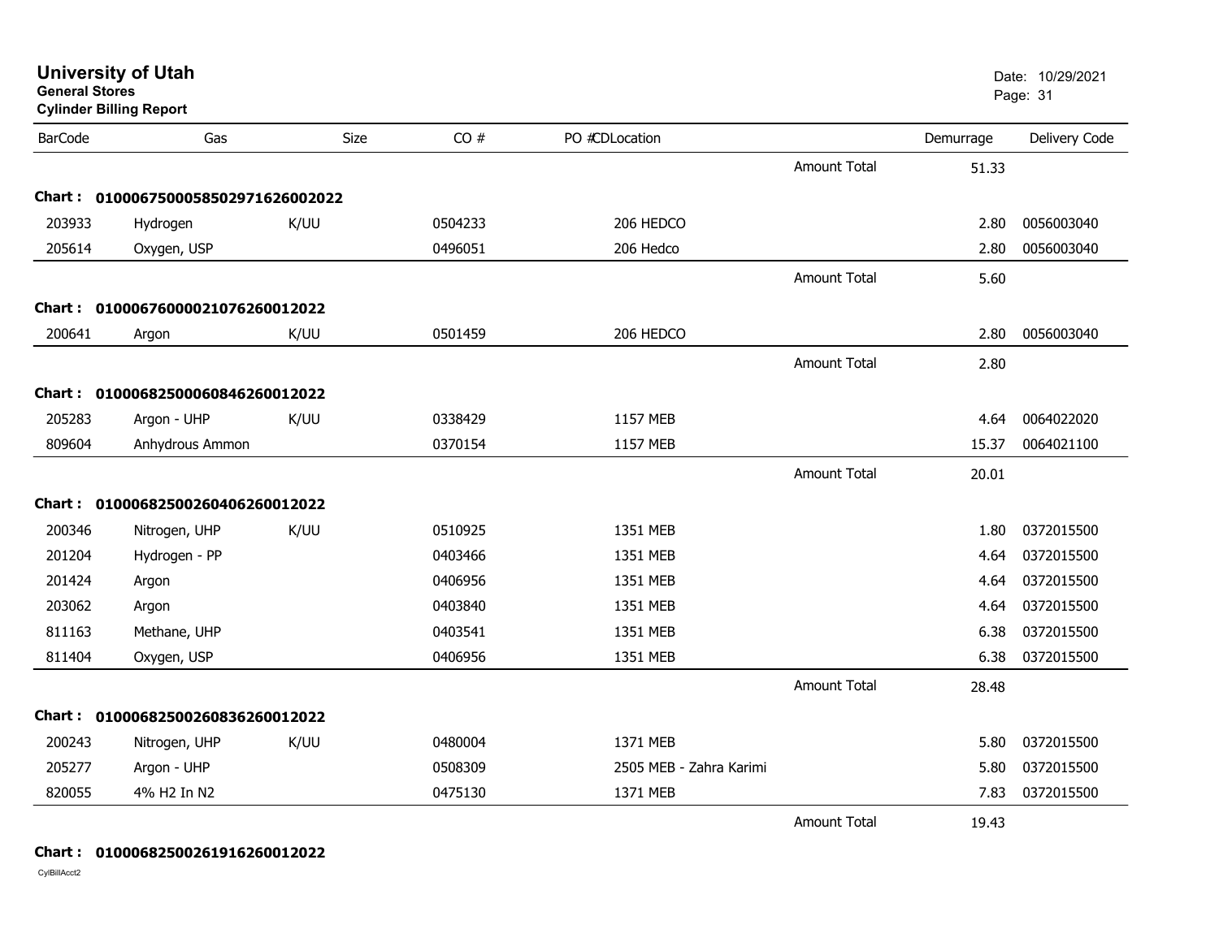# University of Utah

**General Stores**

**Cylinder Billing Report**

| BarCode | Gas | Size | CO # | PO #CDLocation | | Demurrage | Delivery Code |
|---|---|---|---|---|---|---|---|
| | | | | | Amount Total | 51.33 | |
| **Chart :** | **01000675000585029716260020 22** | | | | | | |
| 203933 | Hydrogen | K/UU | 0504233 | 206 HEDCO | | 2.80 | 0056003040 |
| 205614 | Oxygen, USP | | 0496051 | 206 Hedco | | 2.80 | 0056003040 |
| | | | | | Amount Total | 5.60 | |
| **Chart :** | **01000676000021076260012022** | | | | | | |
| 200641 | Argon | K/UU | 0501459 | 206 HEDCO | | 2.80 | 0056003040 |
| | | | | | Amount Total | 2.80 | |
| **Chart :** | **01000682500060846260012022** | | | | | | |
| 205283 | Argon - UHP | K/UU | 0338429 | 1157 MEB | | 4.64 | 0064022020 |
| 809604 | Anhydrous Ammon | | 0370154 | 1157 MEB | | 15.37 | 0064021100 |
| | | | | | Amount Total | 20.01 | |
| **Chart :** | **01000682500260406260012022** | | | | | | |
| 200346 | Nitrogen, UHP | K/UU | 0510925 | 1351 MEB | | 1.80 | 0372015500 |
| 201204 | Hydrogen - PP | | 0403466 | 1351 MEB | | 4.64 | 0372015500 |
| 201424 | Argon | | 0406956 | 1351 MEB | | 4.64 | 0372015500 |
| 203062 | Argon | | 0403840 | 1351 MEB | | 4.64 | 0372015500 |
| 811163 | Methane, UHP | | 0403541 | 1351 MEB | | 6.38 | 0372015500 |
| 811404 | Oxygen, USP | | 0406956 | 1351 MEB | | 6.38 | 0372015500 |
| | | | | | Amount Total | 28.48 | |
| **Chart :** | **01000682500260836260012022** | | | | | | |
| 200243 | Nitrogen, UHP | K/UU | 0480004 | 1371 MEB | | 5.80 | 0372015500 |
| 205277 | Argon - UHP | | 0508309 | 2505 MEB - Zahra Karimi | | 5.80 | 0372015500 |
| 820055 | 4% H2 In N2 | | 0475130 | 1371 MEB | | 7.83 | 0372015500 |
| | | | | | Amount Total | 19.43 | |
| **Chart :** | **01000682500261916260012022** | | | | | | |

CylBillAcct2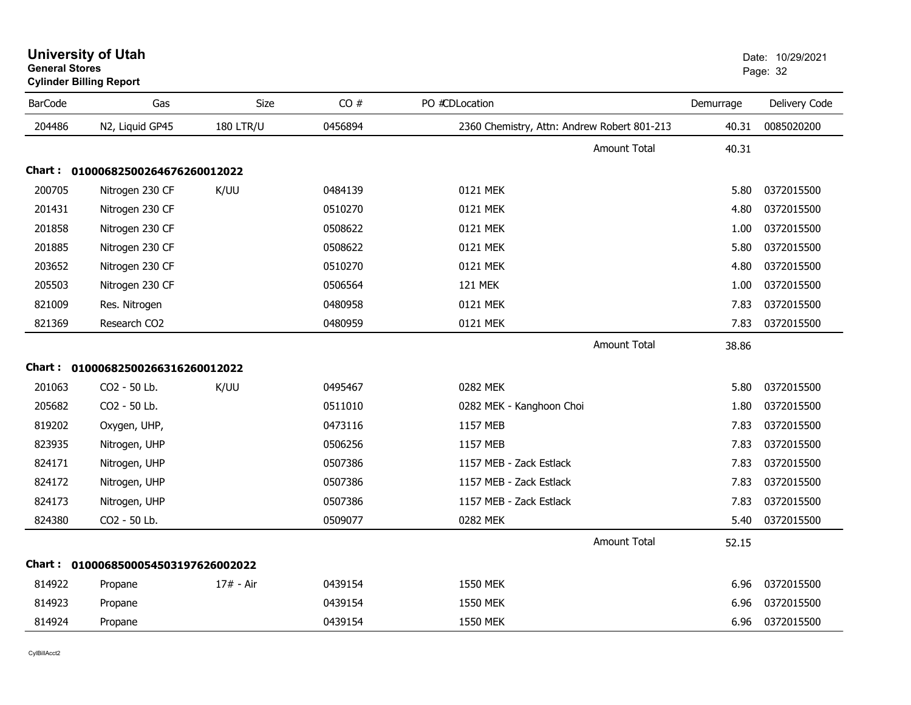# University of Utah

**General Stores**

**Cylinder Billing Report**

Date: 10/29/2021

| BarCode | Gas | Size | CO # | PO # | CDLocation | Demurrage | Delivery Code |
|---|---|---|---|---|---|---|---|
| 204486 | N2, Liquid GP45 | 180 LTR/U | 0456894 | | 2360 Chemistry, Attn: Andrew Robert 801-213 | 40.31 | 0085020200 |
| | | | | | Amount Total | 40.31 | |

**Chart : 01000682500264676260012022**

| BarCode | Gas | Size | CO # | PO # | CDLocation | Demurrage | Delivery Code |
|---|---|---|---|---|---|---|---|
| 200705 | Nitrogen 230 CF | K/UU | 0484139 | | 0121 MEK | 5.80 | 0372015500 |
| 201431 | Nitrogen 230 CF | | 0510270 | | 0121 MEK | 4.80 | 0372015500 |
| 201858 | Nitrogen 230 CF | | 0508622 | | 0121 MEK | 1.00 | 0372015500 |
| 201885 | Nitrogen 230 CF | | 0508622 | | 0121 MEK | 5.80 | 0372015500 |
| 203652 | Nitrogen 230 CF | | 0510270 | | 0121 MEK | 4.80 | 0372015500 |
| 205503 | Nitrogen 230 CF | | 0506564 | | 121 MEK | 1.00 | 0372015500 |
| 821009 | Res. Nitrogen | | 0480958 | | 0121 MEK | 7.83 | 0372015500 |
| 821369 | Research CO2 | | 0480959 | | 0121 MEK | 7.83 | 0372015500 |
| | | | | | Amount Total | 38.86 | |

**Chart : 01000682500266316260012022**

| BarCode | Gas | Size | CO # | PO # | CDLocation | Demurrage | Delivery Code |
|---|---|---|---|---|---|---|---|
| 201063 | CO2 - 50 Lb. | K/UU | 0495467 | | 0282 MEK | 5.80 | 0372015500 |
| 205682 | CO2 - 50 Lb. | | 0511010 | | 0282 MEK - Kanghoon Choi | 1.80 | 0372015500 |
| 819202 | Oxygen, UHP, | | 0473116 | | 1157 MEB | 7.83 | 0372015500 |
| 823935 | Nitrogen, UHP | | 0506256 | | 1157 MEB | 7.83 | 0372015500 |
| 824171 | Nitrogen, UHP | | 0507386 | | 1157 MEB - Zack Estlack | 7.83 | 0372015500 |
| 824172 | Nitrogen, UHP | | 0507386 | | 1157 MEB - Zack Estlack | 7.83 | 0372015500 |
| 824173 | Nitrogen, UHP | | 0507386 | | 1157 MEB - Zack Estlack | 7.83 | 0372015500 |
| 824380 | CO2 - 50 Lb. | | 0509077 | | 0282 MEK | 5.40 | 0372015500 |
| | | | | | Amount Total | 52.15 | |

**Chart : 01000685000545031976260022022**

| BarCode | Gas | Size | CO # | PO # | CDLocation | Demurrage | Delivery Code |
|---|---|---|---|---|---|---|---|
| 814922 | Propane | 17# - Air | 0439154 | | 1550 MEK | 6.96 | 0372015500 |
| 814923 | Propane | | 0439154 | | 1550 MEK | 6.96 | 0372015500 |
| 814924 | Propane | | 0439154 | | 1550 MEK | 6.96 | 0372015500 |

CylBillAcct2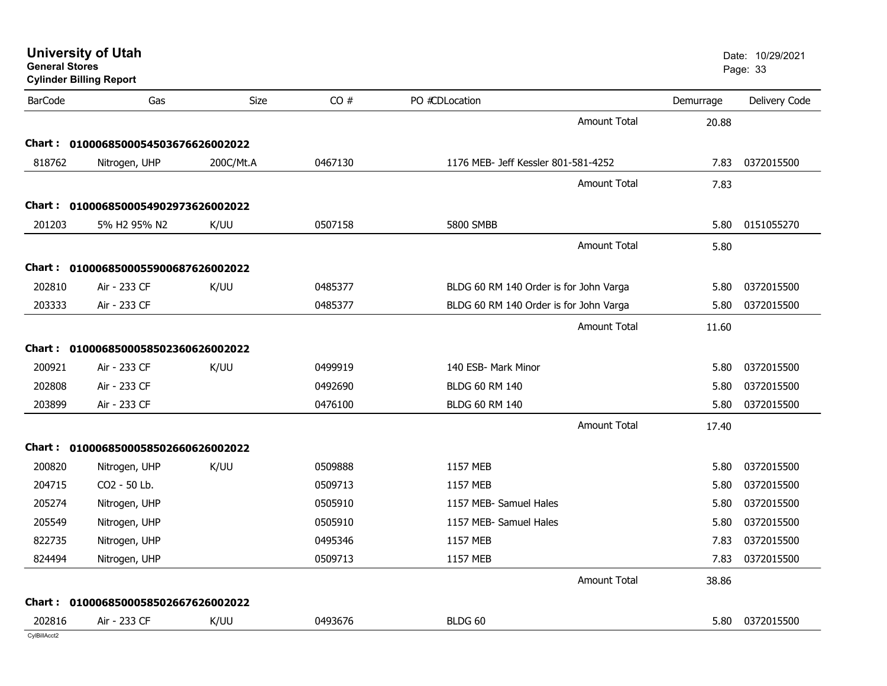# University of Utah

**General Stores**

**Cylinder Billing Report**

Date: 10/29/2021

| BarCode | Gas | Size | CO # | PO #CDLocation | Demurrage | Delivery Code |
|---|---|---|---|---|---|---|
| | | | | Amount Total | 20.88 | |
| **Chart : 01000685000545036766260020​22** | | | | | | |
| 818762 | Nitrogen, UHP | 200C/Mt.A | 0467130 | 1176 MEB- Jeff Kessler 801-581-4252 | 7.83 | 0372015500 |
| | | | | Amount Total | 7.83 | |
| **Chart : 01000685000549029736260020​22** | | | | | | |
| 201203 | 5% H2 95% N2 | K/UU | 0507158 | 5800 SMBB | 5.80 | 0151055270 |
| | | | | Amount Total | 5.80 | |
| **Chart : 01000685000559006876260020​22** | | | | | | |
| 202810 | Air - 233 CF | K/UU | 0485377 | BLDG 60 RM 140 Order is for John Varga | 5.80 | 0372015500 |
| 203333 | Air - 233 CF | | 0485377 | BLDG 60 RM 140 Order is for John Varga | 5.80 | 0372015500 |
| | | | | Amount Total | 11.60 | |
| **Chart : 01000685000585023606260020​22** | | | | | | |
| 200921 | Air - 233 CF | K/UU | 0499919 | 140 ESB- Mark Minor | 5.80 | 0372015500 |
| 202808 | Air - 233 CF | | 0492690 | BLDG 60 RM 140 | 5.80 | 0372015500 |
| 203899 | Air - 233 CF | | 0476100 | BLDG 60 RM 140 | 5.80 | 0372015500 |
| | | | | Amount Total | 17.40 | |
| **Chart : 01000685000585026606260020​22** | | | | | | |
| 200820 | Nitrogen, UHP | K/UU | 0509888 | 1157 MEB | 5.80 | 0372015500 |
| 204715 | CO2 - 50 Lb. | | 0509713 | 1157 MEB | 5.80 | 0372015500 |
| 205274 | Nitrogen, UHP | | 0505910 | 1157 MEB- Samuel Hales | 5.80 | 0372015500 |
| 205549 | Nitrogen, UHP | | 0505910 | 1157 MEB- Samuel Hales | 5.80 | 0372015500 |
| 822735 | Nitrogen, UHP | | 0495346 | 1157 MEB | 7.83 | 0372015500 |
| 824494 | Nitrogen, UHP | | 0509713 | 1157 MEB | 7.83 | 0372015500 |
| | | | | Amount Total | 38.86 | |
| **Chart : 01000685000585026676260020​22** | | | | | | |
| 202816 | Air - 233 CF | K/UU | 0493676 | BLDG 60 | 5.80 | 0372015500 |

CylBillAcct2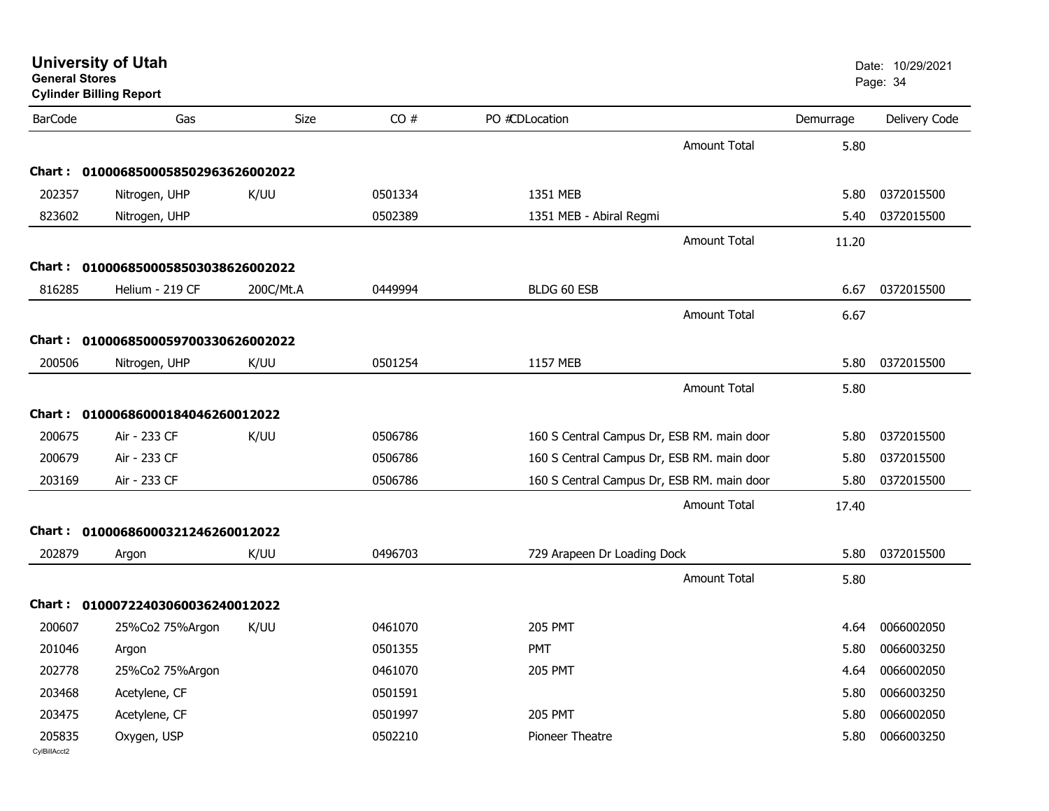# University of Utah

**General Stores**

**Cylinder Billing Report**

Date: 10/29/2021

| BarCode | Gas | Size | CO # | PO #CDLocation | Demurrage | Delivery Code |
|---|---|---|---|---|---|---|
| | | | | Amount Total | 5.80 | |
| **Chart : 01000685000585029636260020​22** | | | | | | |
| 202357 | Nitrogen, UHP | K/UU | 0501334 | 1351 MEB | 5.80 | 0372015500 |
| 823602 | Nitrogen, UHP | | 0502389 | 1351 MEB - Abiral Regmi | 5.40 | 0372015500 |
| | | | | Amount Total | 11.20 | |
| **Chart : 0100068500058503038626002022** | | | | | | |
| 816285 | Helium - 219 CF | 200C/Mt.A | 0449994 | BLDG 60 ESB | 6.67 | 0372015500 |
| | | | | Amount Total | 6.67 | |
| **Chart : 0100068500059700330626002022** | | | | | | |
| 200506 | Nitrogen, UHP | K/UU | 0501254 | 1157 MEB | 5.80 | 0372015500 |
| | | | | Amount Total | 5.80 | |
| **Chart : 0100068600018404626001​2022** | | | | | | |
| 200675 | Air - 233 CF | K/UU | 0506786 | 160 S Central Campus Dr, ESB RM. main door | 5.80 | 0372015500 |
| 200679 | Air - 233 CF | | 0506786 | 160 S Central Campus Dr, ESB RM. main door | 5.80 | 0372015500 |
| 203169 | Air - 233 CF | | 0506786 | 160 S Central Campus Dr, ESB RM. main door | 5.80 | 0372015500 |
| | | | | Amount Total | 17.40 | |
| **Chart : 0100068600032124626001​2022** | | | | | | |
| 202879 | Argon | K/UU | 0496703 | 729 Arapeen Dr Loading Dock | 5.80 | 0372015500 |
| | | | | Amount Total | 5.80 | |
| **Chart : 0100072240306003624001​2022** | | | | | | |
| 200607 | 25%Co2 75%Argon | K/UU | 0461070 | 205 PMT | 4.64 | 0066002050 |
| 201046 | Argon | | 0501355 | PMT | 5.80 | 0066003250 |
| 202778 | 25%Co2 75%Argon | | 0461070 | 205 PMT | 4.64 | 0066002050 |
| 203468 | Acetylene, CF | | 0501591 | | 5.80 | 0066003250 |
| 203475 | Acetylene, CF | | 0501997 | 205 PMT | 5.80 | 0066002050 |
| 205835 | Oxygen, USP | | 0502210 | Pioneer Theatre | 5.80 | 0066003250 |

CylBillAcct2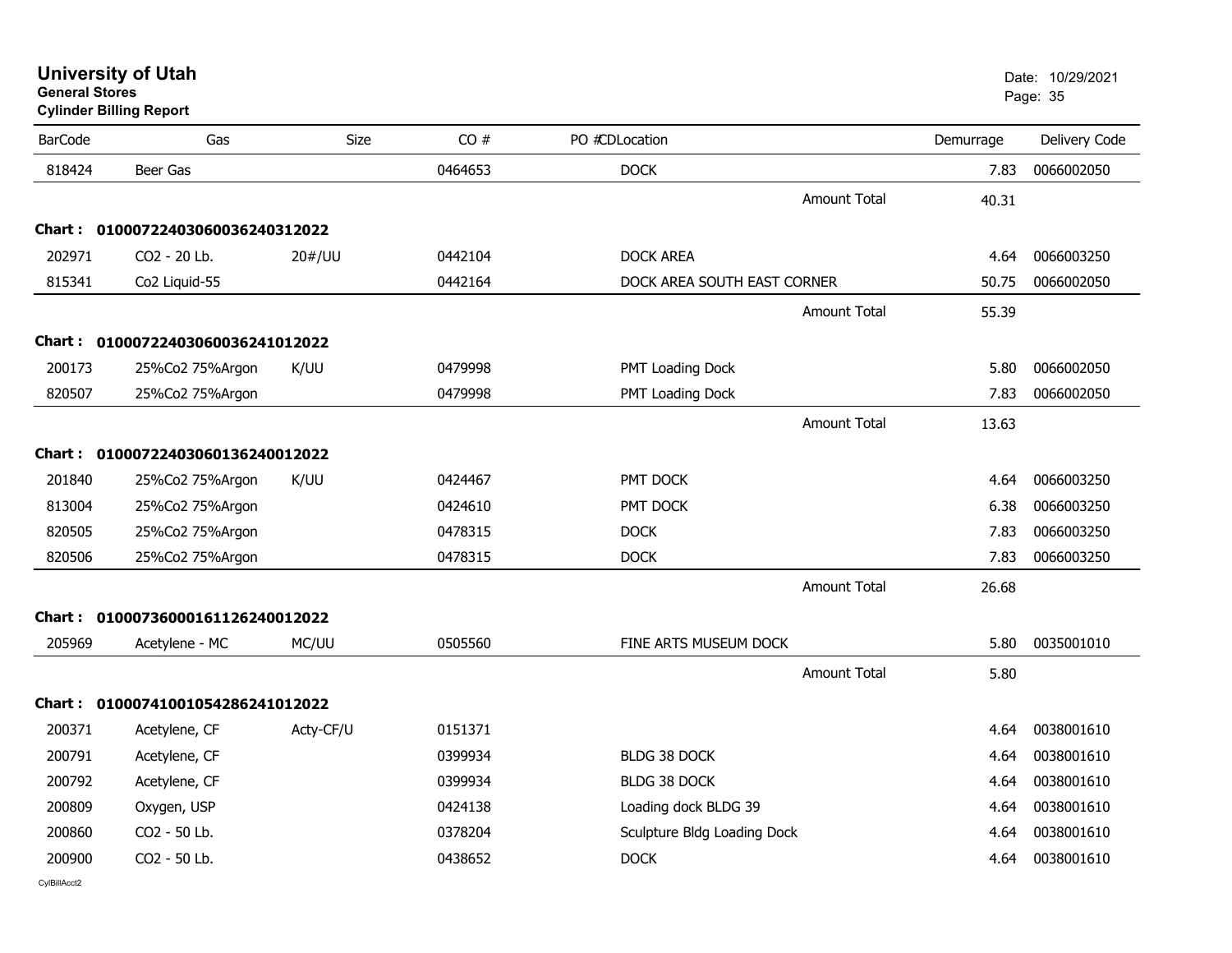# University of Utah

**General Stores**

**Cylinder Billing Report**

Date: 10/29/2021

| BarCode | Gas | Size | CO # | PO # | CD | Location | Demurrage | Delivery Code |
|---|---|---|---|---|---|---|---|---|
| 818424 | Beer Gas | | 0464653 | | | DOCK | 7.83 | 0066002050 |
| | | | | | | Amount Total | 40.31 | |
| **Chart : 01000722403060036240312022** | | | | | | | | |
| 202971 | CO2 - 20 Lb. | 20#/UU | 0442104 | | | DOCK AREA | 4.64 | 0066003250 |
| 815341 | Co2 Liquid-55 | | 0442164 | | | DOCK AREA SOUTH EAST CORNER | 50.75 | 0066002050 |
| | | | | | | Amount Total | 55.39 | |
| **Chart : 01000722403060036241012022** | | | | | | | | |
| 200173 | 25%Co2 75%Argon | K/UU | 0479998 | | | PMT Loading Dock | 5.80 | 0066002050 |
| 820507 | 25%Co2 75%Argon | | 0479998 | | | PMT Loading Dock | 7.83 | 0066002050 |
| | | | | | | Amount Total | 13.63 | |
| **Chart : 01000722403060136240012022** | | | | | | | | |
| 201840 | 25%Co2 75%Argon | K/UU | 0424467 | | | PMT DOCK | 4.64 | 0066003250 |
| 813004 | 25%Co2 75%Argon | | 0424610 | | | PMT DOCK | 6.38 | 0066003250 |
| 820505 | 25%Co2 75%Argon | | 0478315 | | | DOCK | 7.83 | 0066003250 |
| 820506 | 25%Co2 75%Argon | | 0478315 | | | DOCK | 7.83 | 0066003250 |
| | | | | | | Amount Total | 26.68 | |
| **Chart : 01000736000161126240012022** | | | | | | | | |
| 205969 | Acetylene - MC | MC/UU | 0505560 | | | FINE ARTS MUSEUM DOCK | 5.80 | 0035001010 |
| | | | | | | Amount Total | 5.80 | |
| **Chart : 01000741001054286241012022** | | | | | | | | |
| 200371 | Acetylene, CF | Acty-CF/U | 0151371 | | | | 4.64 | 0038001610 |
| 200791 | Acetylene, CF | | 0399934 | | | BLDG 38 DOCK | 4.64 | 0038001610 |
| 200792 | Acetylene, CF | | 0399934 | | | BLDG 38 DOCK | 4.64 | 0038001610 |
| 200809 | Oxygen, USP | | 0424138 | | | Loading dock BLDG 39 | 4.64 | 0038001610 |
| 200860 | CO2 - 50 Lb. | | 0378204 | | | Sculpture Bldg Loading Dock | 4.64 | 0038001610 |
| 200900 | CO2 - 50 Lb. | | 0438652 | | | DOCK | 4.64 | 0038001610 |

CylBillAcct2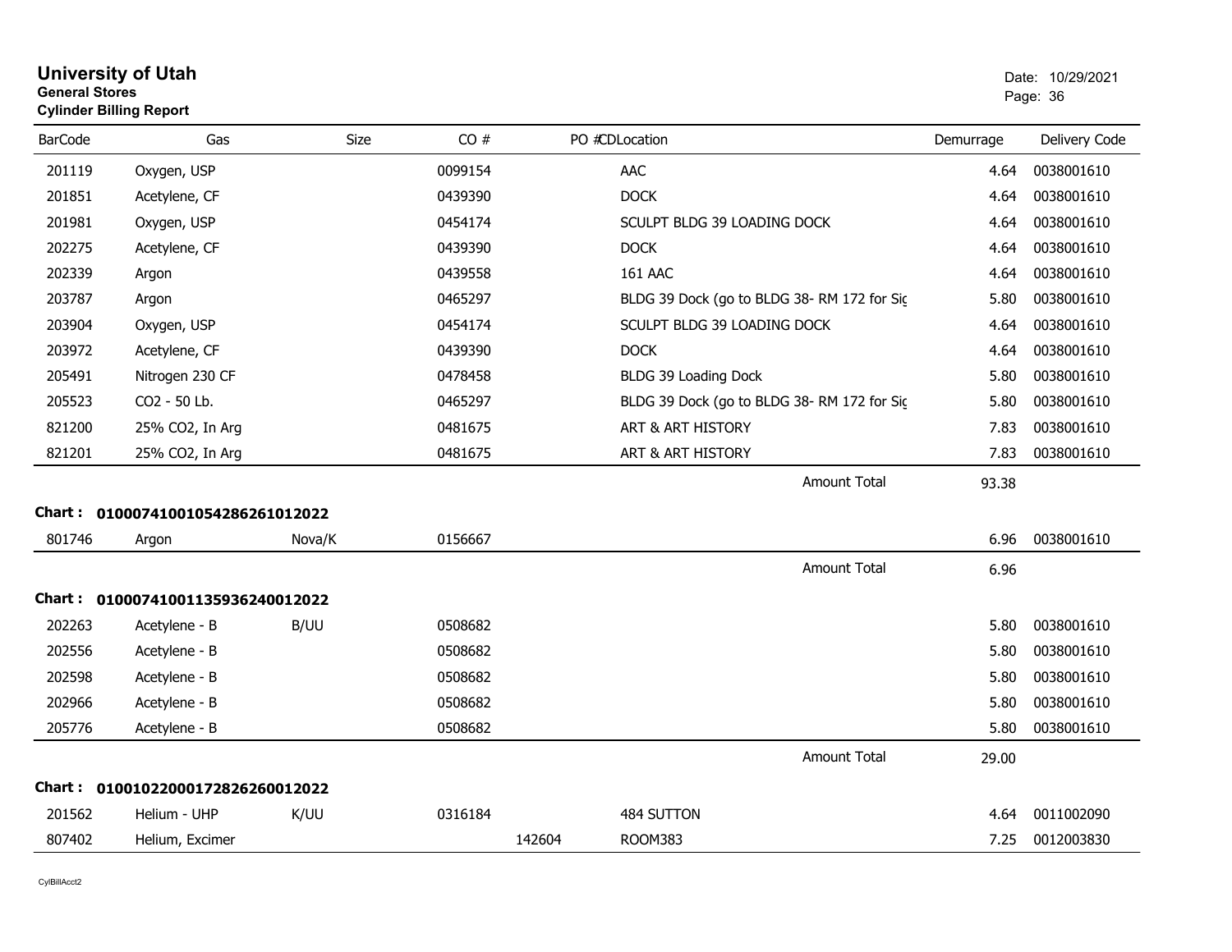# University of Utah

**General Stores**

**Cylinder Billing Report**

Date: 10/29/2021

| BarCode | Gas | Size | CO # | PO # | CD | Location | Demurrage | Delivery Code |
|---|---|---|---|---|---|---|---|---|
| 201119 | Oxygen, USP | | 0099154 | | | AAC | 4.64 | 0038001610 |
| 201851 | Acetylene, CF | | 0439390 | | | DOCK | 4.64 | 0038001610 |
| 201981 | Oxygen, USP | | 0454174 | | | SCULPT BLDG 39 LOADING DOCK | 4.64 | 0038001610 |
| 202275 | Acetylene, CF | | 0439390 | | | DOCK | 4.64 | 0038001610 |
| 202339 | Argon | | 0439558 | | | 161 AAC | 4.64 | 0038001610 |
| 203787 | Argon | | 0465297 | | | BLDG 39 Dock (go to BLDG 38- RM 172 for Sig | 5.80 | 0038001610 |
| 203904 | Oxygen, USP | | 0454174 | | | SCULPT BLDG 39 LOADING DOCK | 4.64 | 0038001610 |
| 203972 | Acetylene, CF | | 0439390 | | | DOCK | 4.64 | 0038001610 |
| 205491 | Nitrogen 230 CF | | 0478458 | | | BLDG 39 Loading Dock | 5.80 | 0038001610 |
| 205523 | CO2 - 50 Lb. | | 0465297 | | | BLDG 39 Dock (go to BLDG 38- RM 172 for Sig | 5.80 | 0038001610 |
| 821200 | 25% CO2, In Arg | | 0481675 | | | ART & ART HISTORY | 7.83 | 0038001610 |
| 821201 | 25% CO2, In Arg | | 0481675 | | | ART & ART HISTORY | 7.83 | 0038001610 |
| | | | | | | Amount Total | 93.38 | |

**Chart : 01000741001054286261012022**

| BarCode | Gas | Size | CO # | PO # | CD | Location | Demurrage | Delivery Code |
|---|---|---|---|---|---|---|---|---|
| 801746 | Argon | Nova/K | 0156667 | | | | 6.96 | 0038001610 |
| | | | | | | Amount Total | 6.96 | |

**Chart : 01000741001135936240012022**

| BarCode | Gas | Size | CO # | PO # | CD | Location | Demurrage | Delivery Code |
|---|---|---|---|---|---|---|---|---|
| 202263 | Acetylene - B | B/UU | 0508682 | | | | 5.80 | 0038001610 |
| 202556 | Acetylene - B | | 0508682 | | | | 5.80 | 0038001610 |
| 202598 | Acetylene - B | | 0508682 | | | | 5.80 | 0038001610 |
| 202966 | Acetylene - B | | 0508682 | | | | 5.80 | 0038001610 |
| 205776 | Acetylene - B | | 0508682 | | | | 5.80 | 0038001610 |
| | | | | | | Amount Total | 29.00 | |

**Chart : 01001022000172826260012022**

| BarCode | Gas | Size | CO # | PO # | CD | Location | Demurrage | Delivery Code |
|---|---|---|---|---|---|---|---|---|
| 201562 | Helium - UHP | K/UU | 0316184 | | | 484 SUTTON | 4.64 | 0011002090 |
| 807402 | Helium, Excimer | | | 142604 | | ROOM383 | 7.25 | 0012003830 |

CylBillAcct2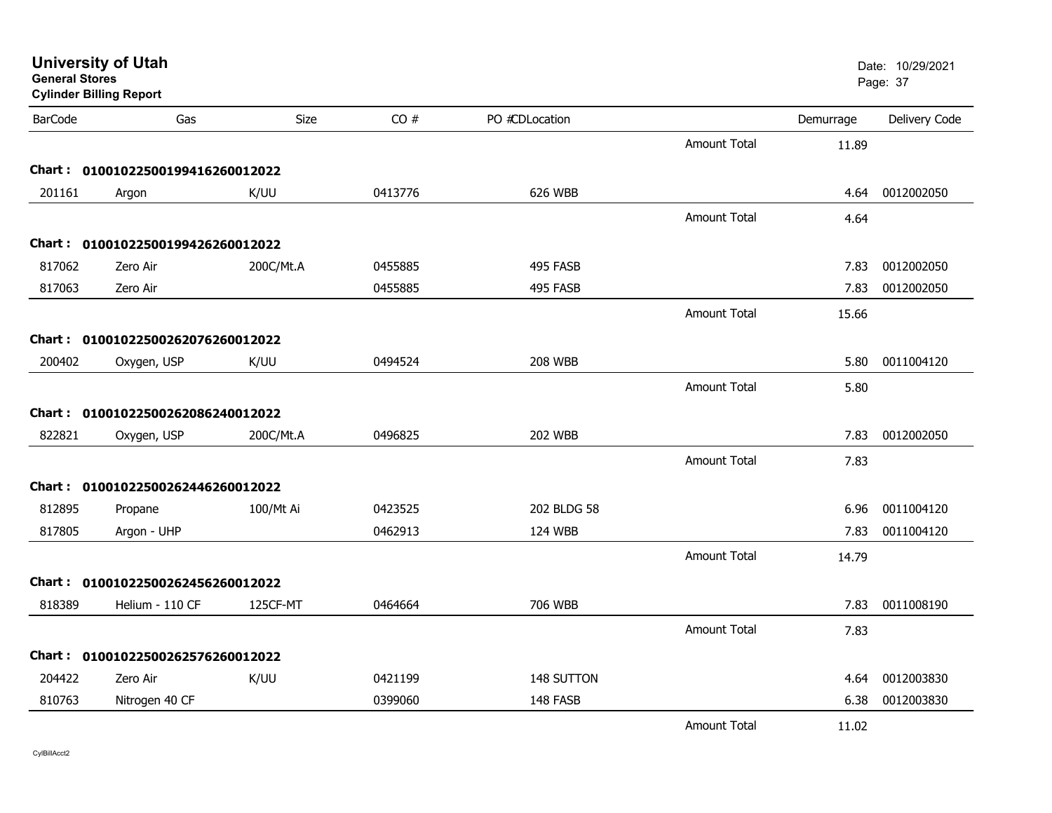**University of Utah**
**General Stores**
**Cylinder Billing Report**

Date: 10/29/2021

| BarCode | Gas | Size | CO # | PO #CDLocation | | Demurrage | Delivery Code |
|---|---|---|---|---|---|---|---|
| | | | | | Amount Total | 11.89 | |
| **Chart :** | **01001022500199416260012022** | | | | | | |
| 201161 | Argon | K/UU | 0413776 | 626 WBB | | 4.64 | 0012002050 |
| | | | | | Amount Total | 4.64 | |
| **Chart :** | **01001022500199426260012022** | | | | | | |
| 817062 | Zero Air | 200C/Mt.A | 0455885 | 495 FASB | | 7.83 | 0012002050 |
| 817063 | Zero Air | | 0455885 | 495 FASB | | 7.83 | 0012002050 |
| | | | | | Amount Total | 15.66 | |
| **Chart :** | **01001022500262076260012022** | | | | | | |
| 200402 | Oxygen, USP | K/UU | 0494524 | 208 WBB | | 5.80 | 0011004120 |
| | | | | | Amount Total | 5.80 | |
| **Chart :** | **01001022500262086240012022** | | | | | | |
| 822821 | Oxygen, USP | 200C/Mt.A | 0496825 | 202 WBB | | 7.83 | 0012002050 |
| | | | | | Amount Total | 7.83 | |
| **Chart :** | **01001022500262446260012022** | | | | | | |
| 812895 | Propane | 100/Mt Ai | 0423525 | 202 BLDG 58 | | 6.96 | 0011004120 |
| 817805 | Argon - UHP | | 0462913 | 124 WBB | | 7.83 | 0011004120 |
| | | | | | Amount Total | 14.79 | |
| **Chart :** | **01001022500262456260012022** | | | | | | |
| 818389 | Helium - 110 CF | 125CF-MT | 0464664 | 706 WBB | | 7.83 | 0011008190 |
| | | | | | Amount Total | 7.83 | |
| **Chart :** | **01001022500262576260012022** | | | | | | |
| 204422 | Zero Air | K/UU | 0421199 | 148 SUTTON | | 4.64 | 0012003830 |
| 810763 | Nitrogen 40 CF | | 0399060 | 148 FASB | | 6.38 | 0012003830 |
| | | | | | Amount Total | 11.02 | |

CylBillAcct2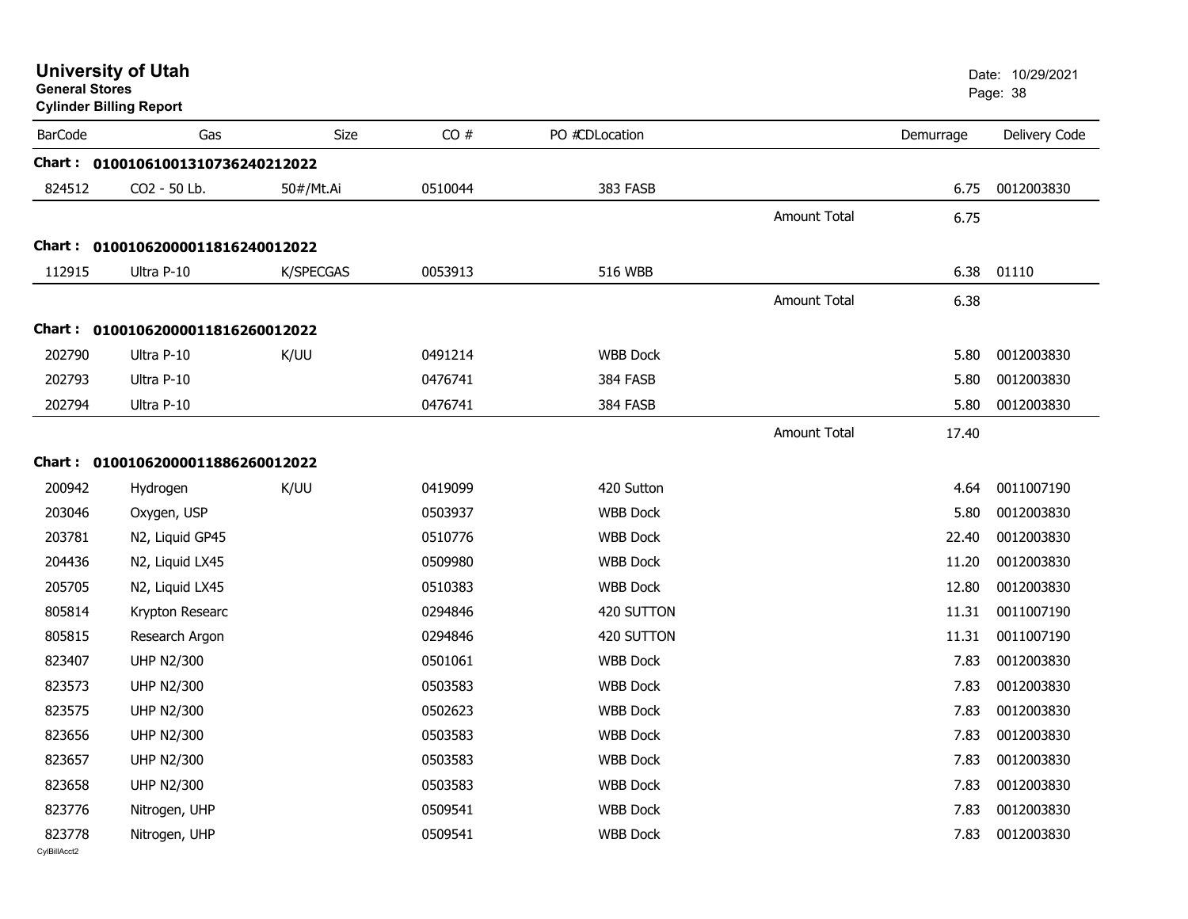# University of Utah

**General Stores**

**Cylinder Billing Report**

Date: 10/29/2021

| BarCode | Gas | Size | CO # | PO #CDLocation | | Demurrage | Delivery Code |
|---|---|---|---|---|---|---|---|
| **Chart :** | **01001061001310736240212022** | | | | | | |
| 824512 | CO2 - 50 Lb. | 50#/Mt.Ai | 0510044 | 383 FASB | | 6.75 | 0012003830 |
| | | | | | Amount Total | 6.75 | |
| **Chart :** | **01001062000011816240012022** | | | | | | |
| 112915 | Ultra P-10 | K/SPECGAS | 0053913 | 516 WBB | | 6.38 | 01110 |
| | | | | | Amount Total | 6.38 | |
| **Chart :** | **01001062000011816260012022** | | | | | | |
| 202790 | Ultra P-10 | K/UU | 0491214 | WBB Dock | | 5.80 | 0012003830 |
| 202793 | Ultra P-10 | | 0476741 | 384 FASB | | 5.80 | 0012003830 |
| 202794 | Ultra P-10 | | 0476741 | 384 FASB | | 5.80 | 0012003830 |
| | | | | | Amount Total | 17.40 | |
| **Chart :** | **01001062000011886260012022** | | | | | | |
| 200942 | Hydrogen | K/UU | 0419099 | 420 Sutton | | 4.64 | 0011007190 |
| 203046 | Oxygen, USP | | 0503937 | WBB Dock | | 5.80 | 0012003830 |
| 203781 | N2, Liquid GP45 | | 0510776 | WBB Dock | | 22.40 | 0012003830 |
| 204436 | N2, Liquid LX45 | | 0509980 | WBB Dock | | 11.20 | 0012003830 |
| 205705 | N2, Liquid LX45 | | 0510383 | WBB Dock | | 12.80 | 0012003830 |
| 805814 | Krypton Researc | | 0294846 | 420 SUTTON | | 11.31 | 0011007190 |
| 805815 | Research Argon | | 0294846 | 420 SUTTON | | 11.31 | 0011007190 |
| 823407 | UHP N2/300 | | 0501061 | WBB Dock | | 7.83 | 0012003830 |
| 823573 | UHP N2/300 | | 0503583 | WBB Dock | | 7.83 | 0012003830 |
| 823575 | UHP N2/300 | | 0502623 | WBB Dock | | 7.83 | 0012003830 |
| 823656 | UHP N2/300 | | 0503583 | WBB Dock | | 7.83 | 0012003830 |
| 823657 | UHP N2/300 | | 0503583 | WBB Dock | | 7.83 | 0012003830 |
| 823658 | UHP N2/300 | | 0503583 | WBB Dock | | 7.83 | 0012003830 |
| 823776 | Nitrogen, UHP | | 0509541 | WBB Dock | | 7.83 | 0012003830 |
| 823778 | Nitrogen, UHP | | 0509541 | WBB Dock | | 7.83 | 0012003830 |

CylBillAcct2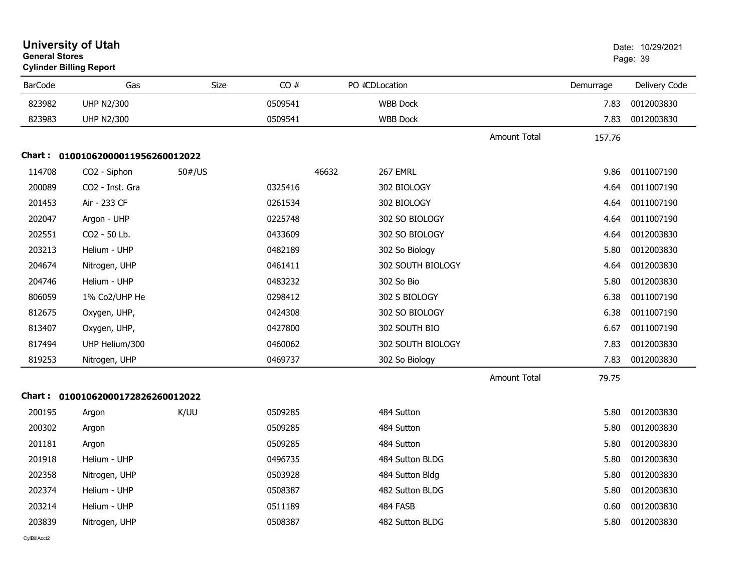# University of Utah
**General Stores**
**Cylinder Billing Report**

Date: 10/29/2021

| BarCode | Gas | Size | CO # | PO # | CDLocation | | Demurrage | Delivery Code |
|---|---|---|---|---|---|---|---|---|
| 823982 | UHP N2/300 | | 0509541 | | WBB Dock | | 7.83 | 0012003830 |
| 823983 | UHP N2/300 | | 0509541 | | WBB Dock | | 7.83 | 0012003830 |
| | | | | | | Amount Total | 157.76 | |

**Chart : 01001062000011956260012022**

| BarCode | Gas | Size | CO # | PO # | CDLocation | | Demurrage | Delivery Code |
|---|---|---|---|---|---|---|---|---|
| 114708 | CO2 - Siphon | 50#/US | | 46632 | 267 EMRL | | 9.86 | 0011007190 |
| 200089 | CO2 - Inst. Gra | | 0325416 | | 302 BIOLOGY | | 4.64 | 0011007190 |
| 201453 | Air - 233 CF | | 0261534 | | 302 BIOLOGY | | 4.64 | 0011007190 |
| 202047 | Argon - UHP | | 0225748 | | 302 SO BIOLOGY | | 4.64 | 0011007190 |
| 202551 | CO2 - 50 Lb. | | 0433609 | | 302 SO BIOLOGY | | 4.64 | 0012003830 |
| 203213 | Helium - UHP | | 0482189 | | 302 So Biology | | 5.80 | 0012003830 |
| 204674 | Nitrogen, UHP | | 0461411 | | 302 SOUTH BIOLOGY | | 4.64 | 0012003830 |
| 204746 | Helium - UHP | | 0483232 | | 302 So Bio | | 5.80 | 0012003830 |
| 806059 | 1% Co2/UHP He | | 0298412 | | 302 S BIOLOGY | | 6.38 | 0011007190 |
| 812675 | Oxygen, UHP, | | 0424308 | | 302 SO BIOLOGY | | 6.38 | 0011007190 |
| 813407 | Oxygen, UHP, | | 0427800 | | 302 SOUTH BIO | | 6.67 | 0011007190 |
| 817494 | UHP Helium/300 | | 0460062 | | 302 SOUTH BIOLOGY | | 7.83 | 0012003830 |
| 819253 | Nitrogen, UHP | | 0469737 | | 302 So Biology | | 7.83 | 0012003830 |
| | | | | | | Amount Total | 79.75 | |

**Chart : 01001062000172826260012022**

| BarCode | Gas | Size | CO # | PO # | CDLocation | | Demurrage | Delivery Code |
|---|---|---|---|---|---|---|---|---|
| 200195 | Argon | K/UU | 0509285 | | 484 Sutton | | 5.80 | 0012003830 |
| 200302 | Argon | | 0509285 | | 484 Sutton | | 5.80 | 0012003830 |
| 201181 | Argon | | 0509285 | | 484 Sutton | | 5.80 | 0012003830 |
| 201918 | Helium - UHP | | 0496735 | | 484 Sutton BLDG | | 5.80 | 0012003830 |
| 202358 | Nitrogen, UHP | | 0503928 | | 484 Sutton Bldg | | 5.80 | 0012003830 |
| 202374 | Helium - UHP | | 0508387 | | 482 Sutton BLDG | | 5.80 | 0012003830 |
| 203214 | Helium - UHP | | 0511189 | | 484 FASB | | 0.60 | 0012003830 |
| 203839 | Nitrogen, UHP | | 0508387 | | 482 Sutton BLDG | | 5.80 | 0012003830 |

CylBillAcct2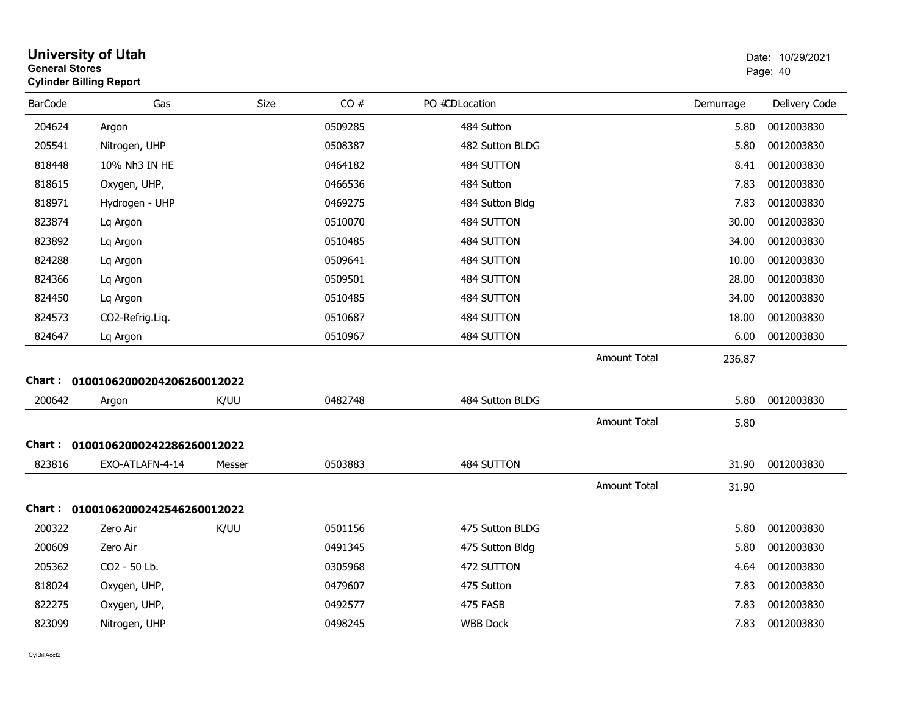# University of Utah

**General Stores**

**Cylinder Billing Report**

Date: 10/29/2021

| BarCode | Gas | Size | CO # | PO #CDLocation | | Demurrage | Delivery Code |
|---|---|---|---|---|---|---|---|
| 204624 | Argon | | 0509285 | 484 Sutton | | 5.80 | 0012003830 |
| 205541 | Nitrogen, UHP | | 0508387 | 482 Sutton BLDG | | 5.80 | 0012003830 |
| 818448 | 10% Nh3 IN HE | | 0464182 | 484 SUTTON | | 8.41 | 0012003830 |
| 818615 | Oxygen, UHP, | | 0466536 | 484 Sutton | | 7.83 | 0012003830 |
| 818971 | Hydrogen - UHP | | 0469275 | 484 Sutton Bldg | | 7.83 | 0012003830 |
| 823874 | Lq Argon | | 0510070 | 484 SUTTON | | 30.00 | 0012003830 |
| 823892 | Lq Argon | | 0510485 | 484 SUTTON | | 34.00 | 0012003830 |
| 824288 | Lq Argon | | 0509641 | 484 SUTTON | | 10.00 | 0012003830 |
| 824366 | Lq Argon | | 0509501 | 484 SUTTON | | 28.00 | 0012003830 |
| 824450 | Lq Argon | | 0510485 | 484 SUTTON | | 34.00 | 0012003830 |
| 824573 | CO2-Refrig.Liq. | | 0510687 | 484 SUTTON | | 18.00 | 0012003830 |
| 824647 | Lq Argon | | 0510967 | 484 SUTTON | | 6.00 | 0012003830 |
| | | | | | Amount Total | 236.87 | |

**Chart : 01001062000204206260012022**

| BarCode | Gas | Size | CO # | PO #CDLocation | | Demurrage | Delivery Code |
|---|---|---|---|---|---|---|---|
| 200642 | Argon | K/UU | 0482748 | 484 Sutton BLDG | | 5.80 | 0012003830 |
| | | | | | Amount Total | 5.80 | |

**Chart : 01001062000242286260012022**

| BarCode | Gas | Size | CO # | PO #CDLocation | | Demurrage | Delivery Code |
|---|---|---|---|---|---|---|---|
| 823816 | EXO-ATLAFN-4-14 | Messer | 0503883 | 484 SUTTON | | 31.90 | 0012003830 |
| | | | | | Amount Total | 31.90 | |

**Chart : 01001062000242546260012022**

| BarCode | Gas | Size | CO # | PO #CDLocation | | Demurrage | Delivery Code |
|---|---|---|---|---|---|---|---|
| 200322 | Zero Air | K/UU | 0501156 | 475 Sutton BLDG | | 5.80 | 0012003830 |
| 200609 | Zero Air | | 0491345 | 475 Sutton Bldg | | 5.80 | 0012003830 |
| 205362 | CO2 - 50 Lb. | | 0305968 | 472 SUTTON | | 4.64 | 0012003830 |
| 818024 | Oxygen, UHP, | | 0479607 | 475 Sutton | | 7.83 | 0012003830 |
| 822275 | Oxygen, UHP, | | 0492577 | 475 FASB | | 7.83 | 0012003830 |
| 823099 | Nitrogen, UHP | | 0498245 | WBB Dock | | 7.83 | 0012003830 |

CylBillAcct2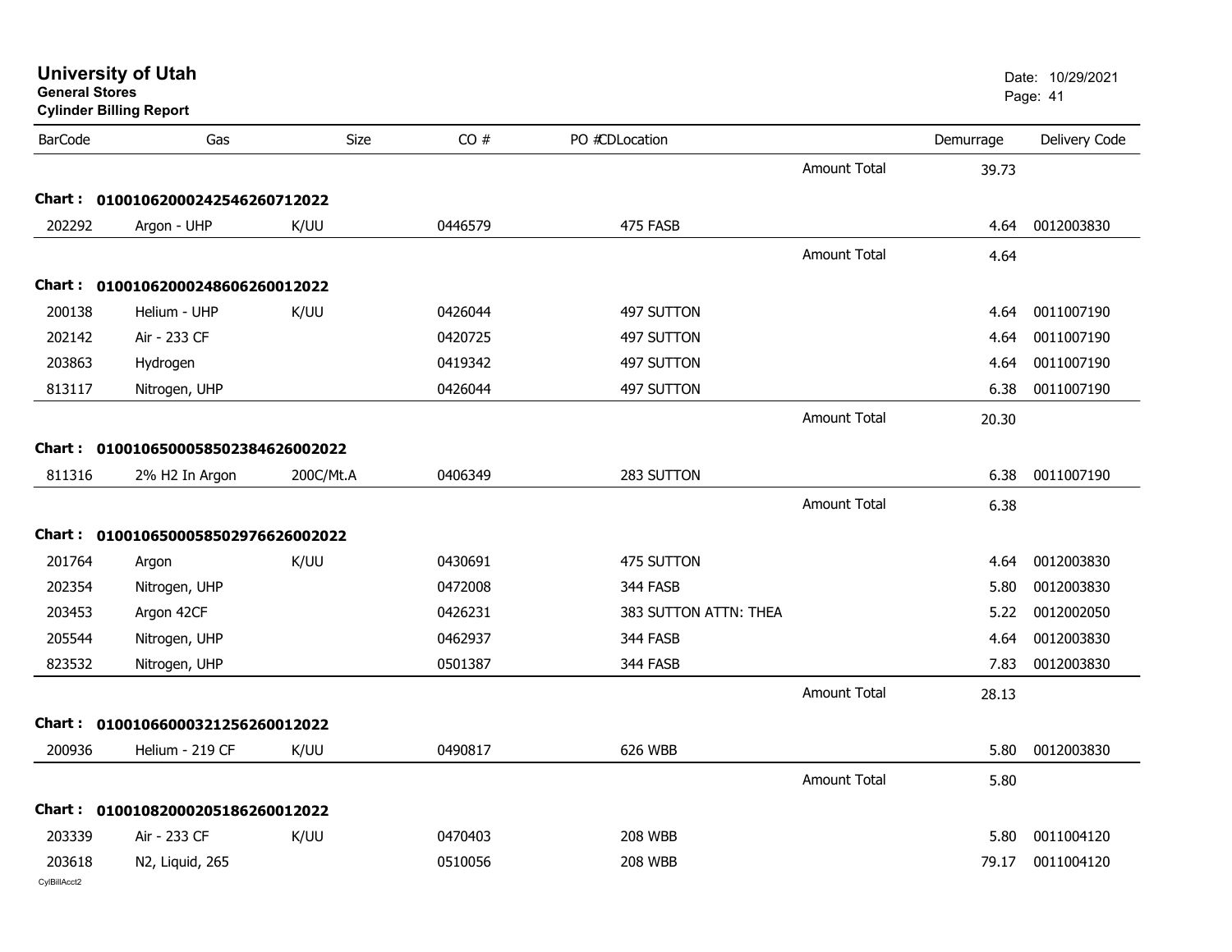# University of Utah

**General Stores**

**Cylinder Billing Report**

Date: 10/29/2021

| BarCode | Gas | Size | CO # | PO #CDLocation | | Demurrage | Delivery Code |
|---|---|---|---|---|---|---|---|
| | | | | | Amount Total | 39.73 | |
| **Chart :** | **01001062000242546260712022** | | | | | | |
| 202292 | Argon - UHP | K/UU | 0446579 | 475 FASB | | 4.64 | 0012003830 |
| | | | | | Amount Total | 4.64 | |
| **Chart :** | **01001062000248606260012022** | | | | | | |
| 200138 | Helium - UHP | K/UU | 0426044 | 497 SUTTON | | 4.64 | 0011007190 |
| 202142 | Air - 233 CF | | 0420725 | 497 SUTTON | | 4.64 | 0011007190 |
| 203863 | Hydrogen | | 0419342 | 497 SUTTON | | 4.64 | 0011007190 |
| 813117 | Nitrogen, UHP | | 0426044 | 497 SUTTON | | 6.38 | 0011007190 |
| | | | | | Amount Total | 20.30 | |
| **Chart :** | **01001065000585023846260020​22** | | | | | | |
| 811316 | 2% H2 In Argon | 200C/Mt.A | 0406349 | 283 SUTTON | | 6.38 | 0011007190 |
| | | | | | Amount Total | 6.38 | |
| **Chart :** | **01001065000585029766260020​22** | | | | | | |
| 201764 | Argon | K/UU | 0430691 | 475 SUTTON | | 4.64 | 0012003830 |
| 202354 | Nitrogen, UHP | | 0472008 | 344 FASB | | 5.80 | 0012003830 |
| 203453 | Argon 42CF | | 0426231 | 383 SUTTON ATTN: THEA | | 5.22 | 0012002050 |
| 205544 | Nitrogen, UHP | | 0462937 | 344 FASB | | 4.64 | 0012003830 |
| 823532 | Nitrogen, UHP | | 0501387 | 344 FASB | | 7.83 | 0012003830 |
| | | | | | Amount Total | 28.13 | |
| **Chart :** | **01001066000321256260012022** | | | | | | |
| 200936 | Helium - 219 CF | K/UU | 0490817 | 626 WBB | | 5.80 | 0012003830 |
| | | | | | Amount Total | 5.80 | |
| **Chart :** | **01001082000205186260012022** | | | | | | |
| 203339 | Air - 233 CF | K/UU | 0470403 | 208 WBB | | 5.80 | 0011004120 |
| 203618 | N2, Liquid, 265 | | 0510056 | 208 WBB | | 79.17 | 0011004120 |

CylBillAcct2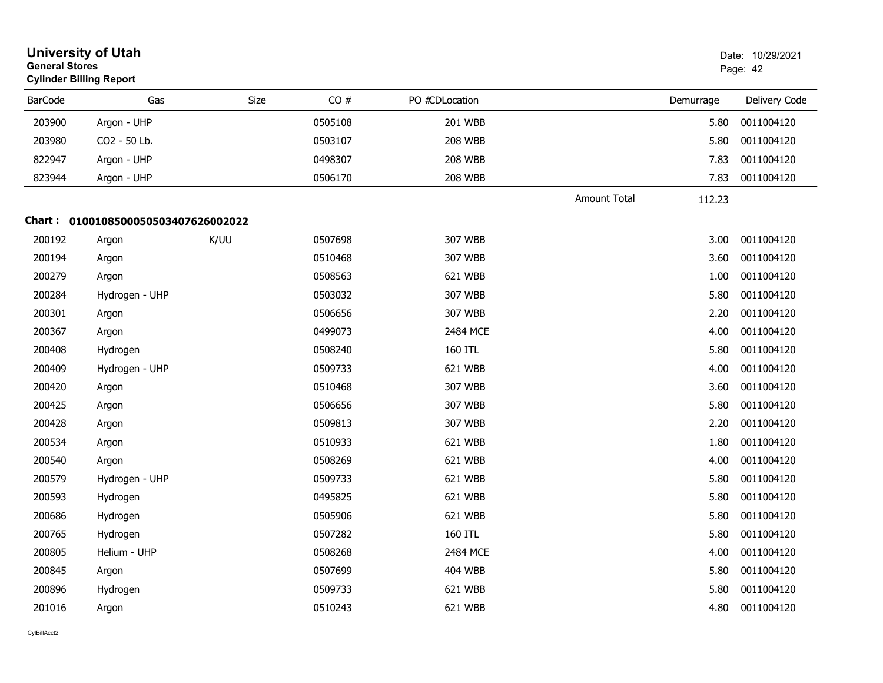**University of Utah**
**General Stores**
**Cylinder Billing Report**

Date: 10/29/2021

| BarCode | Gas | Size | CO # | PO #CDLocation | | Demurrage | Delivery Code |
|---|---|---|---|---|---|---|---|
| 203900 | Argon - UHP | | 0505108 | 201 WBB | | 5.80 | 0011004120 |
| 203980 | CO2 - 50 Lb. | | 0503107 | 208 WBB | | 5.80 | 0011004120 |
| 822947 | Argon - UHP | | 0498307 | 208 WBB | | 7.83 | 0011004120 |
| 823944 | Argon - UHP | | 0506170 | 208 WBB | | 7.83 | 0011004120 |
| | | | | | Amount Total | 112.23 | |

**Chart : 01001085000505034076260020​22**

| BarCode | Gas | Size | CO # | PO #CDLocation | Demurrage | Delivery Code |
|---|---|---|---|---|---|---|
| 200192 | Argon | K/UU | 0507698 | 307 WBB | 3.00 | 0011004120 |
| 200194 | Argon | | 0510468 | 307 WBB | 3.60 | 0011004120 |
| 200279 | Argon | | 0508563 | 621 WBB | 1.00 | 0011004120 |
| 200284 | Hydrogen - UHP | | 0503032 | 307 WBB | 5.80 | 0011004120 |
| 200301 | Argon | | 0506656 | 307 WBB | 2.20 | 0011004120 |
| 200367 | Argon | | 0499073 | 2484 MCE | 4.00 | 0011004120 |
| 200408 | Hydrogen | | 0508240 | 160 ITL | 5.80 | 0011004120 |
| 200409 | Hydrogen - UHP | | 0509733 | 621 WBB | 4.00 | 0011004120 |
| 200420 | Argon | | 0510468 | 307 WBB | 3.60 | 0011004120 |
| 200425 | Argon | | 0506656 | 307 WBB | 5.80 | 0011004120 |
| 200428 | Argon | | 0509813 | 307 WBB | 2.20 | 0011004120 |
| 200534 | Argon | | 0510933 | 621 WBB | 1.80 | 0011004120 |
| 200540 | Argon | | 0508269 | 621 WBB | 4.00 | 0011004120 |
| 200579 | Hydrogen - UHP | | 0509733 | 621 WBB | 5.80 | 0011004120 |
| 200593 | Hydrogen | | 0495825 | 621 WBB | 5.80 | 0011004120 |
| 200686 | Hydrogen | | 0505906 | 621 WBB | 5.80 | 0011004120 |
| 200765 | Hydrogen | | 0507282 | 160 ITL | 5.80 | 0011004120 |
| 200805 | Helium - UHP | | 0508268 | 2484 MCE | 4.00 | 0011004120 |
| 200845 | Argon | | 0507699 | 404 WBB | 5.80 | 0011004120 |
| 200896 | Hydrogen | | 0509733 | 621 WBB | 5.80 | 0011004120 |
| 201016 | Argon | | 0510243 | 621 WBB | 4.80 | 0011004120 |

CylBillAcct2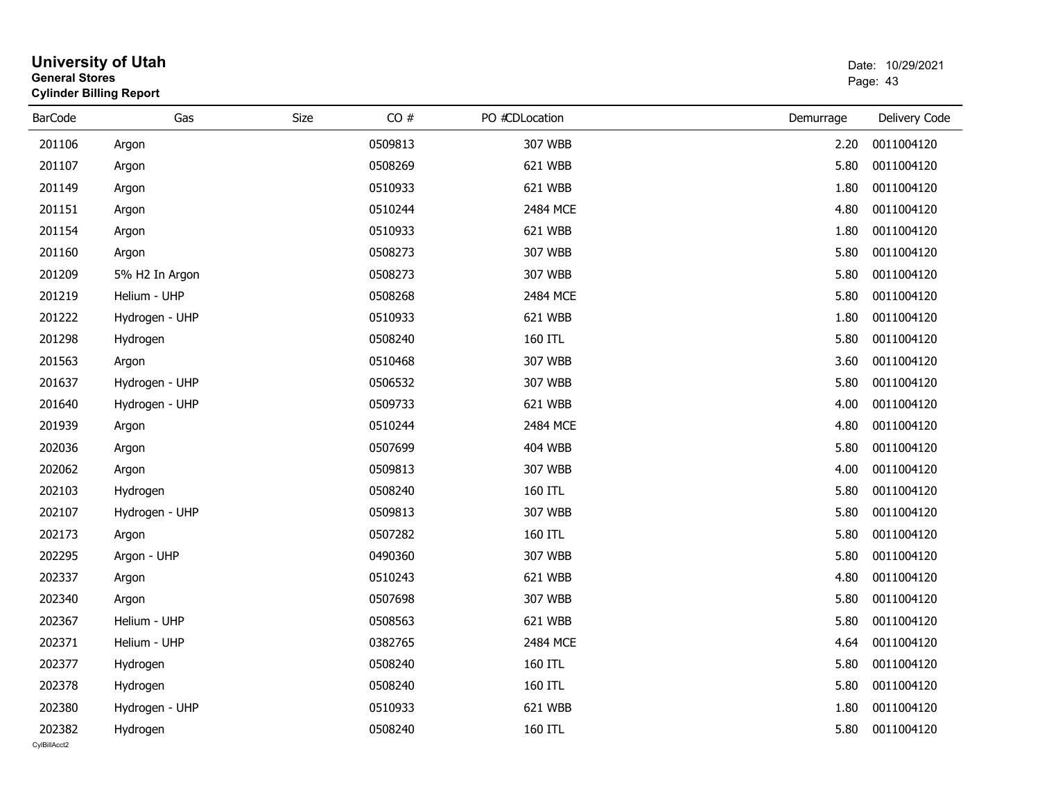# University of Utah
**General Stores**
**Cylinder Billing Report**

Date: 10/29/2021

| BarCode | Gas | Size | CO # | PO # | CDLocation | Demurrage | Delivery Code |
|---|---|---|---|---|---|---|---|
| 201106 | Argon | | 0509813 | | 307 WBB | 2.20 | 0011004120 |
| 201107 | Argon | | 0508269 | | 621 WBB | 5.80 | 0011004120 |
| 201149 | Argon | | 0510933 | | 621 WBB | 1.80 | 0011004120 |
| 201151 | Argon | | 0510244 | | 2484 MCE | 4.80 | 0011004120 |
| 201154 | Argon | | 0510933 | | 621 WBB | 1.80 | 0011004120 |
| 201160 | Argon | | 0508273 | | 307 WBB | 5.80 | 0011004120 |
| 201209 | 5% H2 In Argon | | 0508273 | | 307 WBB | 5.80 | 0011004120 |
| 201219 | Helium - UHP | | 0508268 | | 2484 MCE | 5.80 | 0011004120 |
| 201222 | Hydrogen - UHP | | 0510933 | | 621 WBB | 1.80 | 0011004120 |
| 201298 | Hydrogen | | 0508240 | | 160 ITL | 5.80 | 0011004120 |
| 201563 | Argon | | 0510468 | | 307 WBB | 3.60 | 0011004120 |
| 201637 | Hydrogen - UHP | | 0506532 | | 307 WBB | 5.80 | 0011004120 |
| 201640 | Hydrogen - UHP | | 0509733 | | 621 WBB | 4.00 | 0011004120 |
| 201939 | Argon | | 0510244 | | 2484 MCE | 4.80 | 0011004120 |
| 202036 | Argon | | 0507699 | | 404 WBB | 5.80 | 0011004120 |
| 202062 | Argon | | 0509813 | | 307 WBB | 4.00 | 0011004120 |
| 202103 | Hydrogen | | 0508240 | | 160 ITL | 5.80 | 0011004120 |
| 202107 | Hydrogen - UHP | | 0509813 | | 307 WBB | 5.80 | 0011004120 |
| 202173 | Argon | | 0507282 | | 160 ITL | 5.80 | 0011004120 |
| 202295 | Argon - UHP | | 0490360 | | 307 WBB | 5.80 | 0011004120 |
| 202337 | Argon | | 0510243 | | 621 WBB | 4.80 | 0011004120 |
| 202340 | Argon | | 0507698 | | 307 WBB | 5.80 | 0011004120 |
| 202367 | Helium - UHP | | 0508563 | | 621 WBB | 5.80 | 0011004120 |
| 202371 | Helium - UHP | | 0382765 | | 2484 MCE | 4.64 | 0011004120 |
| 202377 | Hydrogen | | 0508240 | | 160 ITL | 5.80 | 0011004120 |
| 202378 | Hydrogen | | 0508240 | | 160 ITL | 5.80 | 0011004120 |
| 202380 | Hydrogen - UHP | | 0510933 | | 621 WBB | 1.80 | 0011004120 |
| 202382 | Hydrogen | | 0508240 | | 160 ITL | 5.80 | 0011004120 |

CylBillAcct2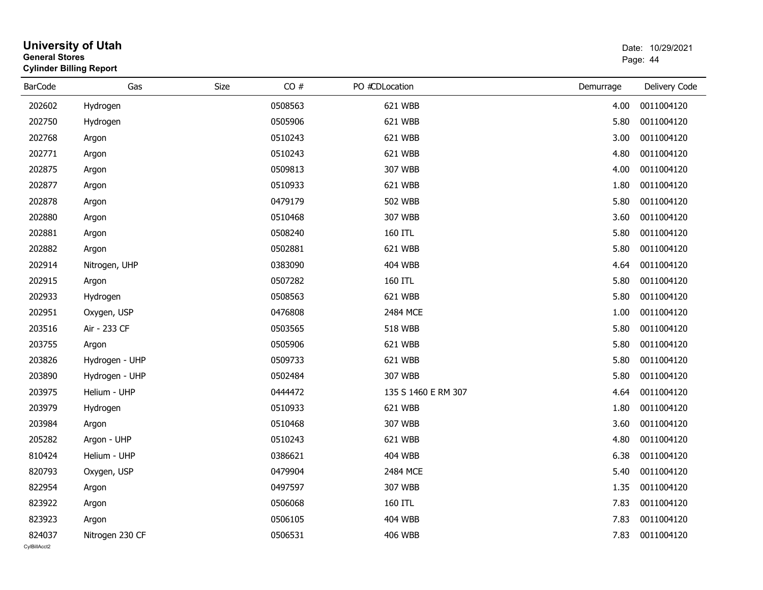# University of Utah

**General Stores**

**Cylinder Billing Report**

Date: 10/29/2021

| BarCode | Gas | Size | CO # | PO # | CDLocation | Demurrage | Delivery Code |
|---|---|---|---|---|---|---|---|
| 202602 | Hydrogen | | 0508563 | | 621 WBB | 4.00 | 0011004120 |
| 202750 | Hydrogen | | 0505906 | | 621 WBB | 5.80 | 0011004120 |
| 202768 | Argon | | 0510243 | | 621 WBB | 3.00 | 0011004120 |
| 202771 | Argon | | 0510243 | | 621 WBB | 4.80 | 0011004120 |
| 202875 | Argon | | 0509813 | | 307 WBB | 4.00 | 0011004120 |
| 202877 | Argon | | 0510933 | | 621 WBB | 1.80 | 0011004120 |
| 202878 | Argon | | 0479179 | | 502 WBB | 5.80 | 0011004120 |
| 202880 | Argon | | 0510468 | | 307 WBB | 3.60 | 0011004120 |
| 202881 | Argon | | 0508240 | | 160 ITL | 5.80 | 0011004120 |
| 202882 | Argon | | 0502881 | | 621 WBB | 5.80 | 0011004120 |
| 202914 | Nitrogen, UHP | | 0383090 | | 404 WBB | 4.64 | 0011004120 |
| 202915 | Argon | | 0507282 | | 160 ITL | 5.80 | 0011004120 |
| 202933 | Hydrogen | | 0508563 | | 621 WBB | 5.80 | 0011004120 |
| 202951 | Oxygen, USP | | 0476808 | | 2484 MCE | 1.00 | 0011004120 |
| 203516 | Air - 233 CF | | 0503565 | | 518 WBB | 5.80 | 0011004120 |
| 203755 | Argon | | 0505906 | | 621 WBB | 5.80 | 0011004120 |
| 203826 | Hydrogen - UHP | | 0509733 | | 621 WBB | 5.80 | 0011004120 |
| 203890 | Hydrogen - UHP | | 0502484 | | 307 WBB | 5.80 | 0011004120 |
| 203975 | Helium - UHP | | 0444472 | | 135 S 1460 E RM 307 | 4.64 | 0011004120 |
| 203979 | Hydrogen | | 0510933 | | 621 WBB | 1.80 | 0011004120 |
| 203984 | Argon | | 0510468 | | 307 WBB | 3.60 | 0011004120 |
| 205282 | Argon - UHP | | 0510243 | | 621 WBB | 4.80 | 0011004120 |
| 810424 | Helium - UHP | | 0386621 | | 404 WBB | 6.38 | 0011004120 |
| 820793 | Oxygen, USP | | 0479904 | | 2484 MCE | 5.40 | 0011004120 |
| 822954 | Argon | | 0497597 | | 307 WBB | 1.35 | 0011004120 |
| 823922 | Argon | | 0506068 | | 160 ITL | 7.83 | 0011004120 |
| 823923 | Argon | | 0506105 | | 404 WBB | 7.83 | 0011004120 |
| 824037 | Nitrogen 230 CF | | 0506531 | | 406 WBB | 7.83 | 0011004120 |

CylBillAcct2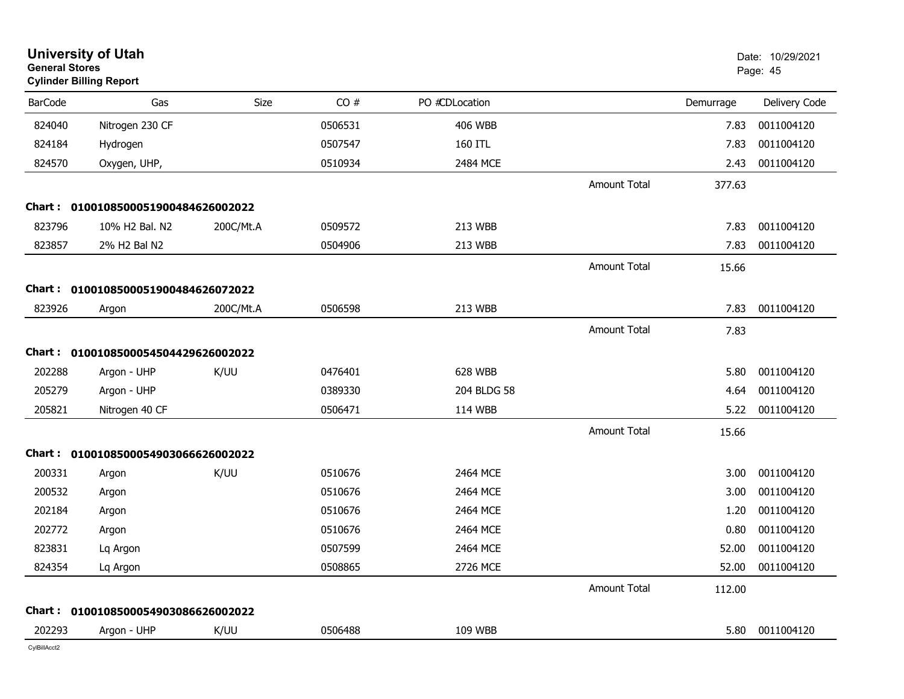# University of Utah

**General Stores**

**Cylinder Billing Report**

Date: 10/29/2021

| BarCode | Gas | Size | CO # | PO #CDLocation | | Demurrage | Delivery Code |
|---|---|---|---|---|---|---|---|
| 824040 | Nitrogen 230 CF | | 0506531 | 406 WBB | | 7.83 | 0011004120 |
| 824184 | Hydrogen | | 0507547 | 160 ITL | | 7.83 | 0011004120 |
| 824570 | Oxygen, UHP, | | 0510934 | 2484 MCE | | 2.43 | 0011004120 |
| | | | | | Amount Total | 377.63 | |
| **Chart :** | **0100108500051900484626002022** | | | | | | |
| 823796 | 10% H2 Bal. N2 | 200C/Mt.A | 0509572 | 213 WBB | | 7.83 | 0011004120 |
| 823857 | 2% H2 Bal N2 | | 0504906 | 213 WBB | | 7.83 | 0011004120 |
| | | | | | Amount Total | 15.66 | |
| **Chart :** | **0100108500051900484626072022** | | | | | | |
| 823926 | Argon | 200C/Mt.A | 0506598 | 213 WBB | | 7.83 | 0011004120 |
| | | | | | Amount Total | 7.83 | |
| **Chart :** | **0100108500054504429626002022** | | | | | | |
| 202288 | Argon - UHP | K/UU | 0476401 | 628 WBB | | 5.80 | 0011004120 |
| 205279 | Argon - UHP | | 0389330 | 204 BLDG 58 | | 4.64 | 0011004120 |
| 205821 | Nitrogen 40 CF | | 0506471 | 114 WBB | | 5.22 | 0011004120 |
| | | | | | Amount Total | 15.66 | |
| **Chart :** | **0100108500054903066626002022** | | | | | | |
| 200331 | Argon | K/UU | 0510676 | 2464 MCE | | 3.00 | 0011004120 |
| 200532 | Argon | | 0510676 | 2464 MCE | | 3.00 | 0011004120 |
| 202184 | Argon | | 0510676 | 2464 MCE | | 1.20 | 0011004120 |
| 202772 | Argon | | 0510676 | 2464 MCE | | 0.80 | 0011004120 |
| 823831 | Lq Argon | | 0507599 | 2464 MCE | | 52.00 | 0011004120 |
| 824354 | Lq Argon | | 0508865 | 2726 MCE | | 52.00 | 0011004120 |
| | | | | | Amount Total | 112.00 | |
| **Chart :** | **0100108500054903086626002022** | | | | | | |
| 202293 | Argon - UHP | K/UU | 0506488 | 109 WBB | | 5.80 | 0011004120 |

CylBillAcct2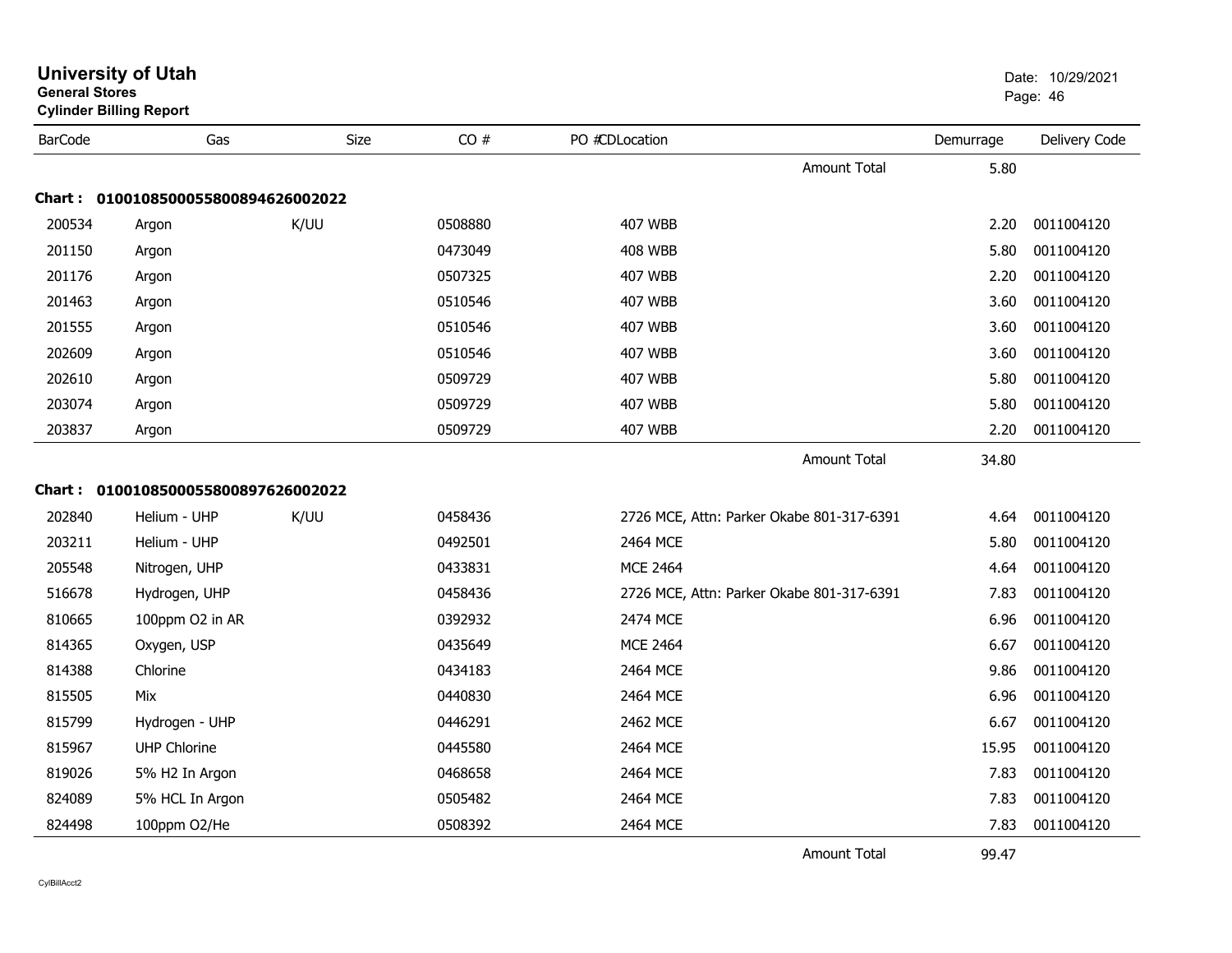# University of Utah
**General Stores**
**Cylinder Billing Report**

Date: 10/29/2021

| BarCode | Gas | Size | CO # | PO # | CDLocation | Demurrage | Delivery Code |
|---|---|---|---|---|---|---|---|
| | | | | | Amount Total | 5.80 | |

**Chart : 01001085000558008946260002022**

| BarCode | Gas | Size | CO # | PO # | CDLocation | Demurrage | Delivery Code |
|---|---|---|---|---|---|---|---|
| 200534 | Argon | K/UU | 0508880 | | 407 WBB | 2.20 | 0011004120 |
| 201150 | Argon | | 0473049 | | 408 WBB | 5.80 | 0011004120 |
| 201176 | Argon | | 0507325 | | 407 WBB | 2.20 | 0011004120 |
| 201463 | Argon | | 0510546 | | 407 WBB | 3.60 | 0011004120 |
| 201555 | Argon | | 0510546 | | 407 WBB | 3.60 | 0011004120 |
| 202609 | Argon | | 0510546 | | 407 WBB | 3.60 | 0011004120 |
| 202610 | Argon | | 0509729 | | 407 WBB | 5.80 | 0011004120 |
| 203074 | Argon | | 0509729 | | 407 WBB | 5.80 | 0011004120 |
| 203837 | Argon | | 0509729 | | 407 WBB | 2.20 | 0011004120 |
| | | | | | Amount Total | 34.80 | |

**Chart : 01001085000558008976260002022**

| BarCode | Gas | Size | CO # | PO # | CDLocation | Demurrage | Delivery Code |
|---|---|---|---|---|---|---|---|
| 202840 | Helium - UHP | K/UU | 0458436 | | 2726 MCE, Attn: Parker Okabe 801-317-6391 | 4.64 | 0011004120 |
| 203211 | Helium - UHP | | 0492501 | | 2464 MCE | 5.80 | 0011004120 |
| 205548 | Nitrogen, UHP | | 0433831 | | MCE 2464 | 4.64 | 0011004120 |
| 516678 | Hydrogen, UHP | | 0458436 | | 2726 MCE, Attn: Parker Okabe 801-317-6391 | 7.83 | 0011004120 |
| 810665 | 100ppm O2 in AR | | 0392932 | | 2474 MCE | 6.96 | 0011004120 |
| 814365 | Oxygen, USP | | 0435649 | | MCE 2464 | 6.67 | 0011004120 |
| 814388 | Chlorine | | 0434183 | | 2464 MCE | 9.86 | 0011004120 |
| 815505 | Mix | | 0440830 | | 2464 MCE | 6.96 | 0011004120 |
| 815799 | Hydrogen - UHP | | 0446291 | | 2462 MCE | 6.67 | 0011004120 |
| 815967 | UHP Chlorine | | 0445580 | | 2464 MCE | 15.95 | 0011004120 |
| 819026 | 5% H2 In Argon | | 0468658 | | 2464 MCE | 7.83 | 0011004120 |
| 824089 | 5% HCL In Argon | | 0505482 | | 2464 MCE | 7.83 | 0011004120 |
| 824498 | 100ppm O2/He | | 0508392 | | 2464 MCE | 7.83 | 0011004120 |
| | | | | | Amount Total | 99.47 | |

CylBillAcct2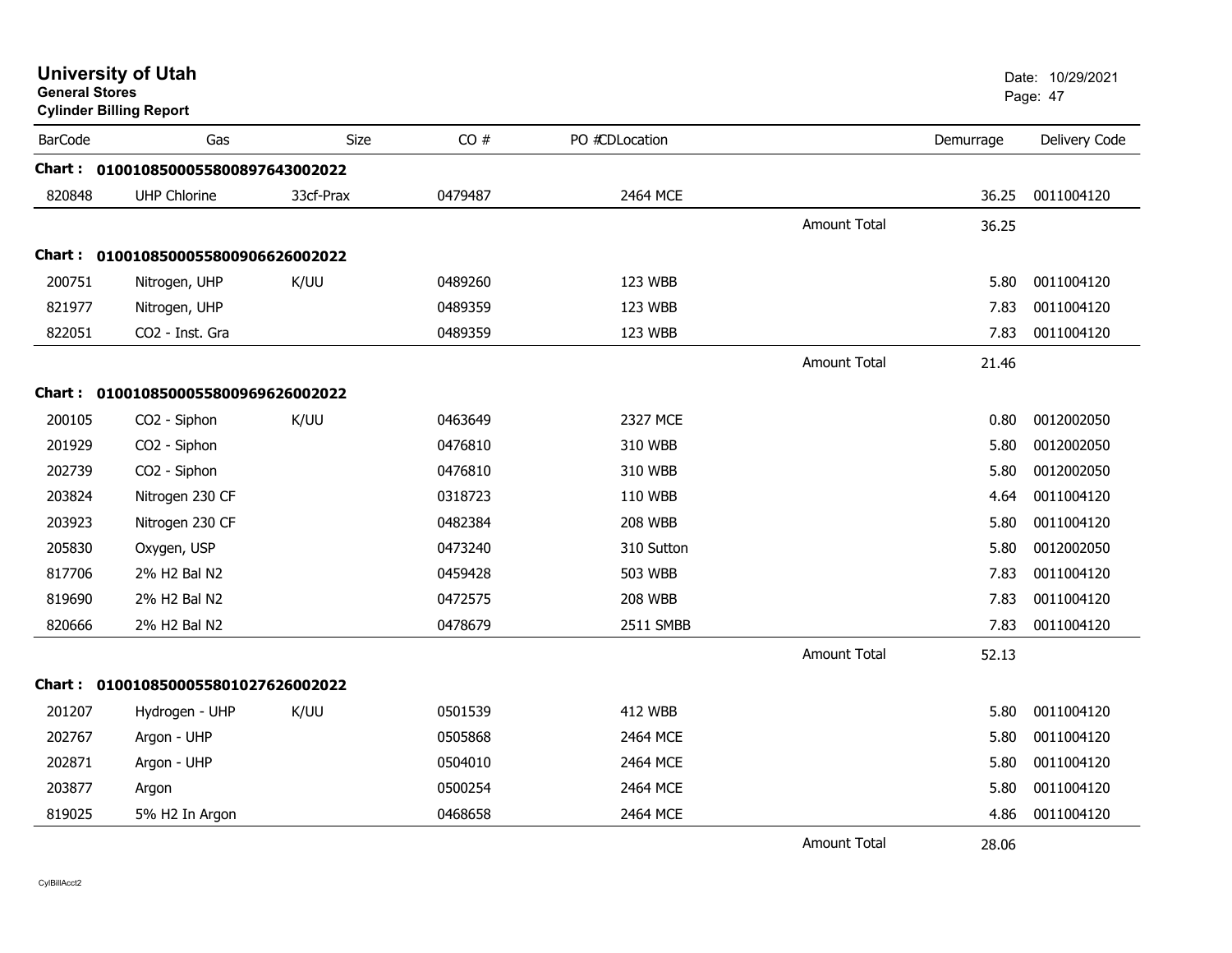# University of Utah
**General Stores**
**Cylinder Billing Report**

Date: 10/29/2021

| BarCode | Gas | Size | CO # | PO #CDLocation | | Demurrage | Delivery Code |
|---|---|---|---|---|---|---|---|
| **Chart : 01001085000558008976430020222** | | | | | | | |
| 820848 | UHP Chlorine | 33cf-Prax | 0479487 | 2464 MCE | | 36.25 | 0011004120 |
| | | | | | Amount Total | 36.25 | |
| **Chart : 01001085000558009066260020222** | | | | | | | |
| 200751 | Nitrogen, UHP | K/UU | 0489260 | 123 WBB | | 5.80 | 0011004120 |
| 821977 | Nitrogen, UHP | | 0489359 | 123 WBB | | 7.83 | 0011004120 |
| 822051 | CO2 - Inst. Gra | | 0489359 | 123 WBB | | 7.83 | 0011004120 |
| | | | | | Amount Total | 21.46 | |
| **Chart : 01001085000558009696260020222** | | | | | | | |
| 200105 | CO2 - Siphon | K/UU | 0463649 | 2327 MCE | | 0.80 | 0012002050 |
| 201929 | CO2 - Siphon | | 0476810 | 310 WBB | | 5.80 | 0012002050 |
| 202739 | CO2 - Siphon | | 0476810 | 310 WBB | | 5.80 | 0012002050 |
| 203824 | Nitrogen 230 CF | | 0318723 | 110 WBB | | 4.64 | 0011004120 |
| 203923 | Nitrogen 230 CF | | 0482384 | 208 WBB | | 5.80 | 0011004120 |
| 205830 | Oxygen, USP | | 0473240 | 310 Sutton | | 5.80 | 0012002050 |
| 817706 | 2% H2 Bal N2 | | 0459428 | 503 WBB | | 7.83 | 0011004120 |
| 819690 | 2% H2 Bal N2 | | 0472575 | 208 WBB | | 7.83 | 0011004120 |
| 820666 | 2% H2 Bal N2 | | 0478679 | 2511 SMBB | | 7.83 | 0011004120 |
| | | | | | Amount Total | 52.13 | |
| **Chart : 01001085000558010276260020222** | | | | | | | |
| 201207 | Hydrogen - UHP | K/UU | 0501539 | 412 WBB | | 5.80 | 0011004120 |
| 202767 | Argon - UHP | | 0505868 | 2464 MCE | | 5.80 | 0011004120 |
| 202871 | Argon - UHP | | 0504010 | 2464 MCE | | 5.80 | 0011004120 |
| 203877 | Argon | | 0500254 | 2464 MCE | | 5.80 | 0011004120 |
| 819025 | 5% H2 In Argon | | 0468658 | 2464 MCE | | 4.86 | 0011004120 |
| | | | | | Amount Total | 28.06 | |

CylBillAcct2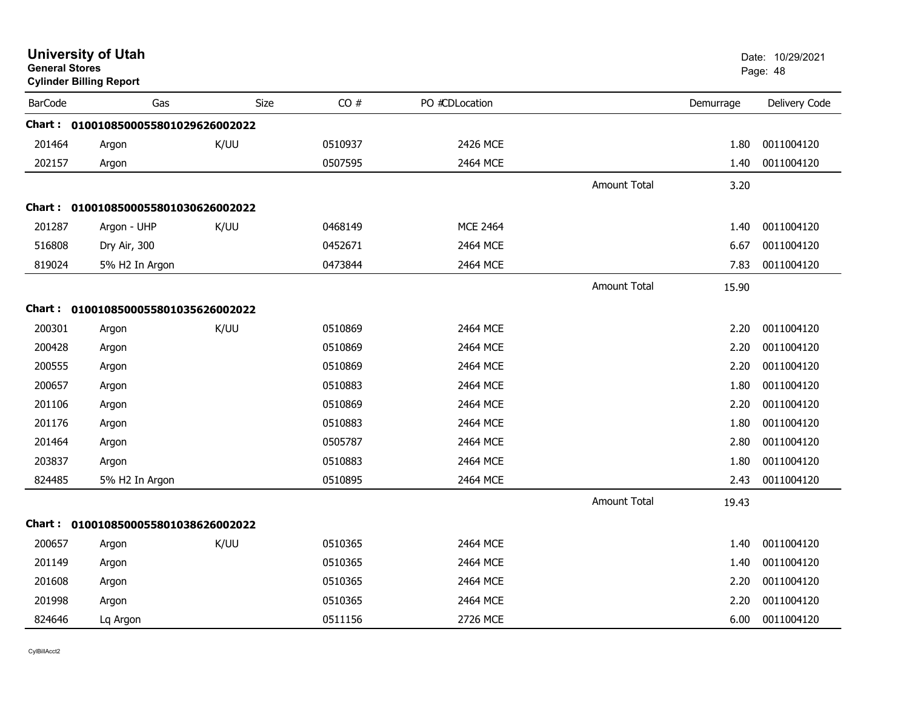# University of Utah

**General Stores**

**Cylinder Billing Report**

Date: 10/29/2021

| BarCode | Gas | Size | CO # | PO #CDLocation | | Demurrage | Delivery Code |
|---|---|---|---|---|---|---|---|
| **Chart :** | **01001085000558010296260020​22** | | | | | | |
| 201464 | Argon | K/UU | 0510937 | 2426 MCE | | 1.80 | 0011004120 |
| 202157 | Argon | | 0507595 | 2464 MCE | | 1.40 | 0011004120 |
| | | | | | Amount Total | 3.20 | |
| **Chart :** | **01001085000558010306260020​22** | | | | | | |
| 201287 | Argon - UHP | K/UU | 0468149 | MCE 2464 | | 1.40 | 0011004120 |
| 516808 | Dry Air, 300 | | 0452671 | 2464 MCE | | 6.67 | 0011004120 |
| 819024 | 5% H2 In Argon | | 0473844 | 2464 MCE | | 7.83 | 0011004120 |
| | | | | | Amount Total | 15.90 | |
| **Chart :** | **01001085000558010356260020​22** | | | | | | |
| 200301 | Argon | K/UU | 0510869 | 2464 MCE | | 2.20 | 0011004120 |
| 200428 | Argon | | 0510869 | 2464 MCE | | 2.20 | 0011004120 |
| 200555 | Argon | | 0510869 | 2464 MCE | | 2.20 | 0011004120 |
| 200657 | Argon | | 0510883 | 2464 MCE | | 1.80 | 0011004120 |
| 201106 | Argon | | 0510869 | 2464 MCE | | 2.20 | 0011004120 |
| 201176 | Argon | | 0510883 | 2464 MCE | | 1.80 | 0011004120 |
| 201464 | Argon | | 0505787 | 2464 MCE | | 2.80 | 0011004120 |
| 203837 | Argon | | 0510883 | 2464 MCE | | 1.80 | 0011004120 |
| 824485 | 5% H2 In Argon | | 0510895 | 2464 MCE | | 2.43 | 0011004120 |
| | | | | | Amount Total | 19.43 | |
| **Chart :** | **01001085000558010386260020​22** | | | | | | |
| 200657 | Argon | K/UU | 0510365 | 2464 MCE | | 1.40 | 0011004120 |
| 201149 | Argon | | 0510365 | 2464 MCE | | 1.40 | 0011004120 |
| 201608 | Argon | | 0510365 | 2464 MCE | | 2.20 | 0011004120 |
| 201998 | Argon | | 0510365 | 2464 MCE | | 2.20 | 0011004120 |
| 824646 | Lq Argon | | 0511156 | 2726 MCE | | 6.00 | 0011004120 |

CylBillAcct2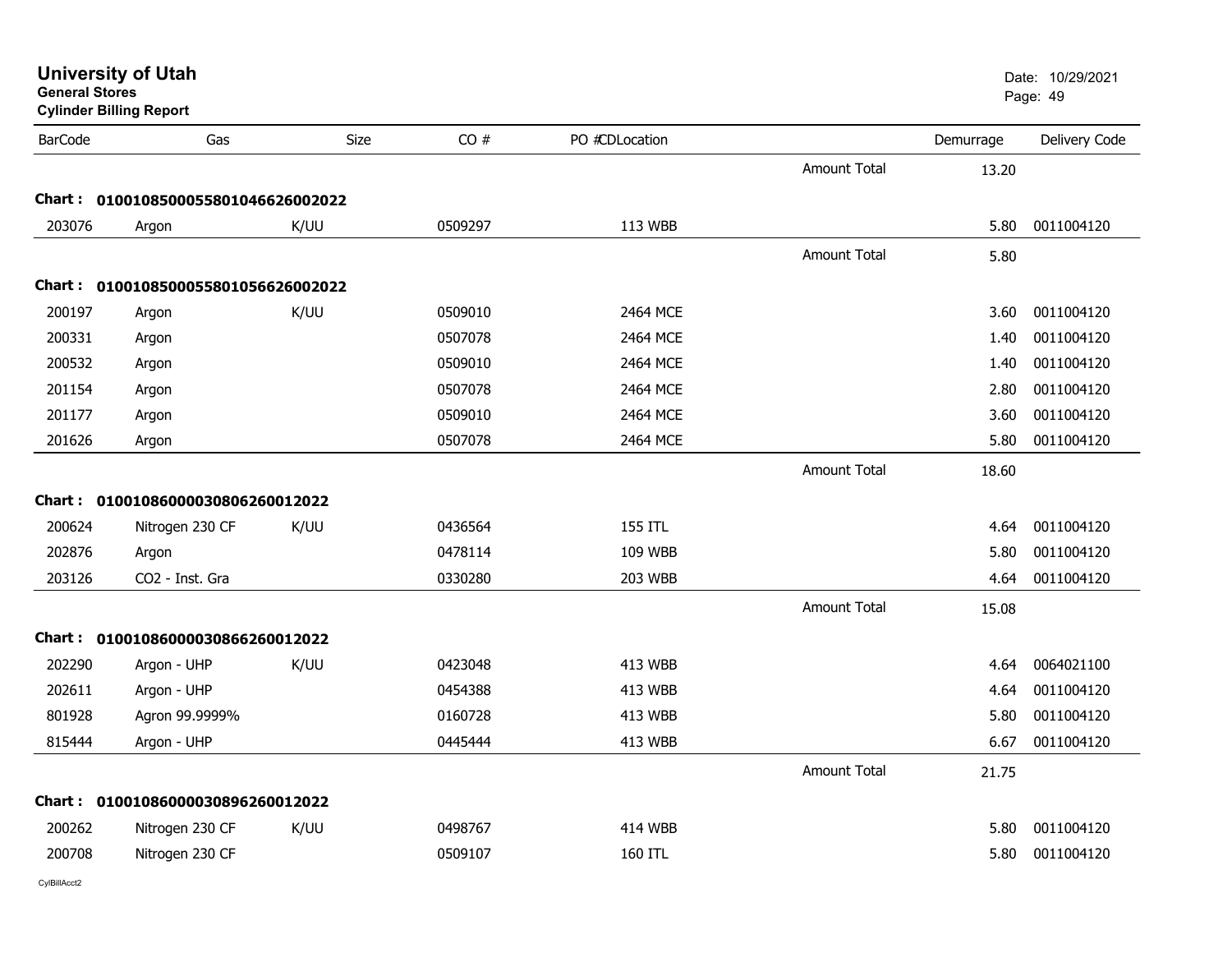# University of Utah
**General Stores**
**Cylinder Billing Report**

Date: 10/29/2021

| BarCode | Gas | Size | CO # | PO #CDLocation | | Demurrage | Delivery Code |
|---|---|---|---|---|---|---|---|
| | | | | | Amount Total | 13.20 | |
| **Chart : 01001085000558010466260020222** | | | | | | | |
| 203076 | Argon | K/UU | 0509297 | 113 WBB | | 5.80 | 0011004120 |
| | | | | | Amount Total | 5.80 | |
| **Chart : 01001085000558010566260020222** | | | | | | | |
| 200197 | Argon | K/UU | 0509010 | 2464 MCE | | 3.60 | 0011004120 |
| 200331 | Argon | | 0507078 | 2464 MCE | | 1.40 | 0011004120 |
| 200532 | Argon | | 0509010 | 2464 MCE | | 1.40 | 0011004120 |
| 201154 | Argon | | 0507078 | 2464 MCE | | 2.80 | 0011004120 |
| 201177 | Argon | | 0509010 | 2464 MCE | | 3.60 | 0011004120 |
| 201626 | Argon | | 0507078 | 2464 MCE | | 5.80 | 0011004120 |
| | | | | | Amount Total | 18.60 | |
| **Chart : 01001086000030806260012022** | | | | | | | |
| 200624 | Nitrogen 230 CF | K/UU | 0436564 | 155 ITL | | 4.64 | 0011004120 |
| 202876 | Argon | | 0478114 | 109 WBB | | 5.80 | 0011004120 |
| 203126 | CO2 - Inst. Gra | | 0330280 | 203 WBB | | 4.64 | 0011004120 |
| | | | | | Amount Total | 15.08 | |
| **Chart : 01001086000030866260012022** | | | | | | | |
| 202290 | Argon - UHP | K/UU | 0423048 | 413 WBB | | 4.64 | 0064021100 |
| 202611 | Argon - UHP | | 0454388 | 413 WBB | | 4.64 | 0011004120 |
| 801928 | Agron 99.9999% | | 0160728 | 413 WBB | | 5.80 | 0011004120 |
| 815444 | Argon - UHP | | 0445444 | 413 WBB | | 6.67 | 0011004120 |
| | | | | | Amount Total | 21.75 | |
| **Chart : 01001086000030896260012022** | | | | | | | |
| 200262 | Nitrogen 230 CF | K/UU | 0498767 | 414 WBB | | 5.80 | 0011004120 |
| 200708 | Nitrogen 230 CF | | 0509107 | 160 ITL | | 5.80 | 0011004120 |

CylBillAcct2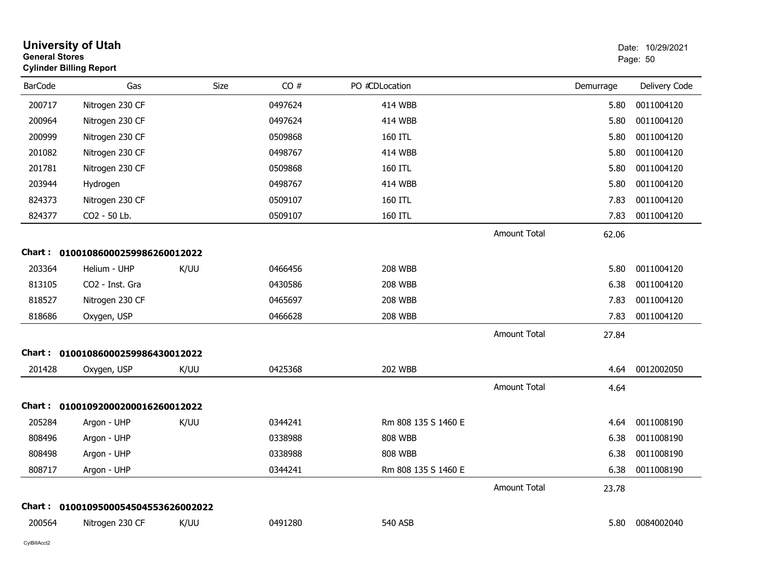**University of Utah**
**General Stores**
**Cylinder Billing Report**

Date: 10/29/2021

| BarCode | Gas | Size | CO # | PO # | CD | Location | | Demurrage | Delivery Code |
|---|---|---|---|---|---|---|---|---|---|
| 200717 | Nitrogen 230 CF | | 0497624 | | | 414 WBB | | 5.80 | 0011004120 |
| 200964 | Nitrogen 230 CF | | 0497624 | | | 414 WBB | | 5.80 | 0011004120 |
| 200999 | Nitrogen 230 CF | | 0509868 | | | 160 ITL | | 5.80 | 0011004120 |
| 201082 | Nitrogen 230 CF | | 0498767 | | | 414 WBB | | 5.80 | 0011004120 |
| 201781 | Nitrogen 230 CF | | 0509868 | | | 160 ITL | | 5.80 | 0011004120 |
| 203944 | Hydrogen | | 0498767 | | | 414 WBB | | 5.80 | 0011004120 |
| 824373 | Nitrogen 230 CF | | 0509107 | | | 160 ITL | | 7.83 | 0011004120 |
| 824377 | CO2 - 50 Lb. | | 0509107 | | | 160 ITL | | 7.83 | 0011004120 |
| | | | | | | | Amount Total | 62.06 | |

**Chart : 01001086000259986260012022**

| BarCode | Gas | Size | CO # | PO # | CD | Location | | Demurrage | Delivery Code |
|---|---|---|---|---|---|---|---|---|---|
| 203364 | Helium - UHP | K/UU | 0466456 | | | 208 WBB | | 5.80 | 0011004120 |
| 813105 | CO2 - Inst. Gra | | 0430586 | | | 208 WBB | | 6.38 | 0011004120 |
| 818527 | Nitrogen 230 CF | | 0465697 | | | 208 WBB | | 7.83 | 0011004120 |
| 818686 | Oxygen, USP | | 0466628 | | | 208 WBB | | 7.83 | 0011004120 |
| | | | | | | | Amount Total | 27.84 | |

**Chart : 01001086000259986430012022**

| BarCode | Gas | Size | CO # | PO # | CD | Location | | Demurrage | Delivery Code |
|---|---|---|---|---|---|---|---|---|---|
| 201428 | Oxygen, USP | K/UU | 0425368 | | | 202 WBB | | 4.64 | 0012002050 |
| | | | | | | | Amount Total | 4.64 | |

**Chart : 01001092000200016260012022**

| BarCode | Gas | Size | CO # | PO # | CD | Location | | Demurrage | Delivery Code |
|---|---|---|---|---|---|---|---|---|---|
| 205284 | Argon - UHP | K/UU | 0344241 | | | Rm 808 135 S 1460 E | | 4.64 | 0011008190 |
| 808496 | Argon - UHP | | 0338988 | | | 808 WBB | | 6.38 | 0011008190 |
| 808498 | Argon - UHP | | 0338988 | | | 808 WBB | | 6.38 | 0011008190 |
| 808717 | Argon - UHP | | 0344241 | | | Rm 808 135 S 1460 E | | 6.38 | 0011008190 |
| | | | | | | | Amount Total | 23.78 | |

**Chart : 01001095000545045536260020​22**

| BarCode | Gas | Size | CO # | PO # | CD | Location | | Demurrage | Delivery Code |
|---|---|---|---|---|---|---|---|---|---|
| 200564 | Nitrogen 230 CF | K/UU | 0491280 | | | 540 ASB | | 5.80 | 0084002040 |

CylBillAcct2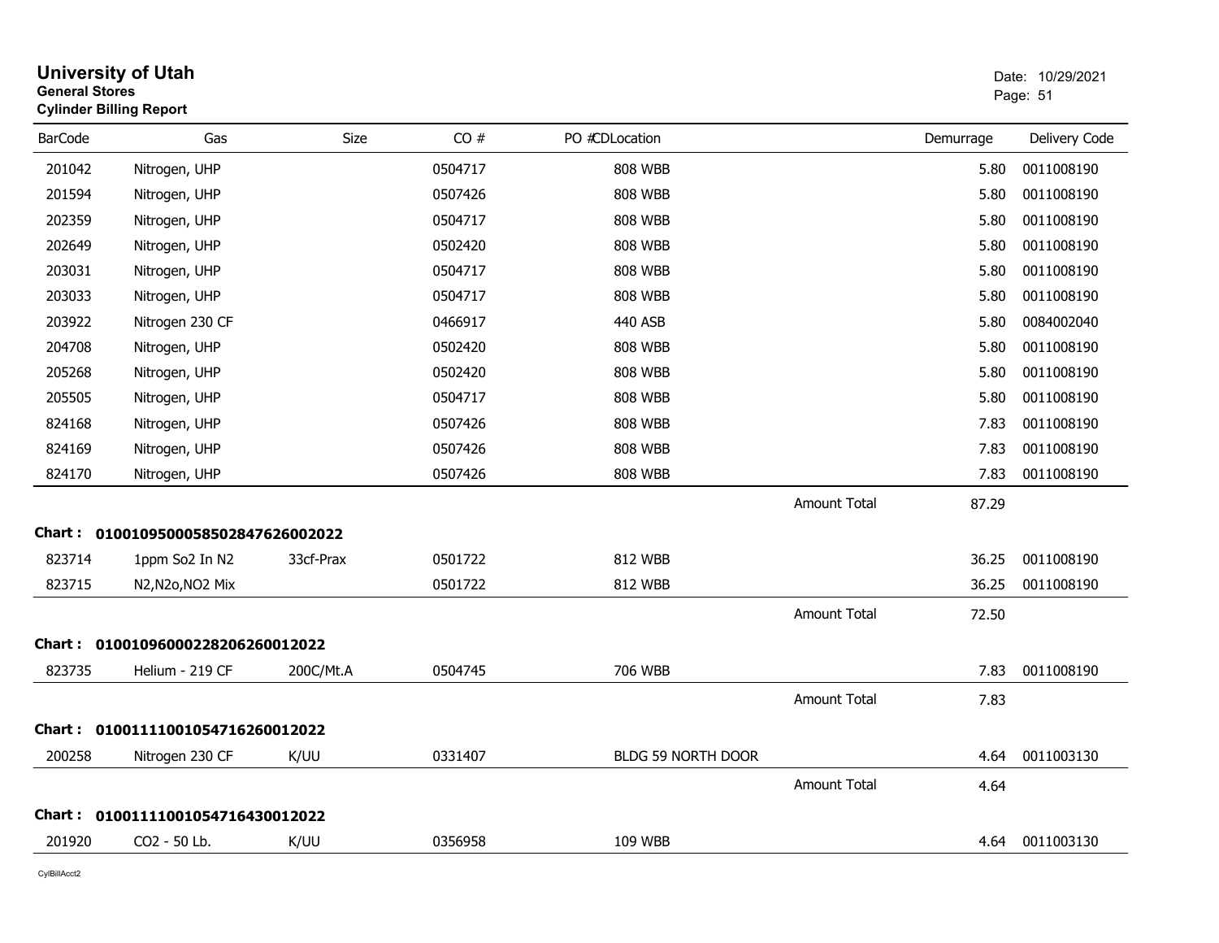# University of Utah
**General Stores**
**Cylinder Billing Report**

Date: 10/29/2021

| BarCode | Gas | Size | CO # | PO # | CDLocation | | Demurrage | Delivery Code |
|---|---|---|---|---|---|---|---|---|
| 201042 | Nitrogen, UHP | | 0504717 | | 808 WBB | | 5.80 | 0011008190 |
| 201594 | Nitrogen, UHP | | 0507426 | | 808 WBB | | 5.80 | 0011008190 |
| 202359 | Nitrogen, UHP | | 0504717 | | 808 WBB | | 5.80 | 0011008190 |
| 202649 | Nitrogen, UHP | | 0502420 | | 808 WBB | | 5.80 | 0011008190 |
| 203031 | Nitrogen, UHP | | 0504717 | | 808 WBB | | 5.80 | 0011008190 |
| 203033 | Nitrogen, UHP | | 0504717 | | 808 WBB | | 5.80 | 0011008190 |
| 203922 | Nitrogen 230 CF | | 0466917 | | 440 ASB | | 5.80 | 0084002040 |
| 204708 | Nitrogen, UHP | | 0502420 | | 808 WBB | | 5.80 | 0011008190 |
| 205268 | Nitrogen, UHP | | 0502420 | | 808 WBB | | 5.80 | 0011008190 |
| 205505 | Nitrogen, UHP | | 0504717 | | 808 WBB | | 5.80 | 0011008190 |
| 824168 | Nitrogen, UHP | | 0507426 | | 808 WBB | | 7.83 | 0011008190 |
| 824169 | Nitrogen, UHP | | 0507426 | | 808 WBB | | 7.83 | 0011008190 |
| 824170 | Nitrogen, UHP | | 0507426 | | 808 WBB | | 7.83 | 0011008190 |
| | | | | | | Amount Total | 87.29 | |

**Chart : 01001095000585028476260020​22**

| BarCode | Gas | Size | CO # | PO # | CDLocation | | Demurrage | Delivery Code |
|---|---|---|---|---|---|---|---|---|
| 823714 | 1ppm So2 In N2 | 33cf-Prax | 0501722 | | 812 WBB | | 36.25 | 0011008190 |
| 823715 | N2,N2o,NO2 Mix | | 0501722 | | 812 WBB | | 36.25 | 0011008190 |
| | | | | | | Amount Total | 72.50 | |

**Chart : 01001096000228206260012022**

| BarCode | Gas | Size | CO # | PO # | CDLocation | | Demurrage | Delivery Code |
|---|---|---|---|---|---|---|---|---|
| 823735 | Helium - 219 CF | 200C/Mt.A | 0504745 | | 706 WBB | | 7.83 | 0011008190 |
| | | | | | | Amount Total | 7.83 | |

**Chart : 01001111001054716260012022**

| BarCode | Gas | Size | CO # | PO # | CDLocation | | Demurrage | Delivery Code |
|---|---|---|---|---|---|---|---|---|
| 200258 | Nitrogen 230 CF | K/UU | 0331407 | | BLDG 59 NORTH DOOR | | 4.64 | 0011003130 |
| | | | | | | Amount Total | 4.64 | |

**Chart : 01001111001054716430012022**

| BarCode | Gas | Size | CO # | PO # | CDLocation | | Demurrage | Delivery Code |
|---|---|---|---|---|---|---|---|---|
| 201920 | CO2 - 50 Lb. | K/UU | 0356958 | | 109 WBB | | 4.64 | 0011003130 |

CylBillAcct2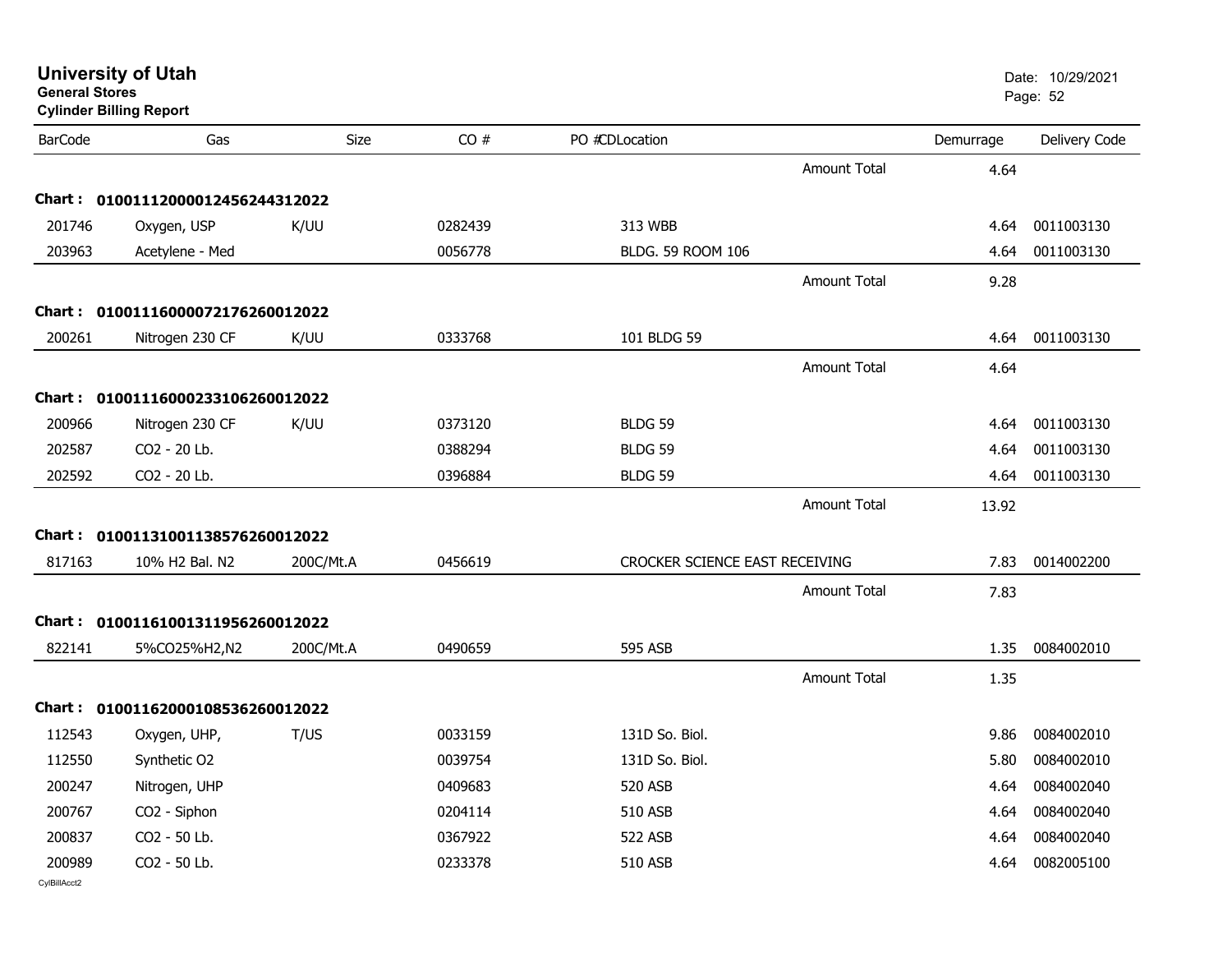# University of Utah

**General Stores**

**Cylinder Billing Report**

Date: 10/29/2021

| BarCode | Gas | Size | CO # | PO # | CD | Location | | Demurrage | Delivery Code |
|---|---|---|---|---|---|---|---|---|---|
| | | | | | | | Amount Total | 4.64 | |
| **Chart :** | **0100111200001245624431 2022** | | | | | | | | |
| 201746 | Oxygen, USP | K/UU | 0282439 | | | 313 WBB | | 4.64 | 0011003130 |
| 203963 | Acetylene - Med | | 0056778 | | | BLDG. 59 ROOM 106 | | 4.64 | 0011003130 |
| | | | | | | | Amount Total | 9.28 | |
| **Chart :** | **0100111600007217626001 2022** | | | | | | | | |
| 200261 | Nitrogen 230 CF | K/UU | 0333768 | | | 101 BLDG 59 | | 4.64 | 0011003130 |
| | | | | | | | Amount Total | 4.64 | |
| **Chart :** | **0100111600023310626001 2022** | | | | | | | | |
| 200966 | Nitrogen 230 CF | K/UU | 0373120 | | | BLDG 59 | | 4.64 | 0011003130 |
| 202587 | CO2 - 20 Lb. | | 0388294 | | | BLDG 59 | | 4.64 | 0011003130 |
| 202592 | CO2 - 20 Lb. | | 0396884 | | | BLDG 59 | | 4.64 | 0011003130 |
| | | | | | | | Amount Total | 13.92 | |
| **Chart :** | **0100113100113857626001 2022** | | | | | | | | |
| 817163 | 10% H2 Bal. N2 | 200C/Mt.A | 0456619 | | | CROCKER SCIENCE EAST RECEIVING | | 7.83 | 0014002200 |
| | | | | | | | Amount Total | 7.83 | |
| **Chart :** | **0100116100131195626001 2022** | | | | | | | | |
| 822141 | 5%CO25%H2,N2 | 200C/Mt.A | 0490659 | | | 595 ASB | | 1.35 | 0084002010 |
| | | | | | | | Amount Total | 1.35 | |
| **Chart :** | **0100116200010853626001 2022** | | | | | | | | |
| 112543 | Oxygen, UHP, | T/US | 0033159 | | | 131D So. Biol. | | 9.86 | 0084002010 |
| 112550 | Synthetic O2 | | 0039754 | | | 131D So. Biol. | | 5.80 | 0084002010 |
| 200247 | Nitrogen, UHP | | 0409683 | | | 520 ASB | | 4.64 | 0084002040 |
| 200767 | CO2 - Siphon | | 0204114 | | | 510 ASB | | 4.64 | 0084002040 |
| 200837 | CO2 - 50 Lb. | | 0367922 | | | 522 ASB | | 4.64 | 0084002040 |
| 200989 | CO2 - 50 Lb. | | 0233378 | | | 510 ASB | | 4.64 | 0082005100 |

CylBillAcct2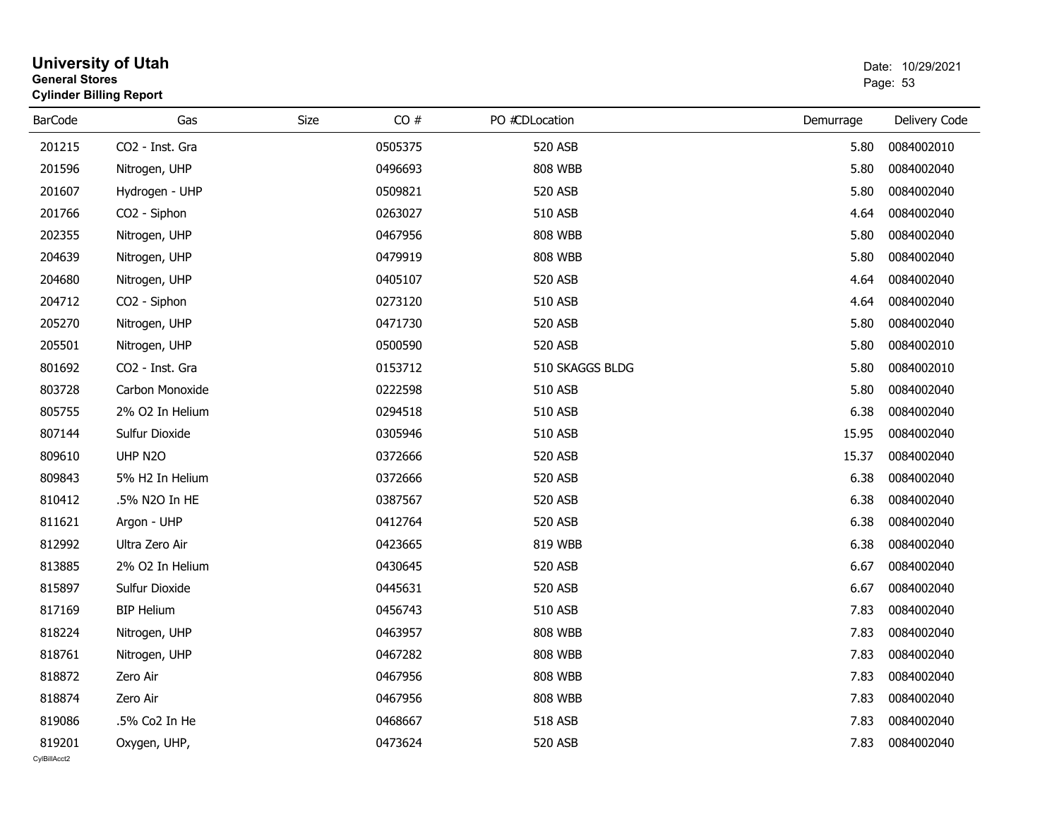# University of Utah

**General Stores**

**Cylinder Billing Report**

Date: 10/29/2021

| BarCode | Gas | Size | CO # | PO # | CDLocation | Demurrage | Delivery Code |
|---|---|---|---|---|---|---|---|
| 201215 | CO2 - Inst. Gra | | 0505375 | | 520 ASB | 5.80 | 0084002010 |
| 201596 | Nitrogen, UHP | | 0496693 | | 808 WBB | 5.80 | 0084002040 |
| 201607 | Hydrogen - UHP | | 0509821 | | 520 ASB | 5.80 | 0084002040 |
| 201766 | CO2 - Siphon | | 0263027 | | 510 ASB | 4.64 | 0084002040 |
| 202355 | Nitrogen, UHP | | 0467956 | | 808 WBB | 5.80 | 0084002040 |
| 204639 | Nitrogen, UHP | | 0479919 | | 808 WBB | 5.80 | 0084002040 |
| 204680 | Nitrogen, UHP | | 0405107 | | 520 ASB | 4.64 | 0084002040 |
| 204712 | CO2 - Siphon | | 0273120 | | 510 ASB | 4.64 | 0084002040 |
| 205270 | Nitrogen, UHP | | 0471730 | | 520 ASB | 5.80 | 0084002040 |
| 205501 | Nitrogen, UHP | | 0500590 | | 520 ASB | 5.80 | 0084002010 |
| 801692 | CO2 - Inst. Gra | | 0153712 | | 510 SKAGGS BLDG | 5.80 | 0084002010 |
| 803728 | Carbon Monoxide | | 0222598 | | 510 ASB | 5.80 | 0084002040 |
| 805755 | 2% O2 In Helium | | 0294518 | | 510 ASB | 6.38 | 0084002040 |
| 807144 | Sulfur Dioxide | | 0305946 | | 510 ASB | 15.95 | 0084002040 |
| 809610 | UHP N2O | | 0372666 | | 520 ASB | 15.37 | 0084002040 |
| 809843 | 5% H2 In Helium | | 0372666 | | 520 ASB | 6.38 | 0084002040 |
| 810412 | .5% N2O In HE | | 0387567 | | 520 ASB | 6.38 | 0084002040 |
| 811621 | Argon - UHP | | 0412764 | | 520 ASB | 6.38 | 0084002040 |
| 812992 | Ultra Zero Air | | 0423665 | | 819 WBB | 6.38 | 0084002040 |
| 813885 | 2% O2 In Helium | | 0430645 | | 520 ASB | 6.67 | 0084002040 |
| 815897 | Sulfur Dioxide | | 0445631 | | 520 ASB | 6.67 | 0084002040 |
| 817169 | BIP Helium | | 0456743 | | 510 ASB | 7.83 | 0084002040 |
| 818224 | Nitrogen, UHP | | 0463957 | | 808 WBB | 7.83 | 0084002040 |
| 818761 | Nitrogen, UHP | | 0467282 | | 808 WBB | 7.83 | 0084002040 |
| 818872 | Zero Air | | 0467956 | | 808 WBB | 7.83 | 0084002040 |
| 818874 | Zero Air | | 0467956 | | 808 WBB | 7.83 | 0084002040 |
| 819086 | .5% Co2 In He | | 0468667 | | 518 ASB | 7.83 | 0084002040 |
| 819201 | Oxygen, UHP, | | 0473624 | | 520 ASB | 7.83 | 0084002040 |

CylBillAcct2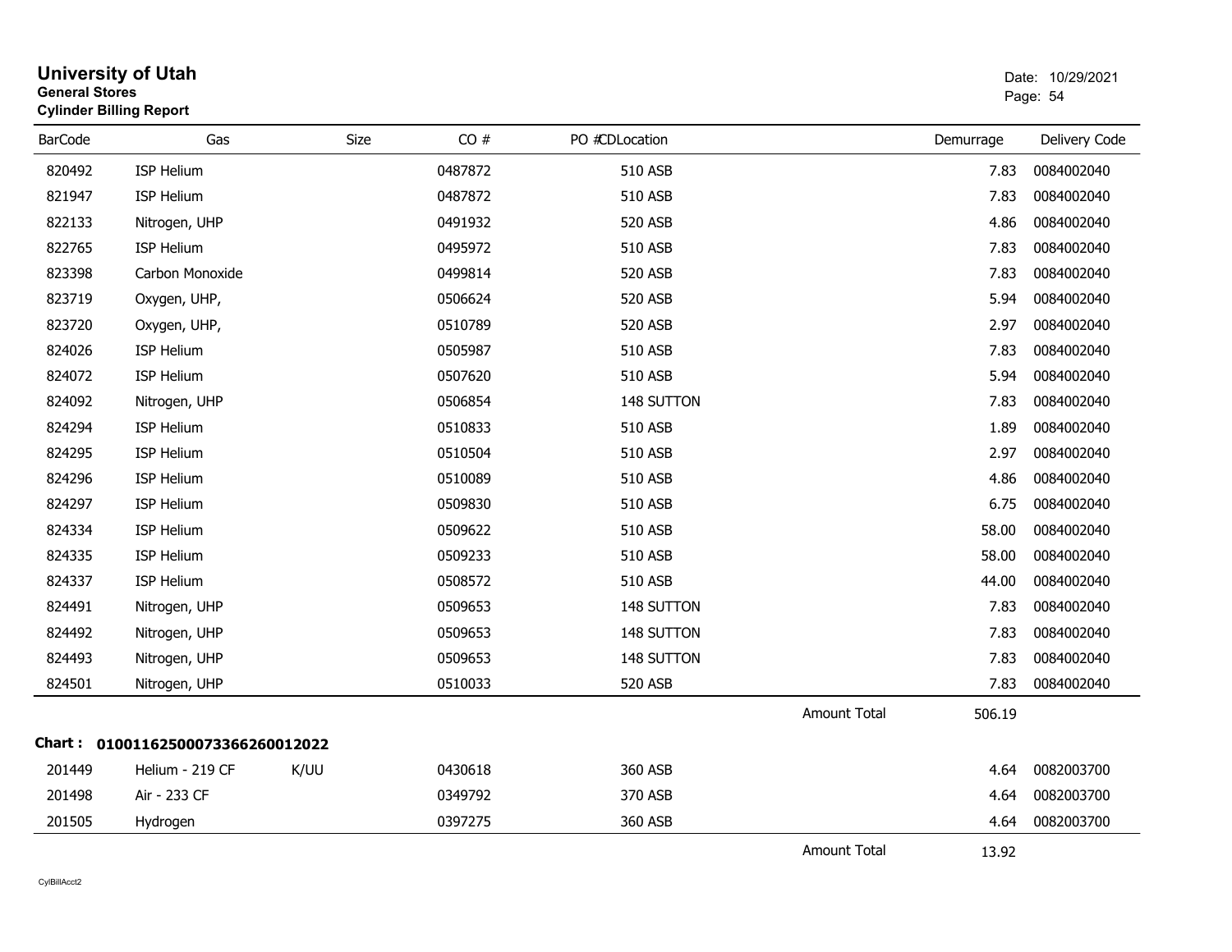# University of Utah
**General Stores**
**Cylinder Billing Report**

Date: 10/29/2021

| BarCode | Gas | Size | CO # | PO #CDLocation | | Demurrage | Delivery Code |
|---|---|---|---|---|---|---|---|
| 820492 | ISP Helium | | 0487872 | 510 ASB | | 7.83 | 0084002040 |
| 821947 | ISP Helium | | 0487872 | 510 ASB | | 7.83 | 0084002040 |
| 822133 | Nitrogen, UHP | | 0491932 | 520 ASB | | 4.86 | 0084002040 |
| 822765 | ISP Helium | | 0495972 | 510 ASB | | 7.83 | 0084002040 |
| 823398 | Carbon Monoxide | | 0499814 | 520 ASB | | 7.83 | 0084002040 |
| 823719 | Oxygen, UHP, | | 0506624 | 520 ASB | | 5.94 | 0084002040 |
| 823720 | Oxygen, UHP, | | 0510789 | 520 ASB | | 2.97 | 0084002040 |
| 824026 | ISP Helium | | 0505987 | 510 ASB | | 7.83 | 0084002040 |
| 824072 | ISP Helium | | 0507620 | 510 ASB | | 5.94 | 0084002040 |
| 824092 | Nitrogen, UHP | | 0506854 | 148 SUTTON | | 7.83 | 0084002040 |
| 824294 | ISP Helium | | 0510833 | 510 ASB | | 1.89 | 0084002040 |
| 824295 | ISP Helium | | 0510504 | 510 ASB | | 2.97 | 0084002040 |
| 824296 | ISP Helium | | 0510089 | 510 ASB | | 4.86 | 0084002040 |
| 824297 | ISP Helium | | 0509830 | 510 ASB | | 6.75 | 0084002040 |
| 824334 | ISP Helium | | 0509622 | 510 ASB | | 58.00 | 0084002040 |
| 824335 | ISP Helium | | 0509233 | 510 ASB | | 58.00 | 0084002040 |
| 824337 | ISP Helium | | 0508572 | 510 ASB | | 44.00 | 0084002040 |
| 824491 | Nitrogen, UHP | | 0509653 | 148 SUTTON | | 7.83 | 0084002040 |
| 824492 | Nitrogen, UHP | | 0509653 | 148 SUTTON | | 7.83 | 0084002040 |
| 824493 | Nitrogen, UHP | | 0509653 | 148 SUTTON | | 7.83 | 0084002040 |
| 824501 | Nitrogen, UHP | | 0510033 | 520 ASB | | 7.83 | 0084002040 |
| | | | | | Amount Total | 506.19 | |

**Chart : 01001162500073366260012022**

| BarCode | Gas | Size | CO # | PO #CDLocation | | Demurrage | Delivery Code |
|---|---|---|---|---|---|---|---|
| 201449 | Helium - 219 CF | K/UU | 0430618 | 360 ASB | | 4.64 | 0082003700 |
| 201498 | Air - 233 CF | | 0349792 | 370 ASB | | 4.64 | 0082003700 |
| 201505 | Hydrogen | | 0397275 | 360 ASB | | 4.64 | 0082003700 |
| | | | | | Amount Total | 13.92 | |

CylBillAcct2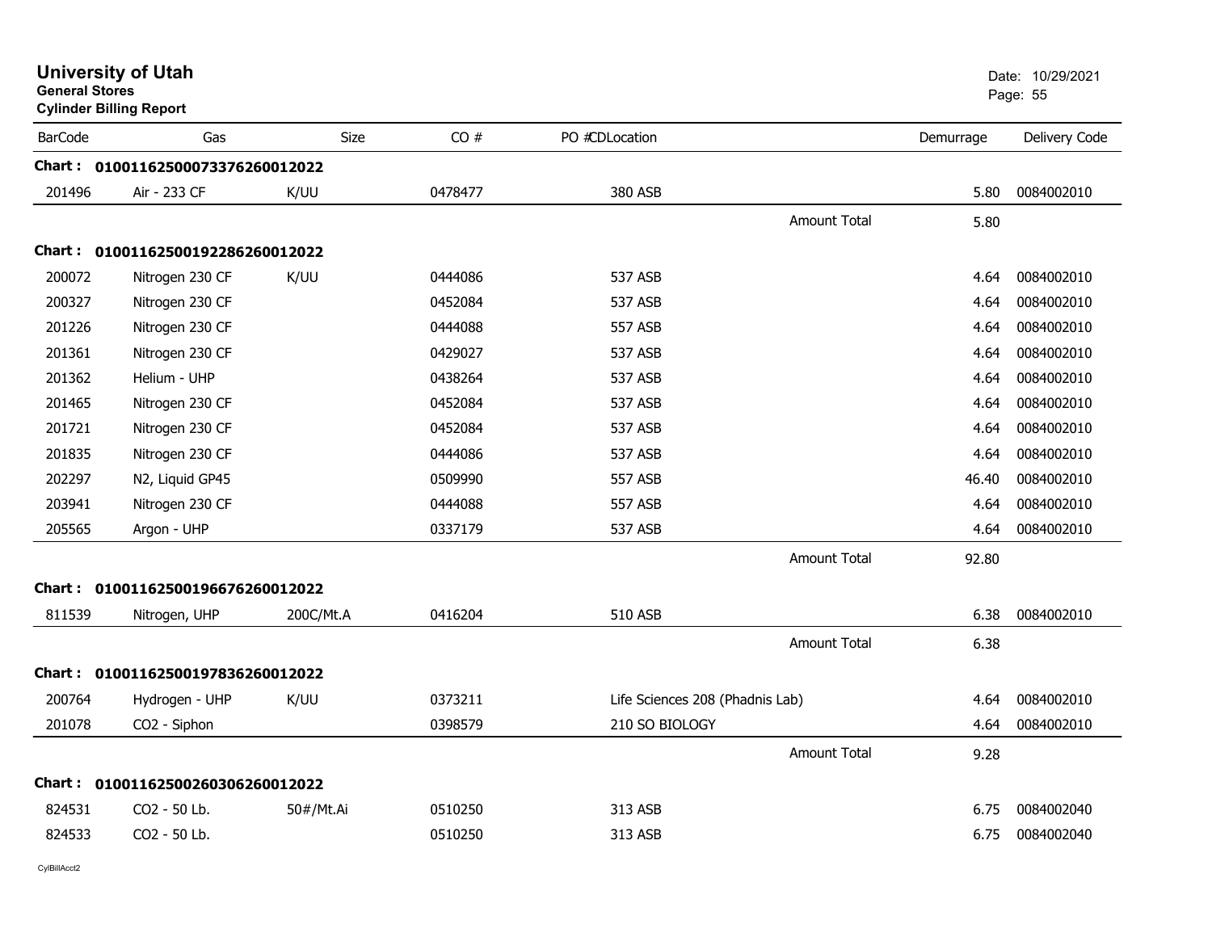# University of Utah
**General Stores**
**Cylinder Billing Report**

Date: 10/29/2021

| BarCode | Gas | Size | CO # | PO #CDLocation | | Demurrage | Delivery Code |
|---|---|---|---|---|---|---|---|
| **Chart :** | **0100116250007337626001202​2** | | | | | | |
| 201496 | Air - 233 CF | K/UU | 0478477 | 380 ASB | | 5.80 | 0084002010 |
| | | | | | Amount Total | 5.80 | |
| **Chart :** | **01001162500192286260012022** | | | | | | |
| 200072 | Nitrogen 230 CF | K/UU | 0444086 | 537 ASB | | 4.64 | 0084002010 |
| 200327 | Nitrogen 230 CF | | 0452084 | 537 ASB | | 4.64 | 0084002010 |
| 201226 | Nitrogen 230 CF | | 0444088 | 557 ASB | | 4.64 | 0084002010 |
| 201361 | Nitrogen 230 CF | | 0429027 | 537 ASB | | 4.64 | 0084002010 |
| 201362 | Helium - UHP | | 0438264 | 537 ASB | | 4.64 | 0084002010 |
| 201465 | Nitrogen 230 CF | | 0452084 | 537 ASB | | 4.64 | 0084002010 |
| 201721 | Nitrogen 230 CF | | 0452084 | 537 ASB | | 4.64 | 0084002010 |
| 201835 | Nitrogen 230 CF | | 0444086 | 537 ASB | | 4.64 | 0084002010 |
| 202297 | N2, Liquid GP45 | | 0509990 | 557 ASB | | 46.40 | 0084002010 |
| 203941 | Nitrogen 230 CF | | 0444088 | 557 ASB | | 4.64 | 0084002010 |
| 205565 | Argon - UHP | | 0337179 | 537 ASB | | 4.64 | 0084002010 |
| | | | | | Amount Total | 92.80 | |
| **Chart :** | **01001162500196676260012022** | | | | | | |
| 811539 | Nitrogen, UHP | 200C/Mt.A | 0416204 | 510 ASB | | 6.38 | 0084002010 |
| | | | | | Amount Total | 6.38 | |
| **Chart :** | **01001162500197836260012022** | | | | | | |
| 200764 | Hydrogen - UHP | K/UU | 0373211 | Life Sciences 208 (Phadnis Lab) | | 4.64 | 0084002010 |
| 201078 | CO2 - Siphon | | 0398579 | 210 SO BIOLOGY | | 4.64 | 0084002010 |
| | | | | | Amount Total | 9.28 | |
| **Chart :** | **01001162500260306260012022** | | | | | | |
| 824531 | CO2 - 50 Lb. | 50#/Mt.Ai | 0510250 | 313 ASB | | 6.75 | 0084002040 |
| 824533 | CO2 - 50 Lb. | | 0510250 | 313 ASB | | 6.75 | 0084002040 |

CylBillAcct2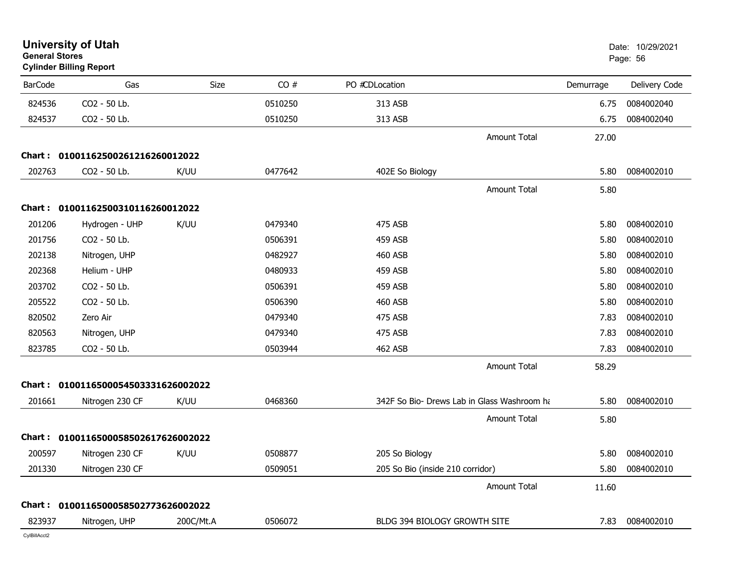# University of Utah

**General Stores**

**Cylinder Billing Report**

Date: 10/29/2021

| BarCode | Gas | Size | CO # | PO #CDLocation | Demurrage | Delivery Code |
|---|---|---|---|---|---|---|
| 824536 | CO2 - 50 Lb. | | 0510250 | 313 ASB | 6.75 | 0084002040 |
| 824537 | CO2 - 50 Lb. | | 0510250 | 313 ASB | 6.75 | 0084002040 |
| | | | | Amount Total | 27.00 | |
| **Chart :** | **01001162500261216260012022** | | | | | |
| 202763 | CO2 - 50 Lb. | K/UU | 0477642 | 402E So Biology | 5.80 | 0084002010 |
| | | | | Amount Total | 5.80 | |
| **Chart :** | **01001162500310116260012022** | | | | | |
| 201206 | Hydrogen - UHP | K/UU | 0479340 | 475 ASB | 5.80 | 0084002010 |
| 201756 | CO2 - 50 Lb. | | 0506391 | 459 ASB | 5.80 | 0084002010 |
| 202138 | Nitrogen, UHP | | 0482927 | 460 ASB | 5.80 | 0084002010 |
| 202368 | Helium - UHP | | 0480933 | 459 ASB | 5.80 | 0084002010 |
| 203702 | CO2 - 50 Lb. | | 0506391 | 459 ASB | 5.80 | 0084002010 |
| 205522 | CO2 - 50 Lb. | | 0506390 | 460 ASB | 5.80 | 0084002010 |
| 820502 | Zero Air | | 0479340 | 475 ASB | 7.83 | 0084002010 |
| 820563 | Nitrogen, UHP | | 0479340 | 475 ASB | 7.83 | 0084002010 |
| 823785 | CO2 - 50 Lb. | | 0503944 | 462 ASB | 7.83 | 0084002010 |
| | | | | Amount Total | 58.29 | |
| **Chart :** | **01001165000545033316260020 22** | | | | | |
| 201661 | Nitrogen 230 CF | K/UU | 0468360 | 342F So Bio- Drews Lab in Glass Washroom ha | 5.80 | 0084002010 |
| | | | | Amount Total | 5.80 | |
| **Chart :** | **01001165000585026176260020 22** | | | | | |
| 200597 | Nitrogen 230 CF | K/UU | 0508877 | 205 So Biology | 5.80 | 0084002010 |
| 201330 | Nitrogen 230 CF | | 0509051 | 205 So Bio (inside 210 corridor) | 5.80 | 0084002010 |
| | | | | Amount Total | 11.60 | |
| **Chart :** | **01001165000585027736260020 22** | | | | | |
| 823937 | Nitrogen, UHP | 200C/Mt.A | 0506072 | BLDG 394 BIOLOGY GROWTH SITE | 7.83 | 0084002010 |

CylBillAcct2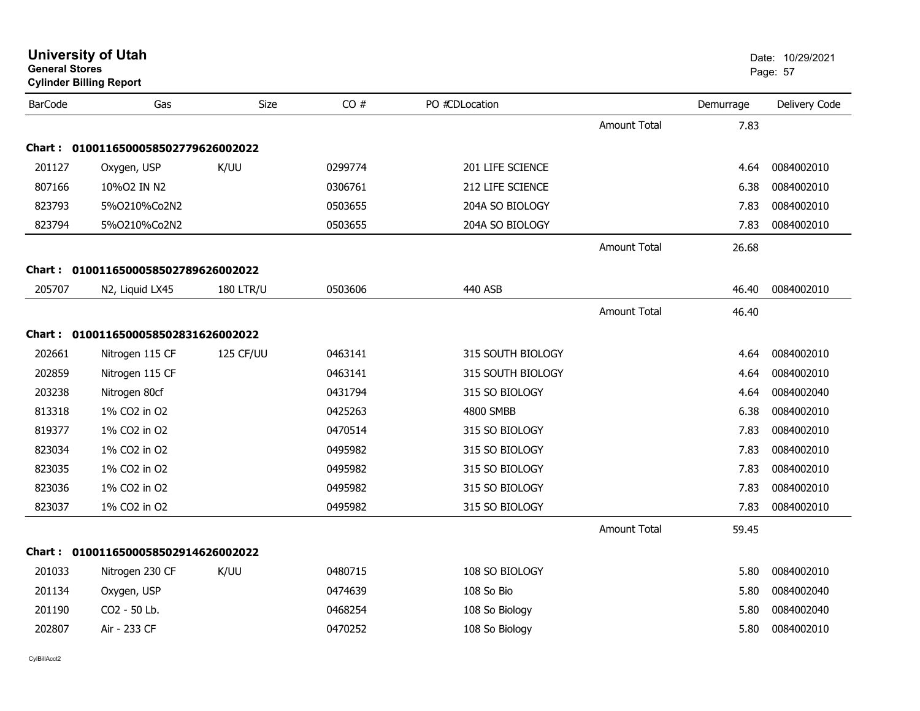# University of Utah

**General Stores**

**Cylinder Billing Report**

Date: 10/29/2021

| BarCode | Gas | Size | CO # | PO # | CD | Location | | Demurrage | Delivery Code |
|---|---|---|---|---|---|---|---|---|---|
| | | | | | | | Amount Total | 7.83 | |
| **Chart :** | **01001165000585027796260022022** | | | | | | | | |
| 201127 | Oxygen, USP | K/UU | 0299774 | | | 201 LIFE SCIENCE | | 4.64 | 0084002010 |
| 807166 | 10%O2 IN N2 | | 0306761 | | | 212 LIFE SCIENCE | | 6.38 | 0084002010 |
| 823793 | 5%O210%Co2N2 | | 0503655 | | | 204A SO BIOLOGY | | 7.83 | 0084002010 |
| 823794 | 5%O210%Co2N2 | | 0503655 | | | 204A SO BIOLOGY | | 7.83 | 0084002010 |
| | | | | | | | Amount Total | 26.68 | |
| **Chart :** | **01001165000585027896260022022** | | | | | | | | |
| 205707 | N2, Liquid LX45 | 180 LTR/U | 0503606 | | | 440 ASB | | 46.40 | 0084002010 |
| | | | | | | | Amount Total | 46.40 | |
| **Chart :** | **01001165000585028316260022022** | | | | | | | | |
| 202661 | Nitrogen 115 CF | 125 CF/UU | 0463141 | | | 315 SOUTH BIOLOGY | | 4.64 | 0084002010 |
| 202859 | Nitrogen 115 CF | | 0463141 | | | 315 SOUTH BIOLOGY | | 4.64 | 0084002010 |
| 203238 | Nitrogen 80cf | | 0431794 | | | 315 SO BIOLOGY | | 4.64 | 0084002040 |
| 813318 | 1% CO2 in O2 | | 0425263 | | | 4800 SMBB | | 6.38 | 0084002010 |
| 819377 | 1% CO2 in O2 | | 0470514 | | | 315 SO BIOLOGY | | 7.83 | 0084002010 |
| 823034 | 1% CO2 in O2 | | 0495982 | | | 315 SO BIOLOGY | | 7.83 | 0084002010 |
| 823035 | 1% CO2 in O2 | | 0495982 | | | 315 SO BIOLOGY | | 7.83 | 0084002010 |
| 823036 | 1% CO2 in O2 | | 0495982 | | | 315 SO BIOLOGY | | 7.83 | 0084002010 |
| 823037 | 1% CO2 in O2 | | 0495982 | | | 315 SO BIOLOGY | | 7.83 | 0084002010 |
| | | | | | | | Amount Total | 59.45 | |
| **Chart :** | **01001165000585029146260022022** | | | | | | | | |
| 201033 | Nitrogen 230 CF | K/UU | 0480715 | | | 108 SO BIOLOGY | | 5.80 | 0084002010 |
| 201134 | Oxygen, USP | | 0474639 | | | 108 So Bio | | 5.80 | 0084002040 |
| 201190 | CO2 - 50 Lb. | | 0468254 | | | 108 So Biology | | 5.80 | 0084002040 |
| 202807 | Air - 233 CF | | 0470252 | | | 108 So Biology | | 5.80 | 0084002010 |

CylBillAcct2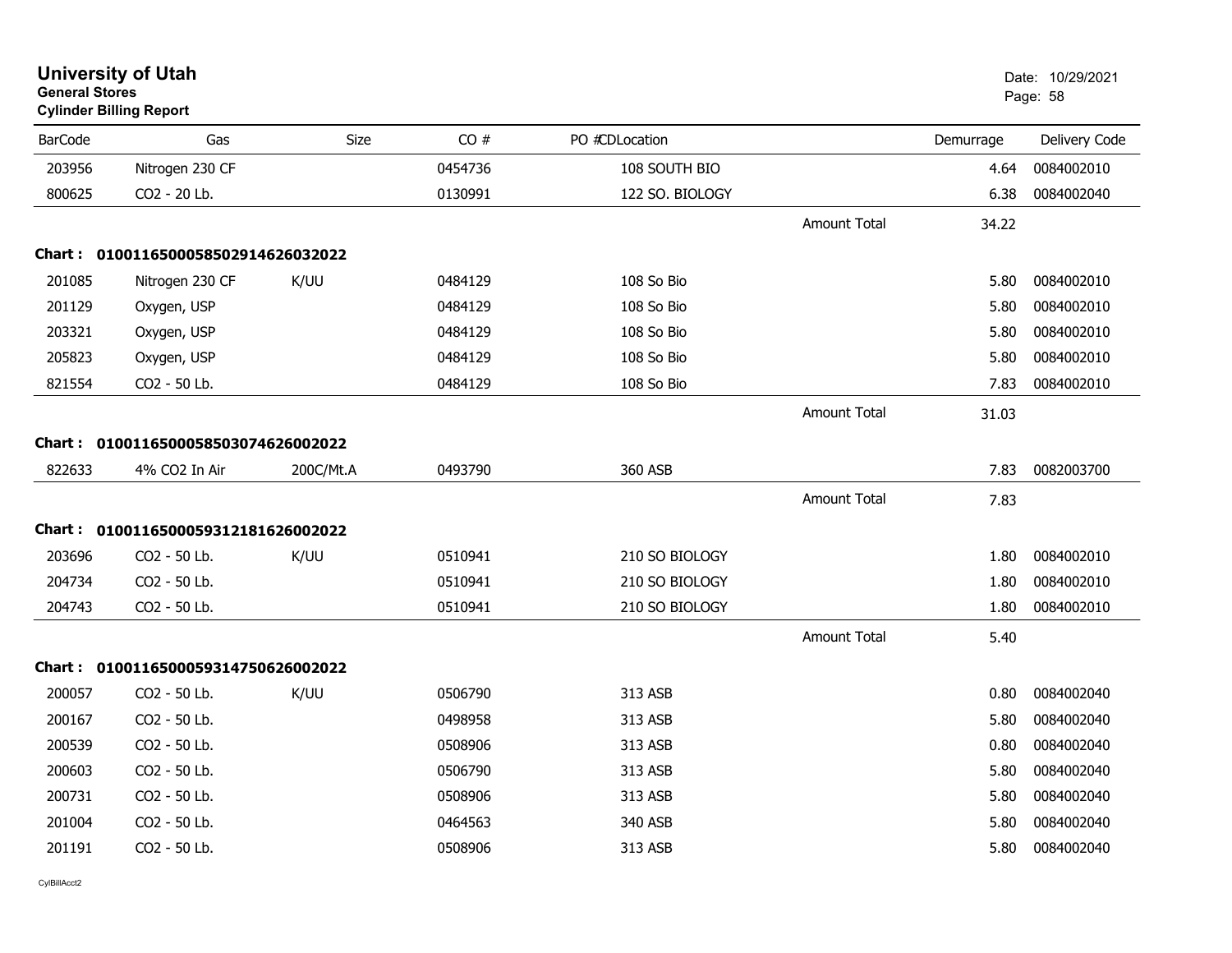# University of Utah
**General Stores**
**Cylinder Billing Report**

Date: 10/29/2021

| BarCode | Gas | Size | CO # | PO #CDLocation | | Demurrage | Delivery Code |
|---|---|---|---|---|---|---|---|
| 203956 | Nitrogen 230 CF | | 0454736 | 108 SOUTH BIO | | 4.64 | 0084002010 |
| 800625 | CO2 - 20 Lb. | | 0130991 | 122 SO. BIOLOGY | | 6.38 | 0084002040 |
| | | | | | Amount Total | 34.22 | |
| **Chart :** | **01001165000585029146260320​22** | | | | | | |
| 201085 | Nitrogen 230 CF | K/UU | 0484129 | 108 So Bio | | 5.80 | 0084002010 |
| 201129 | Oxygen, USP | | 0484129 | 108 So Bio | | 5.80 | 0084002010 |
| 203321 | Oxygen, USP | | 0484129 | 108 So Bio | | 5.80 | 0084002010 |
| 205823 | Oxygen, USP | | 0484129 | 108 So Bio | | 5.80 | 0084002010 |
| 821554 | CO2 - 50 Lb. | | 0484129 | 108 So Bio | | 7.83 | 0084002010 |
| | | | | | Amount Total | 31.03 | |
| **Chart :** | **0100116500058503074626002022** | | | | | | |
| 822633 | 4% CO2 In Air | 200C/Mt.A | 0493790 | 360 ASB | | 7.83 | 0082003700 |
| | | | | | Amount Total | 7.83 | |
| **Chart :** | **0100116500059312181626002022** | | | | | | |
| 203696 | CO2 - 50 Lb. | K/UU | 0510941 | 210 SO BIOLOGY | | 1.80 | 0084002010 |
| 204734 | CO2 - 50 Lb. | | 0510941 | 210 SO BIOLOGY | | 1.80 | 0084002010 |
| 204743 | CO2 - 50 Lb. | | 0510941 | 210 SO BIOLOGY | | 1.80 | 0084002010 |
| | | | | | Amount Total | 5.40 | |
| **Chart :** | **0100116500059314750626002022** | | | | | | |
| 200057 | CO2 - 50 Lb. | K/UU | 0506790 | 313 ASB | | 0.80 | 0084002040 |
| 200167 | CO2 - 50 Lb. | | 0498958 | 313 ASB | | 5.80 | 0084002040 |
| 200539 | CO2 - 50 Lb. | | 0508906 | 313 ASB | | 0.80 | 0084002040 |
| 200603 | CO2 - 50 Lb. | | 0506790 | 313 ASB | | 5.80 | 0084002040 |
| 200731 | CO2 - 50 Lb. | | 0508906 | 313 ASB | | 5.80 | 0084002040 |
| 201004 | CO2 - 50 Lb. | | 0464563 | 340 ASB | | 5.80 | 0084002040 |
| 201191 | CO2 - 50 Lb. | | 0508906 | 313 ASB | | 5.80 | 0084002040 |

CylBillAcct2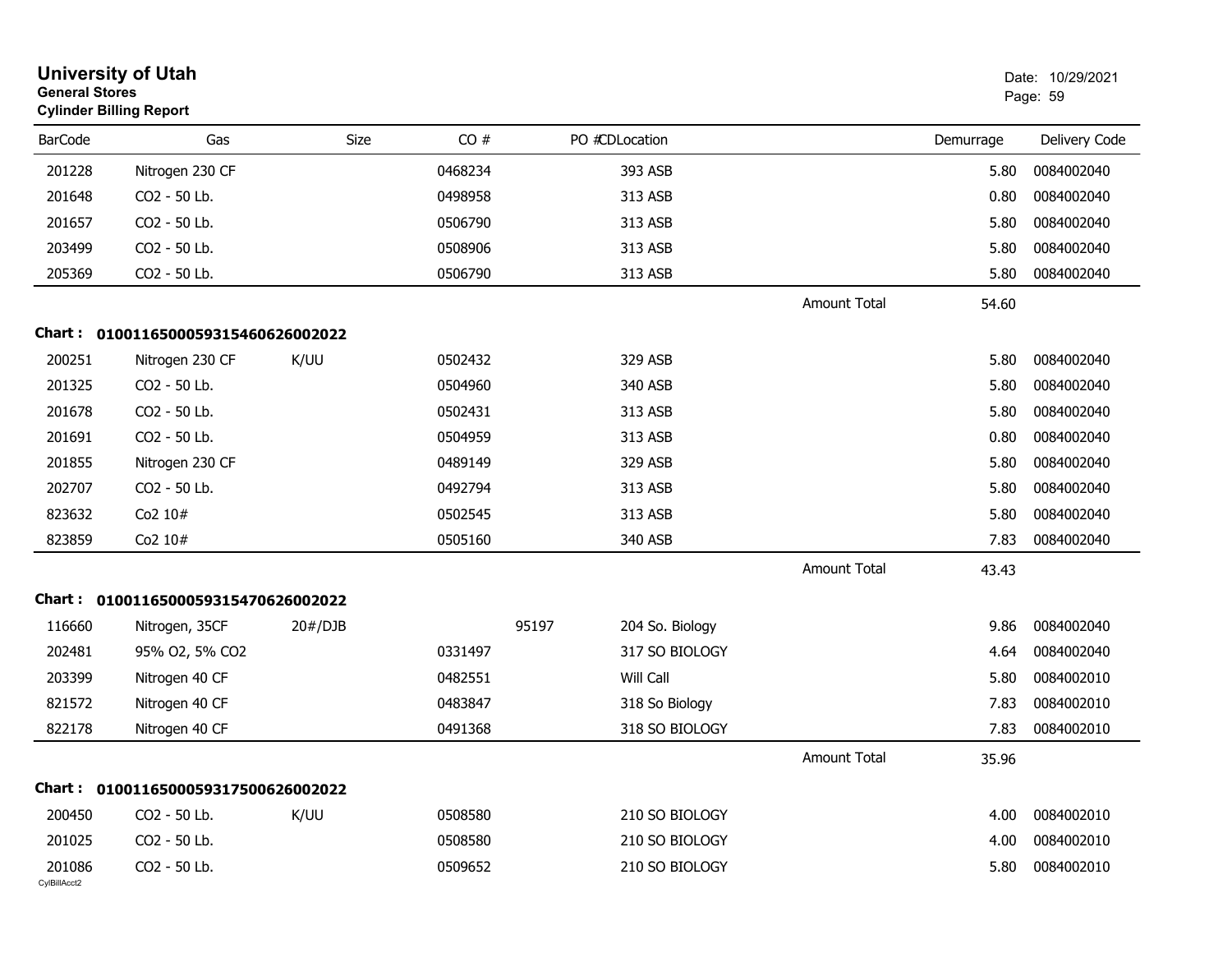# University of Utah
**General Stores**
**Cylinder Billing Report**

Date: 10/29/2021

| BarCode | Gas | Size | CO # | PO # | CD | Location | | Demurrage | Delivery Code |
|---|---|---|---|---|---|---|---|---|---|
| 201228 | Nitrogen 230 CF | | 0468234 | | | 393 ASB | | 5.80 | 0084002040 |
| 201648 | CO2 - 50 Lb. | | 0498958 | | | 313 ASB | | 0.80 | 0084002040 |
| 201657 | CO2 - 50 Lb. | | 0506790 | | | 313 ASB | | 5.80 | 0084002040 |
| 203499 | CO2 - 50 Lb. | | 0508906 | | | 313 ASB | | 5.80 | 0084002040 |
| 205369 | CO2 - 50 Lb. | | 0506790 | | | 313 ASB | | 5.80 | 0084002040 |
| | | | | | | | Amount Total | 54.60 | |

**Chart : 01001165000593154606260020 22**

| BarCode | Gas | Size | CO # | PO # | CD | Location | | Demurrage | Delivery Code |
|---|---|---|---|---|---|---|---|---|---|
| 200251 | Nitrogen 230 CF | K/UU | 0502432 | | | 329 ASB | | 5.80 | 0084002040 |
| 201325 | CO2 - 50 Lb. | | 0504960 | | | 340 ASB | | 5.80 | 0084002040 |
| 201678 | CO2 - 50 Lb. | | 0502431 | | | 313 ASB | | 5.80 | 0084002040 |
| 201691 | CO2 - 50 Lb. | | 0504959 | | | 313 ASB | | 0.80 | 0084002040 |
| 201855 | Nitrogen 230 CF | | 0489149 | | | 329 ASB | | 5.80 | 0084002040 |
| 202707 | CO2 - 50 Lb. | | 0492794 | | | 313 ASB | | 5.80 | 0084002040 |
| 823632 | Co2 10# | | 0502545 | | | 313 ASB | | 5.80 | 0084002040 |
| 823859 | Co2 10# | | 0505160 | | | 340 ASB | | 7.83 | 0084002040 |
| | | | | | | | Amount Total | 43.43 | |

**Chart : 0100116500059315470626002022**

| BarCode | Gas | Size | CO # | PO # | CD | Location | | Demurrage | Delivery Code |
|---|---|---|---|---|---|---|---|---|---|
| 116660 | Nitrogen, 35CF | 20#/DJB | | 95197 | | 204 So. Biology | | 9.86 | 0084002040 |
| 202481 | 95% O2, 5% CO2 | | 0331497 | | | 317 SO BIOLOGY | | 4.64 | 0084002040 |
| 203399 | Nitrogen 40 CF | | 0482551 | | | Will Call | | 5.80 | 0084002010 |
| 821572 | Nitrogen 40 CF | | 0483847 | | | 318 So Biology | | 7.83 | 0084002010 |
| 822178 | Nitrogen 40 CF | | 0491368 | | | 318 SO BIOLOGY | | 7.83 | 0084002010 |
| | | | | | | | Amount Total | 35.96 | |

**Chart : 0100116500059317500626002022**

| BarCode | Gas | Size | CO # | PO # | CD | Location | | Demurrage | Delivery Code |
|---|---|---|---|---|---|---|---|---|---|
| 200450 | CO2 - 50 Lb. | K/UU | 0508580 | | | 210 SO BIOLOGY | | 4.00 | 0084002010 |
| 201025 | CO2 - 50 Lb. | | 0508580 | | | 210 SO BIOLOGY | | 4.00 | 0084002010 |
| 201086 | CO2 - 50 Lb. | | 0509652 | | | 210 SO BIOLOGY | | 5.80 | 0084002010 |

CylBillAcct2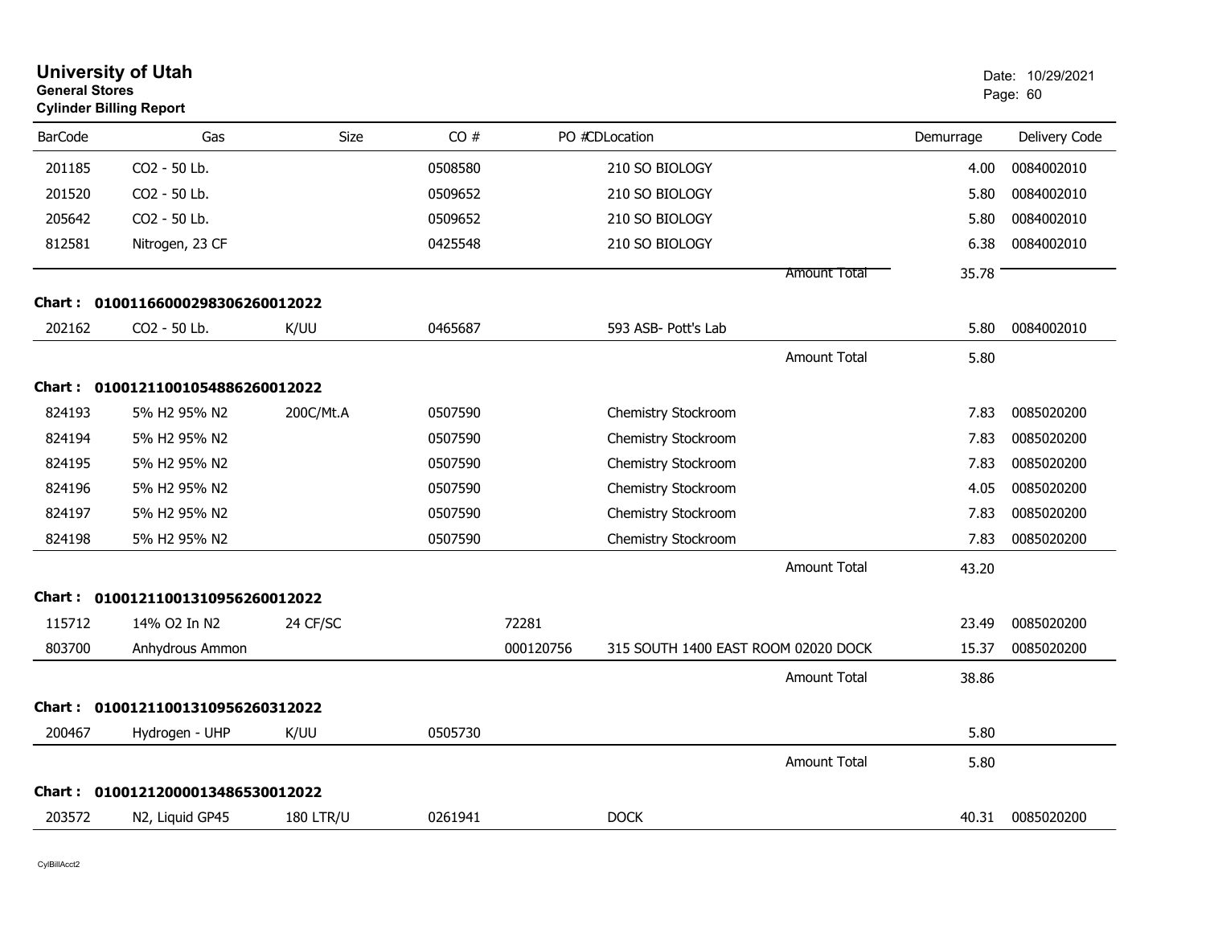# University of Utah

**General Stores**

**Cylinder Billing Report**

| BarCode | Gas | Size | CO # | PO # | CD | Location | Demurrage | Delivery Code |
|---|---|---|---|---|---|---|---|---|
| 201185 | CO2 - 50 Lb. | | 0508580 | | | 210 SO BIOLOGY | 4.00 | 0084002010 |
| 201520 | CO2 - 50 Lb. | | 0509652 | | | 210 SO BIOLOGY | 5.80 | 0084002010 |
| 205642 | CO2 - 50 Lb. | | 0509652 | | | 210 SO BIOLOGY | 5.80 | 0084002010 |
| 812581 | Nitrogen, 23 CF | | 0425548 | | | 210 SO BIOLOGY | 6.38 | 0084002010 |
| | | | | | | Amount Total | 35.78 | |
| **Chart : 01001166000298306260012022** | | | | | | | | |
| 202162 | CO2 - 50 Lb. | K/UU | 0465687 | | | 593 ASB- Pott's Lab | 5.80 | 0084002010 |
| | | | | | | Amount Total | 5.80 | |
| **Chart : 01001211001054886260012022** | | | | | | | | |
| 824193 | 5% H2 95% N2 | 200C/Mt.A | 0507590 | | | Chemistry Stockroom | 7.83 | 0085020200 |
| 824194 | 5% H2 95% N2 | | 0507590 | | | Chemistry Stockroom | 7.83 | 0085020200 |
| 824195 | 5% H2 95% N2 | | 0507590 | | | Chemistry Stockroom | 7.83 | 0085020200 |
| 824196 | 5% H2 95% N2 | | 0507590 | | | Chemistry Stockroom | 4.05 | 0085020200 |
| 824197 | 5% H2 95% N2 | | 0507590 | | | Chemistry Stockroom | 7.83 | 0085020200 |
| 824198 | 5% H2 95% N2 | | 0507590 | | | Chemistry Stockroom | 7.83 | 0085020200 |
| | | | | | | Amount Total | 43.20 | |
| **Chart : 01001211001310956260012022** | | | | | | | | |
| 115712 | 14% O2 In N2 | 24 CF/SC | | 72281 | | | 23.49 | 0085020200 |
| 803700 | Anhydrous Ammon | | | 000120756 | | 315 SOUTH 1400 EAST ROOM 02020 DOCK | 15.37 | 0085020200 |
| | | | | | | Amount Total | 38.86 | |
| **Chart : 01001211001310956260312022** | | | | | | | | |
| 200467 | Hydrogen - UHP | K/UU | 0505730 | | | | 5.80 | |
| | | | | | | Amount Total | 5.80 | |
| **Chart : 01001212000013486530012022** | | | | | | | | |
| 203572 | N2, Liquid GP45 | 180 LTR/U | 0261941 | | | DOCK | 40.31 | 0085020200 |

CylBillAcct2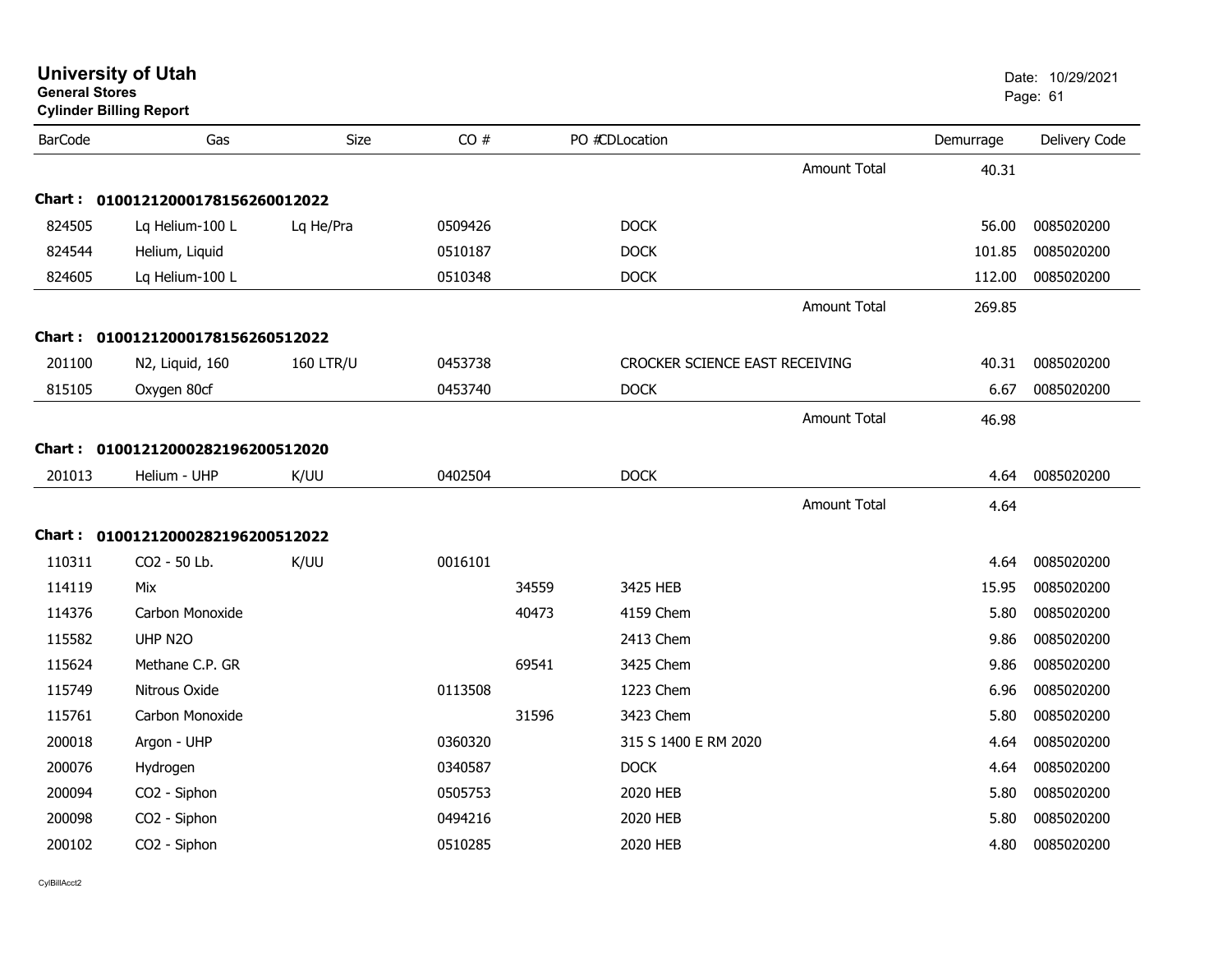# University of Utah

**General Stores**

**Cylinder Billing Report**

Date: 10/29/2021

| BarCode | Gas | Size | CO # | PO # | CD | Location | Demurrage | Delivery Code |
|---|---|---|---|---|---|---|---|---|
| | | | | | | Amount Total | 40.31 | |
| **Chart : 01001212000178156260012022** | | | | | | | | |
| 824505 | Lq Helium-100 L | Lq He/Pra | 0509426 | | | DOCK | 56.00 | 0085020200 |
| 824544 | Helium, Liquid | | 0510187 | | | DOCK | 101.85 | 0085020200 |
| 824605 | Lq Helium-100 L | | 0510348 | | | DOCK | 112.00 | 0085020200 |
| | | | | | | Amount Total | 269.85 | |
| **Chart : 01001212000178156260512022** | | | | | | | | |
| 201100 | N2, Liquid, 160 | 160 LTR/U | 0453738 | | | CROCKER SCIENCE EAST RECEIVING | 40.31 | 0085020200 |
| 815105 | Oxygen 80cf | | 0453740 | | | DOCK | 6.67 | 0085020200 |
| | | | | | | Amount Total | 46.98 | |
| **Chart : 01001212000282196200512020** | | | | | | | | |
| 201013 | Helium - UHP | K/UU | 0402504 | | | DOCK | 4.64 | 0085020200 |
| | | | | | | Amount Total | 4.64 | |
| **Chart : 01001212000282196200512022** | | | | | | | | |
| 110311 | CO2 - 50 Lb. | K/UU | 0016101 | | | | 4.64 | 0085020200 |
| 114119 | Mix | | | 34559 | | 3425 HEB | 15.95 | 0085020200 |
| 114376 | Carbon Monoxide | | | 40473 | | 4159 Chem | 5.80 | 0085020200 |
| 115582 | UHP N2O | | | | | 2413 Chem | 9.86 | 0085020200 |
| 115624 | Methane C.P. GR | | | 69541 | | 3425 Chem | 9.86 | 0085020200 |
| 115749 | Nitrous Oxide | | 0113508 | | | 1223 Chem | 6.96 | 0085020200 |
| 115761 | Carbon Monoxide | | | 31596 | | 3423 Chem | 5.80 | 0085020200 |
| 200018 | Argon - UHP | | 0360320 | | | 315 S 1400 E RM 2020 | 4.64 | 0085020200 |
| 200076 | Hydrogen | | 0340587 | | | DOCK | 4.64 | 0085020200 |
| 200094 | CO2 - Siphon | | 0505753 | | | 2020 HEB | 5.80 | 0085020200 |
| 200098 | CO2 - Siphon | | 0494216 | | | 2020 HEB | 5.80 | 0085020200 |
| 200102 | CO2 - Siphon | | 0510285 | | | 2020 HEB | 4.80 | 0085020200 |

CylBillAcct2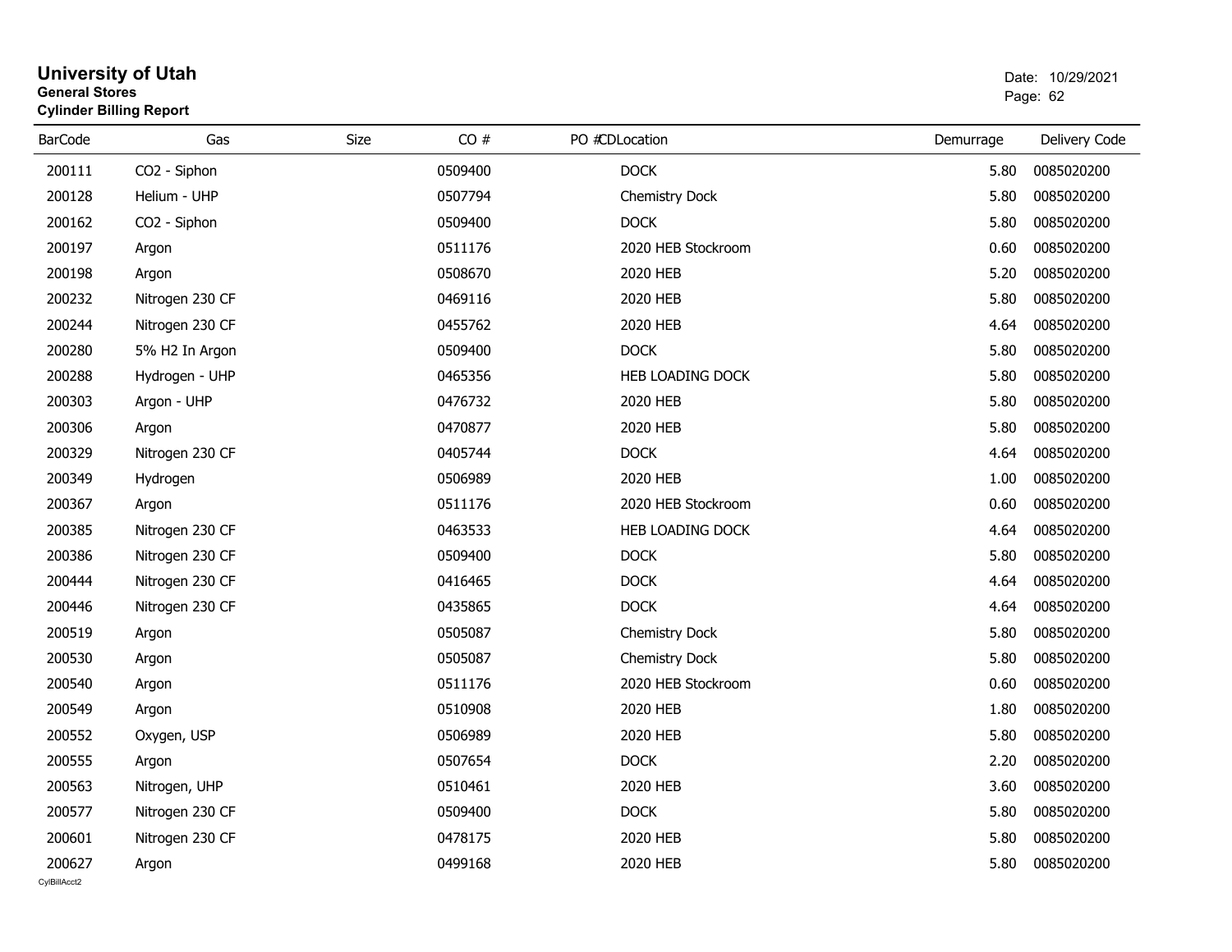# University of Utah

**General Stores**

**Cylinder Billing Report**

| BarCode | Gas | Size | CO # | PO # | CDLocation | Demurrage | Delivery Code |
|---|---|---|---|---|---|---|---|
| 200111 | CO2 - Siphon | | 0509400 | | DOCK | 5.80 | 0085020200 |
| 200128 | Helium - UHP | | 0507794 | | Chemistry Dock | 5.80 | 0085020200 |
| 200162 | CO2 - Siphon | | 0509400 | | DOCK | 5.80 | 0085020200 |
| 200197 | Argon | | 0511176 | | 2020 HEB Stockroom | 0.60 | 0085020200 |
| 200198 | Argon | | 0508670 | | 2020 HEB | 5.20 | 0085020200 |
| 200232 | Nitrogen 230 CF | | 0469116 | | 2020 HEB | 5.80 | 0085020200 |
| 200244 | Nitrogen 230 CF | | 0455762 | | 2020 HEB | 4.64 | 0085020200 |
| 200280 | 5% H2 In Argon | | 0509400 | | DOCK | 5.80 | 0085020200 |
| 200288 | Hydrogen - UHP | | 0465356 | | HEB LOADING DOCK | 5.80 | 0085020200 |
| 200303 | Argon - UHP | | 0476732 | | 2020 HEB | 5.80 | 0085020200 |
| 200306 | Argon | | 0470877 | | 2020 HEB | 5.80 | 0085020200 |
| 200329 | Nitrogen 230 CF | | 0405744 | | DOCK | 4.64 | 0085020200 |
| 200349 | Hydrogen | | 0506989 | | 2020 HEB | 1.00 | 0085020200 |
| 200367 | Argon | | 0511176 | | 2020 HEB Stockroom | 0.60 | 0085020200 |
| 200385 | Nitrogen 230 CF | | 0463533 | | HEB LOADING DOCK | 4.64 | 0085020200 |
| 200386 | Nitrogen 230 CF | | 0509400 | | DOCK | 5.80 | 0085020200 |
| 200444 | Nitrogen 230 CF | | 0416465 | | DOCK | 4.64 | 0085020200 |
| 200446 | Nitrogen 230 CF | | 0435865 | | DOCK | 4.64 | 0085020200 |
| 200519 | Argon | | 0505087 | | Chemistry Dock | 5.80 | 0085020200 |
| 200530 | Argon | | 0505087 | | Chemistry Dock | 5.80 | 0085020200 |
| 200540 | Argon | | 0511176 | | 2020 HEB Stockroom | 0.60 | 0085020200 |
| 200549 | Argon | | 0510908 | | 2020 HEB | 1.80 | 0085020200 |
| 200552 | Oxygen, USP | | 0506989 | | 2020 HEB | 5.80 | 0085020200 |
| 200555 | Argon | | 0507654 | | DOCK | 2.20 | 0085020200 |
| 200563 | Nitrogen, UHP | | 0510461 | | 2020 HEB | 3.60 | 0085020200 |
| 200577 | Nitrogen 230 CF | | 0509400 | | DOCK | 5.80 | 0085020200 |
| 200601 | Nitrogen 230 CF | | 0478175 | | 2020 HEB | 5.80 | 0085020200 |
| 200627 | Argon | | 0499168 | | 2020 HEB | 5.80 | 0085020200 |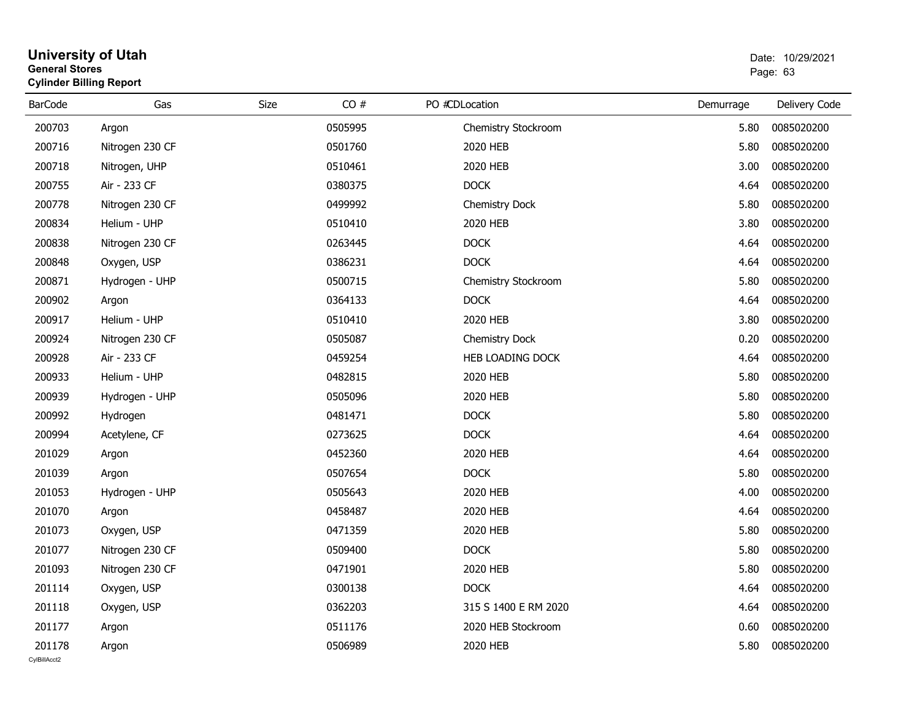# University of Utah

**General Stores**

**Cylinder Billing Report**

Date: 10/29/2021

| BarCode | Gas | Size | CO # | PO #CDLocation | Demurrage | Delivery Code |
|---|---|---|---|---|---|---|
| 200703 | Argon | | 0505995 | Chemistry Stockroom | 5.80 | 0085020200 |
| 200716 | Nitrogen 230 CF | | 0501760 | 2020 HEB | 5.80 | 0085020200 |
| 200718 | Nitrogen, UHP | | 0510461 | 2020 HEB | 3.00 | 0085020200 |
| 200755 | Air - 233 CF | | 0380375 | DOCK | 4.64 | 0085020200 |
| 200778 | Nitrogen 230 CF | | 0499992 | Chemistry Dock | 5.80 | 0085020200 |
| 200834 | Helium - UHP | | 0510410 | 2020 HEB | 3.80 | 0085020200 |
| 200838 | Nitrogen 230 CF | | 0263445 | DOCK | 4.64 | 0085020200 |
| 200848 | Oxygen, USP | | 0386231 | DOCK | 4.64 | 0085020200 |
| 200871 | Hydrogen - UHP | | 0500715 | Chemistry Stockroom | 5.80 | 0085020200 |
| 200902 | Argon | | 0364133 | DOCK | 4.64 | 0085020200 |
| 200917 | Helium - UHP | | 0510410 | 2020 HEB | 3.80 | 0085020200 |
| 200924 | Nitrogen 230 CF | | 0505087 | Chemistry Dock | 0.20 | 0085020200 |
| 200928 | Air - 233 CF | | 0459254 | HEB LOADING DOCK | 4.64 | 0085020200 |
| 200933 | Helium - UHP | | 0482815 | 2020 HEB | 5.80 | 0085020200 |
| 200939 | Hydrogen - UHP | | 0505096 | 2020 HEB | 5.80 | 0085020200 |
| 200992 | Hydrogen | | 0481471 | DOCK | 5.80 | 0085020200 |
| 200994 | Acetylene, CF | | 0273625 | DOCK | 4.64 | 0085020200 |
| 201029 | Argon | | 0452360 | 2020 HEB | 4.64 | 0085020200 |
| 201039 | Argon | | 0507654 | DOCK | 5.80 | 0085020200 |
| 201053 | Hydrogen - UHP | | 0505643 | 2020 HEB | 4.00 | 0085020200 |
| 201070 | Argon | | 0458487 | 2020 HEB | 4.64 | 0085020200 |
| 201073 | Oxygen, USP | | 0471359 | 2020 HEB | 5.80 | 0085020200 |
| 201077 | Nitrogen 230 CF | | 0509400 | DOCK | 5.80 | 0085020200 |
| 201093 | Nitrogen 230 CF | | 0471901 | 2020 HEB | 5.80 | 0085020200 |
| 201114 | Oxygen, USP | | 0300138 | DOCK | 4.64 | 0085020200 |
| 201118 | Oxygen, USP | | 0362203 | 315 S 1400 E RM 2020 | 4.64 | 0085020200 |
| 201177 | Argon | | 0511176 | 2020 HEB Stockroom | 0.60 | 0085020200 |
| 201178 | Argon | | 0506989 | 2020 HEB | 5.80 | 0085020200 |

CylBillAcct2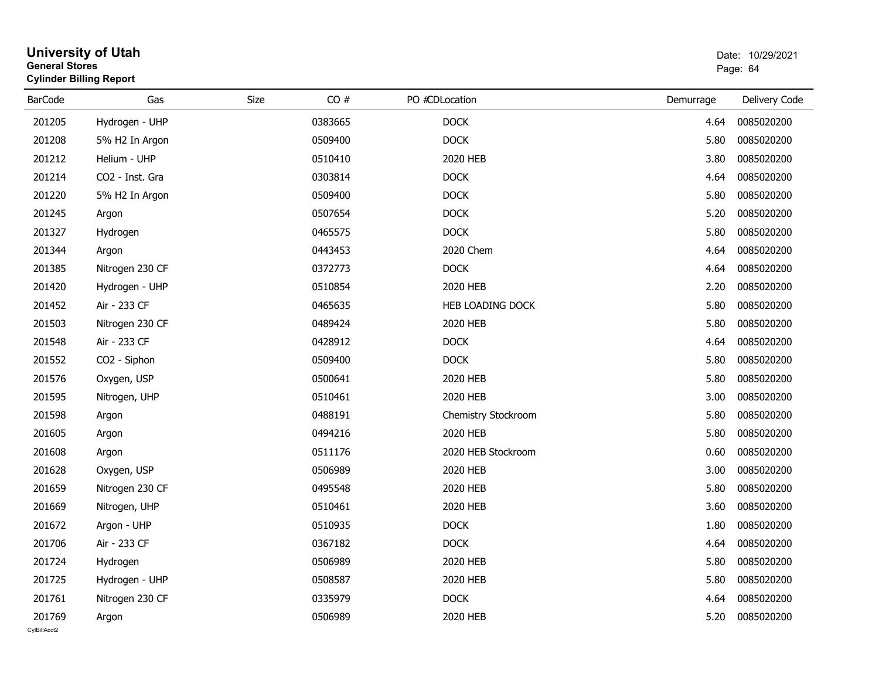# University of Utah

**General Stores**

**Cylinder Billing Report**

Date: 10/29/2021

| BarCode | Gas | Size | CO # | PO # | CDLocation | Demurrage | Delivery Code |
|---|---|---|---|---|---|---|---|
| 201205 | Hydrogen - UHP | | 0383665 | | DOCK | 4.64 | 0085020200 |
| 201208 | 5% H2 In Argon | | 0509400 | | DOCK | 5.80 | 0085020200 |
| 201212 | Helium - UHP | | 0510410 | | 2020 HEB | 3.80 | 0085020200 |
| 201214 | CO2 - Inst. Gra | | 0303814 | | DOCK | 4.64 | 0085020200 |
| 201220 | 5% H2 In Argon | | 0509400 | | DOCK | 5.80 | 0085020200 |
| 201245 | Argon | | 0507654 | | DOCK | 5.20 | 0085020200 |
| 201327 | Hydrogen | | 0465575 | | DOCK | 5.80 | 0085020200 |
| 201344 | Argon | | 0443453 | | 2020 Chem | 4.64 | 0085020200 |
| 201385 | Nitrogen 230 CF | | 0372773 | | DOCK | 4.64 | 0085020200 |
| 201420 | Hydrogen - UHP | | 0510854 | | 2020 HEB | 2.20 | 0085020200 |
| 201452 | Air - 233 CF | | 0465635 | | HEB LOADING DOCK | 5.80 | 0085020200 |
| 201503 | Nitrogen 230 CF | | 0489424 | | 2020 HEB | 5.80 | 0085020200 |
| 201548 | Air - 233 CF | | 0428912 | | DOCK | 4.64 | 0085020200 |
| 201552 | CO2 - Siphon | | 0509400 | | DOCK | 5.80 | 0085020200 |
| 201576 | Oxygen, USP | | 0500641 | | 2020 HEB | 5.80 | 0085020200 |
| 201595 | Nitrogen, UHP | | 0510461 | | 2020 HEB | 3.00 | 0085020200 |
| 201598 | Argon | | 0488191 | | Chemistry Stockroom | 5.80 | 0085020200 |
| 201605 | Argon | | 0494216 | | 2020 HEB | 5.80 | 0085020200 |
| 201608 | Argon | | 0511176 | | 2020 HEB Stockroom | 0.60 | 0085020200 |
| 201628 | Oxygen, USP | | 0506989 | | 2020 HEB | 3.00 | 0085020200 |
| 201659 | Nitrogen 230 CF | | 0495548 | | 2020 HEB | 5.80 | 0085020200 |
| 201669 | Nitrogen, UHP | | 0510461 | | 2020 HEB | 3.60 | 0085020200 |
| 201672 | Argon - UHP | | 0510935 | | DOCK | 1.80 | 0085020200 |
| 201706 | Air - 233 CF | | 0367182 | | DOCK | 4.64 | 0085020200 |
| 201724 | Hydrogen | | 0506989 | | 2020 HEB | 5.80 | 0085020200 |
| 201725 | Hydrogen - UHP | | 0508587 | | 2020 HEB | 5.80 | 0085020200 |
| 201761 | Nitrogen 230 CF | | 0335979 | | DOCK | 4.64 | 0085020200 |
| 201769 | Argon | | 0506989 | | 2020 HEB | 5.20 | 0085020200 |

CylBillAcct2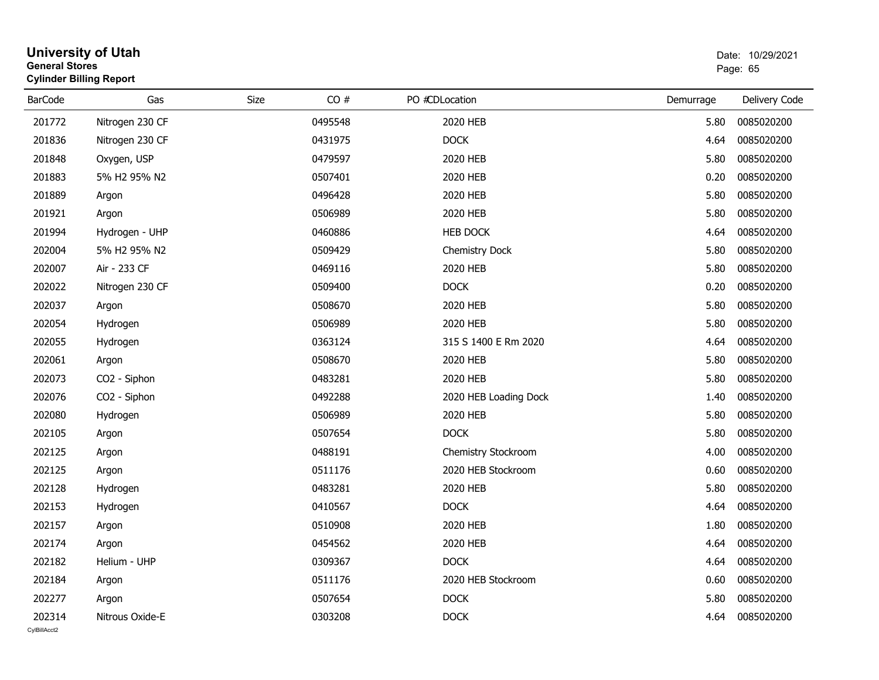# University of Utah

**General Stores**

**Cylinder Billing Report**

Date: 10/29/2021

| BarCode | Gas | Size | CO # | PO # | CDLocation | Demurrage | Delivery Code |
|---|---|---|---|---|---|---|---|
| 201772 | Nitrogen 230 CF | | 0495548 | | 2020 HEB | 5.80 | 0085020200 |
| 201836 | Nitrogen 230 CF | | 0431975 | | DOCK | 4.64 | 0085020200 |
| 201848 | Oxygen, USP | | 0479597 | | 2020 HEB | 5.80 | 0085020200 |
| 201883 | 5% H2 95% N2 | | 0507401 | | 2020 HEB | 0.20 | 0085020200 |
| 201889 | Argon | | 0496428 | | 2020 HEB | 5.80 | 0085020200 |
| 201921 | Argon | | 0506989 | | 2020 HEB | 5.80 | 0085020200 |
| 201994 | Hydrogen - UHP | | 0460886 | | HEB DOCK | 4.64 | 0085020200 |
| 202004 | 5% H2 95% N2 | | 0509429 | | Chemistry Dock | 5.80 | 0085020200 |
| 202007 | Air - 233 CF | | 0469116 | | 2020 HEB | 5.80 | 0085020200 |
| 202022 | Nitrogen 230 CF | | 0509400 | | DOCK | 0.20 | 0085020200 |
| 202037 | Argon | | 0508670 | | 2020 HEB | 5.80 | 0085020200 |
| 202054 | Hydrogen | | 0506989 | | 2020 HEB | 5.80 | 0085020200 |
| 202055 | Hydrogen | | 0363124 | | 315 S 1400 E Rm 2020 | 4.64 | 0085020200 |
| 202061 | Argon | | 0508670 | | 2020 HEB | 5.80 | 0085020200 |
| 202073 | CO2 - Siphon | | 0483281 | | 2020 HEB | 5.80 | 0085020200 |
| 202076 | CO2 - Siphon | | 0492288 | | 2020 HEB Loading Dock | 1.40 | 0085020200 |
| 202080 | Hydrogen | | 0506989 | | 2020 HEB | 5.80 | 0085020200 |
| 202105 | Argon | | 0507654 | | DOCK | 5.80 | 0085020200 |
| 202125 | Argon | | 0488191 | | Chemistry Stockroom | 4.00 | 0085020200 |
| 202125 | Argon | | 0511176 | | 2020 HEB Stockroom | 0.60 | 0085020200 |
| 202128 | Hydrogen | | 0483281 | | 2020 HEB | 5.80 | 0085020200 |
| 202153 | Hydrogen | | 0410567 | | DOCK | 4.64 | 0085020200 |
| 202157 | Argon | | 0510908 | | 2020 HEB | 1.80 | 0085020200 |
| 202174 | Argon | | 0454562 | | 2020 HEB | 4.64 | 0085020200 |
| 202182 | Helium - UHP | | 0309367 | | DOCK | 4.64 | 0085020200 |
| 202184 | Argon | | 0511176 | | 2020 HEB Stockroom | 0.60 | 0085020200 |
| 202277 | Argon | | 0507654 | | DOCK | 5.80 | 0085020200 |
| 202314 | Nitrous Oxide-E | | 0303208 | | DOCK | 4.64 | 0085020200 |

CylBillAcct2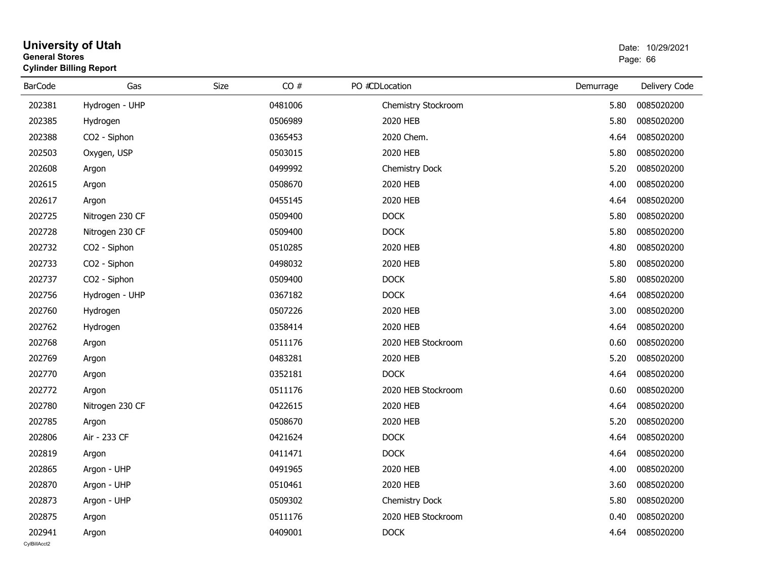# University of Utah

**General Stores**

**Cylinder Billing Report**

Date: 10/29/2021

| BarCode | Gas | Size | CO # | PO # | CDLocation | Demurrage | Delivery Code |
|---|---|---|---|---|---|---|---|
| 202381 | Hydrogen - UHP | | 0481006 | | Chemistry Stockroom | 5.80 | 0085020200 |
| 202385 | Hydrogen | | 0506989 | | 2020 HEB | 5.80 | 0085020200 |
| 202388 | CO2 - Siphon | | 0365453 | | 2020 Chem. | 4.64 | 0085020200 |
| 202503 | Oxygen, USP | | 0503015 | | 2020 HEB | 5.80 | 0085020200 |
| 202608 | Argon | | 0499992 | | Chemistry Dock | 5.20 | 0085020200 |
| 202615 | Argon | | 0508670 | | 2020 HEB | 4.00 | 0085020200 |
| 202617 | Argon | | 0455145 | | 2020 HEB | 4.64 | 0085020200 |
| 202725 | Nitrogen 230 CF | | 0509400 | | DOCK | 5.80 | 0085020200 |
| 202728 | Nitrogen 230 CF | | 0509400 | | DOCK | 5.80 | 0085020200 |
| 202732 | CO2 - Siphon | | 0510285 | | 2020 HEB | 4.80 | 0085020200 |
| 202733 | CO2 - Siphon | | 0498032 | | 2020 HEB | 5.80 | 0085020200 |
| 202737 | CO2 - Siphon | | 0509400 | | DOCK | 5.80 | 0085020200 |
| 202756 | Hydrogen - UHP | | 0367182 | | DOCK | 4.64 | 0085020200 |
| 202760 | Hydrogen | | 0507226 | | 2020 HEB | 3.00 | 0085020200 |
| 202762 | Hydrogen | | 0358414 | | 2020 HEB | 4.64 | 0085020200 |
| 202768 | Argon | | 0511176 | | 2020 HEB Stockroom | 0.60 | 0085020200 |
| 202769 | Argon | | 0483281 | | 2020 HEB | 5.20 | 0085020200 |
| 202770 | Argon | | 0352181 | | DOCK | 4.64 | 0085020200 |
| 202772 | Argon | | 0511176 | | 2020 HEB Stockroom | 0.60 | 0085020200 |
| 202780 | Nitrogen 230 CF | | 0422615 | | 2020 HEB | 4.64 | 0085020200 |
| 202785 | Argon | | 0508670 | | 2020 HEB | 5.20 | 0085020200 |
| 202806 | Air - 233 CF | | 0421624 | | DOCK | 4.64 | 0085020200 |
| 202819 | Argon | | 0411471 | | DOCK | 4.64 | 0085020200 |
| 202865 | Argon - UHP | | 0491965 | | 2020 HEB | 4.00 | 0085020200 |
| 202870 | Argon - UHP | | 0510461 | | 2020 HEB | 3.60 | 0085020200 |
| 202873 | Argon - UHP | | 0509302 | | Chemistry Dock | 5.80 | 0085020200 |
| 202875 | Argon | | 0511176 | | 2020 HEB Stockroom | 0.40 | 0085020200 |
| 202941 | Argon | | 0409001 | | DOCK | 4.64 | 0085020200 |

CylBillAcct2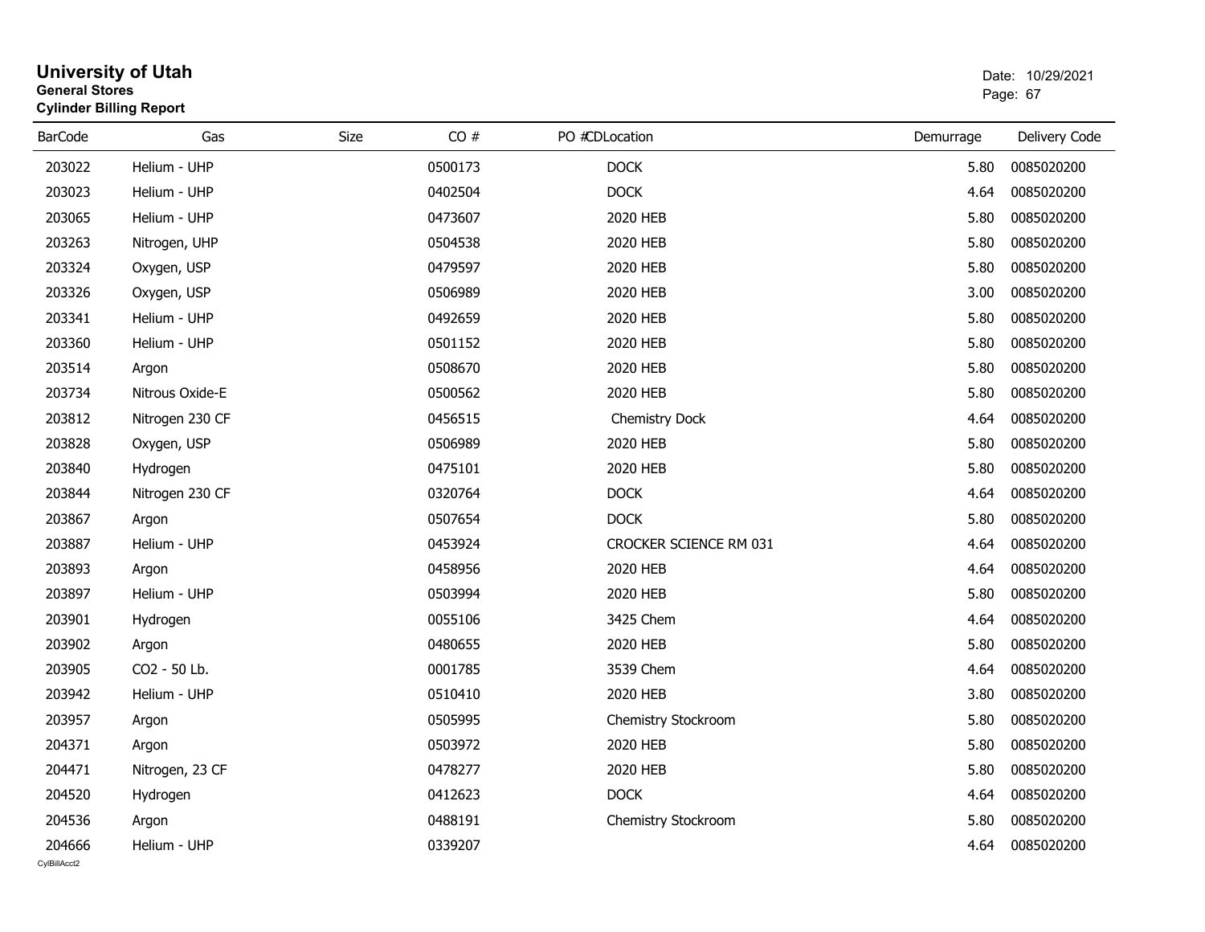# University of Utah

**General Stores**

**Cylinder Billing Report**

Date: 10/29/2021

| BarCode | Gas | Size | CO # | PO #CDLocation | Demurrage | Delivery Code |
|---|---|---|---|---|---|---|
| 203022 | Helium - UHP | | 0500173 | DOCK | 5.80 | 0085020200 |
| 203023 | Helium - UHP | | 0402504 | DOCK | 4.64 | 0085020200 |
| 203065 | Helium - UHP | | 0473607 | 2020 HEB | 5.80 | 0085020200 |
| 203263 | Nitrogen, UHP | | 0504538 | 2020 HEB | 5.80 | 0085020200 |
| 203324 | Oxygen, USP | | 0479597 | 2020 HEB | 5.80 | 0085020200 |
| 203326 | Oxygen, USP | | 0506989 | 2020 HEB | 3.00 | 0085020200 |
| 203341 | Helium - UHP | | 0492659 | 2020 HEB | 5.80 | 0085020200 |
| 203360 | Helium - UHP | | 0501152 | 2020 HEB | 5.80 | 0085020200 |
| 203514 | Argon | | 0508670 | 2020 HEB | 5.80 | 0085020200 |
| 203734 | Nitrous Oxide-E | | 0500562 | 2020 HEB | 5.80 | 0085020200 |
| 203812 | Nitrogen 230 CF | | 0456515 | Chemistry Dock | 4.64 | 0085020200 |
| 203828 | Oxygen, USP | | 0506989 | 2020 HEB | 5.80 | 0085020200 |
| 203840 | Hydrogen | | 0475101 | 2020 HEB | 5.80 | 0085020200 |
| 203844 | Nitrogen 230 CF | | 0320764 | DOCK | 4.64 | 0085020200 |
| 203867 | Argon | | 0507654 | DOCK | 5.80 | 0085020200 |
| 203887 | Helium - UHP | | 0453924 | CROCKER SCIENCE RM 031 | 4.64 | 0085020200 |
| 203893 | Argon | | 0458956 | 2020 HEB | 4.64 | 0085020200 |
| 203897 | Helium - UHP | | 0503994 | 2020 HEB | 5.80 | 0085020200 |
| 203901 | Hydrogen | | 0055106 | 3425 Chem | 4.64 | 0085020200 |
| 203902 | Argon | | 0480655 | 2020 HEB | 5.80 | 0085020200 |
| 203905 | CO2 - 50 Lb. | | 0001785 | 3539 Chem | 4.64 | 0085020200 |
| 203942 | Helium - UHP | | 0510410 | 2020 HEB | 3.80 | 0085020200 |
| 203957 | Argon | | 0505995 | Chemistry Stockroom | 5.80 | 0085020200 |
| 204371 | Argon | | 0503972 | 2020 HEB | 5.80 | 0085020200 |
| 204471 | Nitrogen, 23 CF | | 0478277 | 2020 HEB | 5.80 | 0085020200 |
| 204520 | Hydrogen | | 0412623 | DOCK | 4.64 | 0085020200 |
| 204536 | Argon | | 0488191 | Chemistry Stockroom | 5.80 | 0085020200 |
| 204666 | Helium - UHP | | 0339207 | | 4.64 | 0085020200 |

CylBillAcct2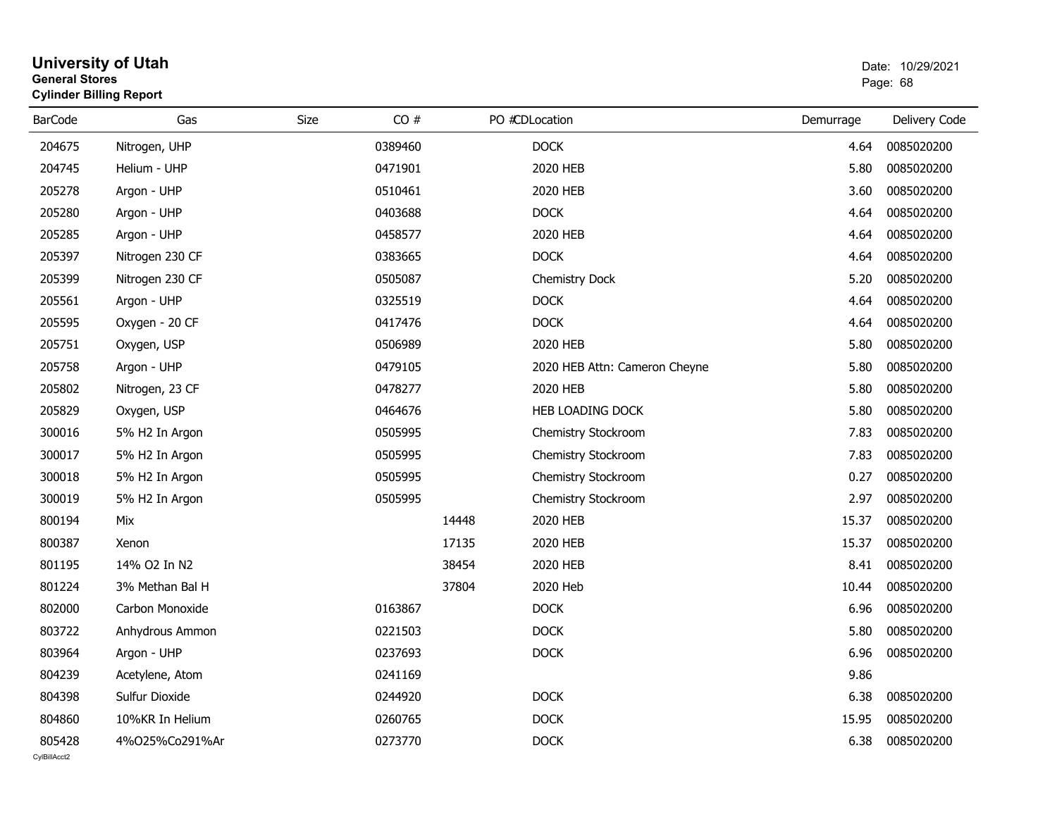# University of Utah
**General Stores**
**Cylinder Billing Report**

Date: 10/29/2021

| BarCode | Gas | Size | CO # | PO # | CDLocation | Demurrage | Delivery Code |
|---|---|---|---|---|---|---|---|
| 204675 | Nitrogen, UHP | | 0389460 | | DOCK | 4.64 | 0085020200 |
| 204745 | Helium - UHP | | 0471901 | | 2020 HEB | 5.80 | 0085020200 |
| 205278 | Argon - UHP | | 0510461 | | 2020 HEB | 3.60 | 0085020200 |
| 205280 | Argon - UHP | | 0403688 | | DOCK | 4.64 | 0085020200 |
| 205285 | Argon - UHP | | 0458577 | | 2020 HEB | 4.64 | 0085020200 |
| 205397 | Nitrogen 230 CF | | 0383665 | | DOCK | 4.64 | 0085020200 |
| 205399 | Nitrogen 230 CF | | 0505087 | | Chemistry Dock | 5.20 | 0085020200 |
| 205561 | Argon - UHP | | 0325519 | | DOCK | 4.64 | 0085020200 |
| 205595 | Oxygen - 20 CF | | 0417476 | | DOCK | 4.64 | 0085020200 |
| 205751 | Oxygen, USP | | 0506989 | | 2020 HEB | 5.80 | 0085020200 |
| 205758 | Argon - UHP | | 0479105 | | 2020 HEB Attn: Cameron Cheyne | 5.80 | 0085020200 |
| 205802 | Nitrogen, 23 CF | | 0478277 | | 2020 HEB | 5.80 | 0085020200 |
| 205829 | Oxygen, USP | | 0464676 | | HEB LOADING DOCK | 5.80 | 0085020200 |
| 300016 | 5% H2 In Argon | | 0505995 | | Chemistry Stockroom | 7.83 | 0085020200 |
| 300017 | 5% H2 In Argon | | 0505995 | | Chemistry Stockroom | 7.83 | 0085020200 |
| 300018 | 5% H2 In Argon | | 0505995 | | Chemistry Stockroom | 0.27 | 0085020200 |
| 300019 | 5% H2 In Argon | | 0505995 | | Chemistry Stockroom | 2.97 | 0085020200 |
| 800194 | Mix | | | 14448 | 2020 HEB | 15.37 | 0085020200 |
| 800387 | Xenon | | | 17135 | 2020 HEB | 15.37 | 0085020200 |
| 801195 | 14% O2 In N2 | | | 38454 | 2020 HEB | 8.41 | 0085020200 |
| 801224 | 3% Methan Bal H | | | 37804 | 2020 Heb | 10.44 | 0085020200 |
| 802000 | Carbon Monoxide | | 0163867 | | DOCK | 6.96 | 0085020200 |
| 803722 | Anhydrous Ammon | | 0221503 | | DOCK | 5.80 | 0085020200 |
| 803964 | Argon - UHP | | 0237693 | | DOCK | 6.96 | 0085020200 |
| 804239 | Acetylene, Atom | | 0241169 | | | 9.86 | |
| 804398 | Sulfur Dioxide | | 0244920 | | DOCK | 6.38 | 0085020200 |
| 804860 | 10%KR In Helium | | 0260765 | | DOCK | 15.95 | 0085020200 |
| 805428 | 4%O25%Co291%Ar | | 0273770 | | DOCK | 6.38 | 0085020200 |

CylBillAcct2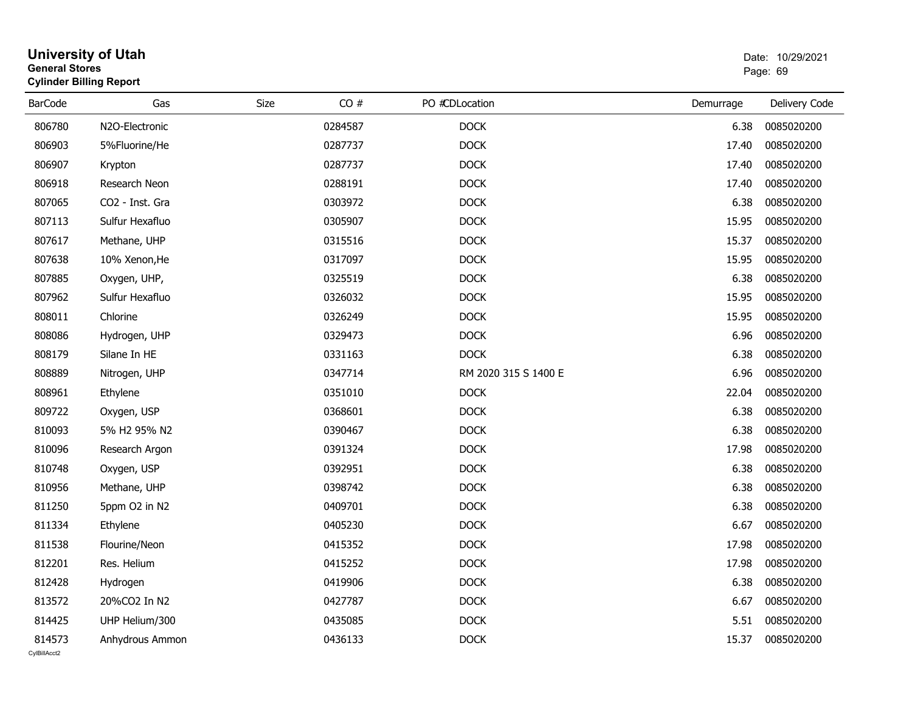# University of Utah

**General Stores**

**Cylinder Billing Report**

Date: 10/29/2021

| BarCode | Gas | Size | CO # | PO #CDLocation | Demurrage | Delivery Code |
|---|---|---|---|---|---|---|
| 806780 | N2O-Electronic | | 0284587 | DOCK | 6.38 | 0085020200 |
| 806903 | 5%Fluorine/He | | 0287737 | DOCK | 17.40 | 0085020200 |
| 806907 | Krypton | | 0287737 | DOCK | 17.40 | 0085020200 |
| 806918 | Research Neon | | 0288191 | DOCK | 17.40 | 0085020200 |
| 807065 | CO2 - Inst. Gra | | 0303972 | DOCK | 6.38 | 0085020200 |
| 807113 | Sulfur Hexafluo | | 0305907 | DOCK | 15.95 | 0085020200 |
| 807617 | Methane, UHP | | 0315516 | DOCK | 15.37 | 0085020200 |
| 807638 | 10% Xenon,He | | 0317097 | DOCK | 15.95 | 0085020200 |
| 807885 | Oxygen, UHP, | | 0325519 | DOCK | 6.38 | 0085020200 |
| 807962 | Sulfur Hexafluo | | 0326032 | DOCK | 15.95 | 0085020200 |
| 808011 | Chlorine | | 0326249 | DOCK | 15.95 | 0085020200 |
| 808086 | Hydrogen, UHP | | 0329473 | DOCK | 6.96 | 0085020200 |
| 808179 | Silane In HE | | 0331163 | DOCK | 6.38 | 0085020200 |
| 808889 | Nitrogen, UHP | | 0347714 | RM 2020 315 S 1400 E | 6.96 | 0085020200 |
| 808961 | Ethylene | | 0351010 | DOCK | 22.04 | 0085020200 |
| 809722 | Oxygen, USP | | 0368601 | DOCK | 6.38 | 0085020200 |
| 810093 | 5% H2 95% N2 | | 0390467 | DOCK | 6.38 | 0085020200 |
| 810096 | Research Argon | | 0391324 | DOCK | 17.98 | 0085020200 |
| 810748 | Oxygen, USP | | 0392951 | DOCK | 6.38 | 0085020200 |
| 810956 | Methane, UHP | | 0398742 | DOCK | 6.38 | 0085020200 |
| 811250 | 5ppm O2 in N2 | | 0409701 | DOCK | 6.38 | 0085020200 |
| 811334 | Ethylene | | 0405230 | DOCK | 6.67 | 0085020200 |
| 811538 | Flourine/Neon | | 0415352 | DOCK | 17.98 | 0085020200 |
| 812201 | Res. Helium | | 0415252 | DOCK | 17.98 | 0085020200 |
| 812428 | Hydrogen | | 0419906 | DOCK | 6.38 | 0085020200 |
| 813572 | 20%CO2 In N2 | | 0427787 | DOCK | 6.67 | 0085020200 |
| 814425 | UHP Helium/300 | | 0435085 | DOCK | 5.51 | 0085020200 |
| 814573 | Anhydrous Ammon | | 0436133 | DOCK | 15.37 | 0085020200 |

CylBillAcct2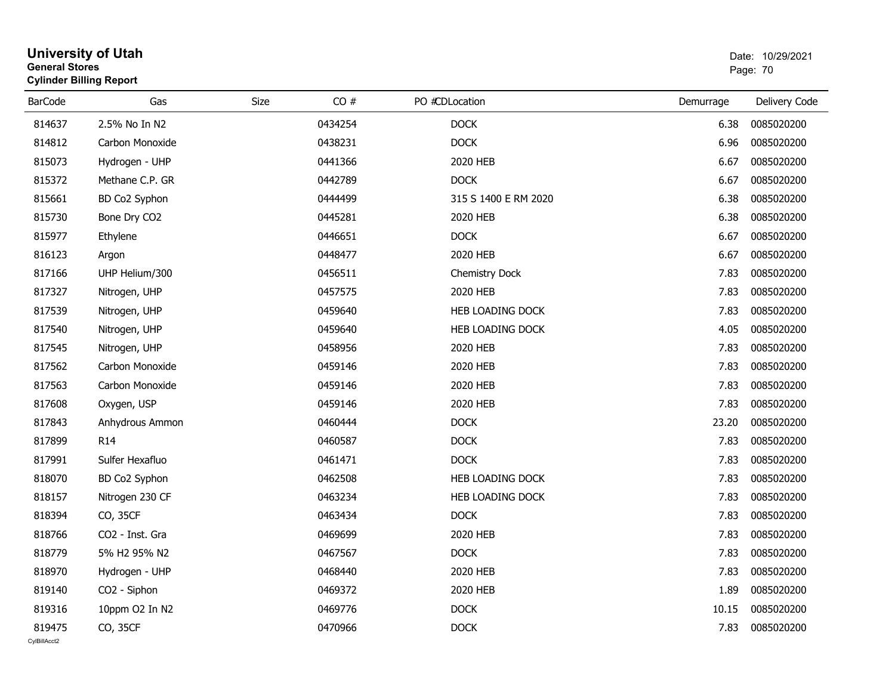# University of Utah

**General Stores**

**Cylinder Billing Report**

Date: 10/29/2021

| BarCode | Gas | Size | CO # | PO # | CDLocation | Demurrage | Delivery Code |
|---|---|---|---|---|---|---|---|
| 814637 | 2.5% No In N2 | | 0434254 | | DOCK | 6.38 | 0085020200 |
| 814812 | Carbon Monoxide | | 0438231 | | DOCK | 6.96 | 0085020200 |
| 815073 | Hydrogen - UHP | | 0441366 | | 2020 HEB | 6.67 | 0085020200 |
| 815372 | Methane C.P. GR | | 0442789 | | DOCK | 6.67 | 0085020200 |
| 815661 | BD Co2 Syphon | | 0444499 | | 315 S 1400 E RM 2020 | 6.38 | 0085020200 |
| 815730 | Bone Dry CO2 | | 0445281 | | 2020 HEB | 6.38 | 0085020200 |
| 815977 | Ethylene | | 0446651 | | DOCK | 6.67 | 0085020200 |
| 816123 | Argon | | 0448477 | | 2020 HEB | 6.67 | 0085020200 |
| 817166 | UHP Helium/300 | | 0456511 | | Chemistry Dock | 7.83 | 0085020200 |
| 817327 | Nitrogen, UHP | | 0457575 | | 2020 HEB | 7.83 | 0085020200 |
| 817539 | Nitrogen, UHP | | 0459640 | | HEB LOADING DOCK | 7.83 | 0085020200 |
| 817540 | Nitrogen, UHP | | 0459640 | | HEB LOADING DOCK | 4.05 | 0085020200 |
| 817545 | Nitrogen, UHP | | 0458956 | | 2020 HEB | 7.83 | 0085020200 |
| 817562 | Carbon Monoxide | | 0459146 | | 2020 HEB | 7.83 | 0085020200 |
| 817563 | Carbon Monoxide | | 0459146 | | 2020 HEB | 7.83 | 0085020200 |
| 817608 | Oxygen, USP | | 0459146 | | 2020 HEB | 7.83 | 0085020200 |
| 817843 | Anhydrous Ammon | | 0460444 | | DOCK | 23.20 | 0085020200 |
| 817899 | R14 | | 0460587 | | DOCK | 7.83 | 0085020200 |
| 817991 | Sulfer Hexafluo | | 0461471 | | DOCK | 7.83 | 0085020200 |
| 818070 | BD Co2 Syphon | | 0462508 | | HEB LOADING DOCK | 7.83 | 0085020200 |
| 818157 | Nitrogen 230 CF | | 0463234 | | HEB LOADING DOCK | 7.83 | 0085020200 |
| 818394 | CO, 35CF | | 0463434 | | DOCK | 7.83 | 0085020200 |
| 818766 | CO2 - Inst. Gra | | 0469699 | | 2020 HEB | 7.83 | 0085020200 |
| 818779 | 5% H2 95% N2 | | 0467567 | | DOCK | 7.83 | 0085020200 |
| 818970 | Hydrogen - UHP | | 0468440 | | 2020 HEB | 7.83 | 0085020200 |
| 819140 | CO2 - Siphon | | 0469372 | | 2020 HEB | 1.89 | 0085020200 |
| 819316 | 10ppm O2 In N2 | | 0469776 | | DOCK | 10.15 | 0085020200 |
| 819475 | CO, 35CF | | 0470966 | | DOCK | 7.83 | 0085020200 |

CylBillAcct2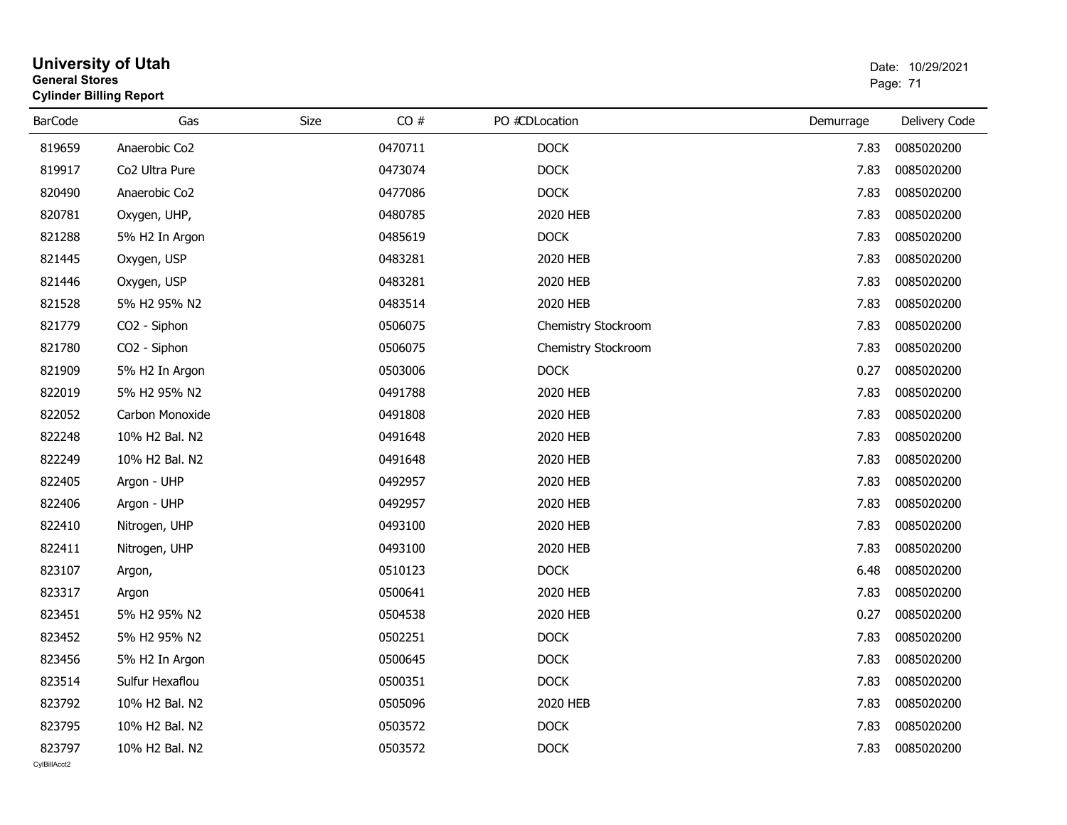# University of Utah
**General Stores**
**Cylinder Billing Report**

Date: 10/29/2021

| BarCode | Gas | Size | CO # | PO # | CDLocation | Demurrage | Delivery Code |
|---|---|---|---|---|---|---|---|
| 819659 | Anaerobic Co2 | | 0470711 | | DOCK | 7.83 | 0085020200 |
| 819917 | Co2 Ultra Pure | | 0473074 | | DOCK | 7.83 | 0085020200 |
| 820490 | Anaerobic Co2 | | 0477086 | | DOCK | 7.83 | 0085020200 |
| 820781 | Oxygen, UHP, | | 0480785 | | 2020 HEB | 7.83 | 0085020200 |
| 821288 | 5% H2 In Argon | | 0485619 | | DOCK | 7.83 | 0085020200 |
| 821445 | Oxygen, USP | | 0483281 | | 2020 HEB | 7.83 | 0085020200 |
| 821446 | Oxygen, USP | | 0483281 | | 2020 HEB | 7.83 | 0085020200 |
| 821528 | 5% H2 95% N2 | | 0483514 | | 2020 HEB | 7.83 | 0085020200 |
| 821779 | CO2 - Siphon | | 0506075 | | Chemistry Stockroom | 7.83 | 0085020200 |
| 821780 | CO2 - Siphon | | 0506075 | | Chemistry Stockroom | 7.83 | 0085020200 |
| 821909 | 5% H2 In Argon | | 0503006 | | DOCK | 0.27 | 0085020200 |
| 822019 | 5% H2 95% N2 | | 0491788 | | 2020 HEB | 7.83 | 0085020200 |
| 822052 | Carbon Monoxide | | 0491808 | | 2020 HEB | 7.83 | 0085020200 |
| 822248 | 10% H2 Bal. N2 | | 0491648 | | 2020 HEB | 7.83 | 0085020200 |
| 822249 | 10% H2 Bal. N2 | | 0491648 | | 2020 HEB | 7.83 | 0085020200 |
| 822405 | Argon - UHP | | 0492957 | | 2020 HEB | 7.83 | 0085020200 |
| 822406 | Argon - UHP | | 0492957 | | 2020 HEB | 7.83 | 0085020200 |
| 822410 | Nitrogen, UHP | | 0493100 | | 2020 HEB | 7.83 | 0085020200 |
| 822411 | Nitrogen, UHP | | 0493100 | | 2020 HEB | 7.83 | 0085020200 |
| 823107 | Argon, | | 0510123 | | DOCK | 6.48 | 0085020200 |
| 823317 | Argon | | 0500641 | | 2020 HEB | 7.83 | 0085020200 |
| 823451 | 5% H2 95% N2 | | 0504538 | | 2020 HEB | 0.27 | 0085020200 |
| 823452 | 5% H2 95% N2 | | 0502251 | | DOCK | 7.83 | 0085020200 |
| 823456 | 5% H2 In Argon | | 0500645 | | DOCK | 7.83 | 0085020200 |
| 823514 | Sulfur Hexaflou | | 0500351 | | DOCK | 7.83 | 0085020200 |
| 823792 | 10% H2 Bal. N2 | | 0505096 | | 2020 HEB | 7.83 | 0085020200 |
| 823795 | 10% H2 Bal. N2 | | 0503572 | | DOCK | 7.83 | 0085020200 |
| 823797 | 10% H2 Bal. N2 | | 0503572 | | DOCK | 7.83 | 0085020200 |

CylBillAcct2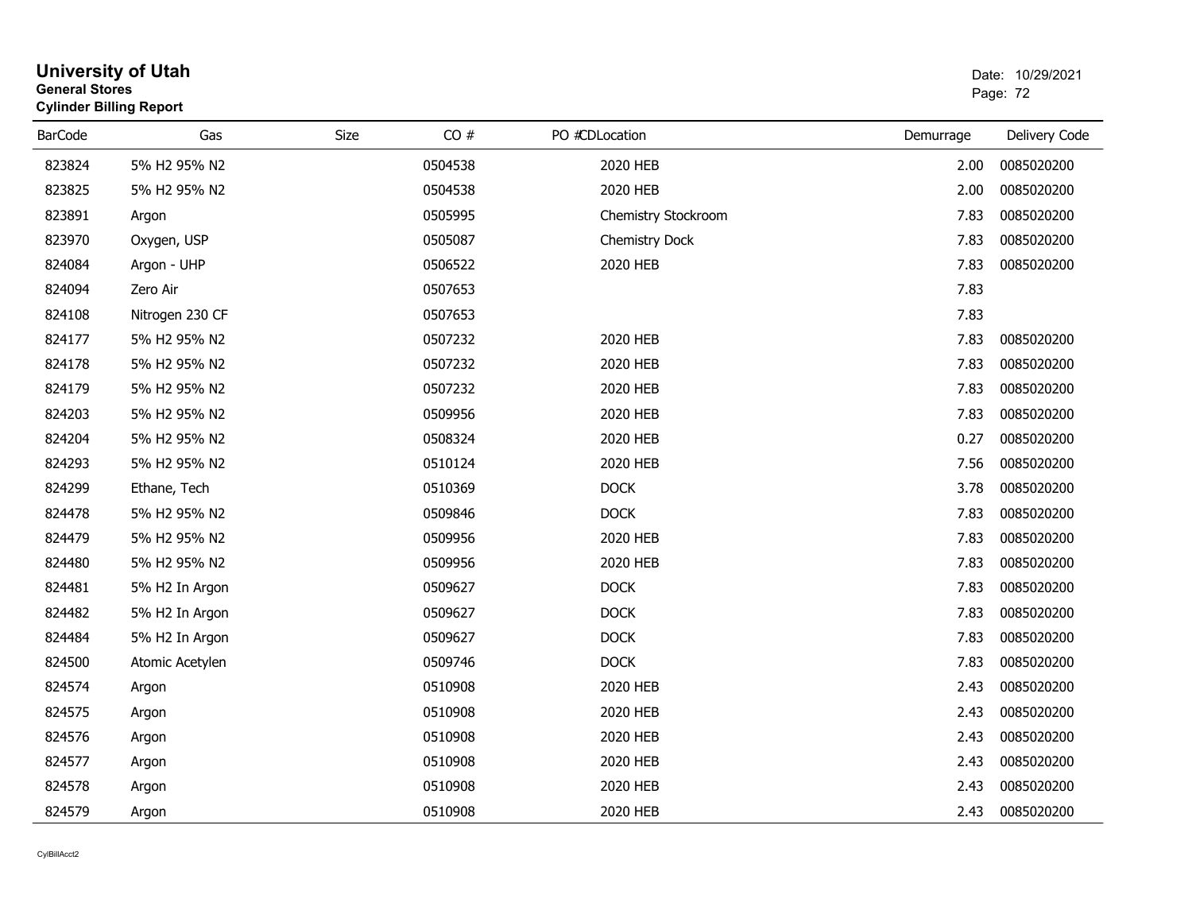# University of Utah

**General Stores**

**Cylinder Billing Report**

Date: 10/29/2021

| BarCode | Gas | Size | CO # | PO # | CDLocation | Demurrage | Delivery Code |
|---|---|---|---|---|---|---|---|
| 823824 | 5% H2 95% N2 | | 0504538 | | 2020 HEB | 2.00 | 0085020200 |
| 823825 | 5% H2 95% N2 | | 0504538 | | 2020 HEB | 2.00 | 0085020200 |
| 823891 | Argon | | 0505995 | | Chemistry Stockroom | 7.83 | 0085020200 |
| 823970 | Oxygen, USP | | 0505087 | | Chemistry Dock | 7.83 | 0085020200 |
| 824084 | Argon - UHP | | 0506522 | | 2020 HEB | 7.83 | 0085020200 |
| 824094 | Zero Air | | 0507653 | | | 7.83 | |
| 824108 | Nitrogen 230 CF | | 0507653 | | | 7.83 | |
| 824177 | 5% H2 95% N2 | | 0507232 | | 2020 HEB | 7.83 | 0085020200 |
| 824178 | 5% H2 95% N2 | | 0507232 | | 2020 HEB | 7.83 | 0085020200 |
| 824179 | 5% H2 95% N2 | | 0507232 | | 2020 HEB | 7.83 | 0085020200 |
| 824203 | 5% H2 95% N2 | | 0509956 | | 2020 HEB | 7.83 | 0085020200 |
| 824204 | 5% H2 95% N2 | | 0508324 | | 2020 HEB | 0.27 | 0085020200 |
| 824293 | 5% H2 95% N2 | | 0510124 | | 2020 HEB | 7.56 | 0085020200 |
| 824299 | Ethane, Tech | | 0510369 | | DOCK | 3.78 | 0085020200 |
| 824478 | 5% H2 95% N2 | | 0509846 | | DOCK | 7.83 | 0085020200 |
| 824479 | 5% H2 95% N2 | | 0509956 | | 2020 HEB | 7.83 | 0085020200 |
| 824480 | 5% H2 95% N2 | | 0509956 | | 2020 HEB | 7.83 | 0085020200 |
| 824481 | 5% H2 In Argon | | 0509627 | | DOCK | 7.83 | 0085020200 |
| 824482 | 5% H2 In Argon | | 0509627 | | DOCK | 7.83 | 0085020200 |
| 824484 | 5% H2 In Argon | | 0509627 | | DOCK | 7.83 | 0085020200 |
| 824500 | Atomic Acetylen | | 0509746 | | DOCK | 7.83 | 0085020200 |
| 824574 | Argon | | 0510908 | | 2020 HEB | 2.43 | 0085020200 |
| 824575 | Argon | | 0510908 | | 2020 HEB | 2.43 | 0085020200 |
| 824576 | Argon | | 0510908 | | 2020 HEB | 2.43 | 0085020200 |
| 824577 | Argon | | 0510908 | | 2020 HEB | 2.43 | 0085020200 |
| 824578 | Argon | | 0510908 | | 2020 HEB | 2.43 | 0085020200 |
| 824579 | Argon | | 0510908 | | 2020 HEB | 2.43 | 0085020200 |

CylBillAcct2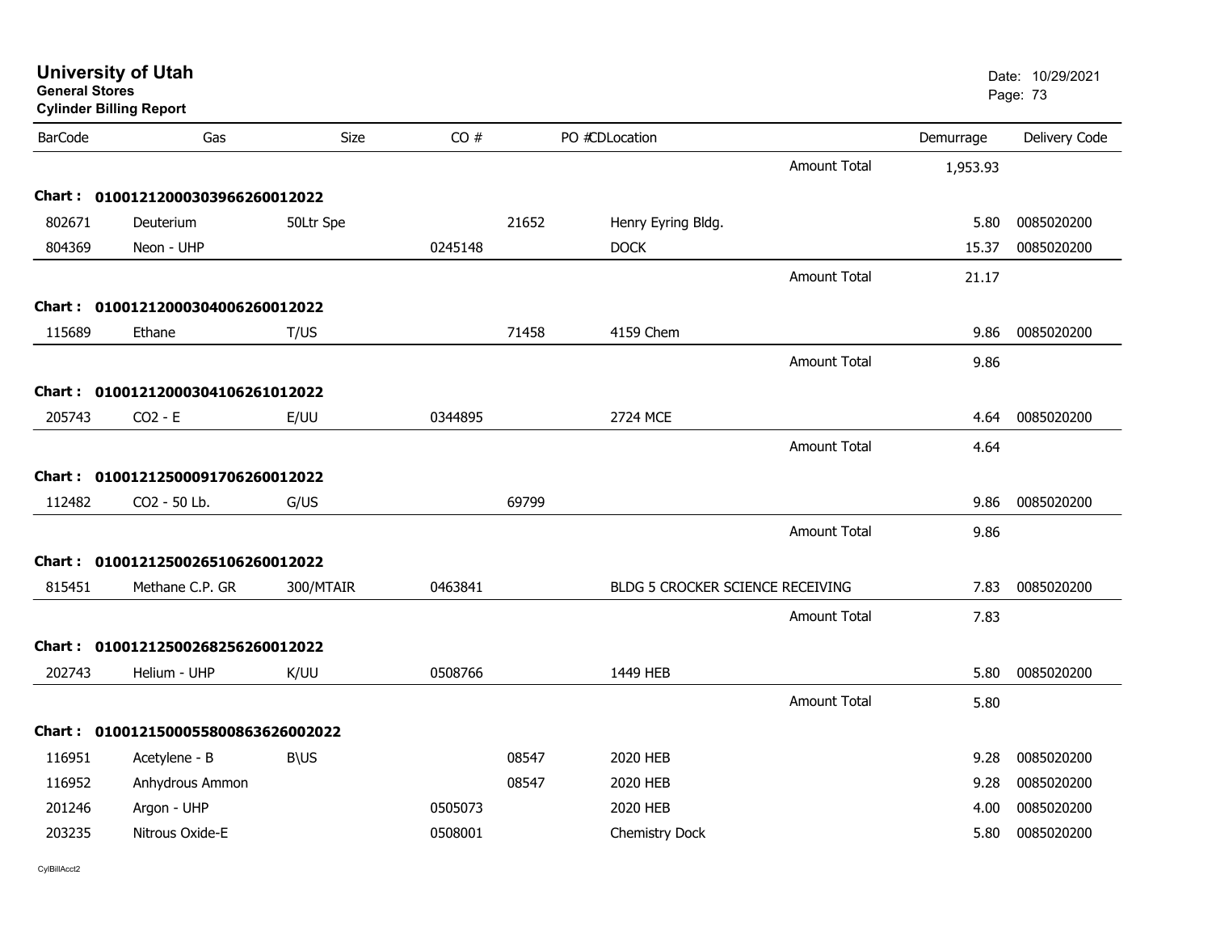# University of Utah
**General Stores**
**Cylinder Billing Report**

Date: 10/29/2021

| BarCode | Gas | Size | CO # | PO # | CD | Location | | Demurrage | Delivery Code |
|---|---|---|---|---|---|---|---|---|---|
| | | | | | | | Amount Total | 1,953.93 | |
| **Chart :** | **0100121200030396626001 2022** | | | | | | | | |
| 802671 | Deuterium | 50Ltr Spe | | 21652 | | Henry Eyring Bldg. | | 5.80 | 0085020200 |
| 804369 | Neon - UHP | | 0245148 | | | DOCK | | 15.37 | 0085020200 |
| | | | | | | | Amount Total | 21.17 | |
| **Chart :** | **01001212000304006260012022** | | | | | | | | |
| 115689 | Ethane | T/US | | 71458 | | 4159 Chem | | 9.86 | 0085020200 |
| | | | | | | | Amount Total | 9.86 | |
| **Chart :** | **01001212000304106261012022** | | | | | | | | |
| 205743 | CO2 - E | E/UU | 0344895 | | | 2724 MCE | | 4.64 | 0085020200 |
| | | | | | | | Amount Total | 4.64 | |
| **Chart :** | **01001212500091706260012022** | | | | | | | | |
| 112482 | CO2 - 50 Lb. | G/US | | 69799 | | | | 9.86 | 0085020200 |
| | | | | | | | Amount Total | 9.86 | |
| **Chart :** | **01001212500265106260012022** | | | | | | | | |
| 815451 | Methane C.P. GR | 300/MTAIR | 0463841 | | | BLDG 5 CROCKER SCIENCE RECEIVING | | 7.83 | 0085020200 |
| | | | | | | | Amount Total | 7.83 | |
| **Chart :** | **01001212500268256260012022** | | | | | | | | |
| 202743 | Helium - UHP | K/UU | 0508766 | | | 1449 HEB | | 5.80 | 0085020200 |
| | | | | | | | Amount Total | 5.80 | |
| **Chart :** | **0100121500055800863626002022** | | | | | | | | |
| 116951 | Acetylene - B | B\US | | 08547 | | 2020 HEB | | 9.28 | 0085020200 |
| 116952 | Anhydrous Ammon | | | 08547 | | 2020 HEB | | 9.28 | 0085020200 |
| 201246 | Argon - UHP | | 0505073 | | | 2020 HEB | | 4.00 | 0085020200 |
| 203235 | Nitrous Oxide-E | | 0508001 | | | Chemistry Dock | | 5.80 | 0085020200 |

CylBillAcct2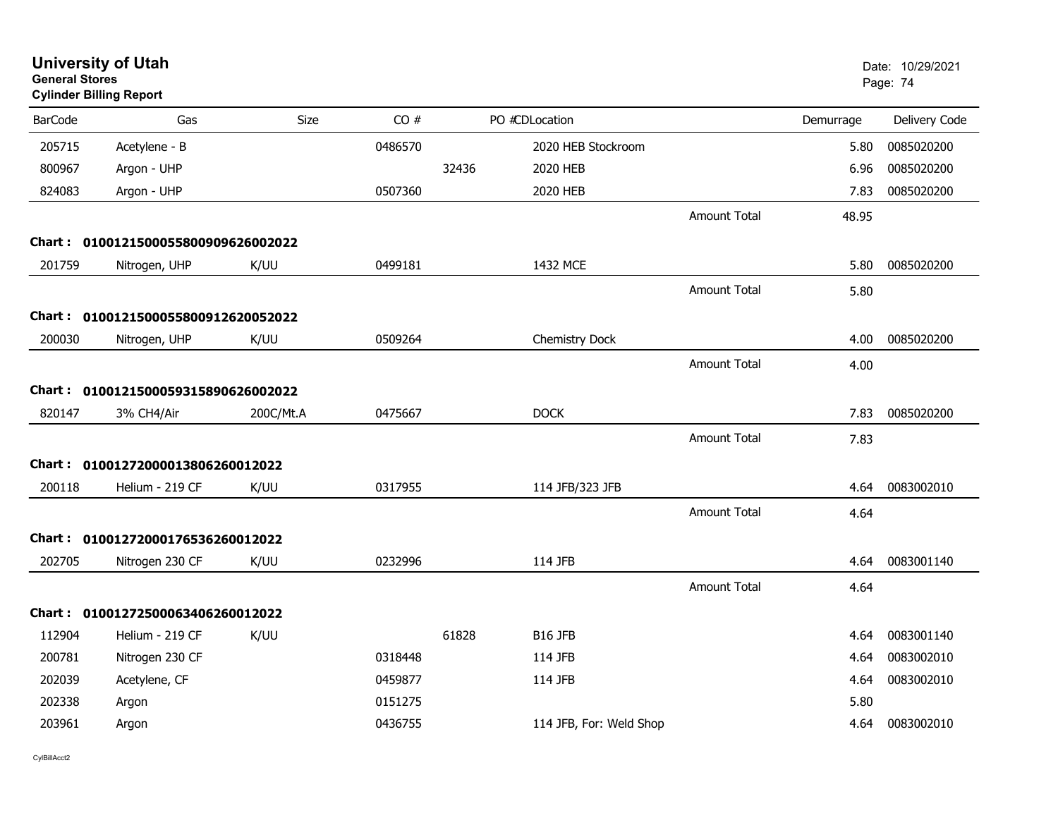# University of Utah

**General Stores**

**Cylinder Billing Report**

Date: 10/29/2021

| BarCode | Gas | Size | CO # | PO #CD | Location | | Demurrage | Delivery Code |
|---|---|---|---|---|---|---|---|---|
| 205715 | Acetylene - B | | 0486570 | | 2020 HEB Stockroom | | 5.80 | 0085020200 |
| 800967 | Argon - UHP | | | 32436 | 2020 HEB | | 6.96 | 0085020200 |
| 824083 | Argon - UHP | | 0507360 | | 2020 HEB | | 7.83 | 0085020200 |
| | | | | | | Amount Total | 48.95 | |
| **Chart :** | **01001215000558009096260020​22** | | | | | | | |
| 201759 | Nitrogen, UHP | K/UU | 0499181 | | 1432 MCE | | 5.80 | 0085020200 |
| | | | | | | Amount Total | 5.80 | |
| **Chart :** | **01001215000558009126200520​22** | | | | | | | |
| 200030 | Nitrogen, UHP | K/UU | 0509264 | | Chemistry Dock | | 4.00 | 0085020200 |
| | | | | | | Amount Total | 4.00 | |
| **Chart :** | **01001215000593158906260020​22** | | | | | | | |
| 820147 | 3% CH4/Air | 200C/Mt.A | 0475667 | | DOCK | | 7.83 | 0085020200 |
| | | | | | | Amount Total | 7.83 | |
| **Chart :** | **01001272000013806260012022** | | | | | | | |
| 200118 | Helium - 219 CF | K/UU | 0317955 | | 114 JFB/323 JFB | | 4.64 | 0083002010 |
| | | | | | | Amount Total | 4.64 | |
| **Chart :** | **01001272000176536260012022** | | | | | | | |
| 202705 | Nitrogen 230 CF | K/UU | 0232996 | | 114 JFB | | 4.64 | 0083001140 |
| | | | | | | Amount Total | 4.64 | |
| **Chart :** | **01001272500063406260012022** | | | | | | | |
| 112904 | Helium - 219 CF | K/UU | | 61828 | B16 JFB | | 4.64 | 0083001140 |
| 200781 | Nitrogen 230 CF | | 0318448 | | 114 JFB | | 4.64 | 0083002010 |
| 202039 | Acetylene, CF | | 0459877 | | 114 JFB | | 4.64 | 0083002010 |
| 202338 | Argon | | 0151275 | | | | 5.80 | |
| 203961 | Argon | | 0436755 | | 114 JFB, For: Weld Shop | | 4.64 | 0083002010 |

CylBillAcct2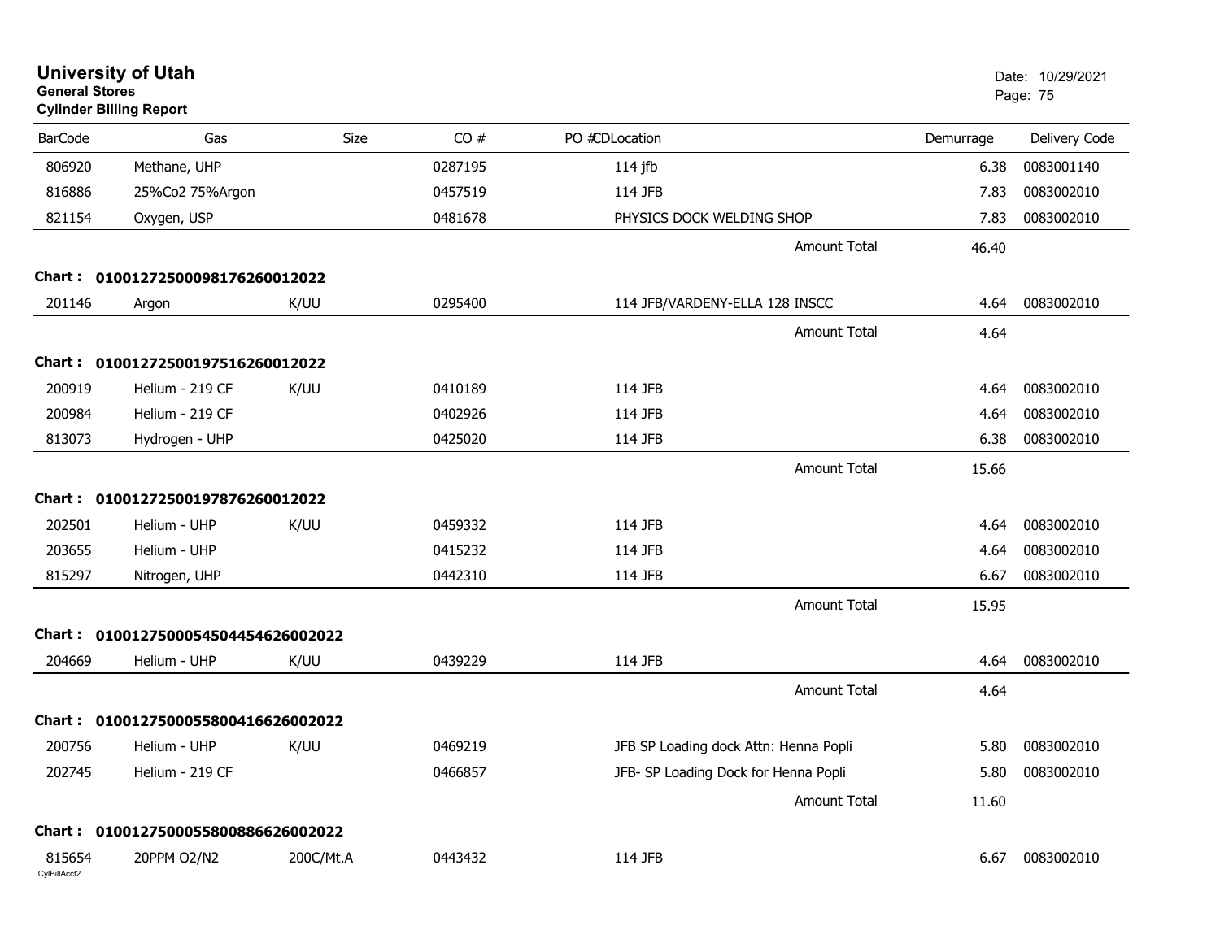# University of Utah

**General Stores**

**Cylinder Billing Report**

Date: 10/29/2021

| BarCode | Gas | Size | CO # | PO #CDLocation | Demurrage | Delivery Code |
|---|---|---|---|---|---|---|
| 806920 | Methane, UHP | | 0287195 | 114 jfb | 6.38 | 0083001140 |
| 816886 | 25%Co2 75%Argon | | 0457519 | 114 JFB | 7.83 | 0083002010 |
| 821154 | Oxygen, USP | | 0481678 | PHYSICS DOCK WELDING SHOP | 7.83 | 0083002010 |
| | | | | Amount Total | 46.40 | |
| **Chart :** | **01001272500098176260012022** | | | | | |
| 201146 | Argon | K/UU | 0295400 | 114 JFB/VARDENY-ELLA 128 INSCC | 4.64 | 0083002010 |
| | | | | Amount Total | 4.64 | |
| **Chart :** | **01001272500197516260012022** | | | | | |
| 200919 | Helium - 219 CF | K/UU | 0410189 | 114 JFB | 4.64 | 0083002010 |
| 200984 | Helium - 219 CF | | 0402926 | 114 JFB | 4.64 | 0083002010 |
| 813073 | Hydrogen - UHP | | 0425020 | 114 JFB | 6.38 | 0083002010 |
| | | | | Amount Total | 15.66 | |
| **Chart :** | **01001272500197876260012022** | | | | | |
| 202501 | Helium - UHP | K/UU | 0459332 | 114 JFB | 4.64 | 0083002010 |
| 203655 | Helium - UHP | | 0415232 | 114 JFB | 4.64 | 0083002010 |
| 815297 | Nitrogen, UHP | | 0442310 | 114 JFB | 6.67 | 0083002010 |
| | | | | Amount Total | 15.95 | |
| **Chart :** | **01001275000545044546260020​22** | | | | | |
| 204669 | Helium - UHP | K/UU | 0439229 | 114 JFB | 4.64 | 0083002010 |
| | | | | Amount Total | 4.64 | |
| **Chart :** | **01001275000558004166260020​22** | | | | | |
| 200756 | Helium - UHP | K/UU | 0469219 | JFB SP Loading dock Attn: Henna Popli | 5.80 | 0083002010 |
| 202745 | Helium - 219 CF | | 0466857 | JFB- SP Loading Dock for Henna Popli | 5.80 | 0083002010 |
| | | | | Amount Total | 11.60 | |
| **Chart :** | **01001275000558008866260020​22** | | | | | |
| 815654 | 20PPM O2/N2 | 200C/Mt.A | 0443432 | 114 JFB | 6.67 | 0083002010 |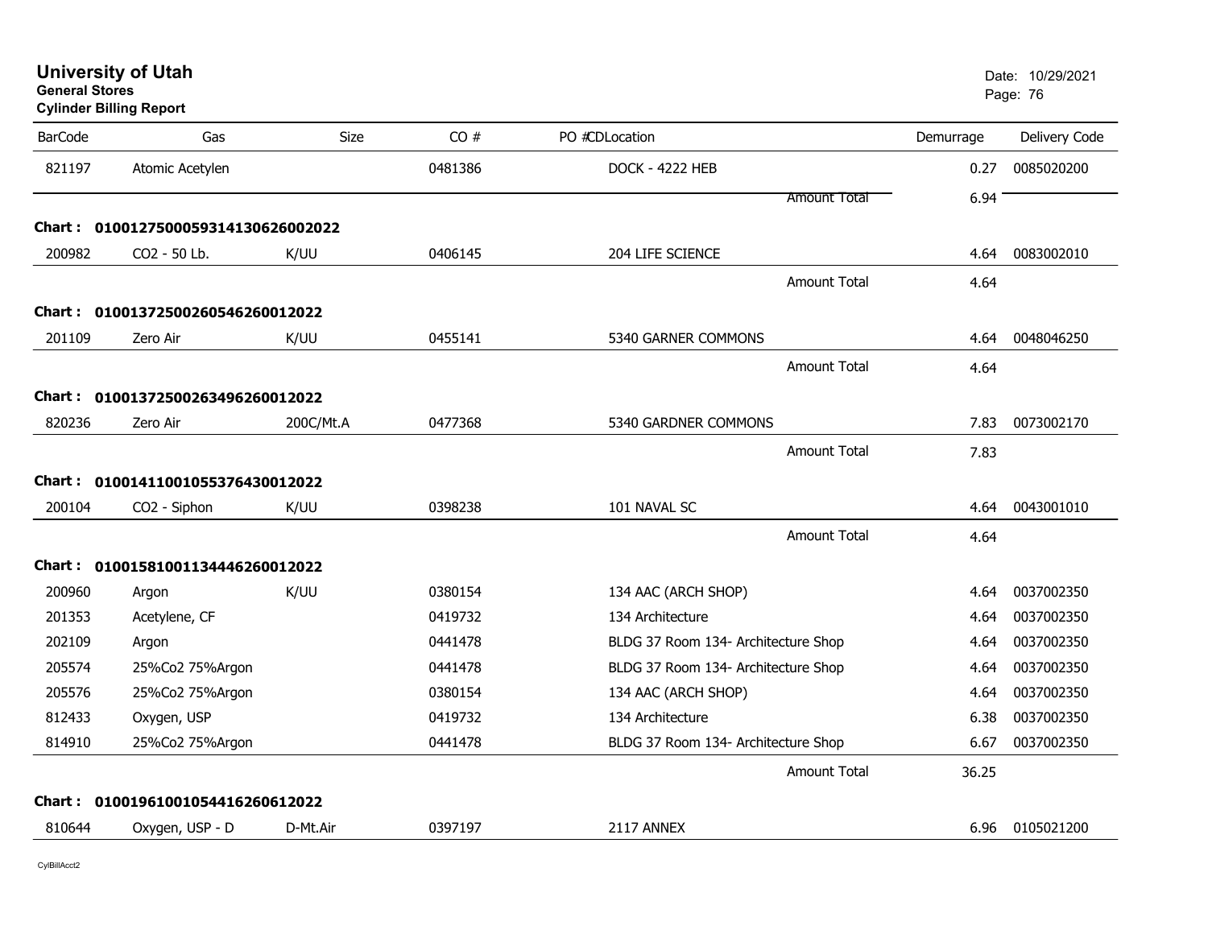# University of Utah
**General Stores**
**Cylinder Billing Report**

Date: 10/29/2021

| BarCode | Gas | Size | CO # | PO #CDLocation | Demurrage | Delivery Code |
|---|---|---|---|---|---|---|
| 821197 | Atomic Acetylen | | 0481386 | DOCK - 4222 HEB | 0.27 | 0085020200 |
| | | | | Amount Total | 6.94 | |
| **Chart : 01001275000593141306260002022** | | | | | | |
| 200982 | CO2 - 50 Lb. | K/UU | 0406145 | 204 LIFE SCIENCE | 4.64 | 0083002010 |
| | | | | Amount Total | 4.64 | |
| **Chart : 01001372500260546260012022** | | | | | | |
| 201109 | Zero Air | K/UU | 0455141 | 5340 GARNER COMMONS | 4.64 | 0048046250 |
| | | | | Amount Total | 4.64 | |
| **Chart : 01001372500263496260012022** | | | | | | |
| 820236 | Zero Air | 200C/Mt.A | 0477368 | 5340 GARDNER COMMONS | 7.83 | 0073002170 |
| | | | | Amount Total | 7.83 | |
| **Chart : 01001411001055376430012022** | | | | | | |
| 200104 | CO2 - Siphon | K/UU | 0398238 | 101 NAVAL SC | 4.64 | 0043001010 |
| | | | | Amount Total | 4.64 | |
| **Chart : 01001581001134446260012022** | | | | | | |
| 200960 | Argon | K/UU | 0380154 | 134 AAC (ARCH SHOP) | 4.64 | 0037002350 |
| 201353 | Acetylene, CF | | 0419732 | 134 Architecture | 4.64 | 0037002350 |
| 202109 | Argon | | 0441478 | BLDG 37 Room 134- Architecture Shop | 4.64 | 0037002350 |
| 205574 | 25%Co2 75%Argon | | 0441478 | BLDG 37 Room 134- Architecture Shop | 4.64 | 0037002350 |
| 205576 | 25%Co2 75%Argon | | 0380154 | 134 AAC (ARCH SHOP) | 4.64 | 0037002350 |
| 812433 | Oxygen, USP | | 0419732 | 134 Architecture | 6.38 | 0037002350 |
| 814910 | 25%Co2 75%Argon | | 0441478 | BLDG 37 Room 134- Architecture Shop | 6.67 | 0037002350 |
| | | | | Amount Total | 36.25 | |
| **Chart : 01001961001054416260612022** | | | | | | |
| 810644 | Oxygen, USP - D | D-Mt.Air | 0397197 | 2117 ANNEX | 6.96 | 0105021200 |

CylBillAcct2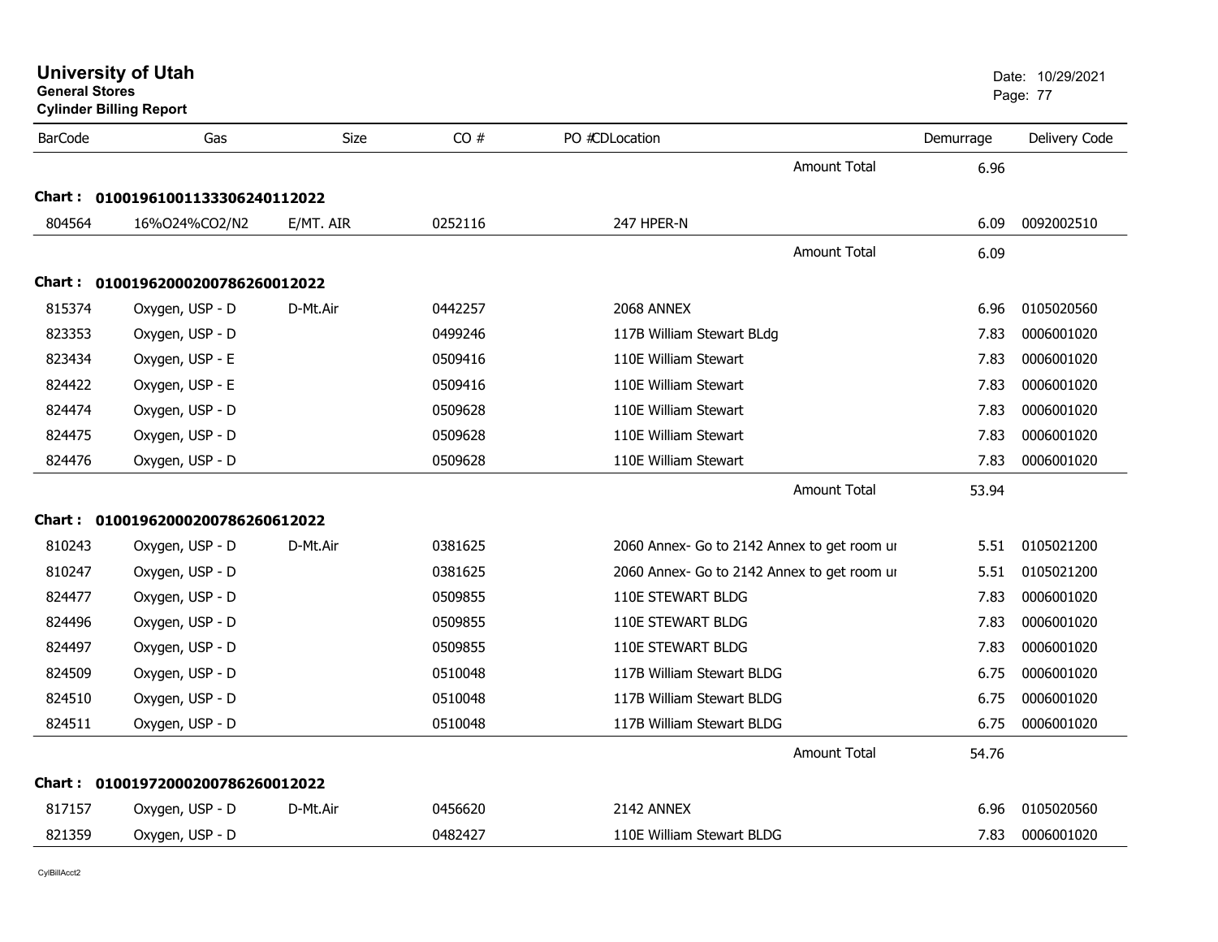**University of Utah**
**General Stores**
**Cylinder Billing Report**

Date: 10/29/2021

| BarCode | Gas | Size | CO # | PO # | CD | Location | Demurrage | Delivery Code |
|---|---|---|---|---|---|---|---|---|
| | | | | | | Amount Total | 6.96 | |
| **Chart :** | **01001961001133306240112022** | | | | | | | |
| 804564 | 16%O24%CO2/N2 | E/MT. AIR | 0252116 | | | 247 HPER-N | 6.09 | 0092002510 |
| | | | | | | Amount Total | 6.09 | |
| **Chart :** | **01001962000200786260012022** | | | | | | | |
| 815374 | Oxygen, USP - D | D-Mt.Air | 0442257 | | | 2068 ANNEX | 6.96 | 0105020560 |
| 823353 | Oxygen, USP - D | | 0499246 | | | 117B William Stewart BLdg | 7.83 | 0006001020 |
| 823434 | Oxygen, USP - E | | 0509416 | | | 110E William Stewart | 7.83 | 0006001020 |
| 824422 | Oxygen, USP - E | | 0509416 | | | 110E William Stewart | 7.83 | 0006001020 |
| 824474 | Oxygen, USP - D | | 0509628 | | | 110E William Stewart | 7.83 | 0006001020 |
| 824475 | Oxygen, USP - D | | 0509628 | | | 110E William Stewart | 7.83 | 0006001020 |
| 824476 | Oxygen, USP - D | | 0509628 | | | 110E William Stewart | 7.83 | 0006001020 |
| | | | | | | Amount Total | 53.94 | |
| **Chart :** | **01001962000200786260612022** | | | | | | | |
| 810243 | Oxygen, USP - D | D-Mt.Air | 0381625 | | | 2060 Annex- Go to 2142 Annex to get room ur | 5.51 | 0105021200 |
| 810247 | Oxygen, USP - D | | 0381625 | | | 2060 Annex- Go to 2142 Annex to get room ur | 5.51 | 0105021200 |
| 824477 | Oxygen, USP - D | | 0509855 | | | 110E STEWART BLDG | 7.83 | 0006001020 |
| 824496 | Oxygen, USP - D | | 0509855 | | | 110E STEWART BLDG | 7.83 | 0006001020 |
| 824497 | Oxygen, USP - D | | 0509855 | | | 110E STEWART BLDG | 7.83 | 0006001020 |
| 824509 | Oxygen, USP - D | | 0510048 | | | 117B William Stewart BLDG | 6.75 | 0006001020 |
| 824510 | Oxygen, USP - D | | 0510048 | | | 117B William Stewart BLDG | 6.75 | 0006001020 |
| 824511 | Oxygen, USP - D | | 0510048 | | | 117B William Stewart BLDG | 6.75 | 0006001020 |
| | | | | | | Amount Total | 54.76 | |
| **Chart :** | **01001972000200786260012022** | | | | | | | |
| 817157 | Oxygen, USP - D | D-Mt.Air | 0456620 | | | 2142 ANNEX | 6.96 | 0105020560 |
| 821359 | Oxygen, USP - D | | 0482427 | | | 110E William Stewart BLDG | 7.83 | 0006001020 |

CylBillAcct2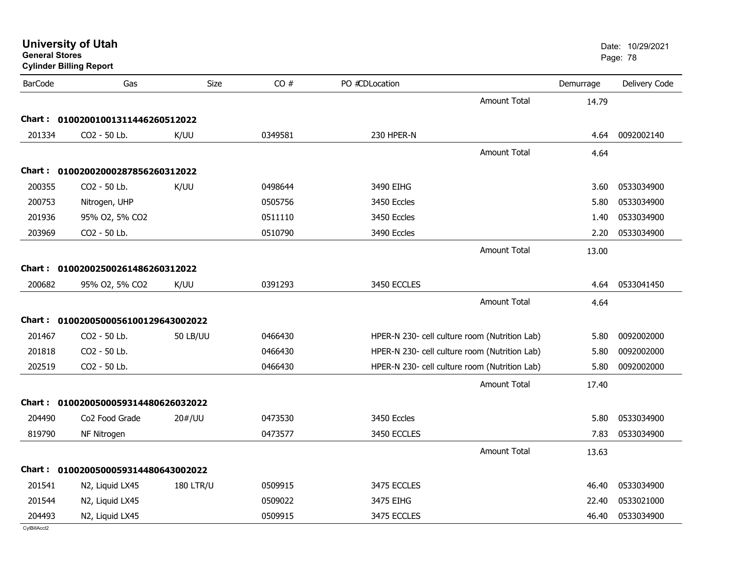# University of Utah

**General Stores**

**Cylinder Billing Report**

Date: 10/29/2021

| BarCode | Gas | Size | CO # | PO #CDLocation | Demurrage | Delivery Code |
|---|---|---|---|---|---|---|
| | | | | Amount Total | 14.79 | |
| **Chart : 01002001001311446260512022** | | | | | | |
| 201334 | CO2 - 50 Lb. | K/UU | 0349581 | 230 HPER-N | 4.64 | 0092002140 |
| | | | | Amount Total | 4.64 | |
| **Chart : 01002002000287856260312022** | | | | | | |
| 200355 | CO2 - 50 Lb. | K/UU | 0498644 | 3490 EIHG | 3.60 | 0533034900 |
| 200753 | Nitrogen, UHP | | 0505756 | 3450 Eccles | 5.80 | 0533034900 |
| 201936 | 95% O2, 5% CO2 | | 0511110 | 3450 Eccles | 1.40 | 0533034900 |
| 203969 | CO2 - 50 Lb. | | 0510790 | 3490 Eccles | 2.20 | 0533034900 |
| | | | | Amount Total | 13.00 | |
| **Chart : 01002002500261486260312022** | | | | | | |
| 200682 | 95% O2, 5% CO2 | K/UU | 0391293 | 3450 ECCLES | 4.64 | 0533041450 |
| | | | | Amount Total | 4.64 | |
| **Chart : 01002005000561001296430022022** | | | | | | |
| 201467 | CO2 - 50 Lb. | 50 LB/UU | 0466430 | HPER-N 230- cell culture room (Nutrition Lab) | 5.80 | 0092002000 |
| 201818 | CO2 - 50 Lb. | | 0466430 | HPER-N 230- cell culture room (Nutrition Lab) | 5.80 | 0092002000 |
| 202519 | CO2 - 50 Lb. | | 0466430 | HPER-N 230- cell culture room (Nutrition Lab) | 5.80 | 0092002000 |
| | | | | Amount Total | 17.40 | |
| **Chart : 01002005000593144806260322022** | | | | | | |
| 204490 | Co2 Food Grade | 20#/UU | 0473530 | 3450 Eccles | 5.80 | 0533034900 |
| 819790 | NF Nitrogen | | 0473577 | 3450 ECCLES | 7.83 | 0533034900 |
| | | | | Amount Total | 13.63 | |
| **Chart : 01002005000593144806430022022** | | | | | | |
| 201541 | N2, Liquid LX45 | 180 LTR/U | 0509915 | 3475 ECCLES | 46.40 | 0533034900 |
| 201544 | N2, Liquid LX45 | | 0509022 | 3475 EIHG | 22.40 | 0533021000 |
| 204493 | N2, Liquid LX45 | | 0509915 | 3475 ECCLES | 46.40 | 0533034900 |

CylBillAcct2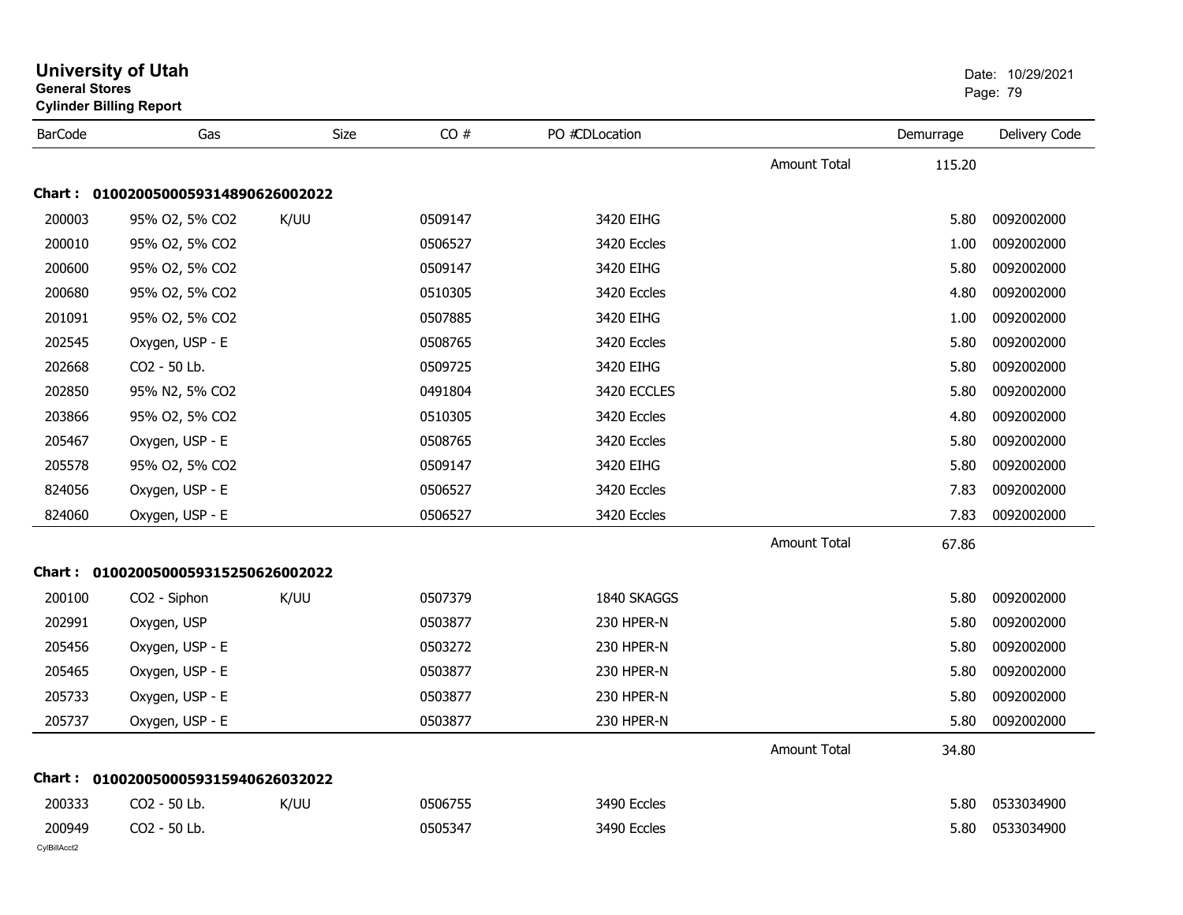# University of Utah
**General Stores**
**Cylinder Billing Report**

Date: 10/29/2021

| BarCode | Gas | Size | CO # | PO #CDLocation | | Demurrage | Delivery Code |
|---|---|---|---|---|---|---|---|
| | | | | | Amount Total | 115.20 | |

**Chart : 01002005000593148906260002022**

| BarCode | Gas | Size | CO # | PO #CDLocation | | Demurrage | Delivery Code |
|---|---|---|---|---|---|---|---|
| 200003 | 95% O2, 5% CO2 | K/UU | 0509147 | 3420 EIHG | | 5.80 | 0092002000 |
| 200010 | 95% O2, 5% CO2 | | 0506527 | 3420 Eccles | | 1.00 | 0092002000 |
| 200600 | 95% O2, 5% CO2 | | 0509147 | 3420 EIHG | | 5.80 | 0092002000 |
| 200680 | 95% O2, 5% CO2 | | 0510305 | 3420 Eccles | | 4.80 | 0092002000 |
| 201091 | 95% O2, 5% CO2 | | 0507885 | 3420 EIHG | | 1.00 | 0092002000 |
| 202545 | Oxygen, USP - E | | 0508765 | 3420 Eccles | | 5.80 | 0092002000 |
| 202668 | CO2 - 50 Lb. | | 0509725 | 3420 EIHG | | 5.80 | 0092002000 |
| 202850 | 95% N2, 5% CO2 | | 0491804 | 3420 ECCLES | | 5.80 | 0092002000 |
| 203866 | 95% O2, 5% CO2 | | 0510305 | 3420 Eccles | | 4.80 | 0092002000 |
| 205467 | Oxygen, USP - E | | 0508765 | 3420 Eccles | | 5.80 | 0092002000 |
| 205578 | 95% O2, 5% CO2 | | 0509147 | 3420 EIHG | | 5.80 | 0092002000 |
| 824056 | Oxygen, USP - E | | 0506527 | 3420 Eccles | | 7.83 | 0092002000 |
| 824060 | Oxygen, USP - E | | 0506527 | 3420 Eccles | | 7.83 | 0092002000 |
| | | | | | Amount Total | 67.86 | |

**Chart : 01002005000593152506260002022**

| BarCode | Gas | Size | CO # | PO #CDLocation | | Demurrage | Delivery Code |
|---|---|---|---|---|---|---|---|
| 200100 | CO2 - Siphon | K/UU | 0507379 | 1840 SKAGGS | | 5.80 | 0092002000 |
| 202991 | Oxygen, USP | | 0503877 | 230 HPER-N | | 5.80 | 0092002000 |
| 205456 | Oxygen, USP - E | | 0503272 | 230 HPER-N | | 5.80 | 0092002000 |
| 205465 | Oxygen, USP - E | | 0503877 | 230 HPER-N | | 5.80 | 0092002000 |
| 205733 | Oxygen, USP - E | | 0503877 | 230 HPER-N | | 5.80 | 0092002000 |
| 205737 | Oxygen, USP - E | | 0503877 | 230 HPER-N | | 5.80 | 0092002000 |
| | | | | | Amount Total | 34.80 | |

**Chart : 01002005000593159406260032022**

| BarCode | Gas | Size | CO # | PO #CDLocation | | Demurrage | Delivery Code |
|---|---|---|---|---|---|---|---|
| 200333 | CO2 - 50 Lb. | K/UU | 0506755 | 3490 Eccles | | 5.80 | 0533034900 |
| 200949 | CO2 - 50 Lb. | | 0505347 | 3490 Eccles | | 5.80 | 0533034900 |

CylBillAcct2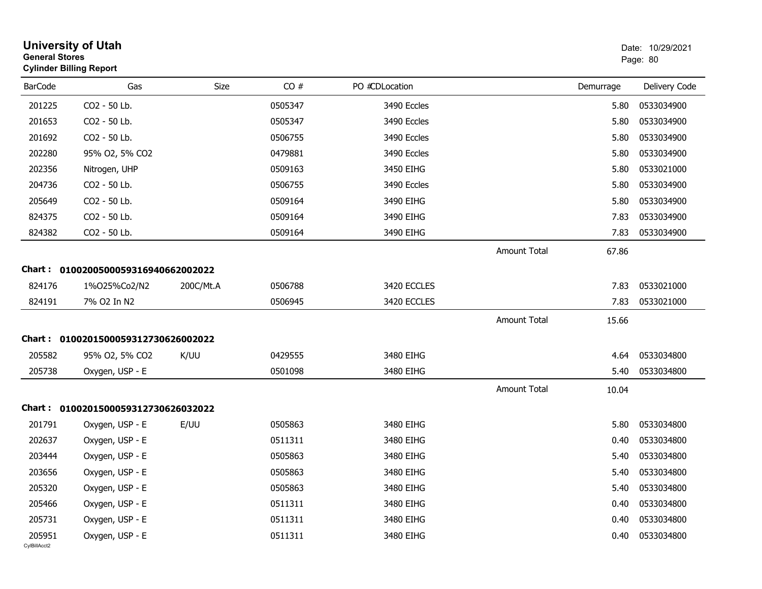# University of Utah
**General Stores**
**Cylinder Billing Report**

Date: 10/29/2021

| BarCode | Gas | Size | CO # | PO # | CDLocation | | Demurrage | Delivery Code |
|---|---|---|---|---|---|---|---|---|
| 201225 | CO2 - 50 Lb. | | 0505347 | | 3490 Eccles | | 5.80 | 0533034900 |
| 201653 | CO2 - 50 Lb. | | 0505347 | | 3490 Eccles | | 5.80 | 0533034900 |
| 201692 | CO2 - 50 Lb. | | 0506755 | | 3490 Eccles | | 5.80 | 0533034900 |
| 202280 | 95% O2, 5% CO2 | | 0479881 | | 3490 Eccles | | 5.80 | 0533034900 |
| 202356 | Nitrogen, UHP | | 0509163 | | 3450 EIHG | | 5.80 | 0533021000 |
| 204736 | CO2 - 50 Lb. | | 0506755 | | 3490 Eccles | | 5.80 | 0533034900 |
| 205649 | CO2 - 50 Lb. | | 0509164 | | 3490 EIHG | | 5.80 | 0533034900 |
| 824375 | CO2 - 50 Lb. | | 0509164 | | 3490 EIHG | | 7.83 | 0533034900 |
| 824382 | CO2 - 50 Lb. | | 0509164 | | 3490 EIHG | | 7.83 | 0533034900 |
| | | | | | | Amount Total | 67.86 | |

**Chart : 01002005000593169406620020­22**

| BarCode | Gas | Size | CO # | PO # | CDLocation | | Demurrage | Delivery Code |
|---|---|---|---|---|---|---|---|---|
| 824176 | 1%O25%Co2/N2 | 200C/Mt.A | 0506788 | | 3420 ECCLES | | 7.83 | 0533021000 |
| 824191 | 7% O2 In N2 | | 0506945 | | 3420 ECCLES | | 7.83 | 0533021000 |
| | | | | | | Amount Total | 15.66 | |

**Chart : 01002015000593127306260020­22**

| BarCode | Gas | Size | CO # | PO # | CDLocation | | Demurrage | Delivery Code |
|---|---|---|---|---|---|---|---|---|
| 205582 | 95% O2, 5% CO2 | K/UU | 0429555 | | 3480 EIHG | | 4.64 | 0533034800 |
| 205738 | Oxygen, USP - E | | 0501098 | | 3480 EIHG | | 5.40 | 0533034800 |
| | | | | | | Amount Total | 10.04 | |

**Chart : 01002015000593127306260320­22**

| BarCode | Gas | Size | CO # | PO # | CDLocation | | Demurrage | Delivery Code |
|---|---|---|---|---|---|---|---|---|
| 201791 | Oxygen, USP - E | E/UU | 0505863 | | 3480 EIHG | | 5.80 | 0533034800 |
| 202637 | Oxygen, USP - E | | 0511311 | | 3480 EIHG | | 0.40 | 0533034800 |
| 203444 | Oxygen, USP - E | | 0505863 | | 3480 EIHG | | 5.40 | 0533034800 |
| 203656 | Oxygen, USP - E | | 0505863 | | 3480 EIHG | | 5.40 | 0533034800 |
| 205320 | Oxygen, USP - E | | 0505863 | | 3480 EIHG | | 5.40 | 0533034800 |
| 205466 | Oxygen, USP - E | | 0511311 | | 3480 EIHG | | 0.40 | 0533034800 |
| 205731 | Oxygen, USP - E | | 0511311 | | 3480 EIHG | | 0.40 | 0533034800 |
| 205951 | Oxygen, USP - E | | 0511311 | | 3480 EIHG | | 0.40 | 0533034800 |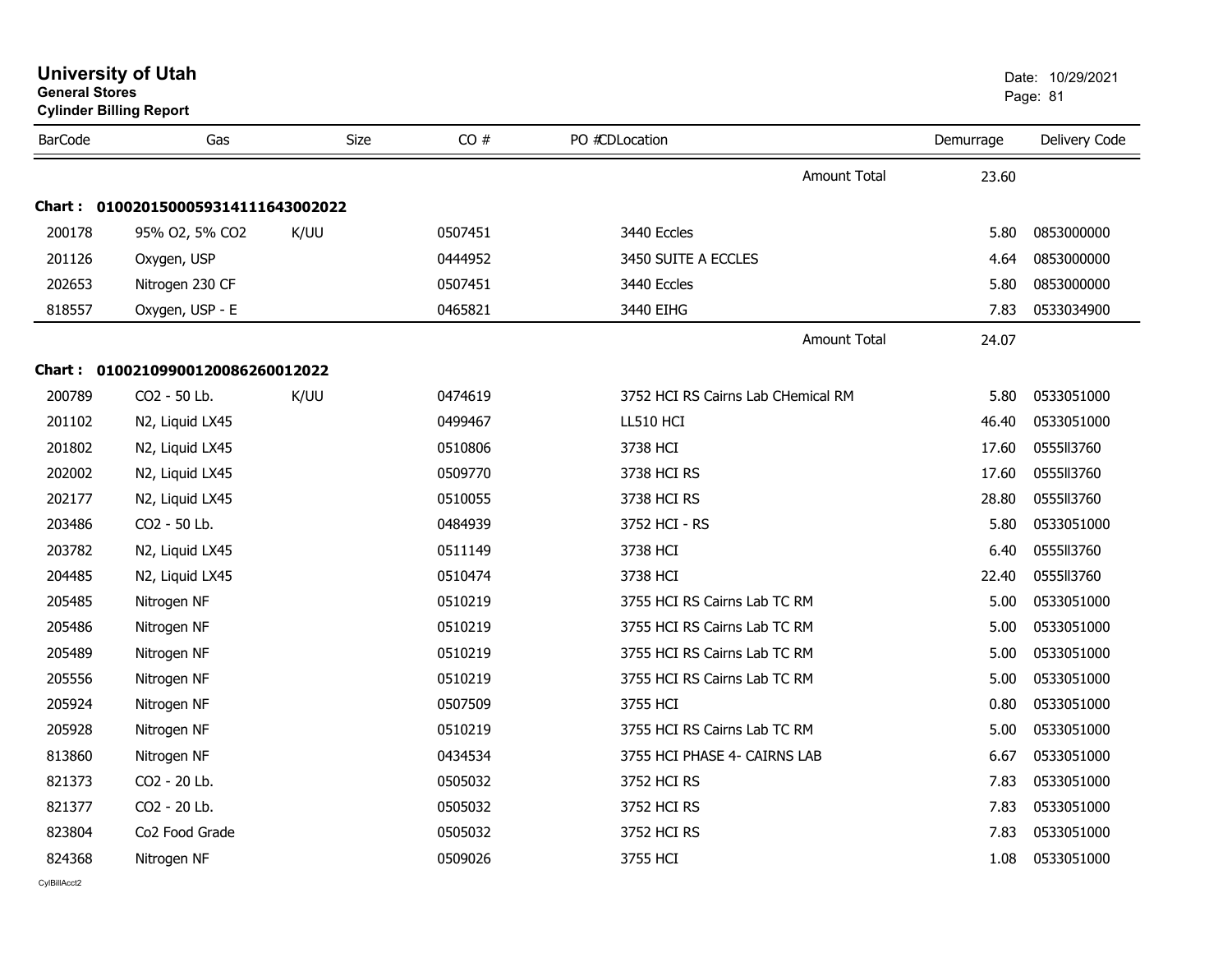# University of Utah
**General Stores**
**Cylinder Billing Report**

Date: 10/29/2021

| BarCode | Gas | Size | CO # | PO #CDLocation | Demurrage | Delivery Code |
|---|---|---|---|---|---|---|
| | | | | Amount Total | 23.60 | |
| **Chart : 01002015000593141116430020​22** | | | | | | |
| 200178 | 95% O2, 5% CO2 | K/UU | 0507451 | 3440 Eccles | 5.80 | 0853000000 |
| 201126 | Oxygen, USP | | 0444952 | 3450 SUITE A ECCLES | 4.64 | 0853000000 |
| 202653 | Nitrogen 230 CF | | 0507451 | 3440 Eccles | 5.80 | 0853000000 |
| 818557 | Oxygen, USP - E | | 0465821 | 3440 EIHG | 7.83 | 0533034900 |
| | | | | Amount Total | 24.07 | |
| **Chart : 01002109900120086260012022** | | | | | | |
| 200789 | CO2 - 50 Lb. | K/UU | 0474619 | 3752 HCI RS Cairns Lab CHemical RM | 5.80 | 0533051000 |
| 201102 | N2, Liquid LX45 | | 0499467 | LL510 HCI | 46.40 | 0533051000 |
| 201802 | N2, Liquid LX45 | | 0510806 | 3738 HCI | 17.60 | 0555ll3760 |
| 202002 | N2, Liquid LX45 | | 0509770 | 3738 HCI RS | 17.60 | 0555ll3760 |
| 202177 | N2, Liquid LX45 | | 0510055 | 3738 HCI RS | 28.80 | 0555ll3760 |
| 203486 | CO2 - 50 Lb. | | 0484939 | 3752 HCI - RS | 5.80 | 0533051000 |
| 203782 | N2, Liquid LX45 | | 0511149 | 3738 HCI | 6.40 | 0555ll3760 |
| 204485 | N2, Liquid LX45 | | 0510474 | 3738 HCI | 22.40 | 0555ll3760 |
| 205485 | Nitrogen NF | | 0510219 | 3755 HCI RS Cairns Lab TC RM | 5.00 | 0533051000 |
| 205486 | Nitrogen NF | | 0510219 | 3755 HCI RS Cairns Lab TC RM | 5.00 | 0533051000 |
| 205489 | Nitrogen NF | | 0510219 | 3755 HCI RS Cairns Lab TC RM | 5.00 | 0533051000 |
| 205556 | Nitrogen NF | | 0510219 | 3755 HCI RS Cairns Lab TC RM | 5.00 | 0533051000 |
| 205924 | Nitrogen NF | | 0507509 | 3755 HCI | 0.80 | 0533051000 |
| 205928 | Nitrogen NF | | 0510219 | 3755 HCI RS Cairns Lab TC RM | 5.00 | 0533051000 |
| 813860 | Nitrogen NF | | 0434534 | 3755 HCI PHASE 4- CAIRNS LAB | 6.67 | 0533051000 |
| 821373 | CO2 - 20 Lb. | | 0505032 | 3752 HCI RS | 7.83 | 0533051000 |
| 821377 | CO2 - 20 Lb. | | 0505032 | 3752 HCI RS | 7.83 | 0533051000 |
| 823804 | Co2 Food Grade | | 0505032 | 3752 HCI RS | 7.83 | 0533051000 |
| 824368 | Nitrogen NF | | 0509026 | 3755 HCI | 1.08 | 0533051000 |

CylBillAcct2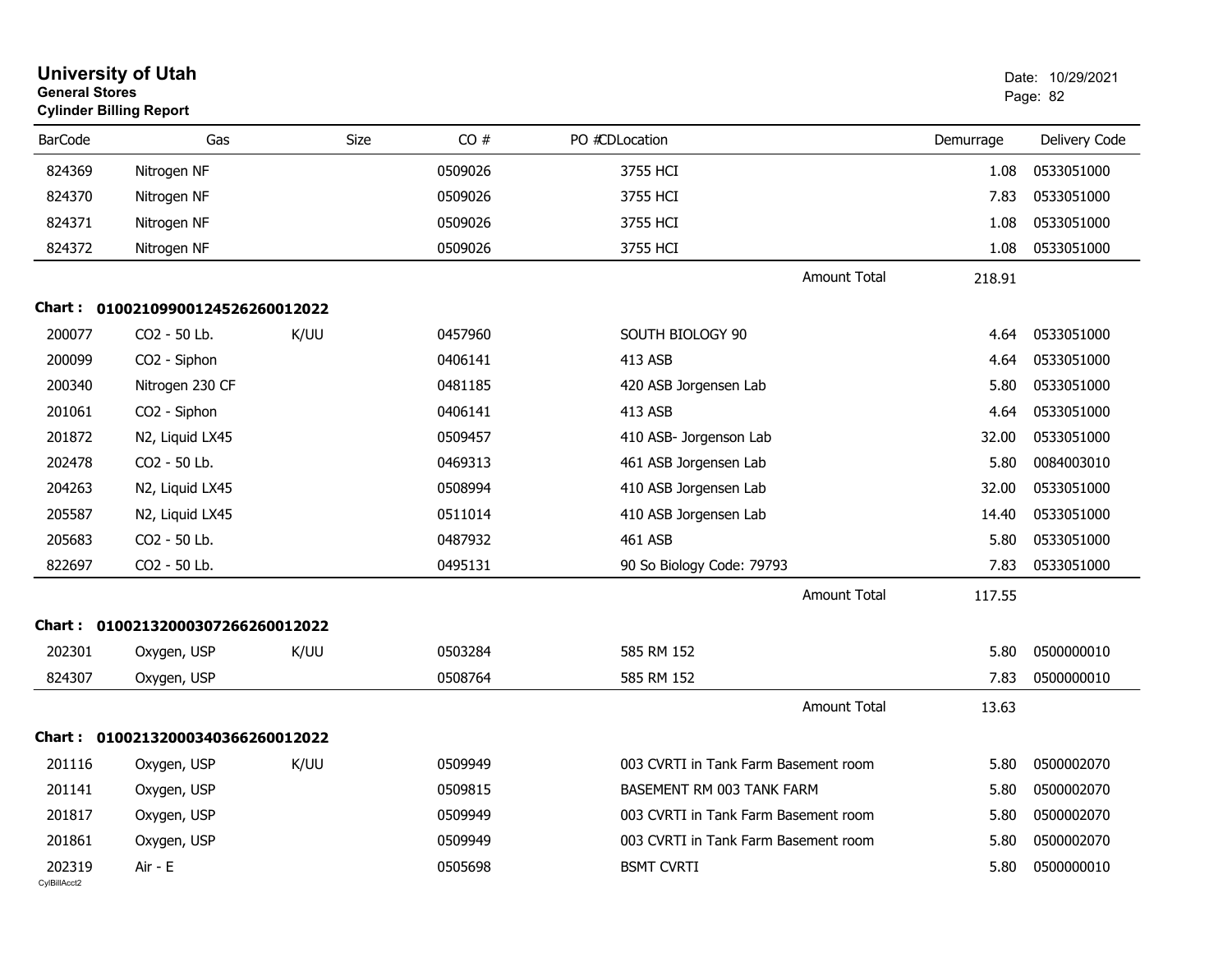# University of Utah
**General Stores**
**Cylinder Billing Report**

Date: 10/29/2021

| BarCode | Gas | Size | CO # | PO # CD Location | Demurrage | Delivery Code |
|---|---|---|---|---|---|---|
| 824369 | Nitrogen NF | | 0509026 | 3755 HCI | 1.08 | 0533051000 |
| 824370 | Nitrogen NF | | 0509026 | 3755 HCI | 7.83 | 0533051000 |
| 824371 | Nitrogen NF | | 0509026 | 3755 HCI | 1.08 | 0533051000 |
| 824372 | Nitrogen NF | | 0509026 | 3755 HCI | 1.08 | 0533051000 |
| | | | | Amount Total | 218.91 | |

**Chart : 01002109900124526260012022**

| BarCode | Gas | Size | CO # | PO # CD Location | Demurrage | Delivery Code |
|---|---|---|---|---|---|---|
| 200077 | CO2 - 50 Lb. | K/UU | 0457960 | SOUTH BIOLOGY 90 | 4.64 | 0533051000 |
| 200099 | CO2 - Siphon | | 0406141 | 413 ASB | 4.64 | 0533051000 |
| 200340 | Nitrogen 230 CF | | 0481185 | 420 ASB Jorgensen Lab | 5.80 | 0533051000 |
| 201061 | CO2 - Siphon | | 0406141 | 413 ASB | 4.64 | 0533051000 |
| 201872 | N2, Liquid LX45 | | 0509457 | 410 ASB- Jorgenson Lab | 32.00 | 0533051000 |
| 202478 | CO2 - 50 Lb. | | 0469313 | 461 ASB Jorgensen Lab | 5.80 | 0084003010 |
| 204263 | N2, Liquid LX45 | | 0508994 | 410 ASB Jorgensen Lab | 32.00 | 0533051000 |
| 205587 | N2, Liquid LX45 | | 0511014 | 410 ASB Jorgensen Lab | 14.40 | 0533051000 |
| 205683 | CO2 - 50 Lb. | | 0487932 | 461 ASB | 5.80 | 0533051000 |
| 822697 | CO2 - 50 Lb. | | 0495131 | 90 So Biology Code: 79793 | 7.83 | 0533051000 |
| | | | | Amount Total | 117.55 | |

**Chart : 01002132000307266260012022**

| BarCode | Gas | Size | CO # | PO # CD Location | Demurrage | Delivery Code |
|---|---|---|---|---|---|---|
| 202301 | Oxygen, USP | K/UU | 0503284 | 585 RM 152 | 5.80 | 0500000010 |
| 824307 | Oxygen, USP | | 0508764 | 585 RM 152 | 7.83 | 0500000010 |
| | | | | Amount Total | 13.63 | |

**Chart : 01002132000340366260012022**

| BarCode | Gas | Size | CO # | PO # CD Location | Demurrage | Delivery Code |
|---|---|---|---|---|---|---|
| 201116 | Oxygen, USP | K/UU | 0509949 | 003 CVRTI in Tank Farm Basement room | 5.80 | 0500002070 |
| 201141 | Oxygen, USP | | 0509815 | BASEMENT RM 003 TANK FARM | 5.80 | 0500002070 |
| 201817 | Oxygen, USP | | 0509949 | 003 CVRTI in Tank Farm Basement room | 5.80 | 0500002070 |
| 201861 | Oxygen, USP | | 0509949 | 003 CVRTI in Tank Farm Basement room | 5.80 | 0500002070 |
| 202319 | Air - E | | 0505698 | BSMT CVRTI | 5.80 | 0500000010 |

CylBillAcct2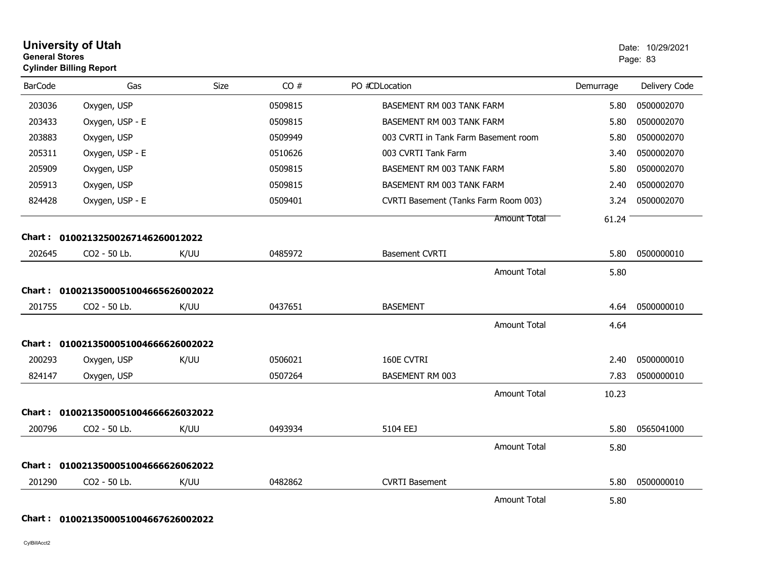# University of Utah

**General Stores**

**Cylinder Billing Report**

Date: 10/29/2021

| BarCode | Gas | Size | CO # | PO # | CD | Location | Demurrage | Delivery Code |
|---|---|---|---|---|---|---|---|---|
| 203036 | Oxygen, USP | | 0509815 | | | BASEMENT RM 003 TANK FARM | 5.80 | 0500002070 |
| 203433 | Oxygen, USP - E | | 0509815 | | | BASEMENT RM 003 TANK FARM | 5.80 | 0500002070 |
| 203883 | Oxygen, USP | | 0509949 | | | 003 CVRTI in Tank Farm Basement room | 5.80 | 0500002070 |
| 205311 | Oxygen, USP - E | | 0510626 | | | 003 CVRTI Tank Farm | 3.40 | 0500002070 |
| 205909 | Oxygen, USP | | 0509815 | | | BASEMENT RM 003 TANK FARM | 5.80 | 0500002070 |
| 205913 | Oxygen, USP | | 0509815 | | | BASEMENT RM 003 TANK FARM | 2.40 | 0500002070 |
| 824428 | Oxygen, USP - E | | 0509401 | | | CVRTI Basement (Tanks Farm Room 003) | 3.24 | 0500002070 |
| | | | | | | Amount Total | 61.24 | |

**Chart : 01002132500267146260012022**

| BarCode | Gas | Size | CO # | PO # | CD | Location | Demurrage | Delivery Code |
|---|---|---|---|---|---|---|---|---|
| 202645 | CO2 - 50 Lb. | K/UU | 0485972 | | | Basement CVRTI | 5.80 | 0500000010 |
| | | | | | | Amount Total | 5.80 | |

**Chart : 01002135000510046656260020​22**

| BarCode | Gas | Size | CO # | PO # | CD | Location | Demurrage | Delivery Code |
|---|---|---|---|---|---|---|---|---|
| 201755 | CO2 - 50 Lb. | K/UU | 0437651 | | | BASEMENT | 4.64 | 0500000010 |
| | | | | | | Amount Total | 4.64 | |

**Chart : 01002135000510046666260020​22**

| BarCode | Gas | Size | CO # | PO # | CD | Location | Demurrage | Delivery Code |
|---|---|---|---|---|---|---|---|---|
| 200293 | Oxygen, USP | K/UU | 0506021 | | | 160E CVTRI | 2.40 | 0500000010 |
| 824147 | Oxygen, USP | | 0507264 | | | BASEMENT RM 003 | 7.83 | 0500000010 |
| | | | | | | Amount Total | 10.23 | |

**Chart : 01002135000510046666260320​22**

| BarCode | Gas | Size | CO # | PO # | CD | Location | Demurrage | Delivery Code |
|---|---|---|---|---|---|---|---|---|
| 200796 | CO2 - 50 Lb. | K/UU | 0493934 | | | 5104 EEJ | 5.80 | 0565041000 |
| | | | | | | Amount Total | 5.80 | |

**Chart : 01002135000510046666260620​22**

| BarCode | Gas | Size | CO # | PO # | CD | Location | Demurrage | Delivery Code |
|---|---|---|---|---|---|---|---|---|
| 201290 | CO2 - 50 Lb. | K/UU | 0482862 | | | CVRTI Basement | 5.80 | 0500000010 |
| | | | | | | Amount Total | 5.80 | |

**Chart : 01002135000510046676260020​22**

CylBillAcct2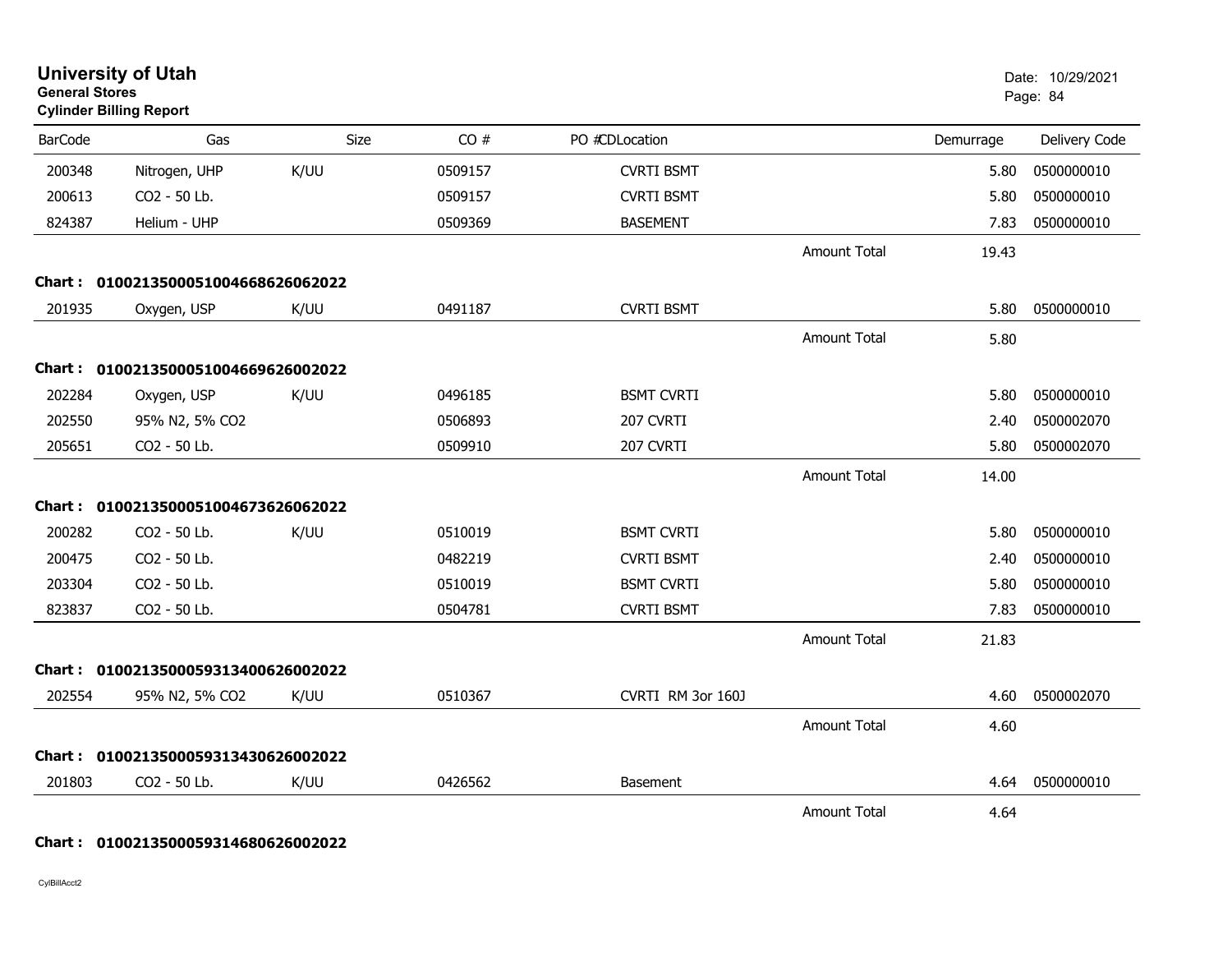# University of Utah
**General Stores**
**Cylinder Billing Report**

Date: 10/29/2021

| BarCode | Gas | Size | CO # | PO # | CDLocation | | Demurrage | Delivery Code |
|---|---|---|---|---|---|---|---|---|
| 200348 | Nitrogen, UHP | K/UU | 0509157 | | CVRTI BSMT | | 5.80 | 0500000010 |
| 200613 | CO2 - 50 Lb. | | 0509157 | | CVRTI BSMT | | 5.80 | 0500000010 |
| 824387 | Helium - UHP | | 0509369 | | BASEMENT | | 7.83 | 0500000010 |
| | | | | | | Amount Total | 19.43 | |
| **Chart :** | **01002135000510046686260620​22** | | | | | | | |
| 201935 | Oxygen, USP | K/UU | 0491187 | | CVRTI BSMT | | 5.80 | 0500000010 |
| | | | | | | Amount Total | 5.80 | |
| **Chart :** | **0100213500051004669626002022** | | | | | | | |
| 202284 | Oxygen, USP | K/UU | 0496185 | | BSMT CVRTI | | 5.80 | 0500000010 |
| 202550 | 95% N2, 5% CO2 | | 0506893 | | 207 CVRTI | | 2.40 | 0500002070 |
| 205651 | CO2 - 50 Lb. | | 0509910 | | 207 CVRTI | | 5.80 | 0500002070 |
| | | | | | | Amount Total | 14.00 | |
| **Chart :** | **0100213500051004673626062022** | | | | | | | |
| 200282 | CO2 - 50 Lb. | K/UU | 0510019 | | BSMT CVRTI | | 5.80 | 0500000010 |
| 200475 | CO2 - 50 Lb. | | 0482219 | | CVRTI BSMT | | 2.40 | 0500000010 |
| 203304 | CO2 - 50 Lb. | | 0510019 | | BSMT CVRTI | | 5.80 | 0500000010 |
| 823837 | CO2 - 50 Lb. | | 0504781 | | CVRTI BSMT | | 7.83 | 0500000010 |
| | | | | | | Amount Total | 21.83 | |
| **Chart :** | **0100213500059313400626002022** | | | | | | | |
| 202554 | 95% N2, 5% CO2 | K/UU | 0510367 | | CVRTI RM 3or 160J | | 4.60 | 0500002070 |
| | | | | | | Amount Total | 4.60 | |
| **Chart :** | **0100213500059313430626002022** | | | | | | | |
| 201803 | CO2 - 50 Lb. | K/UU | 0426562 | | Basement | | 4.64 | 0500000010 |
| | | | | | | Amount Total | 4.64 | |
| **Chart :** | **0100213500059314680626002022** | | | | | | | |

CylBillAcct2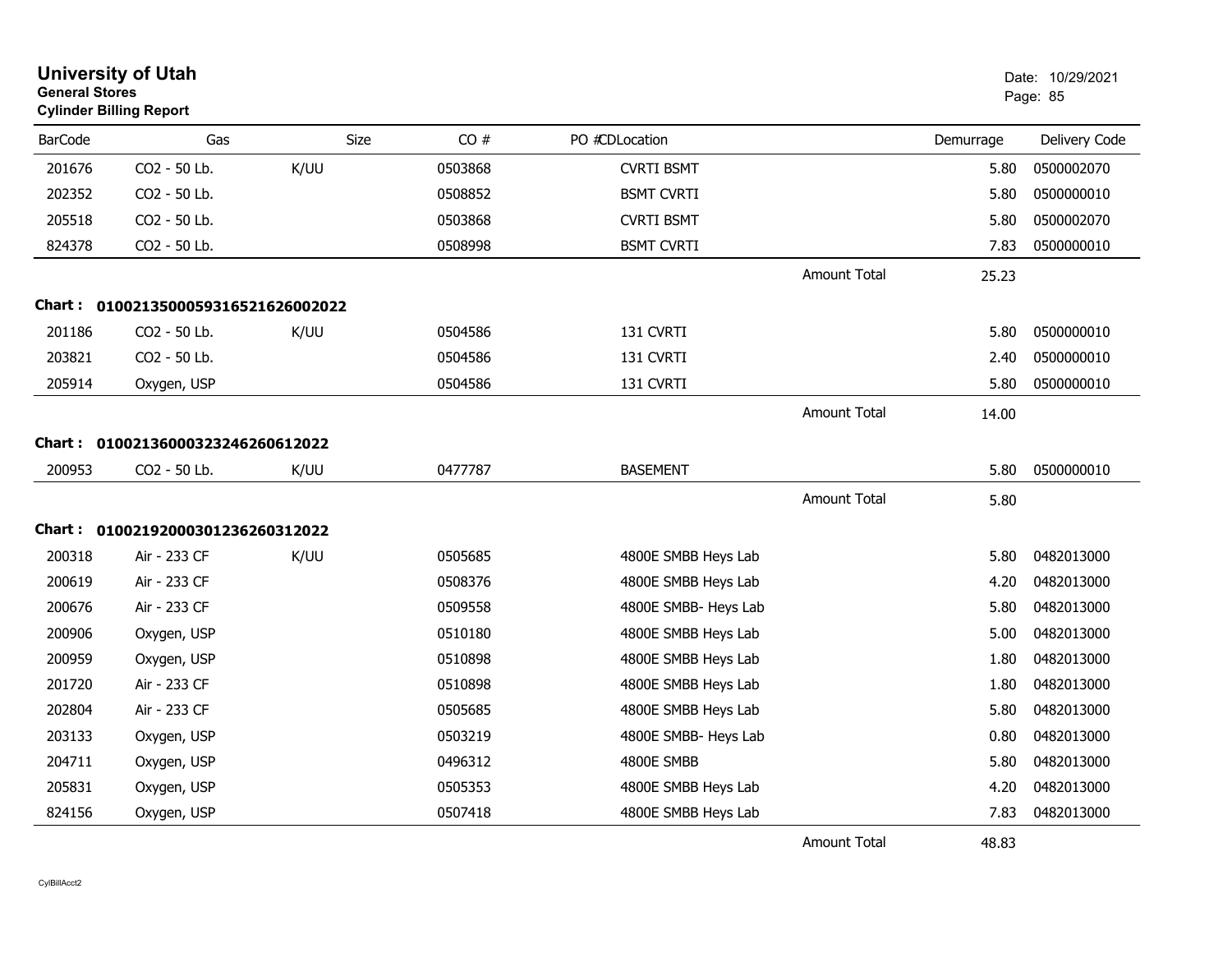# University of Utah

**General Stores**

**Cylinder Billing Report**

Date: 10/29/2021

| BarCode | Gas | Size | CO # | PO # | CDLocation | | Demurrage | Delivery Code |
|---|---|---|---|---|---|---|---|---|
| 201676 | CO2 - 50 Lb. | K/UU | 0503868 | | CVRTI BSMT | | 5.80 | 0500002070 |
| 202352 | CO2 - 50 Lb. | | 0508852 | | BSMT CVRTI | | 5.80 | 0500000010 |
| 205518 | CO2 - 50 Lb. | | 0503868 | | CVRTI BSMT | | 5.80 | 0500002070 |
| 824378 | CO2 - 50 Lb. | | 0508998 | | BSMT CVRTI | | 7.83 | 0500000010 |
| | | | | | | Amount Total | 25.23 | |

**Chart : 01002135000593165216260020​22**

| BarCode | Gas | Size | CO # | PO # | CDLocation | | Demurrage | Delivery Code |
|---|---|---|---|---|---|---|---|---|
| 201186 | CO2 - 50 Lb. | K/UU | 0504586 | | 131 CVRTI | | 5.80 | 0500000010 |
| 203821 | CO2 - 50 Lb. | | 0504586 | | 131 CVRTI | | 2.40 | 0500000010 |
| 205914 | Oxygen, USP | | 0504586 | | 131 CVRTI | | 5.80 | 0500000010 |
| | | | | | | Amount Total | 14.00 | |

**Chart : 01002136000323246260612022**

| BarCode | Gas | Size | CO # | PO # | CDLocation | | Demurrage | Delivery Code |
|---|---|---|---|---|---|---|---|---|
| 200953 | CO2 - 50 Lb. | K/UU | 0477787 | | BASEMENT | | 5.80 | 0500000010 |
| | | | | | | Amount Total | 5.80 | |

**Chart : 01002192000301236260312022**

| BarCode | Gas | Size | CO # | PO # | CDLocation | | Demurrage | Delivery Code |
|---|---|---|---|---|---|---|---|---|
| 200318 | Air - 233 CF | K/UU | 0505685 | | 4800E SMBB Heys Lab | | 5.80 | 0482013000 |
| 200619 | Air - 233 CF | | 0508376 | | 4800E SMBB Heys Lab | | 4.20 | 0482013000 |
| 200676 | Air - 233 CF | | 0509558 | | 4800E SMBB- Heys Lab | | 5.80 | 0482013000 |
| 200906 | Oxygen, USP | | 0510180 | | 4800E SMBB Heys Lab | | 5.00 | 0482013000 |
| 200959 | Oxygen, USP | | 0510898 | | 4800E SMBB Heys Lab | | 1.80 | 0482013000 |
| 201720 | Air - 233 CF | | 0510898 | | 4800E SMBB Heys Lab | | 1.80 | 0482013000 |
| 202804 | Air - 233 CF | | 0505685 | | 4800E SMBB Heys Lab | | 5.80 | 0482013000 |
| 203133 | Oxygen, USP | | 0503219 | | 4800E SMBB- Heys Lab | | 0.80 | 0482013000 |
| 204711 | Oxygen, USP | | 0496312 | | 4800E SMBB | | 5.80 | 0482013000 |
| 205831 | Oxygen, USP | | 0505353 | | 4800E SMBB Heys Lab | | 4.20 | 0482013000 |
| 824156 | Oxygen, USP | | 0507418 | | 4800E SMBB Heys Lab | | 7.83 | 0482013000 |
| | | | | | | Amount Total | 48.83 | |

CylBillAcct2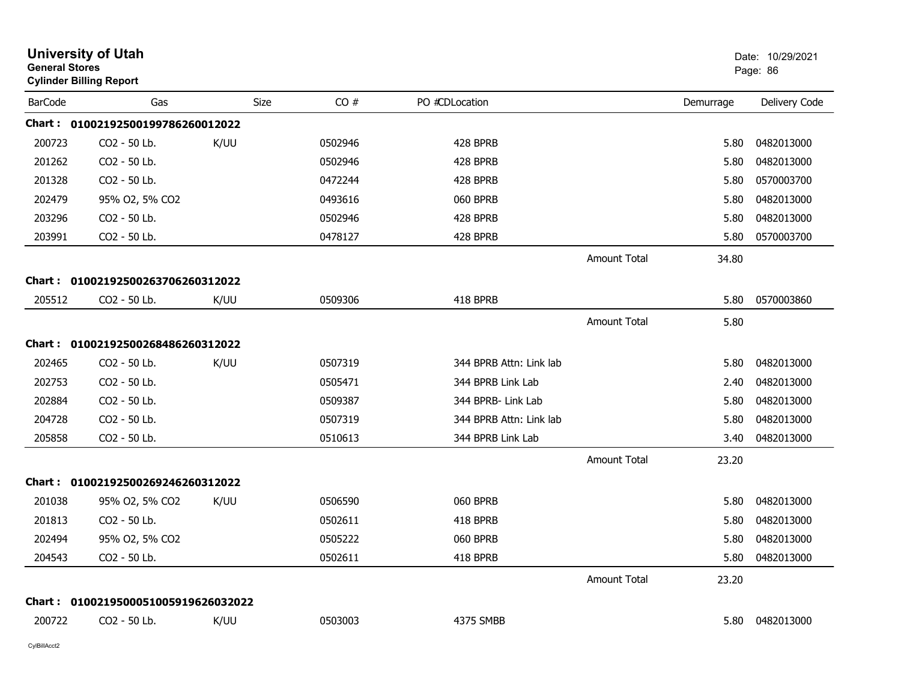# University of Utah
**General Stores**
**Cylinder Billing Report**

Date: 10/29/2021

| BarCode | Gas | Size | CO # | PO #CDLocation | | Demurrage | Delivery Code |
|---|---|---|---|---|---|---|---|
| **Chart :** | **01002192500199786260012022** | | | | | | |
| 200723 | CO2 - 50 Lb. | K/UU | 0502946 | 428 BPRB | | 5.80 | 0482013000 |
| 201262 | CO2 - 50 Lb. | | 0502946 | 428 BPRB | | 5.80 | 0482013000 |
| 201328 | CO2 - 50 Lb. | | 0472244 | 428 BPRB | | 5.80 | 0570003700 |
| 202479 | 95% O2, 5% CO2 | | 0493616 | 060 BPRB | | 5.80 | 0482013000 |
| 203296 | CO2 - 50 Lb. | | 0502946 | 428 BPRB | | 5.80 | 0482013000 |
| 203991 | CO2 - 50 Lb. | | 0478127 | 428 BPRB | | 5.80 | 0570003700 |
| | | | | | Amount Total | 34.80 | |
| **Chart :** | **01002192500263706260312022** | | | | | | |
| 205512 | CO2 - 50 Lb. | K/UU | 0509306 | 418 BPRB | | 5.80 | 0570003860 |
| | | | | | Amount Total | 5.80 | |
| **Chart :** | **01002192500268486260312022** | | | | | | |
| 202465 | CO2 - 50 Lb. | K/UU | 0507319 | 344 BPRB Attn: Link lab | | 5.80 | 0482013000 |
| 202753 | CO2 - 50 Lb. | | 0505471 | 344 BPRB Link Lab | | 2.40 | 0482013000 |
| 202884 | CO2 - 50 Lb. | | 0509387 | 344 BPRB- Link Lab | | 5.80 | 0482013000 |
| 204728 | CO2 - 50 Lb. | | 0507319 | 344 BPRB Attn: Link lab | | 5.80 | 0482013000 |
| 205858 | CO2 - 50 Lb. | | 0510613 | 344 BPRB Link Lab | | 3.40 | 0482013000 |
| | | | | | Amount Total | 23.20 | |
| **Chart :** | **01002192500269246260312022** | | | | | | |
| 201038 | 95% O2, 5% CO2 | K/UU | 0506590 | 060 BPRB | | 5.80 | 0482013000 |
| 201813 | CO2 - 50 Lb. | | 0502611 | 418 BPRB | | 5.80 | 0482013000 |
| 202494 | 95% O2, 5% CO2 | | 0505222 | 060 BPRB | | 5.80 | 0482013000 |
| 204543 | CO2 - 50 Lb. | | 0502611 | 418 BPRB | | 5.80 | 0482013000 |
| | | | | | Amount Total | 23.20 | |
| **Chart :** | **01002195000510059196260032022** | | | | | | |
| 200722 | CO2 - 50 Lb. | K/UU | 0503003 | 4375 SMBB | | 5.80 | 0482013000 |

CylBillAcct2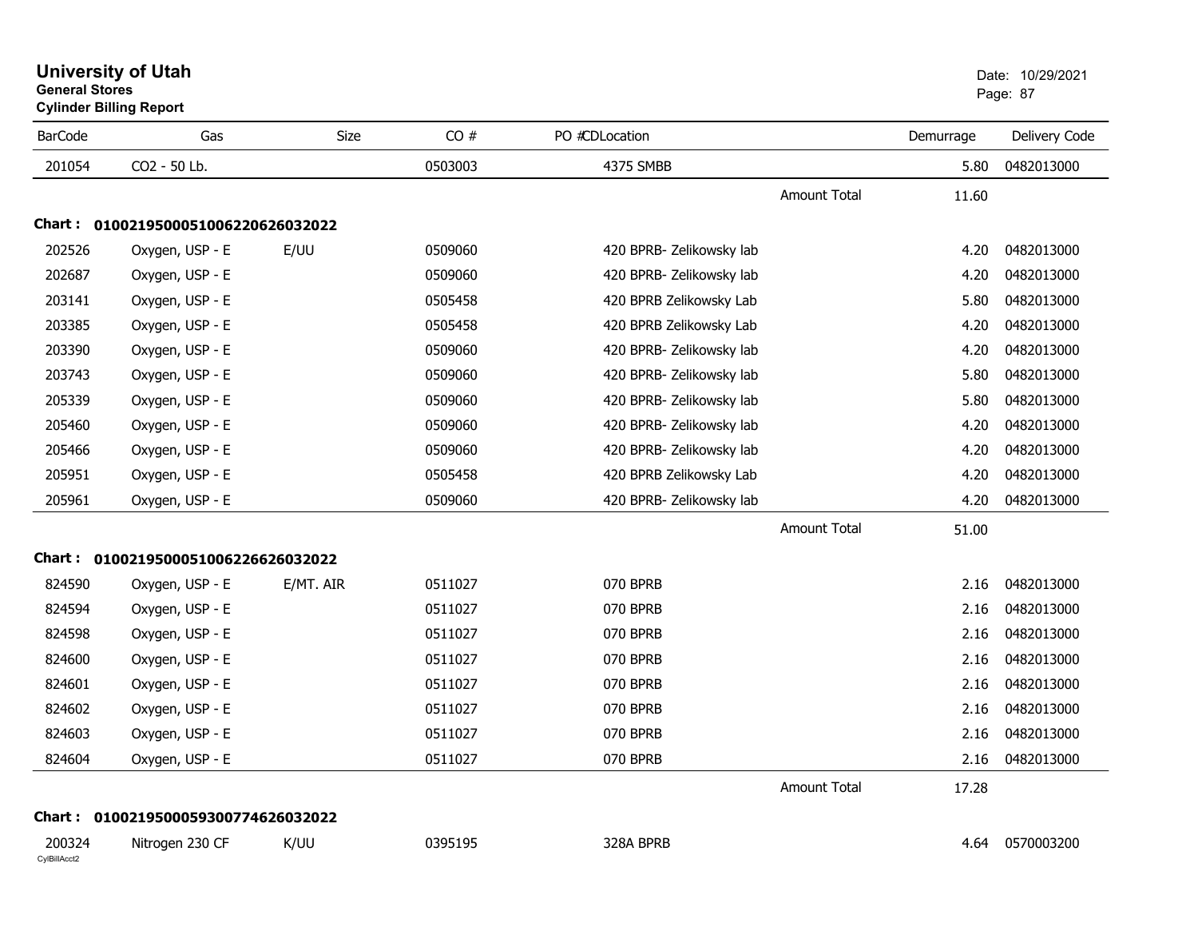# University of Utah

**General Stores**

**Cylinder Billing Report**

Date: 10/29/2021

| BarCode | Gas | Size | CO # | PO #CDLocation | | Demurrage | Delivery Code |
|---|---|---|---|---|---|---|---|
| 201054 | CO2 - 50 Lb. | | 0503003 | 4375 SMBB | | 5.80 | 0482013000 |
| | | | | | Amount Total | 11.60 | |
| **Chart :** | **01002195000510062206260320 22** | | | | | | |
| 202526 | Oxygen, USP - E | E/UU | 0509060 | 420 BPRB- Zelikowsky lab | | 4.20 | 0482013000 |
| 202687 | Oxygen, USP - E | | 0509060 | 420 BPRB- Zelikowsky lab | | 4.20 | 0482013000 |
| 203141 | Oxygen, USP - E | | 0505458 | 420 BPRB Zelikowsky Lab | | 5.80 | 0482013000 |
| 203385 | Oxygen, USP - E | | 0505458 | 420 BPRB Zelikowsky Lab | | 4.20 | 0482013000 |
| 203390 | Oxygen, USP - E | | 0509060 | 420 BPRB- Zelikowsky lab | | 4.20 | 0482013000 |
| 203743 | Oxygen, USP - E | | 0509060 | 420 BPRB- Zelikowsky lab | | 5.80 | 0482013000 |
| 205339 | Oxygen, USP - E | | 0509060 | 420 BPRB- Zelikowsky lab | | 5.80 | 0482013000 |
| 205460 | Oxygen, USP - E | | 0509060 | 420 BPRB- Zelikowsky lab | | 4.20 | 0482013000 |
| 205466 | Oxygen, USP - E | | 0509060 | 420 BPRB- Zelikowsky lab | | 4.20 | 0482013000 |
| 205951 | Oxygen, USP - E | | 0505458 | 420 BPRB Zelikowsky Lab | | 4.20 | 0482013000 |
| 205961 | Oxygen, USP - E | | 0509060 | 420 BPRB- Zelikowsky lab | | 4.20 | 0482013000 |
| | | | | | Amount Total | 51.00 | |
| **Chart :** | **01002195000510062266260320 22** | | | | | | |
| 824590 | Oxygen, USP - E | E/MT. AIR | 0511027 | 070 BPRB | | 2.16 | 0482013000 |
| 824594 | Oxygen, USP - E | | 0511027 | 070 BPRB | | 2.16 | 0482013000 |
| 824598 | Oxygen, USP - E | | 0511027 | 070 BPRB | | 2.16 | 0482013000 |
| 824600 | Oxygen, USP - E | | 0511027 | 070 BPRB | | 2.16 | 0482013000 |
| 824601 | Oxygen, USP - E | | 0511027 | 070 BPRB | | 2.16 | 0482013000 |
| 824602 | Oxygen, USP - E | | 0511027 | 070 BPRB | | 2.16 | 0482013000 |
| 824603 | Oxygen, USP - E | | 0511027 | 070 BPRB | | 2.16 | 0482013000 |
| 824604 | Oxygen, USP - E | | 0511027 | 070 BPRB | | 2.16 | 0482013000 |
| | | | | | Amount Total | 17.28 | |
| **Chart :** | **01002195000593007746260320 22** | | | | | | |
| 200324 | Nitrogen 230 CF | K/UU | 0395195 | 328A BPRB | | 4.64 | 0570003200 |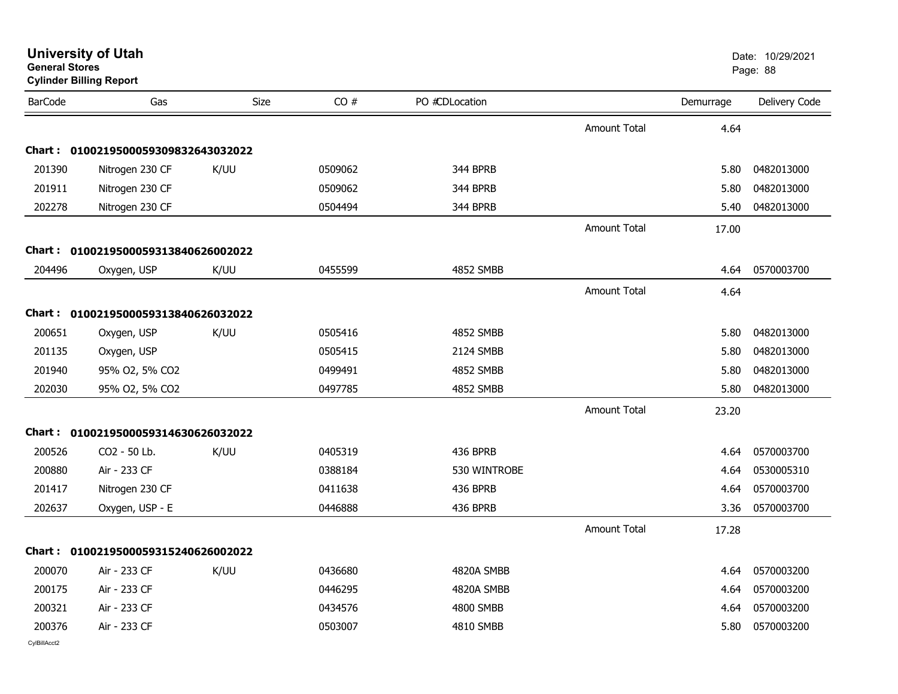# University of Utah
**General Stores**
**Cylinder Billing Report**

Date: 10/29/2021

| BarCode | Gas | Size | CO # | PO # | CDLocation | | Demurrage | Delivery Code |
|---|---|---|---|---|---|---|---|---|
| | | | | | | Amount Total | 4.64 | |
| **Chart :** | **01002195000593098326430320​22** | | | | | | | |
| 201390 | Nitrogen 230 CF | K/UU | 0509062 | | 344 BPRB | | 5.80 | 0482013000 |
| 201911 | Nitrogen 230 CF | | 0509062 | | 344 BPRB | | 5.80 | 0482013000 |
| 202278 | Nitrogen 230 CF | | 0504494 | | 344 BPRB | | 5.40 | 0482013000 |
| | | | | | | Amount Total | 17.00 | |
| **Chart :** | **01002195000593138406260020​22** | | | | | | | |
| 204496 | Oxygen, USP | K/UU | 0455599 | | 4852 SMBB | | 4.64 | 0570003700 |
| | | | | | | Amount Total | 4.64 | |
| **Chart :** | **0100219500059313840626032022** | | | | | | | |
| 200651 | Oxygen, USP | K/UU | 0505416 | | 4852 SMBB | | 5.80 | 0482013000 |
| 201135 | Oxygen, USP | | 0505415 | | 2124 SMBB | | 5.80 | 0482013000 |
| 201940 | 95% O2, 5% CO2 | | 0499491 | | 4852 SMBB | | 5.80 | 0482013000 |
| 202030 | 95% O2, 5% CO2 | | 0497785 | | 4852 SMBB | | 5.80 | 0482013000 |
| | | | | | | Amount Total | 23.20 | |
| **Chart :** | **0100219500059314630626032022** | | | | | | | |
| 200526 | CO2 - 50 Lb. | K/UU | 0405319 | | 436 BPRB | | 4.64 | 0570003700 |
| 200880 | Air - 233 CF | | 0388184 | | 530 WINTROBE | | 4.64 | 0530005310 |
| 201417 | Nitrogen 230 CF | | 0411638 | | 436 BPRB | | 4.64 | 0570003700 |
| 202637 | Oxygen, USP - E | | 0446888 | | 436 BPRB | | 3.36 | 0570003700 |
| | | | | | | Amount Total | 17.28 | |
| **Chart :** | **0100219500059315240626002022** | | | | | | | |
| 200070 | Air - 233 CF | K/UU | 0436680 | | 4820A SMBB | | 4.64 | 0570003200 |
| 200175 | Air - 233 CF | | 0446295 | | 4820A SMBB | | 4.64 | 0570003200 |
| 200321 | Air - 233 CF | | 0434576 | | 4800 SMBB | | 4.64 | 0570003200 |
| 200376 | Air - 233 CF | | 0503007 | | 4810 SMBB | | 5.80 | 0570003200 |

CylBillAcct2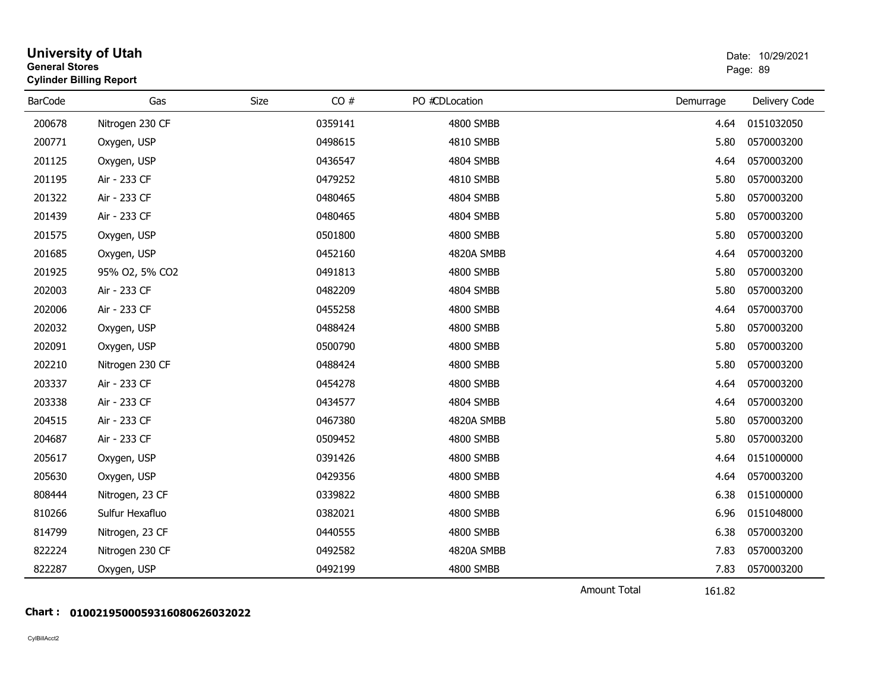# University of Utah

**General Stores**

**Cylinder Billing Report**

Date: 10/29/2021

| BarCode | Gas | Size | CO # | PO #CDLocation | Demurrage | Delivery Code |
|---|---|---|---|---|---|---|
| 200678 | Nitrogen 230 CF | | 0359141 | 4800 SMBB | 4.64 | 0151032050 |
| 200771 | Oxygen, USP | | 0498615 | 4810 SMBB | 5.80 | 0570003200 |
| 201125 | Oxygen, USP | | 0436547 | 4804 SMBB | 4.64 | 0570003200 |
| 201195 | Air - 233 CF | | 0479252 | 4810 SMBB | 5.80 | 0570003200 |
| 201322 | Air - 233 CF | | 0480465 | 4804 SMBB | 5.80 | 0570003200 |
| 201439 | Air - 233 CF | | 0480465 | 4804 SMBB | 5.80 | 0570003200 |
| 201575 | Oxygen, USP | | 0501800 | 4800 SMBB | 5.80 | 0570003200 |
| 201685 | Oxygen, USP | | 0452160 | 4820A SMBB | 4.64 | 0570003200 |
| 201925 | 95% O2, 5% CO2 | | 0491813 | 4800 SMBB | 5.80 | 0570003200 |
| 202003 | Air - 233 CF | | 0482209 | 4804 SMBB | 5.80 | 0570003200 |
| 202006 | Air - 233 CF | | 0455258 | 4800 SMBB | 4.64 | 0570003700 |
| 202032 | Oxygen, USP | | 0488424 | 4800 SMBB | 5.80 | 0570003200 |
| 202091 | Oxygen, USP | | 0500790 | 4800 SMBB | 5.80 | 0570003200 |
| 202210 | Nitrogen 230 CF | | 0488424 | 4800 SMBB | 5.80 | 0570003200 |
| 203337 | Air - 233 CF | | 0454278 | 4800 SMBB | 4.64 | 0570003200 |
| 203338 | Air - 233 CF | | 0434577 | 4804 SMBB | 4.64 | 0570003200 |
| 204515 | Air - 233 CF | | 0467380 | 4820A SMBB | 5.80 | 0570003200 |
| 204687 | Air - 233 CF | | 0509452 | 4800 SMBB | 5.80 | 0570003200 |
| 205617 | Oxygen, USP | | 0391426 | 4800 SMBB | 4.64 | 0151000000 |
| 205630 | Oxygen, USP | | 0429356 | 4800 SMBB | 4.64 | 0570003200 |
| 808444 | Nitrogen, 23 CF | | 0339822 | 4800 SMBB | 6.38 | 0151000000 |
| 810266 | Sulfur Hexafluo | | 0382021 | 4800 SMBB | 6.96 | 0151048000 |
| 814799 | Nitrogen, 23 CF | | 0440555 | 4800 SMBB | 6.38 | 0570003200 |
| 822224 | Nitrogen 230 CF | | 0492582 | 4820A SMBB | 7.83 | 0570003200 |
| 822287 | Oxygen, USP | | 0492199 | 4800 SMBB | 7.83 | 0570003200 |
| | | | | Amount Total | 161.82 | |

**Chart : 0100219500059316080626032022**

CylBillAcct2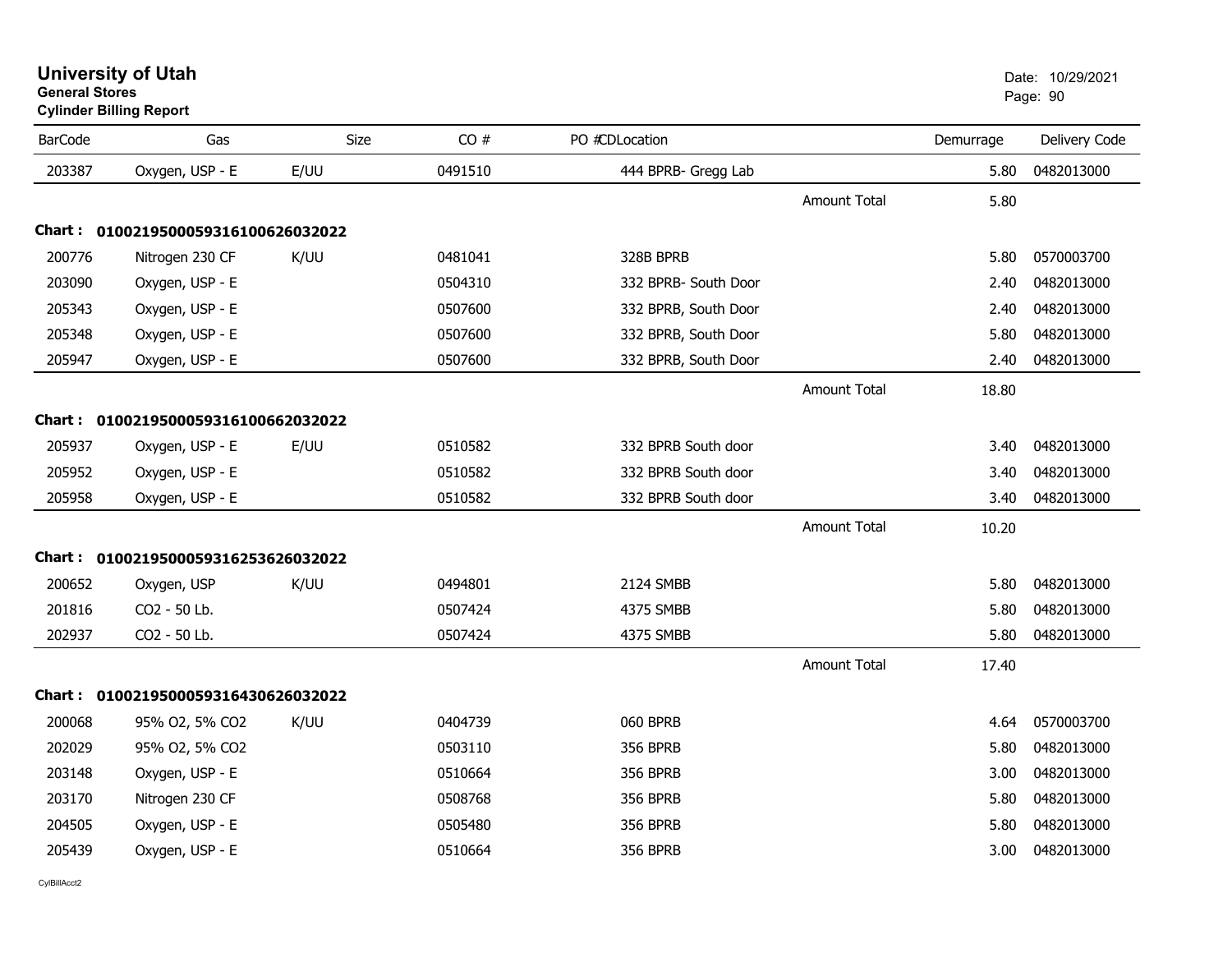# University of Utah
**General Stores**
**Cylinder Billing Report**

Date: 10/29/2021

| BarCode | Gas | Size | CO # | PO # | CDLocation | | Demurrage | Delivery Code |
|---|---|---|---|---|---|---|---|---|
| 203387 | Oxygen, USP - E | E/UU | 0491510 | | 444 BPRB- Gregg Lab | | 5.80 | 0482013000 |
| | | | | | | Amount Total | 5.80 | |
| **Chart : 01002195000593161006260320​22** | | | | | | | | |
| 200776 | Nitrogen 230 CF | K/UU | 0481041 | | 328B BPRB | | 5.80 | 0570003700 |
| 203090 | Oxygen, USP - E | | 0504310 | | 332 BPRB- South Door | | 2.40 | 0482013000 |
| 205343 | Oxygen, USP - E | | 0507600 | | 332 BPRB, South Door | | 2.40 | 0482013000 |
| 205348 | Oxygen, USP - E | | 0507600 | | 332 BPRB, South Door | | 5.80 | 0482013000 |
| 205947 | Oxygen, USP - E | | 0507600 | | 332 BPRB, South Door | | 2.40 | 0482013000 |
| | | | | | | Amount Total | 18.80 | |
| **Chart : 01002195000593161006620320​22** | | | | | | | | |
| 205937 | Oxygen, USP - E | E/UU | 0510582 | | 332 BPRB South door | | 3.40 | 0482013000 |
| 205952 | Oxygen, USP - E | | 0510582 | | 332 BPRB South door | | 3.40 | 0482013000 |
| 205958 | Oxygen, USP - E | | 0510582 | | 332 BPRB South door | | 3.40 | 0482013000 |
| | | | | | | Amount Total | 10.20 | |
| **Chart : 01002195000593162536260320​22** | | | | | | | | |
| 200652 | Oxygen, USP | K/UU | 0494801 | | 2124 SMBB | | 5.80 | 0482013000 |
| 201816 | CO2 - 50 Lb. | | 0507424 | | 4375 SMBB | | 5.80 | 0482013000 |
| 202937 | CO2 - 50 Lb. | | 0507424 | | 4375 SMBB | | 5.80 | 0482013000 |
| | | | | | | Amount Total | 17.40 | |
| **Chart : 01002195000593164306260320​22** | | | | | | | | |
| 200068 | 95% O2, 5% CO2 | K/UU | 0404739 | | 060 BPRB | | 4.64 | 0570003700 |
| 202029 | 95% O2, 5% CO2 | | 0503110 | | 356 BPRB | | 5.80 | 0482013000 |
| 203148 | Oxygen, USP - E | | 0510664 | | 356 BPRB | | 3.00 | 0482013000 |
| 203170 | Nitrogen 230 CF | | 0508768 | | 356 BPRB | | 5.80 | 0482013000 |
| 204505 | Oxygen, USP - E | | 0505480 | | 356 BPRB | | 5.80 | 0482013000 |
| 205439 | Oxygen, USP - E | | 0510664 | | 356 BPRB | | 3.00 | 0482013000 |

CylBillAcct2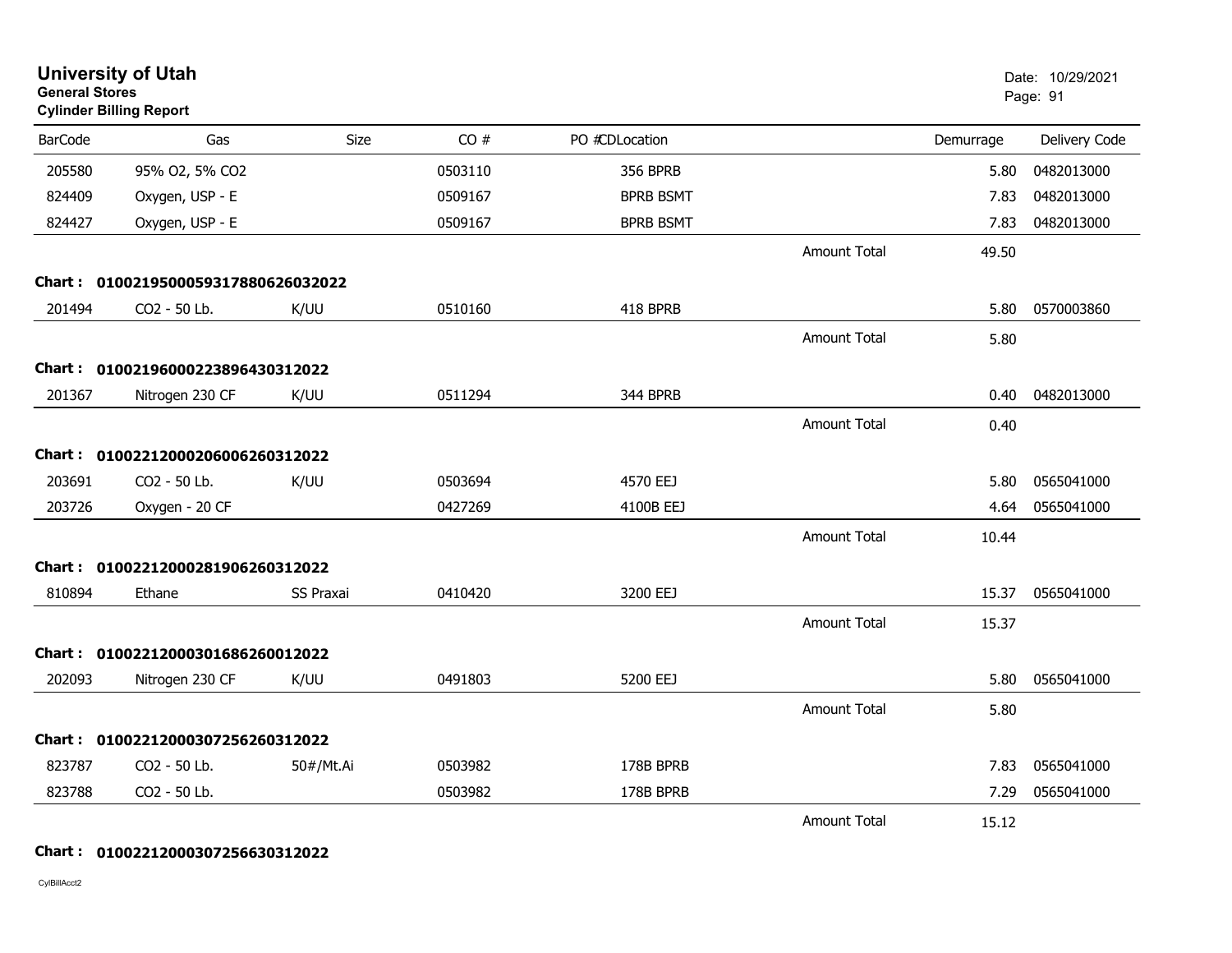# University of Utah
**General Stores**
**Cylinder Billing Report**

Date: 10/29/2021

| BarCode | Gas | Size | CO # | PO # | CDLocation | | Demurrage | Delivery Code |
|---|---|---|---|---|---|---|---|---|
| 205580 | 95% O2, 5% CO2 | | 0503110 | | 356 BPRB | | 5.80 | 0482013000 |
| 824409 | Oxygen, USP - E | | 0509167 | | BPRB BSMT | | 7.83 | 0482013000 |
| 824427 | Oxygen, USP - E | | 0509167 | | BPRB BSMT | | 7.83 | 0482013000 |
| | | | | | | Amount Total | 49.50 | |
| **Chart :** | **01002195000593178806260320​22** | | | | | | | |
| 201494 | CO2 - 50 Lb. | K/UU | 0510160 | | 418 BPRB | | 5.80 | 0570003860 |
| | | | | | | Amount Total | 5.80 | |
| **Chart :** | **01002196000223896430312022** | | | | | | | |
| 201367 | Nitrogen 230 CF | K/UU | 0511294 | | 344 BPRB | | 0.40 | 0482013000 |
| | | | | | | Amount Total | 0.40 | |
| **Chart :** | **01002212000206006260312022** | | | | | | | |
| 203691 | CO2 - 50 Lb. | K/UU | 0503694 | | 4570 EEJ | | 5.80 | 0565041000 |
| 203726 | Oxygen - 20 CF | | 0427269 | | 4100B EEJ | | 4.64 | 0565041000 |
| | | | | | | Amount Total | 10.44 | |
| **Chart :** | **01002212000281906260312022** | | | | | | | |
| 810894 | Ethane | SS Praxai | 0410420 | | 3200 EEJ | | 15.37 | 0565041000 |
| | | | | | | Amount Total | 15.37 | |
| **Chart :** | **01002212000301686260012022** | | | | | | | |
| 202093 | Nitrogen 230 CF | K/UU | 0491803 | | 5200 EEJ | | 5.80 | 0565041000 |
| | | | | | | Amount Total | 5.80 | |
| **Chart :** | **01002212000307256260312022** | | | | | | | |
| 823787 | CO2 - 50 Lb. | 50#/Mt.Ai | 0503982 | | 178B BPRB | | 7.83 | 0565041000 |
| 823788 | CO2 - 50 Lb. | | 0503982 | | 178B BPRB | | 7.29 | 0565041000 |
| | | | | | | Amount Total | 15.12 | |
| **Chart :** | **01002212000307256630312022** | | | | | | | |

CylBillAcct2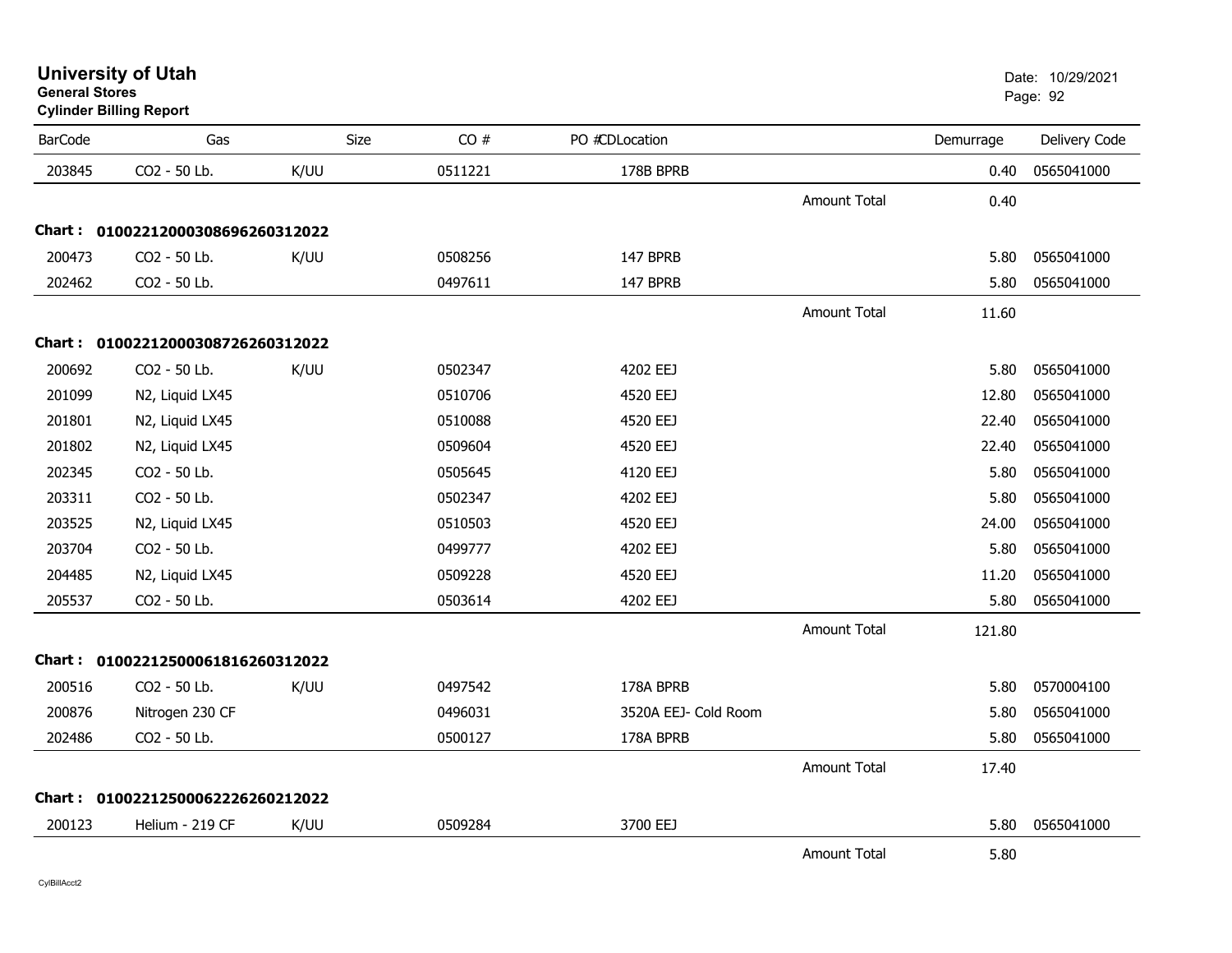# University of Utah

**General Stores**

**Cylinder Billing Report**

Date: 10/29/2021

| BarCode | Gas | Size | CO # | PO # | CDLocation | | Demurrage | Delivery Code |
|---|---|---|---|---|---|---|---|---|
| 203845 | CO2 - 50 Lb. | K/UU | 0511221 | | 178B BPRB | | 0.40 | 0565041000 |
| | | | | | | Amount Total | 0.40 | |
| **Chart : 01002212000308696260312022** | | | | | | | | |
| 200473 | CO2 - 50 Lb. | K/UU | 0508256 | | 147 BPRB | | 5.80 | 0565041000 |
| 202462 | CO2 - 50 Lb. | | 0497611 | | 147 BPRB | | 5.80 | 0565041000 |
| | | | | | | Amount Total | 11.60 | |
| **Chart : 01002212000308726260312022** | | | | | | | | |
| 200692 | CO2 - 50 Lb. | K/UU | 0502347 | | 4202 EEJ | | 5.80 | 0565041000 |
| 201099 | N2, Liquid LX45 | | 0510706 | | 4520 EEJ | | 12.80 | 0565041000 |
| 201801 | N2, Liquid LX45 | | 0510088 | | 4520 EEJ | | 22.40 | 0565041000 |
| 201802 | N2, Liquid LX45 | | 0509604 | | 4520 EEJ | | 22.40 | 0565041000 |
| 202345 | CO2 - 50 Lb. | | 0505645 | | 4120 EEJ | | 5.80 | 0565041000 |
| 203311 | CO2 - 50 Lb. | | 0502347 | | 4202 EEJ | | 5.80 | 0565041000 |
| 203525 | N2, Liquid LX45 | | 0510503 | | 4520 EEJ | | 24.00 | 0565041000 |
| 203704 | CO2 - 50 Lb. | | 0499777 | | 4202 EEJ | | 5.80 | 0565041000 |
| 204485 | N2, Liquid LX45 | | 0509228 | | 4520 EEJ | | 11.20 | 0565041000 |
| 205537 | CO2 - 50 Lb. | | 0503614 | | 4202 EEJ | | 5.80 | 0565041000 |
| | | | | | | Amount Total | 121.80 | |
| **Chart : 01002212500061816260312022** | | | | | | | | |
| 200516 | CO2 - 50 Lb. | K/UU | 0497542 | | 178A BPRB | | 5.80 | 0570004100 |
| 200876 | Nitrogen 230 CF | | 0496031 | | 3520A EEJ- Cold Room | | 5.80 | 0565041000 |
| 202486 | CO2 - 50 Lb. | | 0500127 | | 178A BPRB | | 5.80 | 0565041000 |
| | | | | | | Amount Total | 17.40 | |
| **Chart : 01002212500062226260212022** | | | | | | | | |
| 200123 | Helium - 219 CF | K/UU | 0509284 | | 3700 EEJ | | 5.80 | 0565041000 |
| | | | | | | Amount Total | 5.80 | |

CylBillAcct2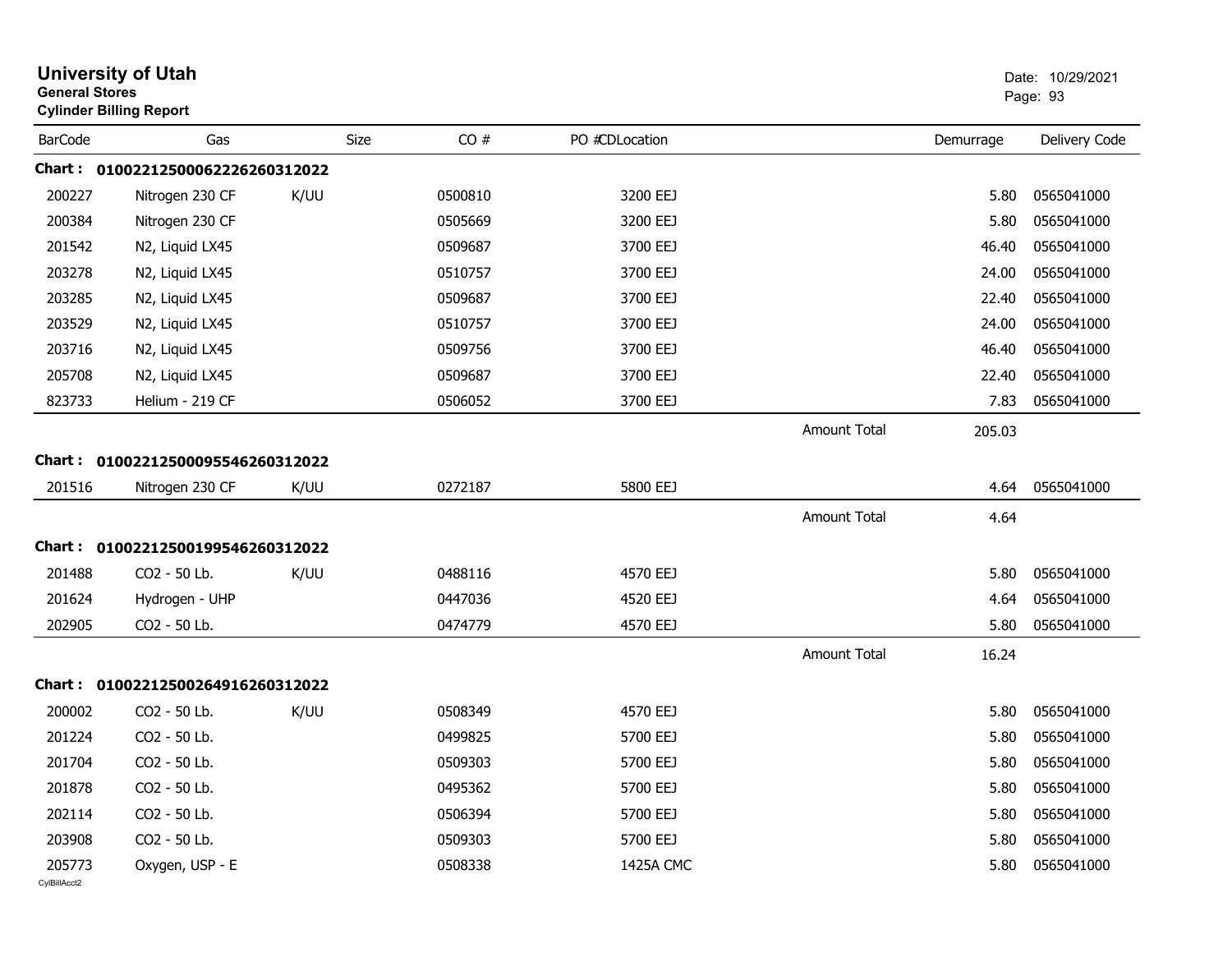# University of Utah

**General Stores**

**Cylinder Billing Report**

Date: 10/29/2021

| BarCode | Gas | Size | CO # | PO #CDLocation | | Demurrage | Delivery Code |
|---|---|---|---|---|---|---|---|
| **Chart : 01002212500062226260312022** | | | | | | | |
| 200227 | Nitrogen 230 CF | K/UU | 0500810 | 3200 EEJ | | 5.80 | 0565041000 |
| 200384 | Nitrogen 230 CF | | 0505669 | 3200 EEJ | | 5.80 | 0565041000 |
| 201542 | N2, Liquid LX45 | | 0509687 | 3700 EEJ | | 46.40 | 0565041000 |
| 203278 | N2, Liquid LX45 | | 0510757 | 3700 EEJ | | 24.00 | 0565041000 |
| 203285 | N2, Liquid LX45 | | 0509687 | 3700 EEJ | | 22.40 | 0565041000 |
| 203529 | N2, Liquid LX45 | | 0510757 | 3700 EEJ | | 24.00 | 0565041000 |
| 203716 | N2, Liquid LX45 | | 0509756 | 3700 EEJ | | 46.40 | 0565041000 |
| 205708 | N2, Liquid LX45 | | 0509687 | 3700 EEJ | | 22.40 | 0565041000 |
| 823733 | Helium - 219 CF | | 0506052 | 3700 EEJ | | 7.83 | 0565041000 |
| | | | | | Amount Total | 205.03 | |
| **Chart : 01002212500095546260312022** | | | | | | | |
| 201516 | Nitrogen 230 CF | K/UU | 0272187 | 5800 EEJ | | 4.64 | 0565041000 |
| | | | | | Amount Total | 4.64 | |
| **Chart : 01002212500199546260312022** | | | | | | | |
| 201488 | CO2 - 50 Lb. | K/UU | 0488116 | 4570 EEJ | | 5.80 | 0565041000 |
| 201624 | Hydrogen - UHP | | 0447036 | 4520 EEJ | | 4.64 | 0565041000 |
| 202905 | CO2 - 50 Lb. | | 0474779 | 4570 EEJ | | 5.80 | 0565041000 |
| | | | | | Amount Total | 16.24 | |
| **Chart : 01002212500264916260312022** | | | | | | | |
| 200002 | CO2 - 50 Lb. | K/UU | 0508349 | 4570 EEJ | | 5.80 | 0565041000 |
| 201224 | CO2 - 50 Lb. | | 0499825 | 5700 EEJ | | 5.80 | 0565041000 |
| 201704 | CO2 - 50 Lb. | | 0509303 | 5700 EEJ | | 5.80 | 0565041000 |
| 201878 | CO2 - 50 Lb. | | 0495362 | 5700 EEJ | | 5.80 | 0565041000 |
| 202114 | CO2 - 50 Lb. | | 0506394 | 5700 EEJ | | 5.80 | 0565041000 |
| 203908 | CO2 - 50 Lb. | | 0509303 | 5700 EEJ | | 5.80 | 0565041000 |
| 205773 | Oxygen, USP - E | | 0508338 | 1425A CMC | | 5.80 | 0565041000 |

CylBillAcct2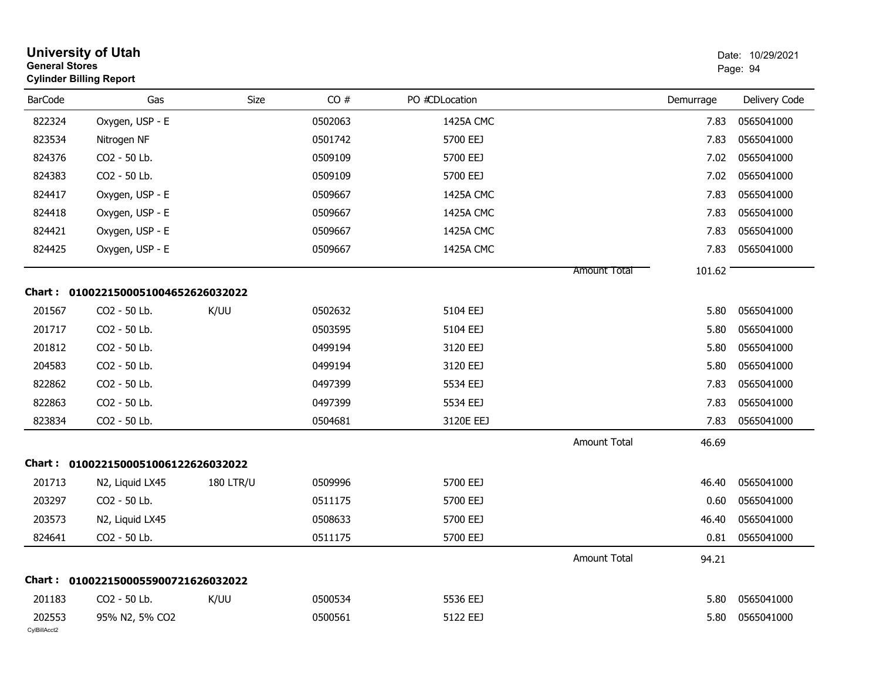**University of Utah**
**General Stores**
**Cylinder Billing Report**

Date: 10/29/2021

| BarCode | Gas | Size | CO # | PO #CDLocation | | Demurrage | Delivery Code |
|---|---|---|---|---|---|---|---|
| 822324 | Oxygen, USP - E | | 0502063 | 1425A CMC | | 7.83 | 0565041000 |
| 823534 | Nitrogen NF | | 0501742 | 5700 EEJ | | 7.83 | 0565041000 |
| 824376 | CO2 - 50 Lb. | | 0509109 | 5700 EEJ | | 7.02 | 0565041000 |
| 824383 | CO2 - 50 Lb. | | 0509109 | 5700 EEJ | | 7.02 | 0565041000 |
| 824417 | Oxygen, USP - E | | 0509667 | 1425A CMC | | 7.83 | 0565041000 |
| 824418 | Oxygen, USP - E | | 0509667 | 1425A CMC | | 7.83 | 0565041000 |
| 824421 | Oxygen, USP - E | | 0509667 | 1425A CMC | | 7.83 | 0565041000 |
| 824425 | Oxygen, USP - E | | 0509667 | 1425A CMC | | 7.83 | 0565041000 |
| | | | | | Amount Total | 101.62 | |

**Chart : 0100221500051004652626032022**

| BarCode | Gas | Size | CO # | PO #CDLocation | | Demurrage | Delivery Code |
|---|---|---|---|---|---|---|---|
| 201567 | CO2 - 50 Lb. | K/UU | 0502632 | 5104 EEJ | | 5.80 | 0565041000 |
| 201717 | CO2 - 50 Lb. | | 0503595 | 5104 EEJ | | 5.80 | 0565041000 |
| 201812 | CO2 - 50 Lb. | | 0499194 | 3120 EEJ | | 5.80 | 0565041000 |
| 204583 | CO2 - 50 Lb. | | 0499194 | 3120 EEJ | | 5.80 | 0565041000 |
| 822862 | CO2 - 50 Lb. | | 0497399 | 5534 EEJ | | 7.83 | 0565041000 |
| 822863 | CO2 - 50 Lb. | | 0497399 | 5534 EEJ | | 7.83 | 0565041000 |
| 823834 | CO2 - 50 Lb. | | 0504681 | 3120E EEJ | | 7.83 | 0565041000 |
| | | | | | Amount Total | 46.69 | |

**Chart : 0100221500051006122626032022**

| BarCode | Gas | Size | CO # | PO #CDLocation | | Demurrage | Delivery Code |
|---|---|---|---|---|---|---|---|
| 201713 | N2, Liquid LX45 | 180 LTR/U | 0509996 | 5700 EEJ | | 46.40 | 0565041000 |
| 203297 | CO2 - 50 Lb. | | 0511175 | 5700 EEJ | | 0.60 | 0565041000 |
| 203573 | N2, Liquid LX45 | | 0508633 | 5700 EEJ | | 46.40 | 0565041000 |
| 824641 | CO2 - 50 Lb. | | 0511175 | 5700 EEJ | | 0.81 | 0565041000 |
| | | | | | Amount Total | 94.21 | |

**Chart : 0100221500055900721626032022**

| BarCode | Gas | Size | CO # | PO #CDLocation | | Demurrage | Delivery Code |
|---|---|---|---|---|---|---|---|
| 201183 | CO2 - 50 Lb. | K/UU | 0500534 | 5536 EEJ | | 5.80 | 0565041000 |
| 202553 | 95% N2, 5% CO2 | | 0500561 | 5122 EEJ | | 5.80 | 0565041000 |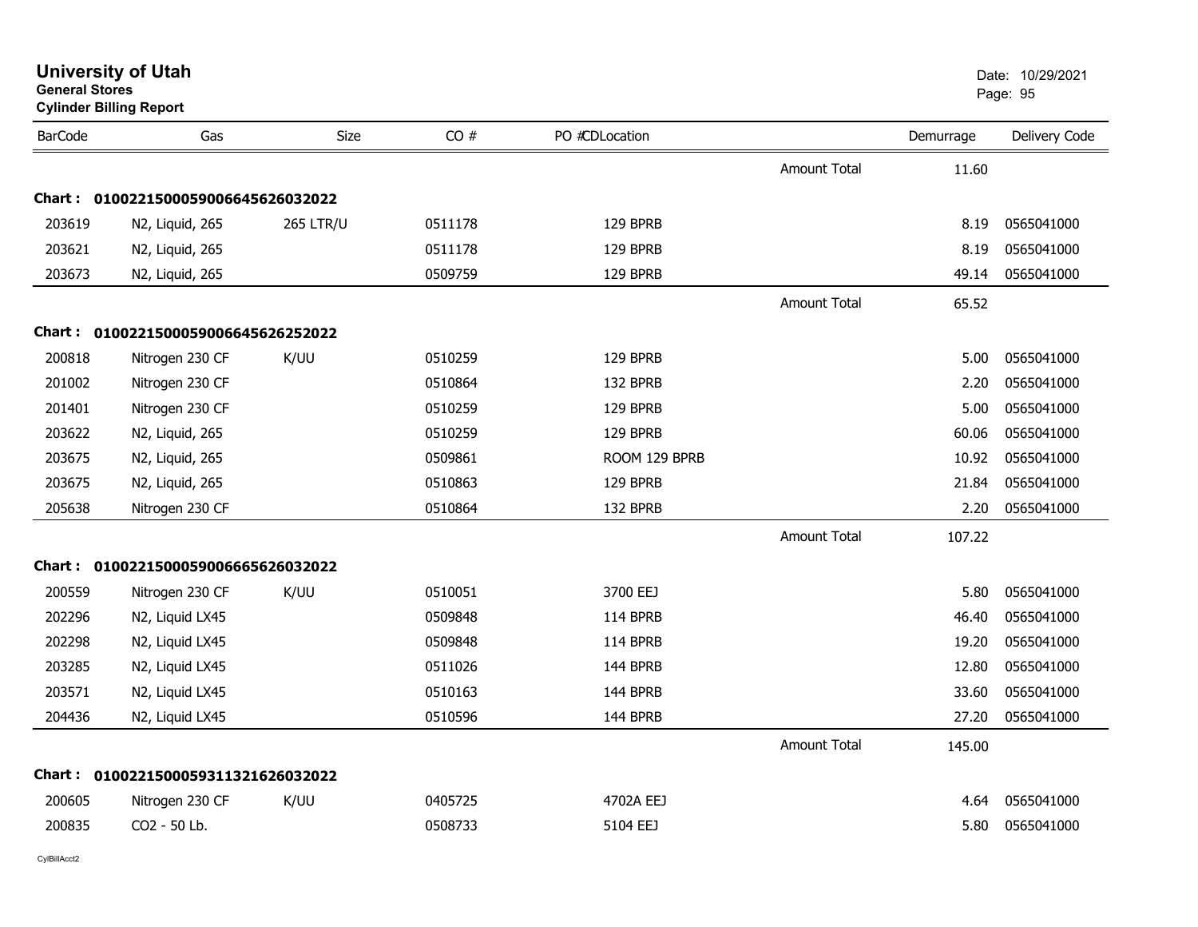# University of Utah

**General Stores**

**Cylinder Billing Report**

Date: 10/29/2021

| BarCode | Gas | Size | CO # | PO #CDLocation | | Demurrage | Delivery Code |
|---|---|---|---|---|---|---|---|
| | | | | | Amount Total | 11.60 | |
| **Chart : 01002215000590066456260320​22** | | | | | | | |
| 203619 | N2, Liquid, 265 | 265 LTR/U | 0511178 | 129 BPRB | | 8.19 | 0565041000 |
| 203621 | N2, Liquid, 265 | | 0511178 | 129 BPRB | | 8.19 | 0565041000 |
| 203673 | N2, Liquid, 265 | | 0509759 | 129 BPRB | | 49.14 | 0565041000 |
| | | | | | Amount Total | 65.52 | |
| **Chart : 01002215000590066456262520​22** | | | | | | | |
| 200818 | Nitrogen 230 CF | K/UU | 0510259 | 129 BPRB | | 5.00 | 0565041000 |
| 201002 | Nitrogen 230 CF | | 0510864 | 132 BPRB | | 2.20 | 0565041000 |
| 201401 | Nitrogen 230 CF | | 0510259 | 129 BPRB | | 5.00 | 0565041000 |
| 203622 | N2, Liquid, 265 | | 0510259 | 129 BPRB | | 60.06 | 0565041000 |
| 203675 | N2, Liquid, 265 | | 0509861 | ROOM 129 BPRB | | 10.92 | 0565041000 |
| 203675 | N2, Liquid, 265 | | 0510863 | 129 BPRB | | 21.84 | 0565041000 |
| 205638 | Nitrogen 230 CF | | 0510864 | 132 BPRB | | 2.20 | 0565041000 |
| | | | | | Amount Total | 107.22 | |
| **Chart : 01002215000590066656260320​22** | | | | | | | |
| 200559 | Nitrogen 230 CF | K/UU | 0510051 | 3700 EEJ | | 5.80 | 0565041000 |
| 202296 | N2, Liquid LX45 | | 0509848 | 114 BPRB | | 46.40 | 0565041000 |
| 202298 | N2, Liquid LX45 | | 0509848 | 114 BPRB | | 19.20 | 0565041000 |
| 203285 | N2, Liquid LX45 | | 0511026 | 144 BPRB | | 12.80 | 0565041000 |
| 203571 | N2, Liquid LX45 | | 0510163 | 144 BPRB | | 33.60 | 0565041000 |
| 204436 | N2, Liquid LX45 | | 0510596 | 144 BPRB | | 27.20 | 0565041000 |
| | | | | | Amount Total | 145.00 | |
| **Chart : 01002215000593113216260320​22** | | | | | | | |
| 200605 | Nitrogen 230 CF | K/UU | 0405725 | 4702A EEJ | | 4.64 | 0565041000 |
| 200835 | CO2 - 50 Lb. | | 0508733 | 5104 EEJ | | 5.80 | 0565041000 |

CylBillAcct2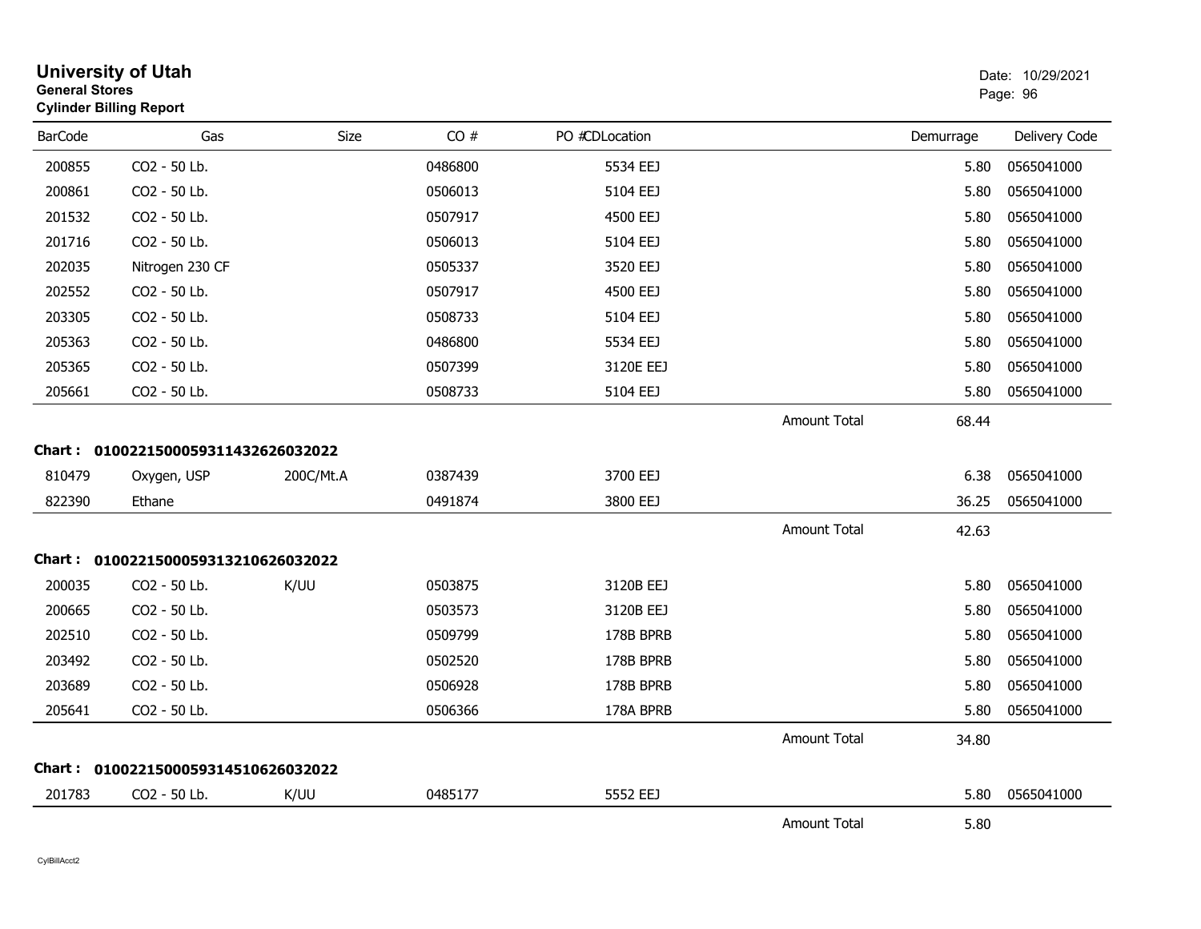# University of Utah

**General Stores**

**Cylinder Billing Report**

Date: 10/29/2021

| BarCode | Gas | Size | CO # | PO #CDLocation | | Demurrage | Delivery Code |
|---|---|---|---|---|---|---|---|
| 200855 | CO2 - 50 Lb. | | 0486800 | 5534 EEJ | | 5.80 | 0565041000 |
| 200861 | CO2 - 50 Lb. | | 0506013 | 5104 EEJ | | 5.80 | 0565041000 |
| 201532 | CO2 - 50 Lb. | | 0507917 | 4500 EEJ | | 5.80 | 0565041000 |
| 201716 | CO2 - 50 Lb. | | 0506013 | 5104 EEJ | | 5.80 | 0565041000 |
| 202035 | Nitrogen 230 CF | | 0505337 | 3520 EEJ | | 5.80 | 0565041000 |
| 202552 | CO2 - 50 Lb. | | 0507917 | 4500 EEJ | | 5.80 | 0565041000 |
| 203305 | CO2 - 50 Lb. | | 0508733 | 5104 EEJ | | 5.80 | 0565041000 |
| 205363 | CO2 - 50 Lb. | | 0486800 | 5534 EEJ | | 5.80 | 0565041000 |
| 205365 | CO2 - 50 Lb. | | 0507399 | 3120E EEJ | | 5.80 | 0565041000 |
| 205661 | CO2 - 50 Lb. | | 0508733 | 5104 EEJ | | 5.80 | 0565041000 |
| | | | | | Amount Total | 68.44 | |

**Chart : 01002215000593114326260320​22**

| BarCode | Gas | Size | CO # | PO #CDLocation | | Demurrage | Delivery Code |
|---|---|---|---|---|---|---|---|
| 810479 | Oxygen, USP | 200C/Mt.A | 0387439 | 3700 EEJ | | 6.38 | 0565041000 |
| 822390 | Ethane | | 0491874 | 3800 EEJ | | 36.25 | 0565041000 |
| | | | | | Amount Total | 42.63 | |

**Chart : 01002215000593132106260320​22**

| BarCode | Gas | Size | CO # | PO #CDLocation | | Demurrage | Delivery Code |
|---|---|---|---|---|---|---|---|
| 200035 | CO2 - 50 Lb. | K/UU | 0503875 | 3120B EEJ | | 5.80 | 0565041000 |
| 200665 | CO2 - 50 Lb. | | 0503573 | 3120B EEJ | | 5.80 | 0565041000 |
| 202510 | CO2 - 50 Lb. | | 0509799 | 178B BPRB | | 5.80 | 0565041000 |
| 203492 | CO2 - 50 Lb. | | 0502520 | 178B BPRB | | 5.80 | 0565041000 |
| 203689 | CO2 - 50 Lb. | | 0506928 | 178B BPRB | | 5.80 | 0565041000 |
| 205641 | CO2 - 50 Lb. | | 0506366 | 178A BPRB | | 5.80 | 0565041000 |
| | | | | | Amount Total | 34.80 | |

**Chart : 01002215000593145106260320​22**

| BarCode | Gas | Size | CO # | PO #CDLocation | | Demurrage | Delivery Code |
|---|---|---|---|---|---|---|---|
| 201783 | CO2 - 50 Lb. | K/UU | 0485177 | 5552 EEJ | | 5.80 | 0565041000 |
| | | | | | Amount Total | 5.80 | |

CylBillAcct2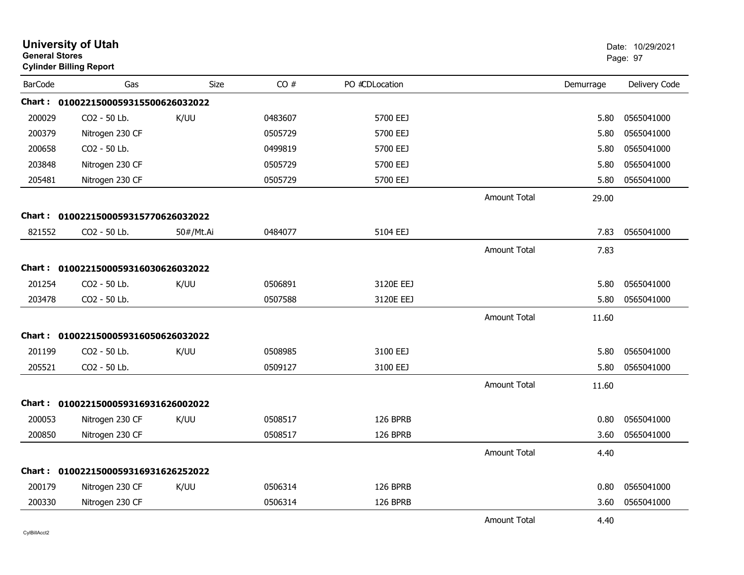# University of Utah

**General Stores**

**Cylinder Billing Report**

Date: 10/29/2021

| BarCode | Gas | Size | CO # | PO #CDLocation | | Demurrage | Delivery Code |
|---|---|---|---|---|---|---|---|
| **Chart : 01002215000593155006260320​22** | | | | | | | |
| 200029 | CO2 - 50 Lb. | K/UU | 0483607 | 5700 EEJ | | 5.80 | 0565041000 |
| 200379 | Nitrogen 230 CF | | 0505729 | 5700 EEJ | | 5.80 | 0565041000 |
| 200658 | CO2 - 50 Lb. | | 0499819 | 5700 EEJ | | 5.80 | 0565041000 |
| 203848 | Nitrogen 230 CF | | 0505729 | 5700 EEJ | | 5.80 | 0565041000 |
| 205481 | Nitrogen 230 CF | | 0505729 | 5700 EEJ | | 5.80 | 0565041000 |
| | | | | | Amount Total | 29.00 | |
| **Chart : 0100221500059315770626032022** | | | | | | | |
| 821552 | CO2 - 50 Lb. | 50#/Mt.Ai | 0484077 | 5104 EEJ | | 7.83 | 0565041000 |
| | | | | | Amount Total | 7.83 | |
| **Chart : 0100221500059316030626032022** | | | | | | | |
| 201254 | CO2 - 50 Lb. | K/UU | 0506891 | 3120E EEJ | | 5.80 | 0565041000 |
| 203478 | CO2 - 50 Lb. | | 0507588 | 3120E EEJ | | 5.80 | 0565041000 |
| | | | | | Amount Total | 11.60 | |
| **Chart : 0100221500059316050626032022** | | | | | | | |
| 201199 | CO2 - 50 Lb. | K/UU | 0508985 | 3100 EEJ | | 5.80 | 0565041000 |
| 205521 | CO2 - 50 Lb. | | 0509127 | 3100 EEJ | | 5.80 | 0565041000 |
| | | | | | Amount Total | 11.60 | |
| **Chart : 0100221500059316931626002022** | | | | | | | |
| 200053 | Nitrogen 230 CF | K/UU | 0508517 | 126 BPRB | | 0.80 | 0565041000 |
| 200850 | Nitrogen 230 CF | | 0508517 | 126 BPRB | | 3.60 | 0565041000 |
| | | | | | Amount Total | 4.40 | |
| **Chart : 0100221500059316931626252022** | | | | | | | |
| 200179 | Nitrogen 230 CF | K/UU | 0506314 | 126 BPRB | | 0.80 | 0565041000 |
| 200330 | Nitrogen 230 CF | | 0506314 | 126 BPRB | | 3.60 | 0565041000 |
| | | | | | Amount Total | 4.40 | |

CylBillAcct2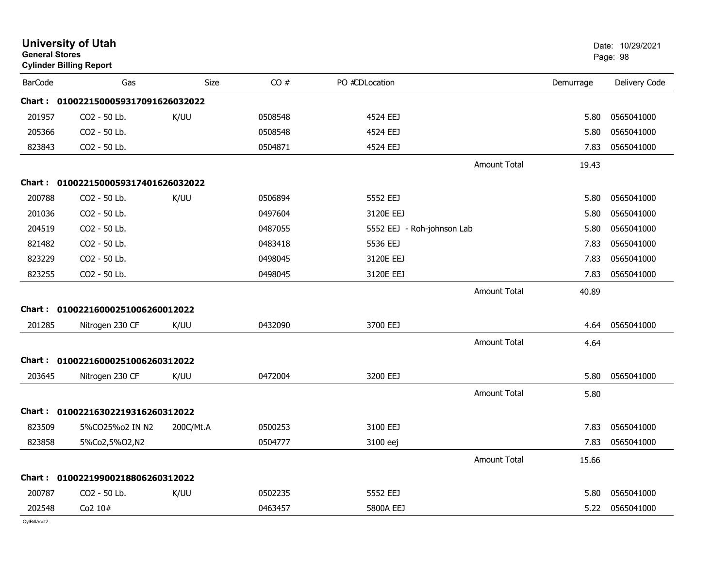**University of Utah**
**General Stores**
**Cylinder Billing Report**

Date: 10/29/2021

| BarCode | Gas | Size | CO # | PO #CDLocation | | Demurrage | Delivery Code |
|---|---|---|---|---|---|---|---|
| **Chart : 01002215000593170916260320​22** | | | | | | | |
| 201957 | CO2 - 50 Lb. | K/UU | 0508548 | 4524 EEJ | | 5.80 | 0565041000 |
| 205366 | CO2 - 50 Lb. | | 0508548 | 4524 EEJ | | 5.80 | 0565041000 |
| 823843 | CO2 - 50 Lb. | | 0504871 | 4524 EEJ | | 7.83 | 0565041000 |
| | | | | | Amount Total | 19.43 | |
| **Chart : 01002215000593174016260320​22** | | | | | | | |
| 200788 | CO2 - 50 Lb. | K/UU | 0506894 | 5552 EEJ | | 5.80 | 0565041000 |
| 201036 | CO2 - 50 Lb. | | 0497604 | 3120E EEJ | | 5.80 | 0565041000 |
| 204519 | CO2 - 50 Lb. | | 0487055 | 5552 EEJ - Roh-johnson Lab | | 5.80 | 0565041000 |
| 821482 | CO2 - 50 Lb. | | 0483418 | 5536 EEJ | | 7.83 | 0565041000 |
| 823229 | CO2 - 50 Lb. | | 0498045 | 3120E EEJ | | 7.83 | 0565041000 |
| 823255 | CO2 - 50 Lb. | | 0498045 | 3120E EEJ | | 7.83 | 0565041000 |
| | | | | | Amount Total | 40.89 | |
| **Chart : 01002216000251006260012022** | | | | | | | |
| 201285 | Nitrogen 230 CF | K/UU | 0432090 | 3700 EEJ | | 4.64 | 0565041000 |
| | | | | | Amount Total | 4.64 | |
| **Chart : 01002216000251006260312022** | | | | | | | |
| 203645 | Nitrogen 230 CF | K/UU | 0472004 | 3200 EEJ | | 5.80 | 0565041000 |
| | | | | | Amount Total | 5.80 | |
| **Chart : 01002216302219316260312022** | | | | | | | |
| 823509 | 5%CO25%o2 IN N2 | 200C/Mt.A | 0500253 | 3100 EEJ | | 7.83 | 0565041000 |
| 823858 | 5%Co2,5%O2,N2 | | 0504777 | 3100 eej | | 7.83 | 0565041000 |
| | | | | | Amount Total | 15.66 | |
| **Chart : 01002219900218806260312022** | | | | | | | |
| 200787 | CO2 - 50 Lb. | K/UU | 0502235 | 5552 EEJ | | 5.80 | 0565041000 |
| 202548 | Co2 10# | | 0463457 | 5800A EEJ | | 5.22 | 0565041000 |

CylBillAcct2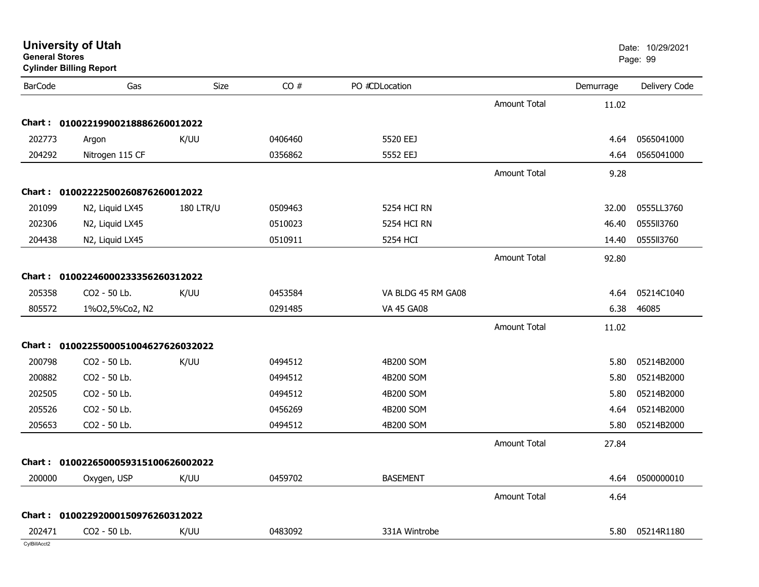# University of Utah
**General Stores**
**Cylinder Billing Report**

Date: 10/29/2021

| BarCode | Gas | Size | CO # | PO #CDLocation | | Demurrage | Delivery Code |
|---|---|---|---|---|---|---|---|
| | | | | | Amount Total | 11.02 | |
| **Chart :** | **0100221990021888626001 2022** | | | | | | |
| 202773 | Argon | K/UU | 0406460 | 5520 EEJ | | 4.64 | 0565041000 |
| 204292 | Nitrogen 115 CF | | 0356862 | 5552 EEJ | | 4.64 | 0565041000 |
| | | | | | Amount Total | 9.28 | |
| **Chart :** | **0100222250026087626001 2022** | | | | | | |
| 201099 | N2, Liquid LX45 | 180 LTR/U | 0509463 | 5254 HCI RN | | 32.00 | 0555LL3760 |
| 202306 | N2, Liquid LX45 | | 0510023 | 5254 HCI RN | | 46.40 | 0555ll3760 |
| 204438 | N2, Liquid LX45 | | 0510911 | 5254 HCI | | 14.40 | 0555ll3760 |
| | | | | | Amount Total | 92.80 | |
| **Chart :** | **0100224600023335626031 2022** | | | | | | |
| 205358 | CO2 - 50 Lb. | K/UU | 0453584 | VA BLDG 45 RM GA08 | | 4.64 | 05214C1040 |
| 805572 | 1%O2,5%Co2, N2 | | 0291485 | VA 45 GA08 | | 6.38 | 46085 |
| | | | | | Amount Total | 11.02 | |
| **Chart :** | **01002255000510046276260 32022** | | | | | | |
| 200798 | CO2 - 50 Lb. | K/UU | 0494512 | 4B200 SOM | | 5.80 | 05214B2000 |
| 200882 | CO2 - 50 Lb. | | 0494512 | 4B200 SOM | | 5.80 | 05214B2000 |
| 202505 | CO2 - 50 Lb. | | 0494512 | 4B200 SOM | | 5.80 | 05214B2000 |
| 205526 | CO2 - 50 Lb. | | 0456269 | 4B200 SOM | | 4.64 | 05214B2000 |
| 205653 | CO2 - 50 Lb. | | 0494512 | 4B200 SOM | | 5.80 | 05214B2000 |
| | | | | | Amount Total | 27.84 | |
| **Chart :** | **01002265000593151006260 02022** | | | | | | |
| 200000 | Oxygen, USP | K/UU | 0459702 | BASEMENT | | 4.64 | 0500000010 |
| | | | | | Amount Total | 4.64 | |
| **Chart :** | **0100229200015097626031 2022** | | | | | | |
| 202471 | CO2 - 50 Lb. | K/UU | 0483092 | 331A Wintrobe | | 5.80 | 05214R1180 |

CylBillAcct2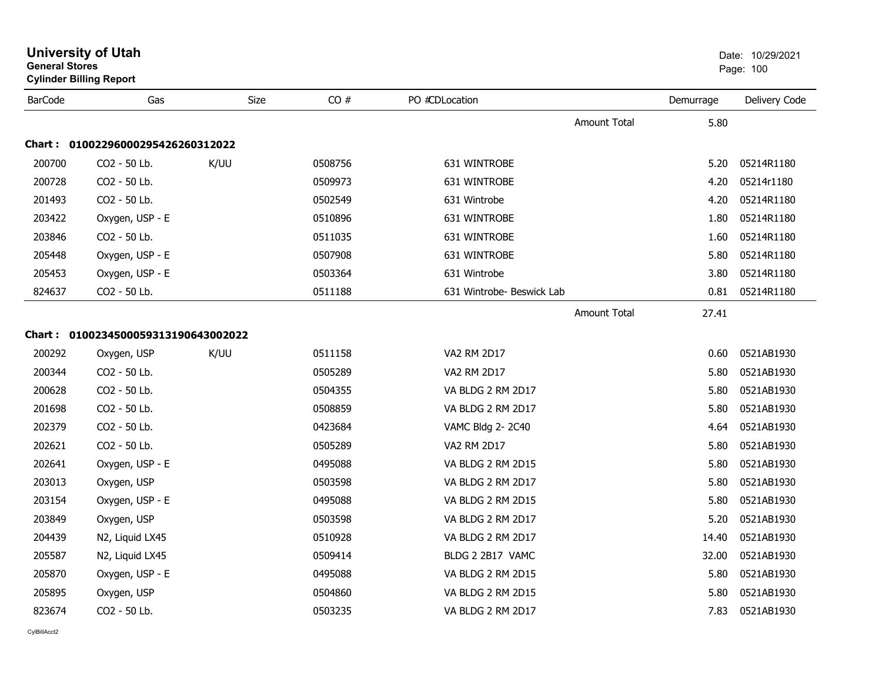# University of Utah
**General Stores**
**Cylinder Billing Report**

Date: 10/29/2021

| BarCode | Gas | Size | CO # | PO #CDLocation | | Demurrage | Delivery Code |
|---|---|---|---|---|---|---|---|
| | | | | | Amount Total | 5.80 | |
| **Chart : 01002296000295426260312022** | | | | | | | |
| 200700 | CO2 - 50 Lb. | K/UU | 0508756 | 631 WINTROBE | | 5.20 | 05214R1180 |
| 200728 | CO2 - 50 Lb. | | 0509973 | 631 WINTROBE | | 4.20 | 05214r1180 |
| 201493 | CO2 - 50 Lb. | | 0502549 | 631 Wintrobe | | 4.20 | 05214R1180 |
| 203422 | Oxygen, USP - E | | 0510896 | 631 WINTROBE | | 1.80 | 05214R1180 |
| 203846 | CO2 - 50 Lb. | | 0511035 | 631 WINTROBE | | 1.60 | 05214R1180 |
| 205448 | Oxygen, USP - E | | 0507908 | 631 WINTROBE | | 5.80 | 05214R1180 |
| 205453 | Oxygen, USP - E | | 0503364 | 631 Wintrobe | | 3.80 | 05214R1180 |
| 824637 | CO2 - 50 Lb. | | 0511188 | 631 Wintrobe- Beswick Lab | | 0.81 | 05214R1180 |
| | | | | | Amount Total | 27.41 | |
| **Chart : 01002345000593131906430022** | | | | | | | |
| 200292 | Oxygen, USP | K/UU | 0511158 | VA2 RM 2D17 | | 0.60 | 0521AB1930 |
| 200344 | CO2 - 50 Lb. | | 0505289 | VA2 RM 2D17 | | 5.80 | 0521AB1930 |
| 200628 | CO2 - 50 Lb. | | 0504355 | VA BLDG 2 RM 2D17 | | 5.80 | 0521AB1930 |
| 201698 | CO2 - 50 Lb. | | 0508859 | VA BLDG 2 RM 2D17 | | 5.80 | 0521AB1930 |
| 202379 | CO2 - 50 Lb. | | 0423684 | VAMC Bldg 2- 2C40 | | 4.64 | 0521AB1930 |
| 202621 | CO2 - 50 Lb. | | 0505289 | VA2 RM 2D17 | | 5.80 | 0521AB1930 |
| 202641 | Oxygen, USP - E | | 0495088 | VA BLDG 2 RM 2D15 | | 5.80 | 0521AB1930 |
| 203013 | Oxygen, USP | | 0503598 | VA BLDG 2 RM 2D17 | | 5.80 | 0521AB1930 |
| 203154 | Oxygen, USP - E | | 0495088 | VA BLDG 2 RM 2D15 | | 5.80 | 0521AB1930 |
| 203849 | Oxygen, USP | | 0503598 | VA BLDG 2 RM 2D17 | | 5.20 | 0521AB1930 |
| 204439 | N2, Liquid LX45 | | 0510928 | VA BLDG 2 RM 2D17 | | 14.40 | 0521AB1930 |
| 205587 | N2, Liquid LX45 | | 0509414 | BLDG 2 2B17 VAMC | | 32.00 | 0521AB1930 |
| 205870 | Oxygen, USP - E | | 0495088 | VA BLDG 2 RM 2D15 | | 5.80 | 0521AB1930 |
| 205895 | Oxygen, USP | | 0504860 | VA BLDG 2 RM 2D15 | | 5.80 | 0521AB1930 |
| 823674 | CO2 - 50 Lb. | | 0503235 | VA BLDG 2 RM 2D17 | | 7.83 | 0521AB1930 |

CylBillAcct2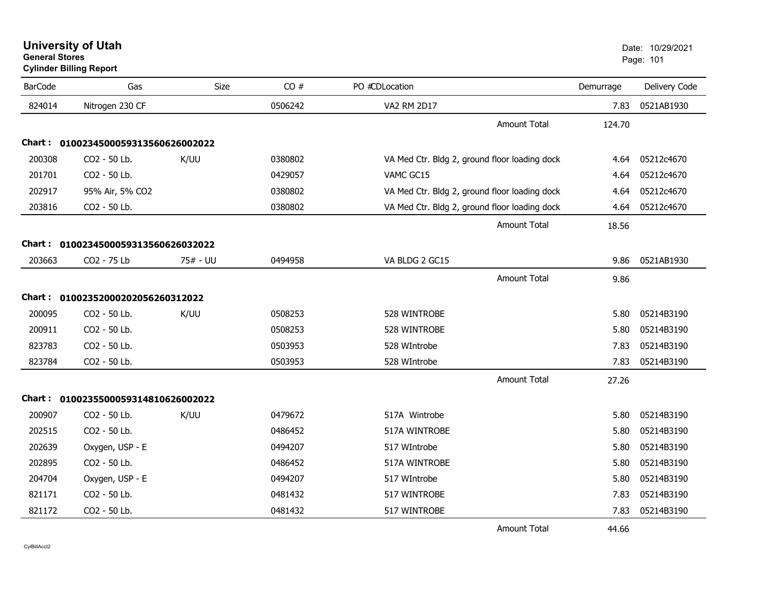# University of Utah
**General Stores**
**Cylinder Billing Report**

Date: 10/29/2021

| BarCode | Gas | Size | CO # | PO # | CD | Location | Demurrage | Delivery Code |
|---|---|---|---|---|---|---|---|---|
| 824014 | Nitrogen 230 CF | | 0506242 | | | VA2 RM 2D17 | 7.83 | 0521AB1930 |
| | | | | | | Amount Total | 124.70 | |
| **Chart :** | **01002345000593135606260020​22** | | | | | | | |
| 200308 | CO2 - 50 Lb. | K/UU | 0380802 | | | VA Med Ctr. Bldg 2, ground floor loading dock | 4.64 | 05212c4670 |
| 201701 | CO2 - 50 Lb. | | 0429057 | | | VAMC GC15 | 4.64 | 05212c4670 |
| 202917 | 95% Air, 5% CO2 | | 0380802 | | | VA Med Ctr. Bldg 2, ground floor loading dock | 4.64 | 05212c4670 |
| 203816 | CO2 - 50 Lb. | | 0380802 | | | VA Med Ctr. Bldg 2, ground floor loading dock | 4.64 | 05212c4670 |
| | | | | | | Amount Total | 18.56 | |
| **Chart :** | **01002345000593135606260320​22** | | | | | | | |
| 203663 | CO2 - 75 Lb | 75# - UU | 0494958 | | | VA BLDG 2 GC15 | 9.86 | 0521AB1930 |
| | | | | | | Amount Total | 9.86 | |
| **Chart :** | **01002352000202056260312022** | | | | | | | |
| 200095 | CO2 - 50 Lb. | K/UU | 0508253 | | | 528 WINTROBE | 5.80 | 05214B3190 |
| 200911 | CO2 - 50 Lb. | | 0508253 | | | 528 WINTROBE | 5.80 | 05214B3190 |
| 823783 | CO2 - 50 Lb. | | 0503953 | | | 528 WIntrobe | 7.83 | 05214B3190 |
| 823784 | CO2 - 50 Lb. | | 0503953 | | | 528 WIntrobe | 7.83 | 05214B3190 |
| | | | | | | Amount Total | 27.26 | |
| **Chart :** | **01002355000593148106260020​22** | | | | | | | |
| 200907 | CO2 - 50 Lb. | K/UU | 0479672 | | | 517A Wintrobe | 5.80 | 05214B3190 |
| 202515 | CO2 - 50 Lb. | | 0486452 | | | 517A WINTROBE | 5.80 | 05214B3190 |
| 202639 | Oxygen, USP - E | | 0494207 | | | 517 WIntrobe | 5.80 | 05214B3190 |
| 202895 | CO2 - 50 Lb. | | 0486452 | | | 517A WINTROBE | 5.80 | 05214B3190 |
| 204704 | Oxygen, USP - E | | 0494207 | | | 517 WIntrobe | 5.80 | 05214B3190 |
| 821171 | CO2 - 50 Lb. | | 0481432 | | | 517 WINTROBE | 7.83 | 05214B3190 |
| 821172 | CO2 - 50 Lb. | | 0481432 | | | 517 WINTROBE | 7.83 | 05214B3190 |
| | | | | | | Amount Total | 44.66 | |

CylBillAcct2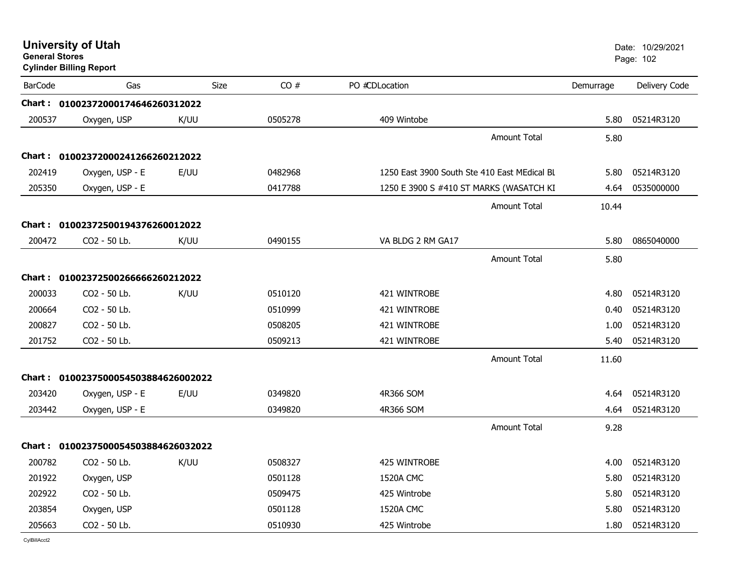# University of Utah

**General Stores**

**Cylinder Billing Report**

Date: 10/29/2021

| BarCode | Gas | Size | CO # | PO #CDLocation | Demurrage | Delivery Code |
|---|---|---|---|---|---|---|
| **Chart : 01002372000174646260312022** | | | | | | |
| 200537 | Oxygen, USP | K/UU | 0505278 | 409 Wintobe | 5.80 | 05214R3120 |
| | | | | Amount Total | 5.80 | |
| **Chart : 01002372000241266260212022** | | | | | | |
| 202419 | Oxygen, USP - E | E/UU | 0482968 | 1250 East 3900 South Ste 410 East MEdical BL | 5.80 | 05214R3120 |
| 205350 | Oxygen, USP - E | | 0417788 | 1250 E 3900 S #410 ST MARKS (WASATCH KI | 4.64 | 0535000000 |
| | | | | Amount Total | 10.44 | |
| **Chart : 01002372500194376260012022** | | | | | | |
| 200472 | CO2 - 50 Lb. | K/UU | 0490155 | VA BLDG 2 RM GA17 | 5.80 | 0865040000 |
| | | | | Amount Total | 5.80 | |
| **Chart : 01002372500266666260212022** | | | | | | |
| 200033 | CO2 - 50 Lb. | K/UU | 0510120 | 421 WINTROBE | 4.80 | 05214R3120 |
| 200664 | CO2 - 50 Lb. | | 0510999 | 421 WINTROBE | 0.40 | 05214R3120 |
| 200827 | CO2 - 50 Lb. | | 0508205 | 421 WINTROBE | 1.00 | 05214R3120 |
| 201752 | CO2 - 50 Lb. | | 0509213 | 421 WINTROBE | 5.40 | 05214R3120 |
| | | | | Amount Total | 11.60 | |
| **Chart : 01002375000545038846260020​22** | | | | | | |
| 203420 | Oxygen, USP - E | E/UU | 0349820 | 4R366 SOM | 4.64 | 05214R3120 |
| 203442 | Oxygen, USP - E | | 0349820 | 4R366 SOM | 4.64 | 05214R3120 |
| | | | | Amount Total | 9.28 | |
| **Chart : 01002375000545038846260322022** | | | | | | |
| 200782 | CO2 - 50 Lb. | K/UU | 0508327 | 425 WINTROBE | 4.00 | 05214R3120 |
| 201922 | Oxygen, USP | | 0501128 | 1520A CMC | 5.80 | 05214R3120 |
| 202922 | CO2 - 50 Lb. | | 0509475 | 425 Wintrobe | 5.80 | 05214R3120 |
| 203854 | Oxygen, USP | | 0501128 | 1520A CMC | 5.80 | 05214R3120 |
| 205663 | CO2 - 50 Lb. | | 0510930 | 425 Wintrobe | 1.80 | 05214R3120 |

CylBillAcct2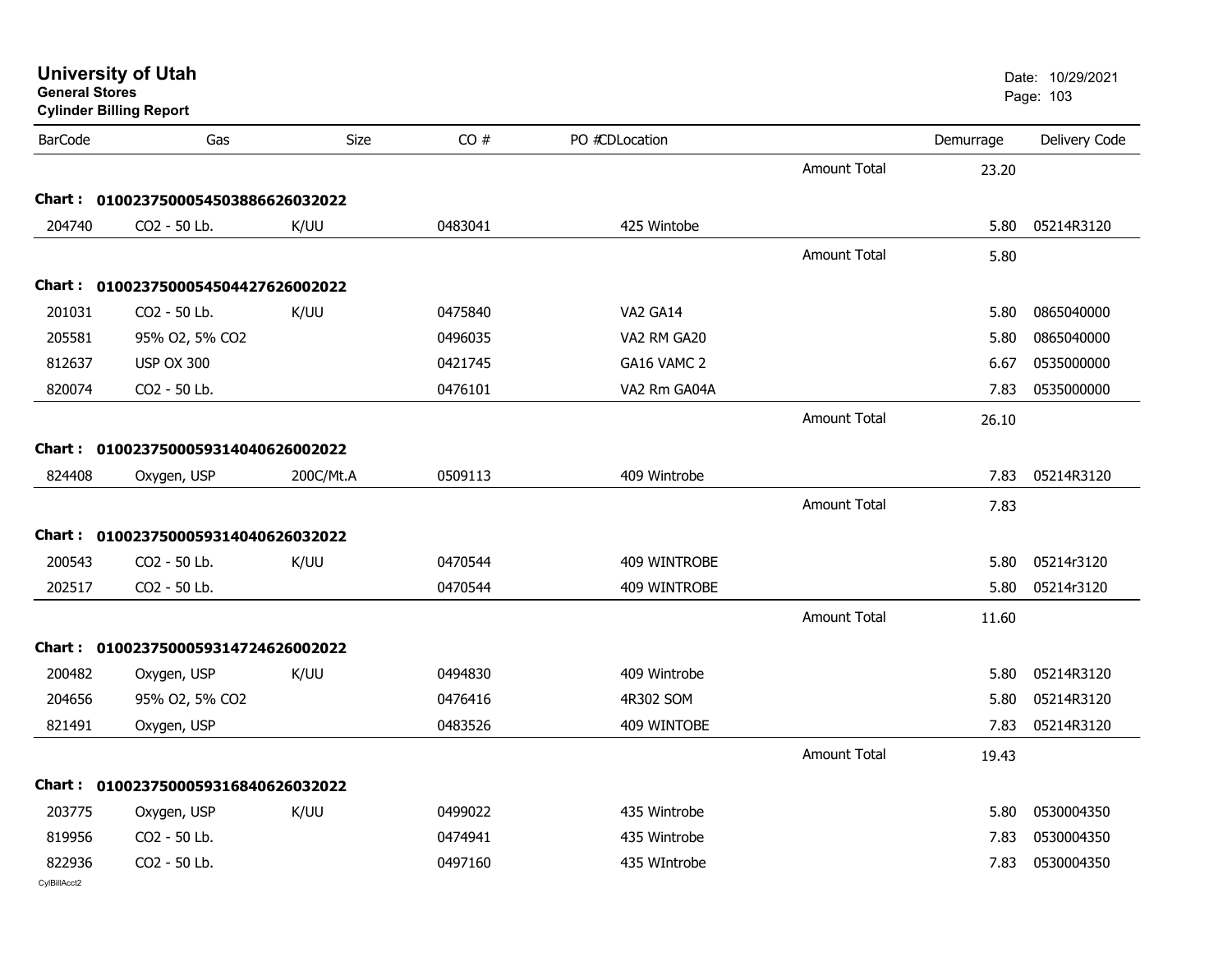# University of Utah

**General Stores**

**Cylinder Billing Report**

Date: 10/29/2021

| BarCode | Gas | Size | CO # | PO # | CD | Location | | Demurrage | Delivery Code |
|---|---|---|---|---|---|---|---|---|---|
| | | | | | | | Amount Total | 23.20 | |
| **Chart :** | **01002375000545038866260320​22** | | | | | | | | |
| 204740 | CO2 - 50 Lb. | K/UU | 0483041 | | | 425 Wintobe | | 5.80 | 05214R3120 |
| | | | | | | | Amount Total | 5.80 | |
| **Chart :** | **0100237500054504427626002022** | | | | | | | | |
| 201031 | CO2 - 50 Lb. | K/UU | 0475840 | | | VA2 GA14 | | 5.80 | 0865040000 |
| 205581 | 95% O2, 5% CO2 | | 0496035 | | | VA2 RM GA20 | | 5.80 | 0865040000 |
| 812637 | USP OX 300 | | 0421745 | | | GA16 VAMC 2 | | 6.67 | 0535000000 |
| 820074 | CO2 - 50 Lb. | | 0476101 | | | VA2 Rm GA04A | | 7.83 | 0535000000 |
| | | | | | | | Amount Total | 26.10 | |
| **Chart :** | **0100237500059314040626002022** | | | | | | | | |
| 824408 | Oxygen, USP | 200C/Mt.A | 0509113 | | | 409 Wintrobe | | 7.83 | 05214R3120 |
| | | | | | | | Amount Total | 7.83 | |
| **Chart :** | **0100237500059314040626032022** | | | | | | | | |
| 200543 | CO2 - 50 Lb. | K/UU | 0470544 | | | 409 WINTROBE | | 5.80 | 05214r3120 |
| 202517 | CO2 - 50 Lb. | | 0470544 | | | 409 WINTROBE | | 5.80 | 05214r3120 |
| | | | | | | | Amount Total | 11.60 | |
| **Chart :** | **0100237500059314724626002022** | | | | | | | | |
| 200482 | Oxygen, USP | K/UU | 0494830 | | | 409 Wintrobe | | 5.80 | 05214R3120 |
| 204656 | 95% O2, 5% CO2 | | 0476416 | | | 4R302 SOM | | 5.80 | 05214R3120 |
| 821491 | Oxygen, USP | | 0483526 | | | 409 WINTOBE | | 7.83 | 05214R3120 |
| | | | | | | | Amount Total | 19.43 | |
| **Chart :** | **0100237500059316840626032022** | | | | | | | | |
| 203775 | Oxygen, USP | K/UU | 0499022 | | | 435 Wintrobe | | 5.80 | 0530004350 |
| 819956 | CO2 - 50 Lb. | | 0474941 | | | 435 Wintrobe | | 7.83 | 0530004350 |
| 822936 | CO2 - 50 Lb. | | 0497160 | | | 435 WIntrobe | | 7.83 | 0530004350 |

CylBillAcct2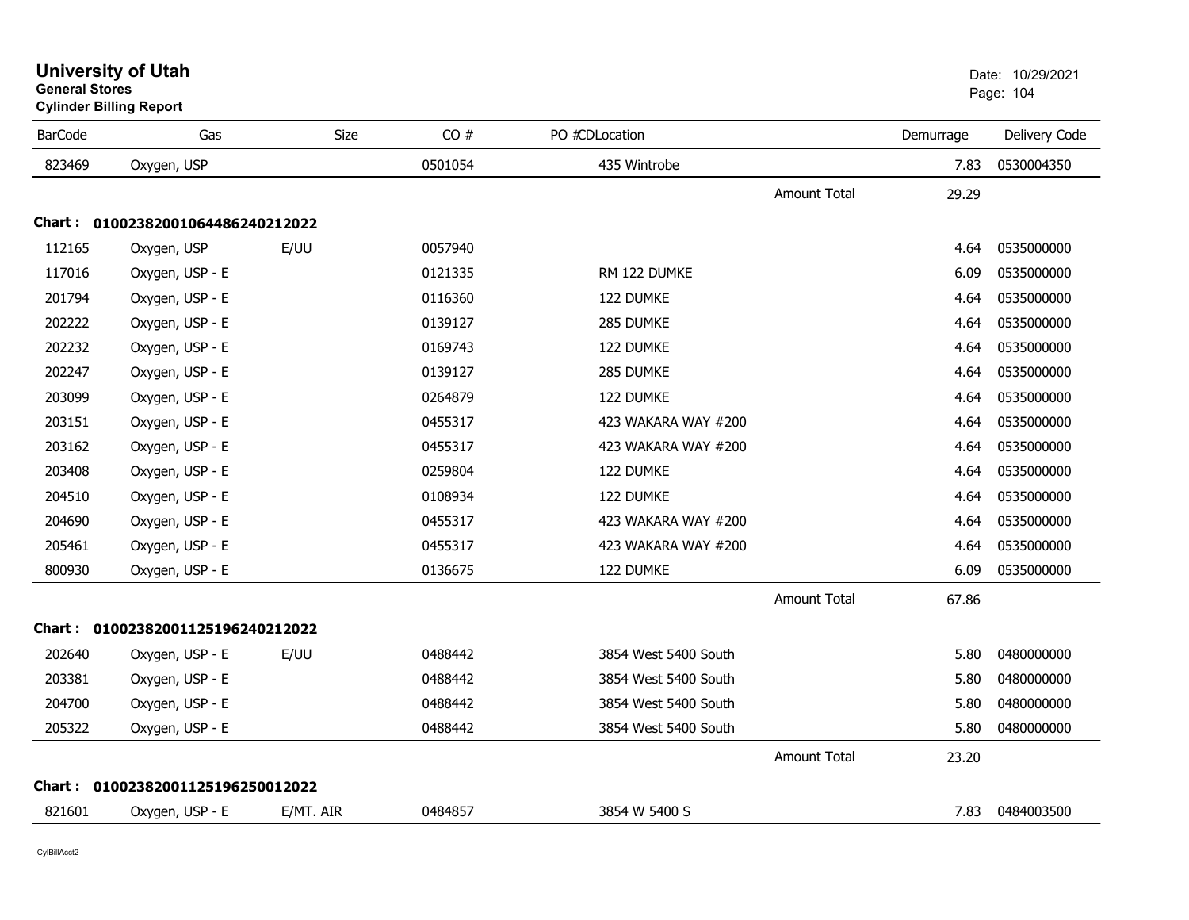# University of Utah

**General Stores**

**Cylinder Billing Report**

Date: 10/29/2021

| BarCode | Gas | Size | CO # | PO # | CD | Location | Demurrage | Delivery Code |
|---|---|---|---|---|---|---|---|---|
| 823469 | Oxygen, USP | | 0501054 | | | 435 Wintrobe | 7.83 | 0530004350 |
| | | | | | | Amount Total | 29.29 | |
| **Chart : 01002382001064486240212022** | | | | | | | | |
| 112165 | Oxygen, USP | E/UU | 0057940 | | | | 4.64 | 0535000000 |
| 117016 | Oxygen, USP - E | | 0121335 | | | RM 122 DUMKE | 6.09 | 0535000000 |
| 201794 | Oxygen, USP - E | | 0116360 | | | 122 DUMKE | 4.64 | 0535000000 |
| 202222 | Oxygen, USP - E | | 0139127 | | | 285 DUMKE | 4.64 | 0535000000 |
| 202232 | Oxygen, USP - E | | 0169743 | | | 122 DUMKE | 4.64 | 0535000000 |
| 202247 | Oxygen, USP - E | | 0139127 | | | 285 DUMKE | 4.64 | 0535000000 |
| 203099 | Oxygen, USP - E | | 0264879 | | | 122 DUMKE | 4.64 | 0535000000 |
| 203151 | Oxygen, USP - E | | 0455317 | | | 423 WAKARA WAY #200 | 4.64 | 0535000000 |
| 203162 | Oxygen, USP - E | | 0455317 | | | 423 WAKARA WAY #200 | 4.64 | 0535000000 |
| 203408 | Oxygen, USP - E | | 0259804 | | | 122 DUMKE | 4.64 | 0535000000 |
| 204510 | Oxygen, USP - E | | 0108934 | | | 122 DUMKE | 4.64 | 0535000000 |
| 204690 | Oxygen, USP - E | | 0455317 | | | 423 WAKARA WAY #200 | 4.64 | 0535000000 |
| 205461 | Oxygen, USP - E | | 0455317 | | | 423 WAKARA WAY #200 | 4.64 | 0535000000 |
| 800930 | Oxygen, USP - E | | 0136675 | | | 122 DUMKE | 6.09 | 0535000000 |
| | | | | | | Amount Total | 67.86 | |
| **Chart : 01002382001125196240212022** | | | | | | | | |
| 202640 | Oxygen, USP - E | E/UU | 0488442 | | | 3854 West 5400 South | 5.80 | 0480000000 |
| 203381 | Oxygen, USP - E | | 0488442 | | | 3854 West 5400 South | 5.80 | 0480000000 |
| 204700 | Oxygen, USP - E | | 0488442 | | | 3854 West 5400 South | 5.80 | 0480000000 |
| 205322 | Oxygen, USP - E | | 0488442 | | | 3854 West 5400 South | 5.80 | 0480000000 |
| | | | | | | Amount Total | 23.20 | |
| **Chart : 01002382001125196250012022** | | | | | | | | |
| 821601 | Oxygen, USP - E | E/MT. AIR | 0484857 | | | 3854 W 5400 S | 7.83 | 0484003500 |

CylBillAcct2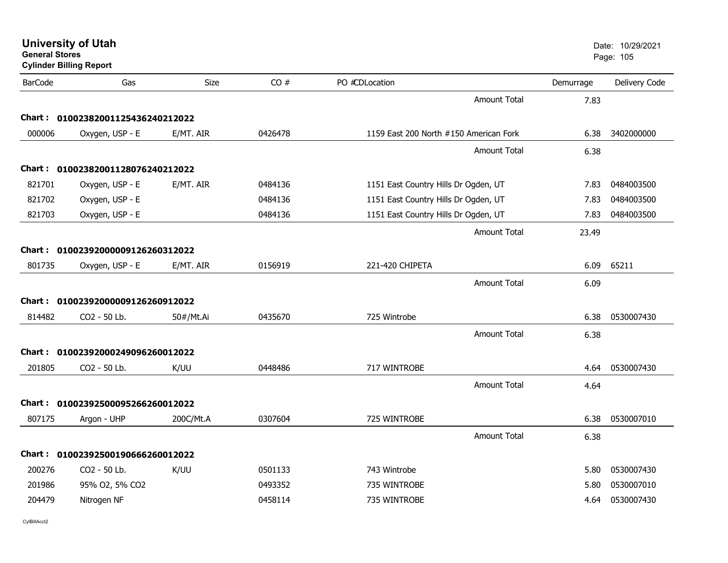# University of Utah

**General Stores**

**Cylinder Billing Report**

Date: 10/29/2021

| BarCode | Gas | Size | CO # | PO # | CD | Location | Demurrage | Delivery Code |
|---|---|---|---|---|---|---|---|---|
| | | | | | | Amount Total | 7.83 | |
| **Chart :** | **01002382001125436240212022** | | | | | | | |
| 000006 | Oxygen, USP - E | E/MT. AIR | 0426478 | | | 1159 East 200 North #150 American Fork | 6.38 | 3402000000 |
| | | | | | | Amount Total | 6.38 | |
| **Chart :** | **01002382001128076240212022** | | | | | | | |
| 821701 | Oxygen, USP - E | E/MT. AIR | 0484136 | | | 1151 East Country Hills Dr Ogden, UT | 7.83 | 0484003500 |
| 821702 | Oxygen, USP - E | | 0484136 | | | 1151 East Country Hills Dr Ogden, UT | 7.83 | 0484003500 |
| 821703 | Oxygen, USP - E | | 0484136 | | | 1151 East Country Hills Dr Ogden, UT | 7.83 | 0484003500 |
| | | | | | | Amount Total | 23.49 | |
| **Chart :** | **01002392000009126260312022** | | | | | | | |
| 801735 | Oxygen, USP - E | E/MT. AIR | 0156919 | | | 221-420 CHIPETA | 6.09 | 65211 |
| | | | | | | Amount Total | 6.09 | |
| **Chart :** | **01002392000009126260912022** | | | | | | | |
| 814482 | CO2 - 50 Lb. | 50#/Mt.Ai | 0435670 | | | 725 Wintrobe | 6.38 | 0530007430 |
| | | | | | | Amount Total | 6.38 | |
| **Chart :** | **01002392000249096260012022** | | | | | | | |
| 201805 | CO2 - 50 Lb. | K/UU | 0448486 | | | 717 WINTROBE | 4.64 | 0530007430 |
| | | | | | | Amount Total | 4.64 | |
| **Chart :** | **01002392500095266260012022** | | | | | | | |
| 807175 | Argon - UHP | 200C/Mt.A | 0307604 | | | 725 WINTROBE | 6.38 | 0530007010 |
| | | | | | | Amount Total | 6.38 | |
| **Chart :** | **01002392500190666260012022** | | | | | | | |
| 200276 | CO2 - 50 Lb. | K/UU | 0501133 | | | 743 Wintrobe | 5.80 | 0530007430 |
| 201986 | 95% O2, 5% CO2 | | 0493352 | | | 735 WINTROBE | 5.80 | 0530007010 |
| 204479 | Nitrogen NF | | 0458114 | | | 735 WINTROBE | 4.64 | 0530007430 |

CylBillAcct2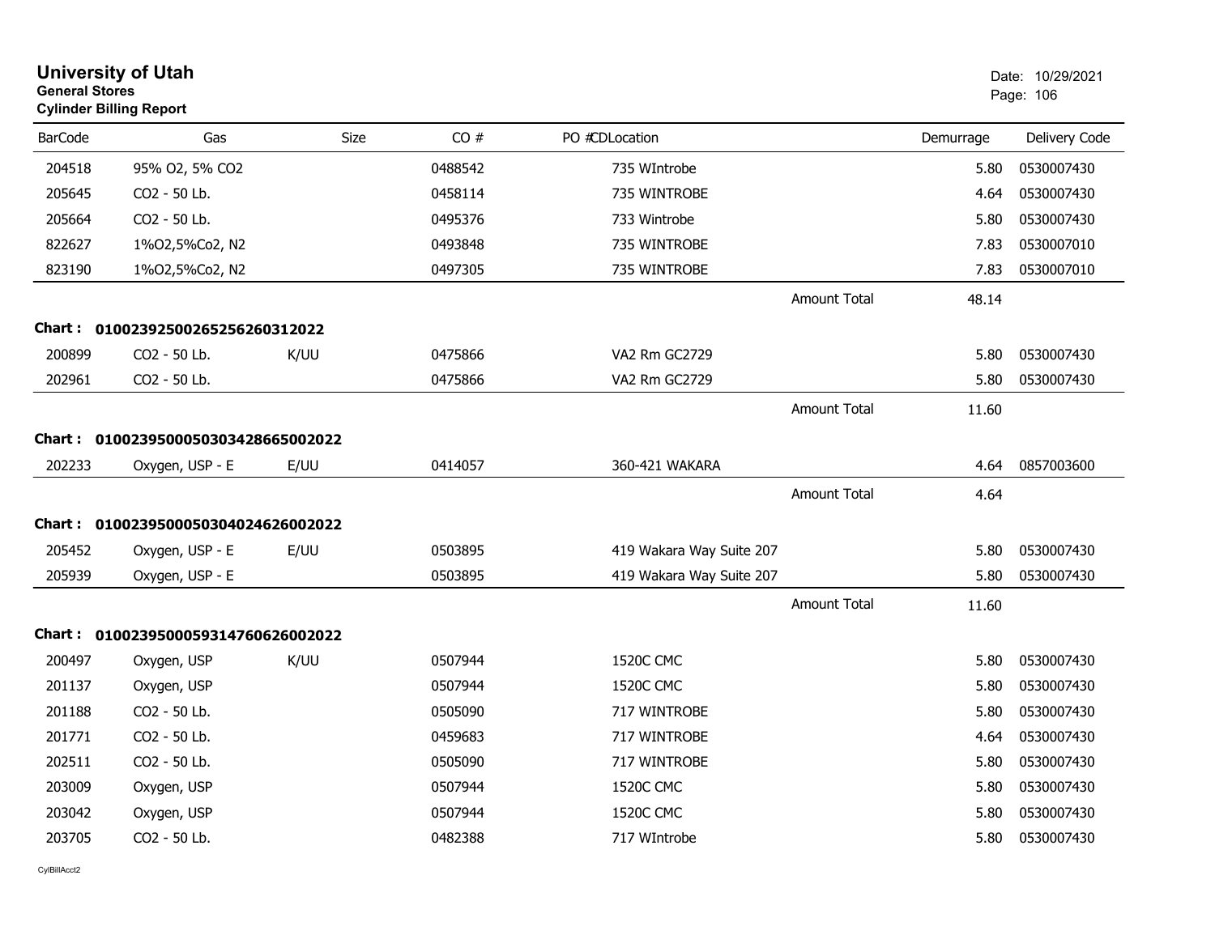# University of Utah

**General Stores**
**Cylinder Billing Report**

Date: 10/29/2021

| BarCode | Gas | Size | CO # | PO #CDLocation | | Demurrage | Delivery Code |
|---|---|---|---|---|---|---|---|
| 204518 | 95% O2, 5% CO2 | | 0488542 | 735 WIntrobe | | 5.80 | 0530007430 |
| 205645 | CO2 - 50 Lb. | | 0458114 | 735 WINTROBE | | 4.64 | 0530007430 |
| 205664 | CO2 - 50 Lb. | | 0495376 | 733 Wintrobe | | 5.80 | 0530007430 |
| 822627 | 1%O2,5%Co2, N2 | | 0493848 | 735 WINTROBE | | 7.83 | 0530007010 |
| 823190 | 1%O2,5%Co2, N2 | | 0497305 | 735 WINTROBE | | 7.83 | 0530007010 |
| | | | | | Amount Total | 48.14 | |
| **Chart :** | **01002392500265256260312022** | | | | | | |
| 200899 | CO2 - 50 Lb. | K/UU | 0475866 | VA2 Rm GC2729 | | 5.80 | 0530007430 |
| 202961 | CO2 - 50 Lb. | | 0475866 | VA2 Rm GC2729 | | 5.80 | 0530007430 |
| | | | | | Amount Total | 11.60 | |
| **Chart :** | **01002395000503034286650 02022** | | | | | | |
| 202233 | Oxygen, USP - E | E/UU | 0414057 | 360-421 WAKARA | | 4.64 | 0857003600 |
| | | | | | Amount Total | 4.64 | |
| **Chart :** | **01002395000503040246260 02022** | | | | | | |
| 205452 | Oxygen, USP - E | E/UU | 0503895 | 419 Wakara Way Suite 207 | | 5.80 | 0530007430 |
| 205939 | Oxygen, USP - E | | 0503895 | 419 Wakara Way Suite 207 | | 5.80 | 0530007430 |
| | | | | | Amount Total | 11.60 | |
| **Chart :** | **01002395000593147606260 02022** | | | | | | |
| 200497 | Oxygen, USP | K/UU | 0507944 | 1520C CMC | | 5.80 | 0530007430 |
| 201137 | Oxygen, USP | | 0507944 | 1520C CMC | | 5.80 | 0530007430 |
| 201188 | CO2 - 50 Lb. | | 0505090 | 717 WINTROBE | | 5.80 | 0530007430 |
| 201771 | CO2 - 50 Lb. | | 0459683 | 717 WINTROBE | | 4.64 | 0530007430 |
| 202511 | CO2 - 50 Lb. | | 0505090 | 717 WINTROBE | | 5.80 | 0530007430 |
| 203009 | Oxygen, USP | | 0507944 | 1520C CMC | | 5.80 | 0530007430 |
| 203042 | Oxygen, USP | | 0507944 | 1520C CMC | | 5.80 | 0530007430 |
| 203705 | CO2 - 50 Lb. | | 0482388 | 717 WIntrobe | | 5.80 | 0530007430 |

CylBillAcct2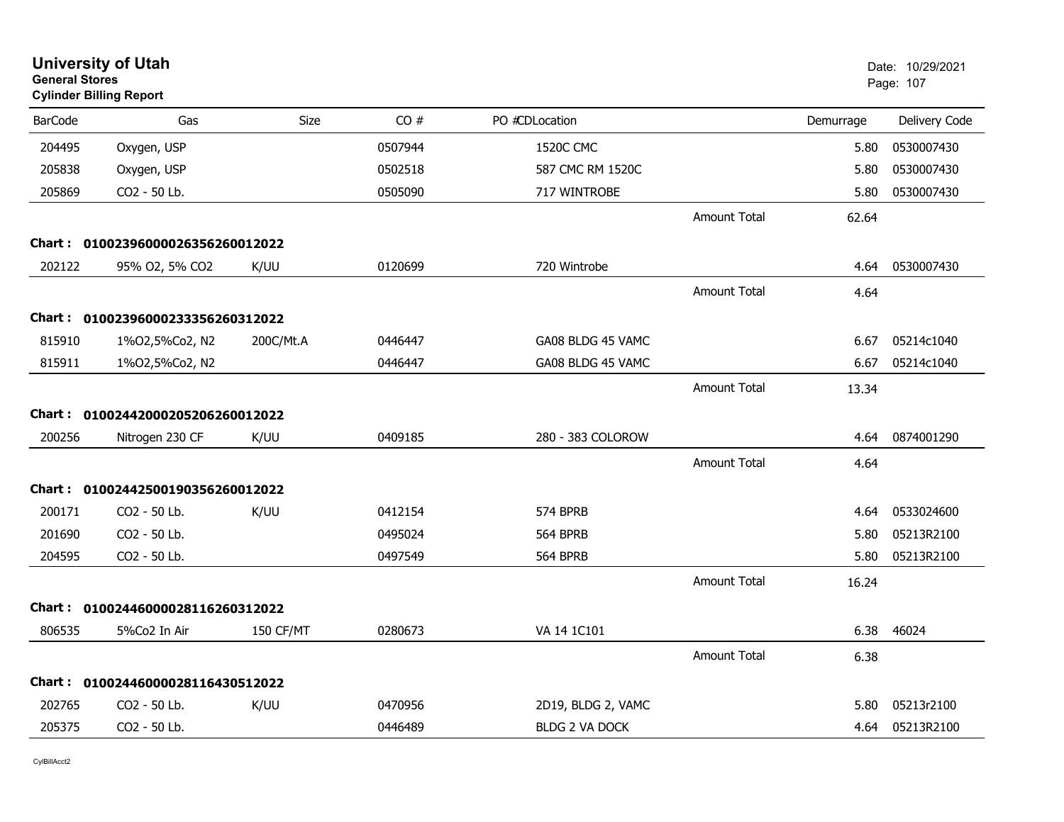# University of Utah
**General Stores**
**Cylinder Billing Report**

Date: 10/29/2021

| BarCode | Gas | Size | CO # | PO # | CD | Location | | Demurrage | Delivery Code |
|---|---|---|---|---|---|---|---|---|---|
| 204495 | Oxygen, USP | | 0507944 | | | 1520C CMC | | 5.80 | 0530007430 |
| 205838 | Oxygen, USP | | 0502518 | | | 587 CMC RM 1520C | | 5.80 | 0530007430 |
| 205869 | CO2 - 50 Lb. | | 0505090 | | | 717 WINTROBE | | 5.80 | 0530007430 |
| | | | | | | | Amount Total | 62.64 | |
| **Chart :** | **01002396000026356260012022** | | | | | | | | |
| 202122 | 95% O2, 5% CO2 | K/UU | 0120699 | | | 720 Wintrobe | | 4.64 | 0530007430 |
| | | | | | | | Amount Total | 4.64 | |
| **Chart :** | **01002396000233356260312022** | | | | | | | | |
| 815910 | 1%O2,5%Co2, N2 | 200C/Mt.A | 0446447 | | | GA08 BLDG 45 VAMC | | 6.67 | 05214c1040 |
| 815911 | 1%O2,5%Co2, N2 | | 0446447 | | | GA08 BLDG 45 VAMC | | 6.67 | 05214c1040 |
| | | | | | | | Amount Total | 13.34 | |
| **Chart :** | **01002442000205206260012022** | | | | | | | | |
| 200256 | Nitrogen 230 CF | K/UU | 0409185 | | | 280 - 383 COLOROW | | 4.64 | 0874001290 |
| | | | | | | | Amount Total | 4.64 | |
| **Chart :** | **01002442500190356260012022** | | | | | | | | |
| 200171 | CO2 - 50 Lb. | K/UU | 0412154 | | | 574 BPRB | | 4.64 | 0533024600 |
| 201690 | CO2 - 50 Lb. | | 0495024 | | | 564 BPRB | | 5.80 | 05213R2100 |
| 204595 | CO2 - 50 Lb. | | 0497549 | | | 564 BPRB | | 5.80 | 05213R2100 |
| | | | | | | | Amount Total | 16.24 | |
| **Chart :** | **01002446000028116260312022** | | | | | | | | |
| 806535 | 5%Co2 In Air | 150 CF/MT | 0280673 | | | VA 14 1C101 | | 6.38 | 46024 |
| | | | | | | | Amount Total | 6.38 | |
| **Chart :** | **01002446000028116430512022** | | | | | | | | |
| 202765 | CO2 - 50 Lb. | K/UU | 0470956 | | | 2D19, BLDG 2, VAMC | | 5.80 | 05213r2100 |
| 205375 | CO2 - 50 Lb. | | 0446489 | | | BLDG 2 VA DOCK | | 4.64 | 05213R2100 |

CylBillAcct2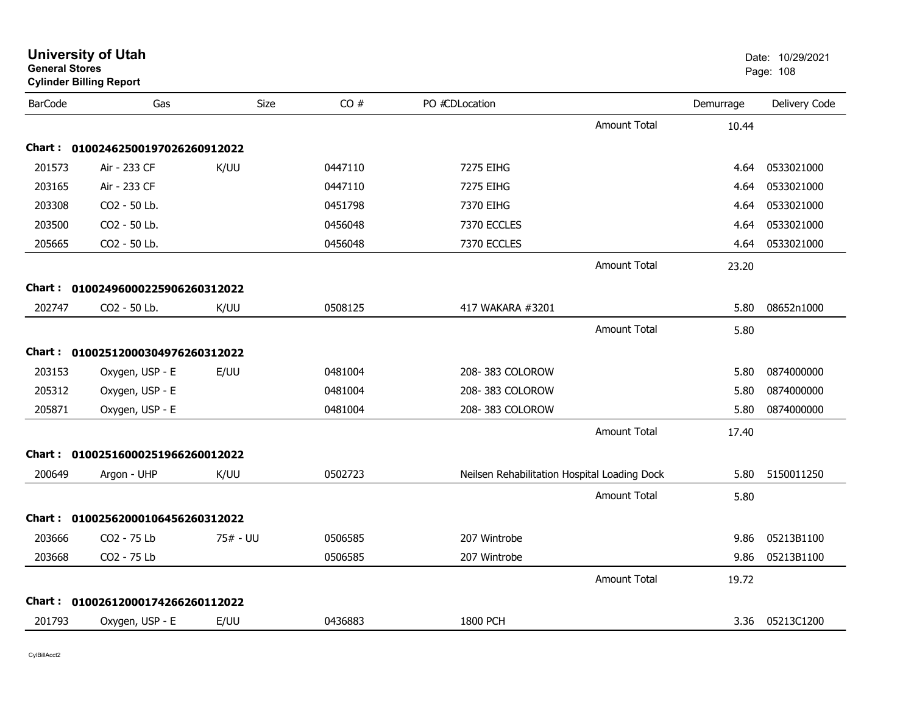# University of Utah

**General Stores**

**Cylinder Billing Report**

Date: 10/29/2021

| BarCode | Gas | Size | CO # | PO #CDLocation | | Demurrage | Delivery Code |
|---|---|---|---|---|---|---|---|
| | | | | | Amount Total | 10.44 | |
| **Chart :** | **01002462500197026260912022** | | | | | | |
| 201573 | Air - 233 CF | K/UU | 0447110 | 7275 EIHG | | 4.64 | 0533021000 |
| 203165 | Air - 233 CF | | 0447110 | 7275 EIHG | | 4.64 | 0533021000 |
| 203308 | CO2 - 50 Lb. | | 0451798 | 7370 EIHG | | 4.64 | 0533021000 |
| 203500 | CO2 - 50 Lb. | | 0456048 | 7370 ECCLES | | 4.64 | 0533021000 |
| 205665 | CO2 - 50 Lb. | | 0456048 | 7370 ECCLES | | 4.64 | 0533021000 |
| | | | | | Amount Total | 23.20 | |
| **Chart :** | **01002496000225906260312022** | | | | | | |
| 202747 | CO2 - 50 Lb. | K/UU | 0508125 | 417 WAKARA #3201 | | 5.80 | 08652n1000 |
| | | | | | Amount Total | 5.80 | |
| **Chart :** | **01002512000304976260312022** | | | | | | |
| 203153 | Oxygen, USP - E | E/UU | 0481004 | 208- 383 COLOROW | | 5.80 | 0874000000 |
| 205312 | Oxygen, USP - E | | 0481004 | 208- 383 COLOROW | | 5.80 | 0874000000 |
| 205871 | Oxygen, USP - E | | 0481004 | 208- 383 COLOROW | | 5.80 | 0874000000 |
| | | | | | Amount Total | 17.40 | |
| **Chart :** | **01002516000251966260012022** | | | | | | |
| 200649 | Argon - UHP | K/UU | 0502723 | Neilsen Rehabilitation Hospital Loading Dock | | 5.80 | 5150011250 |
| | | | | | Amount Total | 5.80 | |
| **Chart :** | **01002562000106456260312022** | | | | | | |
| 203666 | CO2 - 75 Lb | 75# - UU | 0506585 | 207 Wintrobe | | 9.86 | 05213B1100 |
| 203668 | CO2 - 75 Lb | | 0506585 | 207 Wintrobe | | 9.86 | 05213B1100 |
| | | | | | Amount Total | 19.72 | |
| **Chart :** | **01002612000174266260112022** | | | | | | |
| 201793 | Oxygen, USP - E | E/UU | 0436883 | 1800 PCH | | 3.36 | 05213C1200 |

CylBillAcct2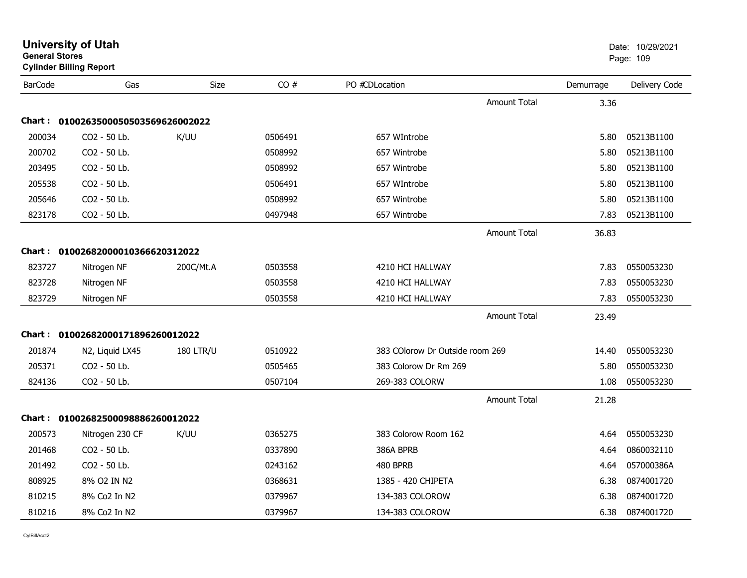# University of Utah

**General Stores**

**Cylinder Billing Report**

Date: 10/29/2021

| BarCode | Gas | Size | CO # | PO #CDLocation | Demurrage | Delivery Code |
|---|---|---|---|---|---|---|
| | | | | Amount Total | 3.36 | |
| **Chart : 01002635000505035696260002022** | | | | | | |
| 200034 | CO2 - 50 Lb. | K/UU | 0506491 | 657 WIntrobe | 5.80 | 05213B1100 |
| 200702 | CO2 - 50 Lb. | | 0508992 | 657 Wintrobe | 5.80 | 05213B1100 |
| 203495 | CO2 - 50 Lb. | | 0508992 | 657 Wintrobe | 5.80 | 05213B1100 |
| 205538 | CO2 - 50 Lb. | | 0506491 | 657 WIntrobe | 5.80 | 05213B1100 |
| 205646 | CO2 - 50 Lb. | | 0508992 | 657 Wintrobe | 5.80 | 05213B1100 |
| 823178 | CO2 - 50 Lb. | | 0497948 | 657 Wintrobe | 7.83 | 05213B1100 |
| | | | | Amount Total | 36.83 | |
| **Chart : 01002682000010366620312022** | | | | | | |
| 823727 | Nitrogen NF | 200C/Mt.A | 0503558 | 4210 HCI HALLWAY | 7.83 | 0550053230 |
| 823728 | Nitrogen NF | | 0503558 | 4210 HCI HALLWAY | 7.83 | 0550053230 |
| 823729 | Nitrogen NF | | 0503558 | 4210 HCI HALLWAY | 7.83 | 0550053230 |
| | | | | Amount Total | 23.49 | |
| **Chart : 01002682000171896260012022** | | | | | | |
| 201874 | N2, Liquid LX45 | 180 LTR/U | 0510922 | 383 COlorow Dr Outside room 269 | 14.40 | 0550053230 |
| 205371 | CO2 - 50 Lb. | | 0505465 | 383 Colorow Dr Rm 269 | 5.80 | 0550053230 |
| 824136 | CO2 - 50 Lb. | | 0507104 | 269-383 COLORW | 1.08 | 0550053230 |
| | | | | Amount Total | 21.28 | |
| **Chart : 01002682500098886260012022** | | | | | | |
| 200573 | Nitrogen 230 CF | K/UU | 0365275 | 383 Colorow Room 162 | 4.64 | 0550053230 |
| 201468 | CO2 - 50 Lb. | | 0337890 | 386A BPRB | 4.64 | 0860032110 |
| 201492 | CO2 - 50 Lb. | | 0243162 | 480 BPRB | 4.64 | 057000386A |
| 808925 | 8% O2 IN N2 | | 0368631 | 1385 - 420 CHIPETA | 6.38 | 0874001720 |
| 810215 | 8% Co2 In N2 | | 0379967 | 134-383 COLOROW | 6.38 | 0874001720 |
| 810216 | 8% Co2 In N2 | | 0379967 | 134-383 COLOROW | 6.38 | 0874001720 |

CylBillAcct2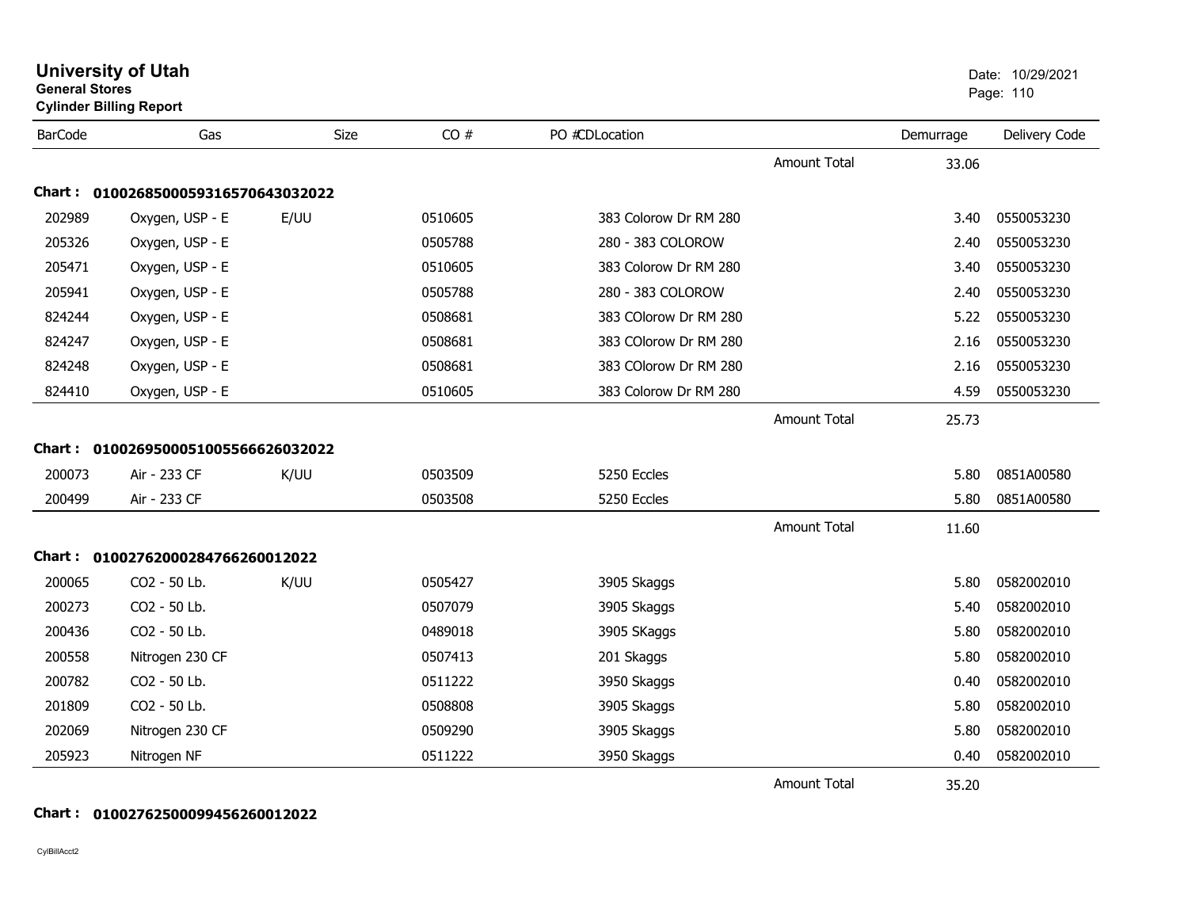# University of Utah
**General Stores**
**Cylinder Billing Report**

Date: 10/29/2021

| BarCode | Gas | Size | CO # | PO #CDLocation | | Demurrage | Delivery Code |
|---|---|---|---|---|---|---|---|
| | | | | | Amount Total | 33.06 | |
| **Chart :** | **01002685000593165706430320​22** | | | | | | |
| 202989 | Oxygen, USP - E | E/UU | 0510605 | 383 Colorow Dr RM 280 | | 3.40 | 0550053230 |
| 205326 | Oxygen, USP - E | | 0505788 | 280 - 383 COLOROW | | 2.40 | 0550053230 |
| 205471 | Oxygen, USP - E | | 0510605 | 383 Colorow Dr RM 280 | | 3.40 | 0550053230 |
| 205941 | Oxygen, USP - E | | 0505788 | 280 - 383 COLOROW | | 2.40 | 0550053230 |
| 824244 | Oxygen, USP - E | | 0508681 | 383 COlorow Dr RM 280 | | 5.22 | 0550053230 |
| 824247 | Oxygen, USP - E | | 0508681 | 383 COlorow Dr RM 280 | | 2.16 | 0550053230 |
| 824248 | Oxygen, USP - E | | 0508681 | 383 COlorow Dr RM 280 | | 2.16 | 0550053230 |
| 824410 | Oxygen, USP - E | | 0510605 | 383 Colorow Dr RM 280 | | 4.59 | 0550053230 |
| | | | | | Amount Total | 25.73 | |
| **Chart :** | **01002695000510055666260320​22** | | | | | | |
| 200073 | Air - 233 CF | K/UU | 0503509 | 5250 Eccles | | 5.80 | 0851A00580 |
| 200499 | Air - 233 CF | | 0503508 | 5250 Eccles | | 5.80 | 0851A00580 |
| | | | | | Amount Total | 11.60 | |
| **Chart :** | **01002762000284766260012022** | | | | | | |
| 200065 | CO2 - 50 Lb. | K/UU | 0505427 | 3905 Skaggs | | 5.80 | 0582002010 |
| 200273 | CO2 - 50 Lb. | | 0507079 | 3905 Skaggs | | 5.40 | 0582002010 |
| 200436 | CO2 - 50 Lb. | | 0489018 | 3905 SKaggs | | 5.80 | 0582002010 |
| 200558 | Nitrogen 230 CF | | 0507413 | 201 Skaggs | | 5.80 | 0582002010 |
| 200782 | CO2 - 50 Lb. | | 0511222 | 3950 Skaggs | | 0.40 | 0582002010 |
| 201809 | CO2 - 50 Lb. | | 0508808 | 3905 Skaggs | | 5.80 | 0582002010 |
| 202069 | Nitrogen 230 CF | | 0509290 | 3905 Skaggs | | 5.80 | 0582002010 |
| 205923 | Nitrogen NF | | 0511222 | 3950 Skaggs | | 0.40 | 0582002010 |
| | | | | | Amount Total | 35.20 | |
| **Chart :** | **01002762500099456260012022** | | | | | | |

CylBillAcct2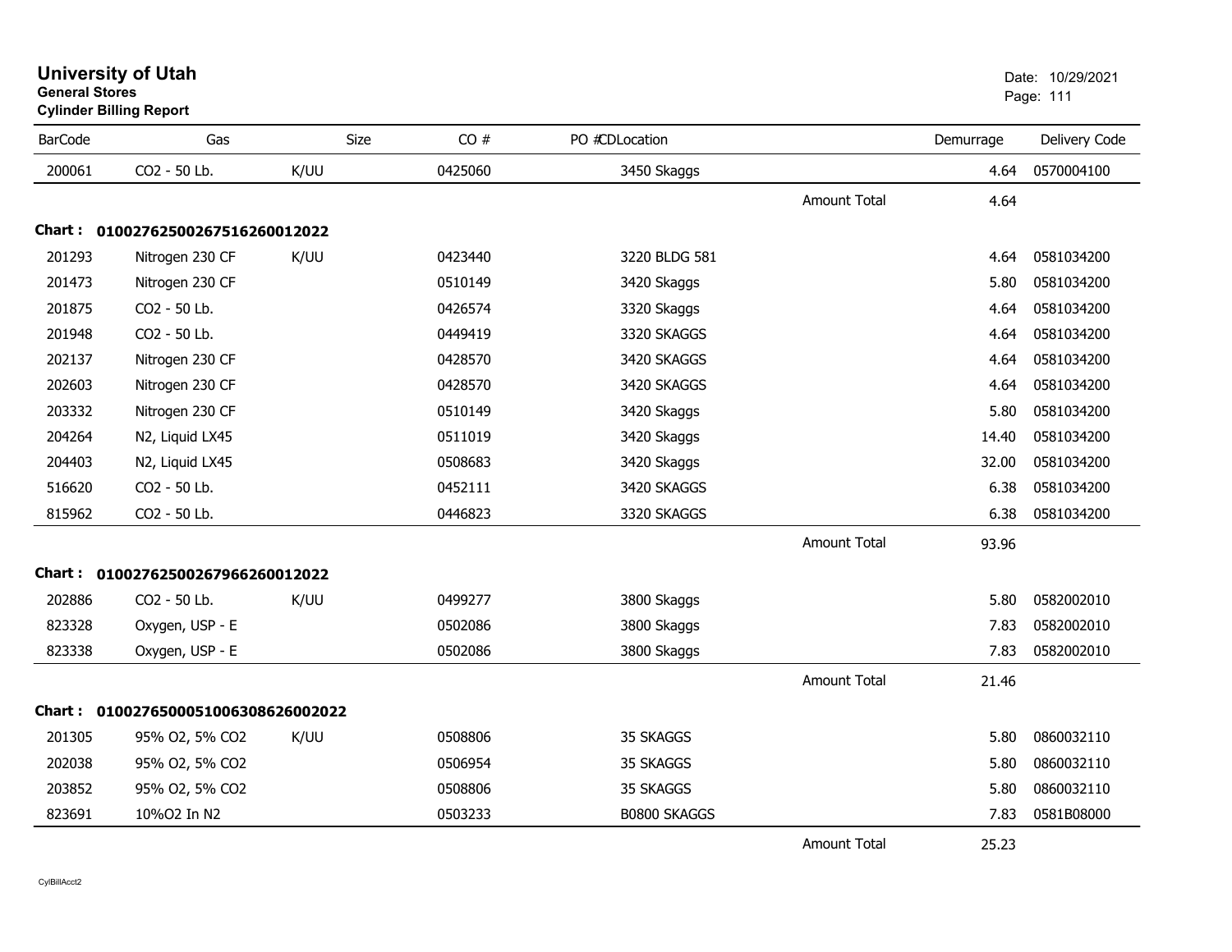# University of Utah

**General Stores**

**Cylinder Billing Report**

Date: 10/29/2021

| BarCode | Gas | Size | CO # | PO # | CD | Location | Demurrage | Delivery Code |
|---|---|---|---|---|---|---|---|---|
| 200061 | CO2 - 50 Lb. | K/UU | 0425060 | | | 3450 Skaggs | 4.64 | 0570004100 |
| | | | | | | Amount Total | 4.64 | |
| **Chart :** | **01002762500267516260012022** | | | | | | | |
| 201293 | Nitrogen 230 CF | K/UU | 0423440 | | | 3220 BLDG 581 | 4.64 | 0581034200 |
| 201473 | Nitrogen 230 CF | | 0510149 | | | 3420 Skaggs | 5.80 | 0581034200 |
| 201875 | CO2 - 50 Lb. | | 0426574 | | | 3320 Skaggs | 4.64 | 0581034200 |
| 201948 | CO2 - 50 Lb. | | 0449419 | | | 3320 SKAGGS | 4.64 | 0581034200 |
| 202137 | Nitrogen 230 CF | | 0428570 | | | 3420 SKAGGS | 4.64 | 0581034200 |
| 202603 | Nitrogen 230 CF | | 0428570 | | | 3420 SKAGGS | 4.64 | 0581034200 |
| 203332 | Nitrogen 230 CF | | 0510149 | | | 3420 Skaggs | 5.80 | 0581034200 |
| 204264 | N2, Liquid LX45 | | 0511019 | | | 3420 Skaggs | 14.40 | 0581034200 |
| 204403 | N2, Liquid LX45 | | 0508683 | | | 3420 Skaggs | 32.00 | 0581034200 |
| 516620 | CO2 - 50 Lb. | | 0452111 | | | 3420 SKAGGS | 6.38 | 0581034200 |
| 815962 | CO2 - 50 Lb. | | 0446823 | | | 3320 SKAGGS | 6.38 | 0581034200 |
| | | | | | | Amount Total | 93.96 | |
| **Chart :** | **01002762500267966260012022** | | | | | | | |
| 202886 | CO2 - 50 Lb. | K/UU | 0499277 | | | 3800 Skaggs | 5.80 | 0582002010 |
| 823328 | Oxygen, USP - E | | 0502086 | | | 3800 Skaggs | 7.83 | 0582002010 |
| 823338 | Oxygen, USP - E | | 0502086 | | | 3800 Skaggs | 7.83 | 0582002010 |
| | | | | | | Amount Total | 21.46 | |
| **Chart :** | **01002765000510063086260022022** | | | | | | | |
| 201305 | 95% O2, 5% CO2 | K/UU | 0508806 | | | 35 SKAGGS | 5.80 | 0860032110 |
| 202038 | 95% O2, 5% CO2 | | 0506954 | | | 35 SKAGGS | 5.80 | 0860032110 |
| 203852 | 95% O2, 5% CO2 | | 0508806 | | | 35 SKAGGS | 5.80 | 0860032110 |
| 823691 | 10%O2 In N2 | | 0503233 | | | B0800 SKAGGS | 7.83 | 0581B08000 |
| | | | | | | Amount Total | 25.23 | |

CylBillAcct2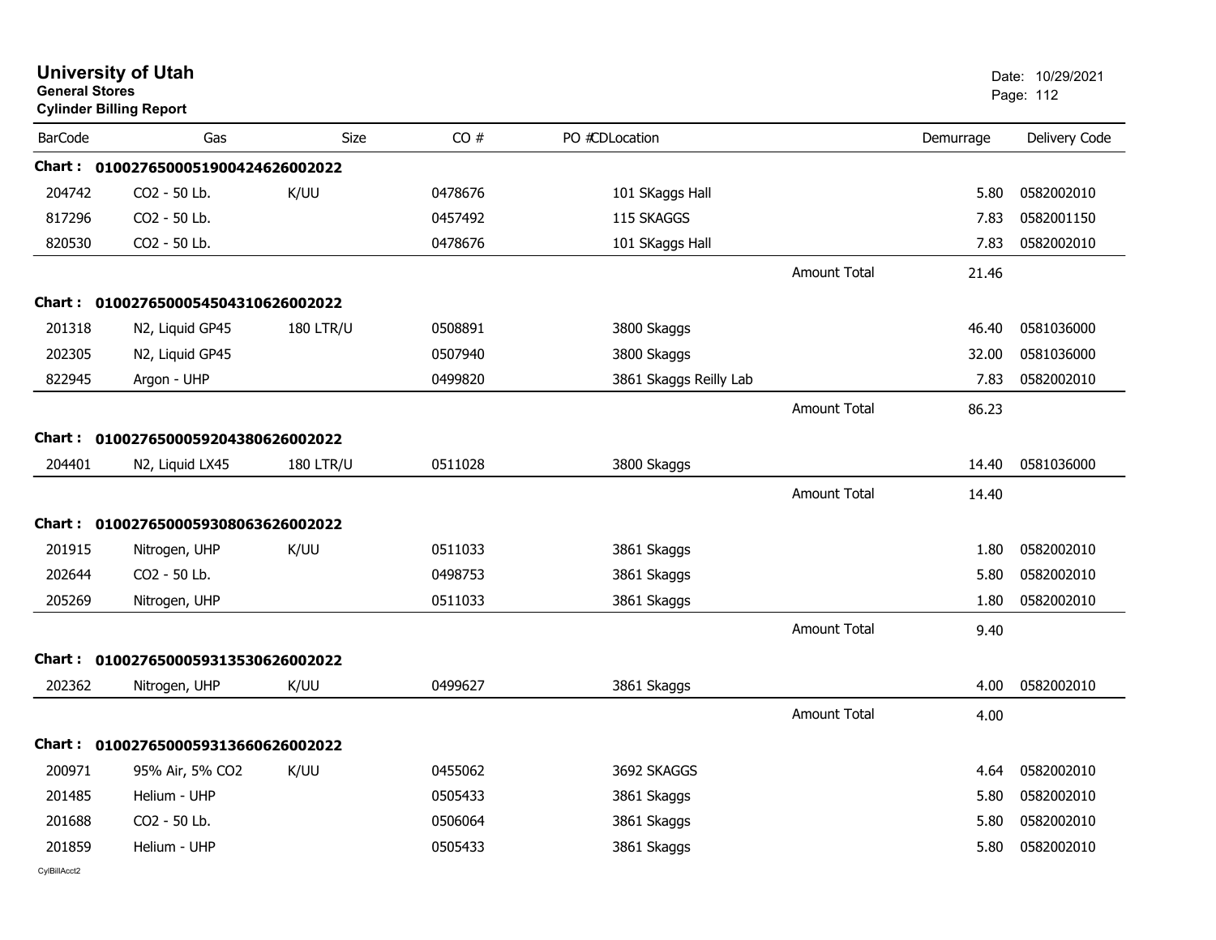**University of Utah**
**General Stores**
**Cylinder Billing Report**

Date: 10/29/2021

| BarCode | Gas | Size | CO # | PO #CDLocation | | Demurrage | Delivery Code |
|---|---|---|---|---|---|---|---|
| **Chart :** | **01002765000519004246260020​22** | | | | | | |
| 204742 | $CO_2$ - 50 Lb. | K/UU | 0478676 | 101 SKaggs Hall | | 5.80 | 0582002010 |
| 817296 | $CO_2$ - 50 Lb. | | 0457492 | 115 SKAGGS | | 7.83 | 0582001150 |
| 820530 | $CO_2$ - 50 Lb. | | 0478676 | 101 SKaggs Hall | | 7.83 | 0582002010 |
| | | | | | Amount Total | 21.46 | |
| **Chart :** | **0100276500054504310626002022** | | | | | | |
| 201318 | $N_2$, Liquid GP45 | 180 LTR/U | 0508891 | 3800 Skaggs | | 46.40 | 0581036000 |
| 202305 | $N_2$, Liquid GP45 | | 0507940 | 3800 Skaggs | | 32.00 | 0581036000 |
| 822945 | Argon - UHP | | 0499820 | 3861 Skaggs Reilly Lab | | 7.83 | 0582002010 |
| | | | | | Amount Total | 86.23 | |
| **Chart :** | **0100276500059204380626002022** | | | | | | |
| 204401 | $N_2$, Liquid LX45 | 180 LTR/U | 0511028 | 3800 Skaggs | | 14.40 | 0581036000 |
| | | | | | Amount Total | 14.40 | |
| **Chart :** | **0100276500059308063626002022** | | | | | | |
| 201915 | Nitrogen, UHP | K/UU | 0511033 | 3861 Skaggs | | 1.80 | 0582002010 |
| 202644 | $CO_2$ - 50 Lb. | | 0498753 | 3861 Skaggs | | 5.80 | 0582002010 |
| 205269 | Nitrogen, UHP | | 0511033 | 3861 Skaggs | | 1.80 | 0582002010 |
| | | | | | Amount Total | 9.40 | |
| **Chart :** | **0100276500059313530626002022** | | | | | | |
| 202362 | Nitrogen, UHP | K/UU | 0499627 | 3861 Skaggs | | 4.00 | 0582002010 |
| | | | | | Amount Total | 4.00 | |
| **Chart :** | **0100276500059313660626002022** | | | | | | |
| 200971 | 95% Air, 5% $CO_2$ | K/UU | 0455062 | 3692 SKAGGS | | 4.64 | 0582002010 |
| 201485 | Helium - UHP | | 0505433 | 3861 Skaggs | | 5.80 | 0582002010 |
| 201688 | $CO_2$ - 50 Lb. | | 0506064 | 3861 Skaggs | | 5.80 | 0582002010 |
| 201859 | Helium - UHP | | 0505433 | 3861 Skaggs | | 5.80 | 0582002010 |

CylBillAcct2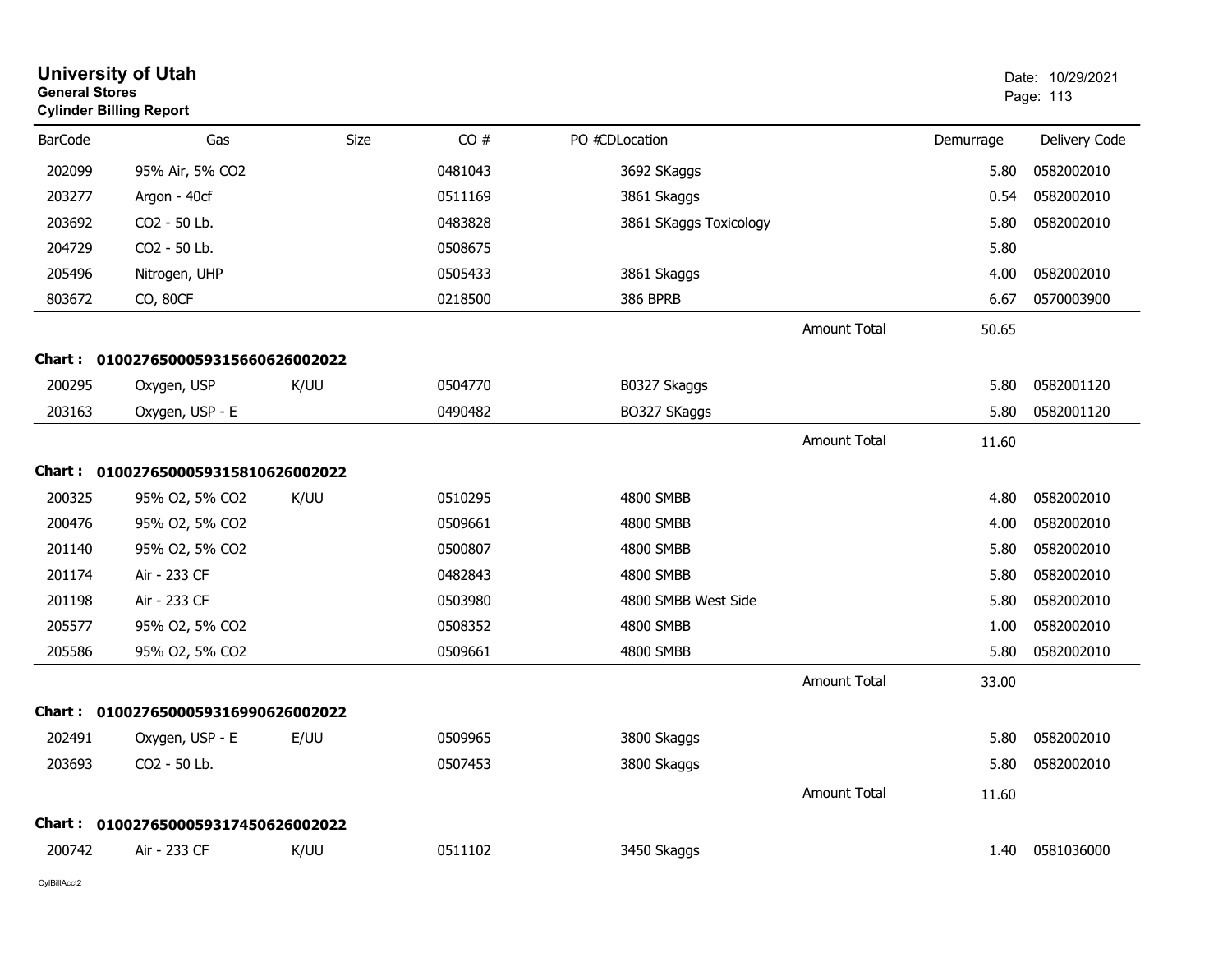# University of Utah
**General Stores**
**Cylinder Billing Report**

Date: 10/29/2021

| BarCode | Gas | Size | CO # | PO #CDLocation | | Demurrage | Delivery Code |
|---|---|---|---|---|---|---|---|
| 202099 | 95% Air, 5% CO2 | | 0481043 | 3692 SKaggs | | 5.80 | 0582002010 |
| 203277 | Argon - 40cf | | 0511169 | 3861 Skaggs | | 0.54 | 0582002010 |
| 203692 | CO2 - 50 Lb. | | 0483828 | 3861 SKaggs Toxicology | | 5.80 | 0582002010 |
| 204729 | CO2 - 50 Lb. | | 0508675 | | | 5.80 | |
| 205496 | Nitrogen, UHP | | 0505433 | 3861 Skaggs | | 4.00 | 0582002010 |
| 803672 | CO, 80CF | | 0218500 | 386 BPRB | | 6.67 | 0570003900 |
| | | | | | Amount Total | 50.65 | |
| **Chart :** | **01002765000593156606260020​22** | | | | | | |
| 200295 | Oxygen, USP | K/UU | 0504770 | B0327 Skaggs | | 5.80 | 0582001120 |
| 203163 | Oxygen, USP - E | | 0490482 | BO327 SKaggs | | 5.80 | 0582001120 |
| | | | | | Amount Total | 11.60 | |
| **Chart :** | **0100276500059315810626002022** | | | | | | |
| 200325 | 95% O2, 5% CO2 | K/UU | 0510295 | 4800 SMBB | | 4.80 | 0582002010 |
| 200476 | 95% O2, 5% CO2 | | 0509661 | 4800 SMBB | | 4.00 | 0582002010 |
| 201140 | 95% O2, 5% CO2 | | 0500807 | 4800 SMBB | | 5.80 | 0582002010 |
| 201174 | Air - 233 CF | | 0482843 | 4800 SMBB | | 5.80 | 0582002010 |
| 201198 | Air - 233 CF | | 0503980 | 4800 SMBB West Side | | 5.80 | 0582002010 |
| 205577 | 95% O2, 5% CO2 | | 0508352 | 4800 SMBB | | 1.00 | 0582002010 |
| 205586 | 95% O2, 5% CO2 | | 0509661 | 4800 SMBB | | 5.80 | 0582002010 |
| | | | | | Amount Total | 33.00 | |
| **Chart :** | **0100276500059316990626002022** | | | | | | |
| 202491 | Oxygen, USP - E | E/UU | 0509965 | 3800 Skaggs | | 5.80 | 0582002010 |
| 203693 | CO2 - 50 Lb. | | 0507453 | 3800 Skaggs | | 5.80 | 0582002010 |
| | | | | | Amount Total | 11.60 | |
| **Chart :** | **0100276500059317450626002022** | | | | | | |
| 200742 | Air - 233 CF | K/UU | 0511102 | 3450 Skaggs | | 1.40 | 0581036000 |

CylBillAcct2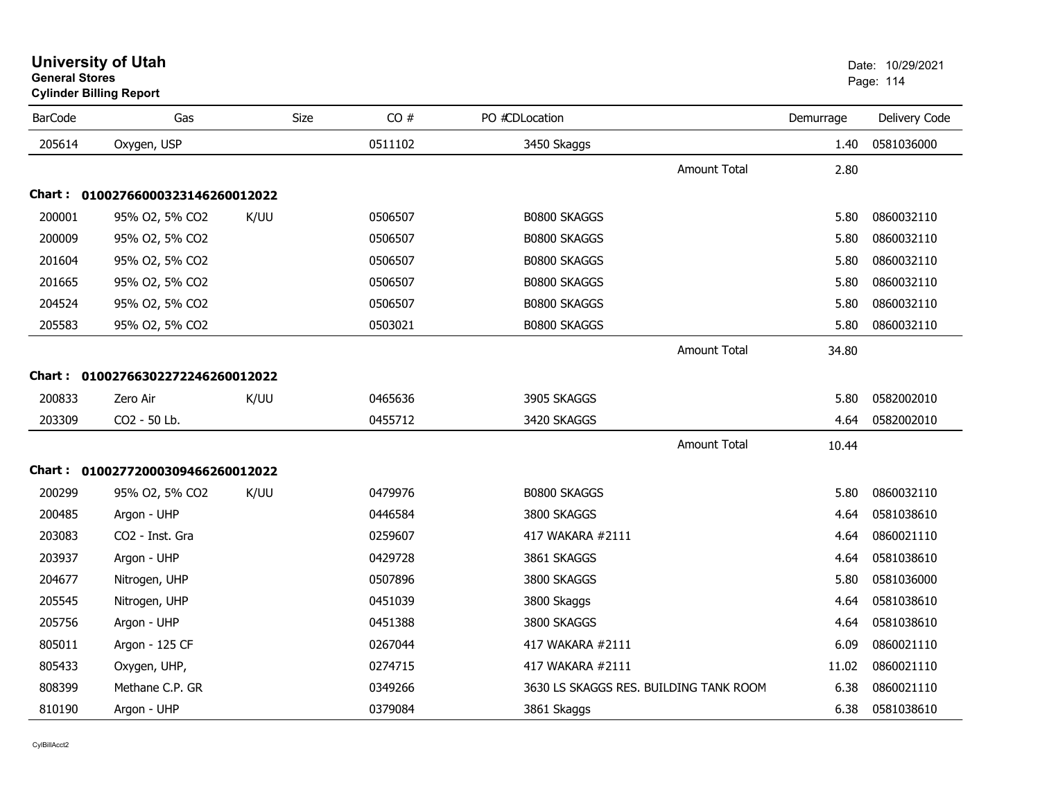# University of Utah

**General Stores**

**Cylinder Billing Report**

Date: 10/29/2021

| BarCode | Gas | Size | CO # | PO #CDLocation | Demurrage | Delivery Code |
|---|---|---|---|---|---|---|
| 205614 | Oxygen, USP | | 0511102 | 3450 Skaggs | 1.40 | 0581036000 |
| | | | | Amount Total | 2.80 | |
| **Chart :** | **01002766000323146260012022** | | | | | |
| 200001 | 95% O2, 5% CO2 | K/UU | 0506507 | B0800 SKAGGS | 5.80 | 0860032110 |
| 200009 | 95% O2, 5% CO2 | | 0506507 | B0800 SKAGGS | 5.80 | 0860032110 |
| 201604 | 95% O2, 5% CO2 | | 0506507 | B0800 SKAGGS | 5.80 | 0860032110 |
| 201665 | 95% O2, 5% CO2 | | 0506507 | B0800 SKAGGS | 5.80 | 0860032110 |
| 204524 | 95% O2, 5% CO2 | | 0506507 | B0800 SKAGGS | 5.80 | 0860032110 |
| 205583 | 95% O2, 5% CO2 | | 0503021 | B0800 SKAGGS | 5.80 | 0860032110 |
| | | | | Amount Total | 34.80 | |
| **Chart :** | **01002766302272246260012022** | | | | | |
| 200833 | Zero Air | K/UU | 0465636 | 3905 SKAGGS | 5.80 | 0582002010 |
| 203309 | CO2 - 50 Lb. | | 0455712 | 3420 SKAGGS | 4.64 | 0582002010 |
| | | | | Amount Total | 10.44 | |
| **Chart :** | **01002772000309466260012022** | | | | | |
| 200299 | 95% O2, 5% CO2 | K/UU | 0479976 | B0800 SKAGGS | 5.80 | 0860032110 |
| 200485 | Argon - UHP | | 0446584 | 3800 SKAGGS | 4.64 | 0581038610 |
| 203083 | CO2 - Inst. Gra | | 0259607 | 417 WAKARA #2111 | 4.64 | 0860021110 |
| 203937 | Argon - UHP | | 0429728 | 3861 SKAGGS | 4.64 | 0581038610 |
| 204677 | Nitrogen, UHP | | 0507896 | 3800 SKAGGS | 5.80 | 0581036000 |
| 205545 | Nitrogen, UHP | | 0451039 | 3800 Skaggs | 4.64 | 0581038610 |
| 205756 | Argon - UHP | | 0451388 | 3800 SKAGGS | 4.64 | 0581038610 |
| 805011 | Argon - 125 CF | | 0267044 | 417 WAKARA #2111 | 6.09 | 0860021110 |
| 805433 | Oxygen, UHP, | | 0274715 | 417 WAKARA #2111 | 11.02 | 0860021110 |
| 808399 | Methane C.P. GR | | 0349266 | 3630 LS SKAGGS RES. BUILDING TANK ROOM | 6.38 | 0860021110 |
| 810190 | Argon - UHP | | 0379084 | 3861 Skaggs | 6.38 | 0581038610 |

CylBillAcct2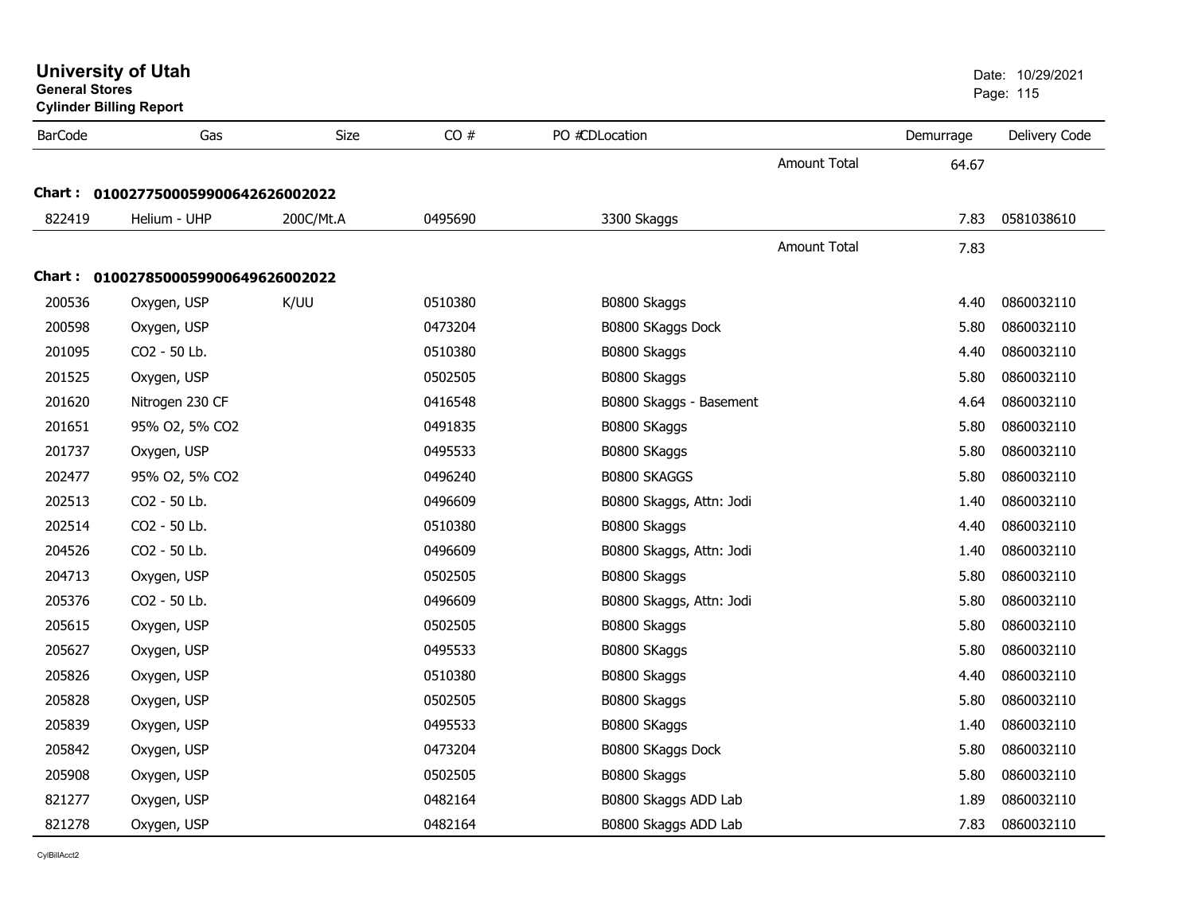# University of Utah

**General Stores**

**Cylinder Billing Report**

Date: 10/29/2021

| BarCode | Gas | Size | CO # | PO # | CD | Location | | Demurrage | Delivery Code |
|---|---|---|---|---|---|---|---|---|---|
| | | | | | | | Amount Total | 64.67 | |
| **Chart :** | **0100277500059900642626002022** | | | | | | | | |
| 822419 | Helium - UHP | 200C/Mt.A | 0495690 | | | 3300 Skaggs | | 7.83 | 0581038610 |
| | | | | | | | Amount Total | 7.83 | |
| **Chart :** | **0100278500059900649626002022** | | | | | | | | |
| 200536 | Oxygen, USP | K/UU | 0510380 | | | B0800 Skaggs | | 4.40 | 0860032110 |
| 200598 | Oxygen, USP | | 0473204 | | | B0800 SKaggs Dock | | 5.80 | 0860032110 |
| 201095 | CO2 - 50 Lb. | | 0510380 | | | B0800 Skaggs | | 4.40 | 0860032110 |
| 201525 | Oxygen, USP | | 0502505 | | | B0800 Skaggs | | 5.80 | 0860032110 |
| 201620 | Nitrogen 230 CF | | 0416548 | | | B0800 Skaggs - Basement | | 4.64 | 0860032110 |
| 201651 | 95% O2, 5% CO2 | | 0491835 | | | B0800 SKaggs | | 5.80 | 0860032110 |
| 201737 | Oxygen, USP | | 0495533 | | | B0800 SKaggs | | 5.80 | 0860032110 |
| 202477 | 95% O2, 5% CO2 | | 0496240 | | | B0800 SKAGGS | | 5.80 | 0860032110 |
| 202513 | CO2 - 50 Lb. | | 0496609 | | | B0800 Skaggs, Attn: Jodi | | 1.40 | 0860032110 |
| 202514 | CO2 - 50 Lb. | | 0510380 | | | B0800 Skaggs | | 4.40 | 0860032110 |
| 204526 | CO2 - 50 Lb. | | 0496609 | | | B0800 Skaggs, Attn: Jodi | | 1.40 | 0860032110 |
| 204713 | Oxygen, USP | | 0502505 | | | B0800 Skaggs | | 5.80 | 0860032110 |
| 205376 | CO2 - 50 Lb. | | 0496609 | | | B0800 Skaggs, Attn: Jodi | | 5.80 | 0860032110 |
| 205615 | Oxygen, USP | | 0502505 | | | B0800 Skaggs | | 5.80 | 0860032110 |
| 205627 | Oxygen, USP | | 0495533 | | | B0800 SKaggs | | 5.80 | 0860032110 |
| 205826 | Oxygen, USP | | 0510380 | | | B0800 Skaggs | | 4.40 | 0860032110 |
| 205828 | Oxygen, USP | | 0502505 | | | B0800 Skaggs | | 5.80 | 0860032110 |
| 205839 | Oxygen, USP | | 0495533 | | | B0800 SKaggs | | 1.40 | 0860032110 |
| 205842 | Oxygen, USP | | 0473204 | | | B0800 SKaggs Dock | | 5.80 | 0860032110 |
| 205908 | Oxygen, USP | | 0502505 | | | B0800 Skaggs | | 5.80 | 0860032110 |
| 821277 | Oxygen, USP | | 0482164 | | | B0800 Skaggs ADD Lab | | 1.89 | 0860032110 |
| 821278 | Oxygen, USP | | 0482164 | | | B0800 Skaggs ADD Lab | | 7.83 | 0860032110 |

CylBillAcct2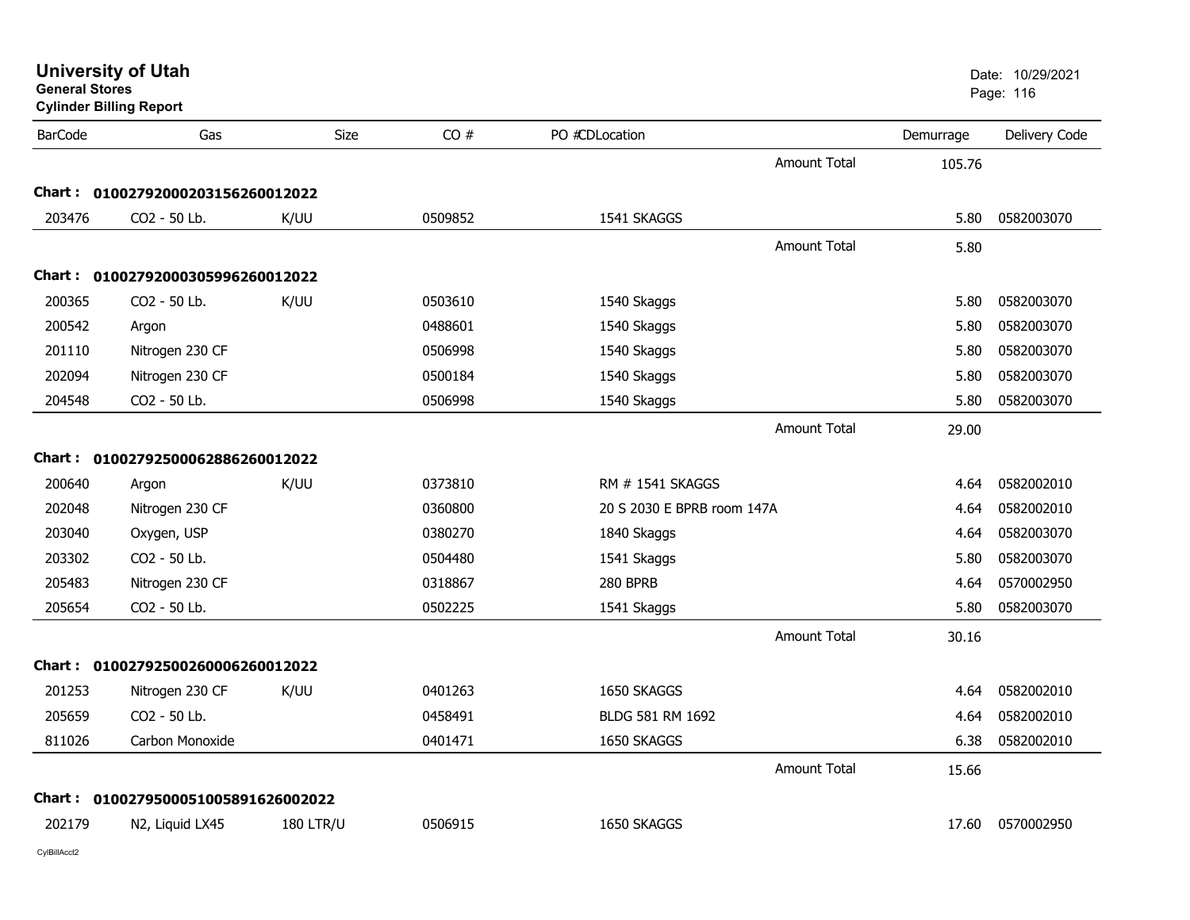**University of Utah**
**General Stores**
**Cylinder Billing Report**

Date: 10/29/2021

| BarCode | Gas | Size | CO # | PO #CDLocation | Demurrage | Delivery Code |
|---|---|---|---|---|---|---|
| | | | | Amount Total | 105.76 | |
| **Chart :** | **01002792000203156260012022** | | | | | |
| 203476 | CO2 - 50 Lb. | K/UU | 0509852 | 1541 SKAGGS | 5.80 | 0582003070 |
| | | | | Amount Total | 5.80 | |
| **Chart :** | **01002792000305996260012022** | | | | | |
| 200365 | CO2 - 50 Lb. | K/UU | 0503610 | 1540 Skaggs | 5.80 | 0582003070 |
| 200542 | Argon | | 0488601 | 1540 Skaggs | 5.80 | 0582003070 |
| 201110 | Nitrogen 230 CF | | 0506998 | 1540 Skaggs | 5.80 | 0582003070 |
| 202094 | Nitrogen 230 CF | | 0500184 | 1540 Skaggs | 5.80 | 0582003070 |
| 204548 | CO2 - 50 Lb. | | 0506998 | 1540 Skaggs | 5.80 | 0582003070 |
| | | | | Amount Total | 29.00 | |
| **Chart :** | **01002792500062886260012022** | | | | | |
| 200640 | Argon | K/UU | 0373810 | RM # 1541 SKAGGS | 4.64 | 0582002010 |
| 202048 | Nitrogen 230 CF | | 0360800 | 20 S 2030 E BPRB room 147A | 4.64 | 0582002010 |
| 203040 | Oxygen, USP | | 0380270 | 1840 Skaggs | 4.64 | 0582003070 |
| 203302 | CO2 - 50 Lb. | | 0504480 | 1541 Skaggs | 5.80 | 0582003070 |
| 205483 | Nitrogen 230 CF | | 0318867 | 280 BPRB | 4.64 | 0570002950 |
| 205654 | CO2 - 50 Lb. | | 0502225 | 1541 Skaggs | 5.80 | 0582003070 |
| | | | | Amount Total | 30.16 | |
| **Chart :** | **01002792500260006260012022** | | | | | |
| 201253 | Nitrogen 230 CF | K/UU | 0401263 | 1650 SKAGGS | 4.64 | 0582002010 |
| 205659 | CO2 - 50 Lb. | | 0458491 | BLDG 581 RM 1692 | 4.64 | 0582002010 |
| 811026 | Carbon Monoxide | | 0401471 | 1650 SKAGGS | 6.38 | 0582002010 |
| | | | | Amount Total | 15.66 | |
| **Chart :** | **01002795000510058916260022022** | | | | | |
| 202179 | N2, Liquid LX45 | 180 LTR/U | 0506915 | 1650 SKAGGS | 17.60 | 0570002950 |

CylBillAcct2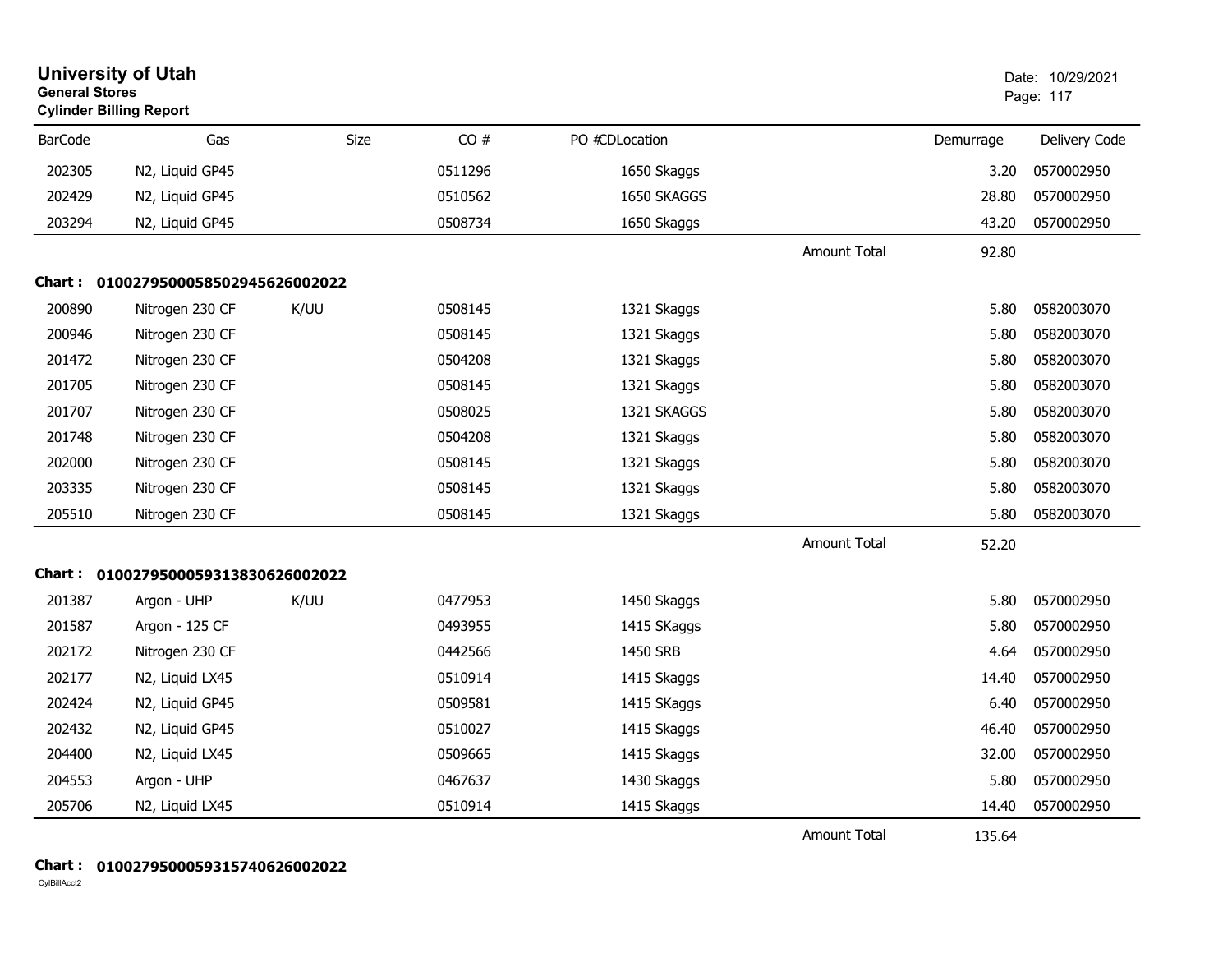# University of Utah
**General Stores**
**Cylinder Billing Report**

Date: 10/29/2021

| BarCode | Gas | Size | CO # | PO # | CDLocation | Demurrage | Delivery Code |
|---|---|---|---|---|---|---|---|
| 202305 | N2, Liquid GP45 | | 0511296 | | 1650 Skaggs | 3.20 | 0570002950 |
| 202429 | N2, Liquid GP45 | | 0510562 | | 1650 SKAGGS | 28.80 | 0570002950 |
| 203294 | N2, Liquid GP45 | | 0508734 | | 1650 Skaggs | 43.20 | 0570002950 |
| | | | | | Amount Total | 92.80 | |

**Chart : 01002795000585029456260020​22**

| BarCode | Gas | Size | CO # | PO # | CDLocation | Demurrage | Delivery Code |
|---|---|---|---|---|---|---|---|
| 200890 | Nitrogen 230 CF | K/UU | 0508145 | | 1321 Skaggs | 5.80 | 0582003070 |
| 200946 | Nitrogen 230 CF | | 0508145 | | 1321 Skaggs | 5.80 | 0582003070 |
| 201472 | Nitrogen 230 CF | | 0504208 | | 1321 Skaggs | 5.80 | 0582003070 |
| 201705 | Nitrogen 230 CF | | 0508145 | | 1321 Skaggs | 5.80 | 0582003070 |
| 201707 | Nitrogen 230 CF | | 0508025 | | 1321 SKAGGS | 5.80 | 0582003070 |
| 201748 | Nitrogen 230 CF | | 0504208 | | 1321 Skaggs | 5.80 | 0582003070 |
| 202000 | Nitrogen 230 CF | | 0508145 | | 1321 Skaggs | 5.80 | 0582003070 |
| 203335 | Nitrogen 230 CF | | 0508145 | | 1321 Skaggs | 5.80 | 0582003070 |
| 205510 | Nitrogen 230 CF | | 0508145 | | 1321 Skaggs | 5.80 | 0582003070 |
| | | | | | Amount Total | 52.20 | |

**Chart : 01002795000593138306260020​22**

| BarCode | Gas | Size | CO # | PO # | CDLocation | Demurrage | Delivery Code |
|---|---|---|---|---|---|---|---|
| 201387 | Argon - UHP | K/UU | 0477953 | | 1450 Skaggs | 5.80 | 0570002950 |
| 201587 | Argon - 125 CF | | 0493955 | | 1415 SKaggs | 5.80 | 0570002950 |
| 202172 | Nitrogen 230 CF | | 0442566 | | 1450 SRB | 4.64 | 0570002950 |
| 202177 | N2, Liquid LX45 | | 0510914 | | 1415 Skaggs | 14.40 | 0570002950 |
| 202424 | N2, Liquid GP45 | | 0509581 | | 1415 SKaggs | 6.40 | 0570002950 |
| 202432 | N2, Liquid GP45 | | 0510027 | | 1415 Skaggs | 46.40 | 0570002950 |
| 204400 | N2, Liquid LX45 | | 0509665 | | 1415 Skaggs | 32.00 | 0570002950 |
| 204553 | Argon - UHP | | 0467637 | | 1430 Skaggs | 5.80 | 0570002950 |
| 205706 | N2, Liquid LX45 | | 0510914 | | 1415 Skaggs | 14.40 | 0570002950 |
| | | | | | Amount Total | 135.64 | |

**Chart : 01002795000593157406260020​22**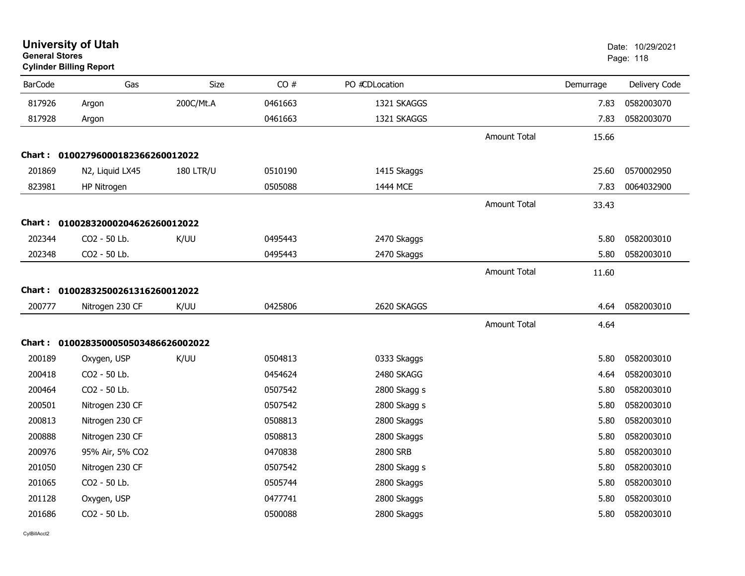# University of Utah

**General Stores**

**Cylinder Billing Report**

Date: 10/29/2021

| BarCode | Gas | Size | CO # | PO # | CDLocation | | Demurrage | Delivery Code |
|---|---|---|---|---|---|---|---|---|
| 817926 | Argon | 200C/Mt.A | 0461663 | | 1321 SKAGGS | | 7.83 | 0582003070 |
| 817928 | Argon | | 0461663 | | 1321 SKAGGS | | 7.83 | 0582003070 |
| | | | | | | Amount Total | 15.66 | |
| **Chart :** | **0100279600018236626001 2022** | | | | | | | |
| 201869 | N2, Liquid LX45 | 180 LTR/U | 0510190 | | 1415 Skaggs | | 25.60 | 0570002950 |
| 823981 | HP Nitrogen | | 0505088 | | 1444 MCE | | 7.83 | 0064032900 |
| | | | | | | Amount Total | 33.43 | |
| **Chart :** | **01002832000204626260012022** | | | | | | | |
| 202344 | CO2 - 50 Lb. | K/UU | 0495443 | | 2470 Skaggs | | 5.80 | 0582003010 |
| 202348 | CO2 - 50 Lb. | | 0495443 | | 2470 Skaggs | | 5.80 | 0582003010 |
| | | | | | | Amount Total | 11.60 | |
| **Chart :** | **01002832500261316260012022** | | | | | | | |
| 200777 | Nitrogen 230 CF | K/UU | 0425806 | | 2620 SKAGGS | | 4.64 | 0582003010 |
| | | | | | | Amount Total | 4.64 | |
| **Chart :** | **010028350005050348662600 2022** | | | | | | | |
| 200189 | Oxygen, USP | K/UU | 0504813 | | 0333 Skaggs | | 5.80 | 0582003010 |
| 200418 | CO2 - 50 Lb. | | 0454624 | | 2480 SKAGG | | 4.64 | 0582003010 |
| 200464 | CO2 - 50 Lb. | | 0507542 | | 2800 Skagg s | | 5.80 | 0582003010 |
| 200501 | Nitrogen 230 CF | | 0507542 | | 2800 Skagg s | | 5.80 | 0582003010 |
| 200813 | Nitrogen 230 CF | | 0508813 | | 2800 Skaggs | | 5.80 | 0582003010 |
| 200888 | Nitrogen 230 CF | | 0508813 | | 2800 Skaggs | | 5.80 | 0582003010 |
| 200976 | 95% Air, 5% CO2 | | 0470838 | | 2800 SRB | | 5.80 | 0582003010 |
| 201050 | Nitrogen 230 CF | | 0507542 | | 2800 Skagg s | | 5.80 | 0582003010 |
| 201065 | CO2 - 50 Lb. | | 0505744 | | 2800 Skaggs | | 5.80 | 0582003010 |
| 201128 | Oxygen, USP | | 0477741 | | 2800 Skaggs | | 5.80 | 0582003010 |
| 201686 | CO2 - 50 Lb. | | 0500088 | | 2800 Skaggs | | 5.80 | 0582003010 |

CylBillAcct2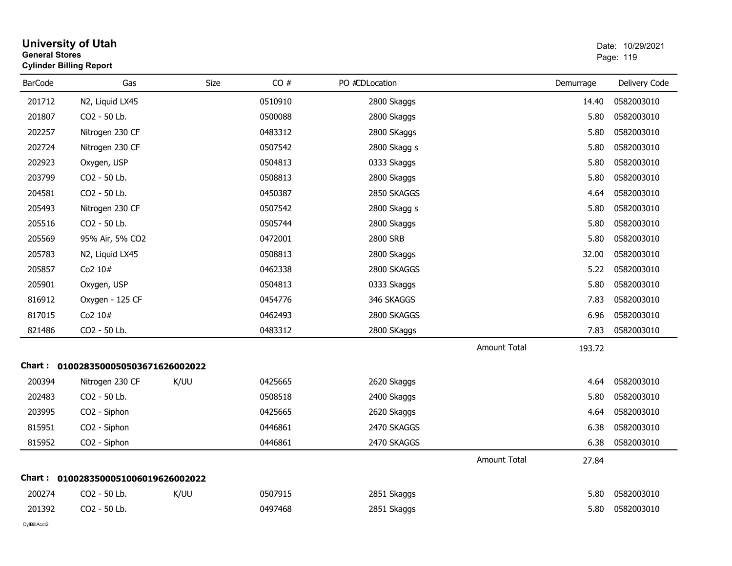# University of Utah

**General Stores**

**Cylinder Billing Report**

Date: 10/29/2021

| BarCode | Gas | Size | CO # | PO # | CDLocation | Demurrage | Delivery Code |
|---|---|---|---|---|---|---|---|
| 201712 | N2, Liquid LX45 | | 0510910 | | 2800 Skaggs | 14.40 | 0582003010 |
| 201807 | CO2 - 50 Lb. | | 0500088 | | 2800 Skaggs | 5.80 | 0582003010 |
| 202257 | Nitrogen 230 CF | | 0483312 | | 2800 SKaggs | 5.80 | 0582003010 |
| 202724 | Nitrogen 230 CF | | 0507542 | | 2800 Skagg s | 5.80 | 0582003010 |
| 202923 | Oxygen, USP | | 0504813 | | 0333 Skaggs | 5.80 | 0582003010 |
| 203799 | CO2 - 50 Lb. | | 0508813 | | 2800 Skaggs | 5.80 | 0582003010 |
| 204581 | CO2 - 50 Lb. | | 0450387 | | 2850 SKAGGS | 4.64 | 0582003010 |
| 205493 | Nitrogen 230 CF | | 0507542 | | 2800 Skagg s | 5.80 | 0582003010 |
| 205516 | CO2 - 50 Lb. | | 0505744 | | 2800 Skaggs | 5.80 | 0582003010 |
| 205569 | 95% Air, 5% CO2 | | 0472001 | | 2800 SRB | 5.80 | 0582003010 |
| 205783 | N2, Liquid LX45 | | 0508813 | | 2800 Skaggs | 32.00 | 0582003010 |
| 205857 | Co2 10# | | 0462338 | | 2800 SKAGGS | 5.22 | 0582003010 |
| 205901 | Oxygen, USP | | 0504813 | | 0333 Skaggs | 5.80 | 0582003010 |
| 816912 | Oxygen - 125 CF | | 0454776 | | 346 SKAGGS | 7.83 | 0582003010 |
| 817015 | Co2 10# | | 0462493 | | 2800 SKAGGS | 6.96 | 0582003010 |
| 821486 | CO2 - 50 Lb. | | 0483312 | | 2800 SKaggs | 7.83 | 0582003010 |
| | | | | | Amount Total | 193.72 | |

**Chart : 01002835000505036716260022022**

| BarCode | Gas | Size | CO # | PO # | CDLocation | Demurrage | Delivery Code |
|---|---|---|---|---|---|---|---|
| 200394 | Nitrogen 230 CF | K/UU | 0425665 | | 2620 Skaggs | 4.64 | 0582003010 |
| 202483 | CO2 - 50 Lb. | | 0508518 | | 2400 Skaggs | 5.80 | 0582003010 |
| 203995 | CO2 - Siphon | | 0425665 | | 2620 Skaggs | 4.64 | 0582003010 |
| 815951 | CO2 - Siphon | | 0446861 | | 2470 SKAGGS | 6.38 | 0582003010 |
| 815952 | CO2 - Siphon | | 0446861 | | 2470 SKAGGS | 6.38 | 0582003010 |
| | | | | | Amount Total | 27.84 | |

**Chart : 01002835000510060196260022022**

| BarCode | Gas | Size | CO # | PO # | CDLocation | Demurrage | Delivery Code |
|---|---|---|---|---|---|---|---|
| 200274 | CO2 - 50 Lb. | K/UU | 0507915 | | 2851 Skaggs | 5.80 | 0582003010 |
| 201392 | CO2 - 50 Lb. | | 0497468 | | 2851 Skaggs | 5.80 | 0582003010 |

CylBillAcct2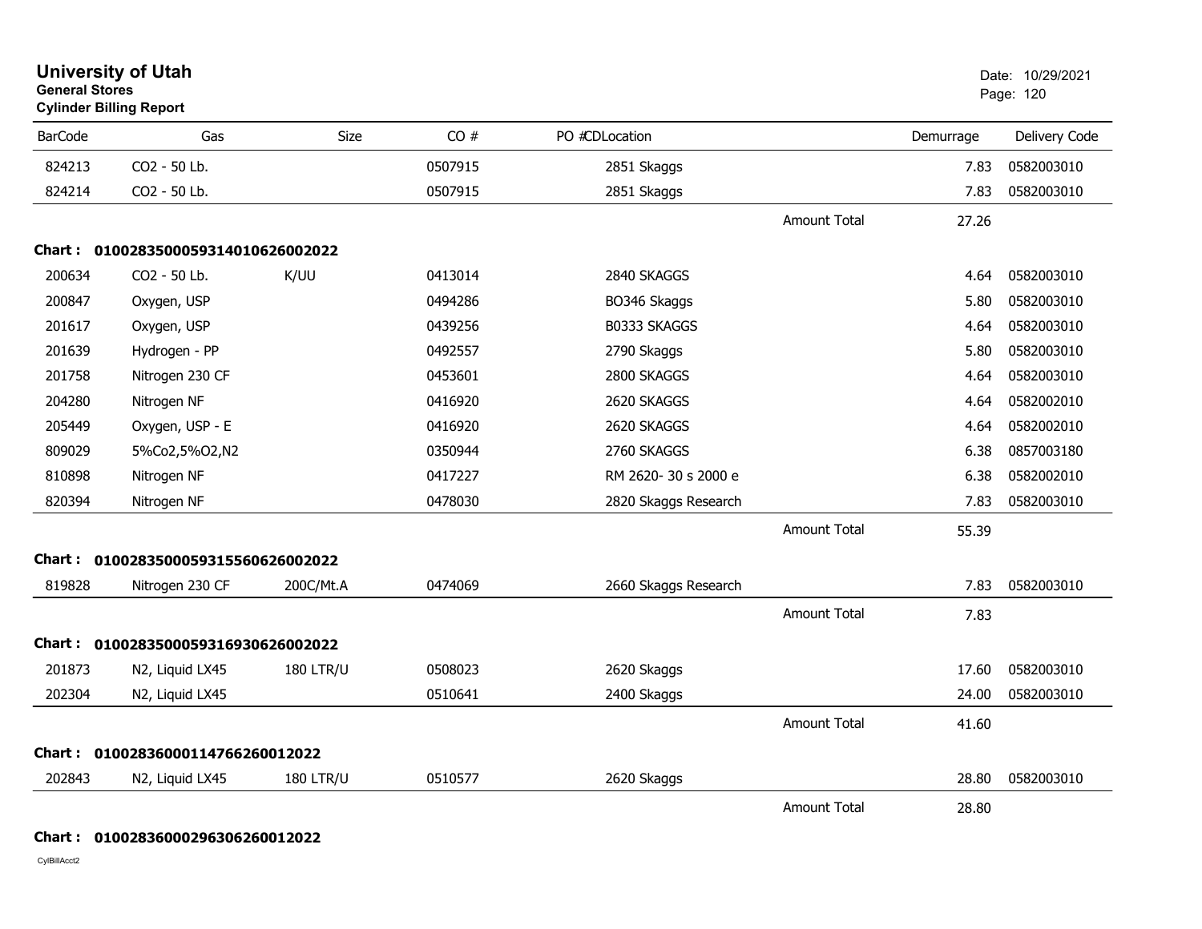# University of Utah

**General Stores**

**Cylinder Billing Report**

Date: 10/29/2021

| BarCode | Gas | Size | CO # | PO #CDLocation | | Demurrage | Delivery Code |
|---|---|---|---|---|---|---|---|
| 824213 | CO2 - 50 Lb. | | 0507915 | 2851 Skaggs | | 7.83 | 0582003010 |
| 824214 | CO2 - 50 Lb. | | 0507915 | 2851 Skaggs | | 7.83 | 0582003010 |
| | | | | | Amount Total | 27.26 | |
| **Chart :** | **01002835000593140106260020​22** | | | | | | |
| 200634 | CO2 - 50 Lb. | K/UU | 0413014 | 2840 SKAGGS | | 4.64 | 0582003010 |
| 200847 | Oxygen, USP | | 0494286 | BO346 Skaggs | | 5.80 | 0582003010 |
| 201617 | Oxygen, USP | | 0439256 | B0333 SKAGGS | | 4.64 | 0582003010 |
| 201639 | Hydrogen - PP | | 0492557 | 2790 Skaggs | | 5.80 | 0582003010 |
| 201758 | Nitrogen 230 CF | | 0453601 | 2800 SKAGGS | | 4.64 | 0582003010 |
| 204280 | Nitrogen NF | | 0416920 | 2620 SKAGGS | | 4.64 | 0582002010 |
| 205449 | Oxygen, USP - E | | 0416920 | 2620 SKAGGS | | 4.64 | 0582002010 |
| 809029 | 5%Co2,5%O2,N2 | | 0350944 | 2760 SKAGGS | | 6.38 | 0857003180 |
| 810898 | Nitrogen NF | | 0417227 | RM 2620- 30 s 2000 e | | 6.38 | 0582002010 |
| 820394 | Nitrogen NF | | 0478030 | 2820 Skaggs Research | | 7.83 | 0582003010 |
| | | | | | Amount Total | 55.39 | |
| **Chart :** | **0100283500059315560626002022** | | | | | | |
| 819828 | Nitrogen 230 CF | 200C/Mt.A | 0474069 | 2660 Skaggs Research | | 7.83 | 0582003010 |
| | | | | | Amount Total | 7.83 | |
| **Chart :** | **0100283500059316930626002022** | | | | | | |
| 201873 | N2, Liquid LX45 | 180 LTR/U | 0508023 | 2620 Skaggs | | 17.60 | 0582003010 |
| 202304 | N2, Liquid LX45 | | 0510641 | 2400 Skaggs | | 24.00 | 0582003010 |
| | | | | | Amount Total | 41.60 | |
| **Chart :** | **0100283600011476626001202​2** | | | | | | |
| 202843 | N2, Liquid LX45 | 180 LTR/U | 0510577 | 2620 Skaggs | | 28.80 | 0582003010 |
| | | | | | Amount Total | 28.80 | |
| **Chart :** | **0100283600029630626001202​2** | | | | | | |

CylBillAcct2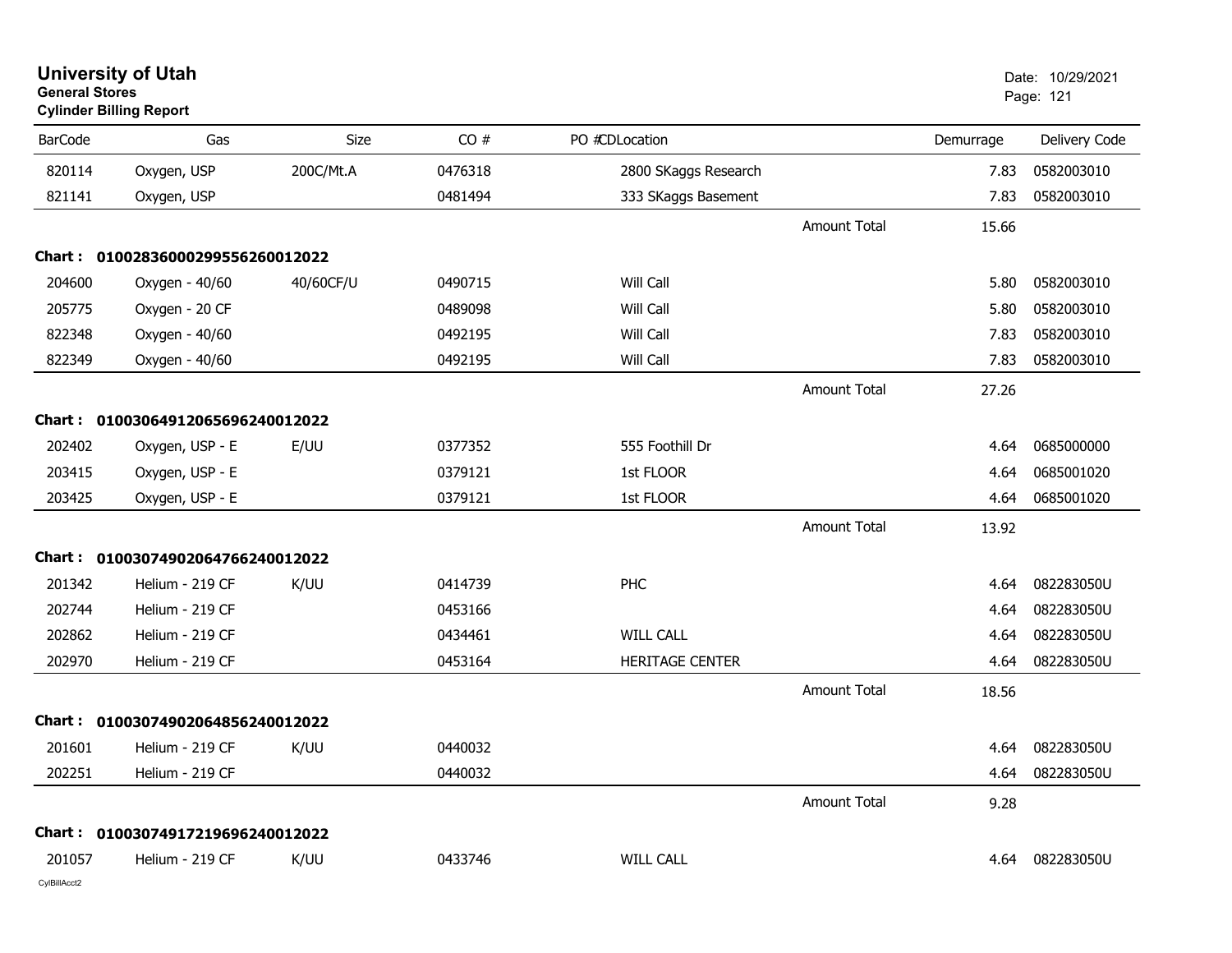# University of Utah

**General Stores**

**Cylinder Billing Report**

Date: 10/29/2021

| BarCode | Gas | Size | CO # | PO # | CD | Location | Demurrage | Delivery Code |
|---|---|---|---|---|---|---|---|---|
| 820114 | Oxygen, USP | 200C/Mt.A | 0476318 | | | 2800 SKaggs Research | 7.83 | 0582003010 |
| 821141 | Oxygen, USP | | 0481494 | | | 333 SKaggs Basement | 7.83 | 0582003010 |
| | | | | | | Amount Total | 15.66 | |
| **Chart :** | **01002836000299556260012022** | | | | | | | |
| 204600 | Oxygen - 40/60 | 40/60CF/U | 0490715 | | | Will Call | 5.80 | 0582003010 |
| 205775 | Oxygen - 20 CF | | 0489098 | | | Will Call | 5.80 | 0582003010 |
| 822348 | Oxygen - 40/60 | | 0492195 | | | Will Call | 7.83 | 0582003010 |
| 822349 | Oxygen - 40/60 | | 0492195 | | | Will Call | 7.83 | 0582003010 |
| | | | | | | Amount Total | 27.26 | |
| **Chart :** | **01003064912065696240012022** | | | | | | | |
| 202402 | Oxygen, USP - E | E/UU | 0377352 | | | 555 Foothill Dr | 4.64 | 0685000000 |
| 203415 | Oxygen, USP - E | | 0379121 | | | 1st FLOOR | 4.64 | 0685001020 |
| 203425 | Oxygen, USP - E | | 0379121 | | | 1st FLOOR | 4.64 | 0685001020 |
| | | | | | | Amount Total | 13.92 | |
| **Chart :** | **01003074902064766240012022** | | | | | | | |
| 201342 | Helium - 219 CF | K/UU | 0414739 | | | PHC | 4.64 | 082283050U |
| 202744 | Helium - 219 CF | | 0453166 | | | | 4.64 | 082283050U |
| 202862 | Helium - 219 CF | | 0434461 | | | WILL CALL | 4.64 | 082283050U |
| 202970 | Helium - 219 CF | | 0453164 | | | HERITAGE CENTER | 4.64 | 082283050U |
| | | | | | | Amount Total | 18.56 | |
| **Chart :** | **01003074902064856240012022** | | | | | | | |
| 201601 | Helium - 219 CF | K/UU | 0440032 | | | | 4.64 | 082283050U |
| 202251 | Helium - 219 CF | | 0440032 | | | | 4.64 | 082283050U |
| | | | | | | Amount Total | 9.28 | |
| **Chart :** | **01003074917219696240012022** | | | | | | | |
| 201057 | Helium - 219 CF | K/UU | 0433746 | | | WILL CALL | 4.64 | 082283050U |

CylBillAcct2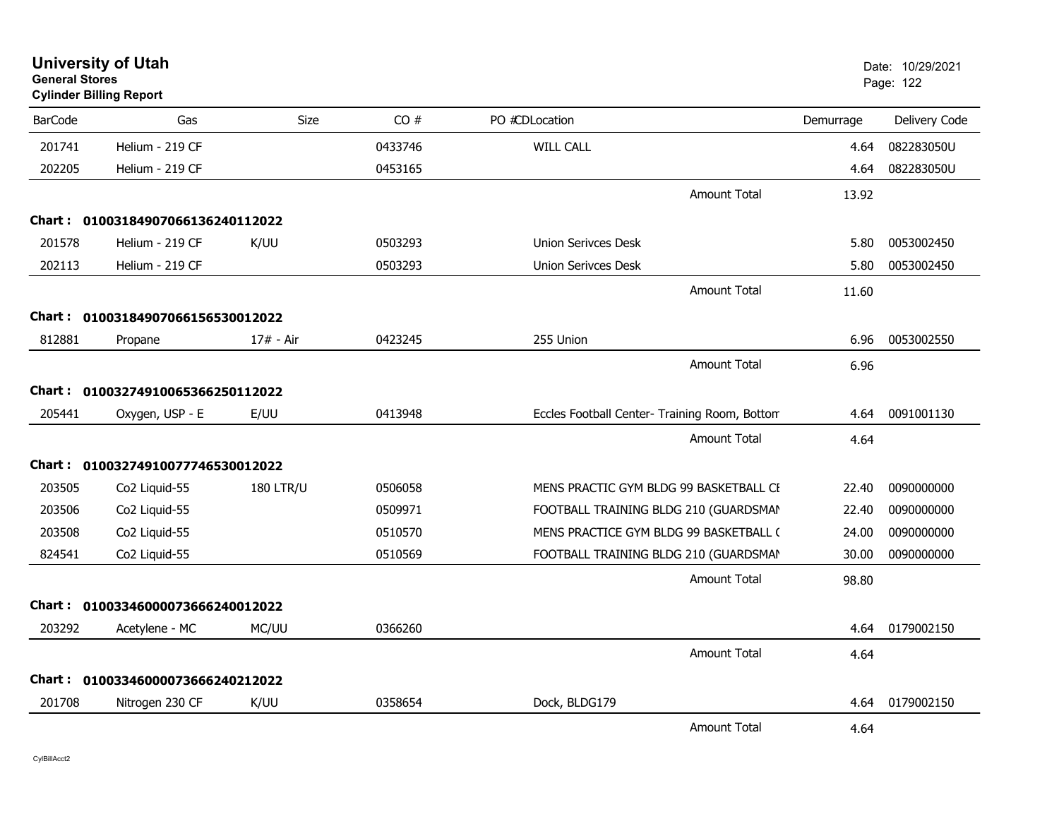# University of Utah

**General Stores**

**Cylinder Billing Report**

Date: 10/29/2021

| BarCode | Gas | Size | CO # | PO #CDLocation | Demurrage | Delivery Code |
|---|---|---|---|---|---|---|
| 201741 | Helium - 219 CF | | 0433746 | WILL CALL | 4.64 | 082283050U |
| 202205 | Helium - 219 CF | | 0453165 | | 4.64 | 082283050U |
| | | | | Amount Total | 13.92 | |
| **Chart :** | **01003184907066136240112022** | | | | | |
| 201578 | Helium - 219 CF | K/UU | 0503293 | Union Serivces Desk | 5.80 | 0053002450 |
| 202113 | Helium - 219 CF | | 0503293 | Union Serivces Desk | 5.80 | 0053002450 |
| | | | | Amount Total | 11.60 | |
| **Chart :** | **01003184907066156530012022** | | | | | |
| 812881 | Propane | 17# - Air | 0423245 | 255 Union | 6.96 | 0053002550 |
| | | | | Amount Total | 6.96 | |
| **Chart :** | **01003274910065366250112022** | | | | | |
| 205441 | Oxygen, USP - E | E/UU | 0413948 | Eccles Football Center- Training Room, Bottom | 4.64 | 0091001130 |
| | | | | Amount Total | 4.64 | |
| **Chart :** | **01003274910077746530012022** | | | | | |
| 203505 | Co2 Liquid-55 | 180 LTR/U | 0506058 | MENS PRACTIC GYM BLDG 99 BASKETBALL CE | 22.40 | 0090000000 |
| 203506 | Co2 Liquid-55 | | 0509971 | FOOTBALL TRAINING BLDG 210 (GUARDSMAN | 22.40 | 0090000000 |
| 203508 | Co2 Liquid-55 | | 0510570 | MENS PRACTICE GYM BLDG 99 BASKETBALL ( | 24.00 | 0090000000 |
| 824541 | Co2 Liquid-55 | | 0510569 | FOOTBALL TRAINING BLDG 210 (GUARDSMAN | 30.00 | 0090000000 |
| | | | | Amount Total | 98.80 | |
| **Chart :** | **01003346000073666240012022** | | | | | |
| 203292 | Acetylene - MC | MC/UU | 0366260 | | 4.64 | 0179002150 |
| | | | | Amount Total | 4.64 | |
| **Chart :** | **01003346000073666240212022** | | | | | |
| 201708 | Nitrogen 230 CF | K/UU | 0358654 | Dock, BLDG179 | 4.64 | 0179002150 |
| | | | | Amount Total | 4.64 | |

CylBillAcct2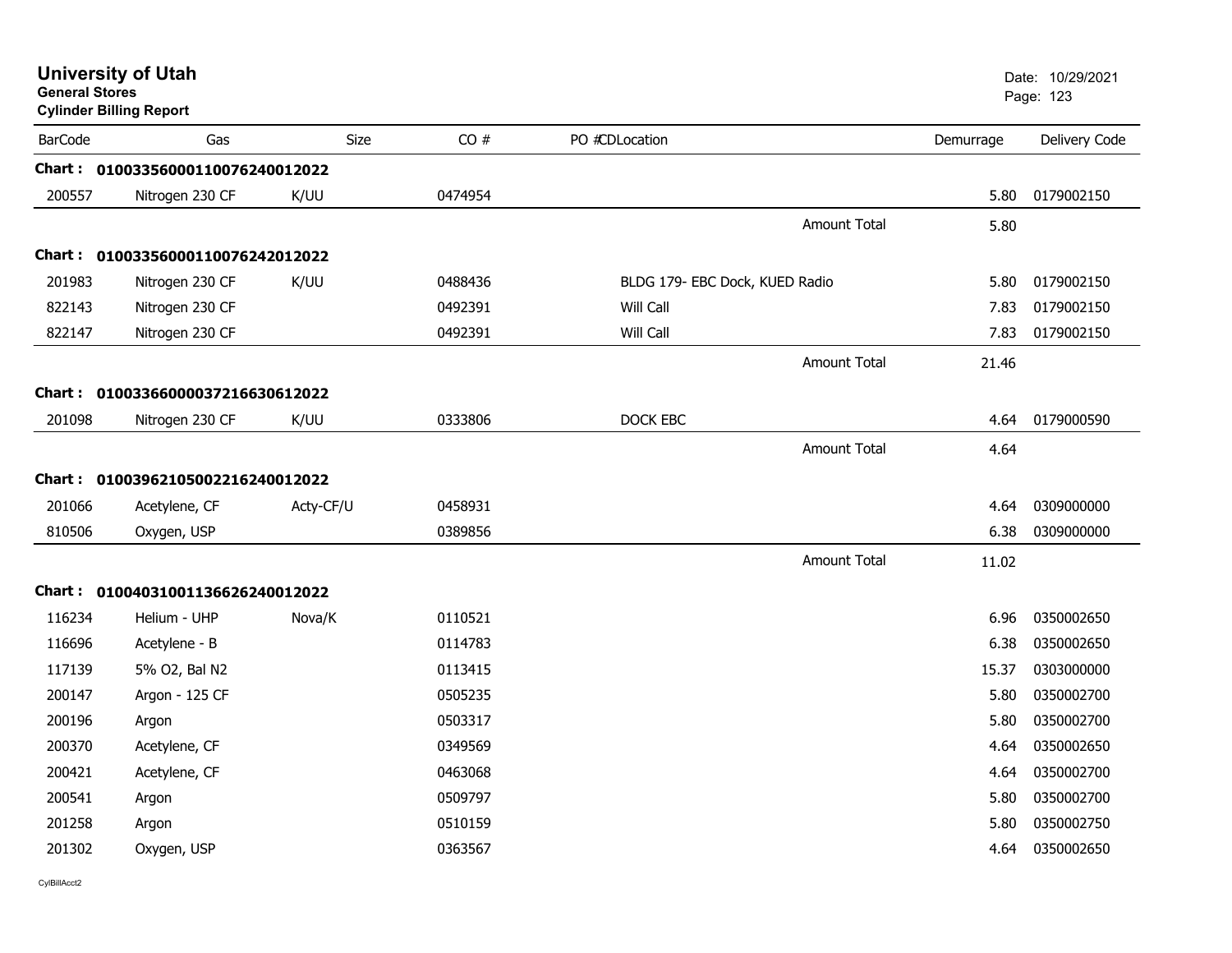# University of Utah
**General Stores**
**Cylinder Billing Report**

Date: 10/29/2021

| BarCode | Gas | Size | CO # | PO # | CDLocation | Demurrage | Delivery Code |
|---|---|---|---|---|---|---|---|
| **Chart : 01003356000110076240012022** | | | | | | | |
| 200557 | Nitrogen 230 CF | K/UU | 0474954 | | | 5.80 | 0179002150 |
| | | | | | Amount Total | 5.80 | |
| **Chart : 01003356000110076242012022** | | | | | | | |
| 201983 | Nitrogen 230 CF | K/UU | 0488436 | | BLDG 179- EBC Dock, KUED Radio | 5.80 | 0179002150 |
| 822143 | Nitrogen 230 CF | | 0492391 | | Will Call | 7.83 | 0179002150 |
| 822147 | Nitrogen 230 CF | | 0492391 | | Will Call | 7.83 | 0179002150 |
| | | | | | Amount Total | 21.46 | |
| **Chart : 01003366000037216630612022** | | | | | | | |
| 201098 | Nitrogen 230 CF | K/UU | 0333806 | | DOCK EBC | 4.64 | 0179000590 |
| | | | | | Amount Total | 4.64 | |
| **Chart : 01003962105002216240012022** | | | | | | | |
| 201066 | Acetylene, CF | Acty-CF/U | 0458931 | | | 4.64 | 0309000000 |
| 810506 | Oxygen, USP | | 0389856 | | | 6.38 | 0309000000 |
| | | | | | Amount Total | 11.02 | |
| **Chart : 01004031001136626240012022** | | | | | | | |
| 116234 | Helium - UHP | Nova/K | 0110521 | | | 6.96 | 0350002650 |
| 116696 | Acetylene - B | | 0114783 | | | 6.38 | 0350002650 |
| 117139 | 5% O2, Bal N2 | | 0113415 | | | 15.37 | 0303000000 |
| 200147 | Argon - 125 CF | | 0505235 | | | 5.80 | 0350002700 |
| 200196 | Argon | | 0503317 | | | 5.80 | 0350002700 |
| 200370 | Acetylene, CF | | 0349569 | | | 4.64 | 0350002650 |
| 200421 | Acetylene, CF | | 0463068 | | | 4.64 | 0350002700 |
| 200541 | Argon | | 0509797 | | | 5.80 | 0350002700 |
| 201258 | Argon | | 0510159 | | | 5.80 | 0350002750 |
| 201302 | Oxygen, USP | | 0363567 | | | 4.64 | 0350002650 |

CylBillAcct2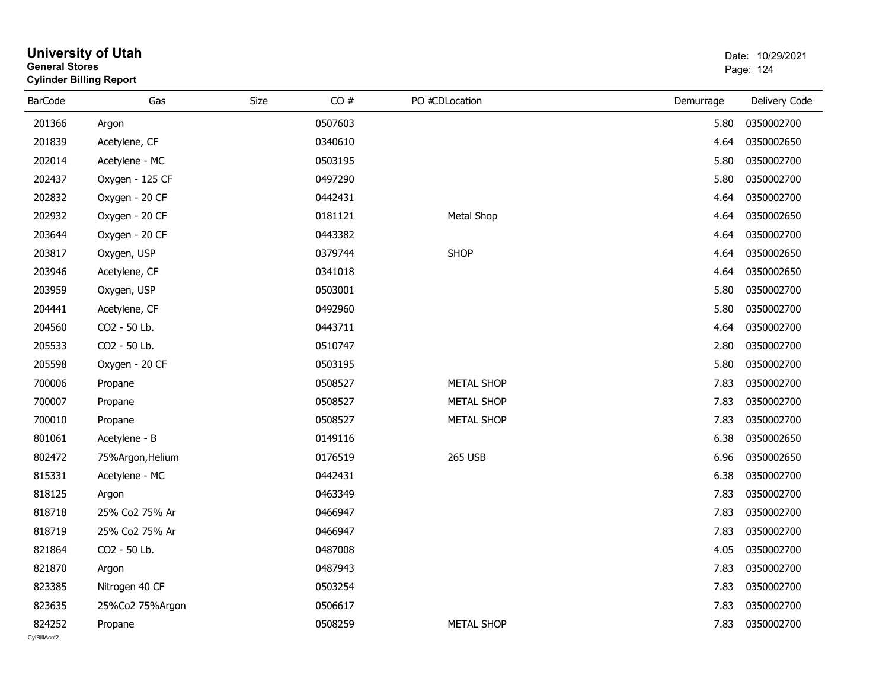# University of Utah
**General Stores**
**Cylinder Billing Report**

Date: 10/29/2021

| BarCode | Gas | Size | CO # | PO # | CDLocation | Demurrage | Delivery Code |
|---|---|---|---|---|---|---|---|
| 201366 | Argon | | 0507603 | | | 5.80 | 0350002700 |
| 201839 | Acetylene, CF | | 0340610 | | | 4.64 | 0350002650 |
| 202014 | Acetylene - MC | | 0503195 | | | 5.80 | 0350002700 |
| 202437 | Oxygen - 125 CF | | 0497290 | | | 5.80 | 0350002700 |
| 202832 | Oxygen - 20 CF | | 0442431 | | | 4.64 | 0350002700 |
| 202932 | Oxygen - 20 CF | | 0181121 | | Metal Shop | 4.64 | 0350002650 |
| 203644 | Oxygen - 20 CF | | 0443382 | | | 4.64 | 0350002700 |
| 203817 | Oxygen, USP | | 0379744 | | SHOP | 4.64 | 0350002650 |
| 203946 | Acetylene, CF | | 0341018 | | | 4.64 | 0350002650 |
| 203959 | Oxygen, USP | | 0503001 | | | 5.80 | 0350002700 |
| 204441 | Acetylene, CF | | 0492960 | | | 5.80 | 0350002700 |
| 204560 | CO2 - 50 Lb. | | 0443711 | | | 4.64 | 0350002700 |
| 205533 | CO2 - 50 Lb. | | 0510747 | | | 2.80 | 0350002700 |
| 205598 | Oxygen - 20 CF | | 0503195 | | | 5.80 | 0350002700 |
| 700006 | Propane | | 0508527 | | METAL SHOP | 7.83 | 0350002700 |
| 700007 | Propane | | 0508527 | | METAL SHOP | 7.83 | 0350002700 |
| 700010 | Propane | | 0508527 | | METAL SHOP | 7.83 | 0350002700 |
| 801061 | Acetylene - B | | 0149116 | | | 6.38 | 0350002650 |
| 802472 | 75%Argon,Helium | | 0176519 | | 265 USB | 6.96 | 0350002650 |
| 815331 | Acetylene - MC | | 0442431 | | | 6.38 | 0350002700 |
| 818125 | Argon | | 0463349 | | | 7.83 | 0350002700 |
| 818718 | 25% Co2 75% Ar | | 0466947 | | | 7.83 | 0350002700 |
| 818719 | 25% Co2 75% Ar | | 0466947 | | | 7.83 | 0350002700 |
| 821864 | CO2 - 50 Lb. | | 0487008 | | | 4.05 | 0350002700 |
| 821870 | Argon | | 0487943 | | | 7.83 | 0350002700 |
| 823385 | Nitrogen 40 CF | | 0503254 | | | 7.83 | 0350002700 |
| 823635 | 25%Co2 75%Argon | | 0506617 | | | 7.83 | 0350002700 |
| 824252 | Propane | | 0508259 | | METAL SHOP | 7.83 | 0350002700 |

CylBillAcct2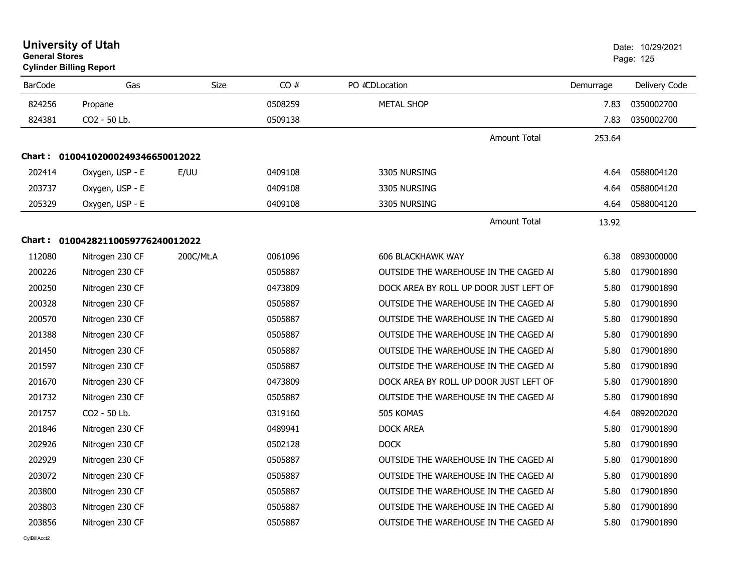# University of Utah
**General Stores**
**Cylinder Billing Report**

Date: 10/29/2021

| BarCode | Gas | Size | CO # | PO # | CDLocation | Demurrage | Delivery Code |
|---|---|---|---|---|---|---|---|
| 824256 | Propane | | 0508259 | | METAL SHOP | 7.83 | 0350002700 |
| 824381 | CO2 - 50 Lb. | | 0509138 | | | 7.83 | 0350002700 |
| | | | | | Amount Total | 253.64 | |

**Chart : 01004102000249346650012022**

| BarCode | Gas | Size | CO # | PO # | CDLocation | Demurrage | Delivery Code |
|---|---|---|---|---|---|---|---|
| 202414 | Oxygen, USP - E | E/UU | 0409108 | | 3305 NURSING | 4.64 | 0588004120 |
| 203737 | Oxygen, USP - E | | 0409108 | | 3305 NURSING | 4.64 | 0588004120 |
| 205329 | Oxygen, USP - E | | 0409108 | | 3305 NURSING | 4.64 | 0588004120 |
| | | | | | Amount Total | 13.92 | |

**Chart : 01004282110059776240012022**

| BarCode | Gas | Size | CO # | PO # | CDLocation | Demurrage | Delivery Code |
|---|---|---|---|---|---|---|---|
| 112080 | Nitrogen 230 CF | 200C/Mt.A | 0061096 | | 606 BLACKHAWK WAY | 6.38 | 0893000000 |
| 200226 | Nitrogen 230 CF | | 0505887 | | OUTSIDE THE WAREHOUSE IN THE CAGED AI | 5.80 | 0179001890 |
| 200250 | Nitrogen 230 CF | | 0473809 | | DOCK AREA BY ROLL UP DOOR JUST LEFT OF | 5.80 | 0179001890 |
| 200328 | Nitrogen 230 CF | | 0505887 | | OUTSIDE THE WAREHOUSE IN THE CAGED AI | 5.80 | 0179001890 |
| 200570 | Nitrogen 230 CF | | 0505887 | | OUTSIDE THE WAREHOUSE IN THE CAGED AI | 5.80 | 0179001890 |
| 201388 | Nitrogen 230 CF | | 0505887 | | OUTSIDE THE WAREHOUSE IN THE CAGED AI | 5.80 | 0179001890 |
| 201450 | Nitrogen 230 CF | | 0505887 | | OUTSIDE THE WAREHOUSE IN THE CAGED AI | 5.80 | 0179001890 |
| 201597 | Nitrogen 230 CF | | 0505887 | | OUTSIDE THE WAREHOUSE IN THE CAGED AI | 5.80 | 0179001890 |
| 201670 | Nitrogen 230 CF | | 0473809 | | DOCK AREA BY ROLL UP DOOR JUST LEFT OF | 5.80 | 0179001890 |
| 201732 | Nitrogen 230 CF | | 0505887 | | OUTSIDE THE WAREHOUSE IN THE CAGED AI | 5.80 | 0179001890 |
| 201757 | CO2 - 50 Lb. | | 0319160 | | 505 KOMAS | 4.64 | 0892002020 |
| 201846 | Nitrogen 230 CF | | 0489941 | | DOCK AREA | 5.80 | 0179001890 |
| 202926 | Nitrogen 230 CF | | 0502128 | | DOCK | 5.80 | 0179001890 |
| 202929 | Nitrogen 230 CF | | 0505887 | | OUTSIDE THE WAREHOUSE IN THE CAGED AI | 5.80 | 0179001890 |
| 203072 | Nitrogen 230 CF | | 0505887 | | OUTSIDE THE WAREHOUSE IN THE CAGED AI | 5.80 | 0179001890 |
| 203800 | Nitrogen 230 CF | | 0505887 | | OUTSIDE THE WAREHOUSE IN THE CAGED AI | 5.80 | 0179001890 |
| 203803 | Nitrogen 230 CF | | 0505887 | | OUTSIDE THE WAREHOUSE IN THE CAGED AI | 5.80 | 0179001890 |
| 203856 | Nitrogen 230 CF | | 0505887 | | OUTSIDE THE WAREHOUSE IN THE CAGED AI | 5.80 | 0179001890 |

CylBillAcct2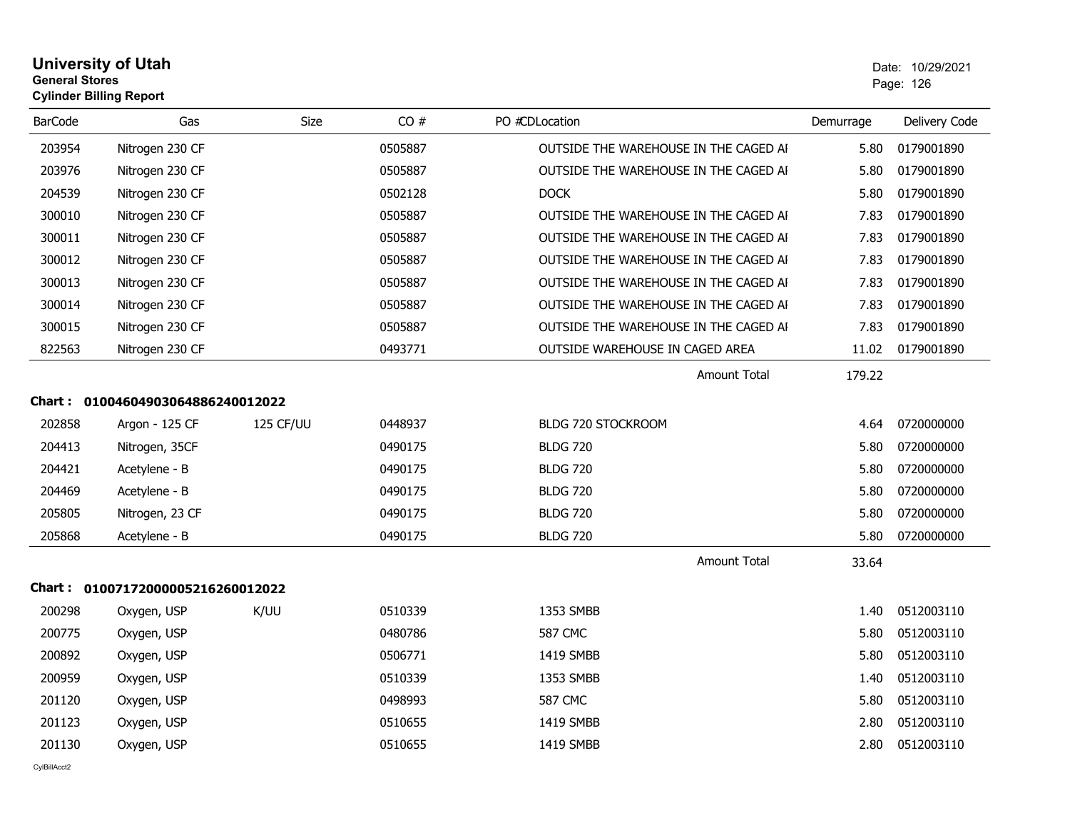# University of Utah

**General Stores**
**Cylinder Billing Report**

Date: 10/29/2021

| BarCode | Gas | Size | CO # | PO # | CD | Location | Demurrage | Delivery Code |
|---|---|---|---|---|---|---|---|---|
| 203954 | Nitrogen 230 CF | | 0505887 | | | OUTSIDE THE WAREHOUSE IN THE CAGED AI | 5.80 | 0179001890 |
| 203976 | Nitrogen 230 CF | | 0505887 | | | OUTSIDE THE WAREHOUSE IN THE CAGED AI | 5.80 | 0179001890 |
| 204539 | Nitrogen 230 CF | | 0502128 | | | DOCK | 5.80 | 0179001890 |
| 300010 | Nitrogen 230 CF | | 0505887 | | | OUTSIDE THE WAREHOUSE IN THE CAGED AI | 7.83 | 0179001890 |
| 300011 | Nitrogen 230 CF | | 0505887 | | | OUTSIDE THE WAREHOUSE IN THE CAGED AI | 7.83 | 0179001890 |
| 300012 | Nitrogen 230 CF | | 0505887 | | | OUTSIDE THE WAREHOUSE IN THE CAGED AI | 7.83 | 0179001890 |
| 300013 | Nitrogen 230 CF | | 0505887 | | | OUTSIDE THE WAREHOUSE IN THE CAGED AI | 7.83 | 0179001890 |
| 300014 | Nitrogen 230 CF | | 0505887 | | | OUTSIDE THE WAREHOUSE IN THE CAGED AI | 7.83 | 0179001890 |
| 300015 | Nitrogen 230 CF | | 0505887 | | | OUTSIDE THE WAREHOUSE IN THE CAGED AI | 7.83 | 0179001890 |
| 822563 | Nitrogen 230 CF | | 0493771 | | | OUTSIDE WAREHOUSE IN CAGED AREA | 11.02 | 0179001890 |
| | | | | | | Amount Total | 179.22 | |

**Chart : 01004604903064886240012022**

| BarCode | Gas | Size | CO # | PO # | CD | Location | Demurrage | Delivery Code |
|---|---|---|---|---|---|---|---|---|
| 202858 | Argon - 125 CF | 125 CF/UU | 0448937 | | | BLDG 720 STOCKROOM | 4.64 | 0720000000 |
| 204413 | Nitrogen, 35CF | | 0490175 | | | BLDG 720 | 5.80 | 0720000000 |
| 204421 | Acetylene - B | | 0490175 | | | BLDG 720 | 5.80 | 0720000000 |
| 204469 | Acetylene - B | | 0490175 | | | BLDG 720 | 5.80 | 0720000000 |
| 205805 | Nitrogen, 23 CF | | 0490175 | | | BLDG 720 | 5.80 | 0720000000 |
| 205868 | Acetylene - B | | 0490175 | | | BLDG 720 | 5.80 | 0720000000 |
| | | | | | | Amount Total | 33.64 | |

**Chart : 01007172000005216260012022**

| BarCode | Gas | Size | CO # | PO # | CD | Location | Demurrage | Delivery Code |
|---|---|---|---|---|---|---|---|---|
| 200298 | Oxygen, USP | K/UU | 0510339 | | | 1353 SMBB | 1.40 | 0512003110 |
| 200775 | Oxygen, USP | | 0480786 | | | 587 CMC | 5.80 | 0512003110 |
| 200892 | Oxygen, USP | | 0506771 | | | 1419 SMBB | 5.80 | 0512003110 |
| 200959 | Oxygen, USP | | 0510339 | | | 1353 SMBB | 1.40 | 0512003110 |
| 201120 | Oxygen, USP | | 0498993 | | | 587 CMC | 5.80 | 0512003110 |
| 201123 | Oxygen, USP | | 0510655 | | | 1419 SMBB | 2.80 | 0512003110 |
| 201130 | Oxygen, USP | | 0510655 | | | 1419 SMBB | 2.80 | 0512003110 |

CylBillAcct2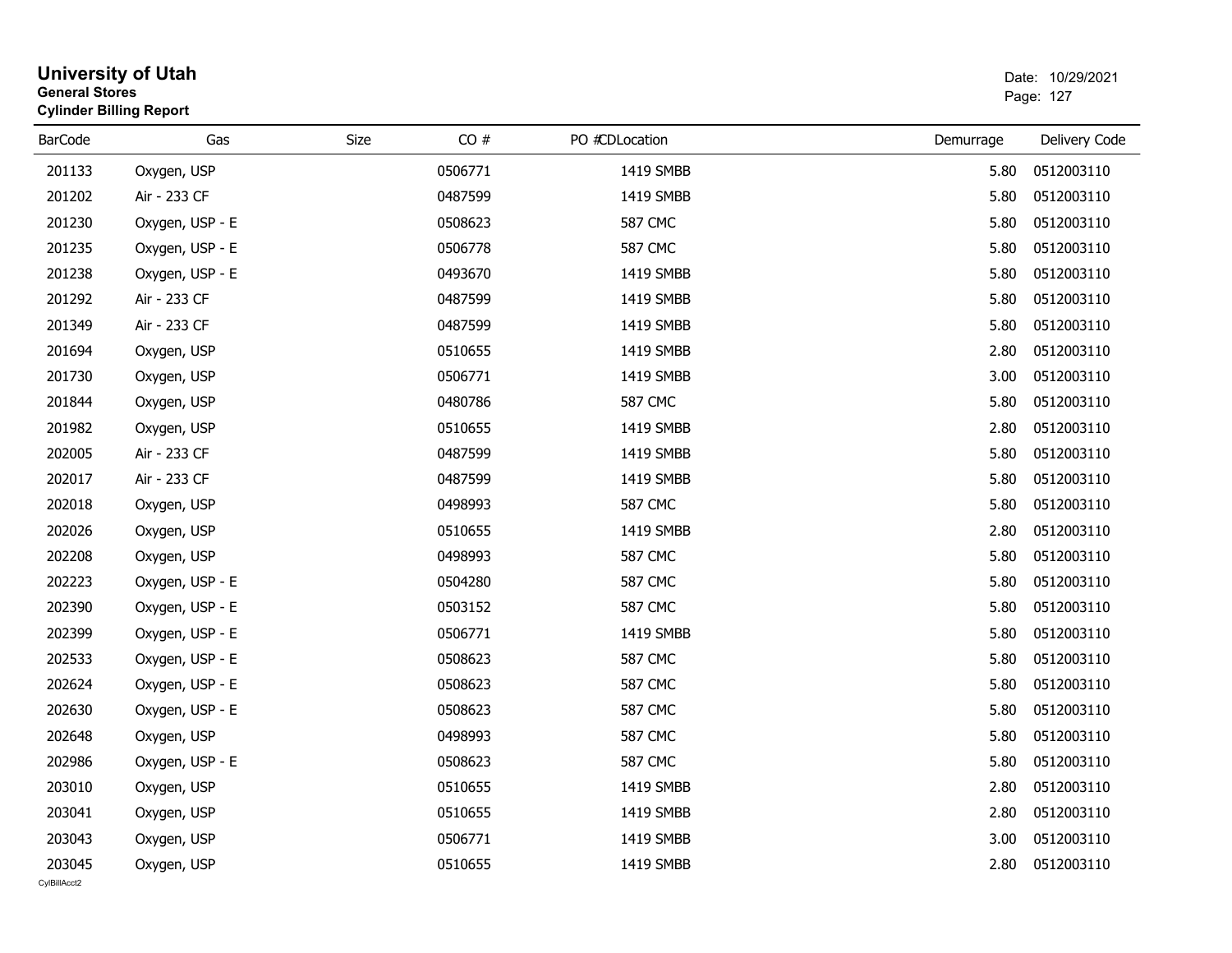# University of Utah

**General Stores**
**Cylinder Billing Report**

Date: 10/29/2021

| BarCode | Gas | Size | CO # | PO #CDLocation | Demurrage | Delivery Code |
|---|---|---|---|---|---|---|
| 201133 | Oxygen, USP | | 0506771 | 1419 SMBB | 5.80 | 0512003110 |
| 201202 | Air - 233 CF | | 0487599 | 1419 SMBB | 5.80 | 0512003110 |
| 201230 | Oxygen, USP - E | | 0508623 | 587 CMC | 5.80 | 0512003110 |
| 201235 | Oxygen, USP - E | | 0506778 | 587 CMC | 5.80 | 0512003110 |
| 201238 | Oxygen, USP - E | | 0493670 | 1419 SMBB | 5.80 | 0512003110 |
| 201292 | Air - 233 CF | | 0487599 | 1419 SMBB | 5.80 | 0512003110 |
| 201349 | Air - 233 CF | | 0487599 | 1419 SMBB | 5.80 | 0512003110 |
| 201694 | Oxygen, USP | | 0510655 | 1419 SMBB | 2.80 | 0512003110 |
| 201730 | Oxygen, USP | | 0506771 | 1419 SMBB | 3.00 | 0512003110 |
| 201844 | Oxygen, USP | | 0480786 | 587 CMC | 5.80 | 0512003110 |
| 201982 | Oxygen, USP | | 0510655 | 1419 SMBB | 2.80 | 0512003110 |
| 202005 | Air - 233 CF | | 0487599 | 1419 SMBB | 5.80 | 0512003110 |
| 202017 | Air - 233 CF | | 0487599 | 1419 SMBB | 5.80 | 0512003110 |
| 202018 | Oxygen, USP | | 0498993 | 587 CMC | 5.80 | 0512003110 |
| 202026 | Oxygen, USP | | 0510655 | 1419 SMBB | 2.80 | 0512003110 |
| 202208 | Oxygen, USP | | 0498993 | 587 CMC | 5.80 | 0512003110 |
| 202223 | Oxygen, USP - E | | 0504280 | 587 CMC | 5.80 | 0512003110 |
| 202390 | Oxygen, USP - E | | 0503152 | 587 CMC | 5.80 | 0512003110 |
| 202399 | Oxygen, USP - E | | 0506771 | 1419 SMBB | 5.80 | 0512003110 |
| 202533 | Oxygen, USP - E | | 0508623 | 587 CMC | 5.80 | 0512003110 |
| 202624 | Oxygen, USP - E | | 0508623 | 587 CMC | 5.80 | 0512003110 |
| 202630 | Oxygen, USP - E | | 0508623 | 587 CMC | 5.80 | 0512003110 |
| 202648 | Oxygen, USP | | 0498993 | 587 CMC | 5.80 | 0512003110 |
| 202986 | Oxygen, USP - E | | 0508623 | 587 CMC | 5.80 | 0512003110 |
| 203010 | Oxygen, USP | | 0510655 | 1419 SMBB | 2.80 | 0512003110 |
| 203041 | Oxygen, USP | | 0510655 | 1419 SMBB | 2.80 | 0512003110 |
| 203043 | Oxygen, USP | | 0506771 | 1419 SMBB | 3.00 | 0512003110 |
| 203045 | Oxygen, USP | | 0510655 | 1419 SMBB | 2.80 | 0512003110 |

CylBillAcct2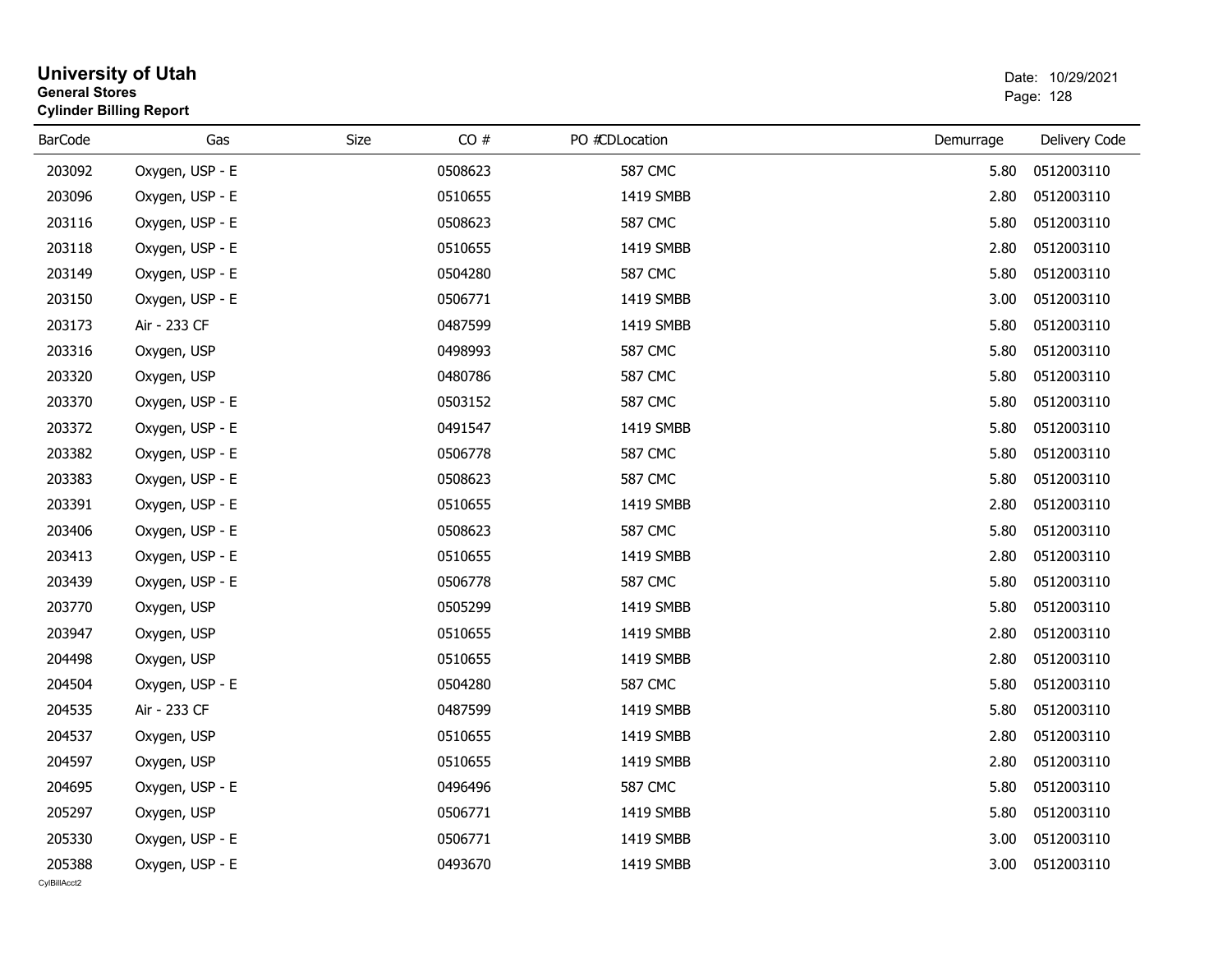# University of Utah

**General Stores**

**Cylinder Billing Report**

Date: 10/29/2021

| BarCode | Gas | Size | CO # | PO #CDLocation | Demurrage | Delivery Code |
|---|---|---|---|---|---|---|
| 203092 | Oxygen, USP - E | | 0508623 | 587 CMC | 5.80 | 0512003110 |
| 203096 | Oxygen, USP - E | | 0510655 | 1419 SMBB | 2.80 | 0512003110 |
| 203116 | Oxygen, USP - E | | 0508623 | 587 CMC | 5.80 | 0512003110 |
| 203118 | Oxygen, USP - E | | 0510655 | 1419 SMBB | 2.80 | 0512003110 |
| 203149 | Oxygen, USP - E | | 0504280 | 587 CMC | 5.80 | 0512003110 |
| 203150 | Oxygen, USP - E | | 0506771 | 1419 SMBB | 3.00 | 0512003110 |
| 203173 | Air - 233 CF | | 0487599 | 1419 SMBB | 5.80 | 0512003110 |
| 203316 | Oxygen, USP | | 0498993 | 587 CMC | 5.80 | 0512003110 |
| 203320 | Oxygen, USP | | 0480786 | 587 CMC | 5.80 | 0512003110 |
| 203370 | Oxygen, USP - E | | 0503152 | 587 CMC | 5.80 | 0512003110 |
| 203372 | Oxygen, USP - E | | 0491547 | 1419 SMBB | 5.80 | 0512003110 |
| 203382 | Oxygen, USP - E | | 0506778 | 587 CMC | 5.80 | 0512003110 |
| 203383 | Oxygen, USP - E | | 0508623 | 587 CMC | 5.80 | 0512003110 |
| 203391 | Oxygen, USP - E | | 0510655 | 1419 SMBB | 2.80 | 0512003110 |
| 203406 | Oxygen, USP - E | | 0508623 | 587 CMC | 5.80 | 0512003110 |
| 203413 | Oxygen, USP - E | | 0510655 | 1419 SMBB | 2.80 | 0512003110 |
| 203439 | Oxygen, USP - E | | 0506778 | 587 CMC | 5.80 | 0512003110 |
| 203770 | Oxygen, USP | | 0505299 | 1419 SMBB | 5.80 | 0512003110 |
| 203947 | Oxygen, USP | | 0510655 | 1419 SMBB | 2.80 | 0512003110 |
| 204498 | Oxygen, USP | | 0510655 | 1419 SMBB | 2.80 | 0512003110 |
| 204504 | Oxygen, USP - E | | 0504280 | 587 CMC | 5.80 | 0512003110 |
| 204535 | Air - 233 CF | | 0487599 | 1419 SMBB | 5.80 | 0512003110 |
| 204537 | Oxygen, USP | | 0510655 | 1419 SMBB | 2.80 | 0512003110 |
| 204597 | Oxygen, USP | | 0510655 | 1419 SMBB | 2.80 | 0512003110 |
| 204695 | Oxygen, USP - E | | 0496496 | 587 CMC | 5.80 | 0512003110 |
| 205297 | Oxygen, USP | | 0506771 | 1419 SMBB | 5.80 | 0512003110 |
| 205330 | Oxygen, USP - E | | 0506771 | 1419 SMBB | 3.00 | 0512003110 |
| 205388 | Oxygen, USP - E | | 0493670 | 1419 SMBB | 3.00 | 0512003110 |

CylBillAcct2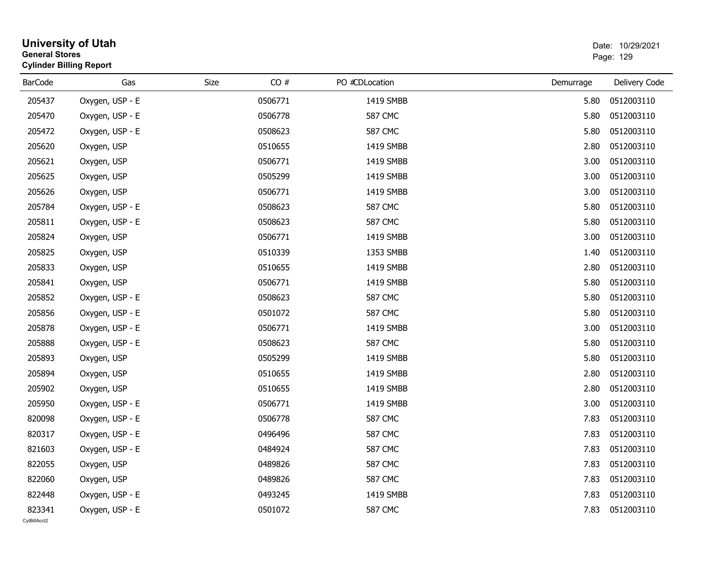# University of Utah
**General Stores**
**Cylinder Billing Report**

Date: 10/29/2021

| BarCode | Gas | Size | CO # | PO # | CDLocation | Demurrage | Delivery Code |
|---|---|---|---|---|---|---|---|
| 205437 | Oxygen, USP - E | | 0506771 | | 1419 SMBB | 5.80 | 0512003110 |
| 205470 | Oxygen, USP - E | | 0506778 | | 587 CMC | 5.80 | 0512003110 |
| 205472 | Oxygen, USP - E | | 0508623 | | 587 CMC | 5.80 | 0512003110 |
| 205620 | Oxygen, USP | | 0510655 | | 1419 SMBB | 2.80 | 0512003110 |
| 205621 | Oxygen, USP | | 0506771 | | 1419 SMBB | 3.00 | 0512003110 |
| 205625 | Oxygen, USP | | 0505299 | | 1419 SMBB | 3.00 | 0512003110 |
| 205626 | Oxygen, USP | | 0506771 | | 1419 SMBB | 3.00 | 0512003110 |
| 205784 | Oxygen, USP - E | | 0508623 | | 587 CMC | 5.80 | 0512003110 |
| 205811 | Oxygen, USP - E | | 0508623 | | 587 CMC | 5.80 | 0512003110 |
| 205824 | Oxygen, USP | | 0506771 | | 1419 SMBB | 3.00 | 0512003110 |
| 205825 | Oxygen, USP | | 0510339 | | 1353 SMBB | 1.40 | 0512003110 |
| 205833 | Oxygen, USP | | 0510655 | | 1419 SMBB | 2.80 | 0512003110 |
| 205841 | Oxygen, USP | | 0506771 | | 1419 SMBB | 5.80 | 0512003110 |
| 205852 | Oxygen, USP - E | | 0508623 | | 587 CMC | 5.80 | 0512003110 |
| 205856 | Oxygen, USP - E | | 0501072 | | 587 CMC | 5.80 | 0512003110 |
| 205878 | Oxygen, USP - E | | 0506771 | | 1419 SMBB | 3.00 | 0512003110 |
| 205888 | Oxygen, USP - E | | 0508623 | | 587 CMC | 5.80 | 0512003110 |
| 205893 | Oxygen, USP | | 0505299 | | 1419 SMBB | 5.80 | 0512003110 |
| 205894 | Oxygen, USP | | 0510655 | | 1419 SMBB | 2.80 | 0512003110 |
| 205902 | Oxygen, USP | | 0510655 | | 1419 SMBB | 2.80 | 0512003110 |
| 205950 | Oxygen, USP - E | | 0506771 | | 1419 SMBB | 3.00 | 0512003110 |
| 820098 | Oxygen, USP - E | | 0506778 | | 587 CMC | 7.83 | 0512003110 |
| 820317 | Oxygen, USP - E | | 0496496 | | 587 CMC | 7.83 | 0512003110 |
| 821603 | Oxygen, USP - E | | 0484924 | | 587 CMC | 7.83 | 0512003110 |
| 822055 | Oxygen, USP | | 0489826 | | 587 CMC | 7.83 | 0512003110 |
| 822060 | Oxygen, USP | | 0489826 | | 587 CMC | 7.83 | 0512003110 |
| 822448 | Oxygen, USP - E | | 0493245 | | 1419 SMBB | 7.83 | 0512003110 |
| 823341 | Oxygen, USP - E | | 0501072 | | 587 CMC | 7.83 | 0512003110 |

CylBillAcct2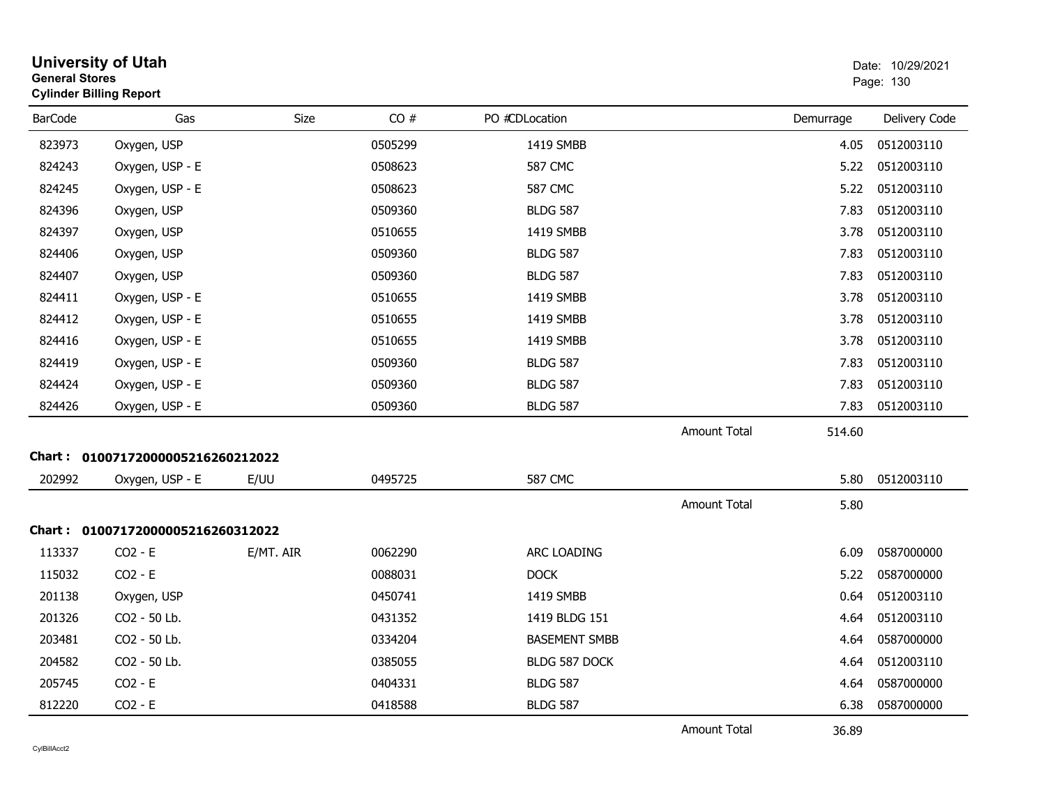# University of Utah
**General Stores**
**Cylinder Billing Report**

Date: 10/29/2021

| BarCode | Gas | Size | CO # | PO #CDLocation | | Demurrage | Delivery Code |
|---|---|---|---|---|---|---|---|
| 823973 | Oxygen, USP | | 0505299 | 1419 SMBB | | 4.05 | 0512003110 |
| 824243 | Oxygen, USP - E | | 0508623 | 587 CMC | | 5.22 | 0512003110 |
| 824245 | Oxygen, USP - E | | 0508623 | 587 CMC | | 5.22 | 0512003110 |
| 824396 | Oxygen, USP | | 0509360 | BLDG 587 | | 7.83 | 0512003110 |
| 824397 | Oxygen, USP | | 0510655 | 1419 SMBB | | 3.78 | 0512003110 |
| 824406 | Oxygen, USP | | 0509360 | BLDG 587 | | 7.83 | 0512003110 |
| 824407 | Oxygen, USP | | 0509360 | BLDG 587 | | 7.83 | 0512003110 |
| 824411 | Oxygen, USP - E | | 0510655 | 1419 SMBB | | 3.78 | 0512003110 |
| 824412 | Oxygen, USP - E | | 0510655 | 1419 SMBB | | 3.78 | 0512003110 |
| 824416 | Oxygen, USP - E | | 0510655 | 1419 SMBB | | 3.78 | 0512003110 |
| 824419 | Oxygen, USP - E | | 0509360 | BLDG 587 | | 7.83 | 0512003110 |
| 824424 | Oxygen, USP - E | | 0509360 | BLDG 587 | | 7.83 | 0512003110 |
| 824426 | Oxygen, USP - E | | 0509360 | BLDG 587 | | 7.83 | 0512003110 |
| | | | | | Amount Total | 514.60 | |

**Chart : 01007172000005216260212022**

| BarCode | Gas | Size | CO # | PO #CDLocation | | Demurrage | Delivery Code |
|---|---|---|---|---|---|---|---|
| 202992 | Oxygen, USP - E | E/UU | 0495725 | 587 CMC | | 5.80 | 0512003110 |
| | | | | | Amount Total | 5.80 | |

**Chart : 01007172000005216260312022**

| BarCode | Gas | Size | CO # | PO #CDLocation | | Demurrage | Delivery Code |
|---|---|---|---|---|---|---|---|
| 113337 | CO2 - E | E/MT. AIR | 0062290 | ARC LOADING | | 6.09 | 0587000000 |
| 115032 | CO2 - E | | 0088031 | DOCK | | 5.22 | 0587000000 |
| 201138 | Oxygen, USP | | 0450741 | 1419 SMBB | | 0.64 | 0512003110 |
| 201326 | CO2 - 50 Lb. | | 0431352 | 1419 BLDG 151 | | 4.64 | 0512003110 |
| 203481 | CO2 - 50 Lb. | | 0334204 | BASEMENT SMBB | | 4.64 | 0587000000 |
| 204582 | CO2 - 50 Lb. | | 0385055 | BLDG 587 DOCK | | 4.64 | 0512003110 |
| 205745 | CO2 - E | | 0404331 | BLDG 587 | | 4.64 | 0587000000 |
| 812220 | CO2 - E | | 0418588 | BLDG 587 | | 6.38 | 0587000000 |
| | | | | | Amount Total | 36.89 | |

CylBillAcct2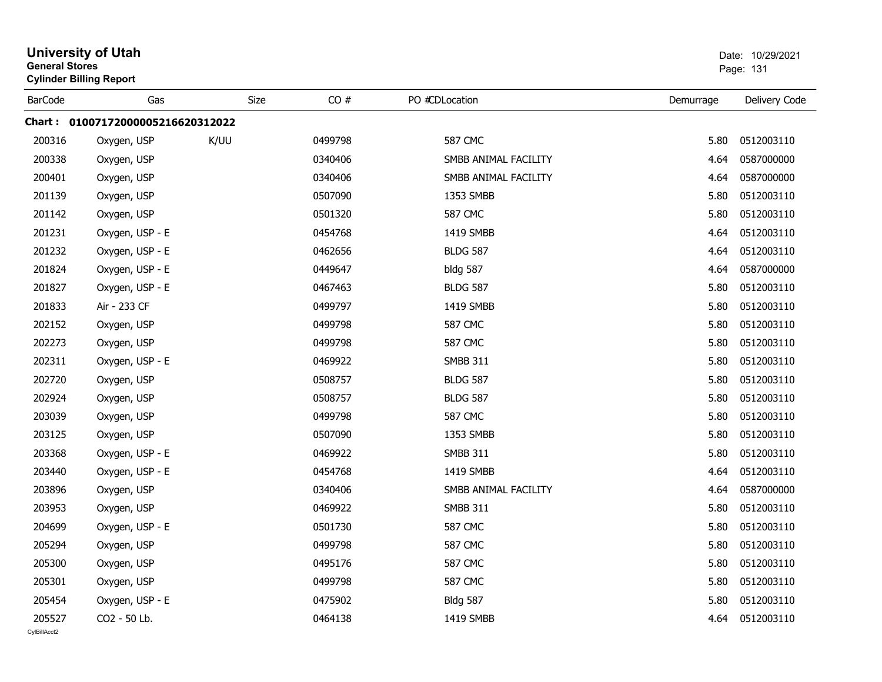# University of Utah

**General Stores**

**Cylinder Billing Report**

Date: 10/29/2021

| BarCode | Gas | Size | CO # | PO # | CDLocation | Demurrage | Delivery Code |
|---|---|---|---|---|---|---|---|
| **Chart : 01007172000005216620312022** | | | | | | | |
| 200316 | Oxygen, USP | K/UU | 0499798 | | 587 CMC | 5.80 | 0512003110 |
| 200338 | Oxygen, USP | | 0340406 | | SMBB ANIMAL FACILITY | 4.64 | 0587000000 |
| 200401 | Oxygen, USP | | 0340406 | | SMBB ANIMAL FACILITY | 4.64 | 0587000000 |
| 201139 | Oxygen, USP | | 0507090 | | 1353 SMBB | 5.80 | 0512003110 |
| 201142 | Oxygen, USP | | 0501320 | | 587 CMC | 5.80 | 0512003110 |
| 201231 | Oxygen, USP - E | | 0454768 | | 1419 SMBB | 4.64 | 0512003110 |
| 201232 | Oxygen, USP - E | | 0462656 | | BLDG 587 | 4.64 | 0512003110 |
| 201824 | Oxygen, USP - E | | 0449647 | | bldg 587 | 4.64 | 0587000000 |
| 201827 | Oxygen, USP - E | | 0467463 | | BLDG 587 | 5.80 | 0512003110 |
| 201833 | Air - 233 CF | | 0499797 | | 1419 SMBB | 5.80 | 0512003110 |
| 202152 | Oxygen, USP | | 0499798 | | 587 CMC | 5.80 | 0512003110 |
| 202273 | Oxygen, USP | | 0499798 | | 587 CMC | 5.80 | 0512003110 |
| 202311 | Oxygen, USP - E | | 0469922 | | SMBB 311 | 5.80 | 0512003110 |
| 202720 | Oxygen, USP | | 0508757 | | BLDG 587 | 5.80 | 0512003110 |
| 202924 | Oxygen, USP | | 0508757 | | BLDG 587 | 5.80 | 0512003110 |
| 203039 | Oxygen, USP | | 0499798 | | 587 CMC | 5.80 | 0512003110 |
| 203125 | Oxygen, USP | | 0507090 | | 1353 SMBB | 5.80 | 0512003110 |
| 203368 | Oxygen, USP - E | | 0469922 | | SMBB 311 | 5.80 | 0512003110 |
| 203440 | Oxygen, USP - E | | 0454768 | | 1419 SMBB | 4.64 | 0512003110 |
| 203896 | Oxygen, USP | | 0340406 | | SMBB ANIMAL FACILITY | 4.64 | 0587000000 |
| 203953 | Oxygen, USP | | 0469922 | | SMBB 311 | 5.80 | 0512003110 |
| 204699 | Oxygen, USP - E | | 0501730 | | 587 CMC | 5.80 | 0512003110 |
| 205294 | Oxygen, USP | | 0499798 | | 587 CMC | 5.80 | 0512003110 |
| 205300 | Oxygen, USP | | 0495176 | | 587 CMC | 5.80 | 0512003110 |
| 205301 | Oxygen, USP | | 0499798 | | 587 CMC | 5.80 | 0512003110 |
| 205454 | Oxygen, USP - E | | 0475902 | | Bldg 587 | 5.80 | 0512003110 |
| 205527 | CO2 - 50 Lb. | | 0464138 | | 1419 SMBB | 4.64 | 0512003110 |

CylBillAcct2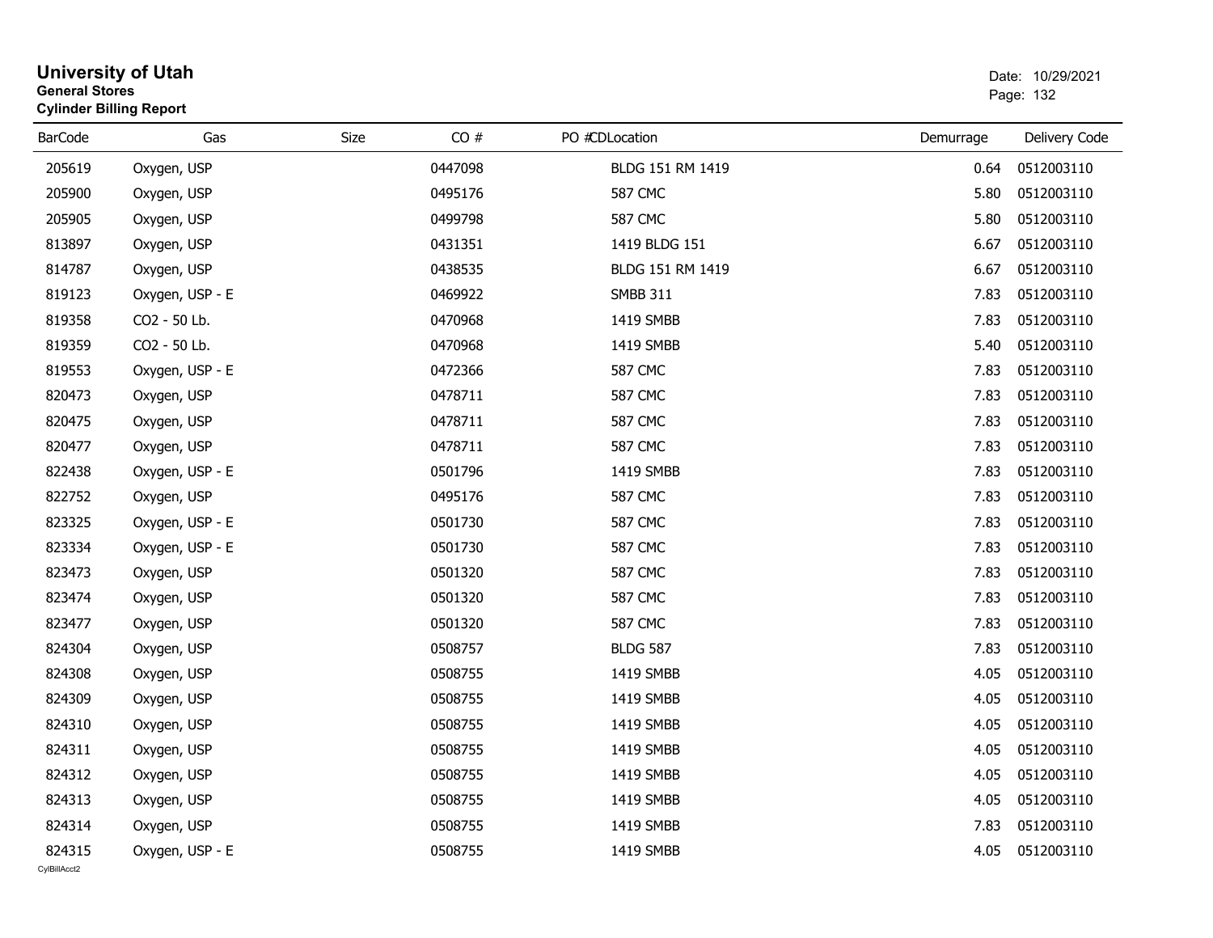# University of Utah
**General Stores**
**Cylinder Billing Report**

Date: 10/29/2021

| BarCode | Gas | Size | CO # | PO # | CDLocation | Demurrage | Delivery Code |
|---|---|---|---|---|---|---|---|
| 205619 | Oxygen, USP | | 0447098 | | BLDG 151 RM 1419 | 0.64 | 0512003110 |
| 205900 | Oxygen, USP | | 0495176 | | 587 CMC | 5.80 | 0512003110 |
| 205905 | Oxygen, USP | | 0499798 | | 587 CMC | 5.80 | 0512003110 |
| 813897 | Oxygen, USP | | 0431351 | | 1419 BLDG 151 | 6.67 | 0512003110 |
| 814787 | Oxygen, USP | | 0438535 | | BLDG 151 RM 1419 | 6.67 | 0512003110 |
| 819123 | Oxygen, USP - E | | 0469922 | | SMBB 311 | 7.83 | 0512003110 |
| 819358 | CO2 - 50 Lb. | | 0470968 | | 1419 SMBB | 7.83 | 0512003110 |
| 819359 | CO2 - 50 Lb. | | 0470968 | | 1419 SMBB | 5.40 | 0512003110 |
| 819553 | Oxygen, USP - E | | 0472366 | | 587 CMC | 7.83 | 0512003110 |
| 820473 | Oxygen, USP | | 0478711 | | 587 CMC | 7.83 | 0512003110 |
| 820475 | Oxygen, USP | | 0478711 | | 587 CMC | 7.83 | 0512003110 |
| 820477 | Oxygen, USP | | 0478711 | | 587 CMC | 7.83 | 0512003110 |
| 822438 | Oxygen, USP - E | | 0501796 | | 1419 SMBB | 7.83 | 0512003110 |
| 822752 | Oxygen, USP | | 0495176 | | 587 CMC | 7.83 | 0512003110 |
| 823325 | Oxygen, USP - E | | 0501730 | | 587 CMC | 7.83 | 0512003110 |
| 823334 | Oxygen, USP - E | | 0501730 | | 587 CMC | 7.83 | 0512003110 |
| 823473 | Oxygen, USP | | 0501320 | | 587 CMC | 7.83 | 0512003110 |
| 823474 | Oxygen, USP | | 0501320 | | 587 CMC | 7.83 | 0512003110 |
| 823477 | Oxygen, USP | | 0501320 | | 587 CMC | 7.83 | 0512003110 |
| 824304 | Oxygen, USP | | 0508757 | | BLDG 587 | 7.83 | 0512003110 |
| 824308 | Oxygen, USP | | 0508755 | | 1419 SMBB | 4.05 | 0512003110 |
| 824309 | Oxygen, USP | | 0508755 | | 1419 SMBB | 4.05 | 0512003110 |
| 824310 | Oxygen, USP | | 0508755 | | 1419 SMBB | 4.05 | 0512003110 |
| 824311 | Oxygen, USP | | 0508755 | | 1419 SMBB | 4.05 | 0512003110 |
| 824312 | Oxygen, USP | | 0508755 | | 1419 SMBB | 4.05 | 0512003110 |
| 824313 | Oxygen, USP | | 0508755 | | 1419 SMBB | 4.05 | 0512003110 |
| 824314 | Oxygen, USP | | 0508755 | | 1419 SMBB | 7.83 | 0512003110 |
| 824315 | Oxygen, USP - E | | 0508755 | | 1419 SMBB | 4.05 | 0512003110 |

CylBillAcct2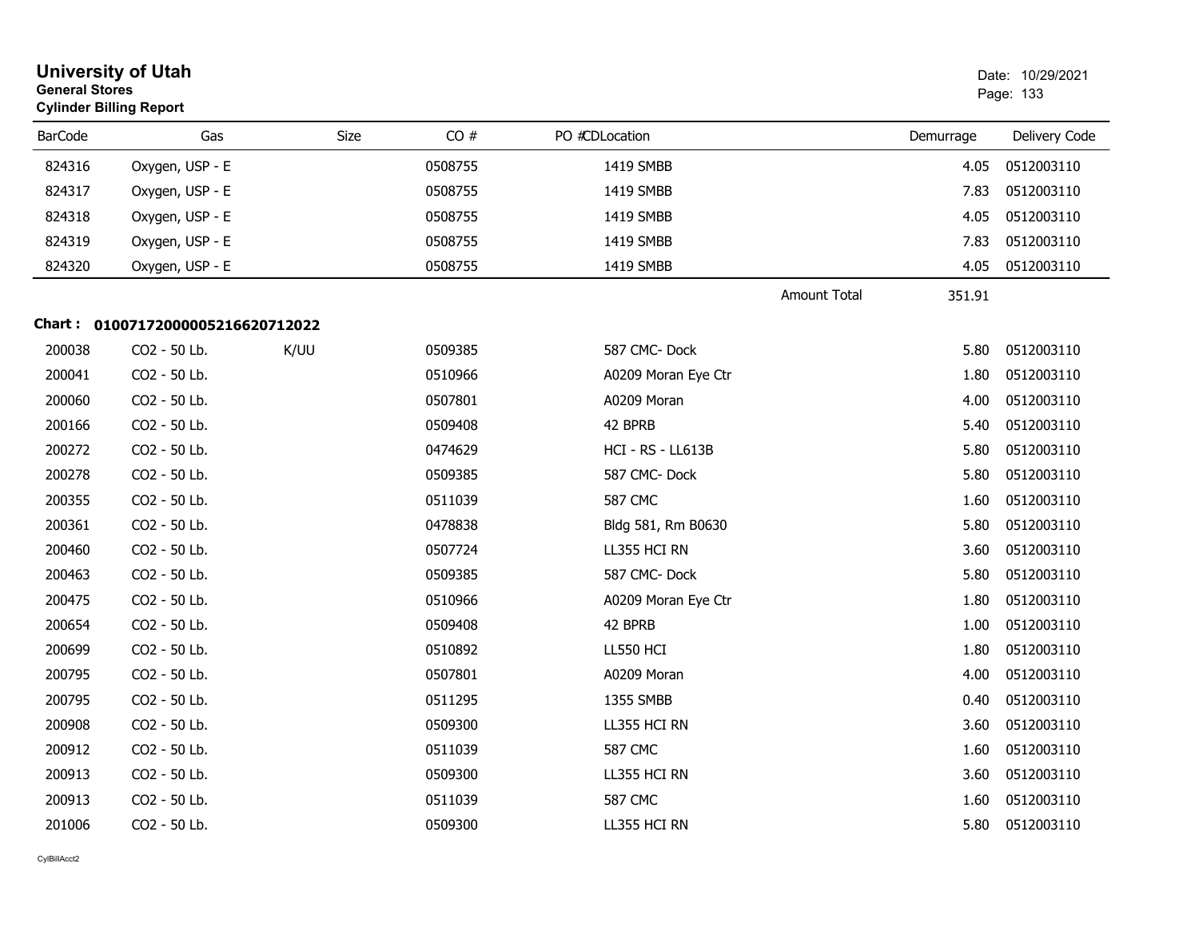# University of Utah

**General Stores**

**Cylinder Billing Report**

Date: 10/29/2021

| BarCode | Gas | Size | CO # | PO # | CD | Location | Demurrage | Delivery Code |
|---|---|---|---|---|---|---|---|---|
| 824316 | Oxygen, USP - E | | 0508755 | | | 1419 SMBB | 4.05 | 0512003110 |
| 824317 | Oxygen, USP - E | | 0508755 | | | 1419 SMBB | 7.83 | 0512003110 |
| 824318 | Oxygen, USP - E | | 0508755 | | | 1419 SMBB | 4.05 | 0512003110 |
| 824319 | Oxygen, USP - E | | 0508755 | | | 1419 SMBB | 7.83 | 0512003110 |
| 824320 | Oxygen, USP - E | | 0508755 | | | 1419 SMBB | 4.05 | 0512003110 |
| | | | | | | Amount Total | 351.91 | |

**Chart : 01007172000005216620712022**

| BarCode | Gas | Size | CO # | PO # | CD | Location | Demurrage | Delivery Code |
|---|---|---|---|---|---|---|---|---|
| 200038 | CO2 - 50 Lb. | K/UU | 0509385 | | | 587 CMC- Dock | 5.80 | 0512003110 |
| 200041 | CO2 - 50 Lb. | | 0510966 | | | A0209 Moran Eye Ctr | 1.80 | 0512003110 |
| 200060 | CO2 - 50 Lb. | | 0507801 | | | A0209 Moran | 4.00 | 0512003110 |
| 200166 | CO2 - 50 Lb. | | 0509408 | | | 42 BPRB | 5.40 | 0512003110 |
| 200272 | CO2 - 50 Lb. | | 0474629 | | | HCI - RS - LL613B | 5.80 | 0512003110 |
| 200278 | CO2 - 50 Lb. | | 0509385 | | | 587 CMC- Dock | 5.80 | 0512003110 |
| 200355 | CO2 - 50 Lb. | | 0511039 | | | 587 CMC | 1.60 | 0512003110 |
| 200361 | CO2 - 50 Lb. | | 0478838 | | | Bldg 581, Rm B0630 | 5.80 | 0512003110 |
| 200460 | CO2 - 50 Lb. | | 0507724 | | | LL355 HCI RN | 3.60 | 0512003110 |
| 200463 | CO2 - 50 Lb. | | 0509385 | | | 587 CMC- Dock | 5.80 | 0512003110 |
| 200475 | CO2 - 50 Lb. | | 0510966 | | | A0209 Moran Eye Ctr | 1.80 | 0512003110 |
| 200654 | CO2 - 50 Lb. | | 0509408 | | | 42 BPRB | 1.00 | 0512003110 |
| 200699 | CO2 - 50 Lb. | | 0510892 | | | LL550 HCI | 1.80 | 0512003110 |
| 200795 | CO2 - 50 Lb. | | 0507801 | | | A0209 Moran | 4.00 | 0512003110 |
| 200795 | CO2 - 50 Lb. | | 0511295 | | | 1355 SMBB | 0.40 | 0512003110 |
| 200908 | CO2 - 50 Lb. | | 0509300 | | | LL355 HCI RN | 3.60 | 0512003110 |
| 200912 | CO2 - 50 Lb. | | 0511039 | | | 587 CMC | 1.60 | 0512003110 |
| 200913 | CO2 - 50 Lb. | | 0509300 | | | LL355 HCI RN | 3.60 | 0512003110 |
| 200913 | CO2 - 50 Lb. | | 0511039 | | | 587 CMC | 1.60 | 0512003110 |
| 201006 | CO2 - 50 Lb. | | 0509300 | | | LL355 HCI RN | 5.80 | 0512003110 |

CylBillAcct2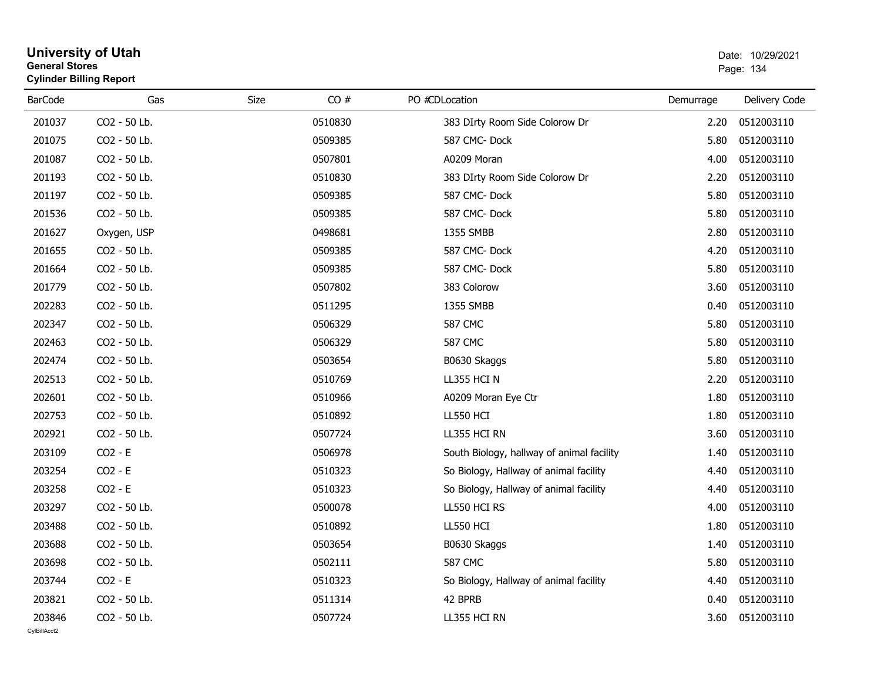# University of Utah

**General Stores**

**Cylinder Billing Report**

Date: 10/29/2021

| BarCode | Gas | Size | CO # | PO # | CD | Location | Demurrage | Delivery Code |
|---|---|---|---|---|---|---|---|---|
| 201037 | CO2 - 50 Lb. | | 0510830 | | | 383 DIrty Room Side Colorow Dr | 2.20 | 0512003110 |
| 201075 | CO2 - 50 Lb. | | 0509385 | | | 587 CMC- Dock | 5.80 | 0512003110 |
| 201087 | CO2 - 50 Lb. | | 0507801 | | | A0209 Moran | 4.00 | 0512003110 |
| 201193 | CO2 - 50 Lb. | | 0510830 | | | 383 DIrty Room Side Colorow Dr | 2.20 | 0512003110 |
| 201197 | CO2 - 50 Lb. | | 0509385 | | | 587 CMC- Dock | 5.80 | 0512003110 |
| 201536 | CO2 - 50 Lb. | | 0509385 | | | 587 CMC- Dock | 5.80 | 0512003110 |
| 201627 | Oxygen, USP | | 0498681 | | | 1355 SMBB | 2.80 | 0512003110 |
| 201655 | CO2 - 50 Lb. | | 0509385 | | | 587 CMC- Dock | 4.20 | 0512003110 |
| 201664 | CO2 - 50 Lb. | | 0509385 | | | 587 CMC- Dock | 5.80 | 0512003110 |
| 201779 | CO2 - 50 Lb. | | 0507802 | | | 383 Colorow | 3.60 | 0512003110 |
| 202283 | CO2 - 50 Lb. | | 0511295 | | | 1355 SMBB | 0.40 | 0512003110 |
| 202347 | CO2 - 50 Lb. | | 0506329 | | | 587 CMC | 5.80 | 0512003110 |
| 202463 | CO2 - 50 Lb. | | 0506329 | | | 587 CMC | 5.80 | 0512003110 |
| 202474 | CO2 - 50 Lb. | | 0503654 | | | B0630 Skaggs | 5.80 | 0512003110 |
| 202513 | CO2 - 50 Lb. | | 0510769 | | | LL355 HCI N | 2.20 | 0512003110 |
| 202601 | CO2 - 50 Lb. | | 0510966 | | | A0209 Moran Eye Ctr | 1.80 | 0512003110 |
| 202753 | CO2 - 50 Lb. | | 0510892 | | | LL550 HCI | 1.80 | 0512003110 |
| 202921 | CO2 - 50 Lb. | | 0507724 | | | LL355 HCI RN | 3.60 | 0512003110 |
| 203109 | CO2 - E | | 0506978 | | | South Biology, hallway of animal facility | 1.40 | 0512003110 |
| 203254 | CO2 - E | | 0510323 | | | So Biology, Hallway of animal facility | 4.40 | 0512003110 |
| 203258 | CO2 - E | | 0510323 | | | So Biology, Hallway of animal facility | 4.40 | 0512003110 |
| 203297 | CO2 - 50 Lb. | | 0500078 | | | LL550 HCI RS | 4.00 | 0512003110 |
| 203488 | CO2 - 50 Lb. | | 0510892 | | | LL550 HCI | 1.80 | 0512003110 |
| 203688 | CO2 - 50 Lb. | | 0503654 | | | B0630 Skaggs | 1.40 | 0512003110 |
| 203698 | CO2 - 50 Lb. | | 0502111 | | | 587 CMC | 5.80 | 0512003110 |
| 203744 | CO2 - E | | 0510323 | | | So Biology, Hallway of animal facility | 4.40 | 0512003110 |
| 203821 | CO2 - 50 Lb. | | 0511314 | | | 42 BPRB | 0.40 | 0512003110 |
| 203846 | CO2 - 50 Lb. | | 0507724 | | | LL355 HCI RN | 3.60 | 0512003110 |

CylBillAcct2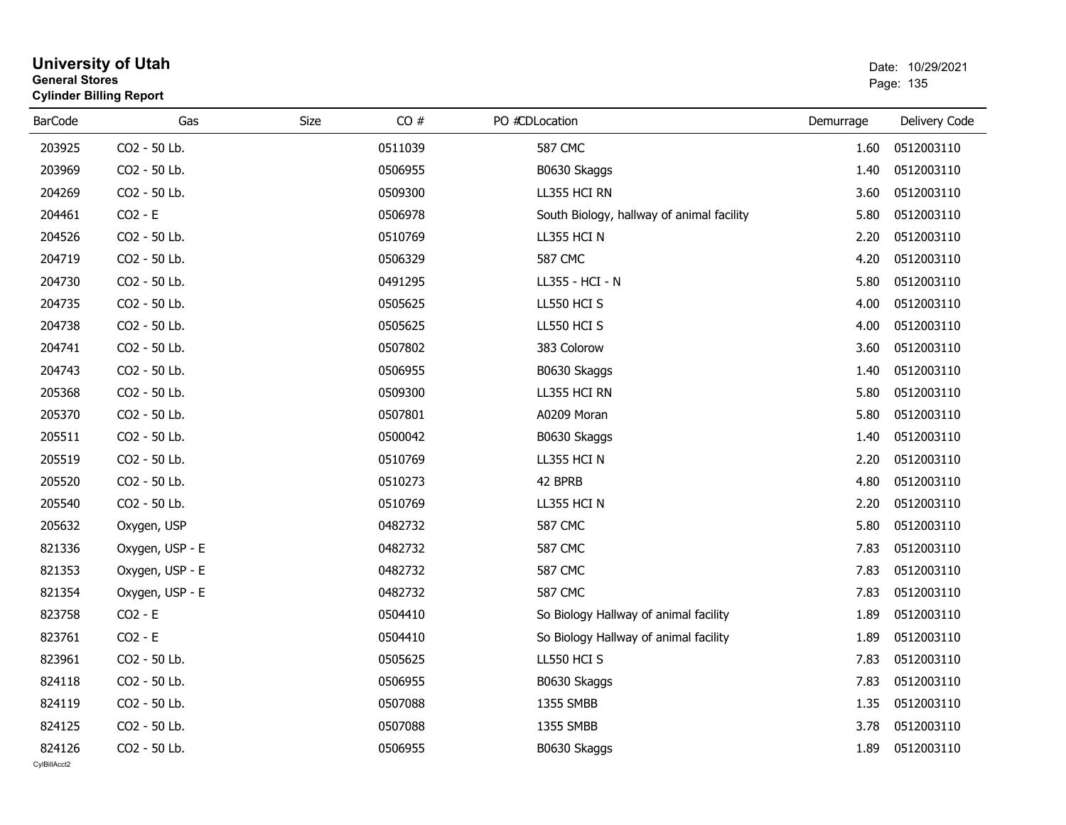# University of Utah

**General Stores**

**Cylinder Billing Report**

Date: 10/29/2021

| BarCode | Gas | Size | CO # | PO # | CD | Location | Demurrage | Delivery Code |
|---|---|---|---|---|---|---|---|---|
| 203925 | CO2 - 50 Lb. | | 0511039 | | | 587 CMC | 1.60 | 0512003110 |
| 203969 | CO2 - 50 Lb. | | 0506955 | | | B0630 Skaggs | 1.40 | 0512003110 |
| 204269 | CO2 - 50 Lb. | | 0509300 | | | LL355 HCI RN | 3.60 | 0512003110 |
| 204461 | CO2 - E | | 0506978 | | | South Biology, hallway of animal facility | 5.80 | 0512003110 |
| 204526 | CO2 - 50 Lb. | | 0510769 | | | LL355 HCI N | 2.20 | 0512003110 |
| 204719 | CO2 - 50 Lb. | | 0506329 | | | 587 CMC | 4.20 | 0512003110 |
| 204730 | CO2 - 50 Lb. | | 0491295 | | | LL355 - HCI - N | 5.80 | 0512003110 |
| 204735 | CO2 - 50 Lb. | | 0505625 | | | LL550 HCI S | 4.00 | 0512003110 |
| 204738 | CO2 - 50 Lb. | | 0505625 | | | LL550 HCI S | 4.00 | 0512003110 |
| 204741 | CO2 - 50 Lb. | | 0507802 | | | 383 Colorow | 3.60 | 0512003110 |
| 204743 | CO2 - 50 Lb. | | 0506955 | | | B0630 Skaggs | 1.40 | 0512003110 |
| 205368 | CO2 - 50 Lb. | | 0509300 | | | LL355 HCI RN | 5.80 | 0512003110 |
| 205370 | CO2 - 50 Lb. | | 0507801 | | | A0209 Moran | 5.80 | 0512003110 |
| 205511 | CO2 - 50 Lb. | | 0500042 | | | B0630 Skaggs | 1.40 | 0512003110 |
| 205519 | CO2 - 50 Lb. | | 0510769 | | | LL355 HCI N | 2.20 | 0512003110 |
| 205520 | CO2 - 50 Lb. | | 0510273 | | | 42 BPRB | 4.80 | 0512003110 |
| 205540 | CO2 - 50 Lb. | | 0510769 | | | LL355 HCI N | 2.20 | 0512003110 |
| 205632 | Oxygen, USP | | 0482732 | | | 587 CMC | 5.80 | 0512003110 |
| 821336 | Oxygen, USP - E | | 0482732 | | | 587 CMC | 7.83 | 0512003110 |
| 821353 | Oxygen, USP - E | | 0482732 | | | 587 CMC | 7.83 | 0512003110 |
| 821354 | Oxygen, USP - E | | 0482732 | | | 587 CMC | 7.83 | 0512003110 |
| 823758 | CO2 - E | | 0504410 | | | So Biology Hallway of animal facility | 1.89 | 0512003110 |
| 823761 | CO2 - E | | 0504410 | | | So Biology Hallway of animal facility | 1.89 | 0512003110 |
| 823961 | CO2 - 50 Lb. | | 0505625 | | | LL550 HCI S | 7.83 | 0512003110 |
| 824118 | CO2 - 50 Lb. | | 0506955 | | | B0630 Skaggs | 7.83 | 0512003110 |
| 824119 | CO2 - 50 Lb. | | 0507088 | | | 1355 SMBB | 1.35 | 0512003110 |
| 824125 | CO2 - 50 Lb. | | 0507088 | | | 1355 SMBB | 3.78 | 0512003110 |
| 824126 | CO2 - 50 Lb. | | 0506955 | | | B0630 Skaggs | 1.89 | 0512003110 |

CylBillAcct2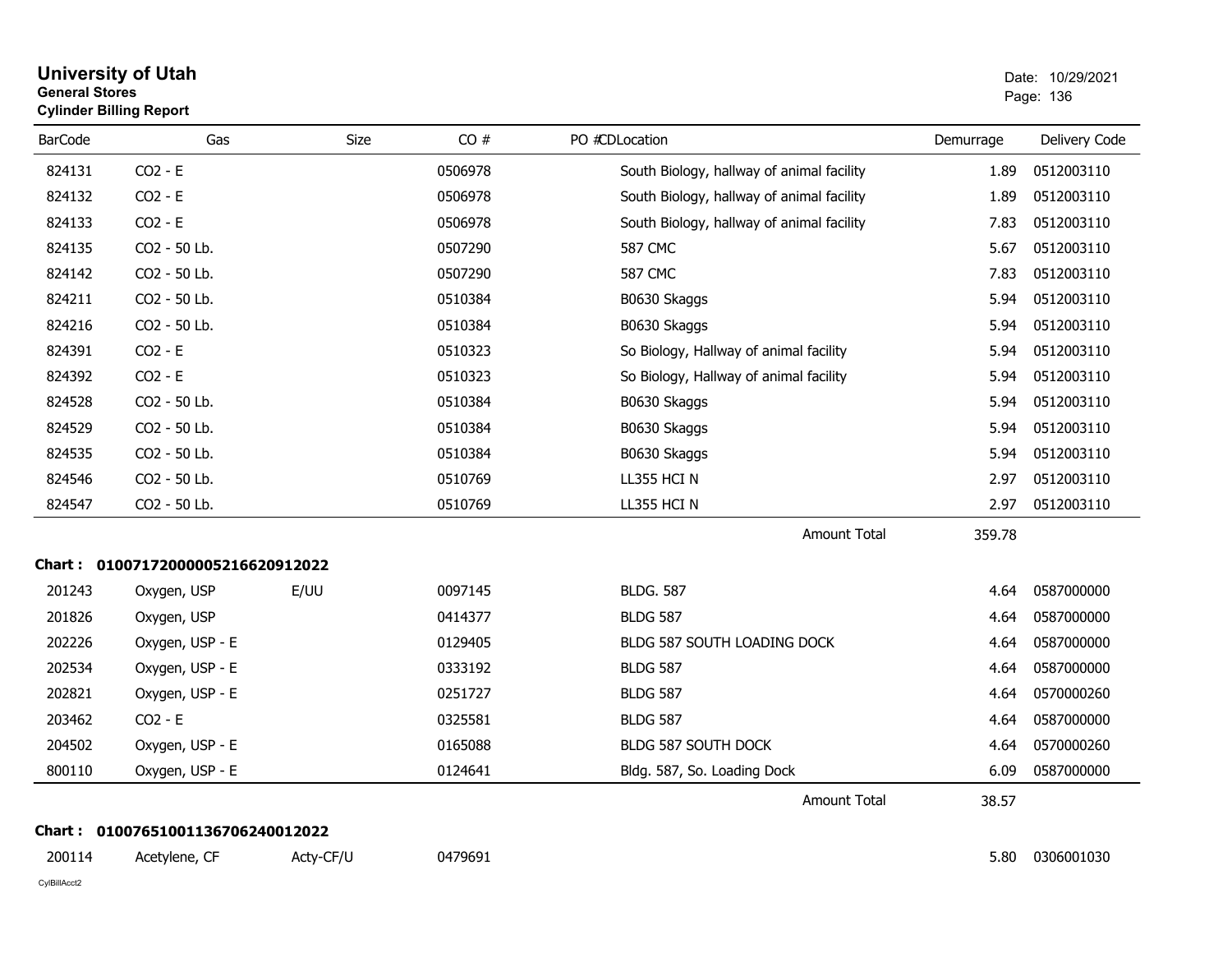# University of Utah

**General Stores**

**Cylinder Billing Report**

Date: 10/29/2021

| BarCode | Gas | Size | CO # | PO # | CDLocation | Demurrage | Delivery Code |
|---|---|---|---|---|---|---|---|
| 824131 | CO2 - E | | 0506978 | | South Biology, hallway of animal facility | 1.89 | 0512003110 |
| 824132 | CO2 - E | | 0506978 | | South Biology, hallway of animal facility | 1.89 | 0512003110 |
| 824133 | CO2 - E | | 0506978 | | South Biology, hallway of animal facility | 7.83 | 0512003110 |
| 824135 | CO2 - 50 Lb. | | 0507290 | | 587 CMC | 5.67 | 0512003110 |
| 824142 | CO2 - 50 Lb. | | 0507290 | | 587 CMC | 7.83 | 0512003110 |
| 824211 | CO2 - 50 Lb. | | 0510384 | | B0630 Skaggs | 5.94 | 0512003110 |
| 824216 | CO2 - 50 Lb. | | 0510384 | | B0630 Skaggs | 5.94 | 0512003110 |
| 824391 | CO2 - E | | 0510323 | | So Biology, Hallway of animal facility | 5.94 | 0512003110 |
| 824392 | CO2 - E | | 0510323 | | So Biology, Hallway of animal facility | 5.94 | 0512003110 |
| 824528 | CO2 - 50 Lb. | | 0510384 | | B0630 Skaggs | 5.94 | 0512003110 |
| 824529 | CO2 - 50 Lb. | | 0510384 | | B0630 Skaggs | 5.94 | 0512003110 |
| 824535 | CO2 - 50 Lb. | | 0510384 | | B0630 Skaggs | 5.94 | 0512003110 |
| 824546 | CO2 - 50 Lb. | | 0510769 | | LL355 HCI N | 2.97 | 0512003110 |
| 824547 | CO2 - 50 Lb. | | 0510769 | | LL355 HCI N | 2.97 | 0512003110 |
| | | | | | Amount Total | 359.78 | |

**Chart : 01007172000005216620912022**

| BarCode | Gas | Size | CO # | PO # | CDLocation | Demurrage | Delivery Code |
|---|---|---|---|---|---|---|---|
| 201243 | Oxygen, USP | E/UU | 0097145 | | BLDG. 587 | 4.64 | 0587000000 |
| 201826 | Oxygen, USP | | 0414377 | | BLDG 587 | 4.64 | 0587000000 |
| 202226 | Oxygen, USP - E | | 0129405 | | BLDG 587 SOUTH LOADING DOCK | 4.64 | 0587000000 |
| 202534 | Oxygen, USP - E | | 0333192 | | BLDG 587 | 4.64 | 0587000000 |
| 202821 | Oxygen, USP - E | | 0251727 | | BLDG 587 | 4.64 | 0570000260 |
| 203462 | CO2 - E | | 0325581 | | BLDG 587 | 4.64 | 0587000000 |
| 204502 | Oxygen, USP - E | | 0165088 | | BLDG 587 SOUTH DOCK | 4.64 | 0570000260 |
| 800110 | Oxygen, USP - E | | 0124641 | | Bldg. 587, So. Loading Dock | 6.09 | 0587000000 |
| | | | | | Amount Total | 38.57 | |

**Chart : 01007651001136706240012022**

| BarCode | Gas | Size | CO # | PO # | CDLocation | Demurrage | Delivery Code |
|---|---|---|---|---|---|---|---|
| 200114 | Acetylene, CF | Acty-CF/U | 0479691 | | | 5.80 | 0306001030 |

CylBillAcct2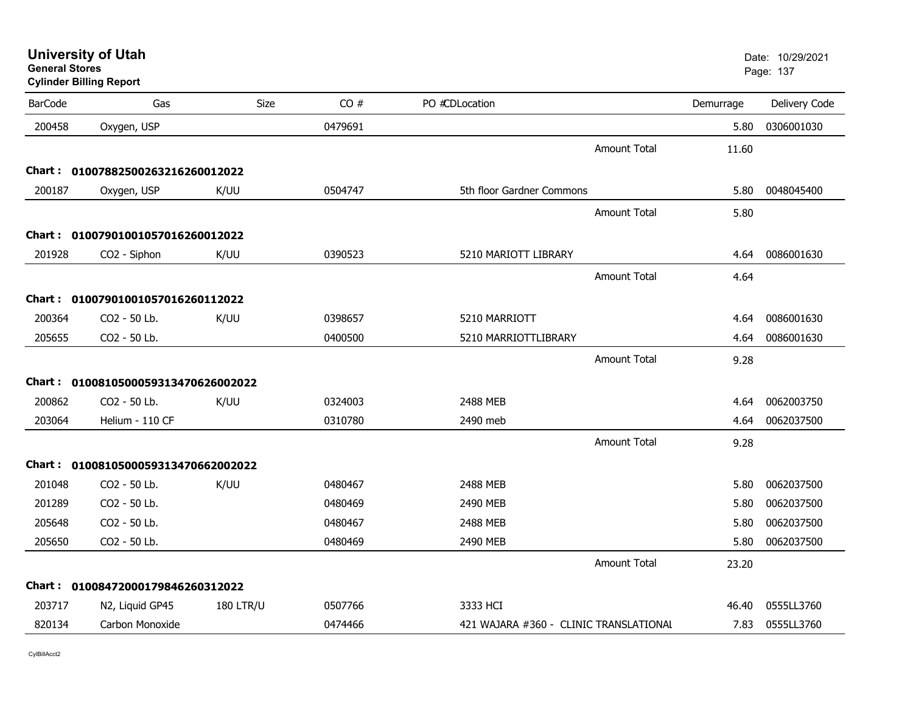# University of Utah

**General Stores**

**Cylinder Billing Report**

Date: 10/29/2021

| BarCode | Gas | Size | CO # | PO #CDLocation | Demurrage | Delivery Code |
|---|---|---|---|---|---|---|
| 200458 | Oxygen, USP | | 0479691 | | 5.80 | 0306001030 |
| | | | | Amount Total | 11.60 | |
| **Chart :** | **01007882500263216260012022** | | | | | |
| 200187 | Oxygen, USP | K/UU | 0504747 | 5th floor Gardner Commons | 5.80 | 0048045400 |
| | | | | Amount Total | 5.80 | |
| **Chart :** | **01007901001057016260012022** | | | | | |
| 201928 | CO2 - Siphon | K/UU | 0390523 | 5210 MARIOTT LIBRARY | 4.64 | 0086001630 |
| | | | | Amount Total | 4.64 | |
| **Chart :** | **01007901001057016260112022** | | | | | |
| 200364 | CO2 - 50 Lb. | K/UU | 0398657 | 5210 MARRIOTT | 4.64 | 0086001630 |
| 205655 | CO2 - 50 Lb. | | 0400500 | 5210 MARRIOTTLIBRARY | 4.64 | 0086001630 |
| | | | | Amount Total | 9.28 | |
| **Chart :** | **01008105000593134706260020 22** | | | | | |
| 200862 | CO2 - 50 Lb. | K/UU | 0324003 | 2488 MEB | 4.64 | 0062003750 |
| 203064 | Helium - 110 CF | | 0310780 | 2490 meb | 4.64 | 0062037500 |
| | | | | Amount Total | 9.28 | |
| **Chart :** | **01008105000593134706620020 22** | | | | | |
| 201048 | CO2 - 50 Lb. | K/UU | 0480467 | 2488 MEB | 5.80 | 0062037500 |
| 201289 | CO2 - 50 Lb. | | 0480469 | 2490 MEB | 5.80 | 0062037500 |
| 205648 | CO2 - 50 Lb. | | 0480467 | 2488 MEB | 5.80 | 0062037500 |
| 205650 | CO2 - 50 Lb. | | 0480469 | 2490 MEB | 5.80 | 0062037500 |
| | | | | Amount Total | 23.20 | |
| **Chart :** | **01008472000179846260312022** | | | | | |
| 203717 | N2, Liquid GP45 | 180 LTR/U | 0507766 | 3333 HCI | 46.40 | 0555LL3760 |
| 820134 | Carbon Monoxide | | 0474466 | 421 WAJARA #360 - CLINIC TRANSLATIONAL | 7.83 | 0555LL3760 |

CylBillAcct2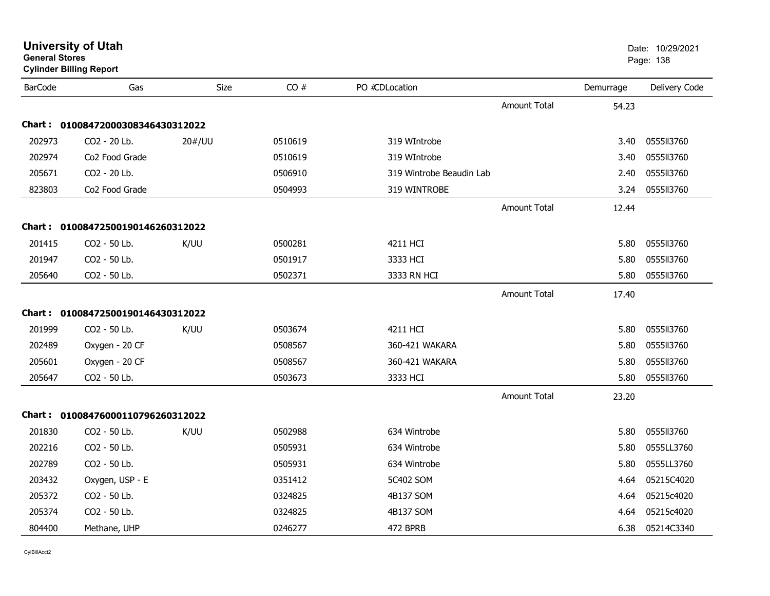# University of Utah

**General Stores**

**Cylinder Billing Report**

Date: 10/29/2021

| BarCode | Gas | Size | CO # | PO #CDLocation | | Demurrage | Delivery Code |
|---|---|---|---|---|---|---|---|
| | | | | | Amount Total | 54.23 | |
| **Chart : 01008472000308346430312022** | | | | | | | |
| 202973 | CO2 - 20 Lb. | 20#/UU | 0510619 | 319 WIntrobe | | 3.40 | 0555ll3760 |
| 202974 | Co2 Food Grade | | 0510619 | 319 WIntrobe | | 3.40 | 0555ll3760 |
| 205671 | CO2 - 20 Lb. | | 0506910 | 319 Wintrobe Beaudin Lab | | 2.40 | 0555ll3760 |
| 823803 | Co2 Food Grade | | 0504993 | 319 WINTROBE | | 3.24 | 0555ll3760 |
| | | | | | Amount Total | 12.44 | |
| **Chart : 01008472500190146260312022** | | | | | | | |
| 201415 | CO2 - 50 Lb. | K/UU | 0500281 | 4211 HCI | | 5.80 | 0555ll3760 |
| 201947 | CO2 - 50 Lb. | | 0501917 | 3333 HCI | | 5.80 | 0555ll3760 |
| 205640 | CO2 - 50 Lb. | | 0502371 | 3333 RN HCI | | 5.80 | 0555ll3760 |
| | | | | | Amount Total | 17.40 | |
| **Chart : 01008472500190146430312022** | | | | | | | |
| 201999 | CO2 - 50 Lb. | K/UU | 0503674 | 4211 HCI | | 5.80 | 0555ll3760 |
| 202489 | Oxygen - 20 CF | | 0508567 | 360-421 WAKARA | | 5.80 | 0555ll3760 |
| 205601 | Oxygen - 20 CF | | 0508567 | 360-421 WAKARA | | 5.80 | 0555ll3760 |
| 205647 | CO2 - 50 Lb. | | 0503673 | 3333 HCI | | 5.80 | 0555ll3760 |
| | | | | | Amount Total | 23.20 | |
| **Chart : 01008476000110796260312022** | | | | | | | |
| 201830 | CO2 - 50 Lb. | K/UU | 0502988 | 634 Wintrobe | | 5.80 | 0555ll3760 |
| 202216 | CO2 - 50 Lb. | | 0505931 | 634 Wintrobe | | 5.80 | 0555LL3760 |
| 202789 | CO2 - 50 Lb. | | 0505931 | 634 Wintrobe | | 5.80 | 0555LL3760 |
| 203432 | Oxygen, USP - E | | 0351412 | 5C402 SOM | | 4.64 | 05215C4020 |
| 205372 | CO2 - 50 Lb. | | 0324825 | 4B137 SOM | | 4.64 | 05215c4020 |
| 205374 | CO2 - 50 Lb. | | 0324825 | 4B137 SOM | | 4.64 | 05215c4020 |
| 804400 | Methane, UHP | | 0246277 | 472 BPRB | | 6.38 | 05214C3340 |

CylBillAcct2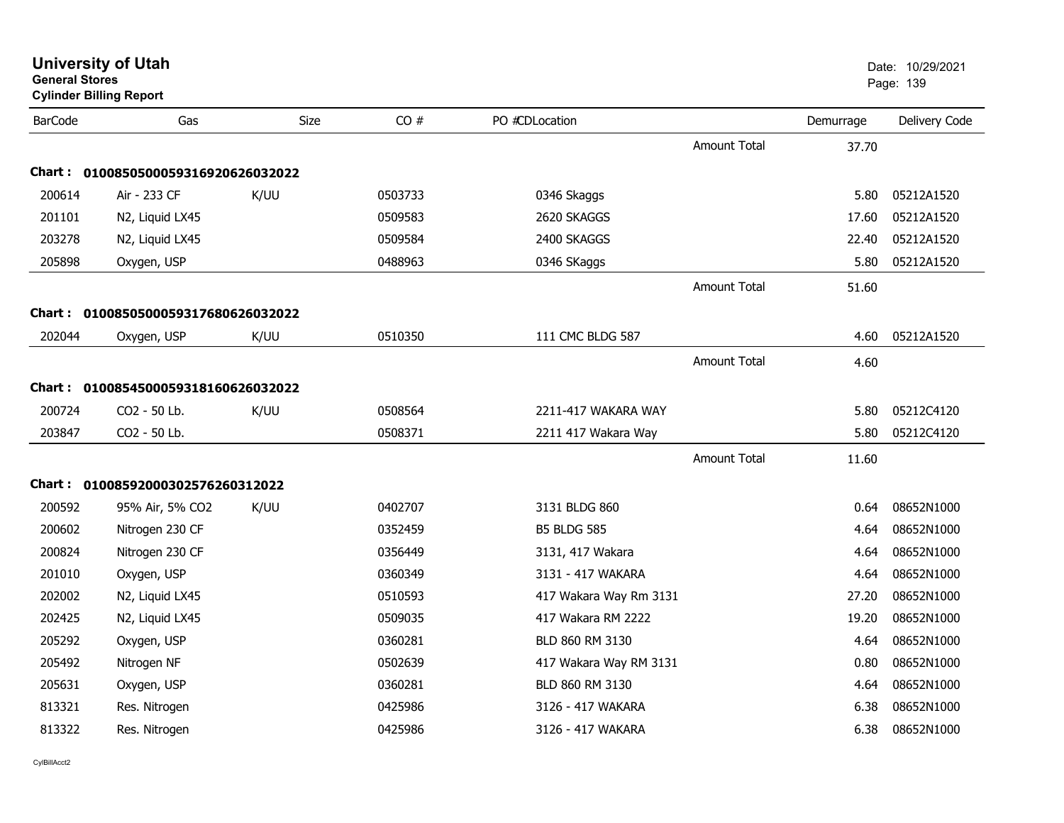**University of Utah**
**General Stores**
**Cylinder Billing Report**

Date: 10/29/2021

| BarCode | Gas | Size | CO # | PO # | CDLocation | | Demurrage | Delivery Code |
|---|---|---|---|---|---|---|---|---|
| | | | | | | Amount Total | 37.70 | |
| **Chart :** | **01008505000593169206260320​22** | | | | | | | |
| 200614 | Air - 233 CF | K/UU | 0503733 | | 0346 Skaggs | | 5.80 | 05212A1520 |
| 201101 | N2, Liquid LX45 | | 0509583 | | 2620 SKAGGS | | 17.60 | 05212A1520 |
| 203278 | N2, Liquid LX45 | | 0509584 | | 2400 SKAGGS | | 22.40 | 05212A1520 |
| 205898 | Oxygen, USP | | 0488963 | | 0346 SKaggs | | 5.80 | 05212A1520 |
| | | | | | | Amount Total | 51.60 | |
| **Chart :** | **0100850500059317680626032022** | | | | | | | |
| 202044 | Oxygen, USP | K/UU | 0510350 | | 111 CMC BLDG 587 | | 4.60 | 05212A1520 |
| | | | | | | Amount Total | 4.60 | |
| **Chart :** | **0100854500059318160626032022** | | | | | | | |
| 200724 | CO2 - 50 Lb. | K/UU | 0508564 | | 2211-417 WAKARA WAY | | 5.80 | 05212C4120 |
| 203847 | CO2 - 50 Lb. | | 0508371 | | 2211 417 Wakara Way | | 5.80 | 05212C4120 |
| | | | | | | Amount Total | 11.60 | |
| **Chart :** | **0100859200030257626031202​2** | | | | | | | |
| 200592 | 95% Air, 5% CO2 | K/UU | 0402707 | | 3131 BLDG 860 | | 0.64 | 08652N1000 |
| 200602 | Nitrogen 230 CF | | 0352459 | | B5 BLDG 585 | | 4.64 | 08652N1000 |
| 200824 | Nitrogen 230 CF | | 0356449 | | 3131, 417 Wakara | | 4.64 | 08652N1000 |
| 201010 | Oxygen, USP | | 0360349 | | 3131 - 417 WAKARA | | 4.64 | 08652N1000 |
| 202002 | N2, Liquid LX45 | | 0510593 | | 417 Wakara Way Rm 3131 | | 27.20 | 08652N1000 |
| 202425 | N2, Liquid LX45 | | 0509035 | | 417 Wakara RM 2222 | | 19.20 | 08652N1000 |
| 205292 | Oxygen, USP | | 0360281 | | BLD 860 RM 3130 | | 4.64 | 08652N1000 |
| 205492 | Nitrogen NF | | 0502639 | | 417 Wakara Way RM 3131 | | 0.80 | 08652N1000 |
| 205631 | Oxygen, USP | | 0360281 | | BLD 860 RM 3130 | | 4.64 | 08652N1000 |
| 813321 | Res. Nitrogen | | 0425986 | | 3126 - 417 WAKARA | | 6.38 | 08652N1000 |
| 813322 | Res. Nitrogen | | 0425986 | | 3126 - 417 WAKARA | | 6.38 | 08652N1000 |

CylBillAcct2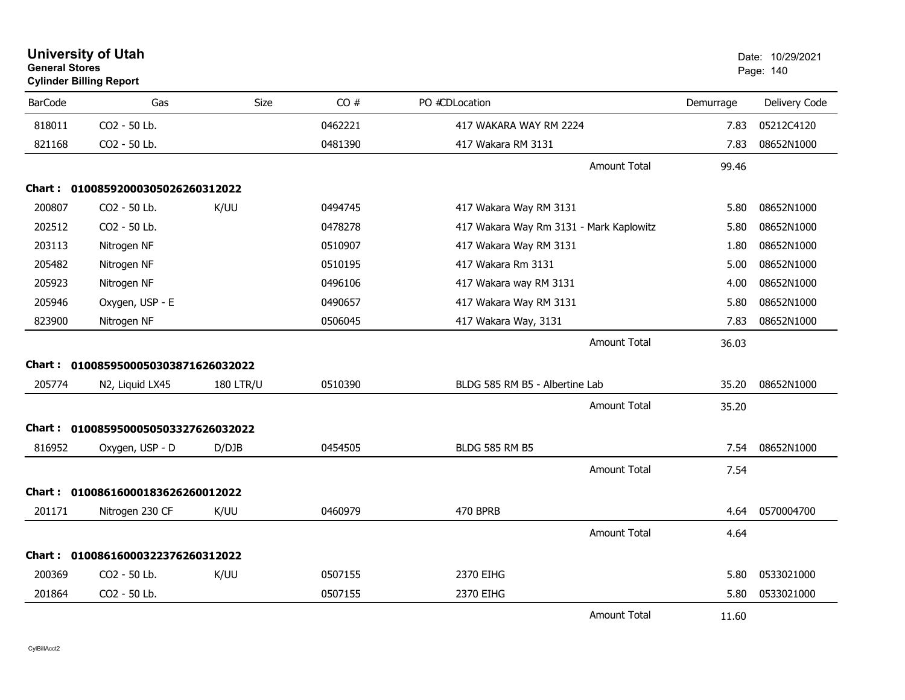# University of Utah

**General Stores**

**Cylinder Billing Report**

Date: 10/29/2021

| BarCode | Gas | Size | CO # | PO #CDLocation | Demurrage | Delivery Code |
|---|---|---|---|---|---|---|
| 818011 | CO2 - 50 Lb. | | 0462221 | 417 WAKARA WAY RM 2224 | 7.83 | 05212C4120 |
| 821168 | CO2 - 50 Lb. | | 0481390 | 417 Wakara RM 3131 | 7.83 | 08652N1000 |
| | | | | Amount Total | 99.46 | |
| **Chart :** | **01008592000305026260312022** | | | | | |
| 200807 | CO2 - 50 Lb. | K/UU | 0494745 | 417 Wakara Way RM 3131 | 5.80 | 08652N1000 |
| 202512 | CO2 - 50 Lb. | | 0478278 | 417 Wakara Way Rm 3131 - Mark Kaplowitz | 5.80 | 08652N1000 |
| 203113 | Nitrogen NF | | 0510907 | 417 Wakara Way RM 3131 | 1.80 | 08652N1000 |
| 205482 | Nitrogen NF | | 0510195 | 417 Wakara Rm 3131 | 5.00 | 08652N1000 |
| 205923 | Nitrogen NF | | 0496106 | 417 Wakara way RM 3131 | 4.00 | 08652N1000 |
| 205946 | Oxygen, USP - E | | 0490657 | 417 Wakara Way RM 3131 | 5.80 | 08652N1000 |
| 823900 | Nitrogen NF | | 0506045 | 417 Wakara Way, 3131 | 7.83 | 08652N1000 |
| | | | | Amount Total | 36.03 | |
| **Chart :** | **01008595000503038716260320​22** | | | | | |
| 205774 | N2, Liquid LX45 | 180 LTR/U | 0510390 | BLDG 585 RM B5 - Albertine Lab | 35.20 | 08652N1000 |
| | | | | Amount Total | 35.20 | |
| **Chart :** | **01008595000505033276260320​22** | | | | | |
| 816952 | Oxygen, USP - D | D/DJB | 0454505 | BLDG 585 RM B5 | 7.54 | 08652N1000 |
| | | | | Amount Total | 7.54 | |
| **Chart :** | **01008616000183626260012022** | | | | | |
| 201171 | Nitrogen 230 CF | K/UU | 0460979 | 470 BPRB | 4.64 | 0570004700 |
| | | | | Amount Total | 4.64 | |
| **Chart :** | **01008616000322376260312022** | | | | | |
| 200369 | CO2 - 50 Lb. | K/UU | 0507155 | 2370 EIHG | 5.80 | 0533021000 |
| 201864 | CO2 - 50 Lb. | | 0507155 | 2370 EIHG | 5.80 | 0533021000 |
| | | | | Amount Total | 11.60 | |

CylBillAcct2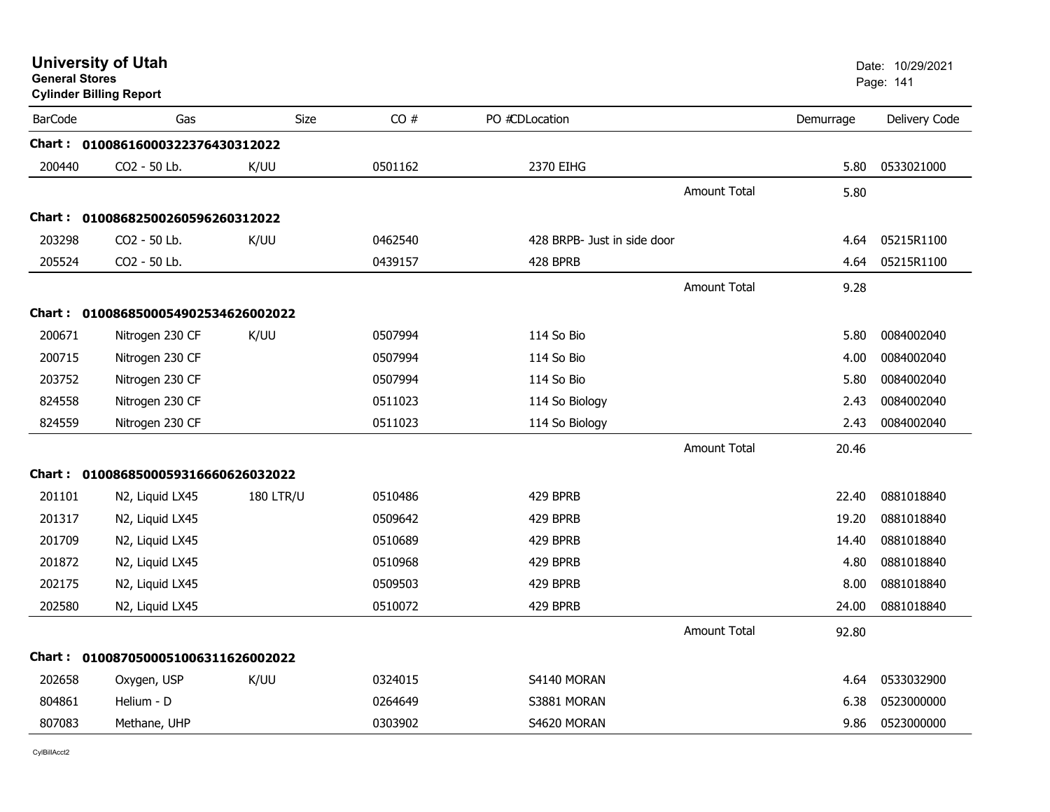**University of Utah**
**General Stores**
**Cylinder Billing Report**

Date: 10/29/2021

| BarCode | Gas | Size | CO # | PO #CDLocation | | Demurrage | Delivery Code |
|---|---|---|---|---|---|---|---|
| **Chart :** | **01008616000322376430312022** | | | | | | |
| 200440 | CO2 - 50 Lb. | K/UU | 0501162 | 2370 EIHG | | 5.80 | 0533021000 |
| | | | | | Amount Total | 5.80 | |
| **Chart :** | **01008682500260596260312022** | | | | | | |
| 203298 | CO2 - 50 Lb. | K/UU | 0462540 | 428 BRPB- Just in side door | | 4.64 | 05215R1100 |
| 205524 | CO2 - 50 Lb. | | 0439157 | 428 BPRB | | 4.64 | 05215R1100 |
| | | | | | Amount Total | 9.28 | |
| **Chart :** | **01008685000549025346260022022** | | | | | | |
| 200671 | Nitrogen 230 CF | K/UU | 0507994 | 114 So Bio | | 5.80 | 0084002040 |
| 200715 | Nitrogen 230 CF | | 0507994 | 114 So Bio | | 4.00 | 0084002040 |
| 203752 | Nitrogen 230 CF | | 0507994 | 114 So Bio | | 5.80 | 0084002040 |
| 824558 | Nitrogen 230 CF | | 0511023 | 114 So Biology | | 2.43 | 0084002040 |
| 824559 | Nitrogen 230 CF | | 0511023 | 114 So Biology | | 2.43 | 0084002040 |
| | | | | | Amount Total | 20.46 | |
| **Chart :** | **01008685000593166606260322022** | | | | | | |
| 201101 | N2, Liquid LX45 | 180 LTR/U | 0510486 | 429 BPRB | | 22.40 | 0881018840 |
| 201317 | N2, Liquid LX45 | | 0509642 | 429 BPRB | | 19.20 | 0881018840 |
| 201709 | N2, Liquid LX45 | | 0510689 | 429 BPRB | | 14.40 | 0881018840 |
| 201872 | N2, Liquid LX45 | | 0510968 | 429 BPRB | | 4.80 | 0881018840 |
| 202175 | N2, Liquid LX45 | | 0509503 | 429 BPRB | | 8.00 | 0881018840 |
| 202580 | N2, Liquid LX45 | | 0510072 | 429 BPRB | | 24.00 | 0881018840 |
| | | | | | Amount Total | 92.80 | |
| **Chart :** | **01008705000510063116260022022** | | | | | | |
| 202658 | Oxygen, USP | K/UU | 0324015 | S4140 MORAN | | 4.64 | 0533032900 |
| 804861 | Helium - D | | 0264649 | S3881 MORAN | | 6.38 | 0523000000 |
| 807083 | Methane, UHP | | 0303902 | S4620 MORAN | | 9.86 | 0523000000 |

CylBillAcct2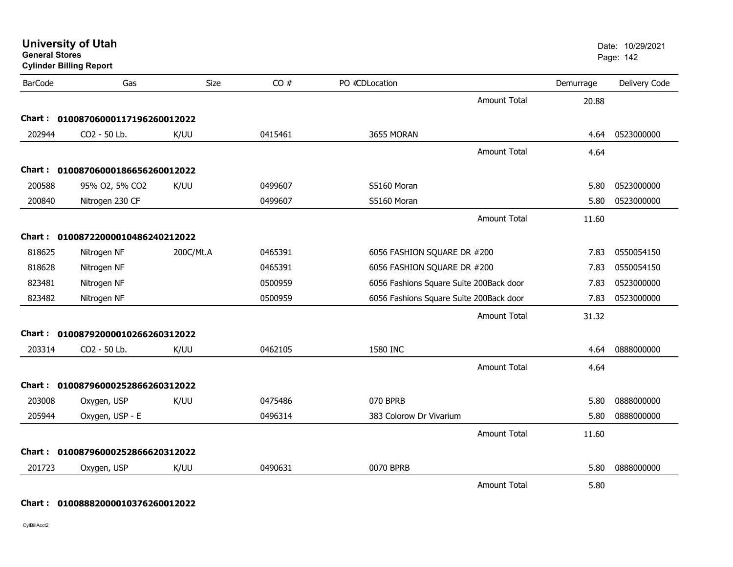# University of Utah

**General Stores**

**Cylinder Billing Report**

Date: 10/29/2021

| BarCode | Gas | Size | CO # | PO #CDLocation | | Demurrage | Delivery Code |
|---|---|---|---|---|---|---|---|
| | | | | | Amount Total | 20.88 | |
| **Chart :** | **01008706000117196260012022** | | | | | | |
| 202944 | CO2 - 50 Lb. | K/UU | 0415461 | 3655 MORAN | | 4.64 | 0523000000 |
| | | | | | Amount Total | 4.64 | |
| **Chart :** | **01008706000186656260012022** | | | | | | |
| 200588 | 95% O2, 5% CO2 | K/UU | 0499607 | S5160 Moran | | 5.80 | 0523000000 |
| 200840 | Nitrogen 230 CF | | 0499607 | S5160 Moran | | 5.80 | 0523000000 |
| | | | | | Amount Total | 11.60 | |
| **Chart :** | **01008722000010486240212022** | | | | | | |
| 818625 | Nitrogen NF | 200C/Mt.A | 0465391 | 6056 FASHION SQUARE DR #200 | | 7.83 | 0550054150 |
| 818628 | Nitrogen NF | | 0465391 | 6056 FASHION SQUARE DR #200 | | 7.83 | 0550054150 |
| 823481 | Nitrogen NF | | 0500959 | 6056 Fashions Square Suite 200Back door | | 7.83 | 0523000000 |
| 823482 | Nitrogen NF | | 0500959 | 6056 Fashions Square Suite 200Back door | | 7.83 | 0523000000 |
| | | | | | Amount Total | 31.32 | |
| **Chart :** | **01008792000010266260312022** | | | | | | |
| 203314 | CO2 - 50 Lb. | K/UU | 0462105 | 1580 INC | | 4.64 | 0888000000 |
| | | | | | Amount Total | 4.64 | |
| **Chart :** | **01008796000252866260312022** | | | | | | |
| 203008 | Oxygen, USP | K/UU | 0475486 | 070 BPRB | | 5.80 | 0888000000 |
| 205944 | Oxygen, USP - E | | 0496314 | 383 Colorow Dr Vivarium | | 5.80 | 0888000000 |
| | | | | | Amount Total | 11.60 | |
| **Chart :** | **01008796000252866620312022** | | | | | | |
| 201723 | Oxygen, USP | K/UU | 0490631 | 0070 BPRB | | 5.80 | 0888000000 |
| | | | | | Amount Total | 5.80 | |
| **Chart :** | **01008882000010376260012022** | | | | | | |

CylBillAcct2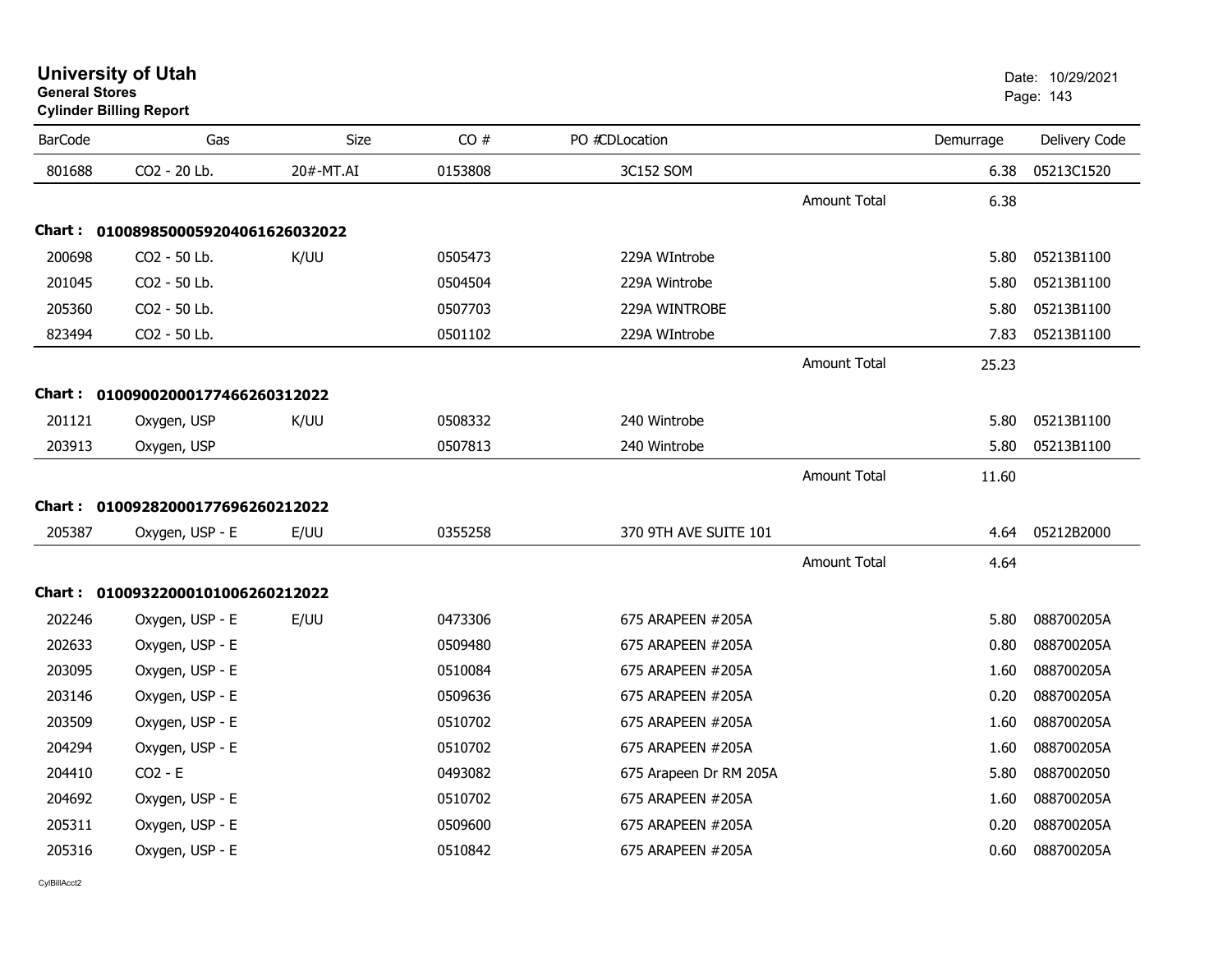# University of Utah

**General Stores**

**Cylinder Billing Report**

Date: 10/29/2021

| BarCode | Gas | Size | CO # | PO # | CD | Location | | Demurrage | Delivery Code |
|---|---|---|---|---|---|---|---|---|---|
| 801688 | CO2 - 20 Lb. | 20#-MT.AI | 0153808 | | | 3C152 SOM | | 6.38 | 05213C1520 |
| | | | | | | | Amount Total | 6.38 | |
| **Chart :** | **01008985000592040616260320​22** | | | | | | | | |
| 200698 | CO2 - 50 Lb. | K/UU | 0505473 | | | 229A WIntrobe | | 5.80 | 05213B1100 |
| 201045 | CO2 - 50 Lb. | | 0504504 | | | 229A Wintrobe | | 5.80 | 05213B1100 |
| 205360 | CO2 - 50 Lb. | | 0507703 | | | 229A WINTROBE | | 5.80 | 05213B1100 |
| 823494 | CO2 - 50 Lb. | | 0501102 | | | 229A WIntrobe | | 7.83 | 05213B1100 |
| | | | | | | | Amount Total | 25.23 | |
| **Chart :** | **010090020001774662603120​22** | | | | | | | | |
| 201121 | Oxygen, USP | K/UU | 0508332 | | | 240 Wintrobe | | 5.80 | 05213B1100 |
| 203913 | Oxygen, USP | | 0507813 | | | 240 Wintrobe | | 5.80 | 05213B1100 |
| | | | | | | | Amount Total | 11.60 | |
| **Chart :** | **010092820001776962602120​22** | | | | | | | | |
| 205387 | Oxygen, USP - E | E/UU | 0355258 | | | 370 9TH AVE SUITE 101 | | 4.64 | 05212B2000 |
| | | | | | | | Amount Total | 4.64 | |
| **Chart :** | **010093220001010062602120​22** | | | | | | | | |
| 202246 | Oxygen, USP - E | E/UU | 0473306 | | | 675 ARAPEEN #205A | | 5.80 | 088700205A |
| 202633 | Oxygen, USP - E | | 0509480 | | | 675 ARAPEEN #205A | | 0.80 | 088700205A |
| 203095 | Oxygen, USP - E | | 0510084 | | | 675 ARAPEEN #205A | | 1.60 | 088700205A |
| 203146 | Oxygen, USP - E | | 0509636 | | | 675 ARAPEEN #205A | | 0.20 | 088700205A |
| 203509 | Oxygen, USP - E | | 0510702 | | | 675 ARAPEEN #205A | | 1.60 | 088700205A |
| 204294 | Oxygen, USP - E | | 0510702 | | | 675 ARAPEEN #205A | | 1.60 | 088700205A |
| 204410 | CO2 - E | | 0493082 | | | 675 Arapeen Dr RM 205A | | 5.80 | 0887002050 |
| 204692 | Oxygen, USP - E | | 0510702 | | | 675 ARAPEEN #205A | | 1.60 | 088700205A |
| 205311 | Oxygen, USP - E | | 0509600 | | | 675 ARAPEEN #205A | | 0.20 | 088700205A |
| 205316 | Oxygen, USP - E | | 0510842 | | | 675 ARAPEEN #205A | | 0.60 | 088700205A |

CylBillAcct2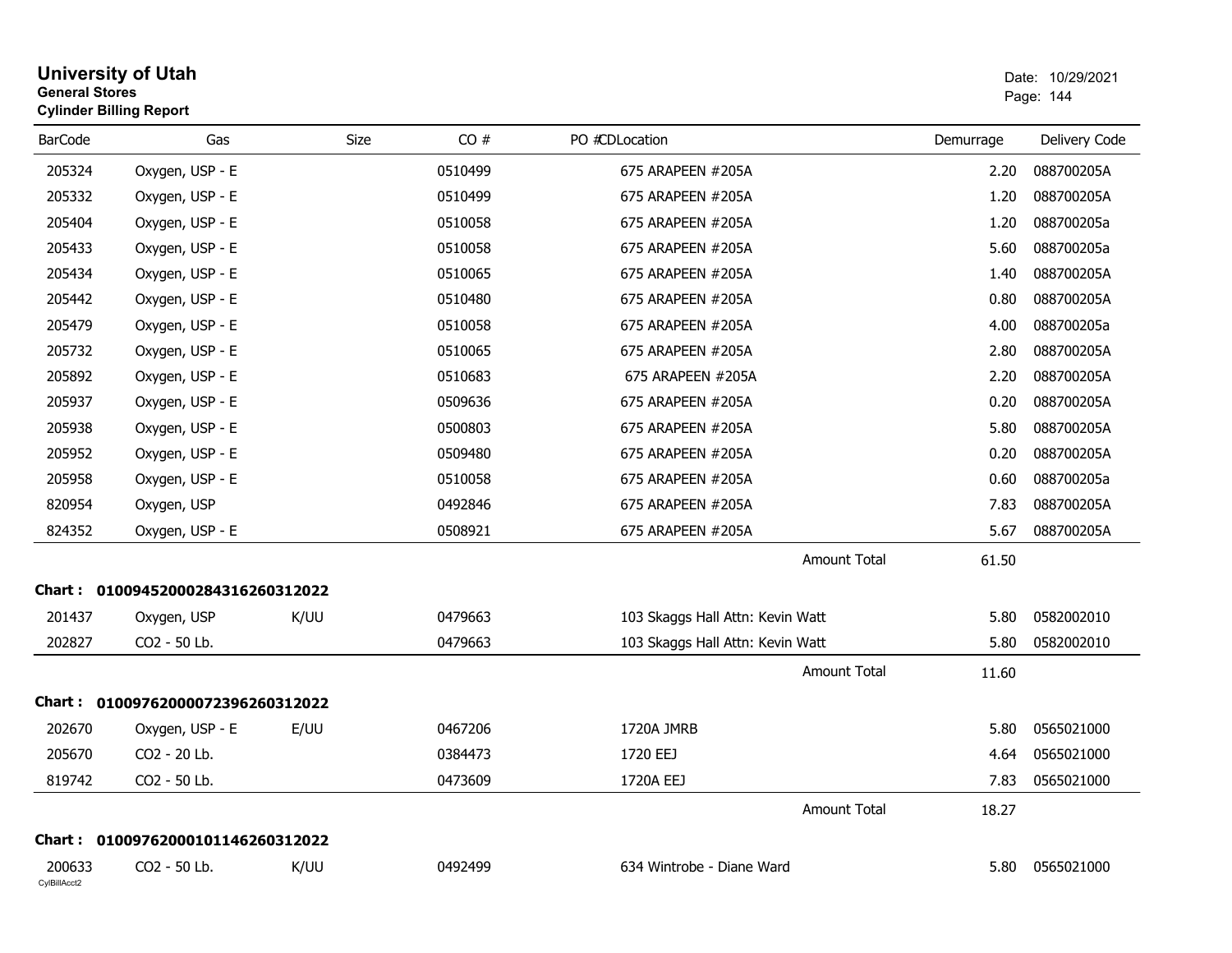# University of Utah

**General Stores**
**Cylinder Billing Report**

Date: 10/29/2021

| BarCode | Gas | Size | CO # | PO #CDLocation | Demurrage | Delivery Code |
|---|---|---|---|---|---|---|
| 205324 | Oxygen, USP - E | | 0510499 | 675 ARAPEEN #205A | 2.20 | 088700205A |
| 205332 | Oxygen, USP - E | | 0510499 | 675 ARAPEEN #205A | 1.20 | 088700205A |
| 205404 | Oxygen, USP - E | | 0510058 | 675 ARAPEEN #205A | 1.20 | 088700205a |
| 205433 | Oxygen, USP - E | | 0510058 | 675 ARAPEEN #205A | 5.60 | 088700205a |
| 205434 | Oxygen, USP - E | | 0510065 | 675 ARAPEEN #205A | 1.40 | 088700205A |
| 205442 | Oxygen, USP - E | | 0510480 | 675 ARAPEEN #205A | 0.80 | 088700205A |
| 205479 | Oxygen, USP - E | | 0510058 | 675 ARAPEEN #205A | 4.00 | 088700205a |
| 205732 | Oxygen, USP - E | | 0510065 | 675 ARAPEEN #205A | 2.80 | 088700205A |
| 205892 | Oxygen, USP - E | | 0510683 | 675 ARAPEEN #205A | 2.20 | 088700205A |
| 205937 | Oxygen, USP - E | | 0509636 | 675 ARAPEEN #205A | 0.20 | 088700205A |
| 205938 | Oxygen, USP - E | | 0500803 | 675 ARAPEEN #205A | 5.80 | 088700205A |
| 205952 | Oxygen, USP - E | | 0509480 | 675 ARAPEEN #205A | 0.20 | 088700205A |
| 205958 | Oxygen, USP - E | | 0510058 | 675 ARAPEEN #205A | 0.60 | 088700205a |
| 820954 | Oxygen, USP | | 0492846 | 675 ARAPEEN #205A | 7.83 | 088700205A |
| 824352 | Oxygen, USP - E | | 0508921 | 675 ARAPEEN #205A | 5.67 | 088700205A |
| | | | | Amount Total | 61.50 | |

**Chart : 01009452000284316260312022**

| BarCode | Gas | Size | CO # | PO #CDLocation | Demurrage | Delivery Code |
|---|---|---|---|---|---|---|
| 201437 | Oxygen, USP | K/UU | 0479663 | 103 Skaggs Hall Attn: Kevin Watt | 5.80 | 0582002010 |
| 202827 | CO2 - 50 Lb. | | 0479663 | 103 Skaggs Hall Attn: Kevin Watt | 5.80 | 0582002010 |
| | | | | Amount Total | 11.60 | |

**Chart : 01009762000072396260312022**

| BarCode | Gas | Size | CO # | PO #CDLocation | Demurrage | Delivery Code |
|---|---|---|---|---|---|---|
| 202670 | Oxygen, USP - E | E/UU | 0467206 | 1720A JMRB | 5.80 | 0565021000 |
| 205670 | CO2 - 20 Lb. | | 0384473 | 1720 EEJ | 4.64 | 0565021000 |
| 819742 | CO2 - 50 Lb. | | 0473609 | 1720A EEJ | 7.83 | 0565021000 |
| | | | | Amount Total | 18.27 | |

**Chart : 01009762000101146260312022**

| BarCode | Gas | Size | CO # | PO #CDLocation | Demurrage | Delivery Code |
|---|---|---|---|---|---|---|
| 200633 | CO2 - 50 Lb. | K/UU | 0492499 | 634 Wintrobe - Diane Ward | 5.80 | 0565021000 |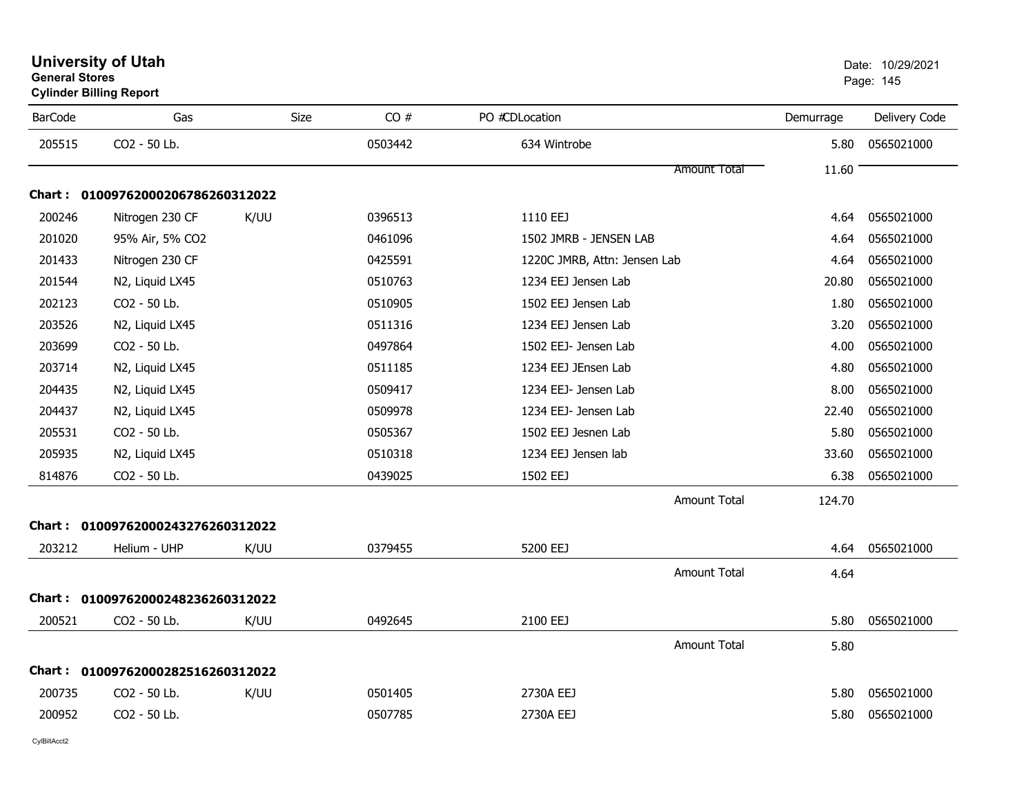**University of Utah**
**General Stores**
**Cylinder Billing Report**

Date: 10/29/2021

| BarCode | Gas | Size | CO # | PO #CDLocation | Demurrage | Delivery Code |
|---|---|---|---|---|---|---|
| 205515 | CO2 - 50 Lb. | | 0503442 | 634 Wintrobe | 5.80 | 0565021000 |
| | | | | Amount Total | 11.60 | |
| **Chart : 01009762000206786260312022** | | | | | | |
| 200246 | Nitrogen 230 CF | K/UU | 0396513 | 1110 EEJ | 4.64 | 0565021000 |
| 201020 | 95% Air, 5% CO2 | | 0461096 | 1502 JMRB - JENSEN LAB | 4.64 | 0565021000 |
| 201433 | Nitrogen 230 CF | | 0425591 | 1220C JMRB, Attn: Jensen Lab | 4.64 | 0565021000 |
| 201544 | N2, Liquid LX45 | | 0510763 | 1234 EEJ Jensen Lab | 20.80 | 0565021000 |
| 202123 | CO2 - 50 Lb. | | 0510905 | 1502 EEJ Jensen Lab | 1.80 | 0565021000 |
| 203526 | N2, Liquid LX45 | | 0511316 | 1234 EEJ Jensen Lab | 3.20 | 0565021000 |
| 203699 | CO2 - 50 Lb. | | 0497864 | 1502 EEJ- Jensen Lab | 4.00 | 0565021000 |
| 203714 | N2, Liquid LX45 | | 0511185 | 1234 EEJ JEnsen Lab | 4.80 | 0565021000 |
| 204435 | N2, Liquid LX45 | | 0509417 | 1234 EEJ- Jensen Lab | 8.00 | 0565021000 |
| 204437 | N2, Liquid LX45 | | 0509978 | 1234 EEJ- Jensen Lab | 22.40 | 0565021000 |
| 205531 | CO2 - 50 Lb. | | 0505367 | 1502 EEJ Jesnen Lab | 5.80 | 0565021000 |
| 205935 | N2, Liquid LX45 | | 0510318 | 1234 EEJ Jensen lab | 33.60 | 0565021000 |
| 814876 | CO2 - 50 Lb. | | 0439025 | 1502 EEJ | 6.38 | 0565021000 |
| | | | | Amount Total | 124.70 | |
| **Chart : 01009762000243276260312022** | | | | | | |
| 203212 | Helium - UHP | K/UU | 0379455 | 5200 EEJ | 4.64 | 0565021000 |
| | | | | Amount Total | 4.64 | |
| **Chart : 01009762000248236260312022** | | | | | | |
| 200521 | CO2 - 50 Lb. | K/UU | 0492645 | 2100 EEJ | 5.80 | 0565021000 |
| | | | | Amount Total | 5.80 | |
| **Chart : 01009762000282516260312022** | | | | | | |
| 200735 | CO2 - 50 Lb. | K/UU | 0501405 | 2730A EEJ | 5.80 | 0565021000 |
| 200952 | CO2 - 50 Lb. | | 0507785 | 2730A EEJ | 5.80 | 0565021000 |

CylBillAcct2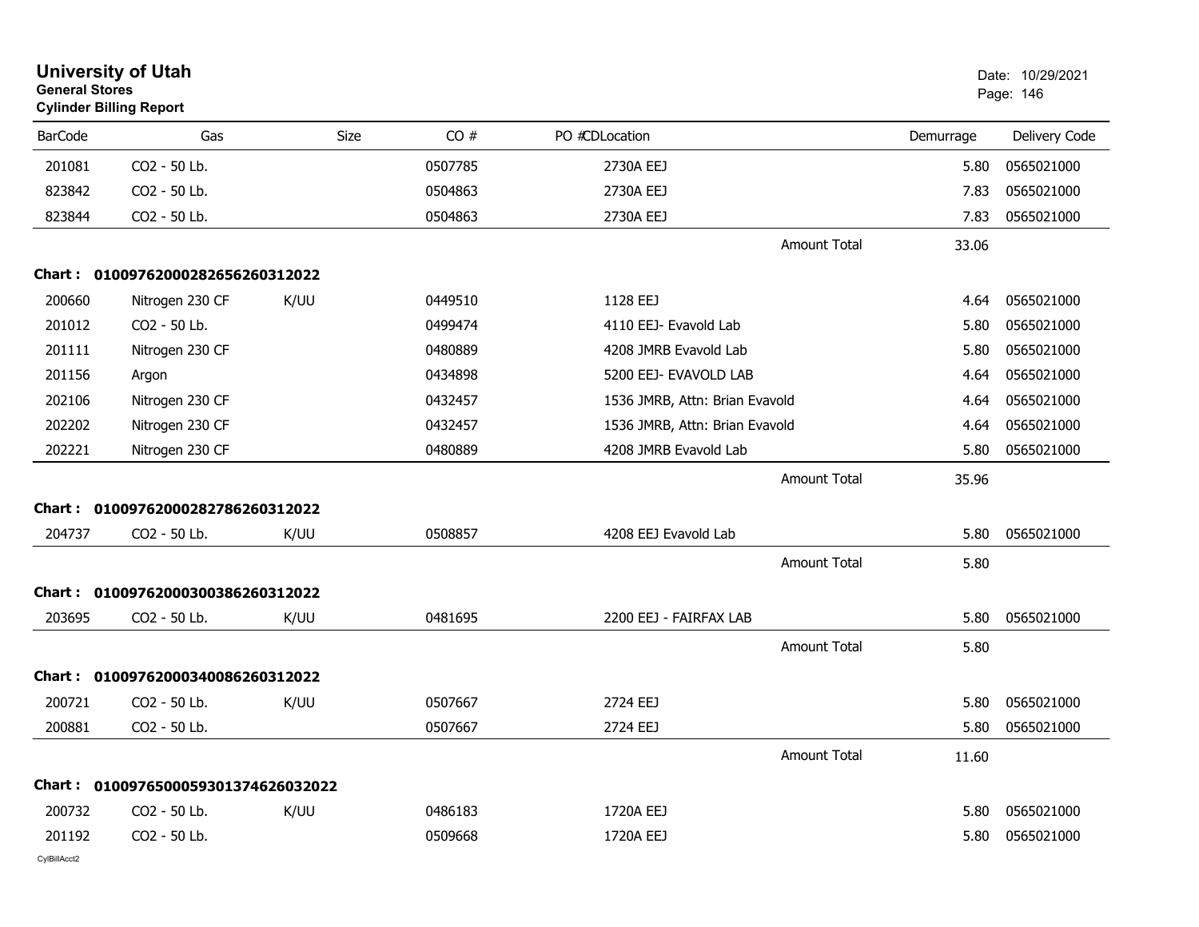# University of Utah

**General Stores**

**Cylinder Billing Report**

Date: 10/29/2021

| BarCode | Gas | Size | CO # | PO # | CDLocation | Demurrage | Delivery Code |
|---|---|---|---|---|---|---|---|
| 201081 | CO2 - 50 Lb. | | 0507785 | | 2730A EEJ | 5.80 | 0565021000 |
| 823842 | CO2 - 50 Lb. | | 0504863 | | 2730A EEJ | 7.83 | 0565021000 |
| 823844 | CO2 - 50 Lb. | | 0504863 | | 2730A EEJ | 7.83 | 0565021000 |
| | | | | | Amount Total | 33.06 | |
| **Chart :** | **01009762000282656260312022** | | | | | | |
| 200660 | Nitrogen 230 CF | K/UU | 0449510 | | 1128 EEJ | 4.64 | 0565021000 |
| 201012 | CO2 - 50 Lb. | | 0499474 | | 4110 EEJ- Evavold Lab | 5.80 | 0565021000 |
| 201111 | Nitrogen 230 CF | | 0480889 | | 4208 JMRB Evavold Lab | 5.80 | 0565021000 |
| 201156 | Argon | | 0434898 | | 5200 EEJ- EVAVOLD LAB | 4.64 | 0565021000 |
| 202106 | Nitrogen 230 CF | | 0432457 | | 1536 JMRB, Attn: Brian Evavold | 4.64 | 0565021000 |
| 202202 | Nitrogen 230 CF | | 0432457 | | 1536 JMRB, Attn: Brian Evavold | 4.64 | 0565021000 |
| 202221 | Nitrogen 230 CF | | 0480889 | | 4208 JMRB Evavold Lab | 5.80 | 0565021000 |
| | | | | | Amount Total | 35.96 | |
| **Chart :** | **01009762000282786260312022** | | | | | | |
| 204737 | CO2 - 50 Lb. | K/UU | 0508857 | | 4208 EEJ Evavold Lab | 5.80 | 0565021000 |
| | | | | | Amount Total | 5.80 | |
| **Chart :** | **01009762000300386260312022** | | | | | | |
| 203695 | CO2 - 50 Lb. | K/UU | 0481695 | | 2200 EEJ - FAIRFAX LAB | 5.80 | 0565021000 |
| | | | | | Amount Total | 5.80 | |
| **Chart :** | **01009762000340086260312022** | | | | | | |
| 200721 | CO2 - 50 Lb. | K/UU | 0507667 | | 2724 EEJ | 5.80 | 0565021000 |
| 200881 | CO2 - 50 Lb. | | 0507667 | | 2724 EEJ | 5.80 | 0565021000 |
| | | | | | Amount Total | 11.60 | |
| **Chart :** | **01009765000593013746260320222** | | | | | | |
| 200732 | CO2 - 50 Lb. | K/UU | 0486183 | | 1720A EEJ | 5.80 | 0565021000 |
| 201192 | CO2 - 50 Lb. | | 0509668 | | 1720A EEJ | 5.80 | 0565021000 |

CylBillAcct2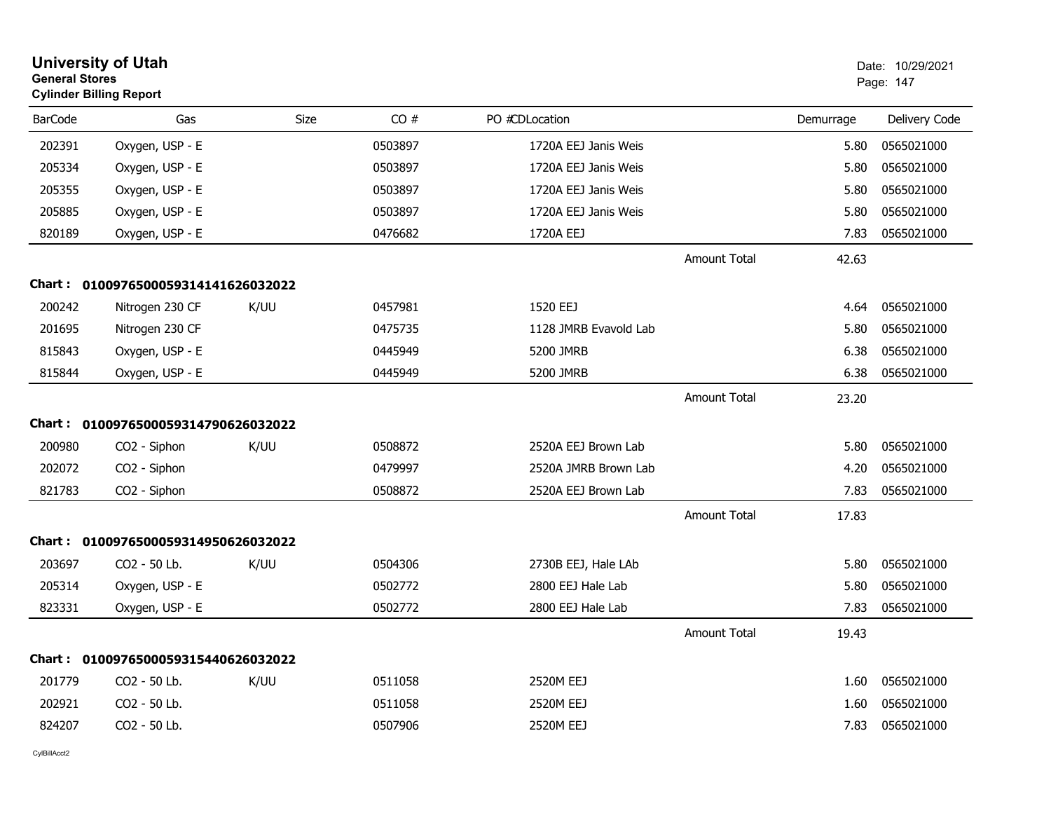# University of Utah
**General Stores**
**Cylinder Billing Report**

Date: 10/29/2021

| BarCode | Gas | Size | CO # | PO # | CD | Location | Demurrage | Delivery Code |
|---|---|---|---|---|---|---|---|---|
| 202391 | Oxygen, USP - E | | 0503897 | | | 1720A EEJ Janis Weis | 5.80 | 0565021000 |
| 205334 | Oxygen, USP - E | | 0503897 | | | 1720A EEJ Janis Weis | 5.80 | 0565021000 |
| 205355 | Oxygen, USP - E | | 0503897 | | | 1720A EEJ Janis Weis | 5.80 | 0565021000 |
| 205885 | Oxygen, USP - E | | 0503897 | | | 1720A EEJ Janis Weis | 5.80 | 0565021000 |
| 820189 | Oxygen, USP - E | | 0476682 | | | 1720A EEJ | 7.83 | 0565021000 |
| | | | | | | Amount Total | 42.63 | |
| **Chart :** | **01009765000593141416260320​22** | | | | | | | |
| 200242 | Nitrogen 230 CF | K/UU | 0457981 | | | 1520 EEJ | 4.64 | 0565021000 |
| 201695 | Nitrogen 230 CF | | 0475735 | | | 1128 JMRB Evavold Lab | 5.80 | 0565021000 |
| 815843 | Oxygen, USP - E | | 0445949 | | | 5200 JMRB | 6.38 | 0565021000 |
| 815844 | Oxygen, USP - E | | 0445949 | | | 5200 JMRB | 6.38 | 0565021000 |
| | | | | | | Amount Total | 23.20 | |
| **Chart :** | **01009765000593147906260320​22** | | | | | | | |
| 200980 | CO2 - Siphon | K/UU | 0508872 | | | 2520A EEJ Brown Lab | 5.80 | 0565021000 |
| 202072 | CO2 - Siphon | | 0479997 | | | 2520A JMRB Brown Lab | 4.20 | 0565021000 |
| 821783 | CO2 - Siphon | | 0508872 | | | 2520A EEJ Brown Lab | 7.83 | 0565021000 |
| | | | | | | Amount Total | 17.83 | |
| **Chart :** | **01009765000593149506260320​22** | | | | | | | |
| 203697 | CO2 - 50 Lb. | K/UU | 0504306 | | | 2730B EEJ, Hale LAb | 5.80 | 0565021000 |
| 205314 | Oxygen, USP - E | | 0502772 | | | 2800 EEJ Hale Lab | 5.80 | 0565021000 |
| 823331 | Oxygen, USP - E | | 0502772 | | | 2800 EEJ Hale Lab | 7.83 | 0565021000 |
| | | | | | | Amount Total | 19.43 | |
| **Chart :** | **01009765000593154406260320​22** | | | | | | | |
| 201779 | CO2 - 50 Lb. | K/UU | 0511058 | | | 2520M EEJ | 1.60 | 0565021000 |
| 202921 | CO2 - 50 Lb. | | 0511058 | | | 2520M EEJ | 1.60 | 0565021000 |
| 824207 | CO2 - 50 Lb. | | 0507906 | | | 2520M EEJ | 7.83 | 0565021000 |

CylBillAcct2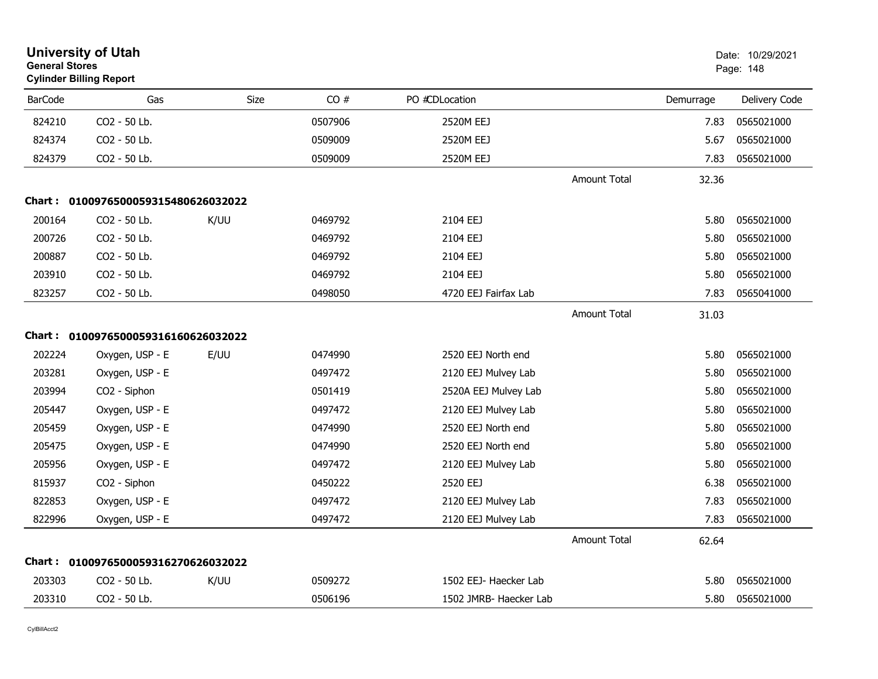# University of Utah

**General Stores**

**Cylinder Billing Report**

Date: 10/29/2021

| BarCode | Gas | Size | CO # | PO #CDLocation | | Demurrage | Delivery Code |
|---|---|---|---|---|---|---|---|
| 824210 | CO2 - 50 Lb. | | 0507906 | 2520M EEJ | | 7.83 | 0565021000 |
| 824374 | CO2 - 50 Lb. | | 0509009 | 2520M EEJ | | 5.67 | 0565021000 |
| 824379 | CO2 - 50 Lb. | | 0509009 | 2520M EEJ | | 7.83 | 0565021000 |
| | | | | | Amount Total | 32.36 | |

**Chart : 01009765000593154806260320​22**

| BarCode | Gas | Size | CO # | PO #CDLocation | | Demurrage | Delivery Code |
|---|---|---|---|---|---|---|---|
| 200164 | CO2 - 50 Lb. | K/UU | 0469792 | 2104 EEJ | | 5.80 | 0565021000 |
| 200726 | CO2 - 50 Lb. | | 0469792 | 2104 EEJ | | 5.80 | 0565021000 |
| 200887 | CO2 - 50 Lb. | | 0469792 | 2104 EEJ | | 5.80 | 0565021000 |
| 203910 | CO2 - 50 Lb. | | 0469792 | 2104 EEJ | | 5.80 | 0565021000 |
| 823257 | CO2 - 50 Lb. | | 0498050 | 4720 EEJ Fairfax Lab | | 7.83 | 0565041000 |
| | | | | | Amount Total | 31.03 | |

**Chart : 0100976500059316160626032022**

| BarCode | Gas | Size | CO # | PO #CDLocation | | Demurrage | Delivery Code |
|---|---|---|---|---|---|---|---|
| 202224 | Oxygen, USP - E | E/UU | 0474990 | 2520 EEJ North end | | 5.80 | 0565021000 |
| 203281 | Oxygen, USP - E | | 0497472 | 2120 EEJ Mulvey Lab | | 5.80 | 0565021000 |
| 203994 | CO2 - Siphon | | 0501419 | 2520A EEJ Mulvey Lab | | 5.80 | 0565021000 |
| 205447 | Oxygen, USP - E | | 0497472 | 2120 EEJ Mulvey Lab | | 5.80 | 0565021000 |
| 205459 | Oxygen, USP - E | | 0474990 | 2520 EEJ North end | | 5.80 | 0565021000 |
| 205475 | Oxygen, USP - E | | 0474990 | 2520 EEJ North end | | 5.80 | 0565021000 |
| 205956 | Oxygen, USP - E | | 0497472 | 2120 EEJ Mulvey Lab | | 5.80 | 0565021000 |
| 815937 | CO2 - Siphon | | 0450222 | 2520 EEJ | | 6.38 | 0565021000 |
| 822853 | Oxygen, USP - E | | 0497472 | 2120 EEJ Mulvey Lab | | 7.83 | 0565021000 |
| 822996 | Oxygen, USP - E | | 0497472 | 2120 EEJ Mulvey Lab | | 7.83 | 0565021000 |
| | | | | | Amount Total | 62.64 | |

**Chart : 0100976500059316270626032022**

| BarCode | Gas | Size | CO # | PO #CDLocation | | Demurrage | Delivery Code |
|---|---|---|---|---|---|---|---|
| 203303 | CO2 - 50 Lb. | K/UU | 0509272 | 1502 EEJ- Haecker Lab | | 5.80 | 0565021000 |
| 203310 | CO2 - 50 Lb. | | 0506196 | 1502 JMRB- Haecker Lab | | 5.80 | 0565021000 |

CylBillAcct2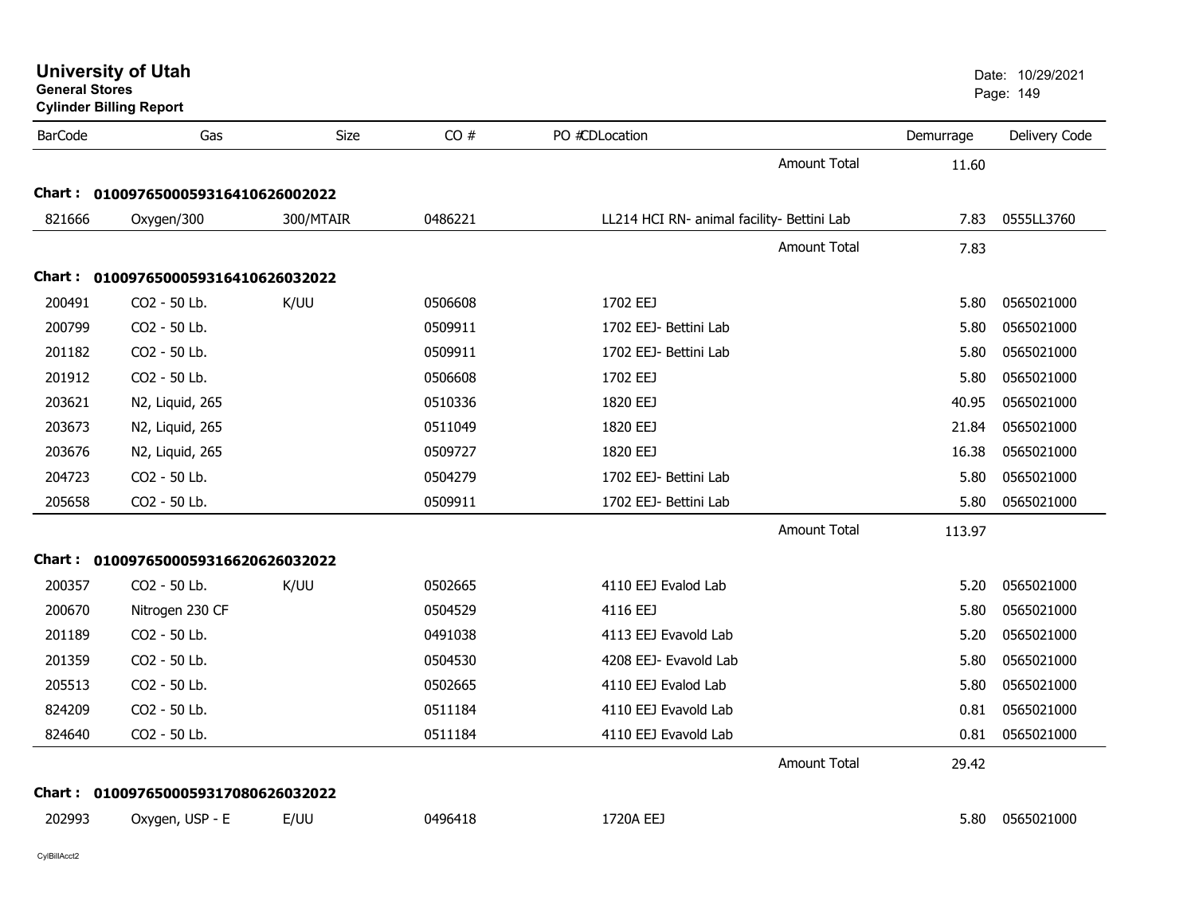**University of Utah**
**General Stores**
**Cylinder Billing Report**

Date: 10/29/2021

| BarCode | Gas | Size | CO # | PO # | CD | Location | Demurrage | Delivery Code |
|---|---|---|---|---|---|---|---|---|
| | | | | | | Amount Total | 11.60 | |
| **Chart :** | **01009765000593164106260020​22** | | | | | | | |
| 821666 | Oxygen/300 | 300/MTAIR | 0486221 | | | LL214 HCI RN- animal facility- Bettini Lab | 7.83 | 0555LL3760 |
| | | | | | | Amount Total | 7.83 | |
| **Chart :** | **0100976500059316410626032022** | | | | | | | |
| 200491 | CO2 - 50 Lb. | K/UU | 0506608 | | | 1702 EEJ | 5.80 | 0565021000 |
| 200799 | CO2 - 50 Lb. | | 0509911 | | | 1702 EEJ- Bettini Lab | 5.80 | 0565021000 |
| 201182 | CO2 - 50 Lb. | | 0509911 | | | 1702 EEJ- Bettini Lab | 5.80 | 0565021000 |
| 201912 | CO2 - 50 Lb. | | 0506608 | | | 1702 EEJ | 5.80 | 0565021000 |
| 203621 | N2, Liquid, 265 | | 0510336 | | | 1820 EEJ | 40.95 | 0565021000 |
| 203673 | N2, Liquid, 265 | | 0511049 | | | 1820 EEJ | 21.84 | 0565021000 |
| 203676 | N2, Liquid, 265 | | 0509727 | | | 1820 EEJ | 16.38 | 0565021000 |
| 204723 | CO2 - 50 Lb. | | 0504279 | | | 1702 EEJ- Bettini Lab | 5.80 | 0565021000 |
| 205658 | CO2 - 50 Lb. | | 0509911 | | | 1702 EEJ- Bettini Lab | 5.80 | 0565021000 |
| | | | | | | Amount Total | 113.97 | |
| **Chart :** | **0100976500059316620626032022** | | | | | | | |
| 200357 | CO2 - 50 Lb. | K/UU | 0502665 | | | 4110 EEJ Evalod Lab | 5.20 | 0565021000 |
| 200670 | Nitrogen 230 CF | | 0504529 | | | 4116 EEJ | 5.80 | 0565021000 |
| 201189 | CO2 - 50 Lb. | | 0491038 | | | 4113 EEJ Evavold Lab | 5.20 | 0565021000 |
| 201359 | CO2 - 50 Lb. | | 0504530 | | | 4208 EEJ- Evavold Lab | 5.80 | 0565021000 |
| 205513 | CO2 - 50 Lb. | | 0502665 | | | 4110 EEJ Evalod Lab | 5.80 | 0565021000 |
| 824209 | CO2 - 50 Lb. | | 0511184 | | | 4110 EEJ Evavold Lab | 0.81 | 0565021000 |
| 824640 | CO2 - 50 Lb. | | 0511184 | | | 4110 EEJ Evavold Lab | 0.81 | 0565021000 |
| | | | | | | Amount Total | 29.42 | |
| **Chart :** | **0100976500059317080626032022** | | | | | | | |
| 202993 | Oxygen, USP - E | E/UU | 0496418 | | | 1720A EEJ | 5.80 | 0565021000 |

CylBillAcct2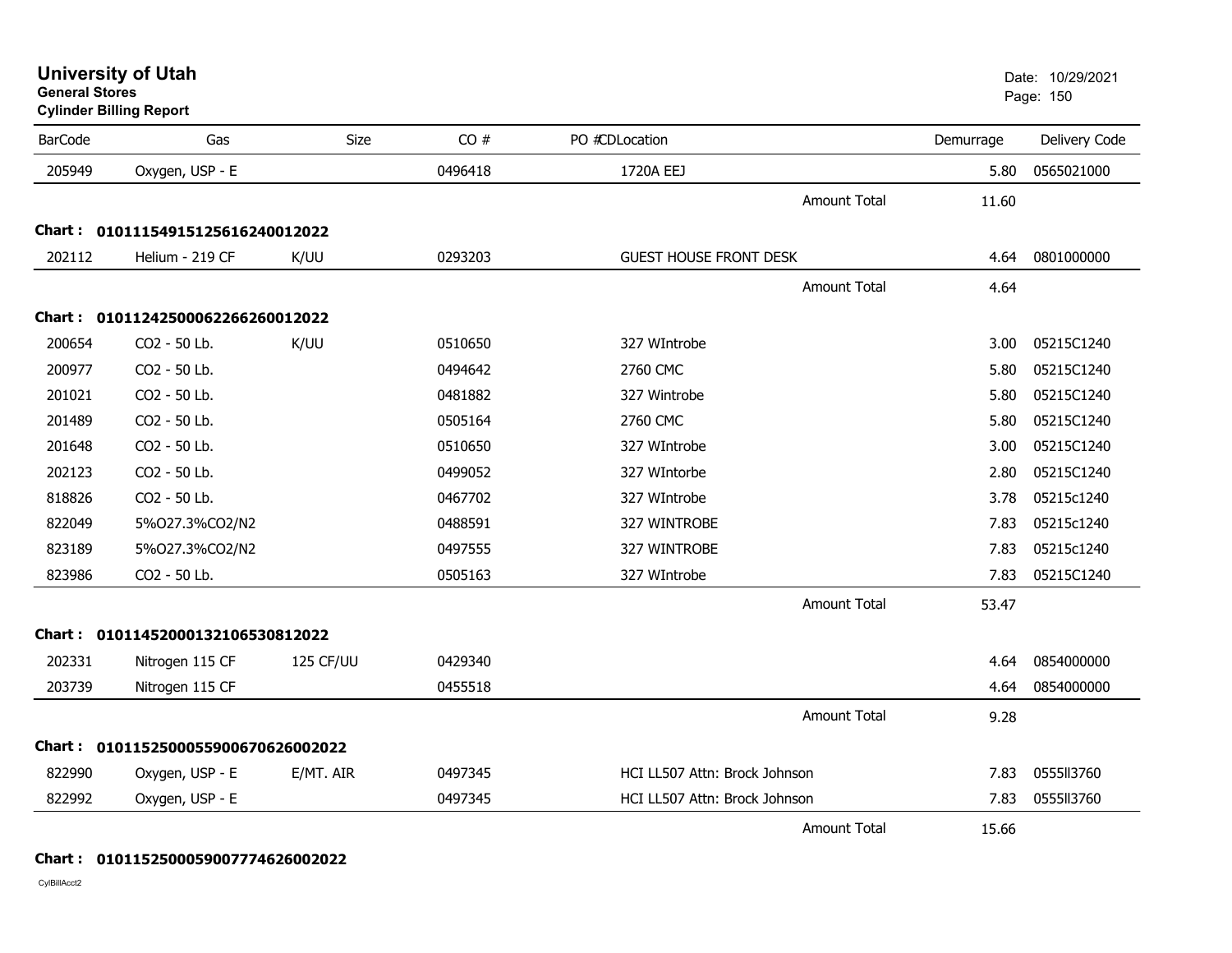**University of Utah**
**General Stores**
**Cylinder Billing Report**

Date: 10/29/2021

| BarCode | Gas | Size | CO # | PO #CDLocation | Demurrage | Delivery Code |
|---|---|---|---|---|---|---|
| 205949 | Oxygen, USP - E | | 0496418 | 1720A EEJ | 5.80 | 0565021000 |
| | | | | Amount Total | 11.60 | |
| **Chart : 01011154915125616240012022** | | | | | | |
| 202112 | Helium - 219 CF | K/UU | 0293203 | GUEST HOUSE FRONT DESK | 4.64 | 0801000000 |
| | | | | Amount Total | 4.64 | |
| **Chart : 01011242500062266260012022** | | | | | | |
| 200654 | CO2 - 50 Lb. | K/UU | 0510650 | 327 WIntrobe | 3.00 | 05215C1240 |
| 200977 | CO2 - 50 Lb. | | 0494642 | 2760 CMC | 5.80 | 05215C1240 |
| 201021 | CO2 - 50 Lb. | | 0481882 | 327 Wintrobe | 5.80 | 05215C1240 |
| 201489 | CO2 - 50 Lb. | | 0505164 | 2760 CMC | 5.80 | 05215C1240 |
| 201648 | CO2 - 50 Lb. | | 0510650 | 327 WIntrobe | 3.00 | 05215C1240 |
| 202123 | CO2 - 50 Lb. | | 0499052 | 327 WIntorbe | 2.80 | 05215C1240 |
| 818826 | CO2 - 50 Lb. | | 0467702 | 327 WIntrobe | 3.78 | 05215c1240 |
| 822049 | 5%O27.3%CO2/N2 | | 0488591 | 327 WINTROBE | 7.83 | 05215c1240 |
| 823189 | 5%O27.3%CO2/N2 | | 0497555 | 327 WINTROBE | 7.83 | 05215c1240 |
| 823986 | CO2 - 50 Lb. | | 0505163 | 327 WIntrobe | 7.83 | 05215C1240 |
| | | | | Amount Total | 53.47 | |
| **Chart : 01011452000132106530812022** | | | | | | |
| 202331 | Nitrogen 115 CF | 125 CF/UU | 0429340 | | 4.64 | 0854000000 |
| 203739 | Nitrogen 115 CF | | 0455518 | | 4.64 | 0854000000 |
| | | | | Amount Total | 9.28 | |
| **Chart : 01011525000559006706260020222** | | | | | | |
| 822990 | Oxygen, USP - E | E/MT. AIR | 0497345 | HCI LL507 Attn: Brock Johnson | 7.83 | 0555II3760 |
| 822992 | Oxygen, USP - E | | 0497345 | HCI LL507 Attn: Brock Johnson | 7.83 | 0555II3760 |
| | | | | Amount Total | 15.66 | |
| **Chart : 01011525000590077746260020222** | | | | | | |

CylBillAcct2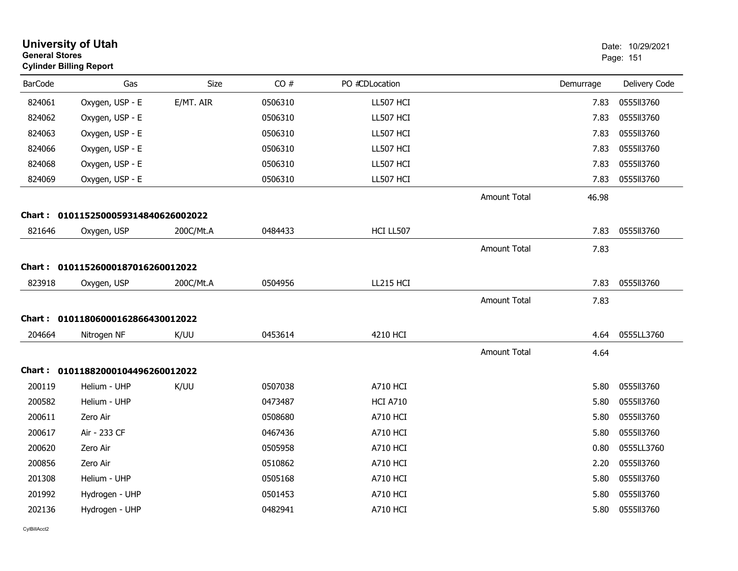# University of Utah
**General Stores**
**Cylinder Billing Report**

Date: 10/29/2021

| BarCode | Gas | Size | CO # | PO # | CDLocation | | Demurrage | Delivery Code |
|---|---|---|---|---|---|---|---|---|
| 824061 | Oxygen, USP - E | E/MT. AIR | 0506310 | | LL507 HCI | | 7.83 | 0555ll3760 |
| 824062 | Oxygen, USP - E | | 0506310 | | LL507 HCI | | 7.83 | 0555ll3760 |
| 824063 | Oxygen, USP - E | | 0506310 | | LL507 HCI | | 7.83 | 0555ll3760 |
| 824066 | Oxygen, USP - E | | 0506310 | | LL507 HCI | | 7.83 | 0555ll3760 |
| 824068 | Oxygen, USP - E | | 0506310 | | LL507 HCI | | 7.83 | 0555ll3760 |
| 824069 | Oxygen, USP - E | | 0506310 | | LL507 HCI | | 7.83 | 0555ll3760 |
| | | | | | | Amount Total | 46.98 | |

**Chart : 01011525000593148406260020​22**

| BarCode | Gas | Size | CO # | PO # | CDLocation | | Demurrage | Delivery Code |
|---|---|---|---|---|---|---|---|---|
| 821646 | Oxygen, USP | 200C/Mt.A | 0484433 | | HCI LL507 | | 7.83 | 0555ll3760 |
| | | | | | | Amount Total | 7.83 | |

**Chart : 0101152600018701626001202​2**

| BarCode | Gas | Size | CO # | PO # | CDLocation | | Demurrage | Delivery Code |
|---|---|---|---|---|---|---|---|---|
| 823918 | Oxygen, USP | 200C/Mt.A | 0504956 | | LL215 HCI | | 7.83 | 0555ll3760 |
| | | | | | | Amount Total | 7.83 | |

**Chart : 0101180600016286643001202​2**

| BarCode | Gas | Size | CO # | PO # | CDLocation | | Demurrage | Delivery Code |
|---|---|---|---|---|---|---|---|---|
| 204664 | Nitrogen NF | K/UU | 0453614 | | 4210 HCI | | 4.64 | 0555LL3760 |
| | | | | | | Amount Total | 4.64 | |

**Chart : 0101188200010449626001202​2**

| BarCode | Gas | Size | CO # | PO # | CDLocation | | Demurrage | Delivery Code |
|---|---|---|---|---|---|---|---|---|
| 200119 | Helium - UHP | K/UU | 0507038 | | A710 HCI | | 5.80 | 0555ll3760 |
| 200582 | Helium - UHP | | 0473487 | | HCI A710 | | 5.80 | 0555ll3760 |
| 200611 | Zero Air | | 0508680 | | A710 HCI | | 5.80 | 0555ll3760 |
| 200617 | Air - 233 CF | | 0467436 | | A710 HCI | | 5.80 | 0555ll3760 |
| 200620 | Zero Air | | 0505958 | | A710 HCI | | 0.80 | 0555LL3760 |
| 200856 | Zero Air | | 0510862 | | A710 HCI | | 2.20 | 0555ll3760 |
| 201308 | Helium - UHP | | 0505168 | | A710 HCI | | 5.80 | 0555ll3760 |
| 201992 | Hydrogen - UHP | | 0501453 | | A710 HCI | | 5.80 | 0555ll3760 |
| 202136 | Hydrogen - UHP | | 0482941 | | A710 HCI | | 5.80 | 0555ll3760 |

CylBillAcct2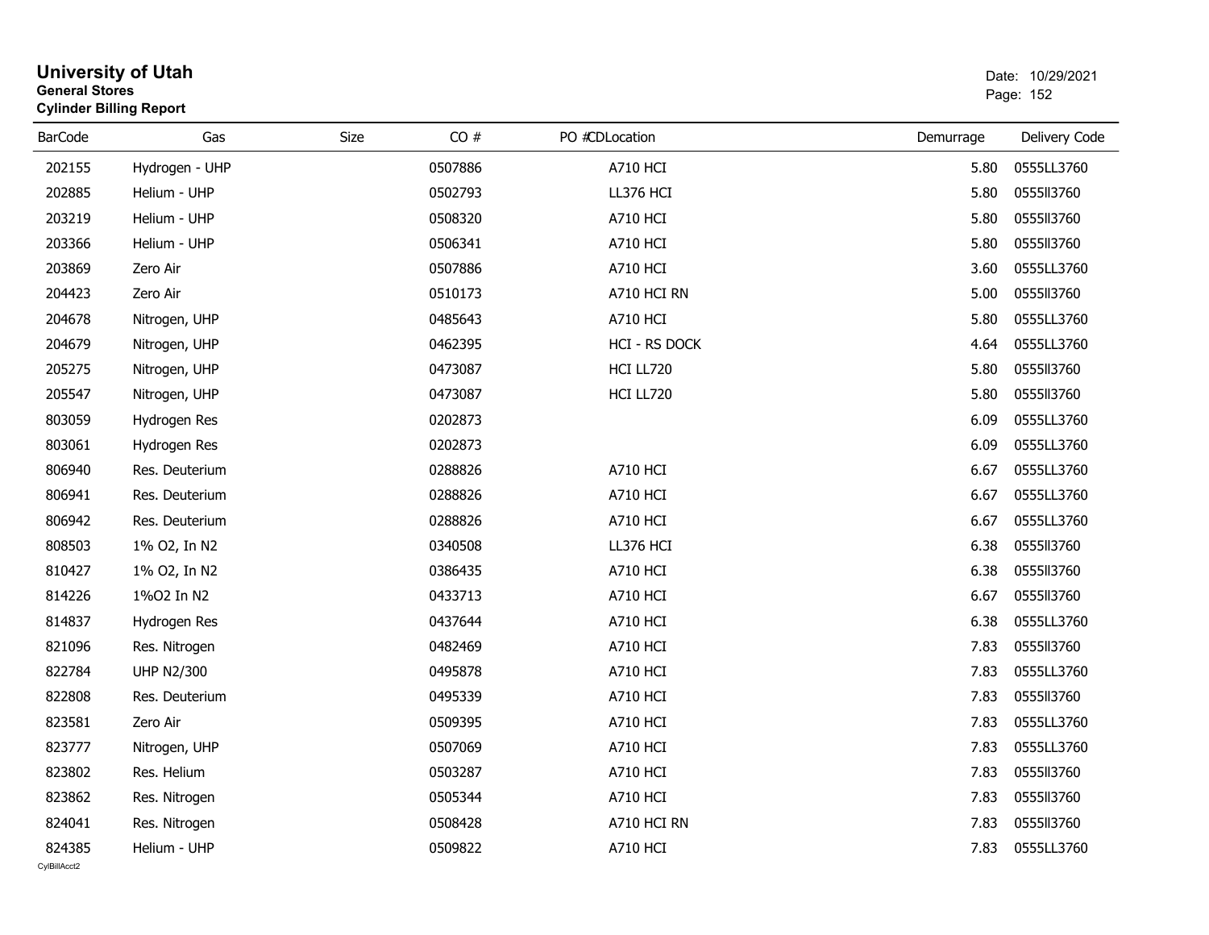# University of Utah
**General Stores**
**Cylinder Billing Report**

Date: 10/29/2021

| BarCode | Gas | Size | CO # | PO # | CD | Location | Demurrage | Delivery Code |
|---|---|---|---|---|---|---|---|---|
| 202155 | Hydrogen - UHP | | 0507886 | | | A710 HCI | 5.80 | 0555LL3760 |
| 202885 | Helium - UHP | | 0502793 | | | LL376 HCI | 5.80 | 0555ll3760 |
| 203219 | Helium - UHP | | 0508320 | | | A710 HCI | 5.80 | 0555ll3760 |
| 203366 | Helium - UHP | | 0506341 | | | A710 HCI | 5.80 | 0555ll3760 |
| 203869 | Zero Air | | 0507886 | | | A710 HCI | 3.60 | 0555LL3760 |
| 204423 | Zero Air | | 0510173 | | | A710 HCI RN | 5.00 | 0555ll3760 |
| 204678 | Nitrogen, UHP | | 0485643 | | | A710 HCI | 5.80 | 0555LL3760 |
| 204679 | Nitrogen, UHP | | 0462395 | | | HCI - RS DOCK | 4.64 | 0555LL3760 |
| 205275 | Nitrogen, UHP | | 0473087 | | | HCI LL720 | 5.80 | 0555ll3760 |
| 205547 | Nitrogen, UHP | | 0473087 | | | HCI LL720 | 5.80 | 0555ll3760 |
| 803059 | Hydrogen Res | | 0202873 | | | | 6.09 | 0555LL3760 |
| 803061 | Hydrogen Res | | 0202873 | | | | 6.09 | 0555LL3760 |
| 806940 | Res. Deuterium | | 0288826 | | | A710 HCI | 6.67 | 0555LL3760 |
| 806941 | Res. Deuterium | | 0288826 | | | A710 HCI | 6.67 | 0555LL3760 |
| 806942 | Res. Deuterium | | 0288826 | | | A710 HCI | 6.67 | 0555LL3760 |
| 808503 | 1% O2, In N2 | | 0340508 | | | LL376 HCI | 6.38 | 0555ll3760 |
| 810427 | 1% O2, In N2 | | 0386435 | | | A710 HCI | 6.38 | 0555ll3760 |
| 814226 | 1%O2 In N2 | | 0433713 | | | A710 HCI | 6.67 | 0555ll3760 |
| 814837 | Hydrogen Res | | 0437644 | | | A710 HCI | 6.38 | 0555LL3760 |
| 821096 | Res. Nitrogen | | 0482469 | | | A710 HCI | 7.83 | 0555ll3760 |
| 822784 | UHP N2/300 | | 0495878 | | | A710 HCI | 7.83 | 0555LL3760 |
| 822808 | Res. Deuterium | | 0495339 | | | A710 HCI | 7.83 | 0555ll3760 |
| 823581 | Zero Air | | 0509395 | | | A710 HCI | 7.83 | 0555LL3760 |
| 823777 | Nitrogen, UHP | | 0507069 | | | A710 HCI | 7.83 | 0555LL3760 |
| 823802 | Res. Helium | | 0503287 | | | A710 HCI | 7.83 | 0555ll3760 |
| 823862 | Res. Nitrogen | | 0505344 | | | A710 HCI | 7.83 | 0555ll3760 |
| 824041 | Res. Nitrogen | | 0508428 | | | A710 HCI RN | 7.83 | 0555ll3760 |
| 824385 | Helium - UHP | | 0509822 | | | A710 HCI | 7.83 | 0555LL3760 |

CylBillAcct2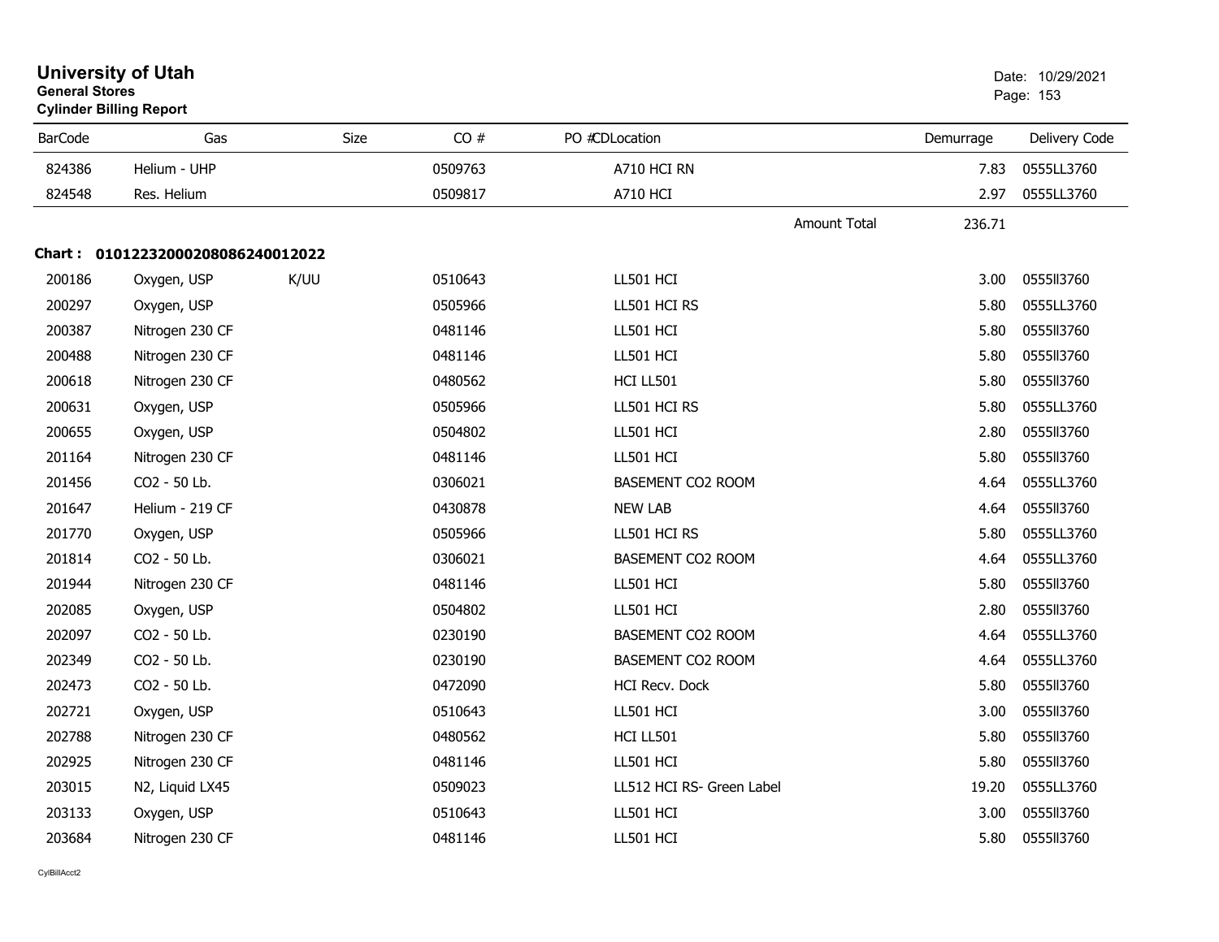# University of Utah
**General Stores**
**Cylinder Billing Report**

Date: 10/29/2021

| BarCode | Gas | Size | CO # | PO #CDLocation | Demurrage | Delivery Code |
|---|---|---|---|---|---|---|
| 824386 | Helium - UHP | | 0509763 | A710 HCI RN | 7.83 | 0555LL3760 |
| 824548 | Res. Helium | | 0509817 | A710 HCI | 2.97 | 0555LL3760 |
| | | | | Amount Total | 236.71 | |

**Chart : 01012232000208086240012022**

| BarCode | Gas | Size | CO # | PO #CDLocation | Demurrage | Delivery Code |
|---|---|---|---|---|---|---|
| 200186 | Oxygen, USP | K/UU | 0510643 | LL501 HCI | 3.00 | 0555ll3760 |
| 200297 | Oxygen, USP | | 0505966 | LL501 HCI RS | 5.80 | 0555LL3760 |
| 200387 | Nitrogen 230 CF | | 0481146 | LL501 HCI | 5.80 | 0555ll3760 |
| 200488 | Nitrogen 230 CF | | 0481146 | LL501 HCI | 5.80 | 0555ll3760 |
| 200618 | Nitrogen 230 CF | | 0480562 | HCI LL501 | 5.80 | 0555ll3760 |
| 200631 | Oxygen, USP | | 0505966 | LL501 HCI RS | 5.80 | 0555LL3760 |
| 200655 | Oxygen, USP | | 0504802 | LL501 HCI | 2.80 | 0555ll3760 |
| 201164 | Nitrogen 230 CF | | 0481146 | LL501 HCI | 5.80 | 0555ll3760 |
| 201456 | CO2 - 50 Lb. | | 0306021 | BASEMENT CO2 ROOM | 4.64 | 0555LL3760 |
| 201647 | Helium - 219 CF | | 0430878 | NEW LAB | 4.64 | 0555ll3760 |
| 201770 | Oxygen, USP | | 0505966 | LL501 HCI RS | 5.80 | 0555LL3760 |
| 201814 | CO2 - 50 Lb. | | 0306021 | BASEMENT CO2 ROOM | 4.64 | 0555LL3760 |
| 201944 | Nitrogen 230 CF | | 0481146 | LL501 HCI | 5.80 | 0555ll3760 |
| 202085 | Oxygen, USP | | 0504802 | LL501 HCI | 2.80 | 0555ll3760 |
| 202097 | CO2 - 50 Lb. | | 0230190 | BASEMENT CO2 ROOM | 4.64 | 0555LL3760 |
| 202349 | CO2 - 50 Lb. | | 0230190 | BASEMENT CO2 ROOM | 4.64 | 0555LL3760 |
| 202473 | CO2 - 50 Lb. | | 0472090 | HCI Recv. Dock | 5.80 | 0555ll3760 |
| 202721 | Oxygen, USP | | 0510643 | LL501 HCI | 3.00 | 0555ll3760 |
| 202788 | Nitrogen 230 CF | | 0480562 | HCI LL501 | 5.80 | 0555ll3760 |
| 202925 | Nitrogen 230 CF | | 0481146 | LL501 HCI | 5.80 | 0555ll3760 |
| 203015 | N2, Liquid LX45 | | 0509023 | LL512 HCI RS- Green Label | 19.20 | 0555LL3760 |
| 203133 | Oxygen, USP | | 0510643 | LL501 HCI | 3.00 | 0555ll3760 |
| 203684 | Nitrogen 230 CF | | 0481146 | LL501 HCI | 5.80 | 0555ll3760 |

CylBillAcct2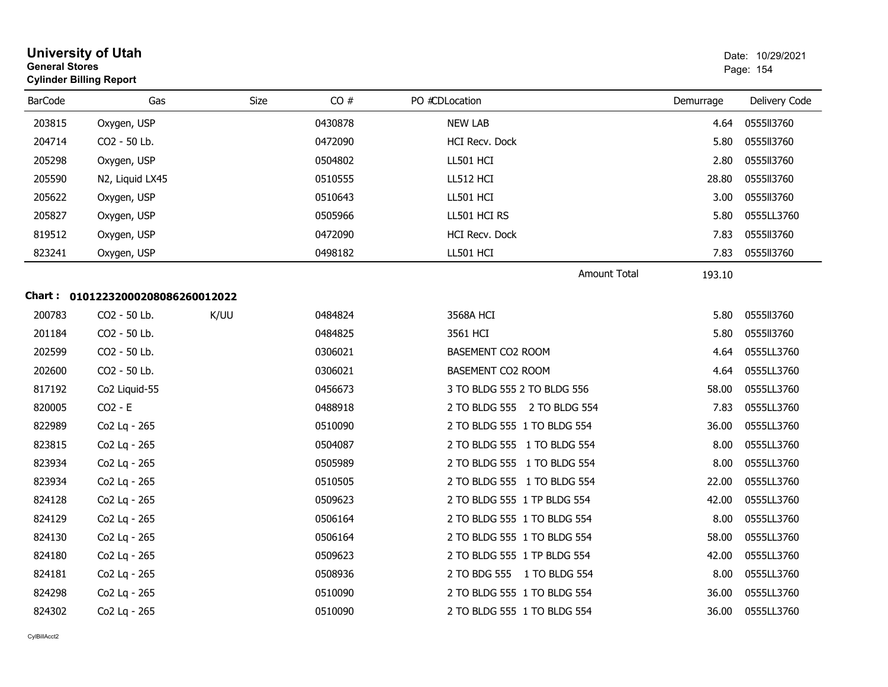# University of Utah

**General Stores**

**Cylinder Billing Report**

Date: 10/29/2021

| BarCode | Gas | Size | CO # | PO # | CD | Location | Demurrage | Delivery Code |
|---|---|---|---|---|---|---|---|---|
| 203815 | Oxygen, USP | | 0430878 | | | NEW LAB | 4.64 | 0555ll3760 |
| 204714 | CO2 - 50 Lb. | | 0472090 | | | HCI Recv. Dock | 5.80 | 0555ll3760 |
| 205298 | Oxygen, USP | | 0504802 | | | LL501 HCI | 2.80 | 0555ll3760 |
| 205590 | N2, Liquid LX45 | | 0510555 | | | LL512 HCI | 28.80 | 0555ll3760 |
| 205622 | Oxygen, USP | | 0510643 | | | LL501 HCI | 3.00 | 0555ll3760 |
| 205827 | Oxygen, USP | | 0505966 | | | LL501 HCI RS | 5.80 | 0555LL3760 |
| 819512 | Oxygen, USP | | 0472090 | | | HCI Recv. Dock | 7.83 | 0555ll3760 |
| 823241 | Oxygen, USP | | 0498182 | | | LL501 HCI | 7.83 | 0555ll3760 |
| | | | | | | Amount Total | 193.10 | |

**Chart : 01012232000208086260012022**

| BarCode | Gas | Size | CO # | PO # | CD | Location | Demurrage | Delivery Code |
|---|---|---|---|---|---|---|---|---|
| 200783 | CO2 - 50 Lb. | K/UU | 0484824 | | | 3568A HCI | 5.80 | 0555ll3760 |
| 201184 | CO2 - 50 Lb. | | 0484825 | | | 3561 HCI | 5.80 | 0555ll3760 |
| 202599 | CO2 - 50 Lb. | | 0306021 | | | BASEMENT CO2 ROOM | 4.64 | 0555LL3760 |
| 202600 | CO2 - 50 Lb. | | 0306021 | | | BASEMENT CO2 ROOM | 4.64 | 0555LL3760 |
| 817192 | Co2 Liquid-55 | | 0456673 | | | 3 TO BLDG 555 2 TO BLDG 556 | 58.00 | 0555LL3760 |
| 820005 | CO2 - E | | 0488918 | | | 2 TO BLDG 555 2 TO BLDG 554 | 7.83 | 0555LL3760 |
| 822989 | Co2 Lq - 265 | | 0510090 | | | 2 TO BLDG 555 1 TO BLDG 554 | 36.00 | 0555LL3760 |
| 823815 | Co2 Lq - 265 | | 0504087 | | | 2 TO BLDG 555 1 TO BLDG 554 | 8.00 | 0555LL3760 |
| 823934 | Co2 Lq - 265 | | 0505989 | | | 2 TO BLDG 555 1 TO BLDG 554 | 8.00 | 0555LL3760 |
| 823934 | Co2 Lq - 265 | | 0510505 | | | 2 TO BLDG 555 1 TO BLDG 554 | 22.00 | 0555LL3760 |
| 824128 | Co2 Lq - 265 | | 0509623 | | | 2 TO BLDG 555 1 TP BLDG 554 | 42.00 | 0555LL3760 |
| 824129 | Co2 Lq - 265 | | 0506164 | | | 2 TO BLDG 555 1 TO BLDG 554 | 8.00 | 0555LL3760 |
| 824130 | Co2 Lq - 265 | | 0506164 | | | 2 TO BLDG 555 1 TO BLDG 554 | 58.00 | 0555LL3760 |
| 824180 | Co2 Lq - 265 | | 0509623 | | | 2 TO BLDG 555 1 TP BLDG 554 | 42.00 | 0555LL3760 |
| 824181 | Co2 Lq - 265 | | 0508936 | | | 2 TO BDG 555 1 TO BLDG 554 | 8.00 | 0555LL3760 |
| 824298 | Co2 Lq - 265 | | 0510090 | | | 2 TO BLDG 555 1 TO BLDG 554 | 36.00 | 0555LL3760 |
| 824302 | Co2 Lq - 265 | | 0510090 | | | 2 TO BLDG 555 1 TO BLDG 554 | 36.00 | 0555LL3760 |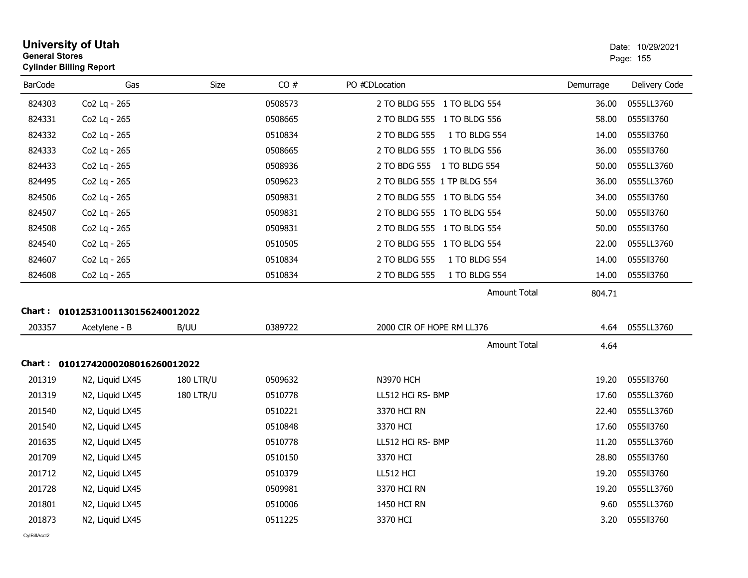# University of Utah

**General Stores**

**Cylinder Billing Report**

Date: 10/29/2021

| BarCode | Gas | Size | CO # | PO # | CDLocation | Demurrage | Delivery Code |
|---|---|---|---|---|---|---|---|
| 824303 | Co2 Lq - 265 | | 0508573 | | 2 TO BLDG 555 1 TO BLDG 554 | 36.00 | 0555LL3760 |
| 824331 | Co2 Lq - 265 | | 0508665 | | 2 TO BLDG 555 1 TO BLDG 556 | 58.00 | 0555ll3760 |
| 824332 | Co2 Lq - 265 | | 0510834 | | 2 TO BLDG 555 1 TO BLDG 554 | 14.00 | 0555ll3760 |
| 824333 | Co2 Lq - 265 | | 0508665 | | 2 TO BLDG 555 1 TO BLDG 556 | 36.00 | 0555ll3760 |
| 824433 | Co2 Lq - 265 | | 0508936 | | 2 TO BDG 555 1 TO BLDG 554 | 50.00 | 0555LL3760 |
| 824495 | Co2 Lq - 265 | | 0509623 | | 2 TO BLDG 555 1 TP BLDG 554 | 36.00 | 0555LL3760 |
| 824506 | Co2 Lq - 265 | | 0509831 | | 2 TO BLDG 555 1 TO BLDG 554 | 34.00 | 0555ll3760 |
| 824507 | Co2 Lq - 265 | | 0509831 | | 2 TO BLDG 555 1 TO BLDG 554 | 50.00 | 0555ll3760 |
| 824508 | Co2 Lq - 265 | | 0509831 | | 2 TO BLDG 555 1 TO BLDG 554 | 50.00 | 0555ll3760 |
| 824540 | Co2 Lq - 265 | | 0510505 | | 2 TO BLDG 555 1 TO BLDG 554 | 22.00 | 0555LL3760 |
| 824607 | Co2 Lq - 265 | | 0510834 | | 2 TO BLDG 555 1 TO BLDG 554 | 14.00 | 0555ll3760 |
| 824608 | Co2 Lq - 265 | | 0510834 | | 2 TO BLDG 555 1 TO BLDG 554 | 14.00 | 0555ll3760 |
| | | | | | Amount Total | 804.71 | |

**Chart : 01012531001130156240012022**

| BarCode | Gas | Size | CO # | PO # | CDLocation | Demurrage | Delivery Code |
|---|---|---|---|---|---|---|---|
| 203357 | Acetylene - B | B/UU | 0389722 | | 2000 CIR OF HOPE RM LL376 | 4.64 | 0555LL3760 |
| | | | | | Amount Total | 4.64 | |

**Chart : 01012742000208016260012022**

| BarCode | Gas | Size | CO # | PO # | CDLocation | Demurrage | Delivery Code |
|---|---|---|---|---|---|---|---|
| 201319 | N2, Liquid LX45 | 180 LTR/U | 0509632 | | N3970 HCH | 19.20 | 0555ll3760 |
| 201319 | N2, Liquid LX45 | 180 LTR/U | 0510778 | | LL512 HCi RS- BMP | 17.60 | 0555LL3760 |
| 201540 | N2, Liquid LX45 | | 0510221 | | 3370 HCI RN | 22.40 | 0555LL3760 |
| 201540 | N2, Liquid LX45 | | 0510848 | | 3370 HCI | 17.60 | 0555ll3760 |
| 201635 | N2, Liquid LX45 | | 0510778 | | LL512 HCi RS- BMP | 11.20 | 0555LL3760 |
| 201709 | N2, Liquid LX45 | | 0510150 | | 3370 HCI | 28.80 | 0555ll3760 |
| 201712 | N2, Liquid LX45 | | 0510379 | | LL512 HCI | 19.20 | 0555ll3760 |
| 201728 | N2, Liquid LX45 | | 0509981 | | 3370 HCI RN | 19.20 | 0555LL3760 |
| 201801 | N2, Liquid LX45 | | 0510006 | | 1450 HCI RN | 9.60 | 0555LL3760 |
| 201873 | N2, Liquid LX45 | | 0511225 | | 3370 HCI | 3.20 | 0555ll3760 |

CylBillAcct2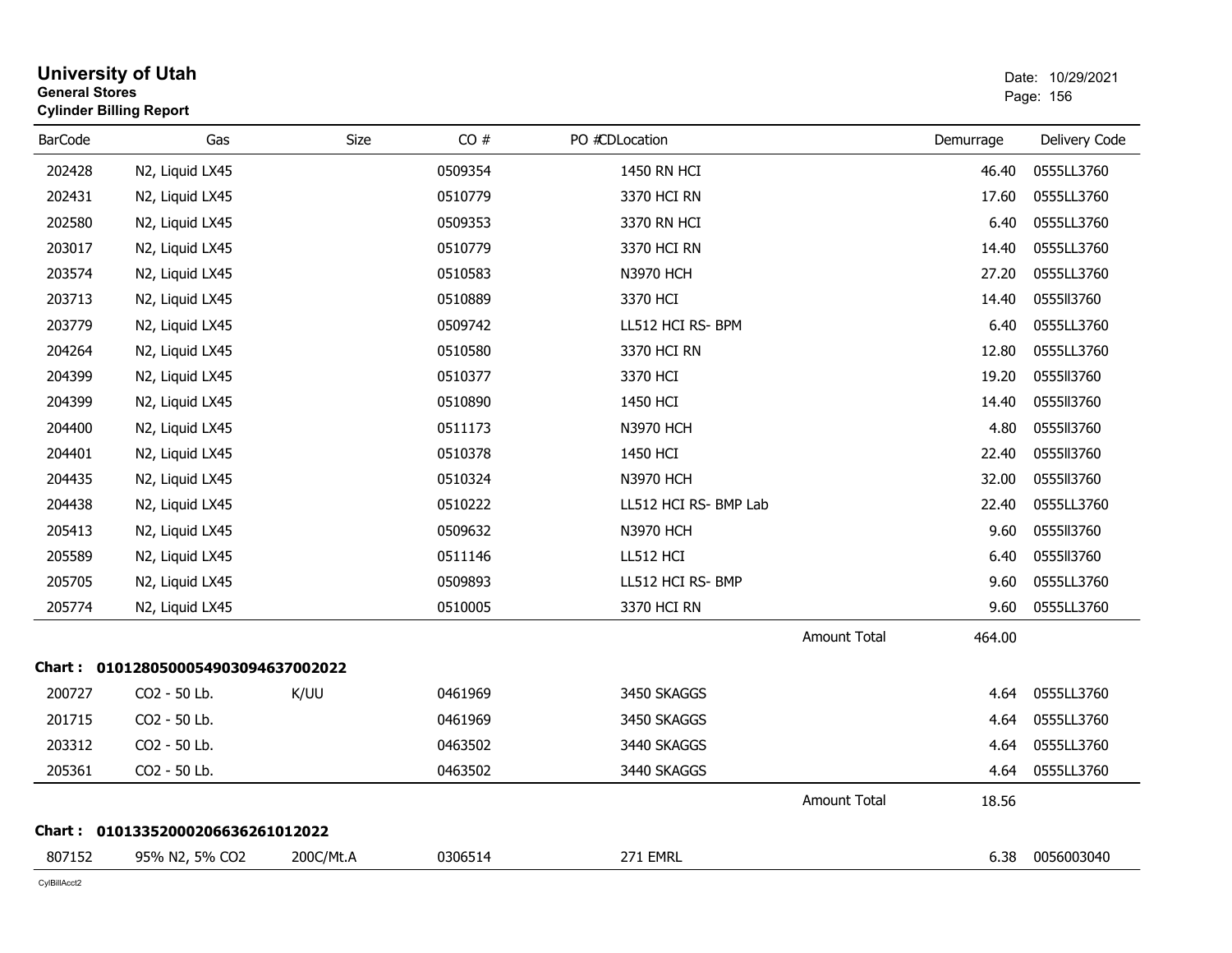# University of Utah

**General Stores**
**Cylinder Billing Report**

Date: 10/29/2021

| BarCode | Gas | Size | CO # | PO # | CDLocation | Demurrage | Delivery Code |
|---|---|---|---|---|---|---|---|
| 202428 | N2, Liquid LX45 | | 0509354 | | 1450 RN HCI | 46.40 | 0555LL3760 |
| 202431 | N2, Liquid LX45 | | 0510779 | | 3370 HCI RN | 17.60 | 0555LL3760 |
| 202580 | N2, Liquid LX45 | | 0509353 | | 3370 RN HCI | 6.40 | 0555LL3760 |
| 203017 | N2, Liquid LX45 | | 0510779 | | 3370 HCI RN | 14.40 | 0555LL3760 |
| 203574 | N2, Liquid LX45 | | 0510583 | | N3970 HCH | 27.20 | 0555LL3760 |
| 203713 | N2, Liquid LX45 | | 0510889 | | 3370 HCI | 14.40 | 0555ll3760 |
| 203779 | N2, Liquid LX45 | | 0509742 | | LL512 HCI RS- BPM | 6.40 | 0555LL3760 |
| 204264 | N2, Liquid LX45 | | 0510580 | | 3370 HCI RN | 12.80 | 0555LL3760 |
| 204399 | N2, Liquid LX45 | | 0510377 | | 3370 HCI | 19.20 | 0555ll3760 |
| 204399 | N2, Liquid LX45 | | 0510890 | | 1450 HCI | 14.40 | 0555ll3760 |
| 204400 | N2, Liquid LX45 | | 0511173 | | N3970 HCH | 4.80 | 0555ll3760 |
| 204401 | N2, Liquid LX45 | | 0510378 | | 1450 HCI | 22.40 | 0555ll3760 |
| 204435 | N2, Liquid LX45 | | 0510324 | | N3970 HCH | 32.00 | 0555ll3760 |
| 204438 | N2, Liquid LX45 | | 0510222 | | LL512 HCI RS- BMP Lab | 22.40 | 0555LL3760 |
| 205413 | N2, Liquid LX45 | | 0509632 | | N3970 HCH | 9.60 | 0555ll3760 |
| 205589 | N2, Liquid LX45 | | 0511146 | | LL512 HCI | 6.40 | 0555ll3760 |
| 205705 | N2, Liquid LX45 | | 0509893 | | LL512 HCI RS- BMP | 9.60 | 0555LL3760 |
| 205774 | N2, Liquid LX45 | | 0510005 | | 3370 HCI RN | 9.60 | 0555LL3760 |
| | | | | | Amount Total | 464.00 | |

**Chart : 01012805000549030946370022022**

| BarCode | Gas | Size | CO # | PO # | CDLocation | Demurrage | Delivery Code |
|---|---|---|---|---|---|---|---|
| 200727 | CO2 - 50 Lb. | K/UU | 0461969 | | 3450 SKAGGS | 4.64 | 0555LL3760 |
| 201715 | CO2 - 50 Lb. | | 0461969 | | 3450 SKAGGS | 4.64 | 0555LL3760 |
| 203312 | CO2 - 50 Lb. | | 0463502 | | 3440 SKAGGS | 4.64 | 0555LL3760 |
| 205361 | CO2 - 50 Lb. | | 0463502 | | 3440 SKAGGS | 4.64 | 0555LL3760 |
| | | | | | Amount Total | 18.56 | |

**Chart : 01013352000206636261012022**

| BarCode | Gas | Size | CO # | PO # | CDLocation | Demurrage | Delivery Code |
|---|---|---|---|---|---|---|---|
| 807152 | 95% N2, 5% CO2 | 200C/Mt.A | 0306514 | | 271 EMRL | 6.38 | 0056003040 |

CylBillAcct2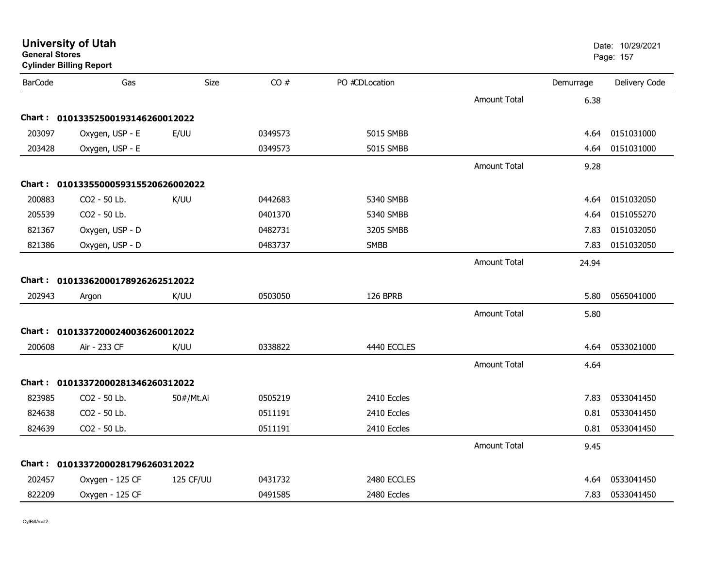# University of Utah
**General Stores**
**Cylinder Billing Report**

Date: 10/29/2021

| BarCode | Gas | Size | CO # | PO # | CDLocation | | Demurrage | Delivery Code |
|---|---|---|---|---|---|---|---|---|
| | | | | | | Amount Total | 6.38 | |
| **Chart :** | **01013352500193146260012022** | | | | | | | |
| 203097 | Oxygen, USP - E | E/UU | 0349573 | | 5015 SMBB | | 4.64 | 0151031000 |
| 203428 | Oxygen, USP - E | | 0349573 | | 5015 SMBB | | 4.64 | 0151031000 |
| | | | | | | Amount Total | 9.28 | |
| **Chart :** | **01013355000593155206260022022** | | | | | | | |
| 200883 | CO2 - 50 Lb. | K/UU | 0442683 | | 5340 SMBB | | 4.64 | 0151032050 |
| 205539 | CO2 - 50 Lb. | | 0401370 | | 5340 SMBB | | 4.64 | 0151055270 |
| 821367 | Oxygen, USP - D | | 0482731 | | 3205 SMBB | | 7.83 | 0151032050 |
| 821386 | Oxygen, USP - D | | 0483737 | | SMBB | | 7.83 | 0151032050 |
| | | | | | | Amount Total | 24.94 | |
| **Chart :** | **01013362000178926262512022** | | | | | | | |
| 202943 | Argon | K/UU | 0503050 | | 126 BPRB | | 5.80 | 0565041000 |
| | | | | | | Amount Total | 5.80 | |
| **Chart :** | **01013372000240036260012022** | | | | | | | |
| 200608 | Air - 233 CF | K/UU | 0338822 | | 4440 ECCLES | | 4.64 | 0533021000 |
| | | | | | | Amount Total | 4.64 | |
| **Chart :** | **01013372000281346260312022** | | | | | | | |
| 823985 | CO2 - 50 Lb. | 50#/Mt.Ai | 0505219 | | 2410 Eccles | | 7.83 | 0533041450 |
| 824638 | CO2 - 50 Lb. | | 0511191 | | 2410 Eccles | | 0.81 | 0533041450 |
| 824639 | CO2 - 50 Lb. | | 0511191 | | 2410 Eccles | | 0.81 | 0533041450 |
| | | | | | | Amount Total | 9.45 | |
| **Chart :** | **01013372000281796260312022** | | | | | | | |
| 202457 | Oxygen - 125 CF | 125 CF/UU | 0431732 | | 2480 ECCLES | | 4.64 | 0533041450 |
| 822209 | Oxygen - 125 CF | | 0491585 | | 2480 Eccles | | 7.83 | 0533041450 |

CylBillAcct2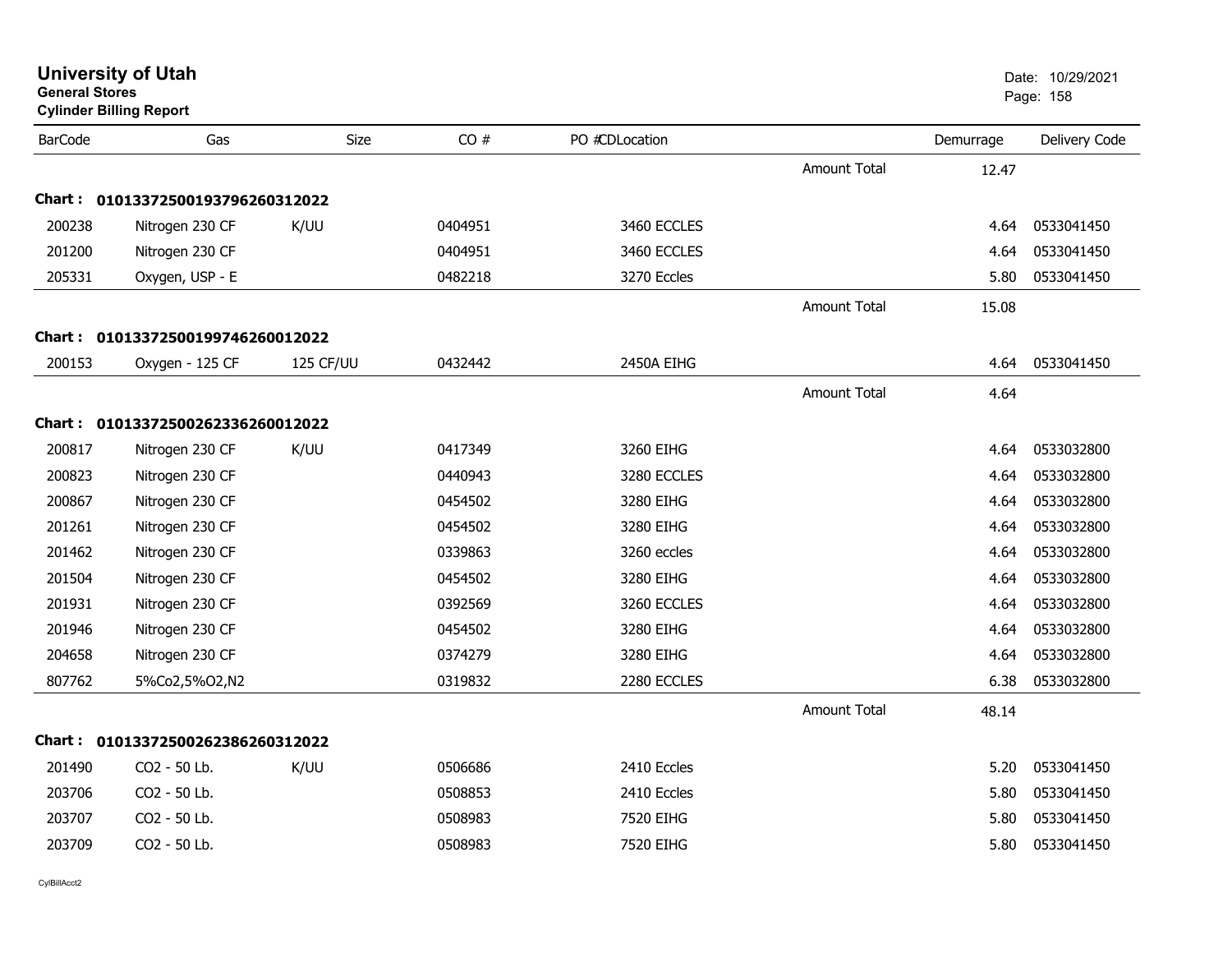# University of Utah

**General Stores**

**Cylinder Billing Report**

Date: 10/29/2021

| BarCode | Gas | Size | CO # | PO #CDLocation | | Demurrage | Delivery Code |
|---|---|---|---|---|---|---|---|
| | | | | | Amount Total | 12.47 | |
| **Chart :** | **01013372500193796260312022** | | | | | | |
| 200238 | Nitrogen 230 CF | K/UU | 0404951 | 3460 ECCLES | | 4.64 | 0533041450 |
| 201200 | Nitrogen 230 CF | | 0404951 | 3460 ECCLES | | 4.64 | 0533041450 |
| 205331 | Oxygen, USP - E | | 0482218 | 3270 Eccles | | 5.80 | 0533041450 |
| | | | | | Amount Total | 15.08 | |
| **Chart :** | **01013372500199746260012022** | | | | | | |
| 200153 | Oxygen - 125 CF | 125 CF/UU | 0432442 | 2450A EIHG | | 4.64 | 0533041450 |
| | | | | | Amount Total | 4.64 | |
| **Chart :** | **01013372500262336260012022** | | | | | | |
| 200817 | Nitrogen 230 CF | K/UU | 0417349 | 3260 EIHG | | 4.64 | 0533032800 |
| 200823 | Nitrogen 230 CF | | 0440943 | 3280 ECCLES | | 4.64 | 0533032800 |
| 200867 | Nitrogen 230 CF | | 0454502 | 3280 EIHG | | 4.64 | 0533032800 |
| 201261 | Nitrogen 230 CF | | 0454502 | 3280 EIHG | | 4.64 | 0533032800 |
| 201462 | Nitrogen 230 CF | | 0339863 | 3260 eccles | | 4.64 | 0533032800 |
| 201504 | Nitrogen 230 CF | | 0454502 | 3280 EIHG | | 4.64 | 0533032800 |
| 201931 | Nitrogen 230 CF | | 0392569 | 3260 ECCLES | | 4.64 | 0533032800 |
| 201946 | Nitrogen 230 CF | | 0454502 | 3280 EIHG | | 4.64 | 0533032800 |
| 204658 | Nitrogen 230 CF | | 0374279 | 3280 EIHG | | 4.64 | 0533032800 |
| 807762 | 5%Co2,5%O2,N2 | | 0319832 | 2280 ECCLES | | 6.38 | 0533032800 |
| | | | | | Amount Total | 48.14 | |
| **Chart :** | **01013372500262386260312022** | | | | | | |
| 201490 | CO2 - 50 Lb. | K/UU | 0506686 | 2410 Eccles | | 5.20 | 0533041450 |
| 203706 | CO2 - 50 Lb. | | 0508853 | 2410 Eccles | | 5.80 | 0533041450 |
| 203707 | CO2 - 50 Lb. | | 0508983 | 7520 EIHG | | 5.80 | 0533041450 |
| 203709 | CO2 - 50 Lb. | | 0508983 | 7520 EIHG | | 5.80 | 0533041450 |

CylBillAcct2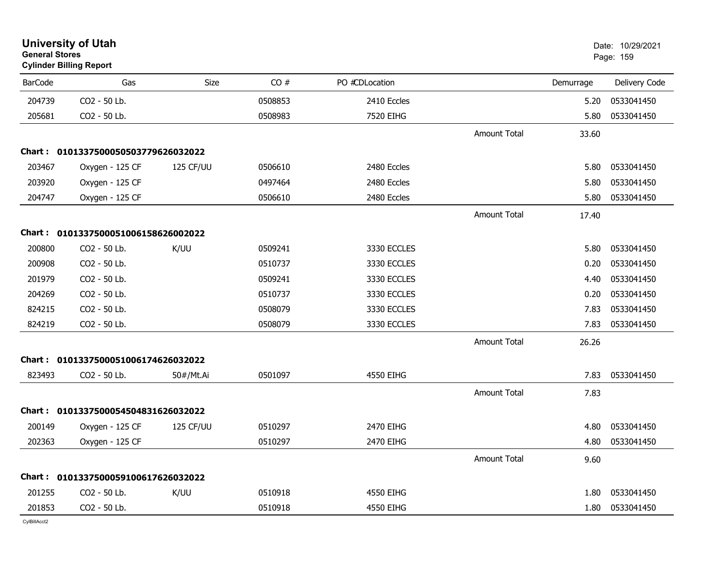# University of Utah

**General Stores**

**Cylinder Billing Report**

Date: 10/29/2021

| BarCode | Gas | Size | CO # | PO #CDLocation | | Demurrage | Delivery Code |
|---|---|---|---|---|---|---|---|
| 204739 | CO2 - 50 Lb. | | 0508853 | 2410 Eccles | | 5.20 | 0533041450 |
| 205681 | CO2 - 50 Lb. | | 0508983 | 7520 EIHG | | 5.80 | 0533041450 |
| | | | | | Amount Total | 33.60 | |
| **Chart :** | **01013375000505037796260320​22** | | | | | | |
| 203467 | Oxygen - 125 CF | 125 CF/UU | 0506610 | 2480 Eccles | | 5.80 | 0533041450 |
| 203920 | Oxygen - 125 CF | | 0497464 | 2480 Eccles | | 5.80 | 0533041450 |
| 204747 | Oxygen - 125 CF | | 0506610 | 2480 Eccles | | 5.80 | 0533041450 |
| | | | | | Amount Total | 17.40 | |
| **Chart :** | **01013375000510061586260020​22** | | | | | | |
| 200800 | CO2 - 50 Lb. | K/UU | 0509241 | 3330 ECCLES | | 5.80 | 0533041450 |
| 200908 | CO2 - 50 Lb. | | 0510737 | 3330 ECCLES | | 0.20 | 0533041450 |
| 201979 | CO2 - 50 Lb. | | 0509241 | 3330 ECCLES | | 4.40 | 0533041450 |
| 204269 | CO2 - 50 Lb. | | 0510737 | 3330 ECCLES | | 0.20 | 0533041450 |
| 824215 | CO2 - 50 Lb. | | 0508079 | 3330 ECCLES | | 7.83 | 0533041450 |
| 824219 | CO2 - 50 Lb. | | 0508079 | 3330 ECCLES | | 7.83 | 0533041450 |
| | | | | | Amount Total | 26.26 | |
| **Chart :** | **01013375000510061746260320​22** | | | | | | |
| 823493 | CO2 - 50 Lb. | 50#/Mt.Ai | 0501097 | 4550 EIHG | | 7.83 | 0533041450 |
| | | | | | Amount Total | 7.83 | |
| **Chart :** | **01013375000545048316260320​22** | | | | | | |
| 200149 | Oxygen - 125 CF | 125 CF/UU | 0510297 | 2470 EIHG | | 4.80 | 0533041450 |
| 202363 | Oxygen - 125 CF | | 0510297 | 2470 EIHG | | 4.80 | 0533041450 |
| | | | | | Amount Total | 9.60 | |
| **Chart :** | **01013375000591006176260320​22** | | | | | | |
| 201255 | CO2 - 50 Lb. | K/UU | 0510918 | 4550 EIHG | | 1.80 | 0533041450 |
| 201853 | CO2 - 50 Lb. | | 0510918 | 4550 EIHG | | 1.80 | 0533041450 |

CylBillAcct2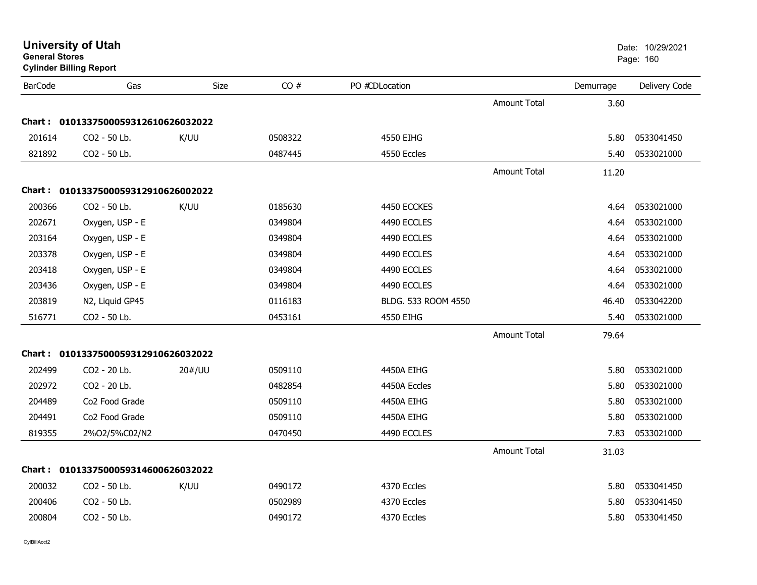# University of Utah
**General Stores**
**Cylinder Billing Report**

Date: 10/29/2021

| BarCode | Gas | Size | CO # | PO #CDLocation | | Demurrage | Delivery Code |
|---|---|---|---|---|---|---|---|
| | | | | | Amount Total | 3.60 | |
| **Chart : 01013375000593126106260320​22** | | | | | | | |
| 201614 | CO2 - 50 Lb. | K/UU | 0508322 | 4550 EIHG | | 5.80 | 0533041450 |
| 821892 | CO2 - 50 Lb. | | 0487445 | 4550 Eccles | | 5.40 | 0533021000 |
| | | | | | Amount Total | 11.20 | |
| **Chart : 01013375000593129106260020​22** | | | | | | | |
| 200366 | CO2 - 50 Lb. | K/UU | 0185630 | 4450 ECCKES | | 4.64 | 0533021000 |
| 202671 | Oxygen, USP - E | | 0349804 | 4490 ECCLES | | 4.64 | 0533021000 |
| 203164 | Oxygen, USP - E | | 0349804 | 4490 ECCLES | | 4.64 | 0533021000 |
| 203378 | Oxygen, USP - E | | 0349804 | 4490 ECCLES | | 4.64 | 0533021000 |
| 203418 | Oxygen, USP - E | | 0349804 | 4490 ECCLES | | 4.64 | 0533021000 |
| 203436 | Oxygen, USP - E | | 0349804 | 4490 ECCLES | | 4.64 | 0533021000 |
| 203819 | N2, Liquid GP45 | | 0116183 | BLDG. 533 ROOM 4550 | | 46.40 | 0533042200 |
| 516771 | CO2 - 50 Lb. | | 0453161 | 4550 EIHG | | 5.40 | 0533021000 |
| | | | | | Amount Total | 79.64 | |
| **Chart : 01013375000593129106260320​22** | | | | | | | |
| 202499 | CO2 - 20 Lb. | 20#/UU | 0509110 | 4450A EIHG | | 5.80 | 0533021000 |
| 202972 | CO2 - 20 Lb. | | 0482854 | 4450A Eccles | | 5.80 | 0533021000 |
| 204489 | Co2 Food Grade | | 0509110 | 4450A EIHG | | 5.80 | 0533021000 |
| 204491 | Co2 Food Grade | | 0509110 | 4450A EIHG | | 5.80 | 0533021000 |
| 819355 | 2%O2/5%C02/N2 | | 0470450 | 4490 ECCLES | | 7.83 | 0533021000 |
| | | | | | Amount Total | 31.03 | |
| **Chart : 01013375000593146006260320​22** | | | | | | | |
| 200032 | CO2 - 50 Lb. | K/UU | 0490172 | 4370 Eccles | | 5.80 | 0533041450 |
| 200406 | CO2 - 50 Lb. | | 0502989 | 4370 Eccles | | 5.80 | 0533041450 |
| 200804 | CO2 - 50 Lb. | | 0490172 | 4370 Eccles | | 5.80 | 0533041450 |

CylBillAcct2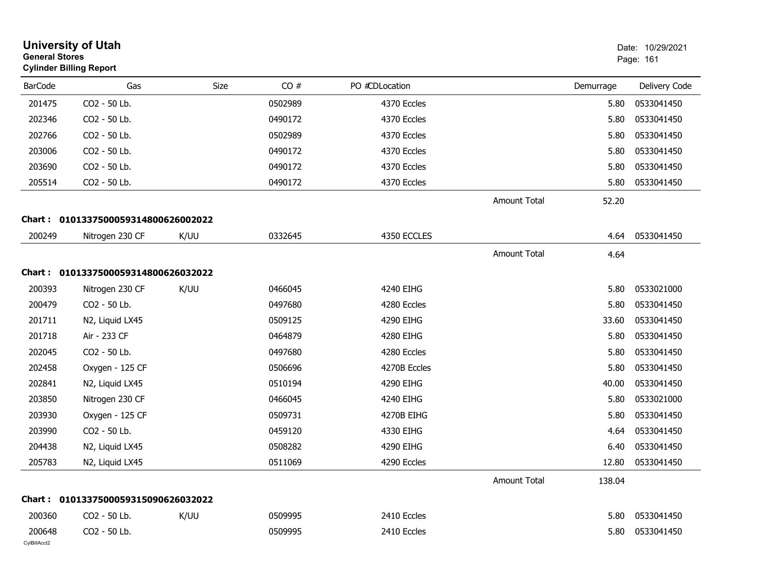# University of Utah
**General Stores**
**Cylinder Billing Report**

Date: 10/29/2021

| BarCode | Gas | Size | CO # | PO #CDLocation | | Demurrage | Delivery Code |
|---|---|---|---|---|---|---|---|
| 201475 | CO2 - 50 Lb. | | 0502989 | 4370 Eccles | | 5.80 | 0533041450 |
| 202346 | CO2 - 50 Lb. | | 0490172 | 4370 Eccles | | 5.80 | 0533041450 |
| 202766 | CO2 - 50 Lb. | | 0502989 | 4370 Eccles | | 5.80 | 0533041450 |
| 203006 | CO2 - 50 Lb. | | 0490172 | 4370 Eccles | | 5.80 | 0533041450 |
| 203690 | CO2 - 50 Lb. | | 0490172 | 4370 Eccles | | 5.80 | 0533041450 |
| 205514 | CO2 - 50 Lb. | | 0490172 | 4370 Eccles | | 5.80 | 0533041450 |
| | | | | | Amount Total | 52.20 | |

**Chart : 01013375000593148006260020​22**

| BarCode | Gas | Size | CO # | PO #CDLocation | | Demurrage | Delivery Code |
|---|---|---|---|---|---|---|---|
| 200249 | Nitrogen 230 CF | K/UU | 0332645 | 4350 ECCLES | | 4.64 | 0533041450 |
| | | | | | Amount Total | 4.64 | |

**Chart : 0101337500059314800626032022**

| BarCode | Gas | Size | CO # | PO #CDLocation | | Demurrage | Delivery Code |
|---|---|---|---|---|---|---|---|
| 200393 | Nitrogen 230 CF | K/UU | 0466045 | 4240 EIHG | | 5.80 | 0533021000 |
| 200479 | CO2 - 50 Lb. | | 0497680 | 4280 Eccles | | 5.80 | 0533041450 |
| 201711 | N2, Liquid LX45 | | 0509125 | 4290 EIHG | | 33.60 | 0533041450 |
| 201718 | Air - 233 CF | | 0464879 | 4280 EIHG | | 5.80 | 0533041450 |
| 202045 | CO2 - 50 Lb. | | 0497680 | 4280 Eccles | | 5.80 | 0533041450 |
| 202458 | Oxygen - 125 CF | | 0506696 | 4270B Eccles | | 5.80 | 0533041450 |
| 202841 | N2, Liquid LX45 | | 0510194 | 4290 EIHG | | 40.00 | 0533041450 |
| 203850 | Nitrogen 230 CF | | 0466045 | 4240 EIHG | | 5.80 | 0533021000 |
| 203930 | Oxygen - 125 CF | | 0509731 | 4270B EIHG | | 5.80 | 0533041450 |
| 203990 | CO2 - 50 Lb. | | 0459120 | 4330 EIHG | | 4.64 | 0533041450 |
| 204438 | N2, Liquid LX45 | | 0508282 | 4290 EIHG | | 6.40 | 0533041450 |
| 205783 | N2, Liquid LX45 | | 0511069 | 4290 Eccles | | 12.80 | 0533041450 |
| | | | | | Amount Total | 138.04 | |

**Chart : 0101337500059315090626032022**

| BarCode | Gas | Size | CO # | PO #CDLocation | | Demurrage | Delivery Code |
|---|---|---|---|---|---|---|---|
| 200360 | CO2 - 50 Lb. | K/UU | 0509995 | 2410 Eccles | | 5.80 | 0533041450 |
| 200648 | CO2 - 50 Lb. | | 0509995 | 2410 Eccles | | 5.80 | 0533041450 |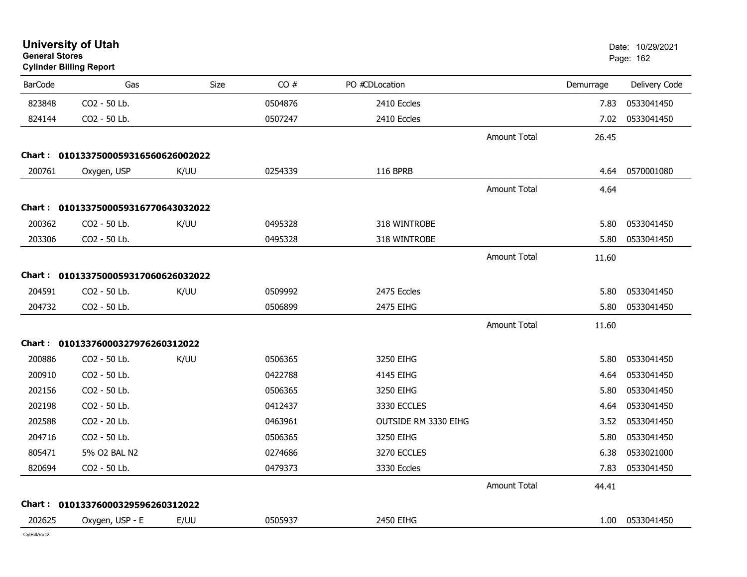**University of Utah**
**General Stores**
**Cylinder Billing Report**

Date: 10/29/2021

| BarCode | Gas | Size | CO # | PO #CDLocation | | Demurrage | Delivery Code |
|---|---|---|---|---|---|---|---|
| 823848 | CO2 - 50 Lb. | | 0504876 | 2410 Eccles | | 7.83 | 0533041450 |
| 824144 | CO2 - 50 Lb. | | 0507247 | 2410 Eccles | | 7.02 | 0533041450 |
| | | | | | Amount Total | 26.45 | |
| **Chart :** | **01013375000593165606260020​22** | | | | | | |
| 200761 | Oxygen, USP | K/UU | 0254339 | 116 BPRB | | 4.64 | 0570001080 |
| | | | | | Amount Total | 4.64 | |
| **Chart :** | **0101337500059316770643032022** | | | | | | |
| 200362 | CO2 - 50 Lb. | K/UU | 0495328 | 318 WINTROBE | | 5.80 | 0533041450 |
| 203306 | CO2 - 50 Lb. | | 0495328 | 318 WINTROBE | | 5.80 | 0533041450 |
| | | | | | Amount Total | 11.60 | |
| **Chart :** | **0101337500059317060626032022** | | | | | | |
| 204591 | CO2 - 50 Lb. | K/UU | 0509992 | 2475 Eccles | | 5.80 | 0533041450 |
| 204732 | CO2 - 50 Lb. | | 0506899 | 2475 EIHG | | 5.80 | 0533041450 |
| | | | | | Amount Total | 11.60 | |
| **Chart :** | **0101337600032797626031​2022** | | | | | | |
| 200886 | CO2 - 50 Lb. | K/UU | 0506365 | 3250 EIHG | | 5.80 | 0533041450 |
| 200910 | CO2 - 50 Lb. | | 0422788 | 4145 EIHG | | 4.64 | 0533041450 |
| 202156 | CO2 - 50 Lb. | | 0506365 | 3250 EIHG | | 5.80 | 0533041450 |
| 202198 | CO2 - 50 Lb. | | 0412437 | 3330 ECCLES | | 4.64 | 0533041450 |
| 202588 | CO2 - 20 Lb. | | 0463961 | OUTSIDE RM 3330 EIHG | | 3.52 | 0533041450 |
| 204716 | CO2 - 50 Lb. | | 0506365 | 3250 EIHG | | 5.80 | 0533041450 |
| 805471 | 5% O2 BAL N2 | | 0274686 | 3270 ECCLES | | 6.38 | 0533021000 |
| 820694 | CO2 - 50 Lb. | | 0479373 | 3330 Eccles | | 7.83 | 0533041450 |
| | | | | | Amount Total | 44.41 | |
| **Chart :** | **0101337600032959626031​2022** | | | | | | |
| 202625 | Oxygen, USP - E | E/UU | 0505937 | 2450 EIHG | | 1.00 | 0533041450 |

CylBillAcct2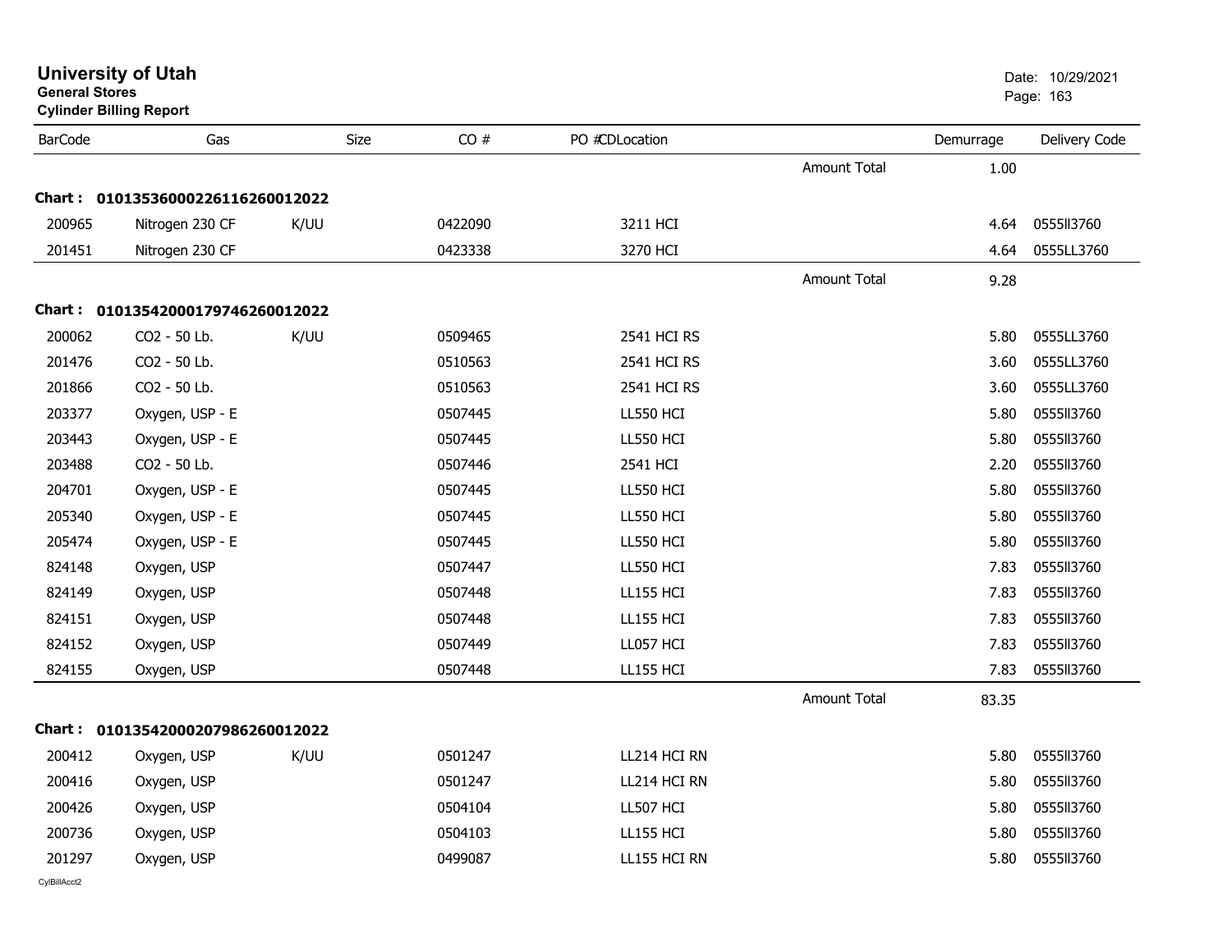**University of Utah**
**General Stores**
**Cylinder Billing Report**

Date: 10/29/2021

| BarCode | Gas | Size | CO # | PO #CDLocation | | Demurrage | Delivery Code |
|---|---|---|---|---|---|---|---|
| | | | | | Amount Total | 1.00 | |
| **Chart : 01013536000226116260012022** | | | | | | | |
| 200965 | Nitrogen 230 CF | K/UU | 0422090 | 3211 HCI | | 4.64 | 0555ll3760 |
| 201451 | Nitrogen 230 CF | | 0423338 | 3270 HCI | | 4.64 | 0555LL3760 |
| | | | | | Amount Total | 9.28 | |
| **Chart : 01013542000179746260012022** | | | | | | | |
| 200062 | CO2 - 50 Lb. | K/UU | 0509465 | 2541 HCI RS | | 5.80 | 0555LL3760 |
| 201476 | CO2 - 50 Lb. | | 0510563 | 2541 HCI RS | | 3.60 | 0555LL3760 |
| 201866 | CO2 - 50 Lb. | | 0510563 | 2541 HCI RS | | 3.60 | 0555LL3760 |
| 203377 | Oxygen, USP - E | | 0507445 | LL550 HCI | | 5.80 | 0555ll3760 |
| 203443 | Oxygen, USP - E | | 0507445 | LL550 HCI | | 5.80 | 0555ll3760 |
| 203488 | CO2 - 50 Lb. | | 0507446 | 2541 HCI | | 2.20 | 0555ll3760 |
| 204701 | Oxygen, USP - E | | 0507445 | LL550 HCI | | 5.80 | 0555ll3760 |
| 205340 | Oxygen, USP - E | | 0507445 | LL550 HCI | | 5.80 | 0555ll3760 |
| 205474 | Oxygen, USP - E | | 0507445 | LL550 HCI | | 5.80 | 0555ll3760 |
| 824148 | Oxygen, USP | | 0507447 | LL550 HCI | | 7.83 | 0555ll3760 |
| 824149 | Oxygen, USP | | 0507448 | LL155 HCI | | 7.83 | 0555ll3760 |
| 824151 | Oxygen, USP | | 0507448 | LL155 HCI | | 7.83 | 0555ll3760 |
| 824152 | Oxygen, USP | | 0507449 | LL057 HCI | | 7.83 | 0555ll3760 |
| 824155 | Oxygen, USP | | 0507448 | LL155 HCI | | 7.83 | 0555ll3760 |
| | | | | | Amount Total | 83.35 | |
| **Chart : 01013542000207986260012022** | | | | | | | |
| 200412 | Oxygen, USP | K/UU | 0501247 | LL214 HCI RN | | 5.80 | 0555ll3760 |
| 200416 | Oxygen, USP | | 0501247 | LL214 HCI RN | | 5.80 | 0555ll3760 |
| 200426 | Oxygen, USP | | 0504104 | LL507 HCI | | 5.80 | 0555ll3760 |
| 200736 | Oxygen, USP | | 0504103 | LL155 HCI | | 5.80 | 0555ll3760 |
| 201297 | Oxygen, USP | | 0499087 | LL155 HCI RN | | 5.80 | 0555ll3760 |

CylBillAcct2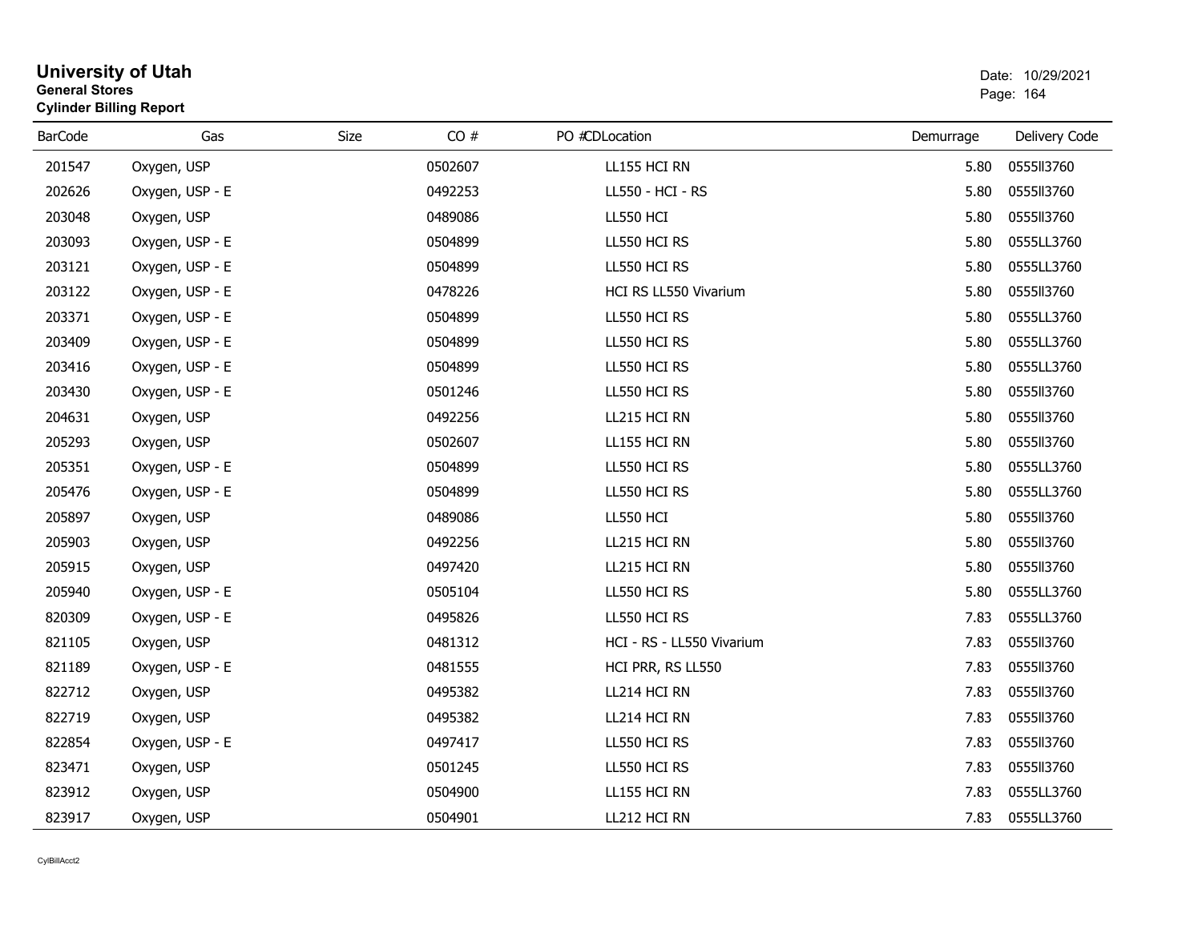# University of Utah

**General Stores**

**Cylinder Billing Report**

Date: 10/29/2021

| BarCode | Gas | Size | CO # | PO # | CDLocation | Demurrage | Delivery Code |
|---|---|---|---|---|---|---|---|
| 201547 | Oxygen, USP | | 0502607 | | LL155 HCI RN | 5.80 | 0555ll3760 |
| 202626 | Oxygen, USP - E | | 0492253 | | LL550 - HCI - RS | 5.80 | 0555ll3760 |
| 203048 | Oxygen, USP | | 0489086 | | LL550 HCI | 5.80 | 0555ll3760 |
| 203093 | Oxygen, USP - E | | 0504899 | | LL550 HCI RS | 5.80 | 0555LL3760 |
| 203121 | Oxygen, USP - E | | 0504899 | | LL550 HCI RS | 5.80 | 0555LL3760 |
| 203122 | Oxygen, USP - E | | 0478226 | | HCI RS LL550 Vivarium | 5.80 | 0555ll3760 |
| 203371 | Oxygen, USP - E | | 0504899 | | LL550 HCI RS | 5.80 | 0555LL3760 |
| 203409 | Oxygen, USP - E | | 0504899 | | LL550 HCI RS | 5.80 | 0555LL3760 |
| 203416 | Oxygen, USP - E | | 0504899 | | LL550 HCI RS | 5.80 | 0555LL3760 |
| 203430 | Oxygen, USP - E | | 0501246 | | LL550 HCI RS | 5.80 | 0555ll3760 |
| 204631 | Oxygen, USP | | 0492256 | | LL215 HCI RN | 5.80 | 0555ll3760 |
| 205293 | Oxygen, USP | | 0502607 | | LL155 HCI RN | 5.80 | 0555ll3760 |
| 205351 | Oxygen, USP - E | | 0504899 | | LL550 HCI RS | 5.80 | 0555LL3760 |
| 205476 | Oxygen, USP - E | | 0504899 | | LL550 HCI RS | 5.80 | 0555LL3760 |
| 205897 | Oxygen, USP | | 0489086 | | LL550 HCI | 5.80 | 0555ll3760 |
| 205903 | Oxygen, USP | | 0492256 | | LL215 HCI RN | 5.80 | 0555ll3760 |
| 205915 | Oxygen, USP | | 0497420 | | LL215 HCI RN | 5.80 | 0555ll3760 |
| 205940 | Oxygen, USP - E | | 0505104 | | LL550 HCI RS | 5.80 | 0555LL3760 |
| 820309 | Oxygen, USP - E | | 0495826 | | LL550 HCI RS | 7.83 | 0555LL3760 |
| 821105 | Oxygen, USP | | 0481312 | | HCI - RS - LL550 Vivarium | 7.83 | 0555ll3760 |
| 821189 | Oxygen, USP - E | | 0481555 | | HCI PRR, RS LL550 | 7.83 | 0555ll3760 |
| 822712 | Oxygen, USP | | 0495382 | | LL214 HCI RN | 7.83 | 0555ll3760 |
| 822719 | Oxygen, USP | | 0495382 | | LL214 HCI RN | 7.83 | 0555ll3760 |
| 822854 | Oxygen, USP - E | | 0497417 | | LL550 HCI RS | 7.83 | 0555ll3760 |
| 823471 | Oxygen, USP | | 0501245 | | LL550 HCI RS | 7.83 | 0555ll3760 |
| 823912 | Oxygen, USP | | 0504900 | | LL155 HCI RN | 7.83 | 0555LL3760 |
| 823917 | Oxygen, USP | | 0504901 | | LL212 HCI RN | 7.83 | 0555LL3760 |

CylBillAcct2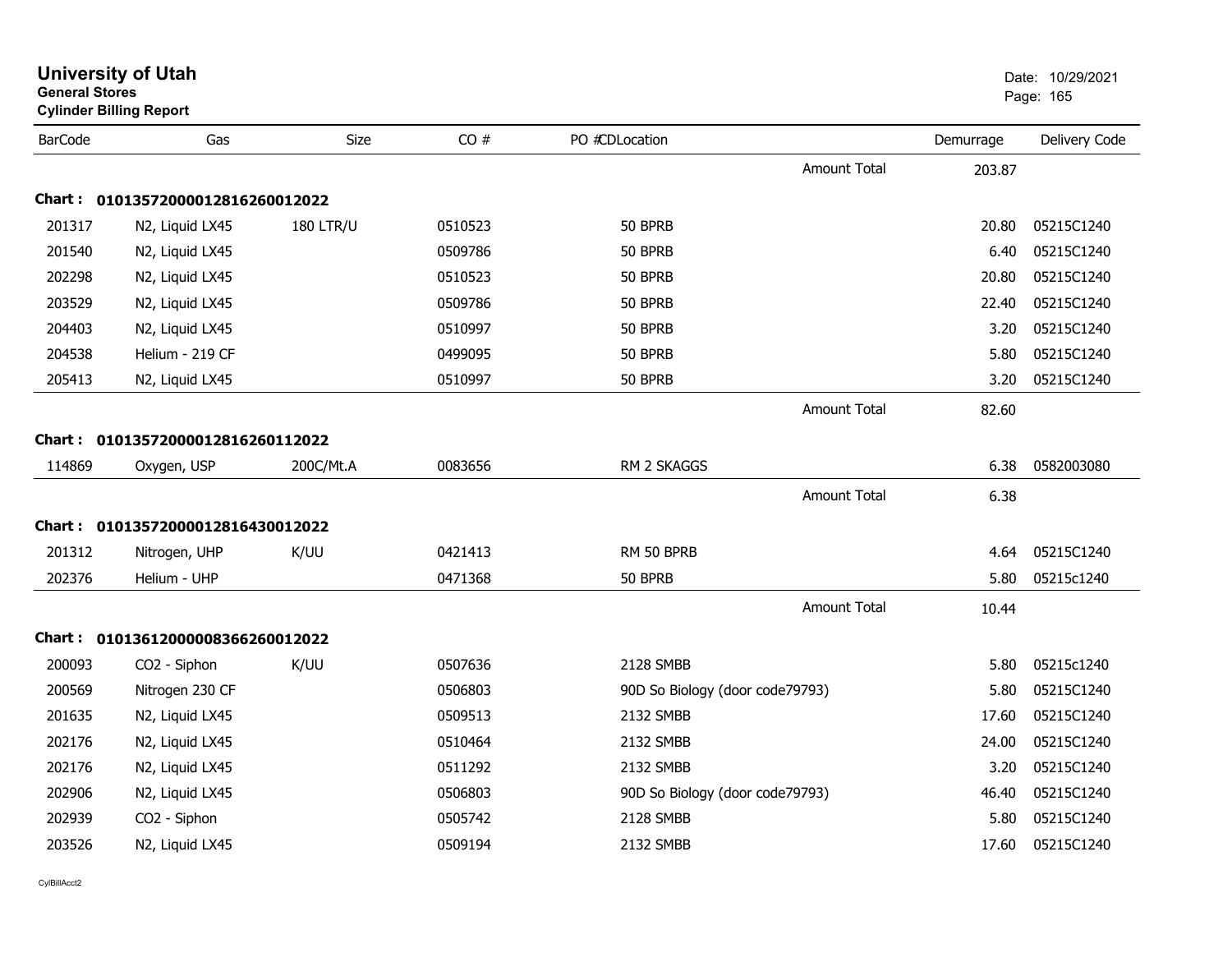# University of Utah

**General Stores**

**Cylinder Billing Report**

Date: 10/29/2021

| BarCode | Gas | Size | CO # | PO # | CDLocation | Demurrage | Delivery Code |
|---|---|---|---|---|---|---|---|
| | | | | | Amount Total | 203.87 | |
| **Chart : 01013572000012816260012022** | | | | | | | |
| 201317 | N2, Liquid LX45 | 180 LTR/U | 0510523 | | 50 BPRB | 20.80 | 05215C1240 |
| 201540 | N2, Liquid LX45 | | 0509786 | | 50 BPRB | 6.40 | 05215C1240 |
| 202298 | N2, Liquid LX45 | | 0510523 | | 50 BPRB | 20.80 | 05215C1240 |
| 203529 | N2, Liquid LX45 | | 0509786 | | 50 BPRB | 22.40 | 05215C1240 |
| 204403 | N2, Liquid LX45 | | 0510997 | | 50 BPRB | 3.20 | 05215C1240 |
| 204538 | Helium - 219 CF | | 0499095 | | 50 BPRB | 5.80 | 05215C1240 |
| 205413 | N2, Liquid LX45 | | 0510997 | | 50 BPRB | 3.20 | 05215C1240 |
| | | | | | Amount Total | 82.60 | |
| **Chart : 01013572000012816260112022** | | | | | | | |
| 114869 | Oxygen, USP | 200C/Mt.A | 0083656 | | RM 2 SKAGGS | 6.38 | 0582003080 |
| | | | | | Amount Total | 6.38 | |
| **Chart : 01013572000012816430012022** | | | | | | | |
| 201312 | Nitrogen, UHP | K/UU | 0421413 | | RM 50 BPRB | 4.64 | 05215C1240 |
| 202376 | Helium - UHP | | 0471368 | | 50 BPRB | 5.80 | 05215c1240 |
| | | | | | Amount Total | 10.44 | |
| **Chart : 01013612000008366260012022** | | | | | | | |
| 200093 | CO2 - Siphon | K/UU | 0507636 | | 2128 SMBB | 5.80 | 05215c1240 |
| 200569 | Nitrogen 230 CF | | 0506803 | | 90D So Biology (door code79793) | 5.80 | 05215C1240 |
| 201635 | N2, Liquid LX45 | | 0509513 | | 2132 SMBB | 17.60 | 05215C1240 |
| 202176 | N2, Liquid LX45 | | 0510464 | | 2132 SMBB | 24.00 | 05215C1240 |
| 202176 | N2, Liquid LX45 | | 0511292 | | 2132 SMBB | 3.20 | 05215C1240 |
| 202906 | N2, Liquid LX45 | | 0506803 | | 90D So Biology (door code79793) | 46.40 | 05215C1240 |
| 202939 | CO2 - Siphon | | 0505742 | | 2128 SMBB | 5.80 | 05215C1240 |
| 203526 | N2, Liquid LX45 | | 0509194 | | 2132 SMBB | 17.60 | 05215C1240 |

CylBillAcct2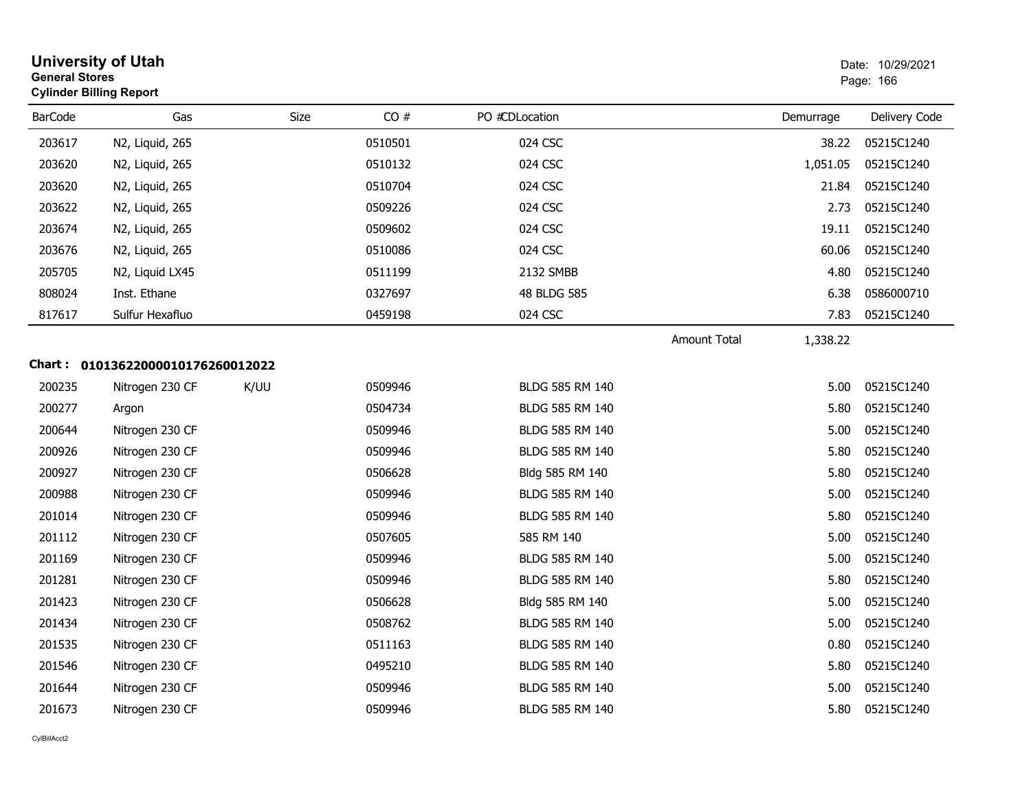# University of Utah

**General Stores**

**Cylinder Billing Report**

Date: 10/29/2021

| BarCode | Gas | Size | CO # | PO # | CDLocation | Demurrage | Delivery Code |
|---|---|---|---|---|---|---|---|
| 203617 | N2, Liquid, 265 | | 0510501 | | 024 CSC | 38.22 | 05215C1240 |
| 203620 | N2, Liquid, 265 | | 0510132 | | 024 CSC | 1,051.05 | 05215C1240 |
| 203620 | N2, Liquid, 265 | | 0510704 | | 024 CSC | 21.84 | 05215C1240 |
| 203622 | N2, Liquid, 265 | | 0509226 | | 024 CSC | 2.73 | 05215C1240 |
| 203674 | N2, Liquid, 265 | | 0509602 | | 024 CSC | 19.11 | 05215C1240 |
| 203676 | N2, Liquid, 265 | | 0510086 | | 024 CSC | 60.06 | 05215C1240 |
| 205705 | N2, Liquid LX45 | | 0511199 | | 2132 SMBB | 4.80 | 05215C1240 |
| 808024 | Inst. Ethane | | 0327697 | | 48 BLDG 585 | 6.38 | 0586000710 |
| 817617 | Sulfur Hexafluo | | 0459198 | | 024 CSC | 7.83 | 05215C1240 |
| | | | | | Amount Total | 1,338.22 | |

**Chart : 01013622000010176260012022**

| BarCode | Gas | Size | CO # | PO # | CDLocation | Demurrage | Delivery Code |
|---|---|---|---|---|---|---|---|
| 200235 | Nitrogen 230 CF | K/UU | 0509946 | | BLDG 585 RM 140 | 5.00 | 05215C1240 |
| 200277 | Argon | | 0504734 | | BLDG 585 RM 140 | 5.80 | 05215C1240 |
| 200644 | Nitrogen 230 CF | | 0509946 | | BLDG 585 RM 140 | 5.00 | 05215C1240 |
| 200926 | Nitrogen 230 CF | | 0509946 | | BLDG 585 RM 140 | 5.80 | 05215C1240 |
| 200927 | Nitrogen 230 CF | | 0506628 | | Bldg 585 RM 140 | 5.80 | 05215C1240 |
| 200988 | Nitrogen 230 CF | | 0509946 | | BLDG 585 RM 140 | 5.00 | 05215C1240 |
| 201014 | Nitrogen 230 CF | | 0509946 | | BLDG 585 RM 140 | 5.80 | 05215C1240 |
| 201112 | Nitrogen 230 CF | | 0507605 | | 585 RM 140 | 5.00 | 05215C1240 |
| 201169 | Nitrogen 230 CF | | 0509946 | | BLDG 585 RM 140 | 5.00 | 05215C1240 |
| 201281 | Nitrogen 230 CF | | 0509946 | | BLDG 585 RM 140 | 5.80 | 05215C1240 |
| 201423 | Nitrogen 230 CF | | 0506628 | | Bldg 585 RM 140 | 5.00 | 05215C1240 |
| 201434 | Nitrogen 230 CF | | 0508762 | | BLDG 585 RM 140 | 5.00 | 05215C1240 |
| 201535 | Nitrogen 230 CF | | 0511163 | | BLDG 585 RM 140 | 0.80 | 05215C1240 |
| 201546 | Nitrogen 230 CF | | 0495210 | | BLDG 585 RM 140 | 5.80 | 05215C1240 |
| 201644 | Nitrogen 230 CF | | 0509946 | | BLDG 585 RM 140 | 5.00 | 05215C1240 |
| 201673 | Nitrogen 230 CF | | 0509946 | | BLDG 585 RM 140 | 5.80 | 05215C1240 |

CylBillAcct2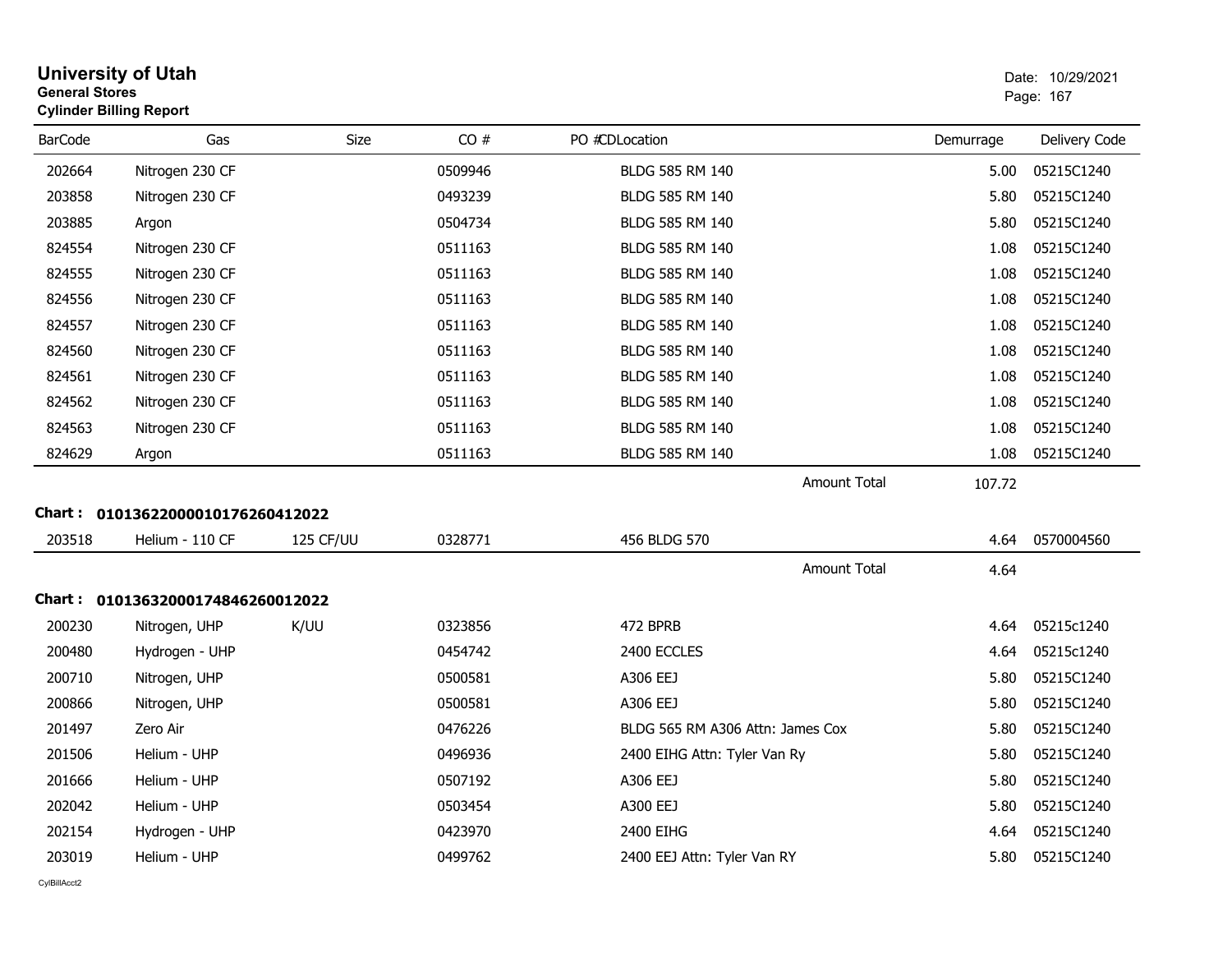# University of Utah
**General Stores**
**Cylinder Billing Report**

Date: 10/29/2021

| BarCode | Gas | Size | CO # | PO #CDLocation | Demurrage | Delivery Code |
|---|---|---|---|---|---|---|
| 202664 | Nitrogen 230 CF | | 0509946 | BLDG 585 RM 140 | 5.00 | 05215C1240 |
| 203858 | Nitrogen 230 CF | | 0493239 | BLDG 585 RM 140 | 5.80 | 05215C1240 |
| 203885 | Argon | | 0504734 | BLDG 585 RM 140 | 5.80 | 05215C1240 |
| 824554 | Nitrogen 230 CF | | 0511163 | BLDG 585 RM 140 | 1.08 | 05215C1240 |
| 824555 | Nitrogen 230 CF | | 0511163 | BLDG 585 RM 140 | 1.08 | 05215C1240 |
| 824556 | Nitrogen 230 CF | | 0511163 | BLDG 585 RM 140 | 1.08 | 05215C1240 |
| 824557 | Nitrogen 230 CF | | 0511163 | BLDG 585 RM 140 | 1.08 | 05215C1240 |
| 824560 | Nitrogen 230 CF | | 0511163 | BLDG 585 RM 140 | 1.08 | 05215C1240 |
| 824561 | Nitrogen 230 CF | | 0511163 | BLDG 585 RM 140 | 1.08 | 05215C1240 |
| 824562 | Nitrogen 230 CF | | 0511163 | BLDG 585 RM 140 | 1.08 | 05215C1240 |
| 824563 | Nitrogen 230 CF | | 0511163 | BLDG 585 RM 140 | 1.08 | 05215C1240 |
| 824629 | Argon | | 0511163 | BLDG 585 RM 140 | 1.08 | 05215C1240 |
| | | | | Amount Total | 107.72 | |

**Chart : 01013622000010176260412022**

| BarCode | Gas | Size | CO # | PO #CDLocation | Demurrage | Delivery Code |
|---|---|---|---|---|---|---|
| 203518 | Helium - 110 CF | 125 CF/UU | 0328771 | 456 BLDG 570 | 4.64 | 0570004560 |
| | | | | Amount Total | 4.64 | |

**Chart : 01013632000174846260012022**

| BarCode | Gas | Size | CO # | PO #CDLocation | Demurrage | Delivery Code |
|---|---|---|---|---|---|---|
| 200230 | Nitrogen, UHP | K/UU | 0323856 | 472 BPRB | 4.64 | 05215c1240 |
| 200480 | Hydrogen - UHP | | 0454742 | 2400 ECCLES | 4.64 | 05215c1240 |
| 200710 | Nitrogen, UHP | | 0500581 | A306 EEJ | 5.80 | 05215C1240 |
| 200866 | Nitrogen, UHP | | 0500581 | A306 EEJ | 5.80 | 05215C1240 |
| 201497 | Zero Air | | 0476226 | BLDG 565 RM A306 Attn: James Cox | 5.80 | 05215C1240 |
| 201506 | Helium - UHP | | 0496936 | 2400 EIHG Attn: Tyler Van Ry | 5.80 | 05215C1240 |
| 201666 | Helium - UHP | | 0507192 | A306 EEJ | 5.80 | 05215C1240 |
| 202042 | Helium - UHP | | 0503454 | A300 EEJ | 5.80 | 05215C1240 |
| 202154 | Hydrogen - UHP | | 0423970 | 2400 EIHG | 4.64 | 05215C1240 |
| 203019 | Helium - UHP | | 0499762 | 2400 EEJ Attn: Tyler Van RY | 5.80 | 05215C1240 |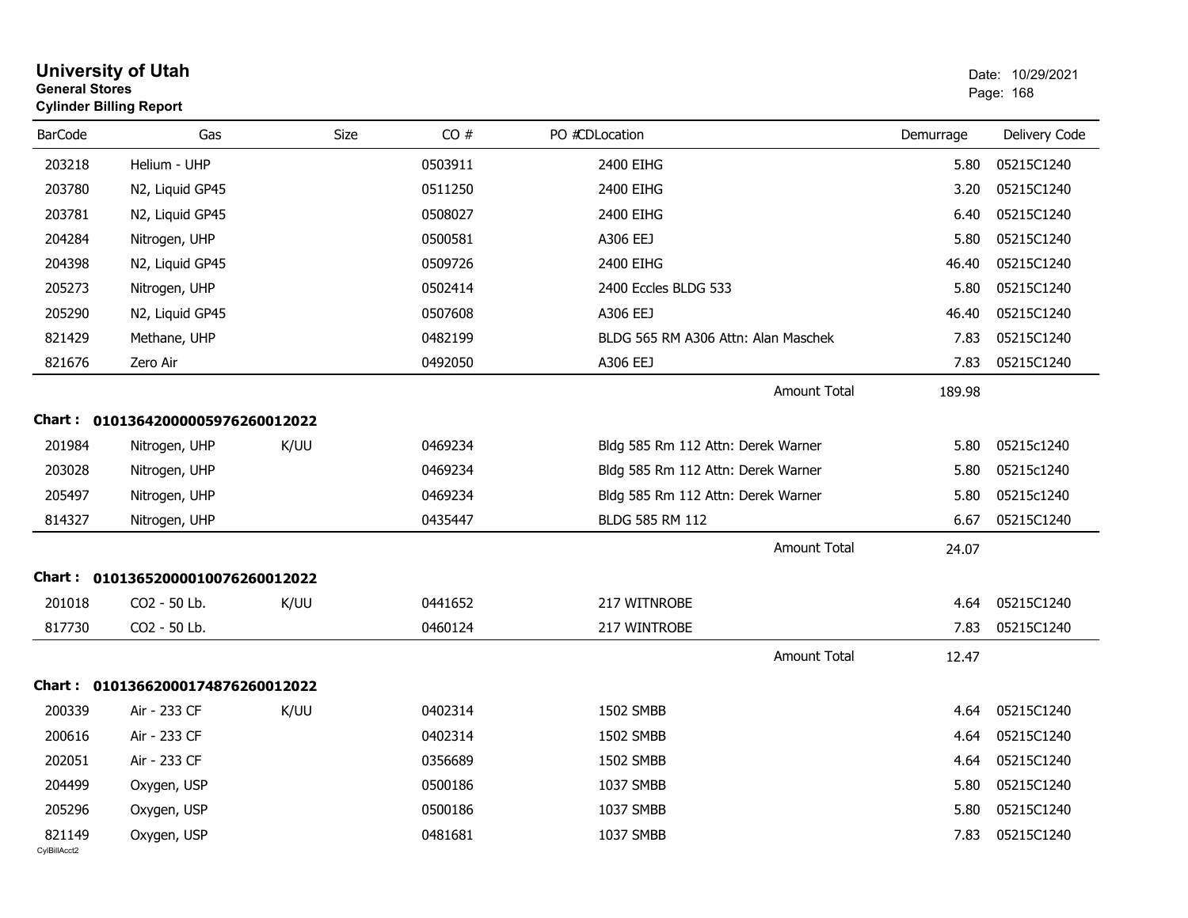# University of Utah

**General Stores**

**Cylinder Billing Report**

Date: 10/29/2021

| BarCode | Gas | Size | CO # | PO # | CDLocation | Demurrage | Delivery Code |
|---|---|---|---|---|---|---|---|
| 203218 | Helium - UHP | | 0503911 | | 2400 EIHG | 5.80 | 05215C1240 |
| 203780 | N2, Liquid GP45 | | 0511250 | | 2400 EIHG | 3.20 | 05215C1240 |
| 203781 | N2, Liquid GP45 | | 0508027 | | 2400 EIHG | 6.40 | 05215C1240 |
| 204284 | Nitrogen, UHP | | 0500581 | | A306 EEJ | 5.80 | 05215C1240 |
| 204398 | N2, Liquid GP45 | | 0509726 | | 2400 EIHG | 46.40 | 05215C1240 |
| 205273 | Nitrogen, UHP | | 0502414 | | 2400 Eccles BLDG 533 | 5.80 | 05215C1240 |
| 205290 | N2, Liquid GP45 | | 0507608 | | A306 EEJ | 46.40 | 05215C1240 |
| 821429 | Methane, UHP | | 0482199 | | BLDG 565 RM A306 Attn: Alan Maschek | 7.83 | 05215C1240 |
| 821676 | Zero Air | | 0492050 | | A306 EEJ | 7.83 | 05215C1240 |
| | | | | | Amount Total | 189.98 | |

**Chart : 01013642000005976260012022**

| BarCode | Gas | Size | CO # | PO # | CDLocation | Demurrage | Delivery Code |
|---|---|---|---|---|---|---|---|
| 201984 | Nitrogen, UHP | K/UU | 0469234 | | Bldg 585 Rm 112 Attn: Derek Warner | 5.80 | 05215c1240 |
| 203028 | Nitrogen, UHP | | 0469234 | | Bldg 585 Rm 112 Attn: Derek Warner | 5.80 | 05215c1240 |
| 205497 | Nitrogen, UHP | | 0469234 | | Bldg 585 Rm 112 Attn: Derek Warner | 5.80 | 05215c1240 |
| 814327 | Nitrogen, UHP | | 0435447 | | BLDG 585 RM 112 | 6.67 | 05215C1240 |
| | | | | | Amount Total | 24.07 | |

**Chart : 01013652000010076260012022**

| BarCode | Gas | Size | CO # | PO # | CDLocation | Demurrage | Delivery Code |
|---|---|---|---|---|---|---|---|
| 201018 | CO2 - 50 Lb. | K/UU | 0441652 | | 217 WITNROBE | 4.64 | 05215C1240 |
| 817730 | CO2 - 50 Lb. | | 0460124 | | 217 WINTROBE | 7.83 | 05215C1240 |
| | | | | | Amount Total | 12.47 | |

**Chart : 01013662000174876260012022**

| BarCode | Gas | Size | CO # | PO # | CDLocation | Demurrage | Delivery Code |
|---|---|---|---|---|---|---|---|
| 200339 | Air - 233 CF | K/UU | 0402314 | | 1502 SMBB | 4.64 | 05215C1240 |
| 200616 | Air - 233 CF | | 0402314 | | 1502 SMBB | 4.64 | 05215C1240 |
| 202051 | Air - 233 CF | | 0356689 | | 1502 SMBB | 4.64 | 05215C1240 |
| 204499 | Oxygen, USP | | 0500186 | | 1037 SMBB | 5.80 | 05215C1240 |
| 205296 | Oxygen, USP | | 0500186 | | 1037 SMBB | 5.80 | 05215C1240 |
| 821149 | Oxygen, USP | | 0481681 | | 1037 SMBB | 7.83 | 05215C1240 |

CylBillAcct2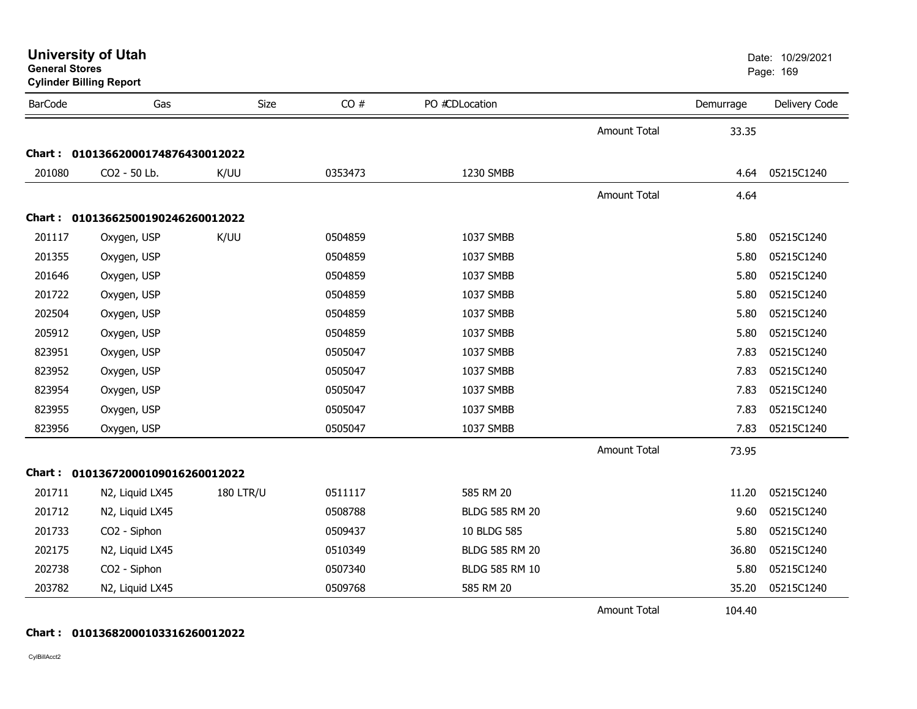# University of Utah

**General Stores**

**Cylinder Billing Report**

Date: 10/29/2021

| BarCode | Gas | Size | CO # | PO #CDLocation | | Demurrage | Delivery Code |
|---|---|---|---|---|---|---|---|
| | | | | | Amount Total | 33.35 | |
| **Chart : 01013662000174876430012022** | | | | | | | |
| 201080 | CO2 - 50 Lb. | K/UU | 0353473 | 1230 SMBB | | 4.64 | 05215C1240 |
| | | | | | Amount Total | 4.64 | |
| **Chart : 01013662500190246260012022** | | | | | | | |
| 201117 | Oxygen, USP | K/UU | 0504859 | 1037 SMBB | | 5.80 | 05215C1240 |
| 201355 | Oxygen, USP | | 0504859 | 1037 SMBB | | 5.80 | 05215C1240 |
| 201646 | Oxygen, USP | | 0504859 | 1037 SMBB | | 5.80 | 05215C1240 |
| 201722 | Oxygen, USP | | 0504859 | 1037 SMBB | | 5.80 | 05215C1240 |
| 202504 | Oxygen, USP | | 0504859 | 1037 SMBB | | 5.80 | 05215C1240 |
| 205912 | Oxygen, USP | | 0504859 | 1037 SMBB | | 5.80 | 05215C1240 |
| 823951 | Oxygen, USP | | 0505047 | 1037 SMBB | | 7.83 | 05215C1240 |
| 823952 | Oxygen, USP | | 0505047 | 1037 SMBB | | 7.83 | 05215C1240 |
| 823954 | Oxygen, USP | | 0505047 | 1037 SMBB | | 7.83 | 05215C1240 |
| 823955 | Oxygen, USP | | 0505047 | 1037 SMBB | | 7.83 | 05215C1240 |
| 823956 | Oxygen, USP | | 0505047 | 1037 SMBB | | 7.83 | 05215C1240 |
| | | | | | Amount Total | 73.95 | |
| **Chart : 01013672000109016260012022** | | | | | | | |
| 201711 | N2, Liquid LX45 | 180 LTR/U | 0511117 | 585 RM 20 | | 11.20 | 05215C1240 |
| 201712 | N2, Liquid LX45 | | 0508788 | BLDG 585 RM 20 | | 9.60 | 05215C1240 |
| 201733 | CO2 - Siphon | | 0509437 | 10 BLDG 585 | | 5.80 | 05215C1240 |
| 202175 | N2, Liquid LX45 | | 0510349 | BLDG 585 RM 20 | | 36.80 | 05215C1240 |
| 202738 | CO2 - Siphon | | 0507340 | BLDG 585 RM 10 | | 5.80 | 05215C1240 |
| 203782 | N2, Liquid LX45 | | 0509768 | 585 RM 20 | | 35.20 | 05215C1240 |
| | | | | | Amount Total | 104.40 | |
| **Chart : 01013682000103316260012022** | | | | | | | |

CylBillAcct2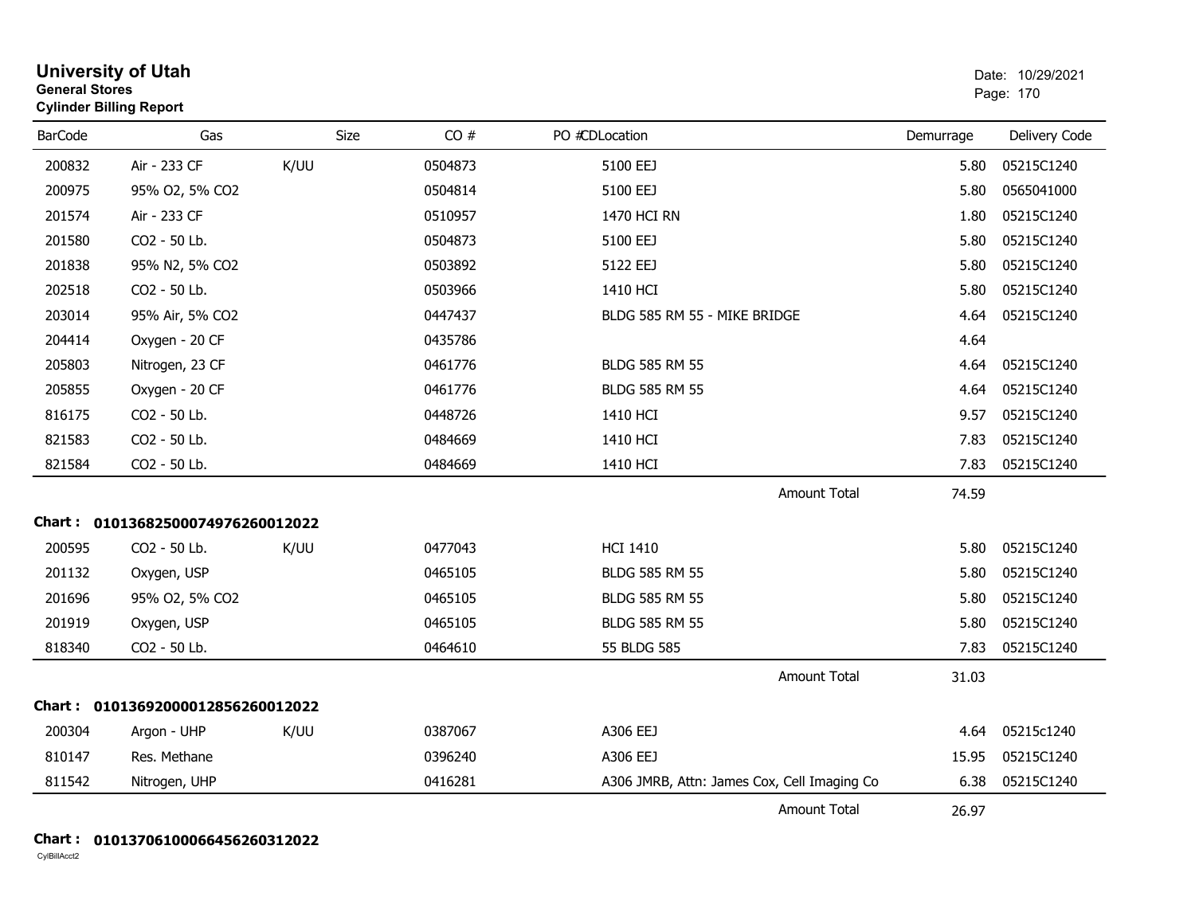# University of Utah
**General Stores**
**Cylinder Billing Report**

Date: 10/29/2021

| BarCode | Gas | Size | CO # | PO # | CDLocation | Demurrage | Delivery Code |
|---|---|---|---|---|---|---|---|
| 200832 | Air - 233 CF | K/UU | 0504873 | | 5100 EEJ | 5.80 | 05215C1240 |
| 200975 | 95% O2, 5% CO2 | | 0504814 | | 5100 EEJ | 5.80 | 0565041000 |
| 201574 | Air - 233 CF | | 0510957 | | 1470 HCI RN | 1.80 | 05215C1240 |
| 201580 | CO2 - 50 Lb. | | 0504873 | | 5100 EEJ | 5.80 | 05215C1240 |
| 201838 | 95% N2, 5% CO2 | | 0503892 | | 5122 EEJ | 5.80 | 05215C1240 |
| 202518 | CO2 - 50 Lb. | | 0503966 | | 1410 HCI | 5.80 | 05215C1240 |
| 203014 | 95% Air, 5% CO2 | | 0447437 | | BLDG 585 RM 55 - MIKE BRIDGE | 4.64 | 05215C1240 |
| 204414 | Oxygen - 20 CF | | 0435786 | | | 4.64 | |
| 205803 | Nitrogen, 23 CF | | 0461776 | | BLDG 585 RM 55 | 4.64 | 05215C1240 |
| 205855 | Oxygen - 20 CF | | 0461776 | | BLDG 585 RM 55 | 4.64 | 05215C1240 |
| 816175 | CO2 - 50 Lb. | | 0448726 | | 1410 HCI | 9.57 | 05215C1240 |
| 821583 | CO2 - 50 Lb. | | 0484669 | | 1410 HCI | 7.83 | 05215C1240 |
| 821584 | CO2 - 50 Lb. | | 0484669 | | 1410 HCI | 7.83 | 05215C1240 |
| | | | | | Amount Total | 74.59 | |

**Chart : 01013682500074976260012022**

| BarCode | Gas | Size | CO # | PO # | CDLocation | Demurrage | Delivery Code |
|---|---|---|---|---|---|---|---|
| 200595 | CO2 - 50 Lb. | K/UU | 0477043 | | HCI 1410 | 5.80 | 05215C1240 |
| 201132 | Oxygen, USP | | 0465105 | | BLDG 585 RM 55 | 5.80 | 05215C1240 |
| 201696 | 95% O2, 5% CO2 | | 0465105 | | BLDG 585 RM 55 | 5.80 | 05215C1240 |
| 201919 | Oxygen, USP | | 0465105 | | BLDG 585 RM 55 | 5.80 | 05215C1240 |
| 818340 | CO2 - 50 Lb. | | 0464610 | | 55 BLDG 585 | 7.83 | 05215C1240 |
| | | | | | Amount Total | 31.03 | |

**Chart : 01013692000012856260012022**

| BarCode | Gas | Size | CO # | PO # | CDLocation | Demurrage | Delivery Code |
|---|---|---|---|---|---|---|---|
| 200304 | Argon - UHP | K/UU | 0387067 | | A306 EEJ | 4.64 | 05215c1240 |
| 810147 | Res. Methane | | 0396240 | | A306 EEJ | 15.95 | 05215C1240 |
| 811542 | Nitrogen, UHP | | 0416281 | | A306 JMRB, Attn: James Cox, Cell Imaging Co | 6.38 | 05215C1240 |
| | | | | | Amount Total | 26.97 | |

**Chart : 01013706100066456260312022**

CylBillAcct2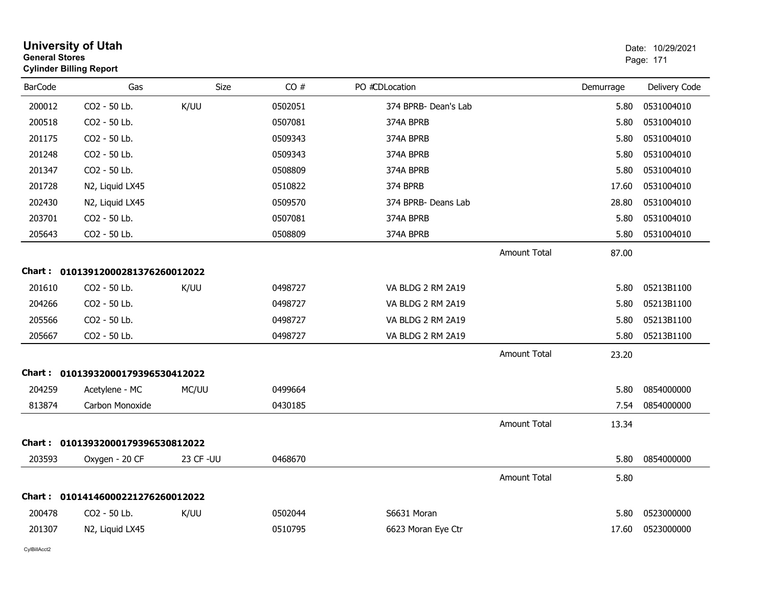# University of Utah
**General Stores**
**Cylinder Billing Report**

Date: 10/29/2021

| BarCode | Gas | Size | CO # | PO #CDLocation | Demurrage | Delivery Code |
|---|---|---|---|---|---|---|
| 200012 | CO2 - 50 Lb. | K/UU | 0502051 | 374 BPRB- Dean's Lab | 5.80 | 0531004010 |
| 200518 | CO2 - 50 Lb. | | 0507081 | 374A BPRB | 5.80 | 0531004010 |
| 201175 | CO2 - 50 Lb. | | 0509343 | 374A BPRB | 5.80 | 0531004010 |
| 201248 | CO2 - 50 Lb. | | 0509343 | 374A BPRB | 5.80 | 0531004010 |
| 201347 | CO2 - 50 Lb. | | 0508809 | 374A BPRB | 5.80 | 0531004010 |
| 201728 | N2, Liquid LX45 | | 0510822 | 374 BPRB | 17.60 | 0531004010 |
| 202430 | N2, Liquid LX45 | | 0509570 | 374 BPRB- Deans Lab | 28.80 | 0531004010 |
| 203701 | CO2 - 50 Lb. | | 0507081 | 374A BPRB | 5.80 | 0531004010 |
| 205643 | CO2 - 50 Lb. | | 0508809 | 374A BPRB | 5.80 | 0531004010 |
| | | | | Amount Total | 87.00 | |

**Chart : 01013912000281376260012022**

| BarCode | Gas | Size | CO # | PO #CDLocation | Demurrage | Delivery Code |
|---|---|---|---|---|---|---|
| 201610 | CO2 - 50 Lb. | K/UU | 0498727 | VA BLDG 2 RM 2A19 | 5.80 | 05213B1100 |
| 204266 | CO2 - 50 Lb. | | 0498727 | VA BLDG 2 RM 2A19 | 5.80 | 05213B1100 |
| 205566 | CO2 - 50 Lb. | | 0498727 | VA BLDG 2 RM 2A19 | 5.80 | 05213B1100 |
| 205667 | CO2 - 50 Lb. | | 0498727 | VA BLDG 2 RM 2A19 | 5.80 | 05213B1100 |
| | | | | Amount Total | 23.20 | |

**Chart : 01013932000179396530412022**

| BarCode | Gas | Size | CO # | PO #CDLocation | Demurrage | Delivery Code |
|---|---|---|---|---|---|---|
| 204259 | Acetylene - MC | MC/UU | 0499664 | | 5.80 | 0854000000 |
| 813874 | Carbon Monoxide | | 0430185 | | 7.54 | 0854000000 |
| | | | | Amount Total | 13.34 | |

**Chart : 01013932000179396530812022**

| BarCode | Gas | Size | CO # | PO #CDLocation | Demurrage | Delivery Code |
|---|---|---|---|---|---|---|
| 203593 | Oxygen - 20 CF | 23 CF -UU | 0468670 | | 5.80 | 0854000000 |
| | | | | Amount Total | 5.80 | |

**Chart : 01014146000221276260012022**

| BarCode | Gas | Size | CO # | PO #CDLocation | Demurrage | Delivery Code |
|---|---|---|---|---|---|---|
| 200478 | CO2 - 50 Lb. | K/UU | 0502044 | S6631 Moran | 5.80 | 0523000000 |
| 201307 | N2, Liquid LX45 | | 0510795 | 6623 Moran Eye Ctr | 17.60 | 0523000000 |

CylBillAcct2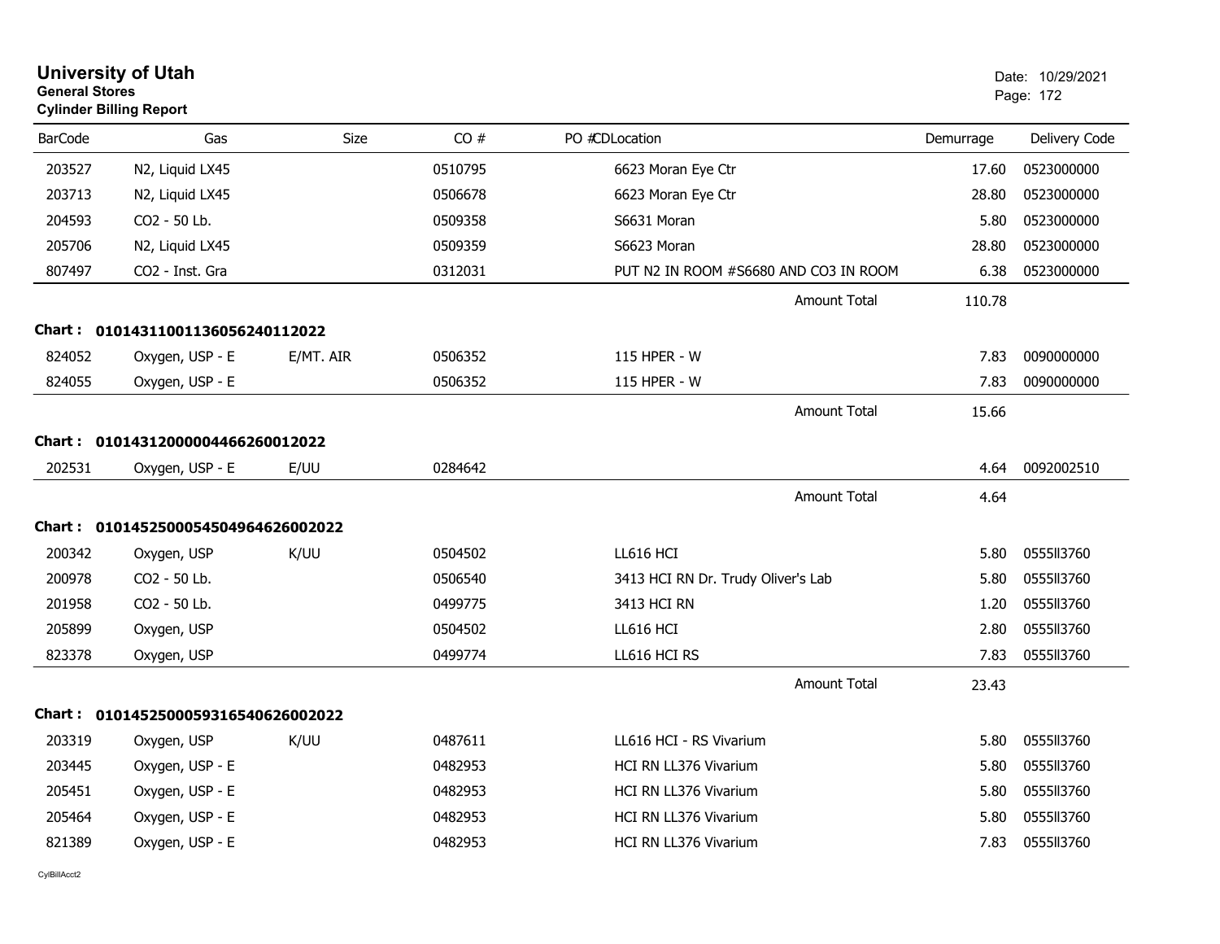# University of Utah

**General Stores**

**Cylinder Billing Report**

Date: 10/29/2021

| BarCode | Gas | Size | CO # | PO #CDLocation | Demurrage | Delivery Code |
|---|---|---|---|---|---|---|
| 203527 | N2, Liquid LX45 | | 0510795 | 6623 Moran Eye Ctr | 17.60 | 0523000000 |
| 203713 | N2, Liquid LX45 | | 0506678 | 6623 Moran Eye Ctr | 28.80 | 0523000000 |
| 204593 | CO2 - 50 Lb. | | 0509358 | S6631 Moran | 5.80 | 0523000000 |
| 205706 | N2, Liquid LX45 | | 0509359 | S6623 Moran | 28.80 | 0523000000 |
| 807497 | CO2 - Inst. Gra | | 0312031 | PUT N2 IN ROOM #S6680 AND CO3 IN ROOM | 6.38 | 0523000000 |
| | | | | Amount Total | 110.78 | |

**Chart : 01014311001136056240112022**

| BarCode | Gas | Size | CO # | PO #CDLocation | Demurrage | Delivery Code |
|---|---|---|---|---|---|---|
| 824052 | Oxygen, USP - E | E/MT. AIR | 0506352 | 115 HPER - W | 7.83 | 0090000000 |
| 824055 | Oxygen, USP - E | | 0506352 | 115 HPER - W | 7.83 | 0090000000 |
| | | | | Amount Total | 15.66 | |

**Chart : 01014312000004466260012022**

| BarCode | Gas | Size | CO # | PO #CDLocation | Demurrage | Delivery Code |
|---|---|---|---|---|---|---|
| 202531 | Oxygen, USP - E | E/UU | 0284642 | | 4.64 | 0092002510 |
| | | | | Amount Total | 4.64 | |

**Chart : 010145250005450496462600 2022**

| BarCode | Gas | Size | CO # | PO #CDLocation | Demurrage | Delivery Code |
|---|---|---|---|---|---|---|
| 200342 | Oxygen, USP | K/UU | 0504502 | LL616 HCI | 5.80 | 0555II3760 |
| 200978 | CO2 - 50 Lb. | | 0506540 | 3413 HCI RN Dr. Trudy Oliver's Lab | 5.80 | 0555II3760 |
| 201958 | CO2 - 50 Lb. | | 0499775 | 3413 HCI RN | 1.20 | 0555II3760 |
| 205899 | Oxygen, USP | | 0504502 | LL616 HCI | 2.80 | 0555II3760 |
| 823378 | Oxygen, USP | | 0499774 | LL616 HCI RS | 7.83 | 0555II3760 |
| | | | | Amount Total | 23.43 | |

**Chart : 01014525000593165406260002022**

| BarCode | Gas | Size | CO # | PO #CDLocation | Demurrage | Delivery Code |
|---|---|---|---|---|---|---|
| 203319 | Oxygen, USP | K/UU | 0487611 | LL616 HCI - RS Vivarium | 5.80 | 0555II3760 |
| 203445 | Oxygen, USP - E | | 0482953 | HCI RN LL376 Vivarium | 5.80 | 0555II3760 |
| 205451 | Oxygen, USP - E | | 0482953 | HCI RN LL376 Vivarium | 5.80 | 0555II3760 |
| 205464 | Oxygen, USP - E | | 0482953 | HCI RN LL376 Vivarium | 5.80 | 0555II3760 |
| 821389 | Oxygen, USP - E | | 0482953 | HCI RN LL376 Vivarium | 7.83 | 0555II3760 |

CylBillAcct2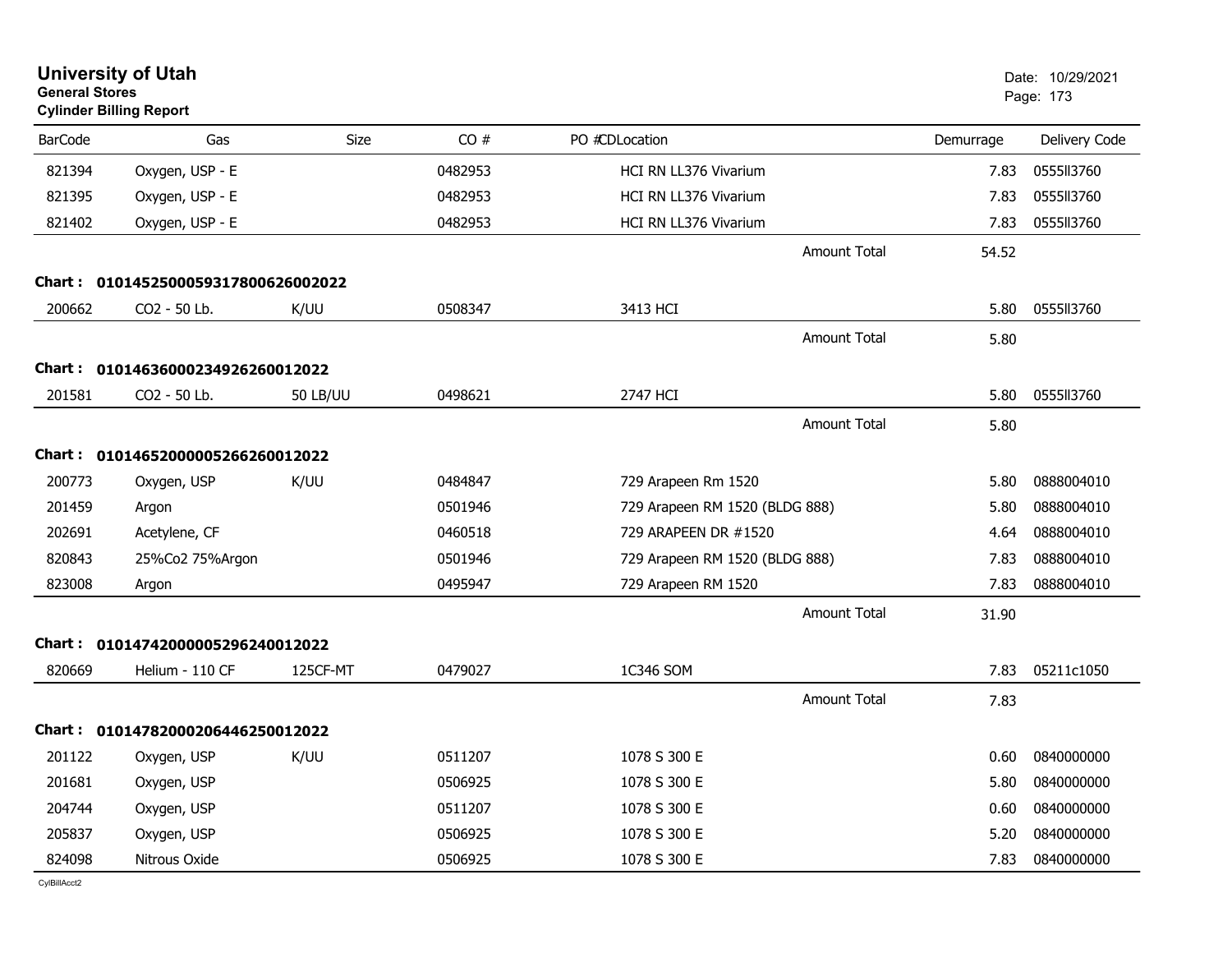# University of Utah
**General Stores**
**Cylinder Billing Report**

Date: 10/29/2021

| BarCode | Gas | Size | CO # | PO #CDLocation | Demurrage | Delivery Code |
|---|---|---|---|---|---|---|
| 821394 | Oxygen, USP - E | | 0482953 | HCI RN LL376 Vivarium | 7.83 | 0555ll3760 |
| 821395 | Oxygen, USP - E | | 0482953 | HCI RN LL376 Vivarium | 7.83 | 0555ll3760 |
| 821402 | Oxygen, USP - E | | 0482953 | HCI RN LL376 Vivarium | 7.83 | 0555ll3760 |
| | | | | Amount Total | 54.52 | |

**Chart : 01014525000059317800626002022**

| BarCode | Gas | Size | CO # | PO #CDLocation | Demurrage | Delivery Code |
|---|---|---|---|---|---|---|
| 200662 | CO2 - 50 Lb. | K/UU | 0508347 | 3413 HCI | 5.80 | 0555ll3760 |
| | | | | Amount Total | 5.80 | |

**Chart : 01014636000234926260012022**

| BarCode | Gas | Size | CO # | PO #CDLocation | Demurrage | Delivery Code |
|---|---|---|---|---|---|---|
| 201581 | CO2 - 50 Lb. | 50 LB/UU | 0498621 | 2747 HCI | 5.80 | 0555ll3760 |
| | | | | Amount Total | 5.80 | |

**Chart : 01014652000005266260012022**

| BarCode | Gas | Size | CO # | PO #CDLocation | Demurrage | Delivery Code |
|---|---|---|---|---|---|---|
| 200773 | Oxygen, USP | K/UU | 0484847 | 729 Arapeen Rm 1520 | 5.80 | 0888004010 |
| 201459 | Argon | | 0501946 | 729 Arapeen RM 1520 (BLDG 888) | 5.80 | 0888004010 |
| 202691 | Acetylene, CF | | 0460518 | 729 ARAPEEN DR #1520 | 4.64 | 0888004010 |
| 820843 | 25%Co2 75%Argon | | 0501946 | 729 Arapeen RM 1520 (BLDG 888) | 7.83 | 0888004010 |
| 823008 | Argon | | 0495947 | 729 Arapeen RM 1520 | 7.83 | 0888004010 |
| | | | | Amount Total | 31.90 | |

**Chart : 01014742000005296240012022**

| BarCode | Gas | Size | CO # | PO #CDLocation | Demurrage | Delivery Code |
|---|---|---|---|---|---|---|
| 820669 | Helium - 110 CF | 125CF-MT | 0479027 | 1C346 SOM | 7.83 | 05211c1050 |
| | | | | Amount Total | 7.83 | |

**Chart : 01014782000206446250012022**

| BarCode | Gas | Size | CO # | PO #CDLocation | Demurrage | Delivery Code |
|---|---|---|---|---|---|---|
| 201122 | Oxygen, USP | K/UU | 0511207 | 1078 S 300 E | 0.60 | 0840000000 |
| 201681 | Oxygen, USP | | 0506925 | 1078 S 300 E | 5.80 | 0840000000 |
| 204744 | Oxygen, USP | | 0511207 | 1078 S 300 E | 0.60 | 0840000000 |
| 205837 | Oxygen, USP | | 0506925 | 1078 S 300 E | 5.20 | 0840000000 |
| 824098 | Nitrous Oxide | | 0506925 | 1078 S 300 E | 7.83 | 0840000000 |

CylBillAcct2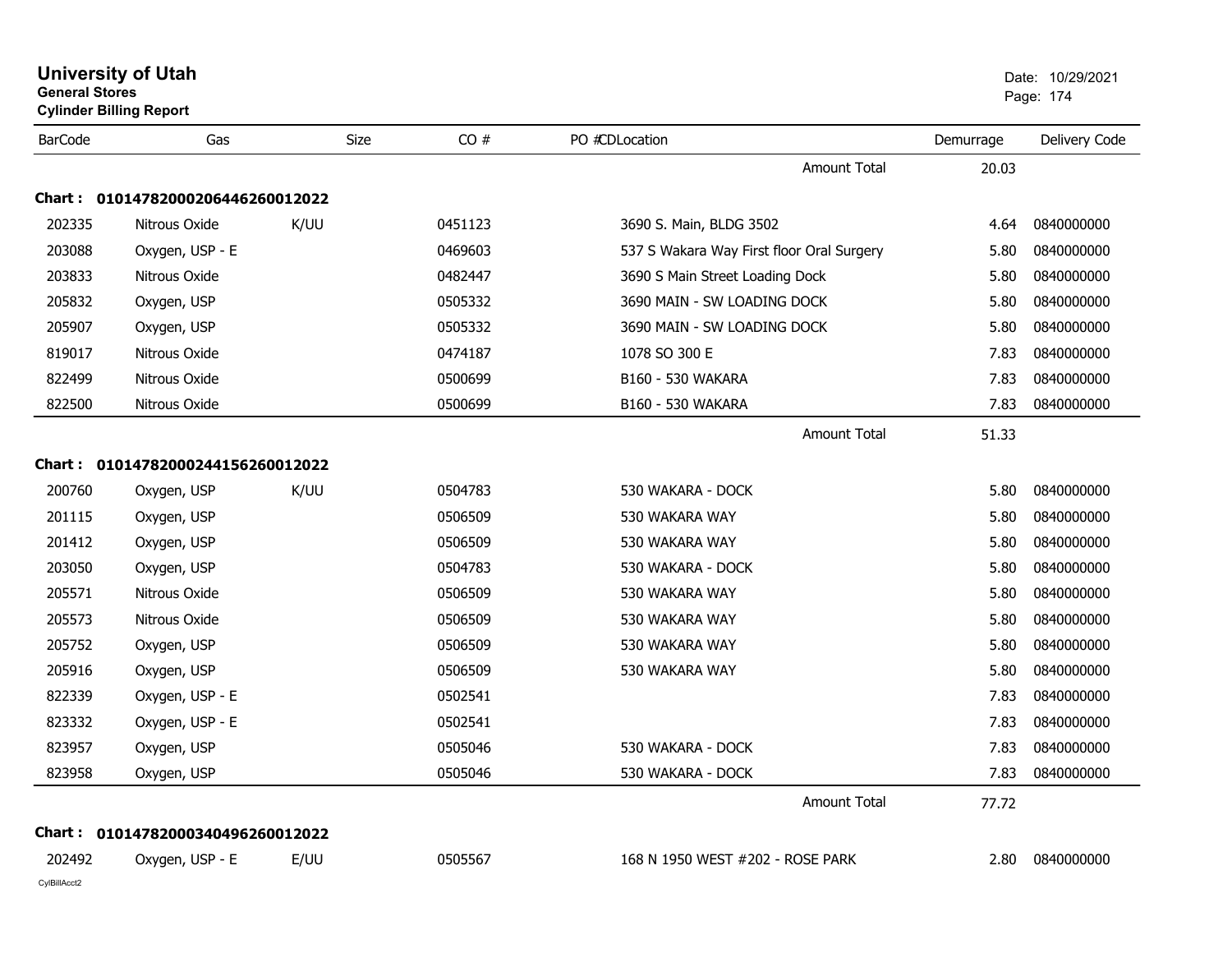# University of Utah
**General Stores**
**Cylinder Billing Report**

Date: 10/29/2021

| BarCode | Gas | Size | CO # | PO #CDLocation | Demurrage | Delivery Code |
|---|---|---|---|---|---|---|
| | | | | Amount Total | 20.03 | |
| **Chart : 01014782000206446260012022** | | | | | | |
| 202335 | Nitrous Oxide | K/UU | 0451123 | 3690 S. Main, BLDG 3502 | 4.64 | 0840000000 |
| 203088 | Oxygen, USP - E | | 0469603 | 537 S Wakara Way First floor Oral Surgery | 5.80 | 0840000000 |
| 203833 | Nitrous Oxide | | 0482447 | 3690 S Main Street Loading Dock | 5.80 | 0840000000 |
| 205832 | Oxygen, USP | | 0505332 | 3690 MAIN - SW LOADING DOCK | 5.80 | 0840000000 |
| 205907 | Oxygen, USP | | 0505332 | 3690 MAIN - SW LOADING DOCK | 5.80 | 0840000000 |
| 819017 | Nitrous Oxide | | 0474187 | 1078 SO 300 E | 7.83 | 0840000000 |
| 822499 | Nitrous Oxide | | 0500699 | B160 - 530 WAKARA | 7.83 | 0840000000 |
| 822500 | Nitrous Oxide | | 0500699 | B160 - 530 WAKARA | 7.83 | 0840000000 |
| | | | | Amount Total | 51.33 | |
| **Chart : 01014782000244156260012022** | | | | | | |
| 200760 | Oxygen, USP | K/UU | 0504783 | 530 WAKARA - DOCK | 5.80 | 0840000000 |
| 201115 | Oxygen, USP | | 0506509 | 530 WAKARA WAY | 5.80 | 0840000000 |
| 201412 | Oxygen, USP | | 0506509 | 530 WAKARA WAY | 5.80 | 0840000000 |
| 203050 | Oxygen, USP | | 0504783 | 530 WAKARA - DOCK | 5.80 | 0840000000 |
| 205571 | Nitrous Oxide | | 0506509 | 530 WAKARA WAY | 5.80 | 0840000000 |
| 205573 | Nitrous Oxide | | 0506509 | 530 WAKARA WAY | 5.80 | 0840000000 |
| 205752 | Oxygen, USP | | 0506509 | 530 WAKARA WAY | 5.80 | 0840000000 |
| 205916 | Oxygen, USP | | 0506509 | 530 WAKARA WAY | 5.80 | 0840000000 |
| 822339 | Oxygen, USP - E | | 0502541 | | 7.83 | 0840000000 |
| 823332 | Oxygen, USP - E | | 0502541 | | 7.83 | 0840000000 |
| 823957 | Oxygen, USP | | 0505046 | 530 WAKARA - DOCK | 7.83 | 0840000000 |
| 823958 | Oxygen, USP | | 0505046 | 530 WAKARA - DOCK | 7.83 | 0840000000 |
| | | | | Amount Total | 77.72 | |
| **Chart : 01014782000340496260012022** | | | | | | |
| 202492 | Oxygen, USP - E | E/UU | 0505567 | 168 N 1950 WEST #202 - ROSE PARK | 2.80 | 0840000000 |

CylBillAcct2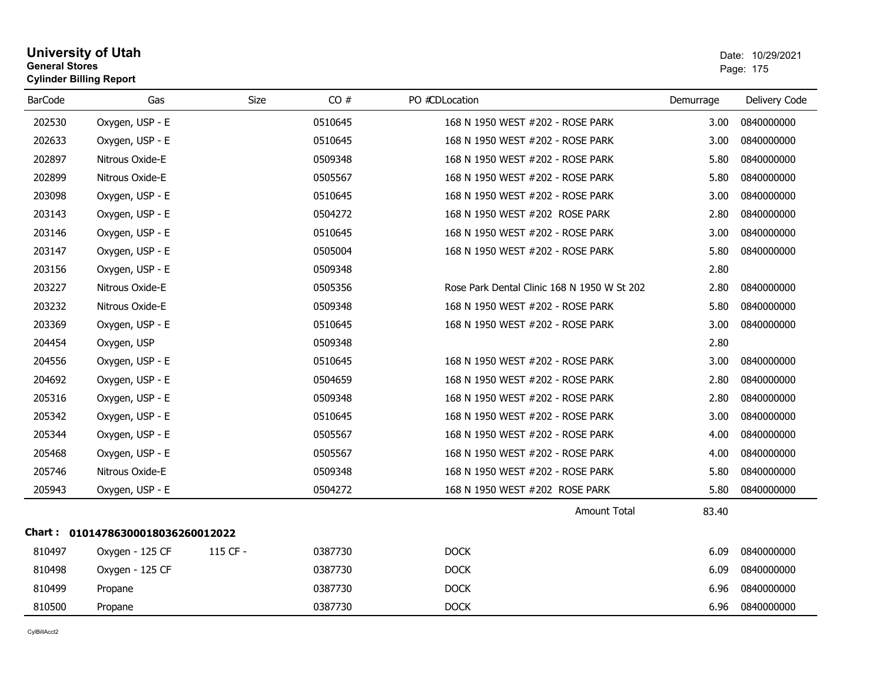# University of Utah
**General Stores**
**Cylinder Billing Report**

Date: 10/29/2021

| BarCode | Gas | Size | CO # | PO # | CDLocation | Demurrage | Delivery Code |
|---|---|---|---|---|---|---|---|
| 202530 | Oxygen, USP - E | | 0510645 | | 168 N 1950 WEST #202 - ROSE PARK | 3.00 | 0840000000 |
| 202633 | Oxygen, USP - E | | 0510645 | | 168 N 1950 WEST #202 - ROSE PARK | 3.00 | 0840000000 |
| 202897 | Nitrous Oxide-E | | 0509348 | | 168 N 1950 WEST #202 - ROSE PARK | 5.80 | 0840000000 |
| 202899 | Nitrous Oxide-E | | 0505567 | | 168 N 1950 WEST #202 - ROSE PARK | 5.80 | 0840000000 |
| 203098 | Oxygen, USP - E | | 0510645 | | 168 N 1950 WEST #202 - ROSE PARK | 3.00 | 0840000000 |
| 203143 | Oxygen, USP - E | | 0504272 | | 168 N 1950 WEST #202 ROSE PARK | 2.80 | 0840000000 |
| 203146 | Oxygen, USP - E | | 0510645 | | 168 N 1950 WEST #202 - ROSE PARK | 3.00 | 0840000000 |
| 203147 | Oxygen, USP - E | | 0505004 | | 168 N 1950 WEST #202 - ROSE PARK | 5.80 | 0840000000 |
| 203156 | Oxygen, USP - E | | 0509348 | | | 2.80 | |
| 203227 | Nitrous Oxide-E | | 0505356 | | Rose Park Dental Clinic 168 N 1950 W St 202 | 2.80 | 0840000000 |
| 203232 | Nitrous Oxide-E | | 0509348 | | 168 N 1950 WEST #202 - ROSE PARK | 5.80 | 0840000000 |
| 203369 | Oxygen, USP - E | | 0510645 | | 168 N 1950 WEST #202 - ROSE PARK | 3.00 | 0840000000 |
| 204454 | Oxygen, USP | | 0509348 | | | 2.80 | |
| 204556 | Oxygen, USP - E | | 0510645 | | 168 N 1950 WEST #202 - ROSE PARK | 3.00 | 0840000000 |
| 204692 | Oxygen, USP - E | | 0504659 | | 168 N 1950 WEST #202 - ROSE PARK | 2.80 | 0840000000 |
| 205316 | Oxygen, USP - E | | 0509348 | | 168 N 1950 WEST #202 - ROSE PARK | 2.80 | 0840000000 |
| 205342 | Oxygen, USP - E | | 0510645 | | 168 N 1950 WEST #202 - ROSE PARK | 3.00 | 0840000000 |
| 205344 | Oxygen, USP - E | | 0505567 | | 168 N 1950 WEST #202 - ROSE PARK | 4.00 | 0840000000 |
| 205468 | Oxygen, USP - E | | 0505567 | | 168 N 1950 WEST #202 - ROSE PARK | 4.00 | 0840000000 |
| 205746 | Nitrous Oxide-E | | 0509348 | | 168 N 1950 WEST #202 - ROSE PARK | 5.80 | 0840000000 |
| 205943 | Oxygen, USP - E | | 0504272 | | 168 N 1950 WEST #202 ROSE PARK | 5.80 | 0840000000 |
| | | | | | Amount Total | 83.40 | |

**Chart : 01014786300018036260012022**

| BarCode | Gas | Size | CO # | PO # | CDLocation | Demurrage | Delivery Code |
|---|---|---|---|---|---|---|---|
| 810497 | Oxygen - 125 CF | 115 CF - | 0387730 | | DOCK | 6.09 | 0840000000 |
| 810498 | Oxygen - 125 CF | | 0387730 | | DOCK | 6.09 | 0840000000 |
| 810499 | Propane | | 0387730 | | DOCK | 6.96 | 0840000000 |
| 810500 | Propane | | 0387730 | | DOCK | 6.96 | 0840000000 |

CylBillAcct2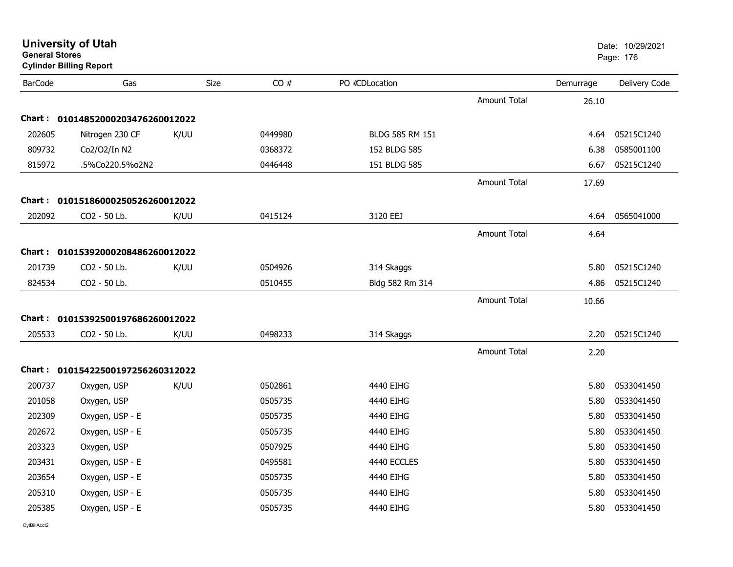# University of Utah

**General Stores**

**Cylinder Billing Report**

Date: 10/29/2021

| BarCode | Gas | Size | CO # | PO #CDLocation | | Demurrage | Delivery Code |
|---|---|---|---|---|---|---|---|
| | | | | | Amount Total | 26.10 | |
| **Chart :** | **01014852000203476260012022** | | | | | | |
| 202605 | Nitrogen 230 CF | K/UU | 0449980 | BLDG 585 RM 151 | | 4.64 | 05215C1240 |
| 809732 | Co2/O2/In N2 | | 0368372 | 152 BLDG 585 | | 6.38 | 0585001100 |
| 815972 | .5%Co220.5%o2N2 | | 0446448 | 151 BLDG 585 | | 6.67 | 05215C1240 |
| | | | | | Amount Total | 17.69 | |
| **Chart :** | **01015186000250526260012022** | | | | | | |
| 202092 | CO2 - 50 Lb. | K/UU | 0415124 | 3120 EEJ | | 4.64 | 0565041000 |
| | | | | | Amount Total | 4.64 | |
| **Chart :** | **01015392000208486260012022** | | | | | | |
| 201739 | CO2 - 50 Lb. | K/UU | 0504926 | 314 Skaggs | | 5.80 | 05215C1240 |
| 824534 | CO2 - 50 Lb. | | 0510455 | Bldg 582 Rm 314 | | 4.86 | 05215C1240 |
| | | | | | Amount Total | 10.66 | |
| **Chart :** | **01015392500197686260012022** | | | | | | |
| 205533 | CO2 - 50 Lb. | K/UU | 0498233 | 314 Skaggs | | 2.20 | 05215C1240 |
| | | | | | Amount Total | 2.20 | |
| **Chart :** | **01015422500197256260312022** | | | | | | |
| 200737 | Oxygen, USP | K/UU | 0502861 | 4440 EIHG | | 5.80 | 0533041450 |
| 201058 | Oxygen, USP | | 0505735 | 4440 EIHG | | 5.80 | 0533041450 |
| 202309 | Oxygen, USP - E | | 0505735 | 4440 EIHG | | 5.80 | 0533041450 |
| 202672 | Oxygen, USP - E | | 0505735 | 4440 EIHG | | 5.80 | 0533041450 |
| 203323 | Oxygen, USP | | 0507925 | 4440 EIHG | | 5.80 | 0533041450 |
| 203431 | Oxygen, USP - E | | 0495581 | 4440 ECCLES | | 5.80 | 0533041450 |
| 203654 | Oxygen, USP - E | | 0505735 | 4440 EIHG | | 5.80 | 0533041450 |
| 205310 | Oxygen, USP - E | | 0505735 | 4440 EIHG | | 5.80 | 0533041450 |
| 205385 | Oxygen, USP - E | | 0505735 | 4440 EIHG | | 5.80 | 0533041450 |

CylBillAcct2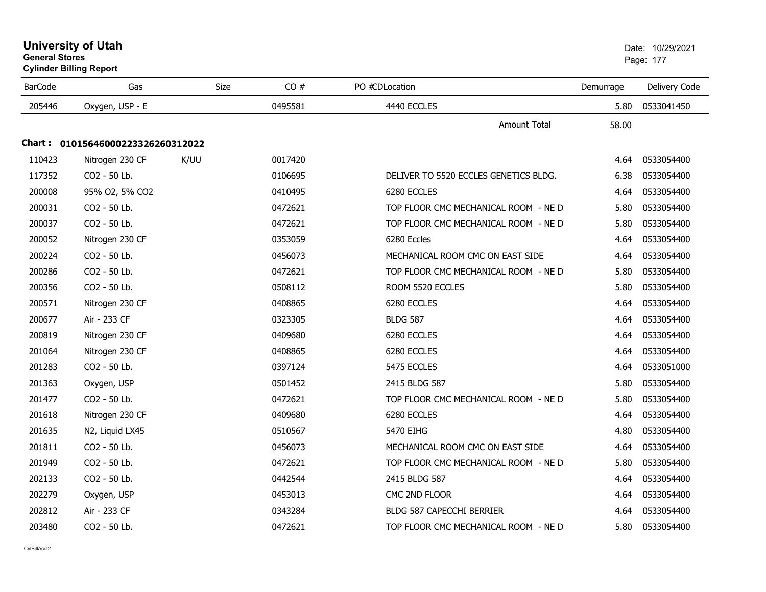**University of Utah**
**General Stores**
**Cylinder Billing Report**

Date: 10/29/2021

| BarCode | Gas | Size | CO # | PO # | CDLocation | Demurrage | Delivery Code |
|---|---|---|---|---|---|---|---|
| 205446 | Oxygen, USP - E | | 0495581 | | 4440 ECCLES | 5.80 | 0533041450 |
| | | | | | Amount Total | 58.00 | |

**Chart : 01015646000223326260312022**

| BarCode | Gas | Size | CO # | PO # | CDLocation | Demurrage | Delivery Code |
|---|---|---|---|---|---|---|---|
| 110423 | Nitrogen 230 CF | K/UU | 0017420 | | | 4.64 | 0533054400 |
| 117352 | CO2 - 50 Lb. | | 0106695 | | DELIVER TO 5520 ECCLES GENETICS BLDG. | 6.38 | 0533054400 |
| 200008 | 95% O2, 5% CO2 | | 0410495 | | 6280 ECCLES | 4.64 | 0533054400 |
| 200031 | CO2 - 50 Lb. | | 0472621 | | TOP FLOOR CMC MECHANICAL ROOM - NE D | 5.80 | 0533054400 |
| 200037 | CO2 - 50 Lb. | | 0472621 | | TOP FLOOR CMC MECHANICAL ROOM - NE D | 5.80 | 0533054400 |
| 200052 | Nitrogen 230 CF | | 0353059 | | 6280 Eccles | 4.64 | 0533054400 |
| 200224 | CO2 - 50 Lb. | | 0456073 | | MECHANICAL ROOM CMC ON EAST SIDE | 4.64 | 0533054400 |
| 200286 | CO2 - 50 Lb. | | 0472621 | | TOP FLOOR CMC MECHANICAL ROOM - NE D | 5.80 | 0533054400 |
| 200356 | CO2 - 50 Lb. | | 0508112 | | ROOM 5520 ECCLES | 5.80 | 0533054400 |
| 200571 | Nitrogen 230 CF | | 0408865 | | 6280 ECCLES | 4.64 | 0533054400 |
| 200677 | Air - 233 CF | | 0323305 | | BLDG 587 | 4.64 | 0533054400 |
| 200819 | Nitrogen 230 CF | | 0409680 | | 6280 ECCLES | 4.64 | 0533054400 |
| 201064 | Nitrogen 230 CF | | 0408865 | | 6280 ECCLES | 4.64 | 0533054400 |
| 201283 | CO2 - 50 Lb. | | 0397124 | | 5475 ECCLES | 4.64 | 0533051000 |
| 201363 | Oxygen, USP | | 0501452 | | 2415 BLDG 587 | 5.80 | 0533054400 |
| 201477 | CO2 - 50 Lb. | | 0472621 | | TOP FLOOR CMC MECHANICAL ROOM - NE D | 5.80 | 0533054400 |
| 201618 | Nitrogen 230 CF | | 0409680 | | 6280 ECCLES | 4.64 | 0533054400 |
| 201635 | N2, Liquid LX45 | | 0510567 | | 5470 EIHG | 4.80 | 0533054400 |
| 201811 | CO2 - 50 Lb. | | 0456073 | | MECHANICAL ROOM CMC ON EAST SIDE | 4.64 | 0533054400 |
| 201949 | CO2 - 50 Lb. | | 0472621 | | TOP FLOOR CMC MECHANICAL ROOM - NE D | 5.80 | 0533054400 |
| 202133 | CO2 - 50 Lb. | | 0442544 | | 2415 BLDG 587 | 4.64 | 0533054400 |
| 202279 | Oxygen, USP | | 0453013 | | CMC 2ND FLOOR | 4.64 | 0533054400 |
| 202812 | Air - 233 CF | | 0343284 | | BLDG 587 CAPECCHI BERRIER | 4.64 | 0533054400 |
| 203480 | CO2 - 50 Lb. | | 0472621 | | TOP FLOOR CMC MECHANICAL ROOM - NE D | 5.80 | 0533054400 |

CylBillAcct2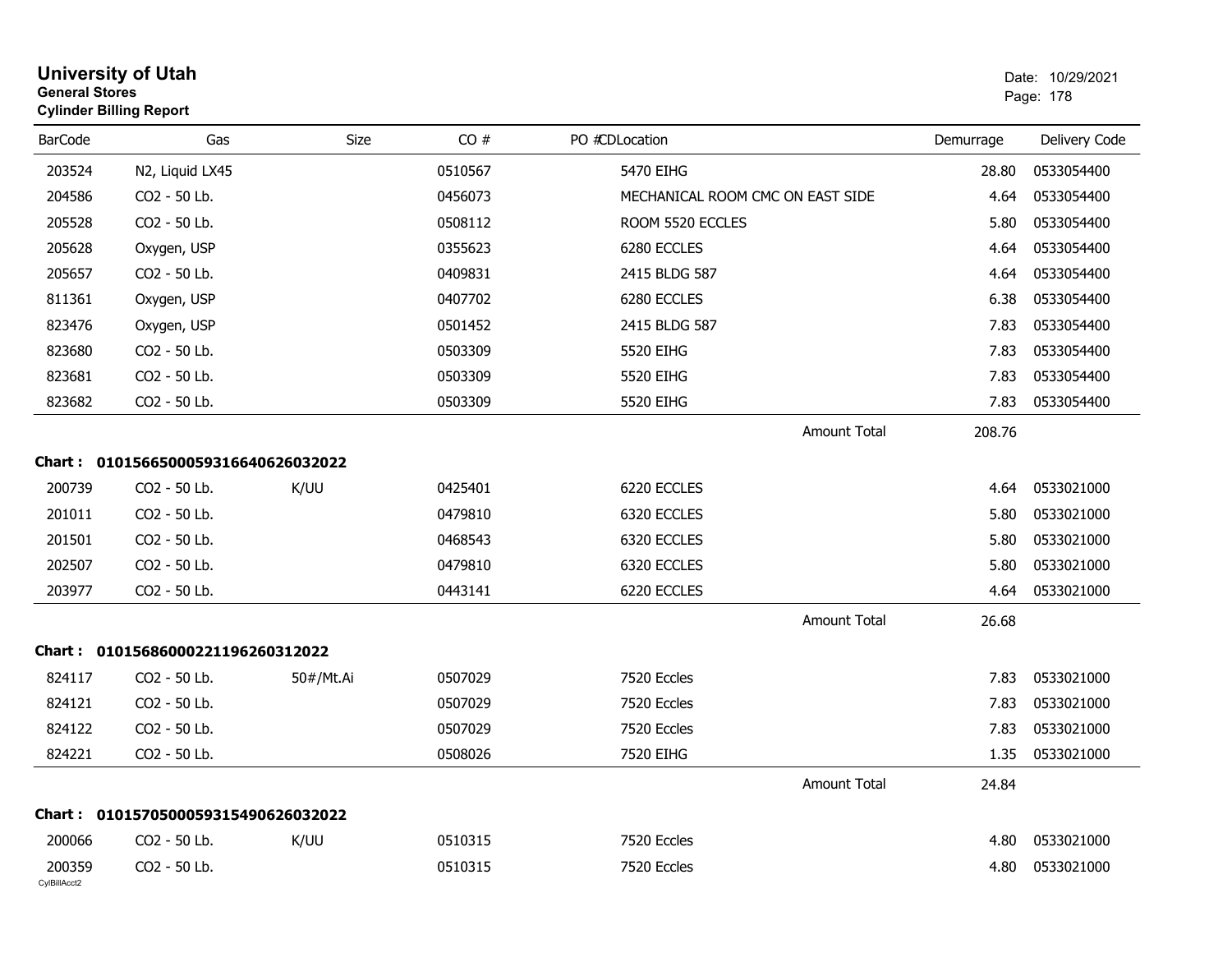# University of Utah
**General Stores**
**Cylinder Billing Report**

Date: 10/29/2021

| BarCode | Gas | Size | CO # | PO #CDLocation | Demurrage | Delivery Code |
|---|---|---|---|---|---|---|
| 203524 | N2, Liquid LX45 | | 0510567 | 5470 EIHG | 28.80 | 0533054400 |
| 204586 | CO2 - 50 Lb. | | 0456073 | MECHANICAL ROOM CMC ON EAST SIDE | 4.64 | 0533054400 |
| 205528 | CO2 - 50 Lb. | | 0508112 | ROOM 5520 ECCLES | 5.80 | 0533054400 |
| 205628 | Oxygen, USP | | 0355623 | 6280 ECCLES | 4.64 | 0533054400 |
| 205657 | CO2 - 50 Lb. | | 0409831 | 2415 BLDG 587 | 4.64 | 0533054400 |
| 811361 | Oxygen, USP | | 0407702 | 6280 ECCLES | 6.38 | 0533054400 |
| 823476 | Oxygen, USP | | 0501452 | 2415 BLDG 587 | 7.83 | 0533054400 |
| 823680 | CO2 - 50 Lb. | | 0503309 | 5520 EIHG | 7.83 | 0533054400 |
| 823681 | CO2 - 50 Lb. | | 0503309 | 5520 EIHG | 7.83 | 0533054400 |
| 823682 | CO2 - 50 Lb. | | 0503309 | 5520 EIHG | 7.83 | 0533054400 |
| | | | | Amount Total | 208.76 | |

**Chart : 01015665000593166406260320​22**

| BarCode | Gas | Size | CO # | PO #CDLocation | Demurrage | Delivery Code |
|---|---|---|---|---|---|---|
| 200739 | CO2 - 50 Lb. | K/UU | 0425401 | 6220 ECCLES | 4.64 | 0533021000 |
| 201011 | CO2 - 50 Lb. | | 0479810 | 6320 ECCLES | 5.80 | 0533021000 |
| 201501 | CO2 - 50 Lb. | | 0468543 | 6320 ECCLES | 5.80 | 0533021000 |
| 202507 | CO2 - 50 Lb. | | 0479810 | 6320 ECCLES | 5.80 | 0533021000 |
| 203977 | CO2 - 50 Lb. | | 0443141 | 6220 ECCLES | 4.64 | 0533021000 |
| | | | | Amount Total | 26.68 | |

**Chart : 01015686000221196260312022**

| BarCode | Gas | Size | CO # | PO #CDLocation | Demurrage | Delivery Code |
|---|---|---|---|---|---|---|
| 824117 | CO2 - 50 Lb. | 50#/Mt.Ai | 0507029 | 7520 Eccles | 7.83 | 0533021000 |
| 824121 | CO2 - 50 Lb. | | 0507029 | 7520 Eccles | 7.83 | 0533021000 |
| 824122 | CO2 - 50 Lb. | | 0507029 | 7520 Eccles | 7.83 | 0533021000 |
| 824221 | CO2 - 50 Lb. | | 0508026 | 7520 EIHG | 1.35 | 0533021000 |
| | | | | Amount Total | 24.84 | |

**Chart : 01015705000593154906260320​22**

| BarCode | Gas | Size | CO # | PO #CDLocation | Demurrage | Delivery Code |
|---|---|---|---|---|---|---|
| 200066 | CO2 - 50 Lb. | K/UU | 0510315 | 7520 Eccles | 4.80 | 0533021000 |
| 200359 | CO2 - 50 Lb. | | 0510315 | 7520 Eccles | 4.80 | 0533021000 |

CylBillAcct2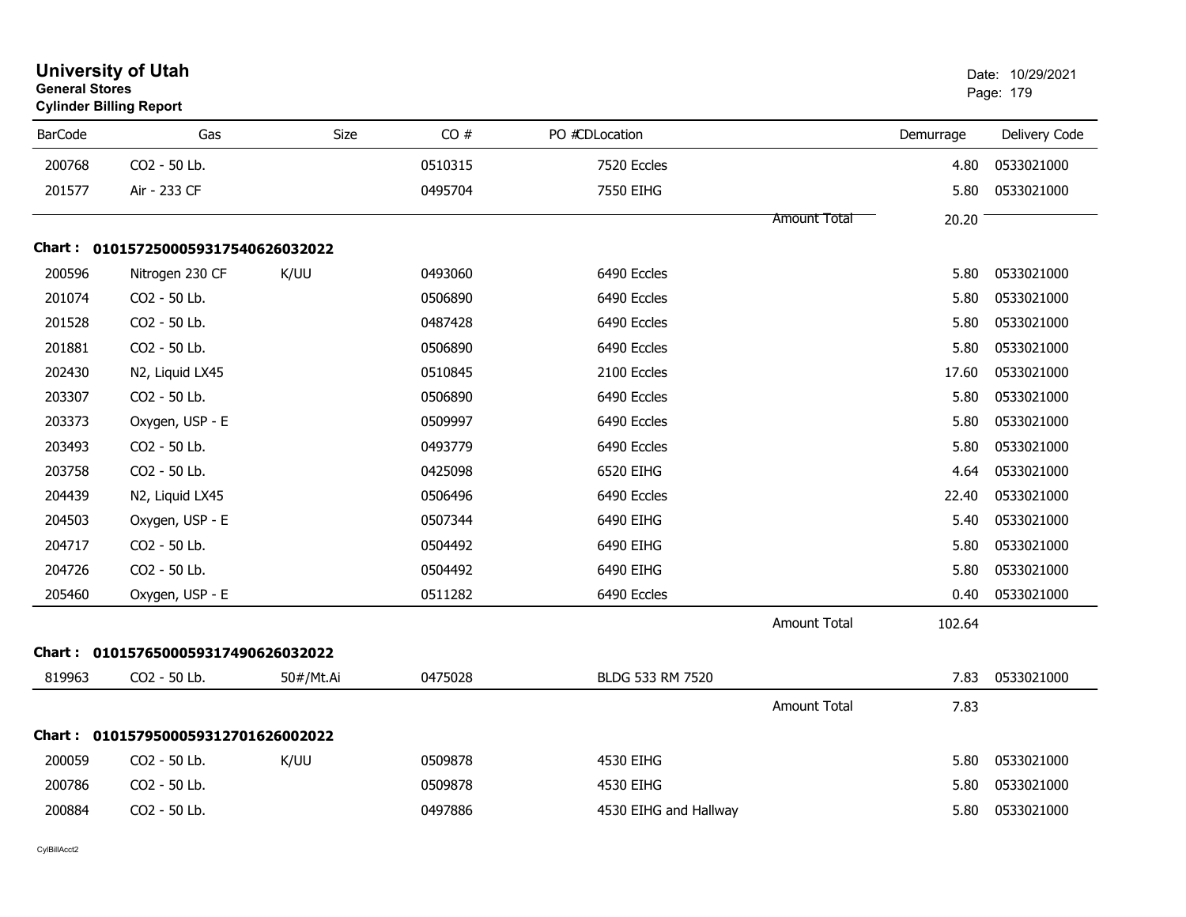# University of Utah

**General Stores**

**Cylinder Billing Report**

Date: 10/29/2021

| BarCode | Gas | Size | CO # | PO #CDLocation | | Demurrage | Delivery Code |
|---|---|---|---|---|---|---|---|
| 200768 | CO2 - 50 Lb. | | 0510315 | 7520 Eccles | | 4.80 | 0533021000 |
| 201577 | Air - 233 CF | | 0495704 | 7550 EIHG | | 5.80 | 0533021000 |
| | | | | | Amount Total | 20.20 | |

**Chart : 01015725000593175406260320 22**

| BarCode | Gas | Size | CO # | PO #CDLocation | | Demurrage | Delivery Code |
|---|---|---|---|---|---|---|---|
| 200596 | Nitrogen 230 CF | K/UU | 0493060 | 6490 Eccles | | 5.80 | 0533021000 |
| 201074 | CO2 - 50 Lb. | | 0506890 | 6490 Eccles | | 5.80 | 0533021000 |
| 201528 | CO2 - 50 Lb. | | 0487428 | 6490 Eccles | | 5.80 | 0533021000 |
| 201881 | CO2 - 50 Lb. | | 0506890 | 6490 Eccles | | 5.80 | 0533021000 |
| 202430 | N2, Liquid LX45 | | 0510845 | 2100 Eccles | | 17.60 | 0533021000 |
| 203307 | CO2 - 50 Lb. | | 0506890 | 6490 Eccles | | 5.80 | 0533021000 |
| 203373 | Oxygen, USP - E | | 0509997 | 6490 Eccles | | 5.80 | 0533021000 |
| 203493 | CO2 - 50 Lb. | | 0493779 | 6490 Eccles | | 5.80 | 0533021000 |
| 203758 | CO2 - 50 Lb. | | 0425098 | 6520 EIHG | | 4.64 | 0533021000 |
| 204439 | N2, Liquid LX45 | | 0506496 | 6490 Eccles | | 22.40 | 0533021000 |
| 204503 | Oxygen, USP - E | | 0507344 | 6490 EIHG | | 5.40 | 0533021000 |
| 204717 | CO2 - 50 Lb. | | 0504492 | 6490 EIHG | | 5.80 | 0533021000 |
| 204726 | CO2 - 50 Lb. | | 0504492 | 6490 EIHG | | 5.80 | 0533021000 |
| 205460 | Oxygen, USP - E | | 0511282 | 6490 Eccles | | 0.40 | 0533021000 |
| | | | | | Amount Total | 102.64 | |

**Chart : 01015765000593174906260320 22**

| BarCode | Gas | Size | CO # | PO #CDLocation | | Demurrage | Delivery Code |
|---|---|---|---|---|---|---|---|
| 819963 | CO2 - 50 Lb. | 50#/Mt.Ai | 0475028 | BLDG 533 RM 7520 | | 7.83 | 0533021000 |
| | | | | | Amount Total | 7.83 | |

**Chart : 01015795000593127016260020 22**

| BarCode | Gas | Size | CO # | PO #CDLocation | | Demurrage | Delivery Code |
|---|---|---|---|---|---|---|---|
| 200059 | CO2 - 50 Lb. | K/UU | 0509878 | 4530 EIHG | | 5.80 | 0533021000 |
| 200786 | CO2 - 50 Lb. | | 0509878 | 4530 EIHG | | 5.80 | 0533021000 |
| 200884 | CO2 - 50 Lb. | | 0497886 | 4530 EIHG and Hallway | | 5.80 | 0533021000 |

CylBillAcct2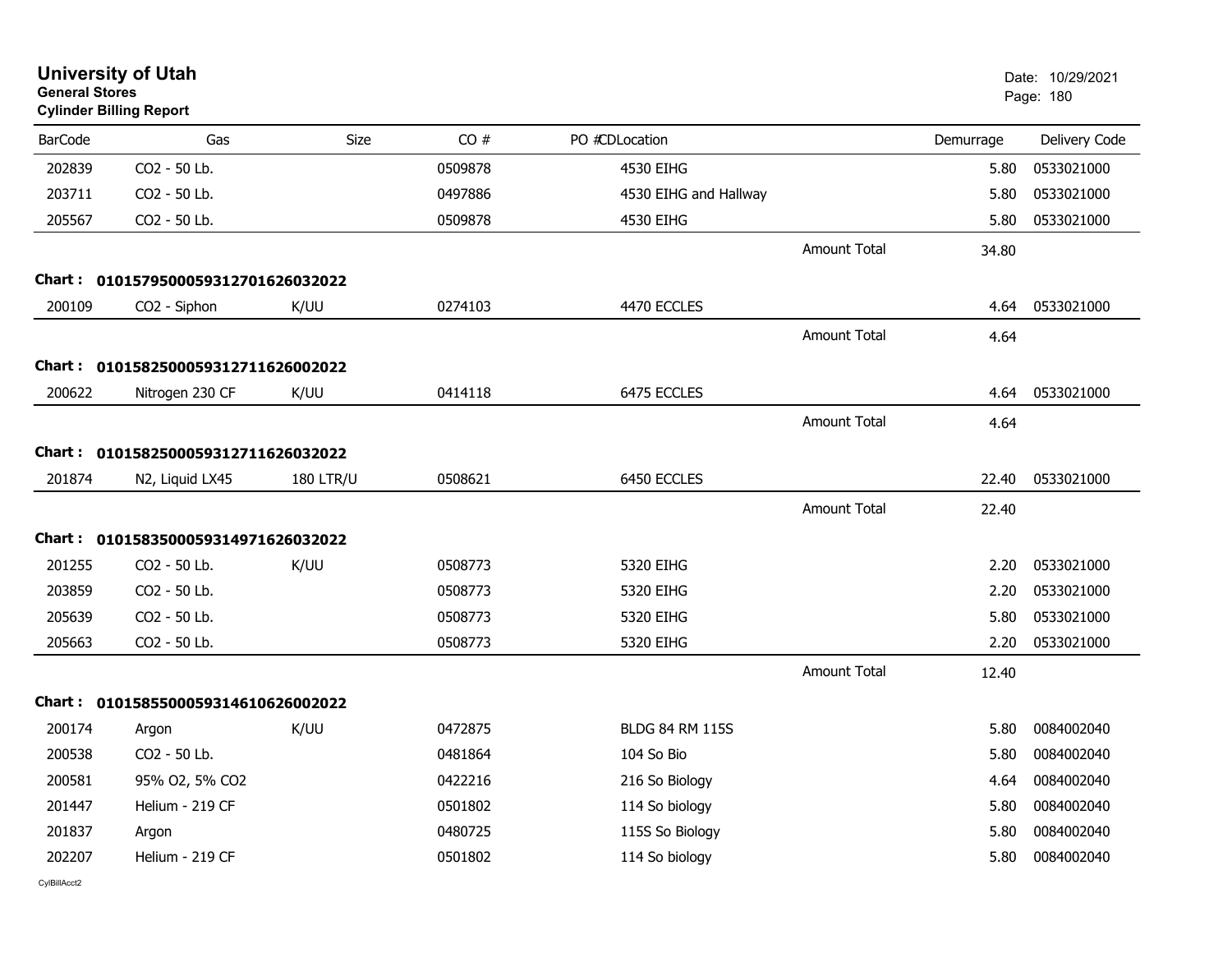# University of Utah
**General Stores**
**Cylinder Billing Report**

Date: 10/29/2021

| BarCode | Gas | Size | CO # | PO # CD Location | | Demurrage | Delivery Code |
|---|---|---|---|---|---|---|---|
| 202839 | CO2 - 50 Lb. | | 0509878 | 4530 EIHG | | 5.80 | 0533021000 |
| 203711 | CO2 - 50 Lb. | | 0497886 | 4530 EIHG and Hallway | | 5.80 | 0533021000 |
| 205567 | CO2 - 50 Lb. | | 0509878 | 4530 EIHG | | 5.80 | 0533021000 |
| | | | | | Amount Total | 34.80 | |
| **Chart :** | **01015795000593127016260320 22** | | | | | | |
| 200109 | CO2 - Siphon | K/UU | 0274103 | 4470 ECCLES | | 4.64 | 0533021000 |
| | | | | | Amount Total | 4.64 | |
| **Chart :** | **0101582500059312711626002022** | | | | | | |
| 200622 | Nitrogen 230 CF | K/UU | 0414118 | 6475 ECCLES | | 4.64 | 0533021000 |
| | | | | | Amount Total | 4.64 | |
| **Chart :** | **0101582500059312711626032022** | | | | | | |
| 201874 | N2, Liquid LX45 | 180 LTR/U | 0508621 | 6450 ECCLES | | 22.40 | 0533021000 |
| | | | | | Amount Total | 22.40 | |
| **Chart :** | **0101583500059314971626032022** | | | | | | |
| 201255 | CO2 - 50 Lb. | K/UU | 0508773 | 5320 EIHG | | 2.20 | 0533021000 |
| 203859 | CO2 - 50 Lb. | | 0508773 | 5320 EIHG | | 2.20 | 0533021000 |
| 205639 | CO2 - 50 Lb. | | 0508773 | 5320 EIHG | | 5.80 | 0533021000 |
| 205663 | CO2 - 50 Lb. | | 0508773 | 5320 EIHG | | 2.20 | 0533021000 |
| | | | | | Amount Total | 12.40 | |
| **Chart :** | **0101585500059314610626002022** | | | | | | |
| 200174 | Argon | K/UU | 0472875 | BLDG 84 RM 115S | | 5.80 | 0084002040 |
| 200538 | CO2 - 50 Lb. | | 0481864 | 104 So Bio | | 5.80 | 0084002040 |
| 200581 | 95% O2, 5% CO2 | | 0422216 | 216 So Biology | | 4.64 | 0084002040 |
| 201447 | Helium - 219 CF | | 0501802 | 114 So biology | | 5.80 | 0084002040 |
| 201837 | Argon | | 0480725 | 115S So Biology | | 5.80 | 0084002040 |
| 202207 | Helium - 219 CF | | 0501802 | 114 So biology | | 5.80 | 0084002040 |

CylBillAcct2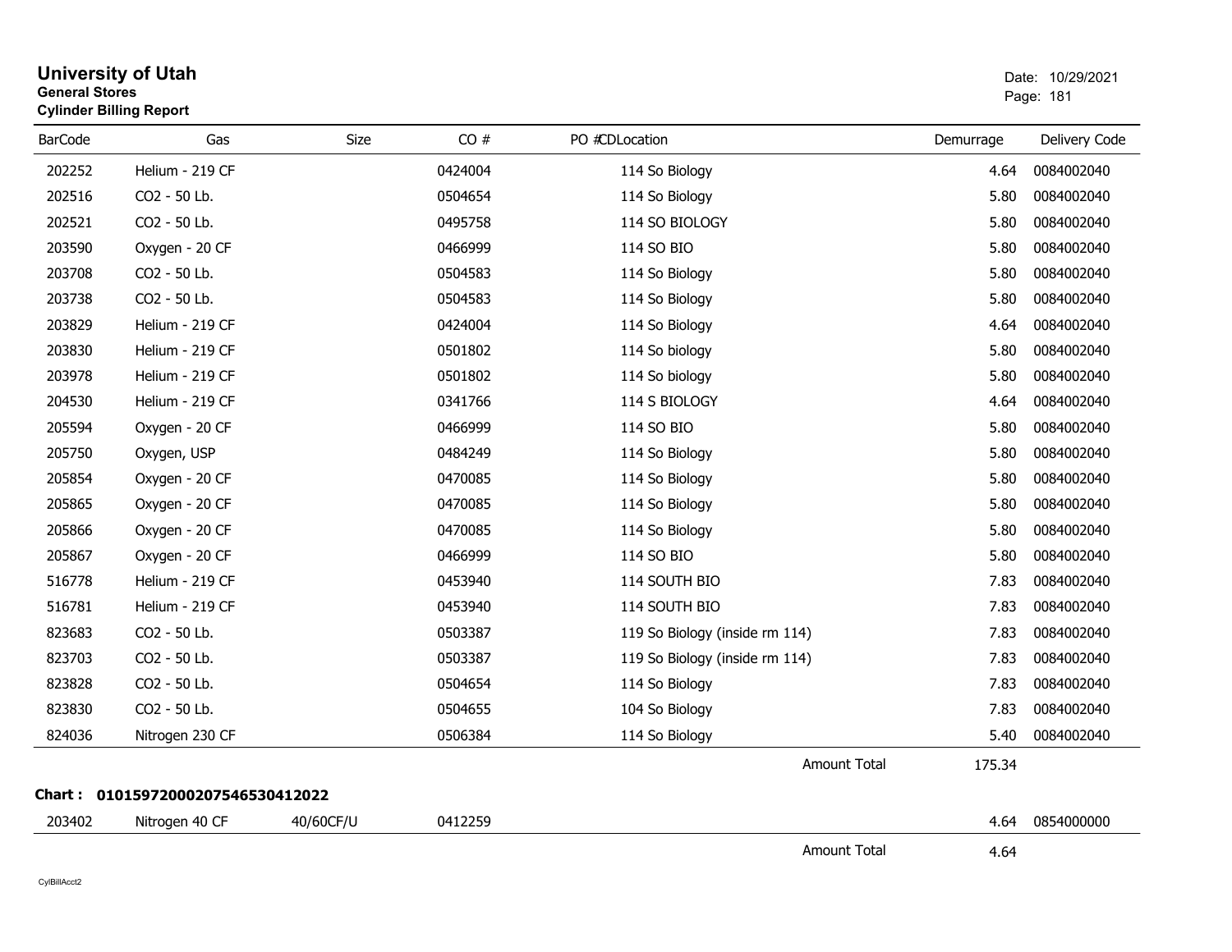# University of Utah

**General Stores**

**Cylinder Billing Report**

Date: 10/29/2021

| BarCode | Gas | Size | CO # | PO #CDLocation | Demurrage | Delivery Code |
|---|---|---|---|---|---|---|
| 202252 | Helium - 219 CF | | 0424004 | 114 So Biology | 4.64 | 0084002040 |
| 202516 | CO2 - 50 Lb. | | 0504654 | 114 So Biology | 5.80 | 0084002040 |
| 202521 | CO2 - 50 Lb. | | 0495758 | 114 SO BIOLOGY | 5.80 | 0084002040 |
| 203590 | Oxygen - 20 CF | | 0466999 | 114 SO BIO | 5.80 | 0084002040 |
| 203708 | CO2 - 50 Lb. | | 0504583 | 114 So Biology | 5.80 | 0084002040 |
| 203738 | CO2 - 50 Lb. | | 0504583 | 114 So Biology | 5.80 | 0084002040 |
| 203829 | Helium - 219 CF | | 0424004 | 114 So Biology | 4.64 | 0084002040 |
| 203830 | Helium - 219 CF | | 0501802 | 114 So biology | 5.80 | 0084002040 |
| 203978 | Helium - 219 CF | | 0501802 | 114 So biology | 5.80 | 0084002040 |
| 204530 | Helium - 219 CF | | 0341766 | 114 S BIOLOGY | 4.64 | 0084002040 |
| 205594 | Oxygen - 20 CF | | 0466999 | 114 SO BIO | 5.80 | 0084002040 |
| 205750 | Oxygen, USP | | 0484249 | 114 So Biology | 5.80 | 0084002040 |
| 205854 | Oxygen - 20 CF | | 0470085 | 114 So Biology | 5.80 | 0084002040 |
| 205865 | Oxygen - 20 CF | | 0470085 | 114 So Biology | 5.80 | 0084002040 |
| 205866 | Oxygen - 20 CF | | 0470085 | 114 So Biology | 5.80 | 0084002040 |
| 205867 | Oxygen - 20 CF | | 0466999 | 114 SO BIO | 5.80 | 0084002040 |
| 516778 | Helium - 219 CF | | 0453940 | 114 SOUTH BIO | 7.83 | 0084002040 |
| 516781 | Helium - 219 CF | | 0453940 | 114 SOUTH BIO | 7.83 | 0084002040 |
| 823683 | CO2 - 50 Lb. | | 0503387 | 119 So Biology (inside rm 114) | 7.83 | 0084002040 |
| 823703 | CO2 - 50 Lb. | | 0503387 | 119 So Biology (inside rm 114) | 7.83 | 0084002040 |
| 823828 | CO2 - 50 Lb. | | 0504654 | 114 So Biology | 7.83 | 0084002040 |
| 823830 | CO2 - 50 Lb. | | 0504655 | 104 So Biology | 7.83 | 0084002040 |
| 824036 | Nitrogen 230 CF | | 0506384 | 114 So Biology | 5.40 | 0084002040 |
| | | | | Amount Total | 175.34 | |

**Chart : 01015972000207546530412022**

| BarCode | Gas | Size | CO # | PO #CDLocation | Demurrage | Delivery Code |
|---|---|---|---|---|---|---|
| 203402 | Nitrogen 40 CF | 40/60CF/U | 0412259 | | 4.64 | 0854000000 |
| | | | | Amount Total | 4.64 | |

CylBillAcct2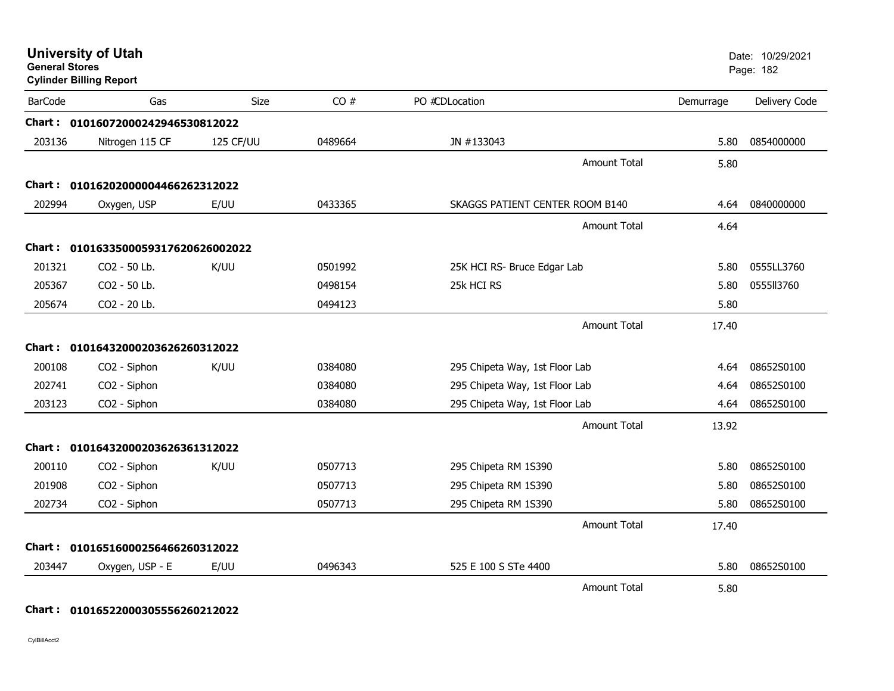# University of Utah

**General Stores**

**Cylinder Billing Report**

Date: 10/29/2021

| BarCode | Gas | Size | CO # | PO #CDLocation | Demurrage | Delivery Code |
|---|---|---|---|---|---|---|
| **Chart : 0101607200024294653081202­2** | | | | | | |
| 203136 | Nitrogen 115 CF | 125 CF/UU | 0489664 | JN #133043 | 5.80 | 0854000000 |
| | | | | Amount Total | 5.80 | |
| **Chart : 01016202000004466262312022** | | | | | | |
| 202994 | Oxygen, USP | E/UU | 0433365 | SKAGGS PATIENT CENTER ROOM B140 | 4.64 | 0840000000 |
| | | | | Amount Total | 4.64 | |
| **Chart : 01016335000593176206260020­22** | | | | | | |
| 201321 | CO2 - 50 Lb. | K/UU | 0501992 | 25K HCI RS- Bruce Edgar Lab | 5.80 | 0555LL3760 |
| 205367 | CO2 - 50 Lb. | | 0498154 | 25k HCI RS | 5.80 | 0555ll3760 |
| 205674 | CO2 - 20 Lb. | | 0494123 | | 5.80 | |
| | | | | Amount Total | 17.40 | |
| **Chart : 01016432000203626260312022** | | | | | | |
| 200108 | CO2 - Siphon | K/UU | 0384080 | 295 Chipeta Way, 1st Floor Lab | 4.64 | 08652S0100 |
| 202741 | CO2 - Siphon | | 0384080 | 295 Chipeta Way, 1st Floor Lab | 4.64 | 08652S0100 |
| 203123 | CO2 - Siphon | | 0384080 | 295 Chipeta Way, 1st Floor Lab | 4.64 | 08652S0100 |
| | | | | Amount Total | 13.92 | |
| **Chart : 01016432000203626361312022** | | | | | | |
| 200110 | CO2 - Siphon | K/UU | 0507713 | 295 Chipeta RM 1S390 | 5.80 | 08652S0100 |
| 201908 | CO2 - Siphon | | 0507713 | 295 Chipeta RM 1S390 | 5.80 | 08652S0100 |
| 202734 | CO2 - Siphon | | 0507713 | 295 Chipeta RM 1S390 | 5.80 | 08652S0100 |
| | | | | Amount Total | 17.40 | |
| **Chart : 01016516000256466260312022** | | | | | | |
| 203447 | Oxygen, USP - E | E/UU | 0496343 | 525 E 100 S STe 4400 | 5.80 | 08652S0100 |
| | | | | Amount Total | 5.80 | |
| **Chart : 01016522000305556260212022** | | | | | | |

CylBillAcct2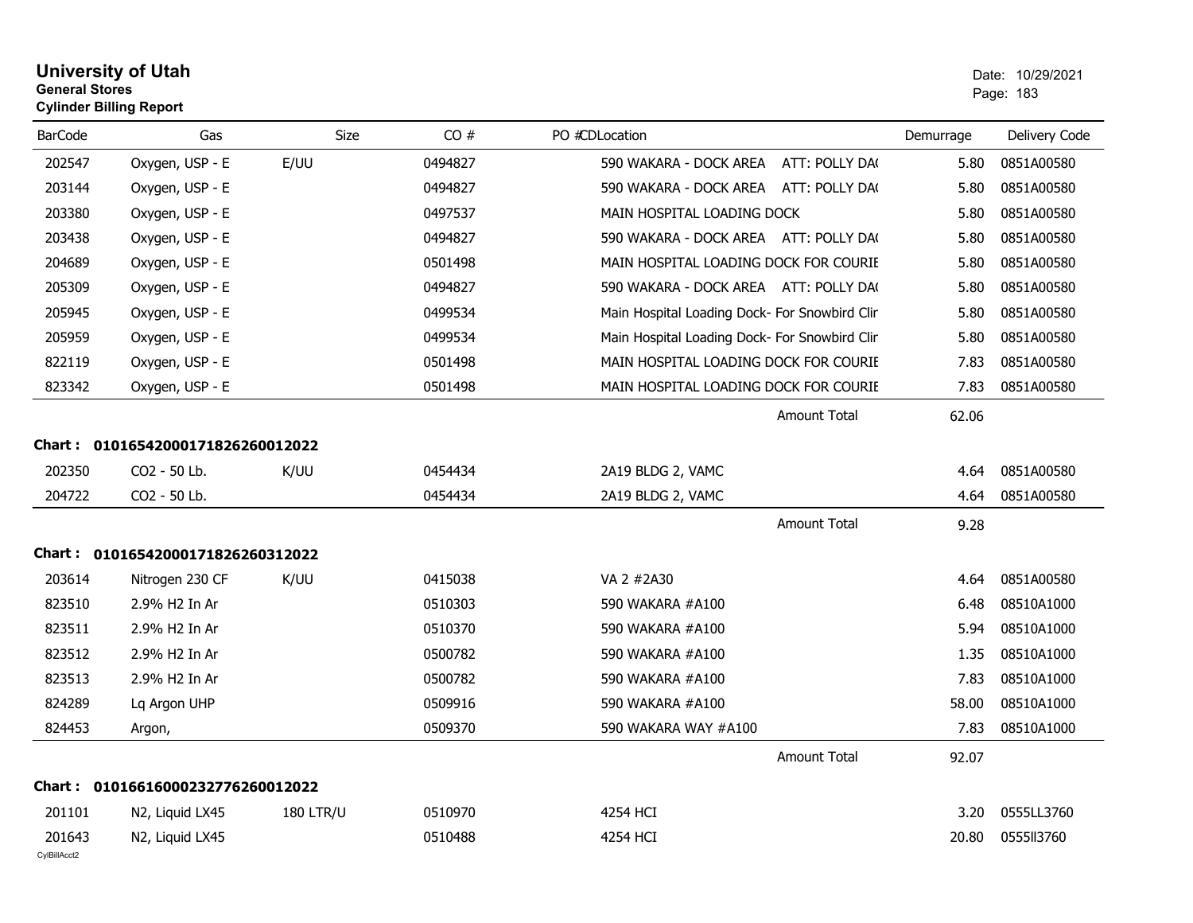# University of Utah
## General Stores
### Cylinder Billing Report

Date: 10/29/2021

| BarCode | Gas | Size | CO # | PO # | CDLocation | Demurrage | Delivery Code |
|---|---|---|---|---|---|---|---|
| 202547 | Oxygen, USP - E | E/UU | 0494827 | | 590 WAKARA - DOCK AREA ATT: POLLY DA( | 5.80 | 0851A00580 |
| 203144 | Oxygen, USP - E | | 0494827 | | 590 WAKARA - DOCK AREA ATT: POLLY DA( | 5.80 | 0851A00580 |
| 203380 | Oxygen, USP - E | | 0497537 | | MAIN HOSPITAL LOADING DOCK | 5.80 | 0851A00580 |
| 203438 | Oxygen, USP - E | | 0494827 | | 590 WAKARA - DOCK AREA ATT: POLLY DA( | 5.80 | 0851A00580 |
| 204689 | Oxygen, USP - E | | 0501498 | | MAIN HOSPITAL LOADING DOCK FOR COURIE | 5.80 | 0851A00580 |
| 205309 | Oxygen, USP - E | | 0494827 | | 590 WAKARA - DOCK AREA ATT: POLLY DA( | 5.80 | 0851A00580 |
| 205945 | Oxygen, USP - E | | 0499534 | | Main Hospital Loading Dock- For Snowbird Clir | 5.80 | 0851A00580 |
| 205959 | Oxygen, USP - E | | 0499534 | | Main Hospital Loading Dock- For Snowbird Clir | 5.80 | 0851A00580 |
| 822119 | Oxygen, USP - E | | 0501498 | | MAIN HOSPITAL LOADING DOCK FOR COURIE | 7.83 | 0851A00580 |
| 823342 | Oxygen, USP - E | | 0501498 | | MAIN HOSPITAL LOADING DOCK FOR COURIE | 7.83 | 0851A00580 |
| | | | | | Amount Total | 62.06 | |

**Chart : 01016542000171826260012022**

| BarCode | Gas | Size | CO # | PO # | CDLocation | Demurrage | Delivery Code |
|---|---|---|---|---|---|---|---|
| 202350 | CO2 - 50 Lb. | K/UU | 0454434 | | 2A19 BLDG 2, VAMC | 4.64 | 0851A00580 |
| 204722 | CO2 - 50 Lb. | | 0454434 | | 2A19 BLDG 2, VAMC | 4.64 | 0851A00580 |
| | | | | | Amount Total | 9.28 | |

**Chart : 01016542000171826260312022**

| BarCode | Gas | Size | CO # | PO # | CDLocation | Demurrage | Delivery Code |
|---|---|---|---|---|---|---|---|
| 203614 | Nitrogen 230 CF | K/UU | 0415038 | | VA 2 #2A30 | 4.64 | 0851A00580 |
| 823510 | 2.9% H2 In Ar | | 0510303 | | 590 WAKARA #A100 | 6.48 | 08510A1000 |
| 823511 | 2.9% H2 In Ar | | 0510370 | | 590 WAKARA #A100 | 5.94 | 08510A1000 |
| 823512 | 2.9% H2 In Ar | | 0500782 | | 590 WAKARA #A100 | 1.35 | 08510A1000 |
| 823513 | 2.9% H2 In Ar | | 0500782 | | 590 WAKARA #A100 | 7.83 | 08510A1000 |
| 824289 | Lq Argon UHP | | 0509916 | | 590 WAKARA #A100 | 58.00 | 08510A1000 |
| 824453 | Argon, | | 0509370 | | 590 WAKARA WAY #A100 | 7.83 | 08510A1000 |
| | | | | | Amount Total | 92.07 | |

**Chart : 01016616000232776260012022**

| BarCode | Gas | Size | CO # | PO # | CDLocation | Demurrage | Delivery Code |
|---|---|---|---|---|---|---|---|
| 201101 | N2, Liquid LX45 | 180 LTR/U | 0510970 | | 4254 HCI | 3.20 | 0555LL3760 |
| 201643 | N2, Liquid LX45 | | 0510488 | | 4254 HCI | 20.80 | 0555ll3760 |

CylBillAcct2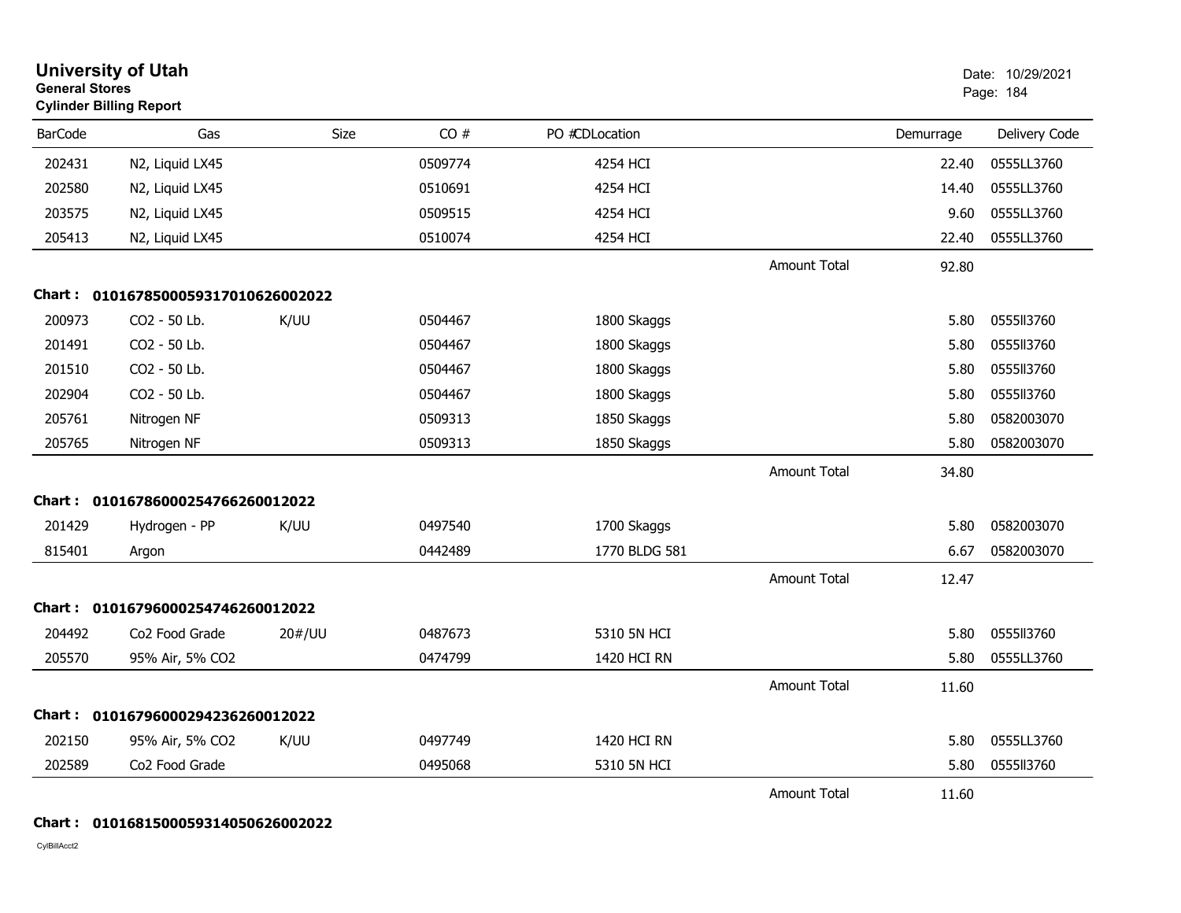# University of Utah

**General Stores**

**Cylinder Billing Report**

Date: 10/29/2021

| BarCode | Gas | Size | CO # | PO #CDLocation | | Demurrage | Delivery Code |
|---|---|---|---|---|---|---|---|
| 202431 | N2, Liquid LX45 | | 0509774 | 4254 HCI | | 22.40 | 0555LL3760 |
| 202580 | N2, Liquid LX45 | | 0510691 | 4254 HCI | | 14.40 | 0555LL3760 |
| 203575 | N2, Liquid LX45 | | 0509515 | 4254 HCI | | 9.60 | 0555LL3760 |
| 205413 | N2, Liquid LX45 | | 0510074 | 4254 HCI | | 22.40 | 0555LL3760 |
| | | | | | Amount Total | 92.80 | |

**Chart : 01016785000593170106260022022**

| BarCode | Gas | Size | CO # | PO #CDLocation | | Demurrage | Delivery Code |
|---|---|---|---|---|---|---|---|
| 200973 | CO2 - 50 Lb. | K/UU | 0504467 | 1800 Skaggs | | 5.80 | 0555ll3760 |
| 201491 | CO2 - 50 Lb. | | 0504467 | 1800 Skaggs | | 5.80 | 0555ll3760 |
| 201510 | CO2 - 50 Lb. | | 0504467 | 1800 Skaggs | | 5.80 | 0555ll3760 |
| 202904 | CO2 - 50 Lb. | | 0504467 | 1800 Skaggs | | 5.80 | 0555ll3760 |
| 205761 | Nitrogen NF | | 0509313 | 1850 Skaggs | | 5.80 | 0582003070 |
| 205765 | Nitrogen NF | | 0509313 | 1850 Skaggs | | 5.80 | 0582003070 |
| | | | | | Amount Total | 34.80 | |

**Chart : 01016786000254766260012022**

| BarCode | Gas | Size | CO # | PO #CDLocation | | Demurrage | Delivery Code |
|---|---|---|---|---|---|---|---|
| 201429 | Hydrogen - PP | K/UU | 0497540 | 1700 Skaggs | | 5.80 | 0582003070 |
| 815401 | Argon | | 0442489 | 1770 BLDG 581 | | 6.67 | 0582003070 |
| | | | | | Amount Total | 12.47 | |

**Chart : 01016796000254746260012022**

| BarCode | Gas | Size | CO # | PO #CDLocation | | Demurrage | Delivery Code |
|---|---|---|---|---|---|---|---|
| 204492 | Co2 Food Grade | 20#/UU | 0487673 | 5310 5N HCI | | 5.80 | 0555ll3760 |
| 205570 | 95% Air, 5% CO2 | | 0474799 | 1420 HCI RN | | 5.80 | 0555LL3760 |
| | | | | | Amount Total | 11.60 | |

**Chart : 01016796000294236260012022**

| BarCode | Gas | Size | CO # | PO #CDLocation | | Demurrage | Delivery Code |
|---|---|---|---|---|---|---|---|
| 202150 | 95% Air, 5% CO2 | K/UU | 0497749 | 1420 HCI RN | | 5.80 | 0555LL3760 |
| 202589 | Co2 Food Grade | | 0495068 | 5310 5N HCI | | 5.80 | 0555ll3760 |
| | | | | | Amount Total | 11.60 | |

**Chart : 01016815000593140506260022022**

CylBillAcct2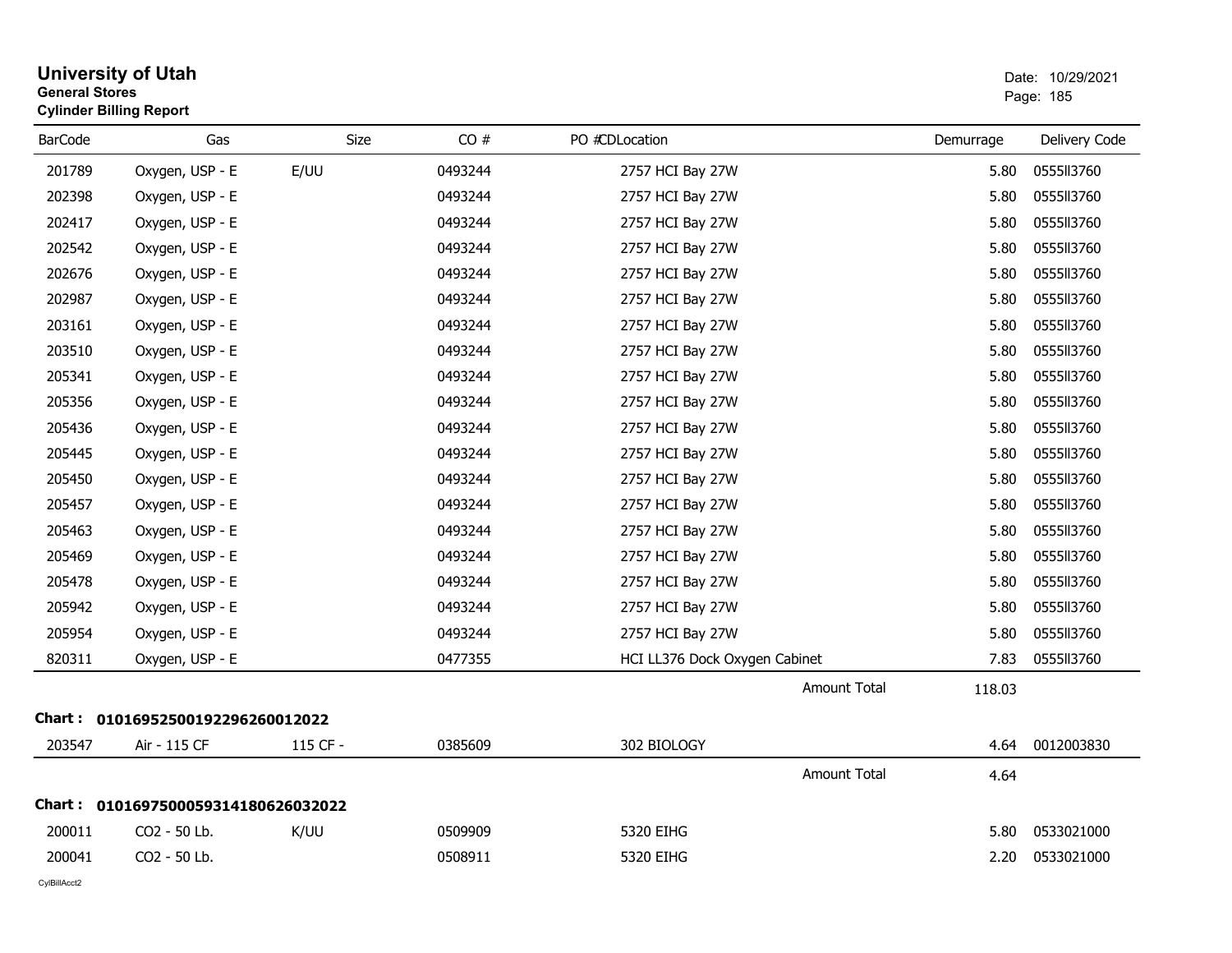# University of Utah
**General Stores**
**Cylinder Billing Report**

Date: 10/29/2021

| BarCode | Gas | Size | CO # | PO #CDLocation | Demurrage | Delivery Code |
|---|---|---|---|---|---|---|
| 201789 | Oxygen, USP - E | E/UU | 0493244 | 2757 HCI Bay 27W | 5.80 | 0555II3760 |
| 202398 | Oxygen, USP - E | | 0493244 | 2757 HCI Bay 27W | 5.80 | 0555II3760 |
| 202417 | Oxygen, USP - E | | 0493244 | 2757 HCI Bay 27W | 5.80 | 0555II3760 |
| 202542 | Oxygen, USP - E | | 0493244 | 2757 HCI Bay 27W | 5.80 | 0555II3760 |
| 202676 | Oxygen, USP - E | | 0493244 | 2757 HCI Bay 27W | 5.80 | 0555II3760 |
| 202987 | Oxygen, USP - E | | 0493244 | 2757 HCI Bay 27W | 5.80 | 0555II3760 |
| 203161 | Oxygen, USP - E | | 0493244 | 2757 HCI Bay 27W | 5.80 | 0555II3760 |
| 203510 | Oxygen, USP - E | | 0493244 | 2757 HCI Bay 27W | 5.80 | 0555II3760 |
| 205341 | Oxygen, USP - E | | 0493244 | 2757 HCI Bay 27W | 5.80 | 0555II3760 |
| 205356 | Oxygen, USP - E | | 0493244 | 2757 HCI Bay 27W | 5.80 | 0555II3760 |
| 205436 | Oxygen, USP - E | | 0493244 | 2757 HCI Bay 27W | 5.80 | 0555II3760 |
| 205445 | Oxygen, USP - E | | 0493244 | 2757 HCI Bay 27W | 5.80 | 0555II3760 |
| 205450 | Oxygen, USP - E | | 0493244 | 2757 HCI Bay 27W | 5.80 | 0555II3760 |
| 205457 | Oxygen, USP - E | | 0493244 | 2757 HCI Bay 27W | 5.80 | 0555II3760 |
| 205463 | Oxygen, USP - E | | 0493244 | 2757 HCI Bay 27W | 5.80 | 0555II3760 |
| 205469 | Oxygen, USP - E | | 0493244 | 2757 HCI Bay 27W | 5.80 | 0555II3760 |
| 205478 | Oxygen, USP - E | | 0493244 | 2757 HCI Bay 27W | 5.80 | 0555II3760 |
| 205942 | Oxygen, USP - E | | 0493244 | 2757 HCI Bay 27W | 5.80 | 0555II3760 |
| 205954 | Oxygen, USP - E | | 0493244 | 2757 HCI Bay 27W | 5.80 | 0555II3760 |
| 820311 | Oxygen, USP - E | | 0477355 | HCI LL376 Dock Oxygen Cabinet | 7.83 | 0555II3760 |
| | | | | Amount Total | 118.03 | |

**Chart : 01016952500192296260012022**

| BarCode | Gas | Size | CO # | PO #CDLocation | Demurrage | Delivery Code |
|---|---|---|---|---|---|---|
| 203547 | Air - 115 CF | 115 CF - | 0385609 | 302 BIOLOGY | 4.64 | 0012003830 |
| | | | | Amount Total | 4.64 | |

**Chart : 01016975000593141806260320​22**

| BarCode | Gas | Size | CO # | PO #CDLocation | Demurrage | Delivery Code |
|---|---|---|---|---|---|---|
| 200011 | CO2 - 50 Lb. | K/UU | 0509909 | 5320 EIHG | 5.80 | 0533021000 |
| 200041 | CO2 - 50 Lb. | | 0508911 | 5320 EIHG | 2.20 | 0533021000 |

CylBillAcct2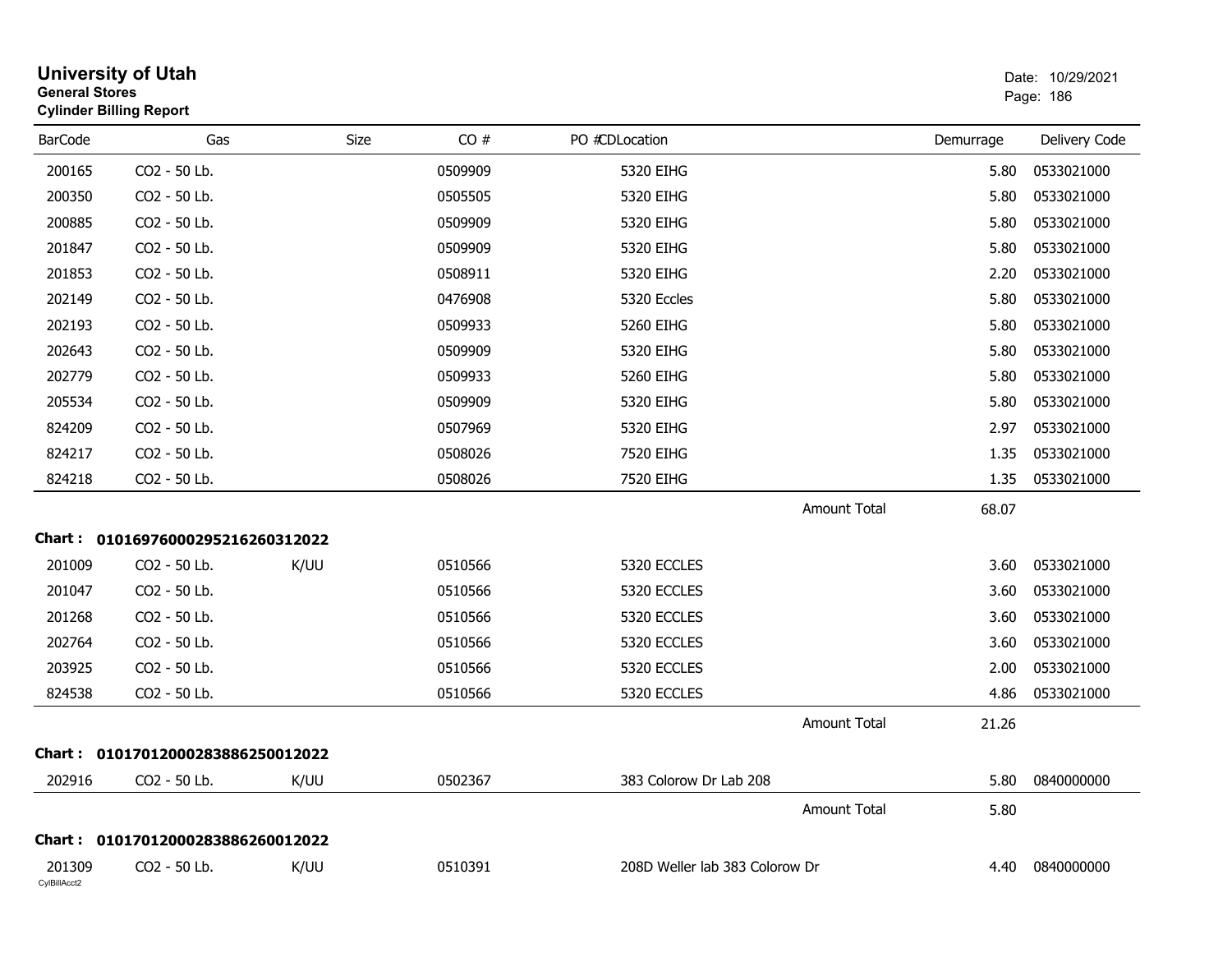# University of Utah
**General Stores**
**Cylinder Billing Report**

Date: 10/29/2021

| BarCode | Gas | Size | CO # | PO #CDLocation | Demurrage | Delivery Code |
|---|---|---|---|---|---|---|
| 200165 | CO2 - 50 Lb. | | 0509909 | 5320 EIHG | 5.80 | 0533021000 |
| 200350 | CO2 - 50 Lb. | | 0505505 | 5320 EIHG | 5.80 | 0533021000 |
| 200885 | CO2 - 50 Lb. | | 0509909 | 5320 EIHG | 5.80 | 0533021000 |
| 201847 | CO2 - 50 Lb. | | 0509909 | 5320 EIHG | 5.80 | 0533021000 |
| 201853 | CO2 - 50 Lb. | | 0508911 | 5320 EIHG | 2.20 | 0533021000 |
| 202149 | CO2 - 50 Lb. | | 0476908 | 5320 Eccles | 5.80 | 0533021000 |
| 202193 | CO2 - 50 Lb. | | 0509933 | 5260 EIHG | 5.80 | 0533021000 |
| 202643 | CO2 - 50 Lb. | | 0509909 | 5320 EIHG | 5.80 | 0533021000 |
| 202779 | CO2 - 50 Lb. | | 0509933 | 5260 EIHG | 5.80 | 0533021000 |
| 205534 | CO2 - 50 Lb. | | 0509909 | 5320 EIHG | 5.80 | 0533021000 |
| 824209 | CO2 - 50 Lb. | | 0507969 | 5320 EIHG | 2.97 | 0533021000 |
| 824217 | CO2 - 50 Lb. | | 0508026 | 7520 EIHG | 1.35 | 0533021000 |
| 824218 | CO2 - 50 Lb. | | 0508026 | 7520 EIHG | 1.35 | 0533021000 |
| | | | | Amount Total | 68.07 | |

**Chart : 01016976000295216260312022**

| BarCode | Gas | Size | CO # | PO #CDLocation | Demurrage | Delivery Code |
|---|---|---|---|---|---|---|
| 201009 | CO2 - 50 Lb. | K/UU | 0510566 | 5320 ECCLES | 3.60 | 0533021000 |
| 201047 | CO2 - 50 Lb. | | 0510566 | 5320 ECCLES | 3.60 | 0533021000 |
| 201268 | CO2 - 50 Lb. | | 0510566 | 5320 ECCLES | 3.60 | 0533021000 |
| 202764 | CO2 - 50 Lb. | | 0510566 | 5320 ECCLES | 3.60 | 0533021000 |
| 203925 | CO2 - 50 Lb. | | 0510566 | 5320 ECCLES | 2.00 | 0533021000 |
| 824538 | CO2 - 50 Lb. | | 0510566 | 5320 ECCLES | 4.86 | 0533021000 |
| | | | | Amount Total | 21.26 | |

**Chart : 01017012000283886250012022**

| BarCode | Gas | Size | CO # | PO #CDLocation | Demurrage | Delivery Code |
|---|---|---|---|---|---|---|
| 202916 | CO2 - 50 Lb. | K/UU | 0502367 | 383 Colorow Dr Lab 208 | 5.80 | 0840000000 |
| | | | | Amount Total | 5.80 | |

**Chart : 01017012000283886260012022**

| BarCode | Gas | Size | CO # | PO #CDLocation | Demurrage | Delivery Code |
|---|---|---|---|---|---|---|
| 201309 | CO2 - 50 Lb. | K/UU | 0510391 | 208D Weller lab 383 Colorow Dr | 4.40 | 0840000000 |

CylBillAcct2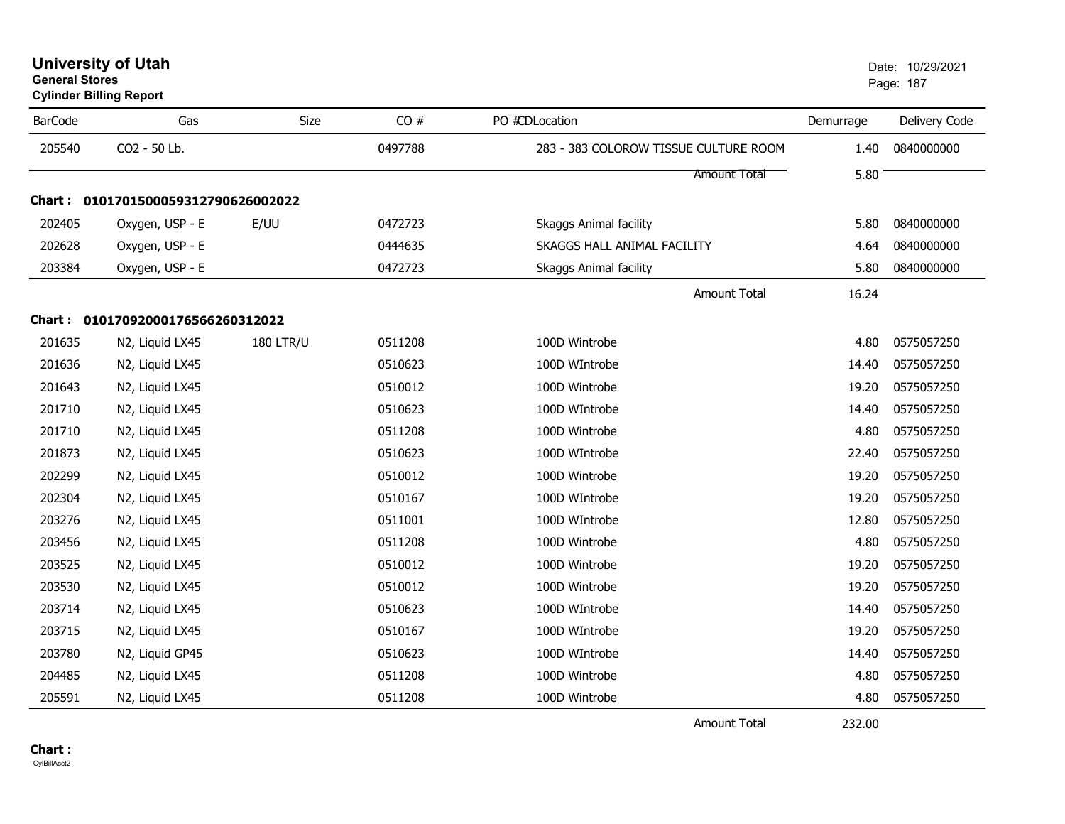# University of Utah
**General Stores**
**Cylinder Billing Report**

Date: 10/29/2021

| BarCode | Gas | Size | CO # | PO # | CDLocation | Demurrage | Delivery Code |
|---|---|---|---|---|---|---|---|
| 205540 | CO2 - 50 Lb. | | 0497788 | | 283 - 383 COLOROW TISSUE CULTURE ROOM | 1.40 | 0840000000 |
| | | | | | Amount Total | 5.80 | |

**Chart : 01017015000593127906260020​22**

| BarCode | Gas | Size | CO # | PO # | CDLocation | Demurrage | Delivery Code |
|---|---|---|---|---|---|---|---|
| 202405 | Oxygen, USP - E | E/UU | 0472723 | | Skaggs Animal facility | 5.80 | 0840000000 |
| 202628 | Oxygen, USP - E | | 0444635 | | SKAGGS HALL ANIMAL FACILITY | 4.64 | 0840000000 |
| 203384 | Oxygen, USP - E | | 0472723 | | Skaggs Animal facility | 5.80 | 0840000000 |
| | | | | | Amount Total | 16.24 | |

**Chart : 0101709200017656626031202​2**

| BarCode | Gas | Size | CO # | PO # | CDLocation | Demurrage | Delivery Code |
|---|---|---|---|---|---|---|---|
| 201635 | N2, Liquid LX45 | 180 LTR/U | 0511208 | | 100D Wintrobe | 4.80 | 0575057250 |
| 201636 | N2, Liquid LX45 | | 0510623 | | 100D WIntrobe | 14.40 | 0575057250 |
| 201643 | N2, Liquid LX45 | | 0510012 | | 100D Wintrobe | 19.20 | 0575057250 |
| 201710 | N2, Liquid LX45 | | 0510623 | | 100D WIntrobe | 14.40 | 0575057250 |
| 201710 | N2, Liquid LX45 | | 0511208 | | 100D Wintrobe | 4.80 | 0575057250 |
| 201873 | N2, Liquid LX45 | | 0510623 | | 100D WIntrobe | 22.40 | 0575057250 |
| 202299 | N2, Liquid LX45 | | 0510012 | | 100D Wintrobe | 19.20 | 0575057250 |
| 202304 | N2, Liquid LX45 | | 0510167 | | 100D WIntrobe | 19.20 | 0575057250 |
| 203276 | N2, Liquid LX45 | | 0511001 | | 100D WIntrobe | 12.80 | 0575057250 |
| 203456 | N2, Liquid LX45 | | 0511208 | | 100D Wintrobe | 4.80 | 0575057250 |
| 203525 | N2, Liquid LX45 | | 0510012 | | 100D Wintrobe | 19.20 | 0575057250 |
| 203530 | N2, Liquid LX45 | | 0510012 | | 100D Wintrobe | 19.20 | 0575057250 |
| 203714 | N2, Liquid LX45 | | 0510623 | | 100D WIntrobe | 14.40 | 0575057250 |
| 203715 | N2, Liquid LX45 | | 0510167 | | 100D WIntrobe | 19.20 | 0575057250 |
| 203780 | N2, Liquid GP45 | | 0510623 | | 100D WIntrobe | 14.40 | 0575057250 |
| 204485 | N2, Liquid LX45 | | 0511208 | | 100D Wintrobe | 4.80 | 0575057250 |
| 205591 | N2, Liquid LX45 | | 0511208 | | 100D Wintrobe | 4.80 | 0575057250 |
| | | | | | Amount Total | 232.00 | |

**Chart :**

CylBillAcct2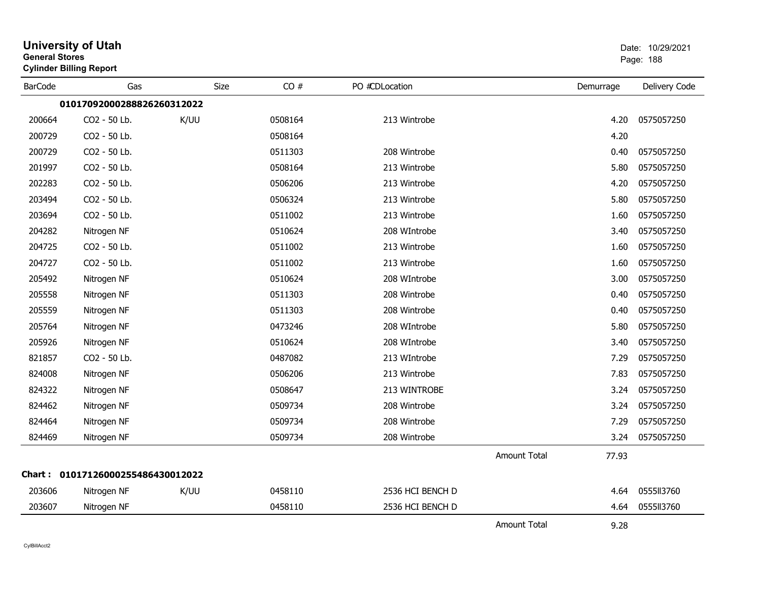# University of Utah

**General Stores**

**Cylinder Billing Report**

Date: 10/29/2021

| BarCode | Gas | Size | CO # | PO #CDLocation | | Demurrage | Delivery Code |
|---|---|---|---|---|---|---|---|
| | **01017092000288826260312022** | | | | | | |
| 200664 | CO2 - 50 Lb. | K/UU | 0508164 | 213 Wintrobe | | 4.20 | 0575057250 |
| 200729 | CO2 - 50 Lb. | | 0508164 | | | 4.20 | |
| 200729 | CO2 - 50 Lb. | | 0511303 | 208 Wintrobe | | 0.40 | 0575057250 |
| 201997 | CO2 - 50 Lb. | | 0508164 | 213 Wintrobe | | 5.80 | 0575057250 |
| 202283 | CO2 - 50 Lb. | | 0506206 | 213 Wintrobe | | 4.20 | 0575057250 |
| 203494 | CO2 - 50 Lb. | | 0506324 | 213 Wintrobe | | 5.80 | 0575057250 |
| 203694 | CO2 - 50 Lb. | | 0511002 | 213 Wintrobe | | 1.60 | 0575057250 |
| 204282 | Nitrogen NF | | 0510624 | 208 WIntrobe | | 3.40 | 0575057250 |
| 204725 | CO2 - 50 Lb. | | 0511002 | 213 Wintrobe | | 1.60 | 0575057250 |
| 204727 | CO2 - 50 Lb. | | 0511002 | 213 Wintrobe | | 1.60 | 0575057250 |
| 205492 | Nitrogen NF | | 0510624 | 208 WIntrobe | | 3.00 | 0575057250 |
| 205558 | Nitrogen NF | | 0511303 | 208 Wintrobe | | 0.40 | 0575057250 |
| 205559 | Nitrogen NF | | 0511303 | 208 Wintrobe | | 0.40 | 0575057250 |
| 205764 | Nitrogen NF | | 0473246 | 208 WIntrobe | | 5.80 | 0575057250 |
| 205926 | Nitrogen NF | | 0510624 | 208 WIntrobe | | 3.40 | 0575057250 |
| 821857 | CO2 - 50 Lb. | | 0487082 | 213 WIntrobe | | 7.29 | 0575057250 |
| 824008 | Nitrogen NF | | 0506206 | 213 Wintrobe | | 7.83 | 0575057250 |
| 824322 | Nitrogen NF | | 0508647 | 213 WINTROBE | | 3.24 | 0575057250 |
| 824462 | Nitrogen NF | | 0509734 | 208 Wintrobe | | 3.24 | 0575057250 |
| 824464 | Nitrogen NF | | 0509734 | 208 Wintrobe | | 7.29 | 0575057250 |
| 824469 | Nitrogen NF | | 0509734 | 208 Wintrobe | | 3.24 | 0575057250 |
| | | | | | Amount Total | 77.93 | |
| **Chart :** | **01017126000255486430012022** | | | | | | |
| 203606 | Nitrogen NF | K/UU | 0458110 | 2536 HCI BENCH D | | 4.64 | 0555ll3760 |
| 203607 | Nitrogen NF | | 0458110 | 2536 HCI BENCH D | | 4.64 | 0555ll3760 |
| | | | | | Amount Total | 9.28 | |

CylBillAcct2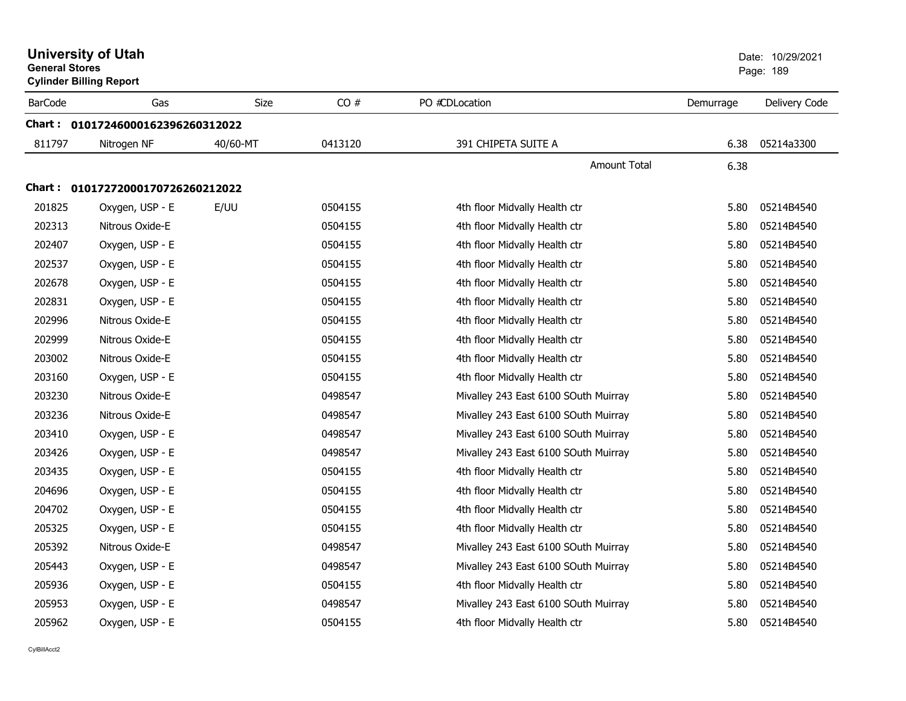# University of Utah

**General Stores**

**Cylinder Billing Report**

Date: 10/29/2021

| BarCode | Gas | Size | CO # | PO #CDLocation | Demurrage | Delivery Code |
|---|---|---|---|---|---|---|
| **Chart : 0101724600016239626031 2022** | | | | | | |
| 811797 | Nitrogen NF | 40/60-MT | 0413120 | 391 CHIPETA SUITE A | 6.38 | 05214a3300 |
| | | | | Amount Total | 6.38 | |
| **Chart : 01017272000170726260212022** | | | | | | |
| 201825 | Oxygen, USP - E | E/UU | 0504155 | 4th floor Midvally Health ctr | 5.80 | 05214B4540 |
| 202313 | Nitrous Oxide-E | | 0504155 | 4th floor Midvally Health ctr | 5.80 | 05214B4540 |
| 202407 | Oxygen, USP - E | | 0504155 | 4th floor Midvally Health ctr | 5.80 | 05214B4540 |
| 202537 | Oxygen, USP - E | | 0504155 | 4th floor Midvally Health ctr | 5.80 | 05214B4540 |
| 202678 | Oxygen, USP - E | | 0504155 | 4th floor Midvally Health ctr | 5.80 | 05214B4540 |
| 202831 | Oxygen, USP - E | | 0504155 | 4th floor Midvally Health ctr | 5.80 | 05214B4540 |
| 202996 | Nitrous Oxide-E | | 0504155 | 4th floor Midvally Health ctr | 5.80 | 05214B4540 |
| 202999 | Nitrous Oxide-E | | 0504155 | 4th floor Midvally Health ctr | 5.80 | 05214B4540 |
| 203002 | Nitrous Oxide-E | | 0504155 | 4th floor Midvally Health ctr | 5.80 | 05214B4540 |
| 203160 | Oxygen, USP - E | | 0504155 | 4th floor Midvally Health ctr | 5.80 | 05214B4540 |
| 203230 | Nitrous Oxide-E | | 0498547 | Mivalley 243 East 6100 SOuth Muirray | 5.80 | 05214B4540 |
| 203236 | Nitrous Oxide-E | | 0498547 | Mivalley 243 East 6100 SOuth Muirray | 5.80 | 05214B4540 |
| 203410 | Oxygen, USP - E | | 0498547 | Mivalley 243 East 6100 SOuth Muirray | 5.80 | 05214B4540 |
| 203426 | Oxygen, USP - E | | 0498547 | Mivalley 243 East 6100 SOuth Muirray | 5.80 | 05214B4540 |
| 203435 | Oxygen, USP - E | | 0504155 | 4th floor Midvally Health ctr | 5.80 | 05214B4540 |
| 204696 | Oxygen, USP - E | | 0504155 | 4th floor Midvally Health ctr | 5.80 | 05214B4540 |
| 204702 | Oxygen, USP - E | | 0504155 | 4th floor Midvally Health ctr | 5.80 | 05214B4540 |
| 205325 | Oxygen, USP - E | | 0504155 | 4th floor Midvally Health ctr | 5.80 | 05214B4540 |
| 205392 | Nitrous Oxide-E | | 0498547 | Mivalley 243 East 6100 SOuth Muirray | 5.80 | 05214B4540 |
| 205443 | Oxygen, USP - E | | 0498547 | Mivalley 243 East 6100 SOuth Muirray | 5.80 | 05214B4540 |
| 205936 | Oxygen, USP - E | | 0504155 | 4th floor Midvally Health ctr | 5.80 | 05214B4540 |
| 205953 | Oxygen, USP - E | | 0498547 | Mivalley 243 East 6100 SOuth Muirray | 5.80 | 05214B4540 |
| 205962 | Oxygen, USP - E | | 0504155 | 4th floor Midvally Health ctr | 5.80 | 05214B4540 |

CylBillAcct2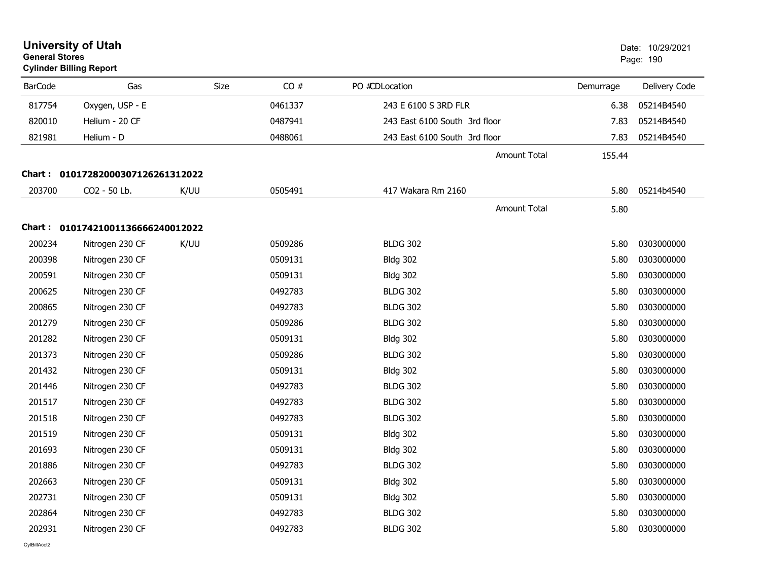# University of Utah

**General Stores**

**Cylinder Billing Report**

Date: 10/29/2021

| BarCode | Gas | Size | CO # | PO #CDLocation | Demurrage | Delivery Code |
|---|---|---|---|---|---|---|
| 817754 | Oxygen, USP - E | | 0461337 | 243 E 6100 S 3RD FLR | 6.38 | 05214B4540 |
| 820010 | Helium - 20 CF | | 0487941 | 243 East 6100 South 3rd floor | 7.83 | 05214B4540 |
| 821981 | Helium - D | | 0488061 | 243 East 6100 South 3rd floor | 7.83 | 05214B4540 |
| | | | | Amount Total | 155.44 | |

**Chart : 01017282000307126261312022**

| BarCode | Gas | Size | CO # | PO #CDLocation | Demurrage | Delivery Code |
|---|---|---|---|---|---|---|
| 203700 | CO2 - 50 Lb. | K/UU | 0505491 | 417 Wakara Rm 2160 | 5.80 | 05214b4540 |
| | | | | Amount Total | 5.80 | |

**Chart : 01017421001136666240012022**

| BarCode | Gas | Size | CO # | PO #CDLocation | Demurrage | Delivery Code |
|---|---|---|---|---|---|---|
| 200234 | Nitrogen 230 CF | K/UU | 0509286 | BLDG 302 | 5.80 | 0303000000 |
| 200398 | Nitrogen 230 CF | | 0509131 | Bldg 302 | 5.80 | 0303000000 |
| 200591 | Nitrogen 230 CF | | 0509131 | Bldg 302 | 5.80 | 0303000000 |
| 200625 | Nitrogen 230 CF | | 0492783 | BLDG 302 | 5.80 | 0303000000 |
| 200865 | Nitrogen 230 CF | | 0492783 | BLDG 302 | 5.80 | 0303000000 |
| 201279 | Nitrogen 230 CF | | 0509286 | BLDG 302 | 5.80 | 0303000000 |
| 201282 | Nitrogen 230 CF | | 0509131 | Bldg 302 | 5.80 | 0303000000 |
| 201373 | Nitrogen 230 CF | | 0509286 | BLDG 302 | 5.80 | 0303000000 |
| 201432 | Nitrogen 230 CF | | 0509131 | Bldg 302 | 5.80 | 0303000000 |
| 201446 | Nitrogen 230 CF | | 0492783 | BLDG 302 | 5.80 | 0303000000 |
| 201517 | Nitrogen 230 CF | | 0492783 | BLDG 302 | 5.80 | 0303000000 |
| 201518 | Nitrogen 230 CF | | 0492783 | BLDG 302 | 5.80 | 0303000000 |
| 201519 | Nitrogen 230 CF | | 0509131 | Bldg 302 | 5.80 | 0303000000 |
| 201693 | Nitrogen 230 CF | | 0509131 | Bldg 302 | 5.80 | 0303000000 |
| 201886 | Nitrogen 230 CF | | 0492783 | BLDG 302 | 5.80 | 0303000000 |
| 202663 | Nitrogen 230 CF | | 0509131 | Bldg 302 | 5.80 | 0303000000 |
| 202731 | Nitrogen 230 CF | | 0509131 | Bldg 302 | 5.80 | 0303000000 |
| 202864 | Nitrogen 230 CF | | 0492783 | BLDG 302 | 5.80 | 0303000000 |
| 202931 | Nitrogen 230 CF | | 0492783 | BLDG 302 | 5.80 | 0303000000 |

CylBillAcct2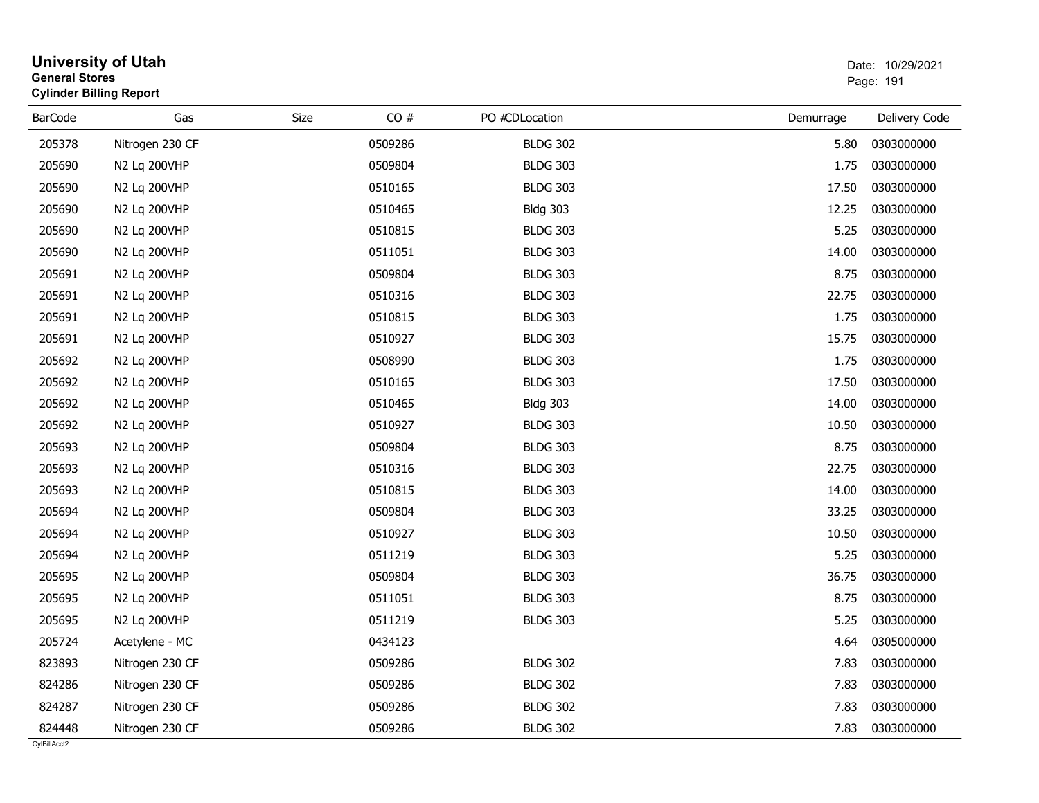# University of Utah

**General Stores**

**Cylinder Billing Report**

Date: 10/29/2021

| BarCode | Gas | Size | CO # | PO #CDLocation | Demurrage | Delivery Code |
|---|---|---|---|---|---|---|
| 205378 | Nitrogen 230 CF | | 0509286 | BLDG 302 | 5.80 | 0303000000 |
| 205690 | N2 Lq 200VHP | | 0509804 | BLDG 303 | 1.75 | 0303000000 |
| 205690 | N2 Lq 200VHP | | 0510165 | BLDG 303 | 17.50 | 0303000000 |
| 205690 | N2 Lq 200VHP | | 0510465 | Bldg 303 | 12.25 | 0303000000 |
| 205690 | N2 Lq 200VHP | | 0510815 | BLDG 303 | 5.25 | 0303000000 |
| 205690 | N2 Lq 200VHP | | 0511051 | BLDG 303 | 14.00 | 0303000000 |
| 205691 | N2 Lq 200VHP | | 0509804 | BLDG 303 | 8.75 | 0303000000 |
| 205691 | N2 Lq 200VHP | | 0510316 | BLDG 303 | 22.75 | 0303000000 |
| 205691 | N2 Lq 200VHP | | 0510815 | BLDG 303 | 1.75 | 0303000000 |
| 205691 | N2 Lq 200VHP | | 0510927 | BLDG 303 | 15.75 | 0303000000 |
| 205692 | N2 Lq 200VHP | | 0508990 | BLDG 303 | 1.75 | 0303000000 |
| 205692 | N2 Lq 200VHP | | 0510165 | BLDG 303 | 17.50 | 0303000000 |
| 205692 | N2 Lq 200VHP | | 0510465 | Bldg 303 | 14.00 | 0303000000 |
| 205692 | N2 Lq 200VHP | | 0510927 | BLDG 303 | 10.50 | 0303000000 |
| 205693 | N2 Lq 200VHP | | 0509804 | BLDG 303 | 8.75 | 0303000000 |
| 205693 | N2 Lq 200VHP | | 0510316 | BLDG 303 | 22.75 | 0303000000 |
| 205693 | N2 Lq 200VHP | | 0510815 | BLDG 303 | 14.00 | 0303000000 |
| 205694 | N2 Lq 200VHP | | 0509804 | BLDG 303 | 33.25 | 0303000000 |
| 205694 | N2 Lq 200VHP | | 0510927 | BLDG 303 | 10.50 | 0303000000 |
| 205694 | N2 Lq 200VHP | | 0511219 | BLDG 303 | 5.25 | 0303000000 |
| 205695 | N2 Lq 200VHP | | 0509804 | BLDG 303 | 36.75 | 0303000000 |
| 205695 | N2 Lq 200VHP | | 0511051 | BLDG 303 | 8.75 | 0303000000 |
| 205695 | N2 Lq 200VHP | | 0511219 | BLDG 303 | 5.25 | 0303000000 |
| 205724 | Acetylene - MC | | 0434123 | | 4.64 | 0305000000 |
| 823893 | Nitrogen 230 CF | | 0509286 | BLDG 302 | 7.83 | 0303000000 |
| 824286 | Nitrogen 230 CF | | 0509286 | BLDG 302 | 7.83 | 0303000000 |
| 824287 | Nitrogen 230 CF | | 0509286 | BLDG 302 | 7.83 | 0303000000 |
| 824448 | Nitrogen 230 CF | | 0509286 | BLDG 302 | 7.83 | 0303000000 |

CylBillAcct2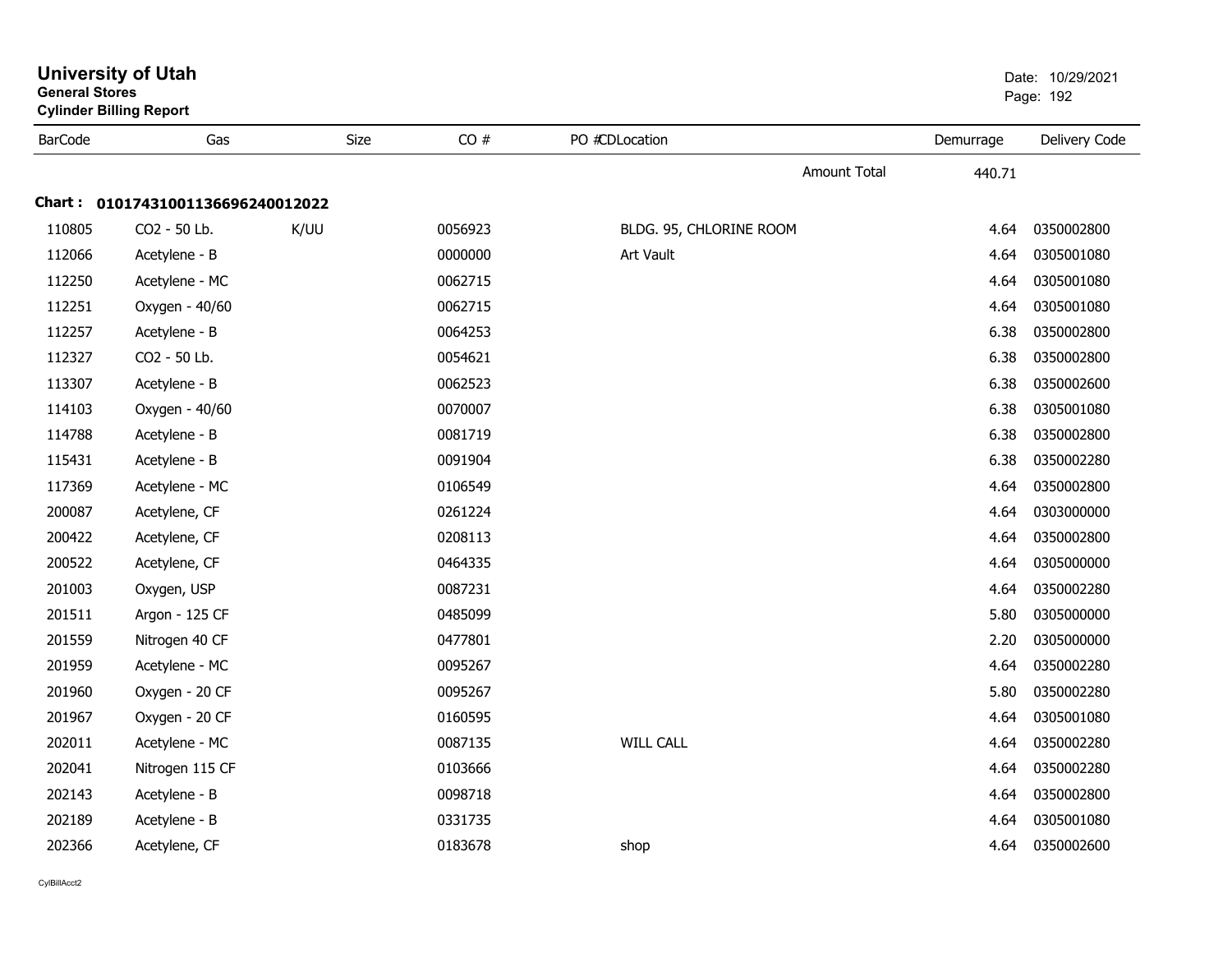# University of Utah

**General Stores**

**Cylinder Billing Report**

Date: 10/29/2021

| BarCode | Gas | Size | CO # | PO # | CD | Location | Demurrage | Delivery Code |
|---|---|---|---|---|---|---|---|---|
| | | | | | | Amount Total | 440.71 | |

**Chart : 01017431001136696240012022**

| BarCode | Gas | Size | CO # | PO # | CD | Location | Demurrage | Delivery Code |
|---|---|---|---|---|---|---|---|---|
| 110805 | CO2 - 50 Lb. | K/UU | 0056923 | | | BLDG. 95, CHLORINE ROOM | 4.64 | 0350002800 |
| 112066 | Acetylene - B | | 0000000 | | | Art Vault | 4.64 | 0305001080 |
| 112250 | Acetylene - MC | | 0062715 | | | | 4.64 | 0305001080 |
| 112251 | Oxygen - 40/60 | | 0062715 | | | | 4.64 | 0305001080 |
| 112257 | Acetylene - B | | 0064253 | | | | 6.38 | 0350002800 |
| 112327 | CO2 - 50 Lb. | | 0054621 | | | | 6.38 | 0350002800 |
| 113307 | Acetylene - B | | 0062523 | | | | 6.38 | 0350002600 |
| 114103 | Oxygen - 40/60 | | 0070007 | | | | 6.38 | 0305001080 |
| 114788 | Acetylene - B | | 0081719 | | | | 6.38 | 0350002800 |
| 115431 | Acetylene - B | | 0091904 | | | | 6.38 | 0350002280 |
| 117369 | Acetylene - MC | | 0106549 | | | | 4.64 | 0350002800 |
| 200087 | Acetylene, CF | | 0261224 | | | | 4.64 | 0303000000 |
| 200422 | Acetylene, CF | | 0208113 | | | | 4.64 | 0350002800 |
| 200522 | Acetylene, CF | | 0464335 | | | | 4.64 | 0305000000 |
| 201003 | Oxygen, USP | | 0087231 | | | | 4.64 | 0350002280 |
| 201511 | Argon - 125 CF | | 0485099 | | | | 5.80 | 0305000000 |
| 201559 | Nitrogen 40 CF | | 0477801 | | | | 2.20 | 0305000000 |
| 201959 | Acetylene - MC | | 0095267 | | | | 4.64 | 0350002280 |
| 201960 | Oxygen - 20 CF | | 0095267 | | | | 5.80 | 0350002280 |
| 201967 | Oxygen - 20 CF | | 0160595 | | | | 4.64 | 0305001080 |
| 202011 | Acetylene - MC | | 0087135 | | | WILL CALL | 4.64 | 0350002280 |
| 202041 | Nitrogen 115 CF | | 0103666 | | | | 4.64 | 0350002280 |
| 202143 | Acetylene - B | | 0098718 | | | | 4.64 | 0350002800 |
| 202189 | Acetylene - B | | 0331735 | | | | 4.64 | 0305001080 |
| 202366 | Acetylene, CF | | 0183678 | | | shop | 4.64 | 0350002600 |

CylBillAcct2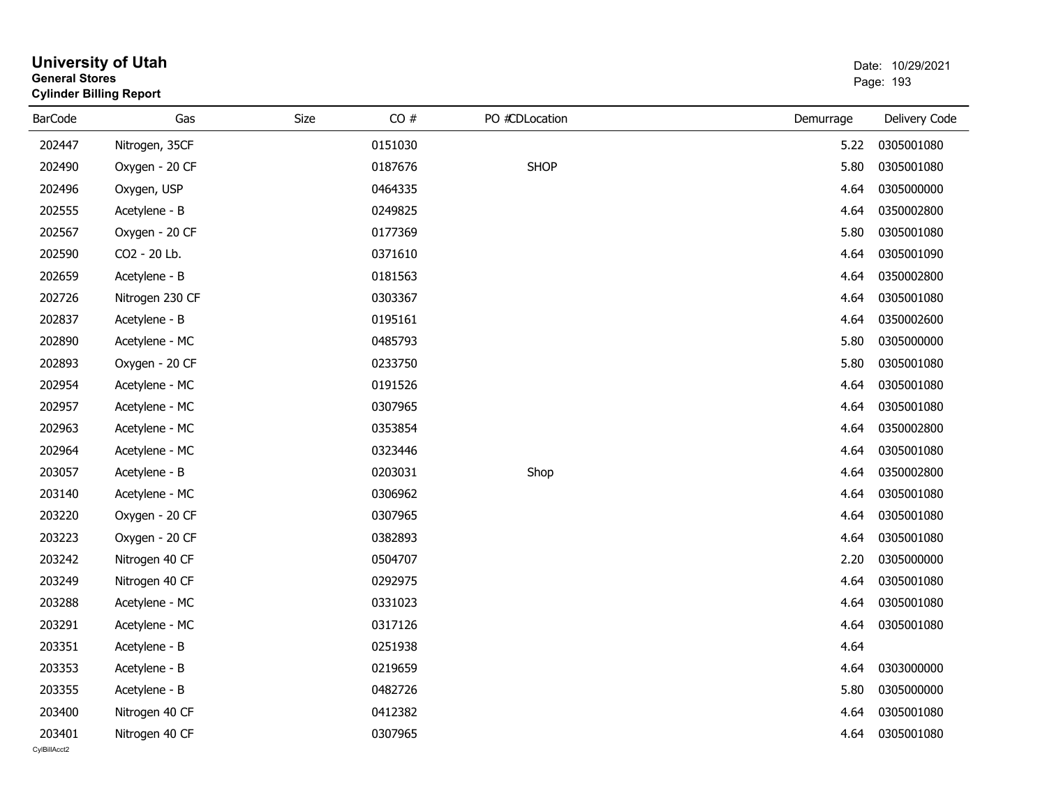# University of Utah
**General Stores**
**Cylinder Billing Report**

Date: 10/29/2021

| BarCode | Gas | Size | CO # | PO #CDLocation | Demurrage | Delivery Code |
|---|---|---|---|---|---|---|
| 202447 | Nitrogen, 35CF | | 0151030 | | 5.22 | 0305001080 |
| 202490 | Oxygen - 20 CF | | 0187676 | SHOP | 5.80 | 0305001080 |
| 202496 | Oxygen, USP | | 0464335 | | 4.64 | 0305000000 |
| 202555 | Acetylene - B | | 0249825 | | 4.64 | 0350002800 |
| 202567 | Oxygen - 20 CF | | 0177369 | | 5.80 | 0305001080 |
| 202590 | CO2 - 20 Lb. | | 0371610 | | 4.64 | 0305001090 |
| 202659 | Acetylene - B | | 0181563 | | 4.64 | 0350002800 |
| 202726 | Nitrogen 230 CF | | 0303367 | | 4.64 | 0305001080 |
| 202837 | Acetylene - B | | 0195161 | | 4.64 | 0350002600 |
| 202890 | Acetylene - MC | | 0485793 | | 5.80 | 0305000000 |
| 202893 | Oxygen - 20 CF | | 0233750 | | 5.80 | 0305001080 |
| 202954 | Acetylene - MC | | 0191526 | | 4.64 | 0305001080 |
| 202957 | Acetylene - MC | | 0307965 | | 4.64 | 0305001080 |
| 202963 | Acetylene - MC | | 0353854 | | 4.64 | 0350002800 |
| 202964 | Acetylene - MC | | 0323446 | | 4.64 | 0305001080 |
| 203057 | Acetylene - B | | 0203031 | Shop | 4.64 | 0350002800 |
| 203140 | Acetylene - MC | | 0306962 | | 4.64 | 0305001080 |
| 203220 | Oxygen - 20 CF | | 0307965 | | 4.64 | 0305001080 |
| 203223 | Oxygen - 20 CF | | 0382893 | | 4.64 | 0305001080 |
| 203242 | Nitrogen 40 CF | | 0504707 | | 2.20 | 0305000000 |
| 203249 | Nitrogen 40 CF | | 0292975 | | 4.64 | 0305001080 |
| 203288 | Acetylene - MC | | 0331023 | | 4.64 | 0305001080 |
| 203291 | Acetylene - MC | | 0317126 | | 4.64 | 0305001080 |
| 203351 | Acetylene - B | | 0251938 | | 4.64 | |
| 203353 | Acetylene - B | | 0219659 | | 4.64 | 0303000000 |
| 203355 | Acetylene - B | | 0482726 | | 5.80 | 0305000000 |
| 203400 | Nitrogen 40 CF | | 0412382 | | 4.64 | 0305001080 |
| 203401 | Nitrogen 40 CF | | 0307965 | | 4.64 | 0305001080 |

CylBillAcct2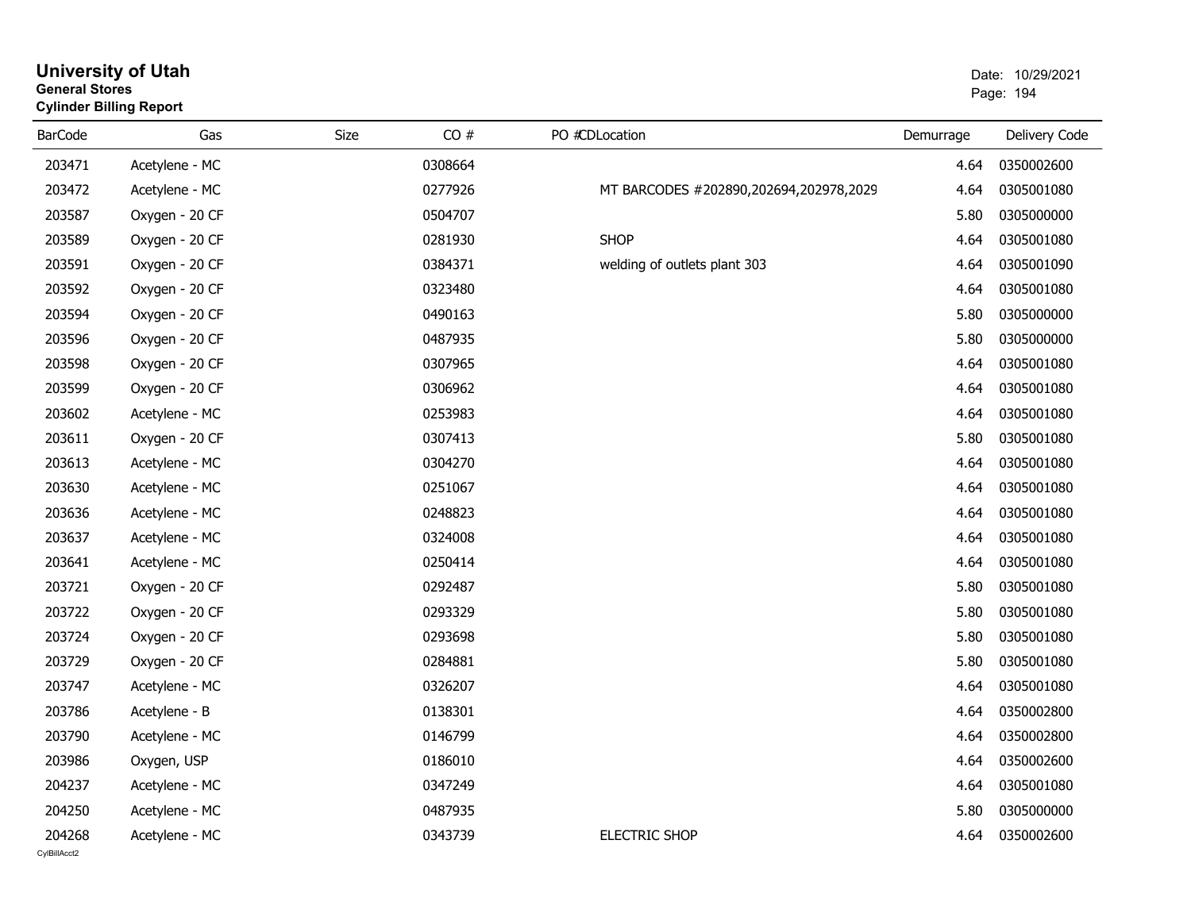# University of Utah

**General Stores**

**Cylinder Billing Report**

Date: 10/29/2021

| BarCode | Gas | Size | CO # | PO # | CDLocation | Demurrage | Delivery Code |
|---|---|---|---|---|---|---|---|
| 203471 | Acetylene - MC | | 0308664 | | | 4.64 | 0350002600 |
| 203472 | Acetylene - MC | | 0277926 | | MT BARCODES #202890,202694,202978,2029 | 4.64 | 0305001080 |
| 203587 | Oxygen - 20 CF | | 0504707 | | | 5.80 | 0305000000 |
| 203589 | Oxygen - 20 CF | | 0281930 | | SHOP | 4.64 | 0305001080 |
| 203591 | Oxygen - 20 CF | | 0384371 | | welding of outlets plant 303 | 4.64 | 0305001090 |
| 203592 | Oxygen - 20 CF | | 0323480 | | | 4.64 | 0305001080 |
| 203594 | Oxygen - 20 CF | | 0490163 | | | 5.80 | 0305000000 |
| 203596 | Oxygen - 20 CF | | 0487935 | | | 5.80 | 0305000000 |
| 203598 | Oxygen - 20 CF | | 0307965 | | | 4.64 | 0305001080 |
| 203599 | Oxygen - 20 CF | | 0306962 | | | 4.64 | 0305001080 |
| 203602 | Acetylene - MC | | 0253983 | | | 4.64 | 0305001080 |
| 203611 | Oxygen - 20 CF | | 0307413 | | | 5.80 | 0305001080 |
| 203613 | Acetylene - MC | | 0304270 | | | 4.64 | 0305001080 |
| 203630 | Acetylene - MC | | 0251067 | | | 4.64 | 0305001080 |
| 203636 | Acetylene - MC | | 0248823 | | | 4.64 | 0305001080 |
| 203637 | Acetylene - MC | | 0324008 | | | 4.64 | 0305001080 |
| 203641 | Acetylene - MC | | 0250414 | | | 4.64 | 0305001080 |
| 203721 | Oxygen - 20 CF | | 0292487 | | | 5.80 | 0305001080 |
| 203722 | Oxygen - 20 CF | | 0293329 | | | 5.80 | 0305001080 |
| 203724 | Oxygen - 20 CF | | 0293698 | | | 5.80 | 0305001080 |
| 203729 | Oxygen - 20 CF | | 0284881 | | | 5.80 | 0305001080 |
| 203747 | Acetylene - MC | | 0326207 | | | 4.64 | 0305001080 |
| 203786 | Acetylene - B | | 0138301 | | | 4.64 | 0350002800 |
| 203790 | Acetylene - MC | | 0146799 | | | 4.64 | 0350002800 |
| 203986 | Oxygen, USP | | 0186010 | | | 4.64 | 0350002600 |
| 204237 | Acetylene - MC | | 0347249 | | | 4.64 | 0305001080 |
| 204250 | Acetylene - MC | | 0487935 | | | 5.80 | 0305000000 |
| 204268 | Acetylene - MC | | 0343739 | | ELECTRIC SHOP | 4.64 | 0350002600 |

CylBillAcct2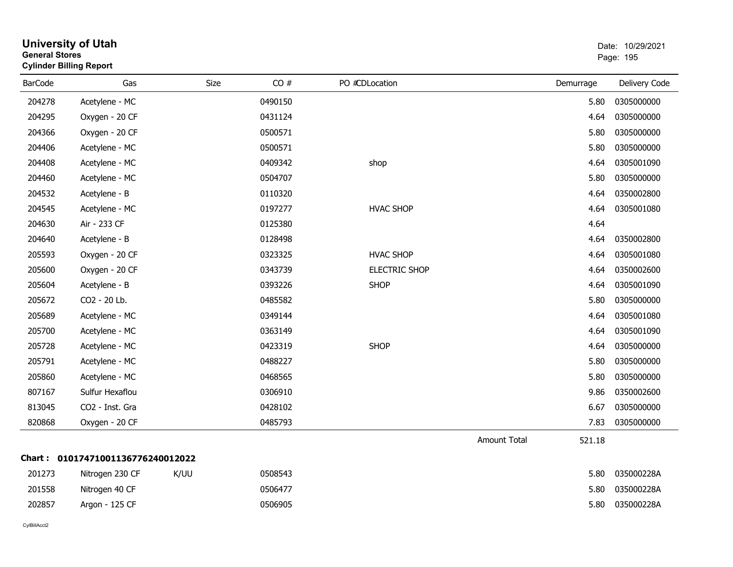# University of Utah

**General Stores**

**Cylinder Billing Report**

Date: 10/29/2021

| BarCode | Gas | Size | CO # | PO # | CD | Location | Demurrage | Delivery Code |
|---|---|---|---|---|---|---|---|---|
| 204278 | Acetylene - MC | | 0490150 | | | | 5.80 | 0305000000 |
| 204295 | Oxygen - 20 CF | | 0431124 | | | | 4.64 | 0305000000 |
| 204366 | Oxygen - 20 CF | | 0500571 | | | | 5.80 | 0305000000 |
| 204406 | Acetylene - MC | | 0500571 | | | | 5.80 | 0305000000 |
| 204408 | Acetylene - MC | | 0409342 | | | shop | 4.64 | 0305001090 |
| 204460 | Acetylene - MC | | 0504707 | | | | 5.80 | 0305000000 |
| 204532 | Acetylene - B | | 0110320 | | | | 4.64 | 0350002800 |
| 204545 | Acetylene - MC | | 0197277 | | | HVAC SHOP | 4.64 | 0305001080 |
| 204630 | Air - 233 CF | | 0125380 | | | | 4.64 | |
| 204640 | Acetylene - B | | 0128498 | | | | 4.64 | 0350002800 |
| 205593 | Oxygen - 20 CF | | 0323325 | | | HVAC SHOP | 4.64 | 0305001080 |
| 205600 | Oxygen - 20 CF | | 0343739 | | | ELECTRIC SHOP | 4.64 | 0350002600 |
| 205604 | Acetylene - B | | 0393226 | | | SHOP | 4.64 | 0305001090 |
| 205672 | CO2 - 20 Lb. | | 0485582 | | | | 5.80 | 0305000000 |
| 205689 | Acetylene - MC | | 0349144 | | | | 4.64 | 0305001080 |
| 205700 | Acetylene - MC | | 0363149 | | | | 4.64 | 0305001090 |
| 205728 | Acetylene - MC | | 0423319 | | | SHOP | 4.64 | 0305000000 |
| 205791 | Acetylene - MC | | 0488227 | | | | 5.80 | 0305000000 |
| 205860 | Acetylene - MC | | 0468565 | | | | 5.80 | 0305000000 |
| 807167 | Sulfur Hexaflou | | 0306910 | | | | 9.86 | 0350002600 |
| 813045 | CO2 - Inst. Gra | | 0428102 | | | | 6.67 | 0305000000 |
| 820868 | Oxygen - 20 CF | | 0485793 | | | | 7.83 | 0305000000 |
| | | | | | | Amount Total | 521.18 | |

**Chart : 01017471001136776240012022**

| BarCode | Gas | Size | CO # | PO # | CD | Location | Demurrage | Delivery Code |
|---|---|---|---|---|---|---|---|---|
| 201273 | Nitrogen 230 CF | K/UU | 0508543 | | | | 5.80 | 035000228A |
| 201558 | Nitrogen 40 CF | | 0506477 | | | | 5.80 | 035000228A |
| 202857 | Argon - 125 CF | | 0506905 | | | | 5.80 | 035000228A |

CylBillAcct2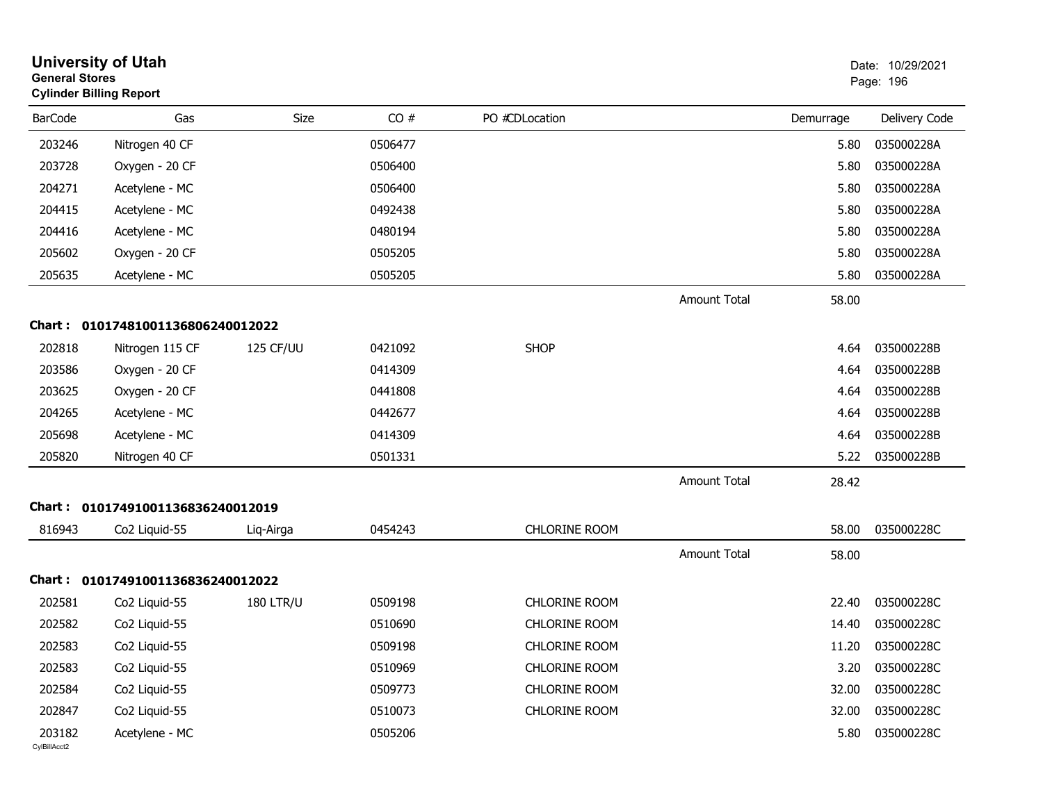**University of Utah**
**General Stores**
**Cylinder Billing Report**

Date: 10/29/2021

| BarCode | Gas | Size | CO # | PO # | CDLocation | Demurrage | Delivery Code |
|---|---|---|---|---|---|---|---|
| 203246 | Nitrogen 40 CF | | 0506477 | | | 5.80 | 035000228A |
| 203728 | Oxygen - 20 CF | | 0506400 | | | 5.80 | 035000228A |
| 204271 | Acetylene - MC | | 0506400 | | | 5.80 | 035000228A |
| 204415 | Acetylene - MC | | 0492438 | | | 5.80 | 035000228A |
| 204416 | Acetylene - MC | | 0480194 | | | 5.80 | 035000228A |
| 205602 | Oxygen - 20 CF | | 0505205 | | | 5.80 | 035000228A |
| 205635 | Acetylene - MC | | 0505205 | | | 5.80 | 035000228A |
| | | | | | Amount Total | 58.00 | |

**Chart : 01017481001136806240012022**

| BarCode | Gas | Size | CO # | PO # | CDLocation | Demurrage | Delivery Code |
|---|---|---|---|---|---|---|---|
| 202818 | Nitrogen 115 CF | 125 CF/UU | 0421092 | | SHOP | 4.64 | 035000228B |
| 203586 | Oxygen - 20 CF | | 0414309 | | | 4.64 | 035000228B |
| 203625 | Oxygen - 20 CF | | 0441808 | | | 4.64 | 035000228B |
| 204265 | Acetylene - MC | | 0442677 | | | 4.64 | 035000228B |
| 205698 | Acetylene - MC | | 0414309 | | | 4.64 | 035000228B |
| 205820 | Nitrogen 40 CF | | 0501331 | | | 5.22 | 035000228B |
| | | | | | Amount Total | 28.42 | |

**Chart : 01017491001136836240012019**

| BarCode | Gas | Size | CO # | PO # | CDLocation | Demurrage | Delivery Code |
|---|---|---|---|---|---|---|---|
| 816943 | Co2 Liquid-55 | Liq-Airga | 0454243 | | CHLORINE ROOM | 58.00 | 035000228C |
| | | | | | Amount Total | 58.00 | |

**Chart : 01017491001136836240012022**

| BarCode | Gas | Size | CO # | PO # | CDLocation | Demurrage | Delivery Code |
|---|---|---|---|---|---|---|---|
| 202581 | Co2 Liquid-55 | 180 LTR/U | 0509198 | | CHLORINE ROOM | 22.40 | 035000228C |
| 202582 | Co2 Liquid-55 | | 0510690 | | CHLORINE ROOM | 14.40 | 035000228C |
| 202583 | Co2 Liquid-55 | | 0509198 | | CHLORINE ROOM | 11.20 | 035000228C |
| 202583 | Co2 Liquid-55 | | 0510969 | | CHLORINE ROOM | 3.20 | 035000228C |
| 202584 | Co2 Liquid-55 | | 0509773 | | CHLORINE ROOM | 32.00 | 035000228C |
| 202847 | Co2 Liquid-55 | | 0510073 | | CHLORINE ROOM | 32.00 | 035000228C |
| 203182 | Acetylene - MC | | 0505206 | | | 5.80 | 035000228C |

CylBillAcct2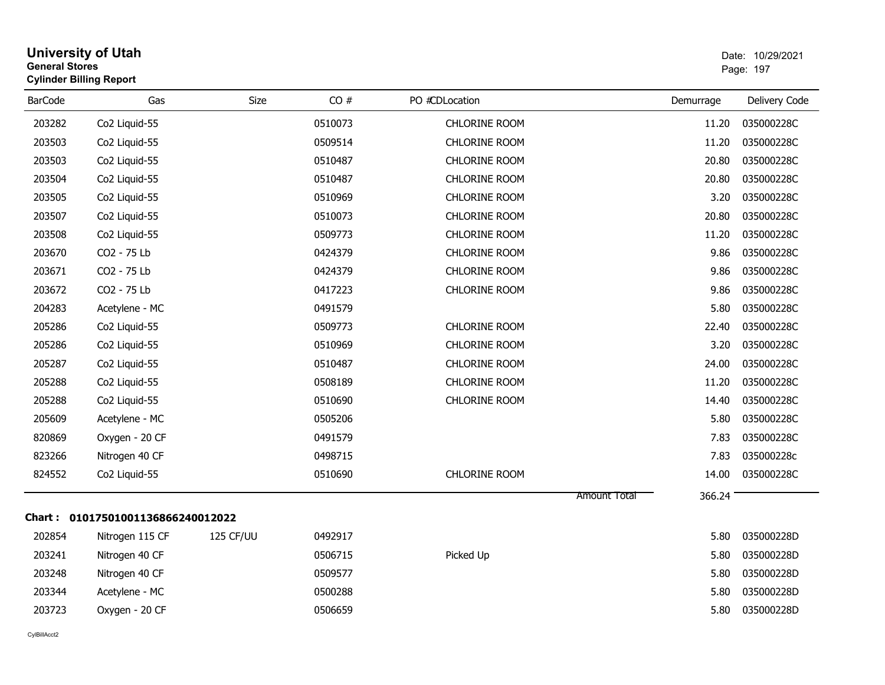# University of Utah

**General Stores**

**Cylinder Billing Report**

Date: 10/29/2021

| BarCode | Gas | Size | CO # | PO # | CDLocation | Demurrage | Delivery Code |
|---|---|---|---|---|---|---|---|
| 203282 | Co2 Liquid-55 | | 0510073 | | CHLORINE ROOM | 11.20 | 035000228C |
| 203503 | Co2 Liquid-55 | | 0509514 | | CHLORINE ROOM | 11.20 | 035000228C |
| 203503 | Co2 Liquid-55 | | 0510487 | | CHLORINE ROOM | 20.80 | 035000228C |
| 203504 | Co2 Liquid-55 | | 0510487 | | CHLORINE ROOM | 20.80 | 035000228C |
| 203505 | Co2 Liquid-55 | | 0510969 | | CHLORINE ROOM | 3.20 | 035000228C |
| 203507 | Co2 Liquid-55 | | 0510073 | | CHLORINE ROOM | 20.80 | 035000228C |
| 203508 | Co2 Liquid-55 | | 0509773 | | CHLORINE ROOM | 11.20 | 035000228C |
| 203670 | CO2 - 75 Lb | | 0424379 | | CHLORINE ROOM | 9.86 | 035000228C |
| 203671 | CO2 - 75 Lb | | 0424379 | | CHLORINE ROOM | 9.86 | 035000228C |
| 203672 | CO2 - 75 Lb | | 0417223 | | CHLORINE ROOM | 9.86 | 035000228C |
| 204283 | Acetylene - MC | | 0491579 | | | 5.80 | 035000228C |
| 205286 | Co2 Liquid-55 | | 0509773 | | CHLORINE ROOM | 22.40 | 035000228C |
| 205286 | Co2 Liquid-55 | | 0510969 | | CHLORINE ROOM | 3.20 | 035000228C |
| 205287 | Co2 Liquid-55 | | 0510487 | | CHLORINE ROOM | 24.00 | 035000228C |
| 205288 | Co2 Liquid-55 | | 0508189 | | CHLORINE ROOM | 11.20 | 035000228C |
| 205288 | Co2 Liquid-55 | | 0510690 | | CHLORINE ROOM | 14.40 | 035000228C |
| 205609 | Acetylene - MC | | 0505206 | | | 5.80 | 035000228C |
| 820869 | Oxygen - 20 CF | | 0491579 | | | 7.83 | 035000228C |
| 823266 | Nitrogen 40 CF | | 0498715 | | | 7.83 | 035000228c |
| 824552 | Co2 Liquid-55 | | 0510690 | | CHLORINE ROOM | 14.00 | 035000228C |
| | | | | | Amount Total | 366.24 | |

**Chart : 01017501001136866240012022**

| BarCode | Gas | Size | CO # | PO # | CDLocation | Demurrage | Delivery Code |
|---|---|---|---|---|---|---|---|
| 202854 | Nitrogen 115 CF | 125 CF/UU | 0492917 | | | 5.80 | 035000228D |
| 203241 | Nitrogen 40 CF | | 0506715 | | Picked Up | 5.80 | 035000228D |
| 203248 | Nitrogen 40 CF | | 0509577 | | | 5.80 | 035000228D |
| 203344 | Acetylene - MC | | 0500288 | | | 5.80 | 035000228D |
| 203723 | Oxygen - 20 CF | | 0506659 | | | 5.80 | 035000228D |

CylBillAcct2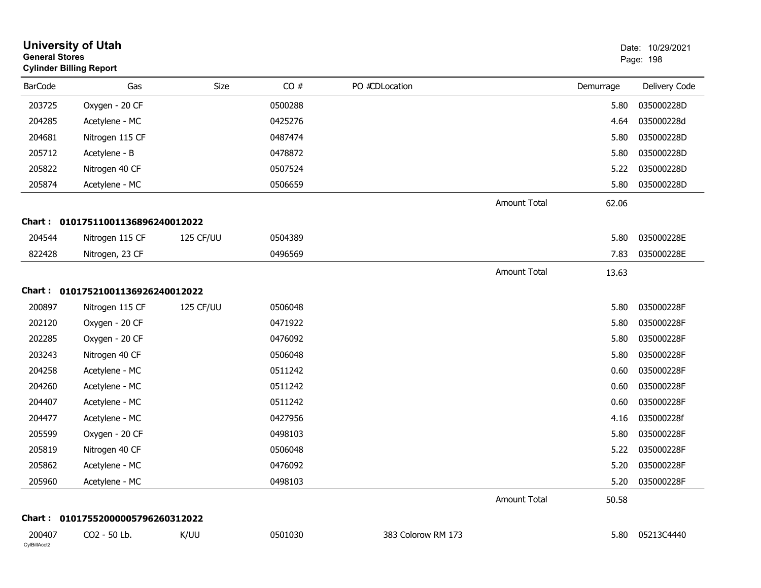# University of Utah
**General Stores**
**Cylinder Billing Report**

Date: 10/29/2021

| BarCode | Gas | Size | CO # | PO # | CD | Location | Demurrage | Delivery Code |
|---|---|---|---|---|---|---|---|---|
| 203725 | Oxygen - 20 CF | | 0500288 | | | | 5.80 | 035000228D |
| 204285 | Acetylene - MC | | 0425276 | | | | 4.64 | 035000228d |
| 204681 | Nitrogen 115 CF | | 0487474 | | | | 5.80 | 035000228D |
| 205712 | Acetylene - B | | 0478872 | | | | 5.80 | 035000228D |
| 205822 | Nitrogen 40 CF | | 0507524 | | | | 5.22 | 035000228D |
| 205874 | Acetylene - MC | | 0506659 | | | | 5.80 | 035000228D |
| | | | | | | Amount Total | 62.06 | |

**Chart : 01017511001136896240012022**

| BarCode | Gas | Size | CO # | PO # | CD | Location | Demurrage | Delivery Code |
|---|---|---|---|---|---|---|---|---|
| 204544 | Nitrogen 115 CF | 125 CF/UU | 0504389 | | | | 5.80 | 035000228E |
| 822428 | Nitrogen, 23 CF | | 0496569 | | | | 7.83 | 035000228E |
| | | | | | | Amount Total | 13.63 | |

**Chart : 01017521001136926240012022**

| BarCode | Gas | Size | CO # | PO # | CD | Location | Demurrage | Delivery Code |
|---|---|---|---|---|---|---|---|---|
| 200897 | Nitrogen 115 CF | 125 CF/UU | 0506048 | | | | 5.80 | 035000228F |
| 202120 | Oxygen - 20 CF | | 0471922 | | | | 5.80 | 035000228F |
| 202285 | Oxygen - 20 CF | | 0476092 | | | | 5.80 | 035000228F |
| 203243 | Nitrogen 40 CF | | 0506048 | | | | 5.80 | 035000228F |
| 204258 | Acetylene - MC | | 0511242 | | | | 0.60 | 035000228F |
| 204260 | Acetylene - MC | | 0511242 | | | | 0.60 | 035000228F |
| 204407 | Acetylene - MC | | 0511242 | | | | 0.60 | 035000228F |
| 204477 | Acetylene - MC | | 0427956 | | | | 4.16 | 035000228f |
| 205599 | Oxygen - 20 CF | | 0498103 | | | | 5.80 | 035000228F |
| 205819 | Nitrogen 40 CF | | 0506048 | | | | 5.22 | 035000228F |
| 205862 | Acetylene - MC | | 0476092 | | | | 5.20 | 035000228F |
| 205960 | Acetylene - MC | | 0498103 | | | | 5.20 | 035000228F |
| | | | | | | Amount Total | 50.58 | |

**Chart : 01017552000005796260312022**

| BarCode | Gas | Size | CO # | PO # | CD | Location | Demurrage | Delivery Code |
|---|---|---|---|---|---|---|---|---|
| 200407 | CO2 - 50 Lb. | K/UU | 0501030 | | | 383 Colorow RM 173 | 5.80 | 05213C4440 |

CylBillAcct2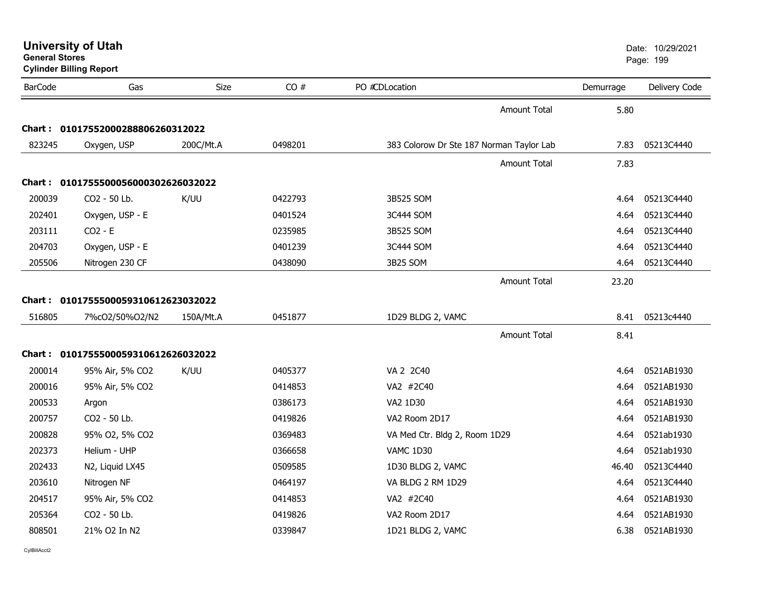# University of Utah

**General Stores**

**Cylinder Billing Report**

Date: 10/29/2021

| BarCode | Gas | Size | CO # | PO #CDLocation | Demurrage | Delivery Code |
|---|---|---|---|---|---|---|
| | | | | Amount Total | 5.80 | |
| **Chart : 01017552000288806260312022** | | | | | | |
| 823245 | Oxygen, USP | 200C/Mt.A | 0498201 | 383 Colorow Dr Ste 187 Norman Taylor Lab | 7.83 | 05213C4440 |
| | | | | Amount Total | 7.83 | |
| **Chart : 01017555000560003026260320​22** | | | | | | |
| 200039 | CO2 - 50 Lb. | K/UU | 0422793 | 3B525 SOM | 4.64 | 05213C4440 |
| 202401 | Oxygen, USP - E | | 0401524 | 3C444 SOM | 4.64 | 05213C4440 |
| 203111 | CO2 - E | | 0235985 | 3B525 SOM | 4.64 | 05213C4440 |
| 204703 | Oxygen, USP - E | | 0401239 | 3C444 SOM | 4.64 | 05213C4440 |
| 205506 | Nitrogen 230 CF | | 0438090 | 3B25 SOM | 4.64 | 05213C4440 |
| | | | | Amount Total | 23.20 | |
| **Chart : 01017555000593106126230320​22** | | | | | | |
| 516805 | 7%cO2/50%O2/N2 | 150A/Mt.A | 0451877 | 1D29 BLDG 2, VAMC | 8.41 | 05213c4440 |
| | | | | Amount Total | 8.41 | |
| **Chart : 01017555000593106126260320​22** | | | | | | |
| 200014 | 95% Air, 5% CO2 | K/UU | 0405377 | VA 2 2C40 | 4.64 | 0521AB1930 |
| 200016 | 95% Air, 5% CO2 | | 0414853 | VA2 #2C40 | 4.64 | 0521AB1930 |
| 200533 | Argon | | 0386173 | VA2 1D30 | 4.64 | 0521AB1930 |
| 200757 | CO2 - 50 Lb. | | 0419826 | VA2 Room 2D17 | 4.64 | 0521AB1930 |
| 200828 | 95% O2, 5% CO2 | | 0369483 | VA Med Ctr. Bldg 2, Room 1D29 | 4.64 | 0521ab1930 |
| 202373 | Helium - UHP | | 0366658 | VAMC 1D30 | 4.64 | 0521ab1930 |
| 202433 | N2, Liquid LX45 | | 0509585 | 1D30 BLDG 2, VAMC | 46.40 | 05213C4440 |
| 203610 | Nitrogen NF | | 0464197 | VA BLDG 2 RM 1D29 | 4.64 | 05213C4440 |
| 204517 | 95% Air, 5% CO2 | | 0414853 | VA2 #2C40 | 4.64 | 0521AB1930 |
| 205364 | CO2 - 50 Lb. | | 0419826 | VA2 Room 2D17 | 4.64 | 0521AB1930 |
| 808501 | 21% O2 In N2 | | 0339847 | 1D21 BLDG 2, VAMC | 6.38 | 0521AB1930 |

CylBillAcct2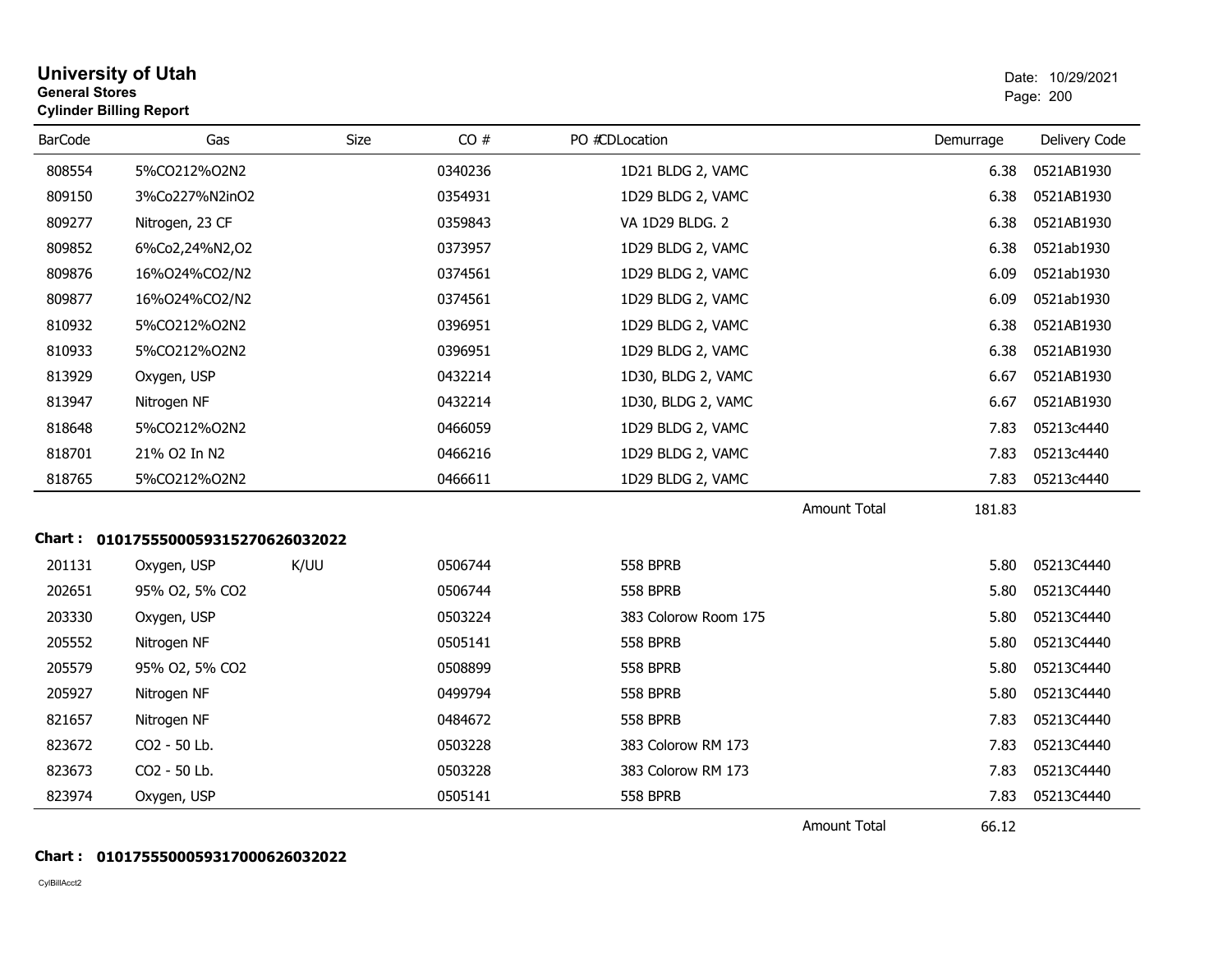# University of Utah
**General Stores**
**Cylinder Billing Report**

Date: 10/29/2021

| BarCode | Gas | Size | CO # | PO #CDLocation | Demurrage | Delivery Code |
|---|---|---|---|---|---|---|
| 808554 | 5%CO212%O2N2 | | 0340236 | 1D21 BLDG 2, VAMC | 6.38 | 0521AB1930 |
| 809150 | 3%Co227%N2inO2 | | 0354931 | 1D29 BLDG 2, VAMC | 6.38 | 0521AB1930 |
| 809277 | Nitrogen, 23 CF | | 0359843 | VA 1D29 BLDG. 2 | 6.38 | 0521AB1930 |
| 809852 | 6%Co2,24%N2,O2 | | 0373957 | 1D29 BLDG 2, VAMC | 6.38 | 0521ab1930 |
| 809876 | 16%O24%CO2/N2 | | 0374561 | 1D29 BLDG 2, VAMC | 6.09 | 0521ab1930 |
| 809877 | 16%O24%CO2/N2 | | 0374561 | 1D29 BLDG 2, VAMC | 6.09 | 0521ab1930 |
| 810932 | 5%CO212%O2N2 | | 0396951 | 1D29 BLDG 2, VAMC | 6.38 | 0521AB1930 |
| 810933 | 5%CO212%O2N2 | | 0396951 | 1D29 BLDG 2, VAMC | 6.38 | 0521AB1930 |
| 813929 | Oxygen, USP | | 0432214 | 1D30, BLDG 2, VAMC | 6.67 | 0521AB1930 |
| 813947 | Nitrogen NF | | 0432214 | 1D30, BLDG 2, VAMC | 6.67 | 0521AB1930 |
| 818648 | 5%CO212%O2N2 | | 0466059 | 1D29 BLDG 2, VAMC | 7.83 | 05213c4440 |
| 818701 | 21% O2 In N2 | | 0466216 | 1D29 BLDG 2, VAMC | 7.83 | 05213c4440 |
| 818765 | 5%CO212%O2N2 | | 0466611 | 1D29 BLDG 2, VAMC | 7.83 | 05213c4440 |
| | | | | Amount Total | 181.83 | |

**Chart : 01017555000593152706260320​22**

| BarCode | Gas | Size | CO # | PO #CDLocation | Demurrage | Delivery Code |
|---|---|---|---|---|---|---|
| 201131 | Oxygen, USP | K/UU | 0506744 | 558 BPRB | 5.80 | 05213C4440 |
| 202651 | 95% O2, 5% CO2 | | 0506744 | 558 BPRB | 5.80 | 05213C4440 |
| 203330 | Oxygen, USP | | 0503224 | 383 Colorow Room 175 | 5.80 | 05213C4440 |
| 205552 | Nitrogen NF | | 0505141 | 558 BPRB | 5.80 | 05213C4440 |
| 205579 | 95% O2, 5% CO2 | | 0508899 | 558 BPRB | 5.80 | 05213C4440 |
| 205927 | Nitrogen NF | | 0499794 | 558 BPRB | 5.80 | 05213C4440 |
| 821657 | Nitrogen NF | | 0484672 | 558 BPRB | 7.83 | 05213C4440 |
| 823672 | CO2 - 50 Lb. | | 0503228 | 383 Colorow RM 173 | 7.83 | 05213C4440 |
| 823673 | CO2 - 50 Lb. | | 0503228 | 383 Colorow RM 173 | 7.83 | 05213C4440 |
| 823974 | Oxygen, USP | | 0505141 | 558 BPRB | 7.83 | 05213C4440 |
| | | | | Amount Total | 66.12 | |

**Chart : 01017555000593170006260320​22**

CylBillAcct2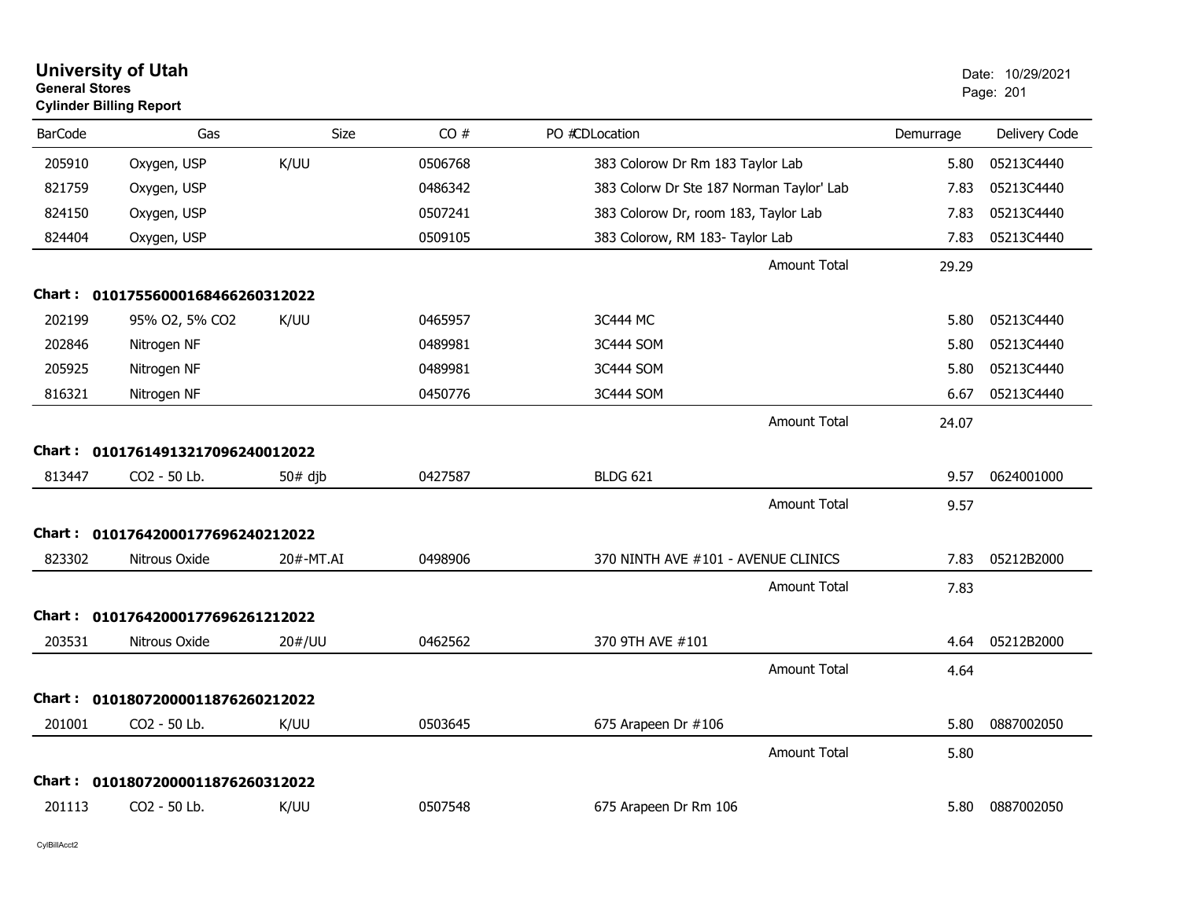**University of Utah**
**General Stores**
**Cylinder Billing Report**

Date: 10/29/2021

| BarCode | Gas | Size | CO # | PO # | CD | Location | Demurrage | Delivery Code |
|---|---|---|---|---|---|---|---|---|
| 205910 | Oxygen, USP | K/UU | 0506768 | | | 383 Colorow Dr Rm 183 Taylor Lab | 5.80 | 05213C4440 |
| 821759 | Oxygen, USP | | 0486342 | | | 383 Colorw Dr Ste 187 Norman Taylor' Lab | 7.83 | 05213C4440 |
| 824150 | Oxygen, USP | | 0507241 | | | 383 Colorow Dr, room 183, Taylor Lab | 7.83 | 05213C4440 |
| 824404 | Oxygen, USP | | 0509105 | | | 383 Colorow, RM 183- Taylor Lab | 7.83 | 05213C4440 |
| | | | | | | Amount Total | 29.29 | |

**Chart : 01017556000168466260312022**

| BarCode | Gas | Size | CO # | PO # | CD | Location | Demurrage | Delivery Code |
|---|---|---|---|---|---|---|---|---|
| 202199 | 95% O2, 5% CO2 | K/UU | 0465957 | | | 3C444 MC | 5.80 | 05213C4440 |
| 202846 | Nitrogen NF | | 0489981 | | | 3C444 SOM | 5.80 | 05213C4440 |
| 205925 | Nitrogen NF | | 0489981 | | | 3C444 SOM | 5.80 | 05213C4440 |
| 816321 | Nitrogen NF | | 0450776 | | | 3C444 SOM | 6.67 | 05213C4440 |
| | | | | | | Amount Total | 24.07 | |

**Chart : 01017614913217096240012022**

| BarCode | Gas | Size | CO # | PO # | CD | Location | Demurrage | Delivery Code |
|---|---|---|---|---|---|---|---|---|
| 813447 | CO2 - 50 Lb. | 50# djb | 0427587 | | | BLDG 621 | 9.57 | 0624001000 |
| | | | | | | Amount Total | 9.57 | |

**Chart : 01017642000177696240212022**

| BarCode | Gas | Size | CO # | PO # | CD | Location | Demurrage | Delivery Code |
|---|---|---|---|---|---|---|---|---|
| 823302 | Nitrous Oxide | 20#-MT.AI | 0498906 | | | 370 NINTH AVE #101 - AVENUE CLINICS | 7.83 | 05212B2000 |
| | | | | | | Amount Total | 7.83 | |

**Chart : 01017642000177696261212022**

| BarCode | Gas | Size | CO # | PO # | CD | Location | Demurrage | Delivery Code |
|---|---|---|---|---|---|---|---|---|
| 203531 | Nitrous Oxide | 20#/UU | 0462562 | | | 370 9TH AVE #101 | 4.64 | 05212B2000 |
| | | | | | | Amount Total | 4.64 | |

**Chart : 01018072000011876260212022**

| BarCode | Gas | Size | CO # | PO # | CD | Location | Demurrage | Delivery Code |
|---|---|---|---|---|---|---|---|---|
| 201001 | CO2 - 50 Lb. | K/UU | 0503645 | | | 675 Arapeen Dr #106 | 5.80 | 0887002050 |
| | | | | | | Amount Total | 5.80 | |

**Chart : 01018072000011876260312022**

| BarCode | Gas | Size | CO # | PO # | CD | Location | Demurrage | Delivery Code |
|---|---|---|---|---|---|---|---|---|
| 201113 | CO2 - 50 Lb. | K/UU | 0507548 | | | 675 Arapeen Dr Rm 106 | 5.80 | 0887002050 |

CylBillAcct2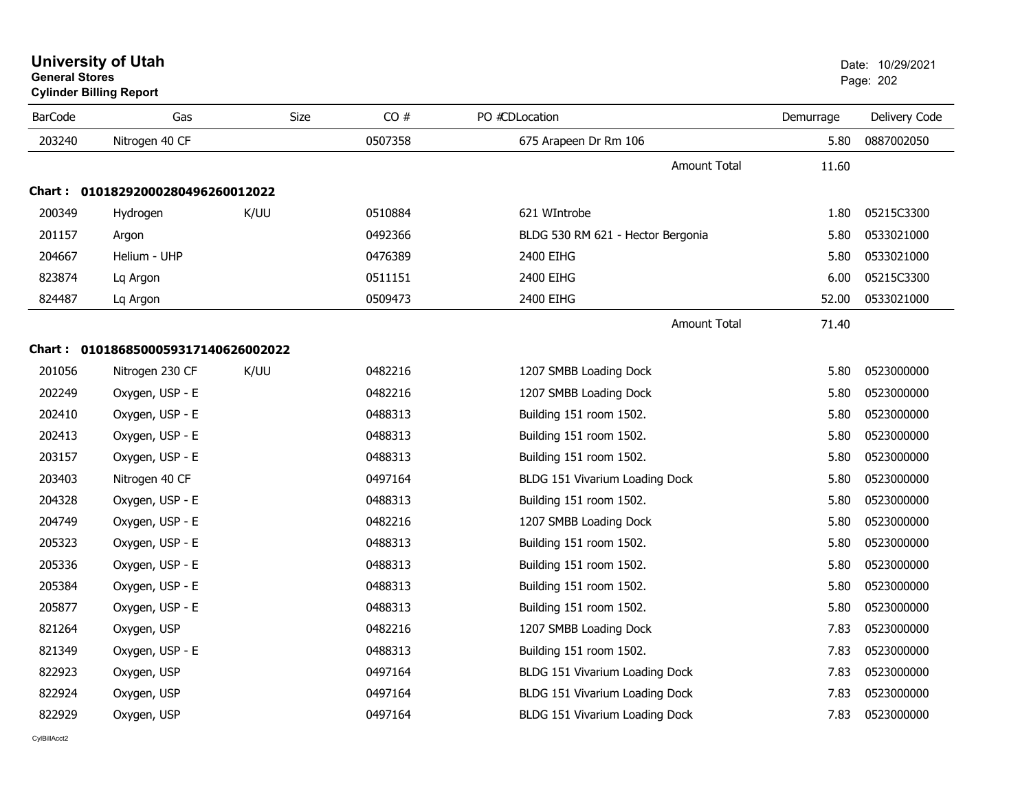# University of Utah

**General Stores**

**Cylinder Billing Report**

Date: 10/29/2021

| BarCode | Gas | Size | CO # | PO #CDLocation | Demurrage | Delivery Code |
|---|---|---|---|---|---|---|
| 203240 | Nitrogen 40 CF | | 0507358 | 675 Arapeen Dr Rm 106 | 5.80 | 0887002050 |
| | | | | Amount Total | 11.60 | |
| **Chart : 01018292000280496260012022** | | | | | | |
| 200349 | Hydrogen | K/UU | 0510884 | 621 WIntrobe | 1.80 | 05215C3300 |
| 201157 | Argon | | 0492366 | BLDG 530 RM 621 - Hector Bergonia | 5.80 | 0533021000 |
| 204667 | Helium - UHP | | 0476389 | 2400 EIHG | 5.80 | 0533021000 |
| 823874 | Lq Argon | | 0511151 | 2400 EIHG | 6.00 | 05215C3300 |
| 824487 | Lq Argon | | 0509473 | 2400 EIHG | 52.00 | 0533021000 |
| | | | | Amount Total | 71.40 | |
| **Chart : 01018685000593171406260022022** | | | | | | |
| 201056 | Nitrogen 230 CF | K/UU | 0482216 | 1207 SMBB Loading Dock | 5.80 | 0523000000 |
| 202249 | Oxygen, USP - E | | 0482216 | 1207 SMBB Loading Dock | 5.80 | 0523000000 |
| 202410 | Oxygen, USP - E | | 0488313 | Building 151 room 1502. | 5.80 | 0523000000 |
| 202413 | Oxygen, USP - E | | 0488313 | Building 151 room 1502. | 5.80 | 0523000000 |
| 203157 | Oxygen, USP - E | | 0488313 | Building 151 room 1502. | 5.80 | 0523000000 |
| 203403 | Nitrogen 40 CF | | 0497164 | BLDG 151 Vivarium Loading Dock | 5.80 | 0523000000 |
| 204328 | Oxygen, USP - E | | 0488313 | Building 151 room 1502. | 5.80 | 0523000000 |
| 204749 | Oxygen, USP - E | | 0482216 | 1207 SMBB Loading Dock | 5.80 | 0523000000 |
| 205323 | Oxygen, USP - E | | 0488313 | Building 151 room 1502. | 5.80 | 0523000000 |
| 205336 | Oxygen, USP - E | | 0488313 | Building 151 room 1502. | 5.80 | 0523000000 |
| 205384 | Oxygen, USP - E | | 0488313 | Building 151 room 1502. | 5.80 | 0523000000 |
| 205877 | Oxygen, USP - E | | 0488313 | Building 151 room 1502. | 5.80 | 0523000000 |
| 821264 | Oxygen, USP | | 0482216 | 1207 SMBB Loading Dock | 7.83 | 0523000000 |
| 821349 | Oxygen, USP - E | | 0488313 | Building 151 room 1502. | 7.83 | 0523000000 |
| 822923 | Oxygen, USP | | 0497164 | BLDG 151 Vivarium Loading Dock | 7.83 | 0523000000 |
| 822924 | Oxygen, USP | | 0497164 | BLDG 151 Vivarium Loading Dock | 7.83 | 0523000000 |
| 822929 | Oxygen, USP | | 0497164 | BLDG 151 Vivarium Loading Dock | 7.83 | 0523000000 |

CylBillAcct2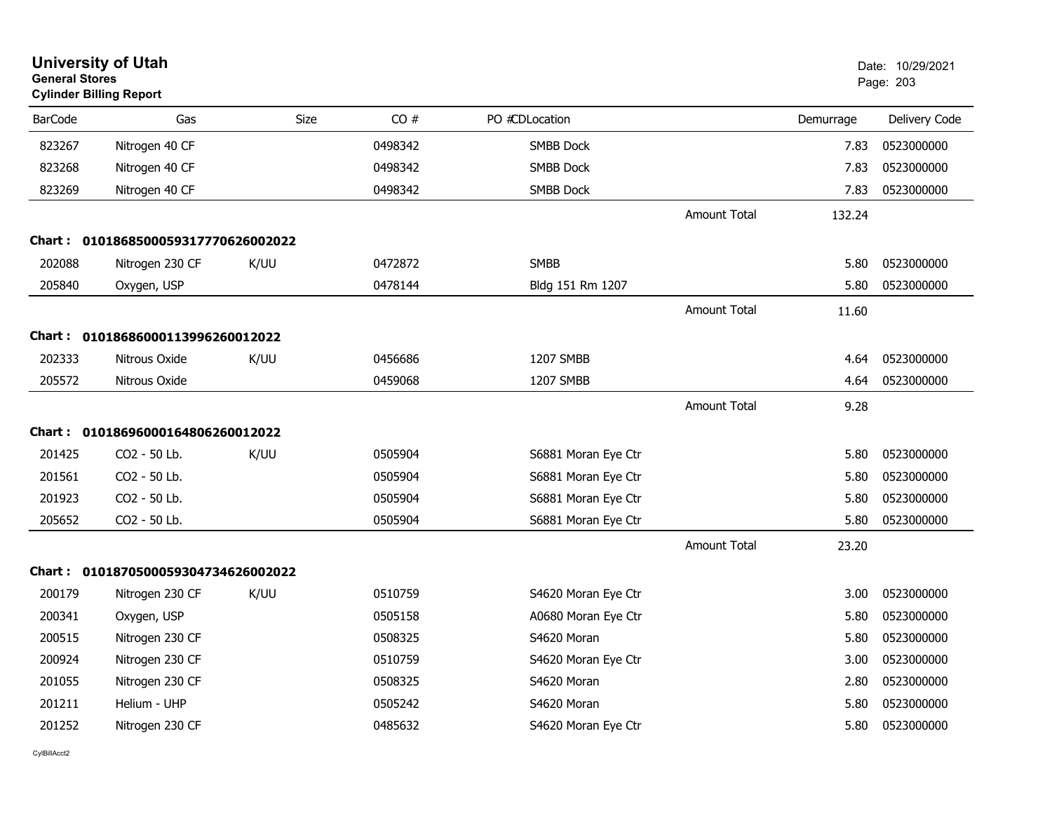# University of Utah

**General Stores**

**Cylinder Billing Report**

Date: 10/29/2021

| BarCode | Gas | Size | CO # | PO #CDLocation | | Demurrage | Delivery Code |
|---|---|---|---|---|---|---|---|
| 823267 | Nitrogen 40 CF | | 0498342 | SMBB Dock | | 7.83 | 0523000000 |
| 823268 | Nitrogen 40 CF | | 0498342 | SMBB Dock | | 7.83 | 0523000000 |
| 823269 | Nitrogen 40 CF | | 0498342 | SMBB Dock | | 7.83 | 0523000000 |
| | | | | | Amount Total | 132.24 | |
| **Chart :** | **01018685000593177706260022022** | | | | | | |
| 202088 | Nitrogen 230 CF | K/UU | 0472872 | SMBB | | 5.80 | 0523000000 |
| 205840 | Oxygen, USP | | 0478144 | Bldg 151 Rm 1207 | | 5.80 | 0523000000 |
| | | | | | Amount Total | 11.60 | |
| **Chart :** | **01018686000113996260012022** | | | | | | |
| 202333 | Nitrous Oxide | K/UU | 0456686 | 1207 SMBB | | 4.64 | 0523000000 |
| 205572 | Nitrous Oxide | | 0459068 | 1207 SMBB | | 4.64 | 0523000000 |
| | | | | | Amount Total | 9.28 | |
| **Chart :** | **01018696000164806260012022** | | | | | | |
| 201425 | CO2 - 50 Lb. | K/UU | 0505904 | S6881 Moran Eye Ctr | | 5.80 | 0523000000 |
| 201561 | CO2 - 50 Lb. | | 0505904 | S6881 Moran Eye Ctr | | 5.80 | 0523000000 |
| 201923 | CO2 - 50 Lb. | | 0505904 | S6881 Moran Eye Ctr | | 5.80 | 0523000000 |
| 205652 | CO2 - 50 Lb. | | 0505904 | S6881 Moran Eye Ctr | | 5.80 | 0523000000 |
| | | | | | Amount Total | 23.20 | |
| **Chart :** | **01018705000593047346260022022** | | | | | | |
| 200179 | Nitrogen 230 CF | K/UU | 0510759 | S4620 Moran Eye Ctr | | 3.00 | 0523000000 |
| 200341 | Oxygen, USP | | 0505158 | A0680 Moran Eye Ctr | | 5.80 | 0523000000 |
| 200515 | Nitrogen 230 CF | | 0508325 | S4620 Moran | | 5.80 | 0523000000 |
| 200924 | Nitrogen 230 CF | | 0510759 | S4620 Moran Eye Ctr | | 3.00 | 0523000000 |
| 201055 | Nitrogen 230 CF | | 0508325 | S4620 Moran | | 2.80 | 0523000000 |
| 201211 | Helium - UHP | | 0505242 | S4620 Moran | | 5.80 | 0523000000 |
| 201252 | Nitrogen 230 CF | | 0485632 | S4620 Moran Eye Ctr | | 5.80 | 0523000000 |

CylBillAcct2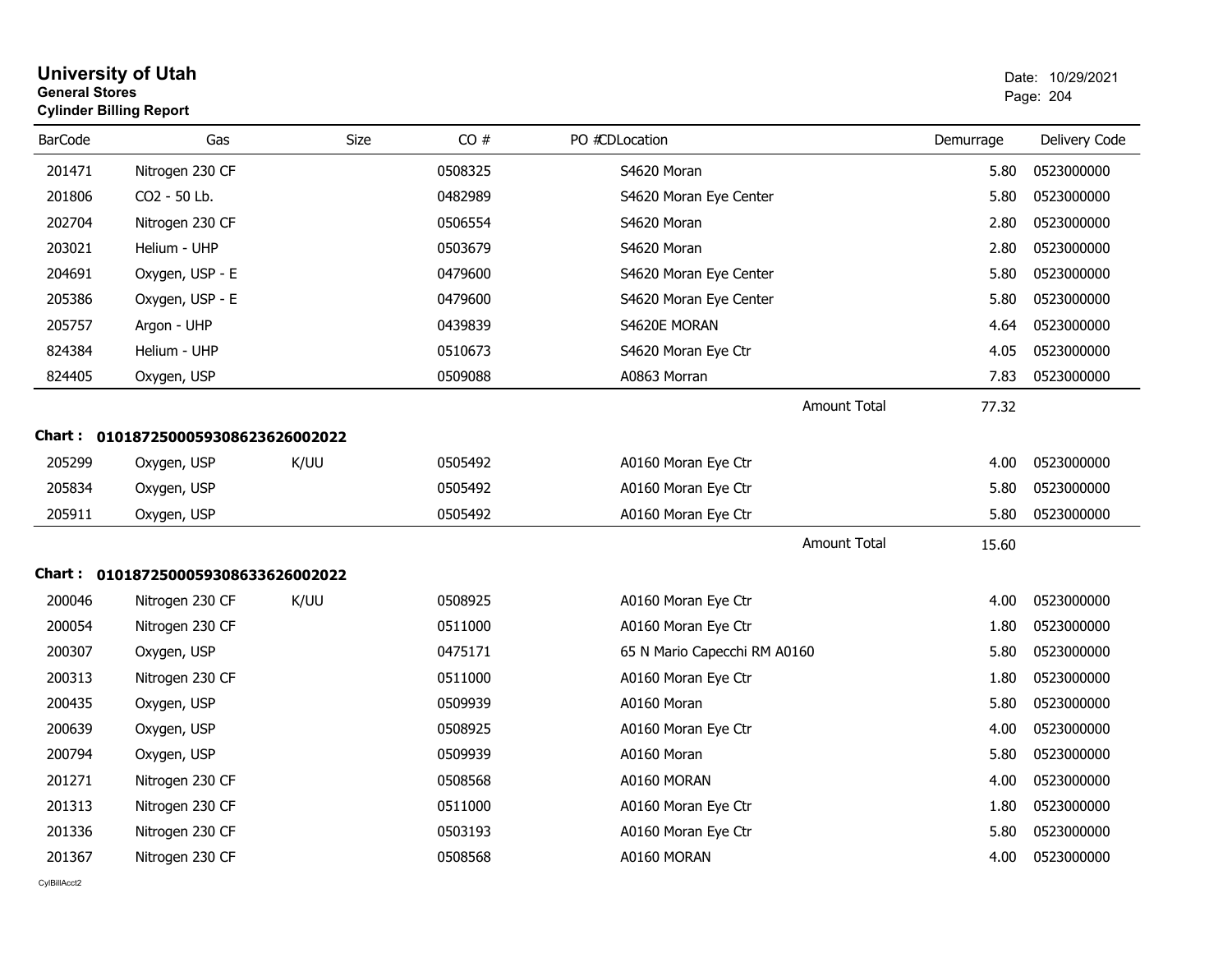# University of Utah
**General Stores**
**Cylinder Billing Report**

Date: 10/29/2021

| BarCode | Gas | Size | CO # | PO # | CDLocation | Demurrage | Delivery Code |
|---|---|---|---|---|---|---|---|
| 201471 | Nitrogen 230 CF | | 0508325 | | S4620 Moran | 5.80 | 0523000000 |
| 201806 | CO2 - 50 Lb. | | 0482989 | | S4620 Moran Eye Center | 5.80 | 0523000000 |
| 202704 | Nitrogen 230 CF | | 0506554 | | S4620 Moran | 2.80 | 0523000000 |
| 203021 | Helium - UHP | | 0503679 | | S4620 Moran | 2.80 | 0523000000 |
| 204691 | Oxygen, USP - E | | 0479600 | | S4620 Moran Eye Center | 5.80 | 0523000000 |
| 205386 | Oxygen, USP - E | | 0479600 | | S4620 Moran Eye Center | 5.80 | 0523000000 |
| 205757 | Argon - UHP | | 0439839 | | S4620E MORAN | 4.64 | 0523000000 |
| 824384 | Helium - UHP | | 0510673 | | S4620 Moran Eye Ctr | 4.05 | 0523000000 |
| 824405 | Oxygen, USP | | 0509088 | | A0863 Morran | 7.83 | 0523000000 |
| | | | | | Amount Total | 77.32 | |

**Chart : 01018725000593086236260022022**

| BarCode | Gas | Size | CO # | PO # | CDLocation | Demurrage | Delivery Code |
|---|---|---|---|---|---|---|---|
| 205299 | Oxygen, USP | K/UU | 0505492 | | A0160 Moran Eye Ctr | 4.00 | 0523000000 |
| 205834 | Oxygen, USP | | 0505492 | | A0160 Moran Eye Ctr | 5.80 | 0523000000 |
| 205911 | Oxygen, USP | | 0505492 | | A0160 Moran Eye Ctr | 5.80 | 0523000000 |
| | | | | | Amount Total | 15.60 | |

**Chart : 01018725000593086336260022022**

| BarCode | Gas | Size | CO # | PO # | CDLocation | Demurrage | Delivery Code |
|---|---|---|---|---|---|---|---|
| 200046 | Nitrogen 230 CF | K/UU | 0508925 | | A0160 Moran Eye Ctr | 4.00 | 0523000000 |
| 200054 | Nitrogen 230 CF | | 0511000 | | A0160 Moran Eye Ctr | 1.80 | 0523000000 |
| 200307 | Oxygen, USP | | 0475171 | | 65 N Mario Capecchi RM A0160 | 5.80 | 0523000000 |
| 200313 | Nitrogen 230 CF | | 0511000 | | A0160 Moran Eye Ctr | 1.80 | 0523000000 |
| 200435 | Oxygen, USP | | 0509939 | | A0160 Moran | 5.80 | 0523000000 |
| 200639 | Oxygen, USP | | 0508925 | | A0160 Moran Eye Ctr | 4.00 | 0523000000 |
| 200794 | Oxygen, USP | | 0509939 | | A0160 Moran | 5.80 | 0523000000 |
| 201271 | Nitrogen 230 CF | | 0508568 | | A0160 MORAN | 4.00 | 0523000000 |
| 201313 | Nitrogen 230 CF | | 0511000 | | A0160 Moran Eye Ctr | 1.80 | 0523000000 |
| 201336 | Nitrogen 230 CF | | 0503193 | | A0160 Moran Eye Ctr | 5.80 | 0523000000 |
| 201367 | Nitrogen 230 CF | | 0508568 | | A0160 MORAN | 4.00 | 0523000000 |

CylBillAcct2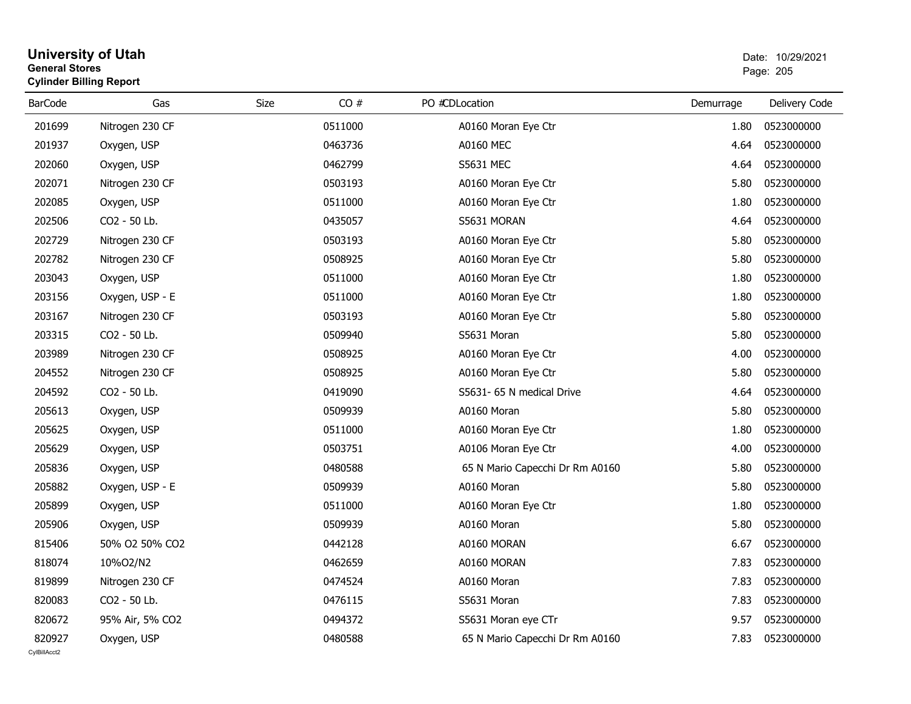# University of Utah

**General Stores**

**Cylinder Billing Report**

Date: 10/29/2021

| BarCode | Gas | Size | CO # | PO # | CDLocation | Demurrage | Delivery Code |
|---|---|---|---|---|---|---|---|
| 201699 | Nitrogen 230 CF | | 0511000 | | A0160 Moran Eye Ctr | 1.80 | 0523000000 |
| 201937 | Oxygen, USP | | 0463736 | | A0160 MEC | 4.64 | 0523000000 |
| 202060 | Oxygen, USP | | 0462799 | | S5631 MEC | 4.64 | 0523000000 |
| 202071 | Nitrogen 230 CF | | 0503193 | | A0160 Moran Eye Ctr | 5.80 | 0523000000 |
| 202085 | Oxygen, USP | | 0511000 | | A0160 Moran Eye Ctr | 1.80 | 0523000000 |
| 202506 | CO2 - 50 Lb. | | 0435057 | | S5631 MORAN | 4.64 | 0523000000 |
| 202729 | Nitrogen 230 CF | | 0503193 | | A0160 Moran Eye Ctr | 5.80 | 0523000000 |
| 202782 | Nitrogen 230 CF | | 0508925 | | A0160 Moran Eye Ctr | 5.80 | 0523000000 |
| 203043 | Oxygen, USP | | 0511000 | | A0160 Moran Eye Ctr | 1.80 | 0523000000 |
| 203156 | Oxygen, USP - E | | 0511000 | | A0160 Moran Eye Ctr | 1.80 | 0523000000 |
| 203167 | Nitrogen 230 CF | | 0503193 | | A0160 Moran Eye Ctr | 5.80 | 0523000000 |
| 203315 | CO2 - 50 Lb. | | 0509940 | | S5631 Moran | 5.80 | 0523000000 |
| 203989 | Nitrogen 230 CF | | 0508925 | | A0160 Moran Eye Ctr | 4.00 | 0523000000 |
| 204552 | Nitrogen 230 CF | | 0508925 | | A0160 Moran Eye Ctr | 5.80 | 0523000000 |
| 204592 | CO2 - 50 Lb. | | 0419090 | | S5631- 65 N medical Drive | 4.64 | 0523000000 |
| 205613 | Oxygen, USP | | 0509939 | | A0160 Moran | 5.80 | 0523000000 |
| 205625 | Oxygen, USP | | 0511000 | | A0160 Moran Eye Ctr | 1.80 | 0523000000 |
| 205629 | Oxygen, USP | | 0503751 | | A0106 Moran Eye Ctr | 4.00 | 0523000000 |
| 205836 | Oxygen, USP | | 0480588 | | 65 N Mario Capecchi Dr Rm A0160 | 5.80 | 0523000000 |
| 205882 | Oxygen, USP - E | | 0509939 | | A0160 Moran | 5.80 | 0523000000 |
| 205899 | Oxygen, USP | | 0511000 | | A0160 Moran Eye Ctr | 1.80 | 0523000000 |
| 205906 | Oxygen, USP | | 0509939 | | A0160 Moran | 5.80 | 0523000000 |
| 815406 | 50% O2 50% CO2 | | 0442128 | | A0160 MORAN | 6.67 | 0523000000 |
| 818074 | 10%O2/N2 | | 0462659 | | A0160 MORAN | 7.83 | 0523000000 |
| 819899 | Nitrogen 230 CF | | 0474524 | | A0160 Moran | 7.83 | 0523000000 |
| 820083 | CO2 - 50 Lb. | | 0476115 | | S5631 Moran | 7.83 | 0523000000 |
| 820672 | 95% Air, 5% CO2 | | 0494372 | | S5631 Moran eye CTr | 9.57 | 0523000000 |
| 820927 | Oxygen, USP | | 0480588 | | 65 N Mario Capecchi Dr Rm A0160 | 7.83 | 0523000000 |

CylBillAcct2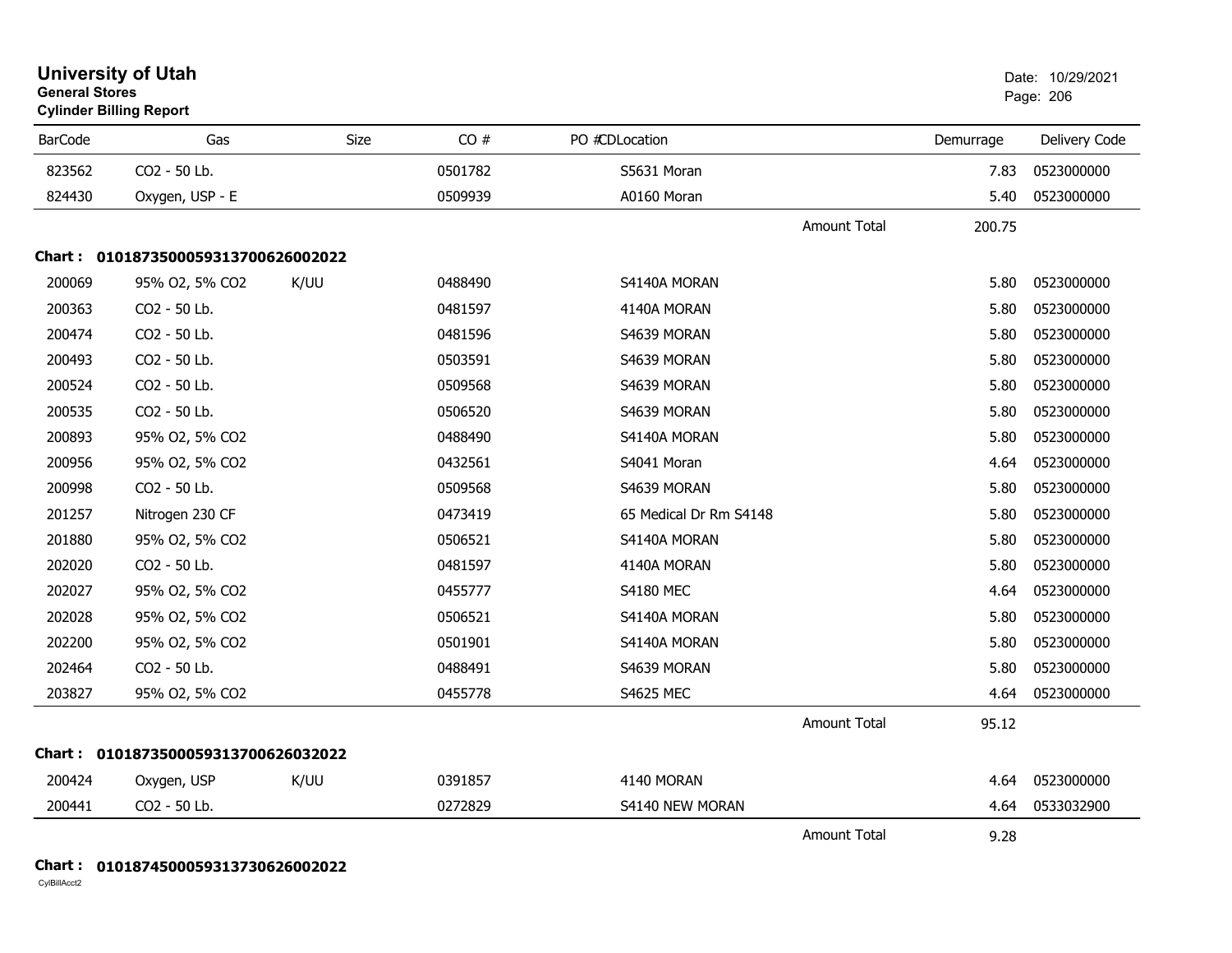# University of Utah

**General Stores**

**Cylinder Billing Report**

Date: 10/29/2021

| BarCode | Gas | Size | CO # | PO # | CD | Location | Demurrage | Delivery Code |
|---|---|---|---|---|---|---|---|---|
| 823562 | CO2 - 50 Lb. | | 0501782 | | | S5631 Moran | 7.83 | 0523000000 |
| 824430 | Oxygen, USP - E | | 0509939 | | | A0160 Moran | 5.40 | 0523000000 |
| | | | | | | Amount Total | 200.75 | |

**Chart : 01018735000593137006260020​22**

| BarCode | Gas | Size | CO # | PO # | CD | Location | Demurrage | Delivery Code |
|---|---|---|---|---|---|---|---|---|
| 200069 | 95% O2, 5% CO2 | K/UU | 0488490 | | | S4140A MORAN | 5.80 | 0523000000 |
| 200363 | CO2 - 50 Lb. | | 0481597 | | | 4140A MORAN | 5.80 | 0523000000 |
| 200474 | CO2 - 50 Lb. | | 0481596 | | | S4639 MORAN | 5.80 | 0523000000 |
| 200493 | CO2 - 50 Lb. | | 0503591 | | | S4639 MORAN | 5.80 | 0523000000 |
| 200524 | CO2 - 50 Lb. | | 0509568 | | | S4639 MORAN | 5.80 | 0523000000 |
| 200535 | CO2 - 50 Lb. | | 0506520 | | | S4639 MORAN | 5.80 | 0523000000 |
| 200893 | 95% O2, 5% CO2 | | 0488490 | | | S4140A MORAN | 5.80 | 0523000000 |
| 200956 | 95% O2, 5% CO2 | | 0432561 | | | S4041 Moran | 4.64 | 0523000000 |
| 200998 | CO2 - 50 Lb. | | 0509568 | | | S4639 MORAN | 5.80 | 0523000000 |
| 201257 | Nitrogen 230 CF | | 0473419 | | | 65 Medical Dr Rm S4148 | 5.80 | 0523000000 |
| 201880 | 95% O2, 5% CO2 | | 0506521 | | | S4140A MORAN | 5.80 | 0523000000 |
| 202020 | CO2 - 50 Lb. | | 0481597 | | | 4140A MORAN | 5.80 | 0523000000 |
| 202027 | 95% O2, 5% CO2 | | 0455777 | | | S4180 MEC | 4.64 | 0523000000 |
| 202028 | 95% O2, 5% CO2 | | 0506521 | | | S4140A MORAN | 5.80 | 0523000000 |
| 202200 | 95% O2, 5% CO2 | | 0501901 | | | S4140A MORAN | 5.80 | 0523000000 |
| 202464 | CO2 - 50 Lb. | | 0488491 | | | S4639 MORAN | 5.80 | 0523000000 |
| 203827 | 95% O2, 5% CO2 | | 0455778 | | | S4625 MEC | 4.64 | 0523000000 |
| | | | | | | Amount Total | 95.12 | |

**Chart : 01018735000593137006260320​22**

| BarCode | Gas | Size | CO # | PO # | CD | Location | Demurrage | Delivery Code |
|---|---|---|---|---|---|---|---|---|
| 200424 | Oxygen, USP | K/UU | 0391857 | | | 4140 MORAN | 4.64 | 0523000000 |
| 200441 | CO2 - 50 Lb. | | 0272829 | | | S4140 NEW MORAN | 4.64 | 0533032900 |
| | | | | | | Amount Total | 9.28 | |

**Chart : 01018745000593137306260020​22**

CylBillAcct2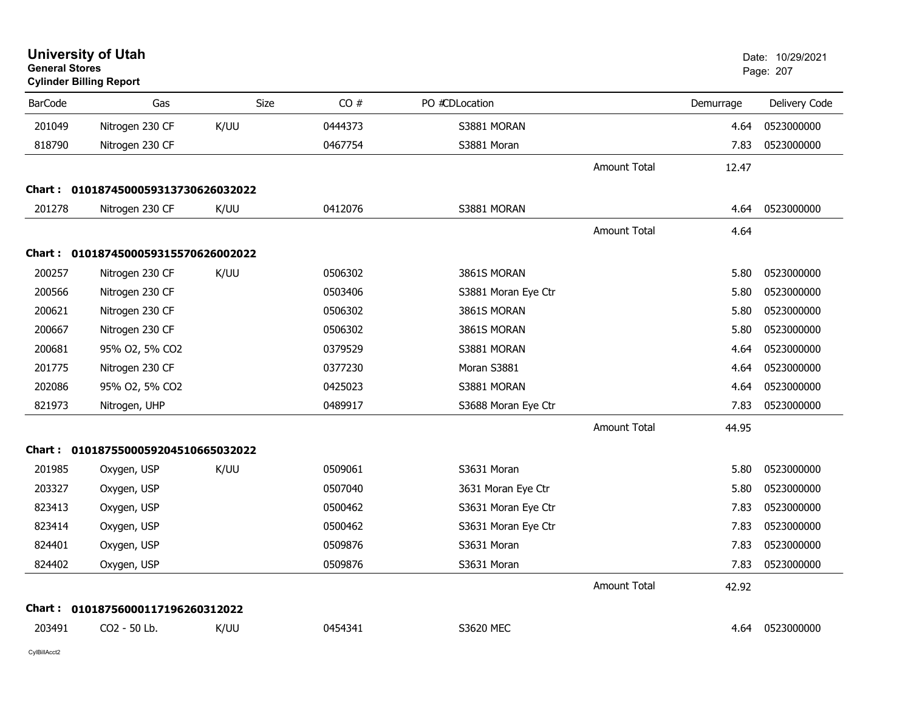# University of Utah

**General Stores**

**Cylinder Billing Report**

Date: 10/29/2021

| BarCode | Gas | Size | CO # | PO # | CDLocation | | Demurrage | Delivery Code |
|---|---|---|---|---|---|---|---|---|
| 201049 | Nitrogen 230 CF | K/UU | 0444373 | | S3881 MORAN | | 4.64 | 0523000000 |
| 818790 | Nitrogen 230 CF | | 0467754 | | S3881 Moran | | 7.83 | 0523000000 |
| | | | | | | Amount Total | 12.47 | |
| **Chart :** | **0101874500059313730626032022** | | | | | | | |
| 201278 | Nitrogen 230 CF | K/UU | 0412076 | | S3881 MORAN | | 4.64 | 0523000000 |
| | | | | | | Amount Total | 4.64 | |
| **Chart :** | **0101874500059315570626002022** | | | | | | | |
| 200257 | Nitrogen 230 CF | K/UU | 0506302 | | 3861S MORAN | | 5.80 | 0523000000 |
| 200566 | Nitrogen 230 CF | | 0503406 | | S3881 Moran Eye Ctr | | 5.80 | 0523000000 |
| 200621 | Nitrogen 230 CF | | 0506302 | | 3861S MORAN | | 5.80 | 0523000000 |
| 200667 | Nitrogen 230 CF | | 0506302 | | 3861S MORAN | | 5.80 | 0523000000 |
| 200681 | 95% O2, 5% CO2 | | 0379529 | | S3881 MORAN | | 4.64 | 0523000000 |
| 201775 | Nitrogen 230 CF | | 0377230 | | Moran S3881 | | 4.64 | 0523000000 |
| 202086 | 95% O2, 5% CO2 | | 0425023 | | S3881 MORAN | | 4.64 | 0523000000 |
| 821973 | Nitrogen, UHP | | 0489917 | | S3688 Moran Eye Ctr | | 7.83 | 0523000000 |
| | | | | | | Amount Total | 44.95 | |
| **Chart :** | **0101875500059204510665032022** | | | | | | | |
| 201985 | Oxygen, USP | K/UU | 0509061 | | S3631 Moran | | 5.80 | 0523000000 |
| 203327 | Oxygen, USP | | 0507040 | | 3631 Moran Eye Ctr | | 5.80 | 0523000000 |
| 823413 | Oxygen, USP | | 0500462 | | S3631 Moran Eye Ctr | | 7.83 | 0523000000 |
| 823414 | Oxygen, USP | | 0500462 | | S3631 Moran Eye Ctr | | 7.83 | 0523000000 |
| 824401 | Oxygen, USP | | 0509876 | | S3631 Moran | | 7.83 | 0523000000 |
| 824402 | Oxygen, USP | | 0509876 | | S3631 Moran | | 7.83 | 0523000000 |
| | | | | | | Amount Total | 42.92 | |
| **Chart :** | **0101875600011719626031202​2** | | | | | | | |
| 203491 | CO2 - 50 Lb. | K/UU | 0454341 | | S3620 MEC | | 4.64 | 0523000000 |

CylBillAcct2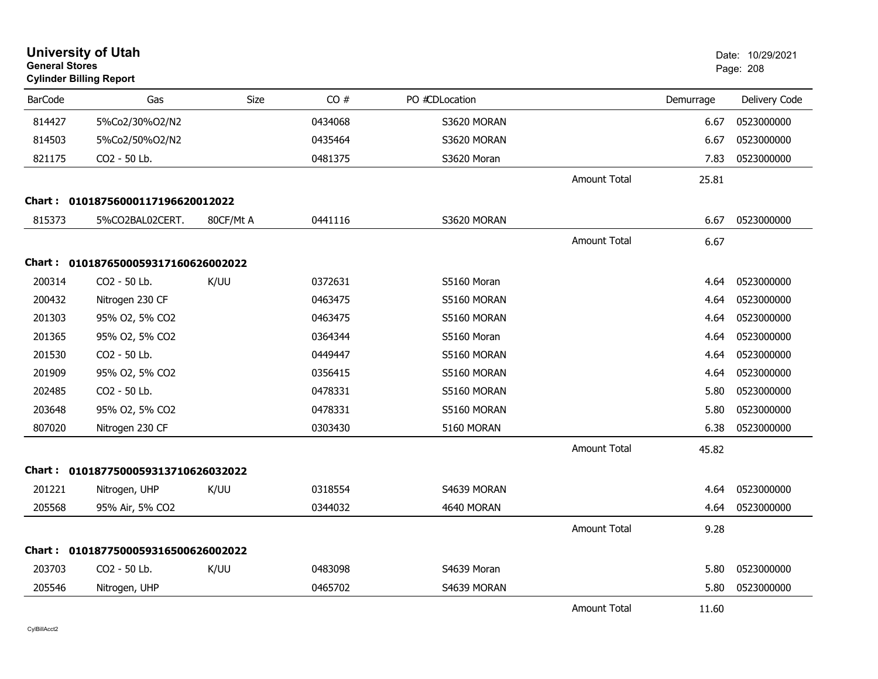# University of Utah

**General Stores**

**Cylinder Billing Report**

Date: 10/29/2021

| BarCode | Gas | Size | CO # | PO # | CDLocation | | Demurrage | Delivery Code |
|---|---|---|---|---|---|---|---|---|
| 814427 | 5%Co2/30%O2/N2 | | 0434068 | | S3620 MORAN | | 6.67 | 0523000000 |
| 814503 | 5%Co2/50%O2/N2 | | 0435464 | | S3620 MORAN | | 6.67 | 0523000000 |
| 821175 | CO2 - 50 Lb. | | 0481375 | | S3620 Moran | | 7.83 | 0523000000 |
| | | | | | | Amount Total | 25.81 | |
| **Chart :** | **0101875600011719662001​2022** | | | | | | | |
| 815373 | 5%CO2BAL02CERT. | 80CF/Mt A | 0441116 | | S3620 MORAN | | 6.67 | 0523000000 |
| | | | | | | Amount Total | 6.67 | |
| **Chart :** | **01018765000593171606260​02022** | | | | | | | |
| 200314 | CO2 - 50 Lb. | K/UU | 0372631 | | S5160 Moran | | 4.64 | 0523000000 |
| 200432 | Nitrogen 230 CF | | 0463475 | | S5160 MORAN | | 4.64 | 0523000000 |
| 201303 | 95% O2, 5% CO2 | | 0463475 | | S5160 MORAN | | 4.64 | 0523000000 |
| 201365 | 95% O2, 5% CO2 | | 0364344 | | S5160 Moran | | 4.64 | 0523000000 |
| 201530 | CO2 - 50 Lb. | | 0449447 | | S5160 MORAN | | 4.64 | 0523000000 |
| 201909 | 95% O2, 5% CO2 | | 0356415 | | S5160 MORAN | | 4.64 | 0523000000 |
| 202485 | CO2 - 50 Lb. | | 0478331 | | S5160 MORAN | | 5.80 | 0523000000 |
| 203648 | 95% O2, 5% CO2 | | 0478331 | | S5160 MORAN | | 5.80 | 0523000000 |
| 807020 | Nitrogen 230 CF | | 0303430 | | 5160 MORAN | | 6.38 | 0523000000 |
| | | | | | | Amount Total | 45.82 | |
| **Chart :** | **01018775000593137106260​32022** | | | | | | | |
| 201221 | Nitrogen, UHP | K/UU | 0318554 | | S4639 MORAN | | 4.64 | 0523000000 |
| 205568 | 95% Air, 5% CO2 | | 0344032 | | 4640 MORAN | | 4.64 | 0523000000 |
| | | | | | | Amount Total | 9.28 | |
| **Chart :** | **01018775000593165006260​02022** | | | | | | | |
| 203703 | CO2 - 50 Lb. | K/UU | 0483098 | | S4639 Moran | | 5.80 | 0523000000 |
| 205546 | Nitrogen, UHP | | 0465702 | | S4639 MORAN | | 5.80 | 0523000000 |
| | | | | | | Amount Total | 11.60 | |

CylBillAcct2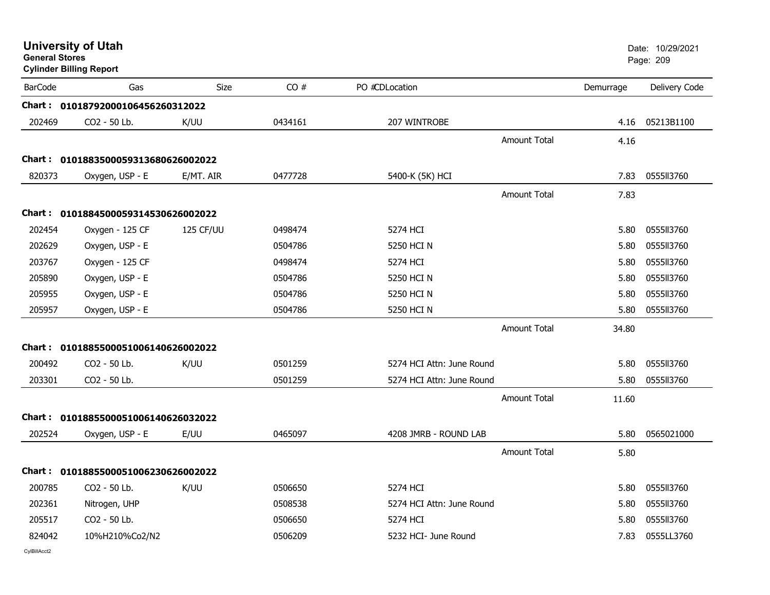# University of Utah

**General Stores**

**Cylinder Billing Report**

Date: 10/29/2021

| BarCode | Gas | Size | CO # | PO #CDLocation | | Demurrage | Delivery Code |
|---|---|---|---|---|---|---|---|
| **Chart : 01018792000106456260312022** | | | | | | | |
| 202469 | CO2 - 50 Lb. | K/UU | 0434161 | 207 WINTROBE | | 4.16 | 05213B1100 |
| | | | | | Amount Total | 4.16 | |
| **Chart : 01018835000593136806260022022** | | | | | | | |
| 820373 | Oxygen, USP - E | E/MT. AIR | 0477728 | 5400-K (5K) HCI | | 7.83 | 0555II3760 |
| | | | | | Amount Total | 7.83 | |
| **Chart : 01018845000593145306260022022** | | | | | | | |
| 202454 | Oxygen - 125 CF | 125 CF/UU | 0498474 | 5274 HCI | | 5.80 | 0555II3760 |
| 202629 | Oxygen, USP - E | | 0504786 | 5250 HCI N | | 5.80 | 0555II3760 |
| 203767 | Oxygen - 125 CF | | 0498474 | 5274 HCI | | 5.80 | 0555II3760 |
| 205890 | Oxygen, USP - E | | 0504786 | 5250 HCI N | | 5.80 | 0555II3760 |
| 205955 | Oxygen, USP - E | | 0504786 | 5250 HCI N | | 5.80 | 0555II3760 |
| 205957 | Oxygen, USP - E | | 0504786 | 5250 HCI N | | 5.80 | 0555II3760 |
| | | | | | Amount Total | 34.80 | |
| **Chart : 01018855000510061406260022022** | | | | | | | |
| 200492 | CO2 - 50 Lb. | K/UU | 0501259 | 5274 HCI Attn: June Round | | 5.80 | 0555II3760 |
| 203301 | CO2 - 50 Lb. | | 0501259 | 5274 HCI Attn: June Round | | 5.80 | 0555II3760 |
| | | | | | Amount Total | 11.60 | |
| **Chart : 01018855000510061406260322022** | | | | | | | |
| 202524 | Oxygen, USP - E | E/UU | 0465097 | 4208 JMRB - ROUND LAB | | 5.80 | 0565021000 |
| | | | | | Amount Total | 5.80 | |
| **Chart : 01018855000510062306260022022** | | | | | | | |
| 200785 | CO2 - 50 Lb. | K/UU | 0506650 | 5274 HCI | | 5.80 | 0555II3760 |
| 202361 | Nitrogen, UHP | | 0508538 | 5274 HCI Attn: June Round | | 5.80 | 0555II3760 |
| 205517 | CO2 - 50 Lb. | | 0506650 | 5274 HCI | | 5.80 | 0555II3760 |
| 824042 | 10%H210%Co2/N2 | | 0506209 | 5232 HCI- June Round | | 7.83 | 0555LL3760 |

CylBillAcct2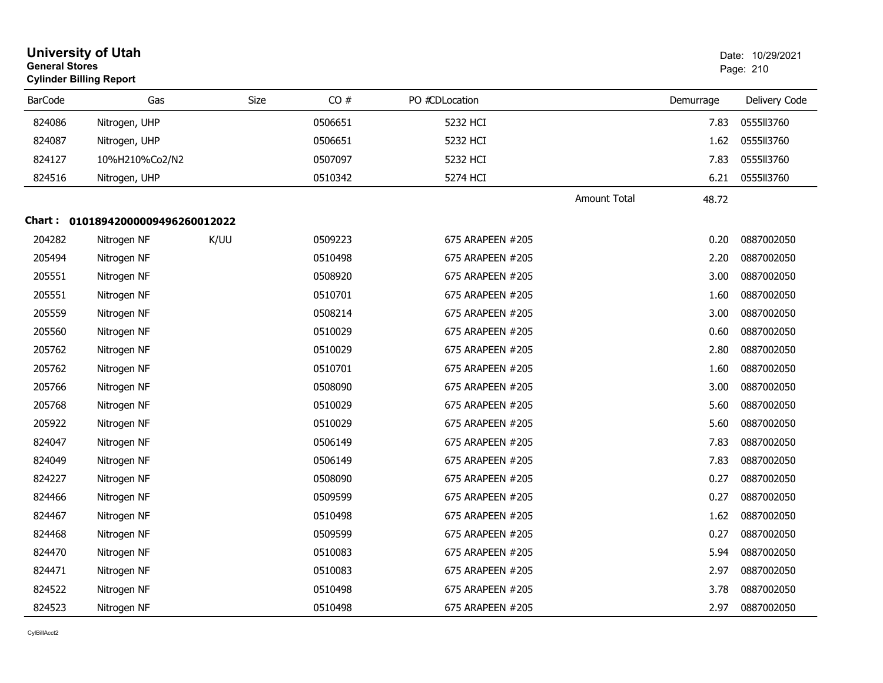# University of Utah

**General Stores**

**Cylinder Billing Report**

Date: 10/29/2021

| BarCode | Gas | Size | CO # | PO #CDLocation | | Demurrage | Delivery Code |
|---|---|---|---|---|---|---|---|
| 824086 | Nitrogen, UHP | | 0506651 | 5232 HCI | | 7.83 | 0555ll3760 |
| 824087 | Nitrogen, UHP | | 0506651 | 5232 HCI | | 1.62 | 0555ll3760 |
| 824127 | 10%H210%Co2/N2 | | 0507097 | 5232 HCI | | 7.83 | 0555ll3760 |
| 824516 | Nitrogen, UHP | | 0510342 | 5274 HCI | | 6.21 | 0555ll3760 |
| | | | | | Amount Total | 48.72 | |

**Chart : 01018942000009496260012022**

| BarCode | Gas | Size | CO # | PO #CDLocation | Demurrage | Delivery Code |
|---|---|---|---|---|---|---|
| 204282 | Nitrogen NF | K/UU | 0509223 | 675 ARAPEEN #205 | 0.20 | 0887002050 |
| 205494 | Nitrogen NF | | 0510498 | 675 ARAPEEN #205 | 2.20 | 0887002050 |
| 205551 | Nitrogen NF | | 0508920 | 675 ARAPEEN #205 | 3.00 | 0887002050 |
| 205551 | Nitrogen NF | | 0510701 | 675 ARAPEEN #205 | 1.60 | 0887002050 |
| 205559 | Nitrogen NF | | 0508214 | 675 ARAPEEN #205 | 3.00 | 0887002050 |
| 205560 | Nitrogen NF | | 0510029 | 675 ARAPEEN #205 | 0.60 | 0887002050 |
| 205762 | Nitrogen NF | | 0510029 | 675 ARAPEEN #205 | 2.80 | 0887002050 |
| 205762 | Nitrogen NF | | 0510701 | 675 ARAPEEN #205 | 1.60 | 0887002050 |
| 205766 | Nitrogen NF | | 0508090 | 675 ARAPEEN #205 | 3.00 | 0887002050 |
| 205768 | Nitrogen NF | | 0510029 | 675 ARAPEEN #205 | 5.60 | 0887002050 |
| 205922 | Nitrogen NF | | 0510029 | 675 ARAPEEN #205 | 5.60 | 0887002050 |
| 824047 | Nitrogen NF | | 0506149 | 675 ARAPEEN #205 | 7.83 | 0887002050 |
| 824049 | Nitrogen NF | | 0506149 | 675 ARAPEEN #205 | 7.83 | 0887002050 |
| 824227 | Nitrogen NF | | 0508090 | 675 ARAPEEN #205 | 0.27 | 0887002050 |
| 824466 | Nitrogen NF | | 0509599 | 675 ARAPEEN #205 | 0.27 | 0887002050 |
| 824467 | Nitrogen NF | | 0510498 | 675 ARAPEEN #205 | 1.62 | 0887002050 |
| 824468 | Nitrogen NF | | 0509599 | 675 ARAPEEN #205 | 0.27 | 0887002050 |
| 824470 | Nitrogen NF | | 0510083 | 675 ARAPEEN #205 | 5.94 | 0887002050 |
| 824471 | Nitrogen NF | | 0510083 | 675 ARAPEEN #205 | 2.97 | 0887002050 |
| 824522 | Nitrogen NF | | 0510498 | 675 ARAPEEN #205 | 3.78 | 0887002050 |
| 824523 | Nitrogen NF | | 0510498 | 675 ARAPEEN #205 | 2.97 | 0887002050 |

CylBillAcct2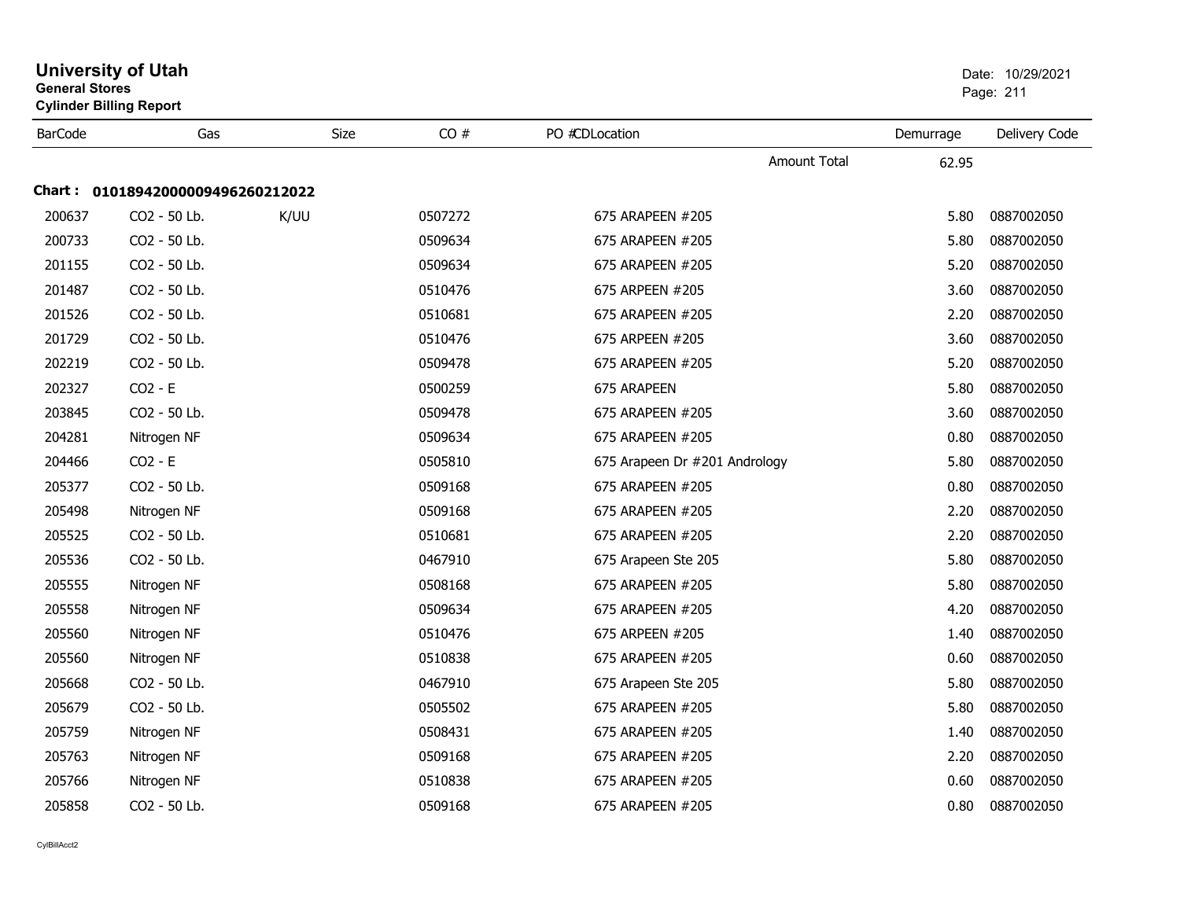# University of Utah

**General Stores**

**Cylinder Billing Report**

Date: 10/29/2021

| BarCode | Gas | Size | CO # | PO #CDLocation | Demurrage | Delivery Code |
|---|---|---|---|---|---|---|
| | | | | Amount Total | 62.95 | |

**Chart : 01018942000009496260212022**

| BarCode | Gas | Size | CO # | PO #CDLocation | Demurrage | Delivery Code |
|---|---|---|---|---|---|---|
| 200637 | CO2 - 50 Lb. | K/UU | 0507272 | 675 ARAPEEN #205 | 5.80 | 0887002050 |
| 200733 | CO2 - 50 Lb. | | 0509634 | 675 ARAPEEN #205 | 5.80 | 0887002050 |
| 201155 | CO2 - 50 Lb. | | 0509634 | 675 ARAPEEN #205 | 5.20 | 0887002050 |
| 201487 | CO2 - 50 Lb. | | 0510476 | 675 ARPEEN #205 | 3.60 | 0887002050 |
| 201526 | CO2 - 50 Lb. | | 0510681 | 675 ARAPEEN #205 | 2.20 | 0887002050 |
| 201729 | CO2 - 50 Lb. | | 0510476 | 675 ARPEEN #205 | 3.60 | 0887002050 |
| 202219 | CO2 - 50 Lb. | | 0509478 | 675 ARAPEEN #205 | 5.20 | 0887002050 |
| 202327 | CO2 - E | | 0500259 | 675 ARAPEEN | 5.80 | 0887002050 |
| 203845 | CO2 - 50 Lb. | | 0509478 | 675 ARAPEEN #205 | 3.60 | 0887002050 |
| 204281 | Nitrogen NF | | 0509634 | 675 ARAPEEN #205 | 0.80 | 0887002050 |
| 204466 | CO2 - E | | 0505810 | 675 Arapeen Dr #201 Andrology | 5.80 | 0887002050 |
| 205377 | CO2 - 50 Lb. | | 0509168 | 675 ARAPEEN #205 | 0.80 | 0887002050 |
| 205498 | Nitrogen NF | | 0509168 | 675 ARAPEEN #205 | 2.20 | 0887002050 |
| 205525 | CO2 - 50 Lb. | | 0510681 | 675 ARAPEEN #205 | 2.20 | 0887002050 |
| 205536 | CO2 - 50 Lb. | | 0467910 | 675 Arapeen Ste 205 | 5.80 | 0887002050 |
| 205555 | Nitrogen NF | | 0508168 | 675 ARAPEEN #205 | 5.80 | 0887002050 |
| 205558 | Nitrogen NF | | 0509634 | 675 ARAPEEN #205 | 4.20 | 0887002050 |
| 205560 | Nitrogen NF | | 0510476 | 675 ARPEEN #205 | 1.40 | 0887002050 |
| 205560 | Nitrogen NF | | 0510838 | 675 ARAPEEN #205 | 0.60 | 0887002050 |
| 205668 | CO2 - 50 Lb. | | 0467910 | 675 Arapeen Ste 205 | 5.80 | 0887002050 |
| 205679 | CO2 - 50 Lb. | | 0505502 | 675 ARAPEEN #205 | 5.80 | 0887002050 |
| 205759 | Nitrogen NF | | 0508431 | 675 ARAPEEN #205 | 1.40 | 0887002050 |
| 205763 | Nitrogen NF | | 0509168 | 675 ARAPEEN #205 | 2.20 | 0887002050 |
| 205766 | Nitrogen NF | | 0510838 | 675 ARAPEEN #205 | 0.60 | 0887002050 |
| 205858 | CO2 - 50 Lb. | | 0509168 | 675 ARAPEEN #205 | 0.80 | 0887002050 |

CylBillAcct2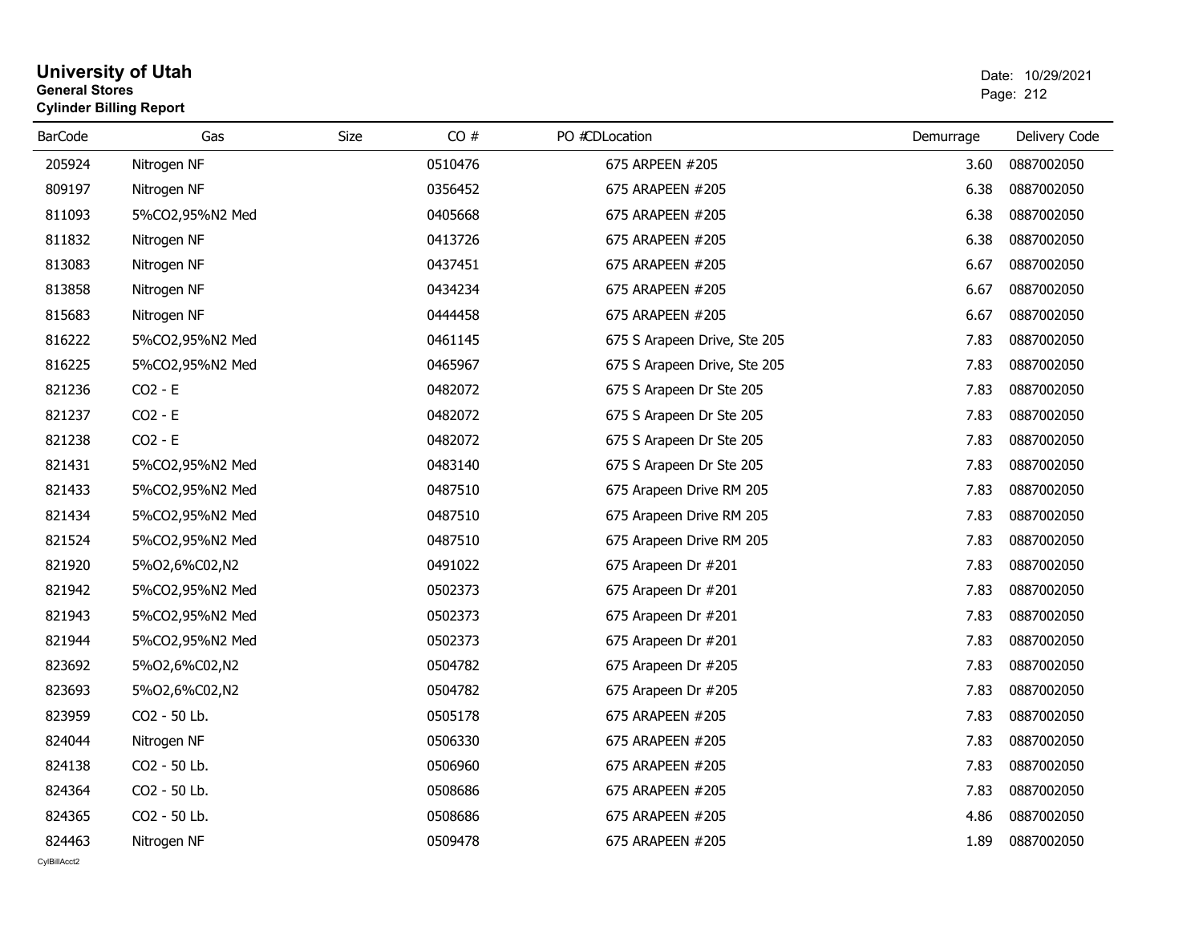# University of Utah

**General Stores**

**Cylinder Billing Report**

Date: 10/29/2021

| BarCode | Gas | Size | CO # | PO #CDLocation | Demurrage | Delivery Code |
|---|---|---|---|---|---|---|
| 205924 | Nitrogen NF | | 0510476 | 675 ARPEEN #205 | 3.60 | 0887002050 |
| 809197 | Nitrogen NF | | 0356452 | 675 ARAPEEN #205 | 6.38 | 0887002050 |
| 811093 | 5%CO2,95%N2 Med | | 0405668 | 675 ARAPEEN #205 | 6.38 | 0887002050 |
| 811832 | Nitrogen NF | | 0413726 | 675 ARAPEEN #205 | 6.38 | 0887002050 |
| 813083 | Nitrogen NF | | 0437451 | 675 ARAPEEN #205 | 6.67 | 0887002050 |
| 813858 | Nitrogen NF | | 0434234 | 675 ARAPEEN #205 | 6.67 | 0887002050 |
| 815683 | Nitrogen NF | | 0444458 | 675 ARAPEEN #205 | 6.67 | 0887002050 |
| 816222 | 5%CO2,95%N2 Med | | 0461145 | 675 S Arapeen Drive, Ste 205 | 7.83 | 0887002050 |
| 816225 | 5%CO2,95%N2 Med | | 0465967 | 675 S Arapeen Drive, Ste 205 | 7.83 | 0887002050 |
| 821236 | CO2 - E | | 0482072 | 675 S Arapeen Dr Ste 205 | 7.83 | 0887002050 |
| 821237 | CO2 - E | | 0482072 | 675 S Arapeen Dr Ste 205 | 7.83 | 0887002050 |
| 821238 | CO2 - E | | 0482072 | 675 S Arapeen Dr Ste 205 | 7.83 | 0887002050 |
| 821431 | 5%CO2,95%N2 Med | | 0483140 | 675 S Arapeen Dr Ste 205 | 7.83 | 0887002050 |
| 821433 | 5%CO2,95%N2 Med | | 0487510 | 675 Arapeen Drive RM 205 | 7.83 | 0887002050 |
| 821434 | 5%CO2,95%N2 Med | | 0487510 | 675 Arapeen Drive RM 205 | 7.83 | 0887002050 |
| 821524 | 5%CO2,95%N2 Med | | 0487510 | 675 Arapeen Drive RM 205 | 7.83 | 0887002050 |
| 821920 | 5%O2,6%C02,N2 | | 0491022 | 675 Arapeen Dr #201 | 7.83 | 0887002050 |
| 821942 | 5%CO2,95%N2 Med | | 0502373 | 675 Arapeen Dr #201 | 7.83 | 0887002050 |
| 821943 | 5%CO2,95%N2 Med | | 0502373 | 675 Arapeen Dr #201 | 7.83 | 0887002050 |
| 821944 | 5%CO2,95%N2 Med | | 0502373 | 675 Arapeen Dr #201 | 7.83 | 0887002050 |
| 823692 | 5%O2,6%C02,N2 | | 0504782 | 675 Arapeen Dr #205 | 7.83 | 0887002050 |
| 823693 | 5%O2,6%C02,N2 | | 0504782 | 675 Arapeen Dr #205 | 7.83 | 0887002050 |
| 823959 | CO2 - 50 Lb. | | 0505178 | 675 ARAPEEN #205 | 7.83 | 0887002050 |
| 824044 | Nitrogen NF | | 0506330 | 675 ARAPEEN #205 | 7.83 | 0887002050 |
| 824138 | CO2 - 50 Lb. | | 0506960 | 675 ARAPEEN #205 | 7.83 | 0887002050 |
| 824364 | CO2 - 50 Lb. | | 0508686 | 675 ARAPEEN #205 | 7.83 | 0887002050 |
| 824365 | CO2 - 50 Lb. | | 0508686 | 675 ARAPEEN #205 | 4.86 | 0887002050 |
| 824463 | Nitrogen NF | | 0509478 | 675 ARAPEEN #205 | 1.89 | 0887002050 |

CylBillAcct2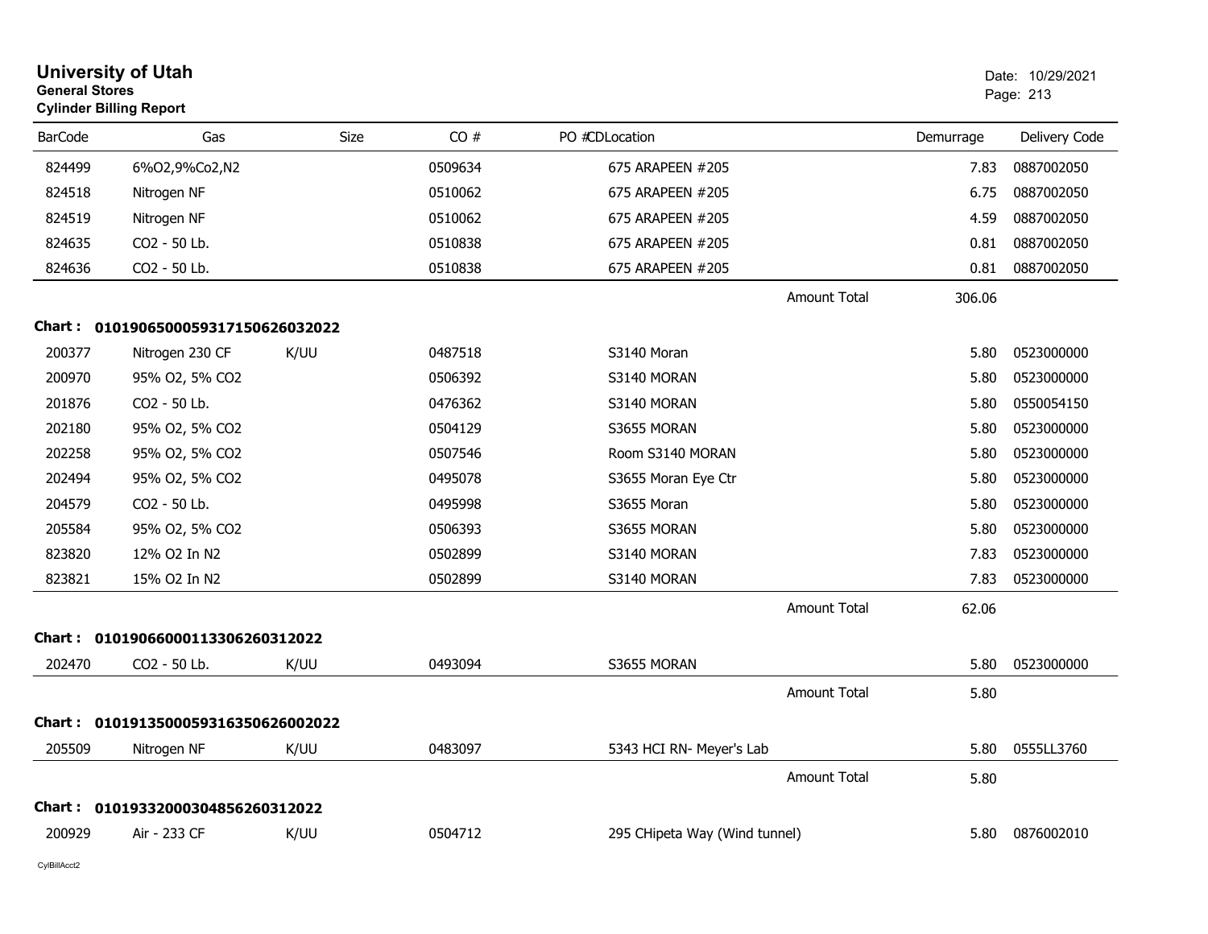# University of Utah
**General Stores**
**Cylinder Billing Report**

Date: 10/29/2021

| BarCode | Gas | Size | CO # | PO #CDLocation | Demurrage | Delivery Code |
|---|---|---|---|---|---|---|
| 824499 | 6%O2,9%Co2,N2 | | 0509634 | 675 ARAPEEN #205 | 7.83 | 0887002050 |
| 824518 | Nitrogen NF | | 0510062 | 675 ARAPEEN #205 | 6.75 | 0887002050 |
| 824519 | Nitrogen NF | | 0510062 | 675 ARAPEEN #205 | 4.59 | 0887002050 |
| 824635 | CO2 - 50 Lb. | | 0510838 | 675 ARAPEEN #205 | 0.81 | 0887002050 |
| 824636 | CO2 - 50 Lb. | | 0510838 | 675 ARAPEEN #205 | 0.81 | 0887002050 |
| | | | | Amount Total | 306.06 | |

**Chart : 0101906500059317150626032022**

| BarCode | Gas | Size | CO # | PO #CDLocation | Demurrage | Delivery Code |
|---|---|---|---|---|---|---|
| 200377 | Nitrogen 230 CF | K/UU | 0487518 | S3140 Moran | 5.80 | 0523000000 |
| 200970 | 95% O2, 5% CO2 | | 0506392 | S3140 MORAN | 5.80 | 0523000000 |
| 201876 | CO2 - 50 Lb. | | 0476362 | S3140 MORAN | 5.80 | 0550054150 |
| 202180 | 95% O2, 5% CO2 | | 0504129 | S3655 MORAN | 5.80 | 0523000000 |
| 202258 | 95% O2, 5% CO2 | | 0507546 | Room S3140 MORAN | 5.80 | 0523000000 |
| 202494 | 95% O2, 5% CO2 | | 0495078 | S3655 Moran Eye Ctr | 5.80 | 0523000000 |
| 204579 | CO2 - 50 Lb. | | 0495998 | S3655 Moran | 5.80 | 0523000000 |
| 205584 | 95% O2, 5% CO2 | | 0506393 | S3655 MORAN | 5.80 | 0523000000 |
| 823820 | 12% O2 In N2 | | 0502899 | S3140 MORAN | 7.83 | 0523000000 |
| 823821 | 15% O2 In N2 | | 0502899 | S3140 MORAN | 7.83 | 0523000000 |
| | | | | Amount Total | 62.06 | |

**Chart : 0101906600011330626031202 2**

| BarCode | Gas | Size | CO # | PO #CDLocation | Demurrage | Delivery Code |
|---|---|---|---|---|---|---|
| 202470 | CO2 - 50 Lb. | K/UU | 0493094 | S3655 MORAN | 5.80 | 0523000000 |
| | | | | Amount Total | 5.80 | |

**Chart : 0101913500059316350626002022**

| BarCode | Gas | Size | CO # | PO #CDLocation | Demurrage | Delivery Code |
|---|---|---|---|---|---|---|
| 205509 | Nitrogen NF | K/UU | 0483097 | 5343 HCI RN- Meyer's Lab | 5.80 | 0555LL3760 |
| | | | | Amount Total | 5.80 | |

**Chart : 0101933200030485626031202 2**

| BarCode | Gas | Size | CO # | PO #CDLocation | Demurrage | Delivery Code |
|---|---|---|---|---|---|---|
| 200929 | Air - 233 CF | K/UU | 0504712 | 295 CHipeta Way (Wind tunnel) | 5.80 | 0876002010 |

CylBillAcct2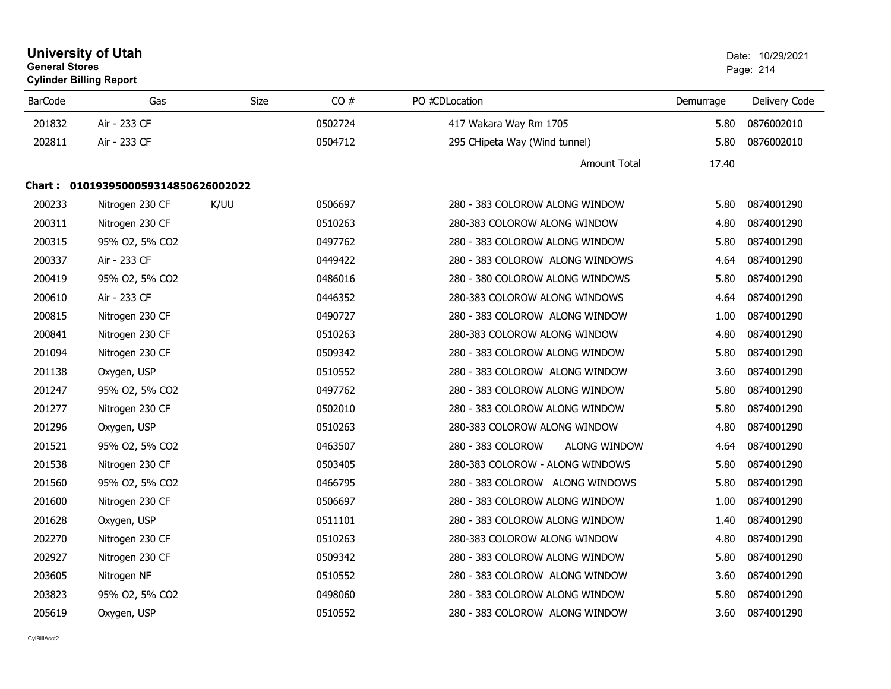# University of Utah

**General Stores**

**Cylinder Billing Report**

Date: 10/29/2021

| BarCode | Gas | Size | CO # | PO # | CDLocation | Demurrage | Delivery Code |
|---|---|---|---|---|---|---|---|
| 201832 | Air - 233 CF | | 0502724 | | 417 Wakara Way Rm 1705 | 5.80 | 0876002010 |
| 202811 | Air - 233 CF | | 0504712 | | 295 CHipeta Way (Wind tunnel) | 5.80 | 0876002010 |
| | | | | | Amount Total | 17.40 | |

**Chart : 01019395000593148506260020​22**

| BarCode | Gas | Size | CO # | PO # | CDLocation | Demurrage | Delivery Code |
|---|---|---|---|---|---|---|---|
| 200233 | Nitrogen 230 CF | K/UU | 0506697 | | 280 - 383 COLOROW ALONG WINDOW | 5.80 | 0874001290 |
| 200311 | Nitrogen 230 CF | | 0510263 | | 280-383 COLOROW ALONG WINDOW | 4.80 | 0874001290 |
| 200315 | 95% O2, 5% CO2 | | 0497762 | | 280 - 383 COLOROW ALONG WINDOW | 5.80 | 0874001290 |
| 200337 | Air - 233 CF | | 0449422 | | 280 - 383 COLOROW ALONG WINDOWS | 4.64 | 0874001290 |
| 200419 | 95% O2, 5% CO2 | | 0486016 | | 280 - 380 COLOROW ALONG WINDOWS | 5.80 | 0874001290 |
| 200610 | Air - 233 CF | | 0446352 | | 280-383 COLOROW ALONG WINDOWS | 4.64 | 0874001290 |
| 200815 | Nitrogen 230 CF | | 0490727 | | 280 - 383 COLOROW ALONG WINDOW | 1.00 | 0874001290 |
| 200841 | Nitrogen 230 CF | | 0510263 | | 280-383 COLOROW ALONG WINDOW | 4.80 | 0874001290 |
| 201094 | Nitrogen 230 CF | | 0509342 | | 280 - 383 COLOROW ALONG WINDOW | 5.80 | 0874001290 |
| 201138 | Oxygen, USP | | 0510552 | | 280 - 383 COLOROW ALONG WINDOW | 3.60 | 0874001290 |
| 201247 | 95% O2, 5% CO2 | | 0497762 | | 280 - 383 COLOROW ALONG WINDOW | 5.80 | 0874001290 |
| 201277 | Nitrogen 230 CF | | 0502010 | | 280 - 383 COLOROW ALONG WINDOW | 5.80 | 0874001290 |
| 201296 | Oxygen, USP | | 0510263 | | 280-383 COLOROW ALONG WINDOW | 4.80 | 0874001290 |
| 201521 | 95% O2, 5% CO2 | | 0463507 | | 280 - 383 COLOROW ALONG WINDOW | 4.64 | 0874001290 |
| 201538 | Nitrogen 230 CF | | 0503405 | | 280-383 COLOROW - ALONG WINDOWS | 5.80 | 0874001290 |
| 201560 | 95% O2, 5% CO2 | | 0466795 | | 280 - 383 COLOROW ALONG WINDOWS | 5.80 | 0874001290 |
| 201600 | Nitrogen 230 CF | | 0506697 | | 280 - 383 COLOROW ALONG WINDOW | 1.00 | 0874001290 |
| 201628 | Oxygen, USP | | 0511101 | | 280 - 383 COLOROW ALONG WINDOW | 1.40 | 0874001290 |
| 202270 | Nitrogen 230 CF | | 0510263 | | 280-383 COLOROW ALONG WINDOW | 4.80 | 0874001290 |
| 202927 | Nitrogen 230 CF | | 0509342 | | 280 - 383 COLOROW ALONG WINDOW | 5.80 | 0874001290 |
| 203605 | Nitrogen NF | | 0510552 | | 280 - 383 COLOROW ALONG WINDOW | 3.60 | 0874001290 |
| 203823 | 95% O2, 5% CO2 | | 0498060 | | 280 - 383 COLOROW ALONG WINDOW | 5.80 | 0874001290 |
| 205619 | Oxygen, USP | | 0510552 | | 280 - 383 COLOROW ALONG WINDOW | 3.60 | 0874001290 |

CylBillAcct2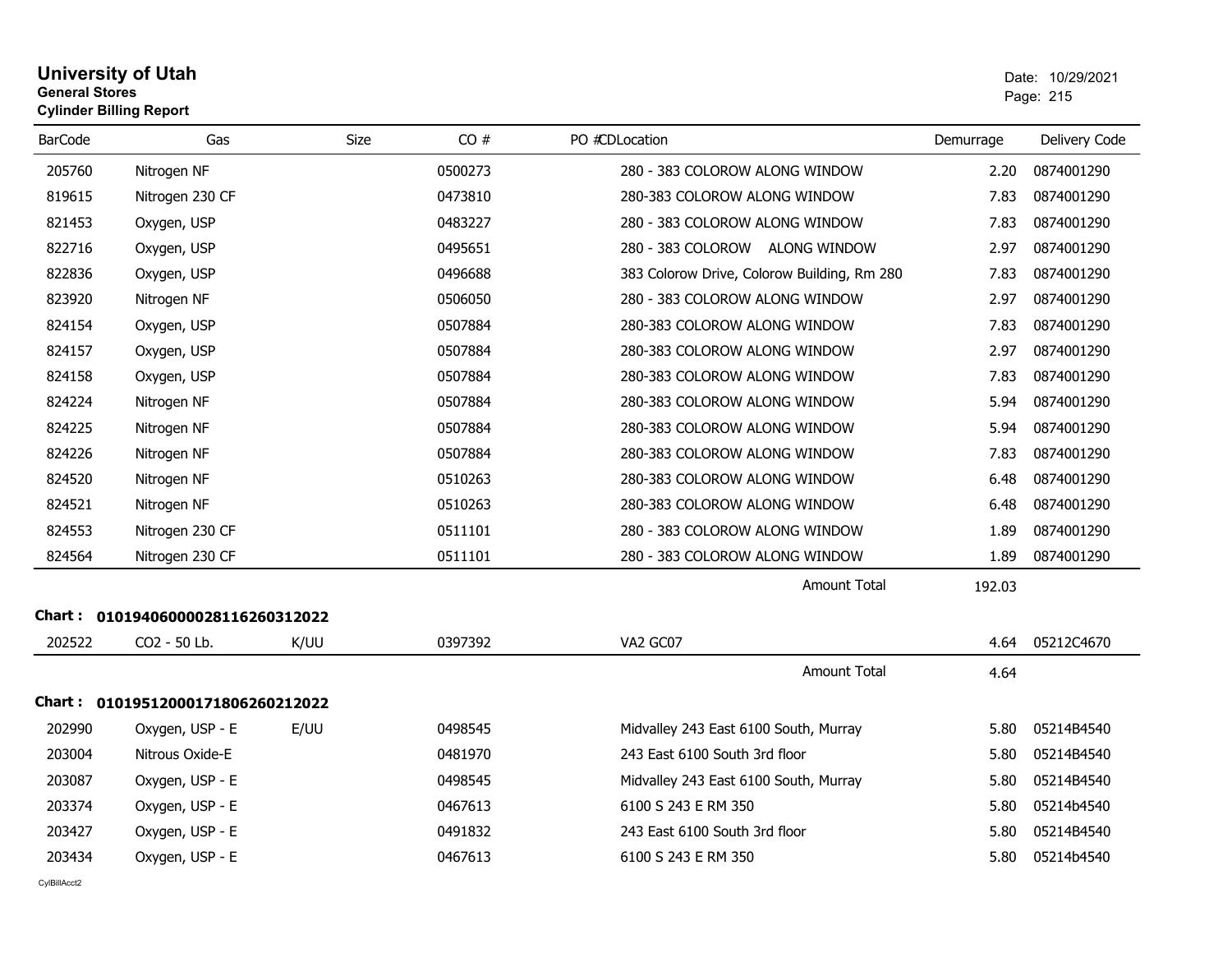# University of Utah
**General Stores**
**Cylinder Billing Report**

Date: 10/29/2021

| BarCode | Gas | Size | CO # | PO # | CDLocation | Demurrage | Delivery Code |
|---|---|---|---|---|---|---|---|
| 205760 | Nitrogen NF | | 0500273 | | 280 - 383 COLOROW ALONG WINDOW | 2.20 | 0874001290 |
| 819615 | Nitrogen 230 CF | | 0473810 | | 280-383 COLOROW ALONG WINDOW | 7.83 | 0874001290 |
| 821453 | Oxygen, USP | | 0483227 | | 280 - 383 COLOROW ALONG WINDOW | 7.83 | 0874001290 |
| 822716 | Oxygen, USP | | 0495651 | | 280 - 383 COLOROW ALONG WINDOW | 2.97 | 0874001290 |
| 822836 | Oxygen, USP | | 0496688 | | 383 Colorow Drive, Colorow Building, Rm 280 | 7.83 | 0874001290 |
| 823920 | Nitrogen NF | | 0506050 | | 280 - 383 COLOROW ALONG WINDOW | 2.97 | 0874001290 |
| 824154 | Oxygen, USP | | 0507884 | | 280-383 COLOROW ALONG WINDOW | 7.83 | 0874001290 |
| 824157 | Oxygen, USP | | 0507884 | | 280-383 COLOROW ALONG WINDOW | 2.97 | 0874001290 |
| 824158 | Oxygen, USP | | 0507884 | | 280-383 COLOROW ALONG WINDOW | 7.83 | 0874001290 |
| 824224 | Nitrogen NF | | 0507884 | | 280-383 COLOROW ALONG WINDOW | 5.94 | 0874001290 |
| 824225 | Nitrogen NF | | 0507884 | | 280-383 COLOROW ALONG WINDOW | 5.94 | 0874001290 |
| 824226 | Nitrogen NF | | 0507884 | | 280-383 COLOROW ALONG WINDOW | 7.83 | 0874001290 |
| 824520 | Nitrogen NF | | 0510263 | | 280-383 COLOROW ALONG WINDOW | 6.48 | 0874001290 |
| 824521 | Nitrogen NF | | 0510263 | | 280-383 COLOROW ALONG WINDOW | 6.48 | 0874001290 |
| 824553 | Nitrogen 230 CF | | 0511101 | | 280 - 383 COLOROW ALONG WINDOW | 1.89 | 0874001290 |
| 824564 | Nitrogen 230 CF | | 0511101 | | 280 - 383 COLOROW ALONG WINDOW | 1.89 | 0874001290 |
| | | | | | Amount Total | 192.03 | |

**Chart : 01019406000028116260312022**

| BarCode | Gas | Size | CO # | PO # | CDLocation | Demurrage | Delivery Code |
|---|---|---|---|---|---|---|---|
| 202522 | CO2 - 50 Lb. | K/UU | 0397392 | | VA2 GC07 | 4.64 | 05212C4670 |
| | | | | | Amount Total | 4.64 | |

**Chart : 01019512000171806260212022**

| BarCode | Gas | Size | CO # | PO # | CDLocation | Demurrage | Delivery Code |
|---|---|---|---|---|---|---|---|
| 202990 | Oxygen, USP - E | E/UU | 0498545 | | Midvalley 243 East 6100 South, Murray | 5.80 | 05214B4540 |
| 203004 | Nitrous Oxide-E | | 0481970 | | 243 East 6100 South 3rd floor | 5.80 | 05214B4540 |
| 203087 | Oxygen, USP - E | | 0498545 | | Midvalley 243 East 6100 South, Murray | 5.80 | 05214B4540 |
| 203374 | Oxygen, USP - E | | 0467613 | | 6100 S 243 E RM 350 | 5.80 | 05214b4540 |
| 203427 | Oxygen, USP - E | | 0491832 | | 243 East 6100 South 3rd floor | 5.80 | 05214B4540 |
| 203434 | Oxygen, USP - E | | 0467613 | | 6100 S 243 E RM 350 | 5.80 | 05214b4540 |

CylBillAcct2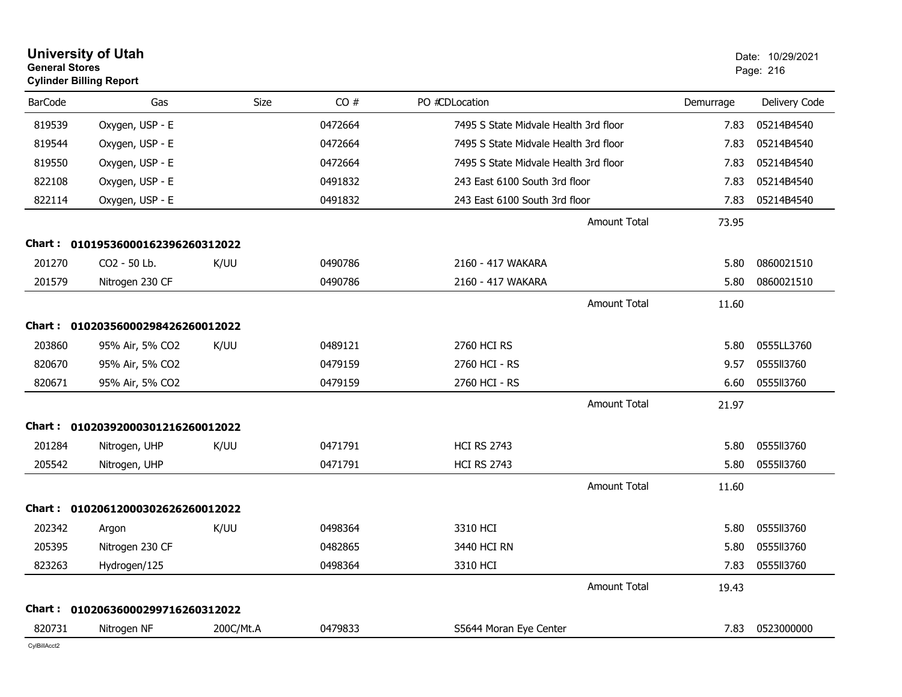# University of Utah

**General Stores**

**Cylinder Billing Report**

Date: 10/29/2021

| BarCode | Gas | Size | CO # | PO # | CDLocation | Demurrage | Delivery Code |
|---|---|---|---|---|---|---|---|
| 819539 | Oxygen, USP - E | | 0472664 | | 7495 S State Midvale Health 3rd floor | 7.83 | 05214B4540 |
| 819544 | Oxygen, USP - E | | 0472664 | | 7495 S State Midvale Health 3rd floor | 7.83 | 05214B4540 |
| 819550 | Oxygen, USP - E | | 0472664 | | 7495 S State Midvale Health 3rd floor | 7.83 | 05214B4540 |
| 822108 | Oxygen, USP - E | | 0491832 | | 243 East 6100 South 3rd floor | 7.83 | 05214B4540 |
| 822114 | Oxygen, USP - E | | 0491832 | | 243 East 6100 South 3rd floor | 7.83 | 05214B4540 |
| | | | | | Amount Total | 73.95 | |
| **Chart :** | **01019536000162396260312022** | | | | | | |
| 201270 | CO2 - 50 Lb. | K/UU | 0490786 | | 2160 - 417 WAKARA | 5.80 | 0860021510 |
| 201579 | Nitrogen 230 CF | | 0490786 | | 2160 - 417 WAKARA | 5.80 | 0860021510 |
| | | | | | Amount Total | 11.60 | |
| **Chart :** | **01020356000298426260012022** | | | | | | |
| 203860 | 95% Air, 5% CO2 | K/UU | 0489121 | | 2760 HCI RS | 5.80 | 0555LL3760 |
| 820670 | 95% Air, 5% CO2 | | 0479159 | | 2760 HCI - RS | 9.57 | 0555ll3760 |
| 820671 | 95% Air, 5% CO2 | | 0479159 | | 2760 HCI - RS | 6.60 | 0555ll3760 |
| | | | | | Amount Total | 21.97 | |
| **Chart :** | **01020392000301216260012022** | | | | | | |
| 201284 | Nitrogen, UHP | K/UU | 0471791 | | HCI RS 2743 | 5.80 | 0555ll3760 |
| 205542 | Nitrogen, UHP | | 0471791 | | HCI RS 2743 | 5.80 | 0555ll3760 |
| | | | | | Amount Total | 11.60 | |
| **Chart :** | **01020612000302626260012022** | | | | | | |
| 202342 | Argon | K/UU | 0498364 | | 3310 HCI | 5.80 | 0555ll3760 |
| 205395 | Nitrogen 230 CF | | 0482865 | | 3440 HCI RN | 5.80 | 0555ll3760 |
| 823263 | Hydrogen/125 | | 0498364 | | 3310 HCI | 7.83 | 0555ll3760 |
| | | | | | Amount Total | 19.43 | |
| **Chart :** | **01020636000299716260312022** | | | | | | |
| 820731 | Nitrogen NF | 200C/Mt.A | 0479833 | | S5644 Moran Eye Center | 7.83 | 0523000000 |

CylBillAcct2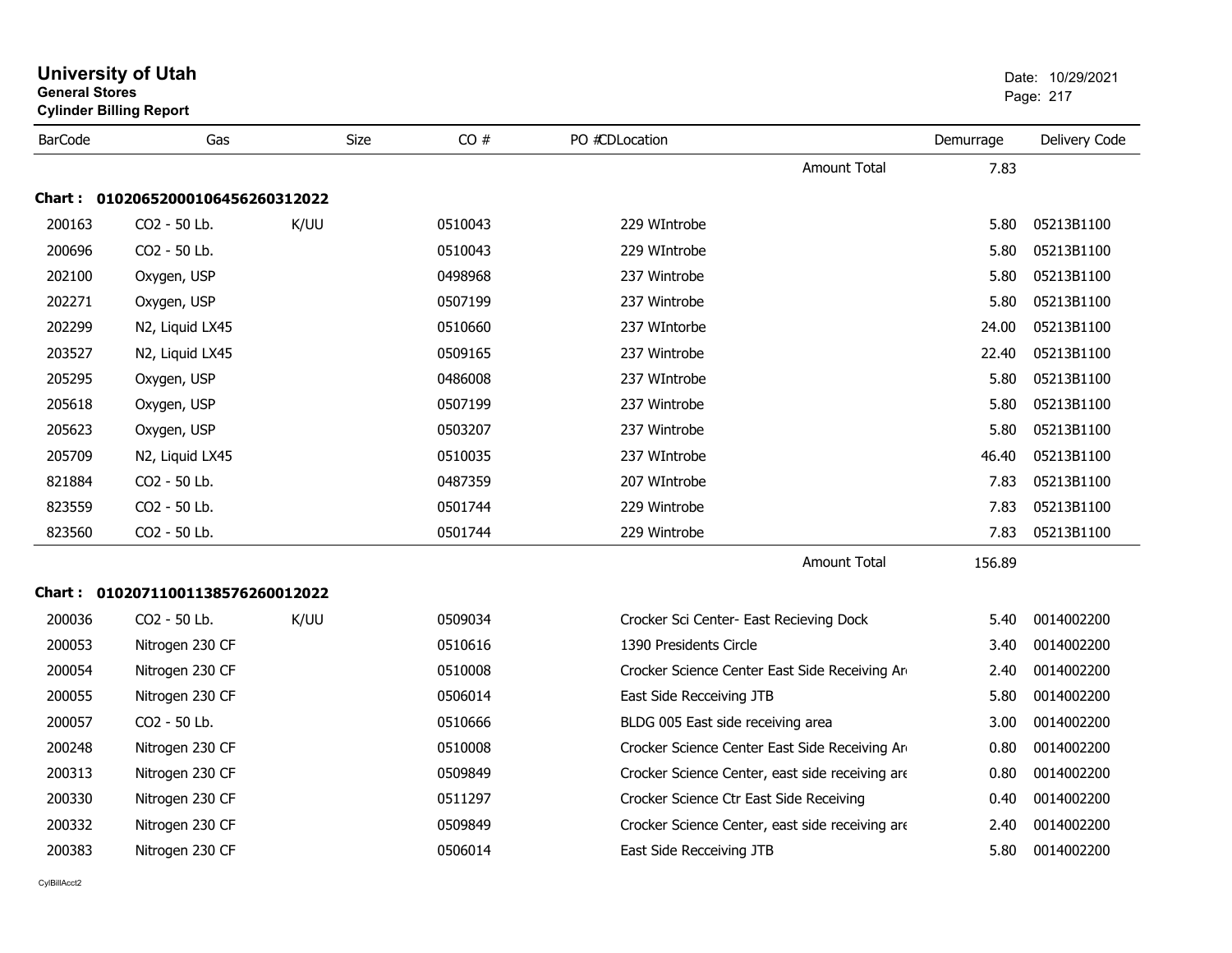# University of Utah

**General Stores**

**Cylinder Billing Report**

Date: 10/29/2021

| BarCode | Gas | Size | CO # | PO # | CDLocation | Demurrage | Delivery Code |
|---|---|---|---|---|---|---|---|
| | | | | | Amount Total | 7.83 | |

**Chart : 01020652000106456260312022**

| BarCode | Gas | Size | CO # | PO # | CDLocation | Demurrage | Delivery Code |
|---|---|---|---|---|---|---|---|
| 200163 | CO2 - 50 Lb. | K/UU | 0510043 | | 229 WIntrobe | 5.80 | 05213B1100 |
| 200696 | CO2 - 50 Lb. | | 0510043 | | 229 WIntrobe | 5.80 | 05213B1100 |
| 202100 | Oxygen, USP | | 0498968 | | 237 Wintrobe | 5.80 | 05213B1100 |
| 202271 | Oxygen, USP | | 0507199 | | 237 Wintrobe | 5.80 | 05213B1100 |
| 202299 | N2, Liquid LX45 | | 0510660 | | 237 WIntorbe | 24.00 | 05213B1100 |
| 203527 | N2, Liquid LX45 | | 0509165 | | 237 Wintrobe | 22.40 | 05213B1100 |
| 205295 | Oxygen, USP | | 0486008 | | 237 WIntrobe | 5.80 | 05213B1100 |
| 205618 | Oxygen, USP | | 0507199 | | 237 Wintrobe | 5.80 | 05213B1100 |
| 205623 | Oxygen, USP | | 0503207 | | 237 Wintrobe | 5.80 | 05213B1100 |
| 205709 | N2, Liquid LX45 | | 0510035 | | 237 WIntrobe | 46.40 | 05213B1100 |
| 821884 | CO2 - 50 Lb. | | 0487359 | | 207 WIntrobe | 7.83 | 05213B1100 |
| 823559 | CO2 - 50 Lb. | | 0501744 | | 229 Wintrobe | 7.83 | 05213B1100 |
| 823560 | CO2 - 50 Lb. | | 0501744 | | 229 Wintrobe | 7.83 | 05213B1100 |
| | | | | | Amount Total | 156.89 | |

**Chart : 01020711001138576260012022**

| BarCode | Gas | Size | CO # | PO # | CDLocation | Demurrage | Delivery Code |
|---|---|---|---|---|---|---|---|
| 200036 | CO2 - 50 Lb. | K/UU | 0509034 | | Crocker Sci Center- East Recieving Dock | 5.40 | 0014002200 |
| 200053 | Nitrogen 230 CF | | 0510616 | | 1390 Presidents Circle | 3.40 | 0014002200 |
| 200054 | Nitrogen 230 CF | | 0510008 | | Crocker Science Center East Side Receiving Ar | 2.40 | 0014002200 |
| 200055 | Nitrogen 230 CF | | 0506014 | | East Side Recceiving JTB | 5.80 | 0014002200 |
| 200057 | CO2 - 50 Lb. | | 0510666 | | BLDG 005 East side receiving area | 3.00 | 0014002200 |
| 200248 | Nitrogen 230 CF | | 0510008 | | Crocker Science Center East Side Receiving Ar | 0.80 | 0014002200 |
| 200313 | Nitrogen 230 CF | | 0509849 | | Crocker Science Center, east side receiving are | 0.80 | 0014002200 |
| 200330 | Nitrogen 230 CF | | 0511297 | | Crocker Science Ctr East Side Receiving | 0.40 | 0014002200 |
| 200332 | Nitrogen 230 CF | | 0509849 | | Crocker Science Center, east side receiving are | 2.40 | 0014002200 |
| 200383 | Nitrogen 230 CF | | 0506014 | | East Side Recceiving JTB | 5.80 | 0014002200 |

CylBillAcct2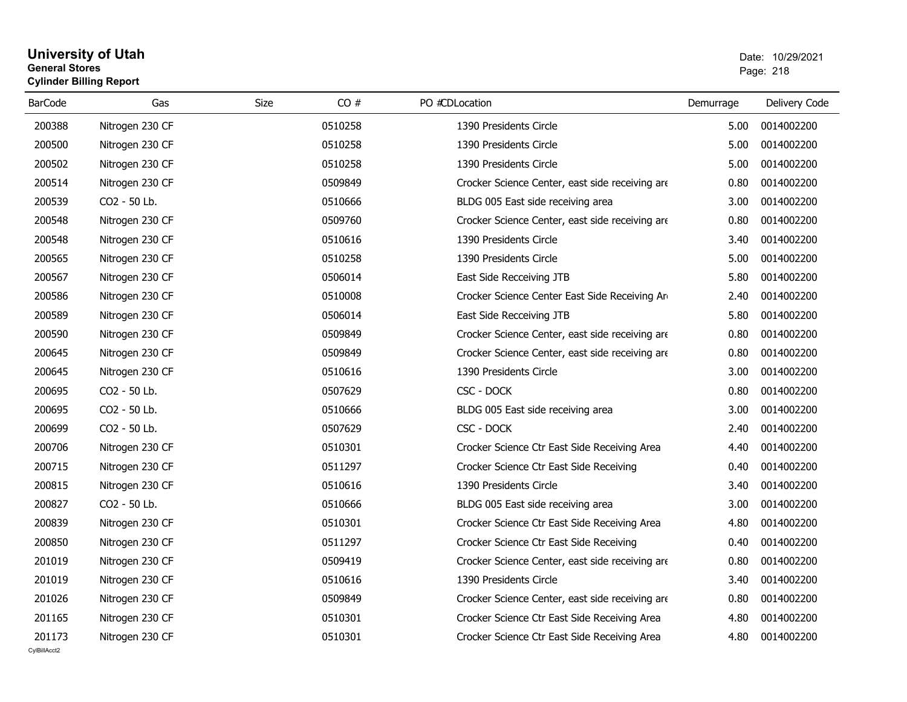# University of Utah

**General Stores**

**Cylinder Billing Report**

Date: 10/29/2021

| BarCode | Gas | Size | CO # | PO # | CDLocation | Demurrage | Delivery Code |
|---|---|---|---|---|---|---|---|
| 200388 | Nitrogen 230 CF | | 0510258 | | 1390 Presidents Circle | 5.00 | 0014002200 |
| 200500 | Nitrogen 230 CF | | 0510258 | | 1390 Presidents Circle | 5.00 | 0014002200 |
| 200502 | Nitrogen 230 CF | | 0510258 | | 1390 Presidents Circle | 5.00 | 0014002200 |
| 200514 | Nitrogen 230 CF | | 0509849 | | Crocker Science Center, east side receiving are | 0.80 | 0014002200 |
| 200539 | CO2 - 50 Lb. | | 0510666 | | BLDG 005 East side receiving area | 3.00 | 0014002200 |
| 200548 | Nitrogen 230 CF | | 0509760 | | Crocker Science Center, east side receiving are | 0.80 | 0014002200 |
| 200548 | Nitrogen 230 CF | | 0510616 | | 1390 Presidents Circle | 3.40 | 0014002200 |
| 200565 | Nitrogen 230 CF | | 0510258 | | 1390 Presidents Circle | 5.00 | 0014002200 |
| 200567 | Nitrogen 230 CF | | 0506014 | | East Side Recceiving JTB | 5.80 | 0014002200 |
| 200586 | Nitrogen 230 CF | | 0510008 | | Crocker Science Center East Side Receiving Ar | 2.40 | 0014002200 |
| 200589 | Nitrogen 230 CF | | 0506014 | | East Side Recceiving JTB | 5.80 | 0014002200 |
| 200590 | Nitrogen 230 CF | | 0509849 | | Crocker Science Center, east side receiving are | 0.80 | 0014002200 |
| 200645 | Nitrogen 230 CF | | 0509849 | | Crocker Science Center, east side receiving are | 0.80 | 0014002200 |
| 200645 | Nitrogen 230 CF | | 0510616 | | 1390 Presidents Circle | 3.00 | 0014002200 |
| 200695 | CO2 - 50 Lb. | | 0507629 | | CSC - DOCK | 0.80 | 0014002200 |
| 200695 | CO2 - 50 Lb. | | 0510666 | | BLDG 005 East side receiving area | 3.00 | 0014002200 |
| 200699 | CO2 - 50 Lb. | | 0507629 | | CSC - DOCK | 2.40 | 0014002200 |
| 200706 | Nitrogen 230 CF | | 0510301 | | Crocker Science Ctr East Side Receiving Area | 4.40 | 0014002200 |
| 200715 | Nitrogen 230 CF | | 0511297 | | Crocker Science Ctr East Side Receiving | 0.40 | 0014002200 |
| 200815 | Nitrogen 230 CF | | 0510616 | | 1390 Presidents Circle | 3.40 | 0014002200 |
| 200827 | CO2 - 50 Lb. | | 0510666 | | BLDG 005 East side receiving area | 3.00 | 0014002200 |
| 200839 | Nitrogen 230 CF | | 0510301 | | Crocker Science Ctr East Side Receiving Area | 4.80 | 0014002200 |
| 200850 | Nitrogen 230 CF | | 0511297 | | Crocker Science Ctr East Side Receiving | 0.40 | 0014002200 |
| 201019 | Nitrogen 230 CF | | 0509419 | | Crocker Science Center, east side receiving are | 0.80 | 0014002200 |
| 201019 | Nitrogen 230 CF | | 0510616 | | 1390 Presidents Circle | 3.40 | 0014002200 |
| 201026 | Nitrogen 230 CF | | 0509849 | | Crocker Science Center, east side receiving are | 0.80 | 0014002200 |
| 201165 | Nitrogen 230 CF | | 0510301 | | Crocker Science Ctr East Side Receiving Area | 4.80 | 0014002200 |
| 201173 | Nitrogen 230 CF | | 0510301 | | Crocker Science Ctr East Side Receiving Area | 4.80 | 0014002200 |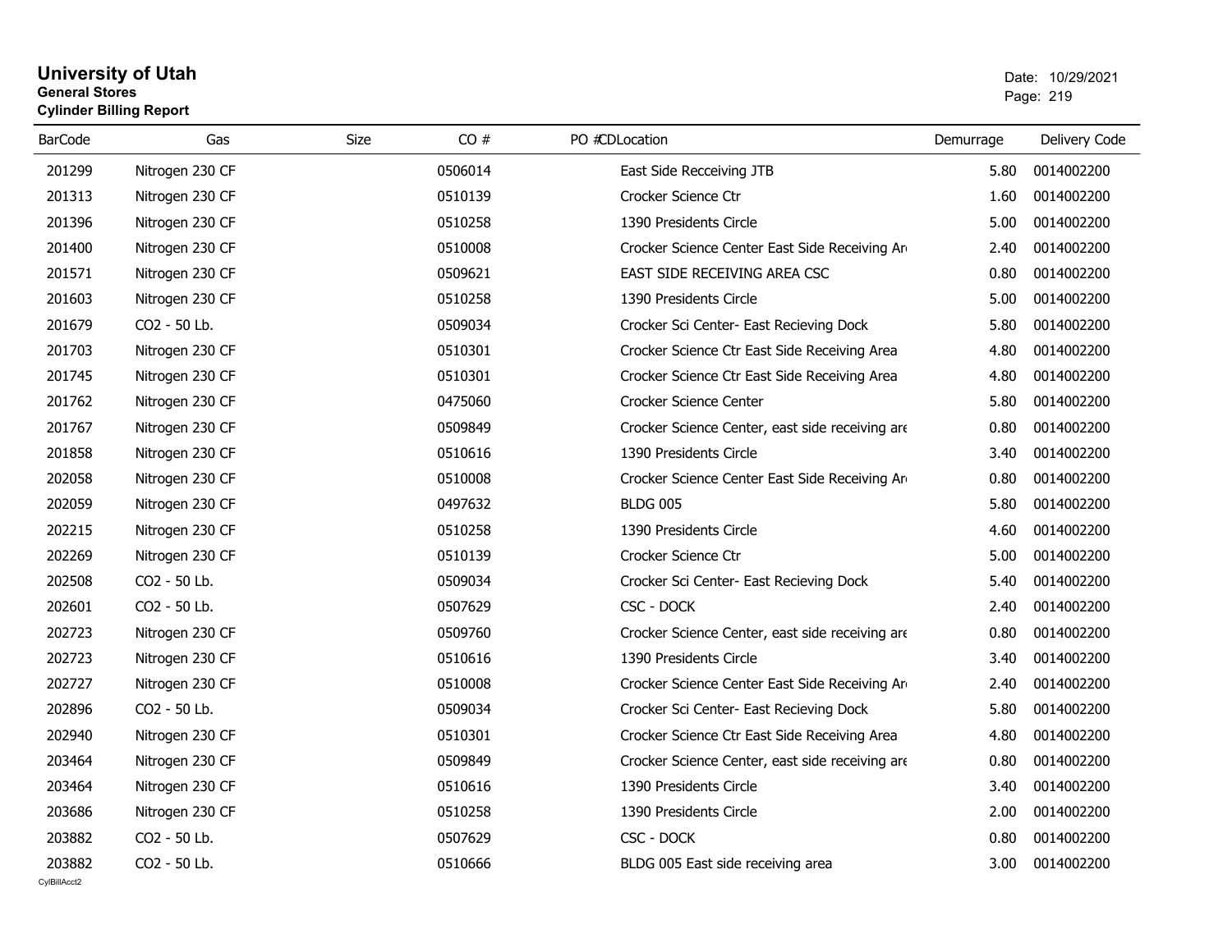# University of Utah

**General Stores**

**Cylinder Billing Report**

Date: 10/29/2021

| BarCode | Gas | Size | CO # | PO # | CD | Location | Demurrage | Delivery Code |
|---|---|---|---|---|---|---|---|---|
| 201299 | Nitrogen 230 CF | | 0506014 | | | East Side Recceiving JTB | 5.80 | 0014002200 |
| 201313 | Nitrogen 230 CF | | 0510139 | | | Crocker Science Ctr | 1.60 | 0014002200 |
| 201396 | Nitrogen 230 CF | | 0510258 | | | 1390 Presidents Circle | 5.00 | 0014002200 |
| 201400 | Nitrogen 230 CF | | 0510008 | | | Crocker Science Center East Side Receiving Ar | 2.40 | 0014002200 |
| 201571 | Nitrogen 230 CF | | 0509621 | | | EAST SIDE RECEIVING AREA CSC | 0.80 | 0014002200 |
| 201603 | Nitrogen 230 CF | | 0510258 | | | 1390 Presidents Circle | 5.00 | 0014002200 |
| 201679 | CO2 - 50 Lb. | | 0509034 | | | Crocker Sci Center- East Recieving Dock | 5.80 | 0014002200 |
| 201703 | Nitrogen 230 CF | | 0510301 | | | Crocker Science Ctr East Side Receiving Area | 4.80 | 0014002200 |
| 201745 | Nitrogen 230 CF | | 0510301 | | | Crocker Science Ctr East Side Receiving Area | 4.80 | 0014002200 |
| 201762 | Nitrogen 230 CF | | 0475060 | | | Crocker Science Center | 5.80 | 0014002200 |
| 201767 | Nitrogen 230 CF | | 0509849 | | | Crocker Science Center, east side receiving are | 0.80 | 0014002200 |
| 201858 | Nitrogen 230 CF | | 0510616 | | | 1390 Presidents Circle | 3.40 | 0014002200 |
| 202058 | Nitrogen 230 CF | | 0510008 | | | Crocker Science Center East Side Receiving Ar | 0.80 | 0014002200 |
| 202059 | Nitrogen 230 CF | | 0497632 | | | BLDG 005 | 5.80 | 0014002200 |
| 202215 | Nitrogen 230 CF | | 0510258 | | | 1390 Presidents Circle | 4.60 | 0014002200 |
| 202269 | Nitrogen 230 CF | | 0510139 | | | Crocker Science Ctr | 5.00 | 0014002200 |
| 202508 | CO2 - 50 Lb. | | 0509034 | | | Crocker Sci Center- East Recieving Dock | 5.40 | 0014002200 |
| 202601 | CO2 - 50 Lb. | | 0507629 | | | CSC - DOCK | 2.40 | 0014002200 |
| 202723 | Nitrogen 230 CF | | 0509760 | | | Crocker Science Center, east side receiving are | 0.80 | 0014002200 |
| 202723 | Nitrogen 230 CF | | 0510616 | | | 1390 Presidents Circle | 3.40 | 0014002200 |
| 202727 | Nitrogen 230 CF | | 0510008 | | | Crocker Science Center East Side Receiving Ar | 2.40 | 0014002200 |
| 202896 | CO2 - 50 Lb. | | 0509034 | | | Crocker Sci Center- East Recieving Dock | 5.80 | 0014002200 |
| 202940 | Nitrogen 230 CF | | 0510301 | | | Crocker Science Ctr East Side Receiving Area | 4.80 | 0014002200 |
| 203464 | Nitrogen 230 CF | | 0509849 | | | Crocker Science Center, east side receiving are | 0.80 | 0014002200 |
| 203464 | Nitrogen 230 CF | | 0510616 | | | 1390 Presidents Circle | 3.40 | 0014002200 |
| 203686 | Nitrogen 230 CF | | 0510258 | | | 1390 Presidents Circle | 2.00 | 0014002200 |
| 203882 | CO2 - 50 Lb. | | 0507629 | | | CSC - DOCK | 0.80 | 0014002200 |
| 203882 | CO2 - 50 Lb. | | 0510666 | | | BLDG 005 East side receiving area | 3.00 | 0014002200 |

CylBillAcct2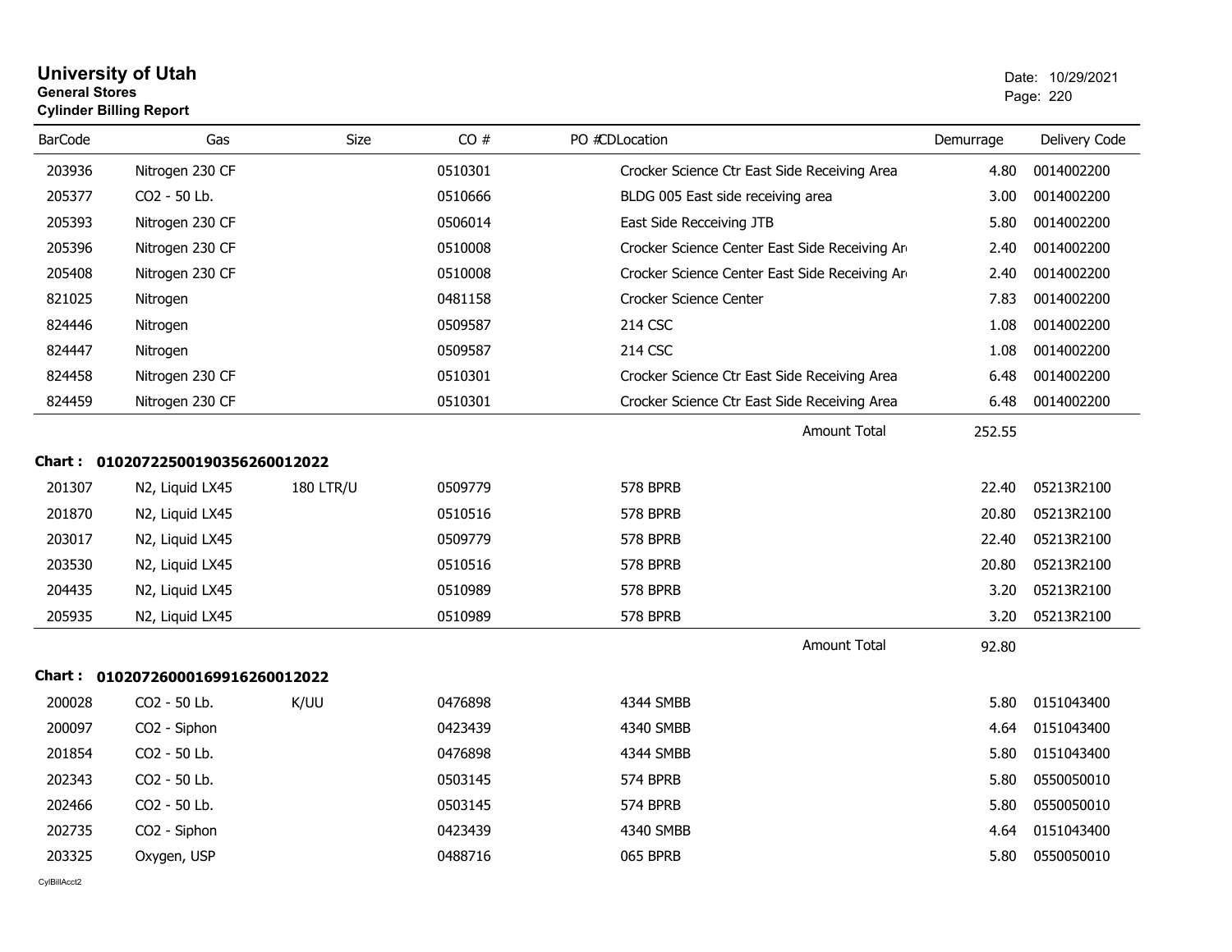# University of Utah

**General Stores**

**Cylinder Billing Report**

Date: 10/29/2021

| BarCode | Gas | Size | CO # | PO # | CDLocation | Demurrage | Delivery Code |
|---|---|---|---|---|---|---|---|
| 203936 | Nitrogen 230 CF | | 0510301 | | Crocker Science Ctr East Side Receiving Area | 4.80 | 0014002200 |
| 205377 | CO2 - 50 Lb. | | 0510666 | | BLDG 005 East side receiving area | 3.00 | 0014002200 |
| 205393 | Nitrogen 230 CF | | 0506014 | | East Side Recceiving JTB | 5.80 | 0014002200 |
| 205396 | Nitrogen 230 CF | | 0510008 | | Crocker Science Center East Side Receiving Ar | 2.40 | 0014002200 |
| 205408 | Nitrogen 230 CF | | 0510008 | | Crocker Science Center East Side Receiving Ar | 2.40 | 0014002200 |
| 821025 | Nitrogen | | 0481158 | | Crocker Science Center | 7.83 | 0014002200 |
| 824446 | Nitrogen | | 0509587 | | 214 CSC | 1.08 | 0014002200 |
| 824447 | Nitrogen | | 0509587 | | 214 CSC | 1.08 | 0014002200 |
| 824458 | Nitrogen 230 CF | | 0510301 | | Crocker Science Ctr East Side Receiving Area | 6.48 | 0014002200 |
| 824459 | Nitrogen 230 CF | | 0510301 | | Crocker Science Ctr East Side Receiving Area | 6.48 | 0014002200 |
| | | | | | Amount Total | 252.55 | |

**Chart : 01020722500190356260012022**

| BarCode | Gas | Size | CO # | PO # | CDLocation | Demurrage | Delivery Code |
|---|---|---|---|---|---|---|---|
| 201307 | N2, Liquid LX45 | 180 LTR/U | 0509779 | | 578 BPRB | 22.40 | 05213R2100 |
| 201870 | N2, Liquid LX45 | | 0510516 | | 578 BPRB | 20.80 | 05213R2100 |
| 203017 | N2, Liquid LX45 | | 0509779 | | 578 BPRB | 22.40 | 05213R2100 |
| 203530 | N2, Liquid LX45 | | 0510516 | | 578 BPRB | 20.80 | 05213R2100 |
| 204435 | N2, Liquid LX45 | | 0510989 | | 578 BPRB | 3.20 | 05213R2100 |
| 205935 | N2, Liquid LX45 | | 0510989 | | 578 BPRB | 3.20 | 05213R2100 |
| | | | | | Amount Total | 92.80 | |

**Chart : 01020726000169916260012022**

| BarCode | Gas | Size | CO # | PO # | CDLocation | Demurrage | Delivery Code |
|---|---|---|---|---|---|---|---|
| 200028 | CO2 - 50 Lb. | K/UU | 0476898 | | 4344 SMBB | 5.80 | 0151043400 |
| 200097 | CO2 - Siphon | | 0423439 | | 4340 SMBB | 4.64 | 0151043400 |
| 201854 | CO2 - 50 Lb. | | 0476898 | | 4344 SMBB | 5.80 | 0151043400 |
| 202343 | CO2 - 50 Lb. | | 0503145 | | 574 BPRB | 5.80 | 0550050010 |
| 202466 | CO2 - 50 Lb. | | 0503145 | | 574 BPRB | 5.80 | 0550050010 |
| 202735 | CO2 - Siphon | | 0423439 | | 4340 SMBB | 4.64 | 0151043400 |
| 203325 | Oxygen, USP | | 0488716 | | 065 BPRB | 5.80 | 0550050010 |

CylBillAcct2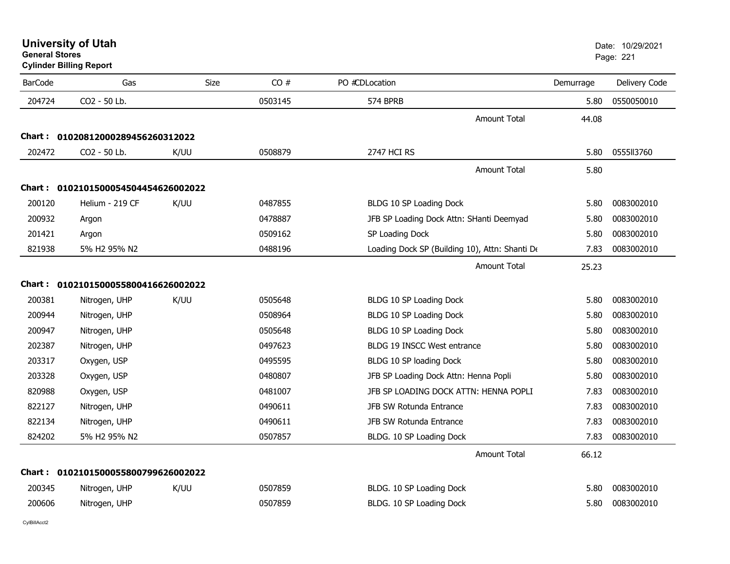# University of Utah
**General Stores**
**Cylinder Billing Report**

Date: 10/29/2021
Page: 221

| BarCode | Gas | Size | CO # | PO # | CDLocation | Demurrage | Delivery Code |
|---|---|---|---|---|---|---|---|
| 204724 | CO2 - 50 Lb. | | 0503145 | | 574 BPRB | 5.80 | 0550050010 |
| | | | | | Amount Total | 44.08 | |
| **Chart : 01020812000289456260312022** | | | | | | | |
| 202472 | CO2 - 50 Lb. | K/UU | 0508879 | | 2747 HCI RS | 5.80 | 0555ll3760 |
| | | | | | Amount Total | 5.80 | |
| **Chart : 01021015000545044546260022022** | | | | | | | |
| 200120 | Helium - 219 CF | K/UU | 0487855 | | BLDG 10 SP Loading Dock | 5.80 | 0083002010 |
| 200932 | Argon | | 0478887 | | JFB SP Loading Dock Attn: SHanti Deemyad | 5.80 | 0083002010 |
| 201421 | Argon | | 0509162 | | SP Loading Dock | 5.80 | 0083002010 |
| 821938 | 5% H2 95% N2 | | 0488196 | | Loading Dock SP (Building 10), Attn: Shanti De | 7.83 | 0083002010 |
| | | | | | Amount Total | 25.23 | |
| **Chart : 01021015000558004166260022022** | | | | | | | |
| 200381 | Nitrogen, UHP | K/UU | 0505648 | | BLDG 10 SP Loading Dock | 5.80 | 0083002010 |
| 200944 | Nitrogen, UHP | | 0508964 | | BLDG 10 SP Loading Dock | 5.80 | 0083002010 |
| 200947 | Nitrogen, UHP | | 0505648 | | BLDG 10 SP Loading Dock | 5.80 | 0083002010 |
| 202387 | Nitrogen, UHP | | 0497623 | | BLDG 19 INSCC West entrance | 5.80 | 0083002010 |
| 203317 | Oxygen, USP | | 0495595 | | BLDG 10 SP loading Dock | 5.80 | 0083002010 |
| 203328 | Oxygen, USP | | 0480807 | | JFB SP Loading Dock Attn: Henna Popli | 5.80 | 0083002010 |
| 820988 | Oxygen, USP | | 0481007 | | JFB SP LOADING DOCK ATTN: HENNA POPLI | 7.83 | 0083002010 |
| 822127 | Nitrogen, UHP | | 0490611 | | JFB SW Rotunda Entrance | 7.83 | 0083002010 |
| 822134 | Nitrogen, UHP | | 0490611 | | JFB SW Rotunda Entrance | 7.83 | 0083002010 |
| 824202 | 5% H2 95% N2 | | 0507857 | | BLDG. 10 SP Loading Dock | 7.83 | 0083002010 |
| | | | | | Amount Total | 66.12 | |
| **Chart : 01021015000558007996260022022** | | | | | | | |
| 200345 | Nitrogen, UHP | K/UU | 0507859 | | BLDG. 10 SP Loading Dock | 5.80 | 0083002010 |
| 200606 | Nitrogen, UHP | | 0507859 | | BLDG. 10 SP Loading Dock | 5.80 | 0083002010 |

CylBillAcct2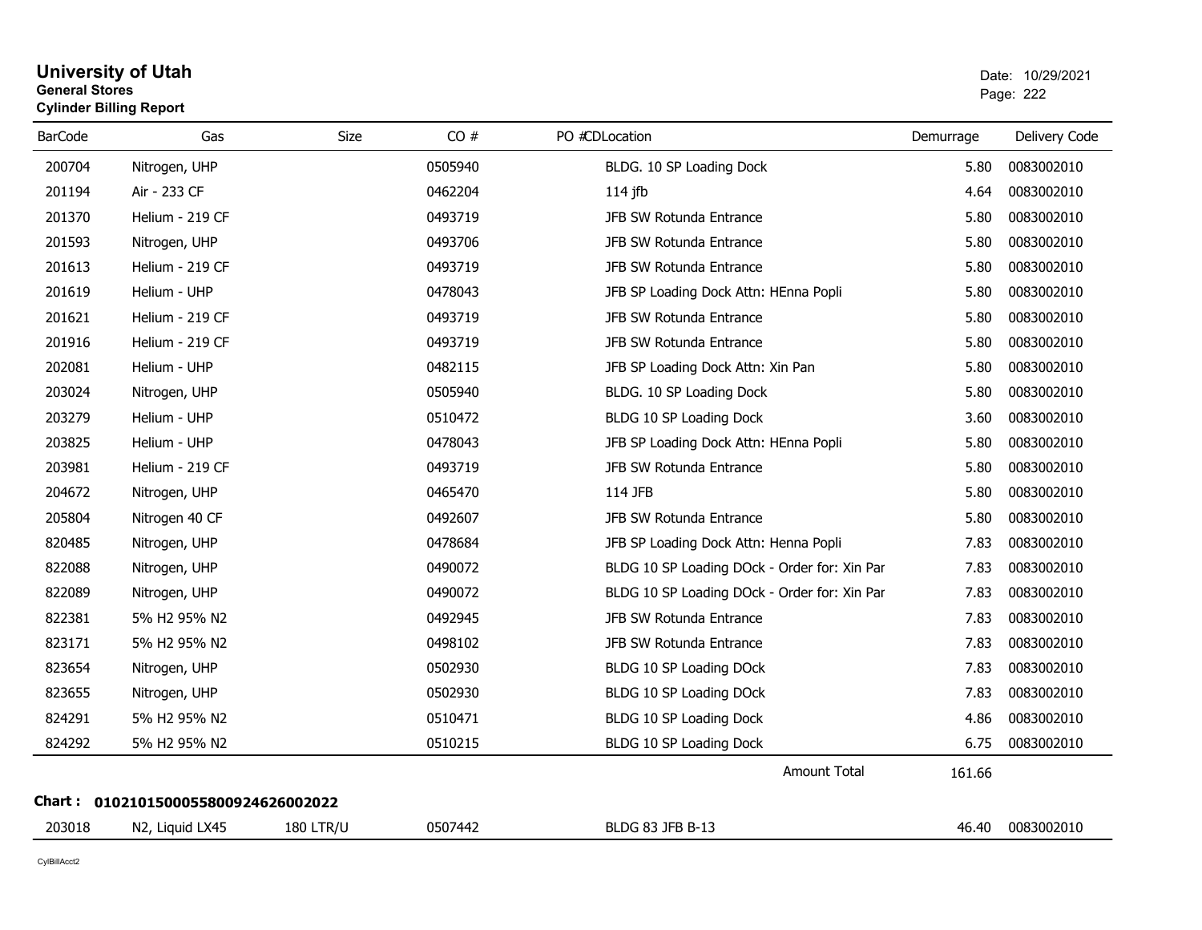# University of Utah

**General Stores**

**Cylinder Billing Report**

Date: 10/29/2021

| BarCode | Gas | Size | CO # | PO # | CDLocation | Demurrage | Delivery Code |
|---|---|---|---|---|---|---|---|
| 200704 | Nitrogen, UHP | | 0505940 | | BLDG. 10 SP Loading Dock | 5.80 | 0083002010 |
| 201194 | Air - 233 CF | | 0462204 | | 114 jfb | 4.64 | 0083002010 |
| 201370 | Helium - 219 CF | | 0493719 | | JFB SW Rotunda Entrance | 5.80 | 0083002010 |
| 201593 | Nitrogen, UHP | | 0493706 | | JFB SW Rotunda Entrance | 5.80 | 0083002010 |
| 201613 | Helium - 219 CF | | 0493719 | | JFB SW Rotunda Entrance | 5.80 | 0083002010 |
| 201619 | Helium - UHP | | 0478043 | | JFB SP Loading Dock Attn: HEnna Popli | 5.80 | 0083002010 |
| 201621 | Helium - 219 CF | | 0493719 | | JFB SW Rotunda Entrance | 5.80 | 0083002010 |
| 201916 | Helium - 219 CF | | 0493719 | | JFB SW Rotunda Entrance | 5.80 | 0083002010 |
| 202081 | Helium - UHP | | 0482115 | | JFB SP Loading Dock Attn: Xin Pan | 5.80 | 0083002010 |
| 203024 | Nitrogen, UHP | | 0505940 | | BLDG. 10 SP Loading Dock | 5.80 | 0083002010 |
| 203279 | Helium - UHP | | 0510472 | | BLDG 10 SP Loading Dock | 3.60 | 0083002010 |
| 203825 | Helium - UHP | | 0478043 | | JFB SP Loading Dock Attn: HEnna Popli | 5.80 | 0083002010 |
| 203981 | Helium - 219 CF | | 0493719 | | JFB SW Rotunda Entrance | 5.80 | 0083002010 |
| 204672 | Nitrogen, UHP | | 0465470 | | 114 JFB | 5.80 | 0083002010 |
| 205804 | Nitrogen 40 CF | | 0492607 | | JFB SW Rotunda Entrance | 5.80 | 0083002010 |
| 820485 | Nitrogen, UHP | | 0478684 | | JFB SP Loading Dock Attn: Henna Popli | 7.83 | 0083002010 |
| 822088 | Nitrogen, UHP | | 0490072 | | BLDG 10 SP Loading DOck - Order for: Xin Par | 7.83 | 0083002010 |
| 822089 | Nitrogen, UHP | | 0490072 | | BLDG 10 SP Loading DOck - Order for: Xin Par | 7.83 | 0083002010 |
| 822381 | 5% H2 95% N2 | | 0492945 | | JFB SW Rotunda Entrance | 7.83 | 0083002010 |
| 823171 | 5% H2 95% N2 | | 0498102 | | JFB SW Rotunda Entrance | 7.83 | 0083002010 |
| 823654 | Nitrogen, UHP | | 0502930 | | BLDG 10 SP Loading DOck | 7.83 | 0083002010 |
| 823655 | Nitrogen, UHP | | 0502930 | | BLDG 10 SP Loading DOck | 7.83 | 0083002010 |
| 824291 | 5% H2 95% N2 | | 0510471 | | BLDG 10 SP Loading Dock | 4.86 | 0083002010 |
| 824292 | 5% H2 95% N2 | | 0510215 | | BLDG 10 SP Loading Dock | 6.75 | 0083002010 |
| | | | | | Amount Total | 161.66 | |

**Chart : 01021015000558009246260020 22**

| BarCode | Gas | Size | CO # | PO # | CDLocation | Demurrage | Delivery Code |
|---|---|---|---|---|---|---|---|
| 203018 | N2, Liquid LX45 | 180 LTR/U | 0507442 | | BLDG 83 JFB B-13 | 46.40 | 0083002010 |

CylBillAcct2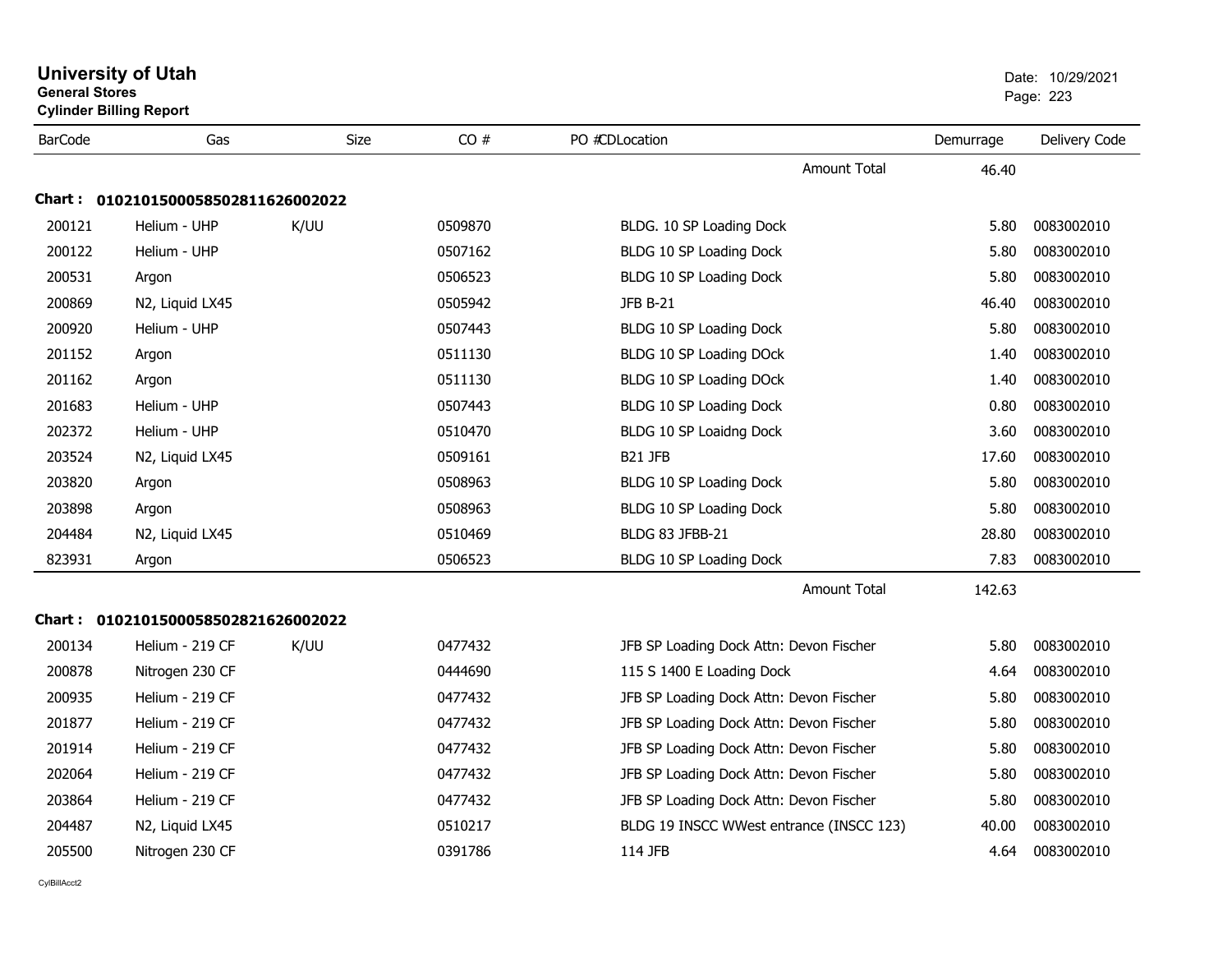**University of Utah**
**General Stores**
**Cylinder Billing Report**

Date: 10/29/2021

| BarCode | Gas | Size | CO # | PO #CDLocation | Demurrage | Delivery Code |
|---|---|---|---|---|---|---|
| | | | | Amount Total | 46.40 | |
| **Chart : 01021015000585028116260020​22** | | | | | | |
| 200121 | Helium - UHP | K/UU | 0509870 | BLDG. 10 SP Loading Dock | 5.80 | 0083002010 |
| 200122 | Helium - UHP | | 0507162 | BLDG 10 SP Loading Dock | 5.80 | 0083002010 |
| 200531 | Argon | | 0506523 | BLDG 10 SP Loading Dock | 5.80 | 0083002010 |
| 200869 | N2, Liquid LX45 | | 0505942 | JFB B-21 | 46.40 | 0083002010 |
| 200920 | Helium - UHP | | 0507443 | BLDG 10 SP Loading Dock | 5.80 | 0083002010 |
| 201152 | Argon | | 0511130 | BLDG 10 SP Loading DOck | 1.40 | 0083002010 |
| 201162 | Argon | | 0511130 | BLDG 10 SP Loading DOck | 1.40 | 0083002010 |
| 201683 | Helium - UHP | | 0507443 | BLDG 10 SP Loading Dock | 0.80 | 0083002010 |
| 202372 | Helium - UHP | | 0510470 | BLDG 10 SP Loaidng Dock | 3.60 | 0083002010 |
| 203524 | N2, Liquid LX45 | | 0509161 | B21 JFB | 17.60 | 0083002010 |
| 203820 | Argon | | 0508963 | BLDG 10 SP Loading Dock | 5.80 | 0083002010 |
| 203898 | Argon | | 0508963 | BLDG 10 SP Loading Dock | 5.80 | 0083002010 |
| 204484 | N2, Liquid LX45 | | 0510469 | BLDG 83 JFBB-21 | 28.80 | 0083002010 |
| 823931 | Argon | | 0506523 | BLDG 10 SP Loading Dock | 7.83 | 0083002010 |
| | | | | Amount Total | 142.63 | |
| **Chart : 01021015000585028216260020​22** | | | | | | |
| 200134 | Helium - 219 CF | K/UU | 0477432 | JFB SP Loading Dock Attn: Devon Fischer | 5.80 | 0083002010 |
| 200878 | Nitrogen 230 CF | | 0444690 | 115 S 1400 E Loading Dock | 4.64 | 0083002010 |
| 200935 | Helium - 219 CF | | 0477432 | JFB SP Loading Dock Attn: Devon Fischer | 5.80 | 0083002010 |
| 201877 | Helium - 219 CF | | 0477432 | JFB SP Loading Dock Attn: Devon Fischer | 5.80 | 0083002010 |
| 201914 | Helium - 219 CF | | 0477432 | JFB SP Loading Dock Attn: Devon Fischer | 5.80 | 0083002010 |
| 202064 | Helium - 219 CF | | 0477432 | JFB SP Loading Dock Attn: Devon Fischer | 5.80 | 0083002010 |
| 203864 | Helium - 219 CF | | 0477432 | JFB SP Loading Dock Attn: Devon Fischer | 5.80 | 0083002010 |
| 204487 | N2, Liquid LX45 | | 0510217 | BLDG 19 INSCC WWest entrance (INSCC 123) | 40.00 | 0083002010 |
| 205500 | Nitrogen 230 CF | | 0391786 | 114 JFB | 4.64 | 0083002010 |

CylBillAcct2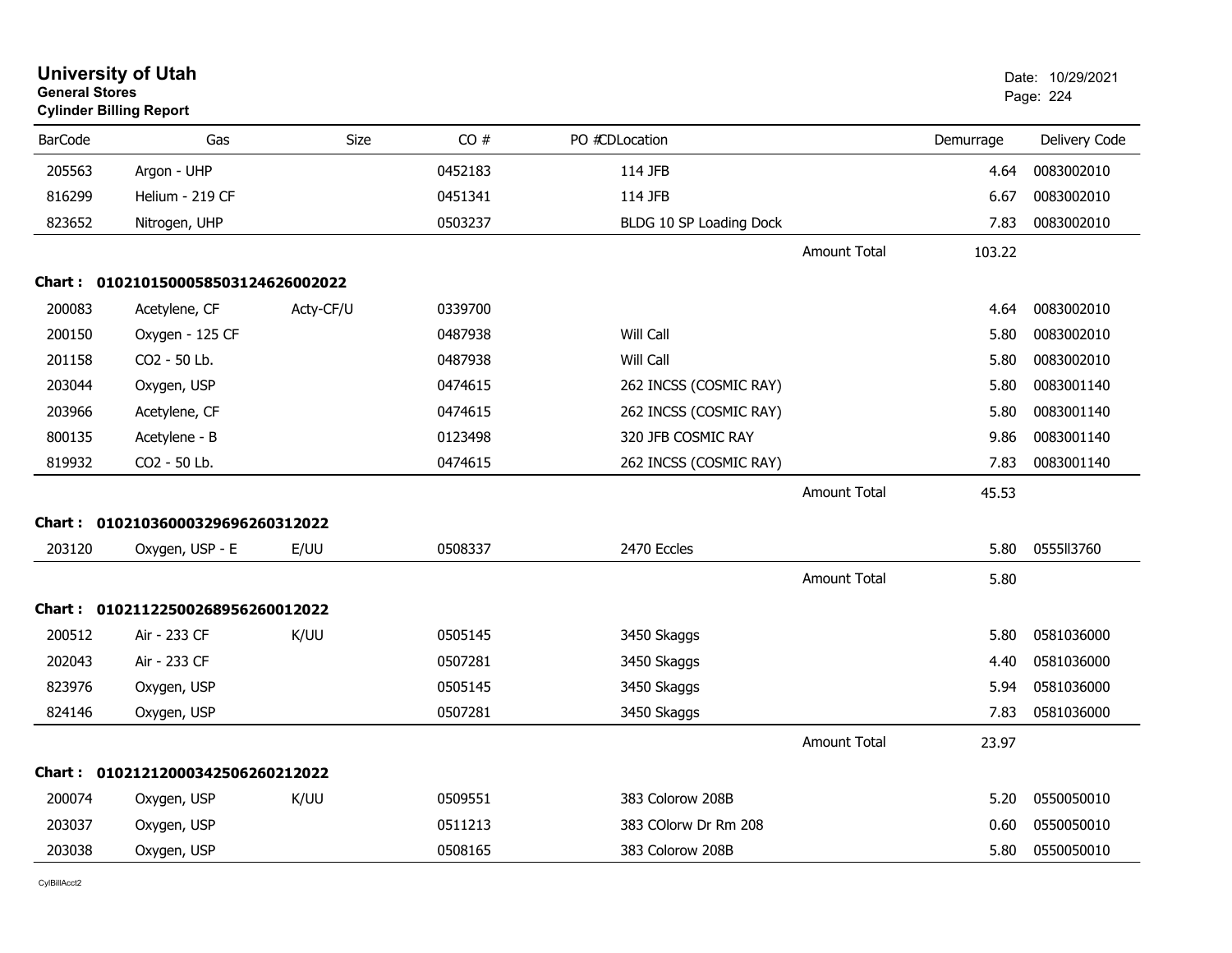# University of Utah

**General Stores**

**Cylinder Billing Report**

Date: 10/29/2021

| BarCode | Gas | Size | CO # | PO # | CDLocation | Demurrage | Delivery Code |
|---|---|---|---|---|---|---|---|
| 205563 | Argon - UHP | | 0452183 | | 114 JFB | 4.64 | 0083002010 |
| 816299 | Helium - 219 CF | | 0451341 | | 114 JFB | 6.67 | 0083002010 |
| 823652 | Nitrogen, UHP | | 0503237 | | BLDG 10 SP Loading Dock | 7.83 | 0083002010 |
| | | | | | Amount Total | 103.22 | |

**Chart : 01021015000585031246260020​22**

| BarCode | Gas | Size | CO # | PO # | CDLocation | Demurrage | Delivery Code |
|---|---|---|---|---|---|---|---|
| 200083 | Acetylene, CF | Acty-CF/U | 0339700 | | | 4.64 | 0083002010 |
| 200150 | Oxygen - 125 CF | | 0487938 | | Will Call | 5.80 | 0083002010 |
| 201158 | CO2 - 50 Lb. | | 0487938 | | Will Call | 5.80 | 0083002010 |
| 203044 | Oxygen, USP | | 0474615 | | 262 INCSS (COSMIC RAY) | 5.80 | 0083001140 |
| 203966 | Acetylene, CF | | 0474615 | | 262 INCSS (COSMIC RAY) | 5.80 | 0083001140 |
| 800135 | Acetylene - B | | 0123498 | | 320 JFB COSMIC RAY | 9.86 | 0083001140 |
| 819932 | CO2 - 50 Lb. | | 0474615 | | 262 INCSS (COSMIC RAY) | 7.83 | 0083001140 |
| | | | | | Amount Total | 45.53 | |

**Chart : 01021036000329696260312022**

| BarCode | Gas | Size | CO # | PO # | CDLocation | Demurrage | Delivery Code |
|---|---|---|---|---|---|---|---|
| 203120 | Oxygen, USP - E | E/UU | 0508337 | | 2470 Eccles | 5.80 | 0555ll3760 |
| | | | | | Amount Total | 5.80 | |

**Chart : 01021122500268956260012022**

| BarCode | Gas | Size | CO # | PO # | CDLocation | Demurrage | Delivery Code |
|---|---|---|---|---|---|---|---|
| 200512 | Air - 233 CF | K/UU | 0505145 | | 3450 Skaggs | 5.80 | 0581036000 |
| 202043 | Air - 233 CF | | 0507281 | | 3450 Skaggs | 4.40 | 0581036000 |
| 823976 | Oxygen, USP | | 0505145 | | 3450 Skaggs | 5.94 | 0581036000 |
| 824146 | Oxygen, USP | | 0507281 | | 3450 Skaggs | 7.83 | 0581036000 |
| | | | | | Amount Total | 23.97 | |

**Chart : 01021212000342506260212022**

| BarCode | Gas | Size | CO # | PO # | CDLocation | Demurrage | Delivery Code |
|---|---|---|---|---|---|---|---|
| 200074 | Oxygen, USP | K/UU | 0509551 | | 383 Colorow 208B | 5.20 | 0550050010 |
| 203037 | Oxygen, USP | | 0511213 | | 383 COlorw Dr Rm 208 | 0.60 | 0550050010 |
| 203038 | Oxygen, USP | | 0508165 | | 383 Colorow 208B | 5.80 | 0550050010 |

CylBillAcct2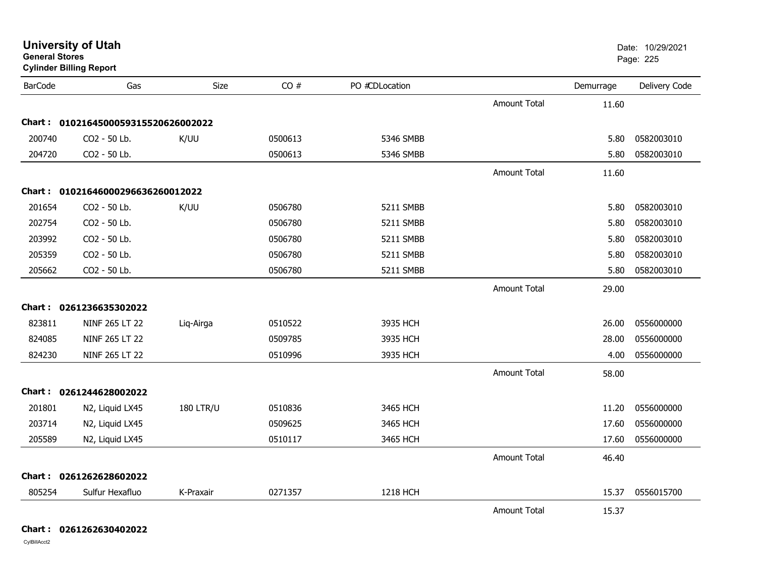# University of Utah

**General Stores**

**Cylinder Billing Report**

Date: 10/29/2021

| BarCode | Gas | Size | CO # | PO #CDLocation | | Demurrage | Delivery Code |
|---|---|---|---|---|---|---|---|
| | | | | | Amount Total | 11.60 | |
| **Chart : 01021645000593155206260020​22** | | | | | | | |
| 200740 | CO2 - 50 Lb. | K/UU | 0500613 | 5346 SMBB | | 5.80 | 0582003010 |
| 204720 | CO2 - 50 Lb. | | 0500613 | 5346 SMBB | | 5.80 | 0582003010 |
| | | | | | Amount Total | 11.60 | |
| **Chart : 0102164600029663626001​2022** | | | | | | | |
| 201654 | CO2 - 50 Lb. | K/UU | 0506780 | 5211 SMBB | | 5.80 | 0582003010 |
| 202754 | CO2 - 50 Lb. | | 0506780 | 5211 SMBB | | 5.80 | 0582003010 |
| 203992 | CO2 - 50 Lb. | | 0506780 | 5211 SMBB | | 5.80 | 0582003010 |
| 205359 | CO2 - 50 Lb. | | 0506780 | 5211 SMBB | | 5.80 | 0582003010 |
| 205662 | CO2 - 50 Lb. | | 0506780 | 5211 SMBB | | 5.80 | 0582003010 |
| | | | | | Amount Total | 29.00 | |
| **Chart : 0261236635302022** | | | | | | | |
| 823811 | NINF 265 LT 22 | Liq-Airga | 0510522 | 3935 HCH | | 26.00 | 0556000000 |
| 824085 | NINF 265 LT 22 | | 0509785 | 3935 HCH | | 28.00 | 0556000000 |
| 824230 | NINF 265 LT 22 | | 0510996 | 3935 HCH | | 4.00 | 0556000000 |
| | | | | | Amount Total | 58.00 | |
| **Chart : 0261244628002022** | | | | | | | |
| 201801 | N2, Liquid LX45 | 180 LTR/U | 0510836 | 3465 HCH | | 11.20 | 0556000000 |
| 203714 | N2, Liquid LX45 | | 0509625 | 3465 HCH | | 17.60 | 0556000000 |
| 205589 | N2, Liquid LX45 | | 0510117 | 3465 HCH | | 17.60 | 0556000000 |
| | | | | | Amount Total | 46.40 | |
| **Chart : 0261262628602022** | | | | | | | |
| 805254 | Sulfur Hexafluo | K-Praxair | 0271357 | 1218 HCH | | 15.37 | 0556015700 |
| | | | | | Amount Total | 15.37 | |
| **Chart : 0261262630402022** | | | | | | | |

CylBillAcct2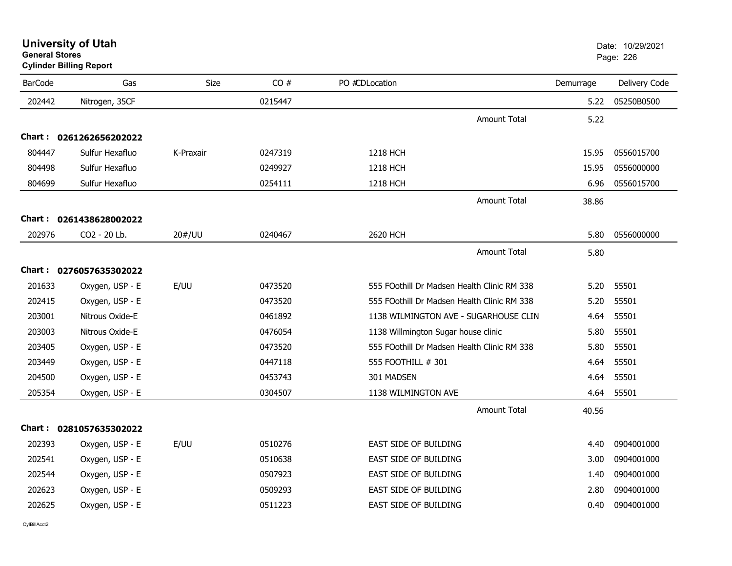# University of Utah
**General Stores**
**Cylinder Billing Report**

Date: 10/29/2021

| BarCode | Gas | Size | CO # | PO #CDLocation | Demurrage | Delivery Code |
|---|---|---|---|---|---|---|
| 202442 | Nitrogen, 35CF | | 0215447 | | 5.22 | 05250B0500 |
| | | | | Amount Total | 5.22 | |
| **Chart : 0261262656202022** | | | | | | |
| 804447 | Sulfur Hexafluo | K-Praxair | 0247319 | 1218 HCH | 15.95 | 0556015700 |
| 804498 | Sulfur Hexafluo | | 0249927 | 1218 HCH | 15.95 | 0556000000 |
| 804699 | Sulfur Hexafluo | | 0254111 | 1218 HCH | 6.96 | 0556015700 |
| | | | | Amount Total | 38.86 | |
| **Chart : 0261438628002022** | | | | | | |
| 202976 | CO2 - 20 Lb. | 20#/UU | 0240467 | 2620 HCH | 5.80 | 0556000000 |
| | | | | Amount Total | 5.80 | |
| **Chart : 0276057635302022** | | | | | | |
| 201633 | Oxygen, USP - E | E/UU | 0473520 | 555 FOothill Dr Madsen Health Clinic RM 338 | 5.20 | 55501 |
| 202415 | Oxygen, USP - E | | 0473520 | 555 FOothill Dr Madsen Health Clinic RM 338 | 5.20 | 55501 |
| 203001 | Nitrous Oxide-E | | 0461892 | 1138 WILMINGTON AVE - SUGARHOUSE CLIN | 4.64 | 55501 |
| 203003 | Nitrous Oxide-E | | 0476054 | 1138 Willmington Sugar house clinic | 5.80 | 55501 |
| 203405 | Oxygen, USP - E | | 0473520 | 555 FOothill Dr Madsen Health Clinic RM 338 | 5.80 | 55501 |
| 203449 | Oxygen, USP - E | | 0447118 | 555 FOOTHILL # 301 | 4.64 | 55501 |
| 204500 | Oxygen, USP - E | | 0453743 | 301 MADSEN | 4.64 | 55501 |
| 205354 | Oxygen, USP - E | | 0304507 | 1138 WILMINGTON AVE | 4.64 | 55501 |
| | | | | Amount Total | 40.56 | |
| **Chart : 0281057635302022** | | | | | | |
| 202393 | Oxygen, USP - E | E/UU | 0510276 | EAST SIDE OF BUILDING | 4.40 | 0904001000 |
| 202541 | Oxygen, USP - E | | 0510638 | EAST SIDE OF BUILDING | 3.00 | 0904001000 |
| 202544 | Oxygen, USP - E | | 0507923 | EAST SIDE OF BUILDING | 1.40 | 0904001000 |
| 202623 | Oxygen, USP - E | | 0509293 | EAST SIDE OF BUILDING | 2.80 | 0904001000 |
| 202625 | Oxygen, USP - E | | 0511223 | EAST SIDE OF BUILDING | 0.40 | 0904001000 |

CylBillAcct2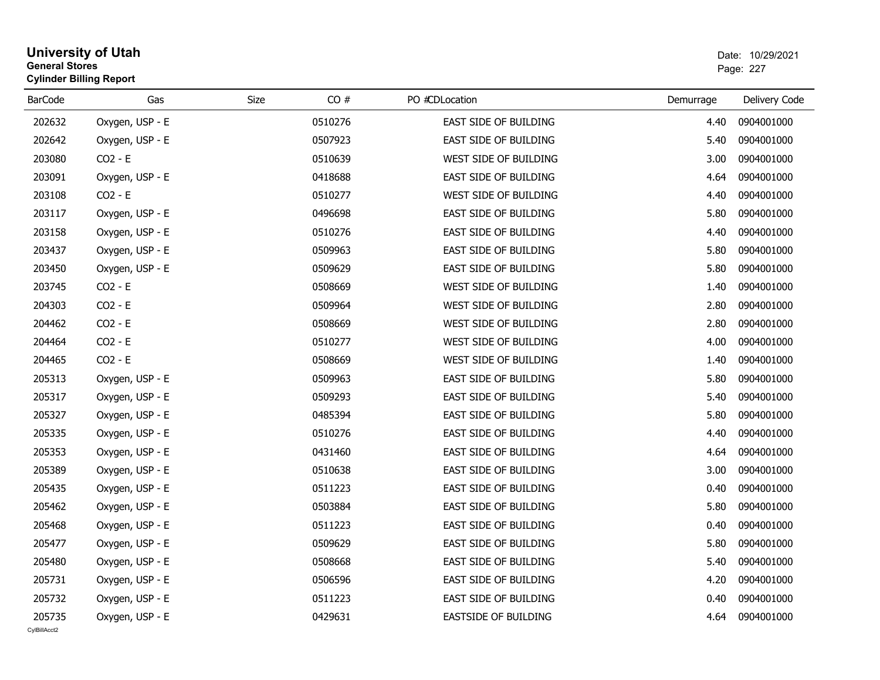# University of Utah
**General Stores**
**Cylinder Billing Report**

Date: 10/29/2021

| BarCode | Gas | Size | CO # | PO # | CDLocation | Demurrage | Delivery Code |
|---|---|---|---|---|---|---|---|
| 202632 | Oxygen, USP - E | | 0510276 | | EAST SIDE OF BUILDING | 4.40 | 0904001000 |
| 202642 | Oxygen, USP - E | | 0507923 | | EAST SIDE OF BUILDING | 5.40 | 0904001000 |
| 203080 | CO2 - E | | 0510639 | | WEST SIDE OF BUILDING | 3.00 | 0904001000 |
| 203091 | Oxygen, USP - E | | 0418688 | | EAST SIDE OF BUILDING | 4.64 | 0904001000 |
| 203108 | CO2 - E | | 0510277 | | WEST SIDE OF BUILDING | 4.40 | 0904001000 |
| 203117 | Oxygen, USP - E | | 0496698 | | EAST SIDE OF BUILDING | 5.80 | 0904001000 |
| 203158 | Oxygen, USP - E | | 0510276 | | EAST SIDE OF BUILDING | 4.40 | 0904001000 |
| 203437 | Oxygen, USP - E | | 0509963 | | EAST SIDE OF BUILDING | 5.80 | 0904001000 |
| 203450 | Oxygen, USP - E | | 0509629 | | EAST SIDE OF BUILDING | 5.80 | 0904001000 |
| 203745 | CO2 - E | | 0508669 | | WEST SIDE OF BUILDING | 1.40 | 0904001000 |
| 204303 | CO2 - E | | 0509964 | | WEST SIDE OF BUILDING | 2.80 | 0904001000 |
| 204462 | CO2 - E | | 0508669 | | WEST SIDE OF BUILDING | 2.80 | 0904001000 |
| 204464 | CO2 - E | | 0510277 | | WEST SIDE OF BUILDING | 4.00 | 0904001000 |
| 204465 | CO2 - E | | 0508669 | | WEST SIDE OF BUILDING | 1.40 | 0904001000 |
| 205313 | Oxygen, USP - E | | 0509963 | | EAST SIDE OF BUILDING | 5.80 | 0904001000 |
| 205317 | Oxygen, USP - E | | 0509293 | | EAST SIDE OF BUILDING | 5.40 | 0904001000 |
| 205327 | Oxygen, USP - E | | 0485394 | | EAST SIDE OF BUILDING | 5.80 | 0904001000 |
| 205335 | Oxygen, USP - E | | 0510276 | | EAST SIDE OF BUILDING | 4.40 | 0904001000 |
| 205353 | Oxygen, USP - E | | 0431460 | | EAST SIDE OF BUILDING | 4.64 | 0904001000 |
| 205389 | Oxygen, USP - E | | 0510638 | | EAST SIDE OF BUILDING | 3.00 | 0904001000 |
| 205435 | Oxygen, USP - E | | 0511223 | | EAST SIDE OF BUILDING | 0.40 | 0904001000 |
| 205462 | Oxygen, USP - E | | 0503884 | | EAST SIDE OF BUILDING | 5.80 | 0904001000 |
| 205468 | Oxygen, USP - E | | 0511223 | | EAST SIDE OF BUILDING | 0.40 | 0904001000 |
| 205477 | Oxygen, USP - E | | 0509629 | | EAST SIDE OF BUILDING | 5.80 | 0904001000 |
| 205480 | Oxygen, USP - E | | 0508668 | | EAST SIDE OF BUILDING | 5.40 | 0904001000 |
| 205731 | Oxygen, USP - E | | 0506596 | | EAST SIDE OF BUILDING | 4.20 | 0904001000 |
| 205732 | Oxygen, USP - E | | 0511223 | | EAST SIDE OF BUILDING | 0.40 | 0904001000 |
| 205735 | Oxygen, USP - E | | 0429631 | | EASTSIDE OF BUILDING | 4.64 | 0904001000 |

CylBillAcct2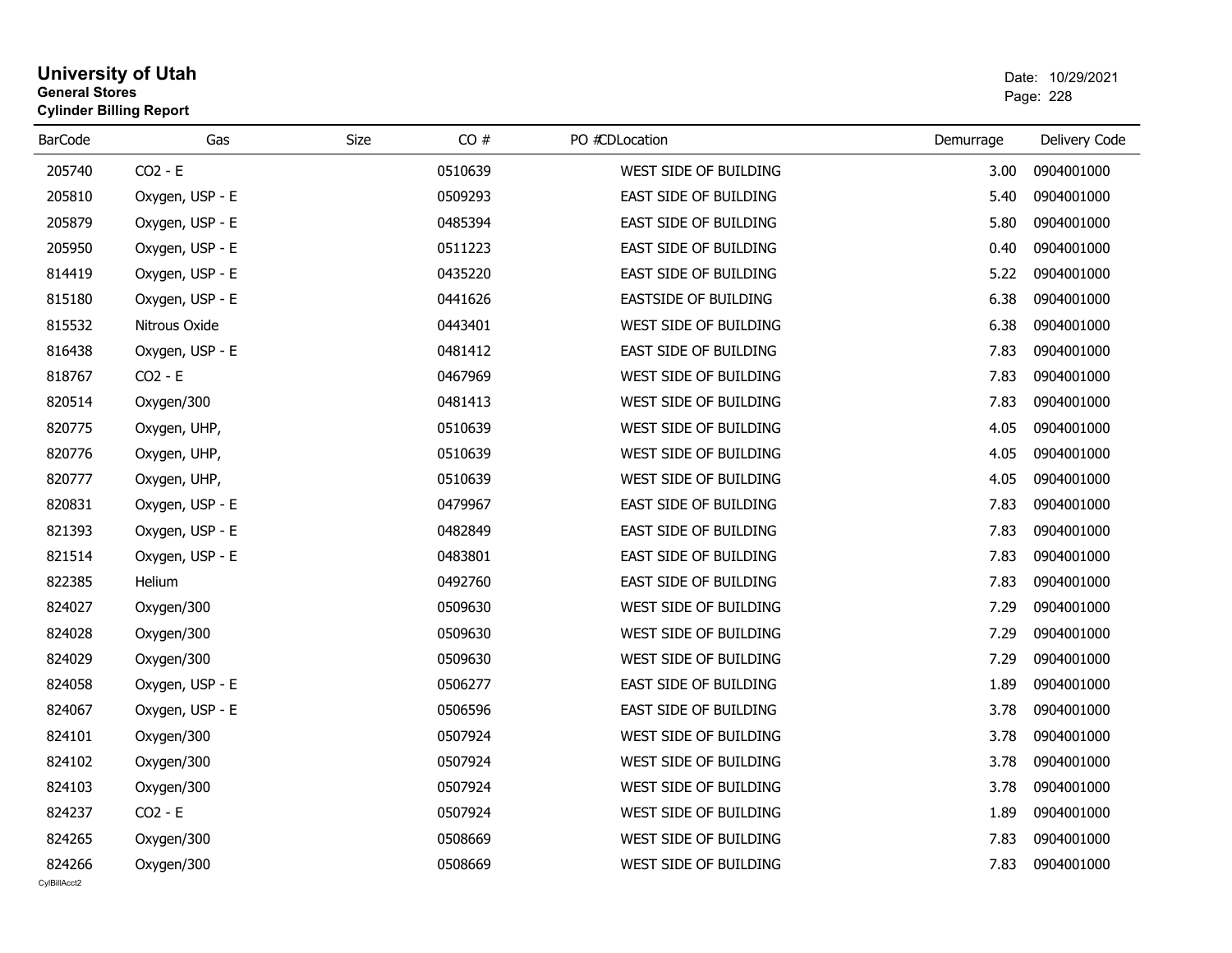# University of Utah

**General Stores**

**Cylinder Billing Report**

Date: 10/29/2021

| BarCode | Gas | Size | CO # | PO # | CDLocation | Demurrage | Delivery Code |
|---|---|---|---|---|---|---|---|
| 205740 | CO2 - E | | 0510639 | | WEST SIDE OF BUILDING | 3.00 | 0904001000 |
| 205810 | Oxygen, USP - E | | 0509293 | | EAST SIDE OF BUILDING | 5.40 | 0904001000 |
| 205879 | Oxygen, USP - E | | 0485394 | | EAST SIDE OF BUILDING | 5.80 | 0904001000 |
| 205950 | Oxygen, USP - E | | 0511223 | | EAST SIDE OF BUILDING | 0.40 | 0904001000 |
| 814419 | Oxygen, USP - E | | 0435220 | | EAST SIDE OF BUILDING | 5.22 | 0904001000 |
| 815180 | Oxygen, USP - E | | 0441626 | | EASTSIDE OF BUILDING | 6.38 | 0904001000 |
| 815532 | Nitrous Oxide | | 0443401 | | WEST SIDE OF BUILDING | 6.38 | 0904001000 |
| 816438 | Oxygen, USP - E | | 0481412 | | EAST SIDE OF BUILDING | 7.83 | 0904001000 |
| 818767 | CO2 - E | | 0467969 | | WEST SIDE OF BUILDING | 7.83 | 0904001000 |
| 820514 | Oxygen/300 | | 0481413 | | WEST SIDE OF BUILDING | 7.83 | 0904001000 |
| 820775 | Oxygen, UHP, | | 0510639 | | WEST SIDE OF BUILDING | 4.05 | 0904001000 |
| 820776 | Oxygen, UHP, | | 0510639 | | WEST SIDE OF BUILDING | 4.05 | 0904001000 |
| 820777 | Oxygen, UHP, | | 0510639 | | WEST SIDE OF BUILDING | 4.05 | 0904001000 |
| 820831 | Oxygen, USP - E | | 0479967 | | EAST SIDE OF BUILDING | 7.83 | 0904001000 |
| 821393 | Oxygen, USP - E | | 0482849 | | EAST SIDE OF BUILDING | 7.83 | 0904001000 |
| 821514 | Oxygen, USP - E | | 0483801 | | EAST SIDE OF BUILDING | 7.83 | 0904001000 |
| 822385 | Helium | | 0492760 | | EAST SIDE OF BUILDING | 7.83 | 0904001000 |
| 824027 | Oxygen/300 | | 0509630 | | WEST SIDE OF BUILDING | 7.29 | 0904001000 |
| 824028 | Oxygen/300 | | 0509630 | | WEST SIDE OF BUILDING | 7.29 | 0904001000 |
| 824029 | Oxygen/300 | | 0509630 | | WEST SIDE OF BUILDING | 7.29 | 0904001000 |
| 824058 | Oxygen, USP - E | | 0506277 | | EAST SIDE OF BUILDING | 1.89 | 0904001000 |
| 824067 | Oxygen, USP - E | | 0506596 | | EAST SIDE OF BUILDING | 3.78 | 0904001000 |
| 824101 | Oxygen/300 | | 0507924 | | WEST SIDE OF BUILDING | 3.78 | 0904001000 |
| 824102 | Oxygen/300 | | 0507924 | | WEST SIDE OF BUILDING | 3.78 | 0904001000 |
| 824103 | Oxygen/300 | | 0507924 | | WEST SIDE OF BUILDING | 3.78 | 0904001000 |
| 824237 | CO2 - E | | 0507924 | | WEST SIDE OF BUILDING | 1.89 | 0904001000 |
| 824265 | Oxygen/300 | | 0508669 | | WEST SIDE OF BUILDING | 7.83 | 0904001000 |
| 824266 | Oxygen/300 | | 0508669 | | WEST SIDE OF BUILDING | 7.83 | 0904001000 |

CylBillAcct2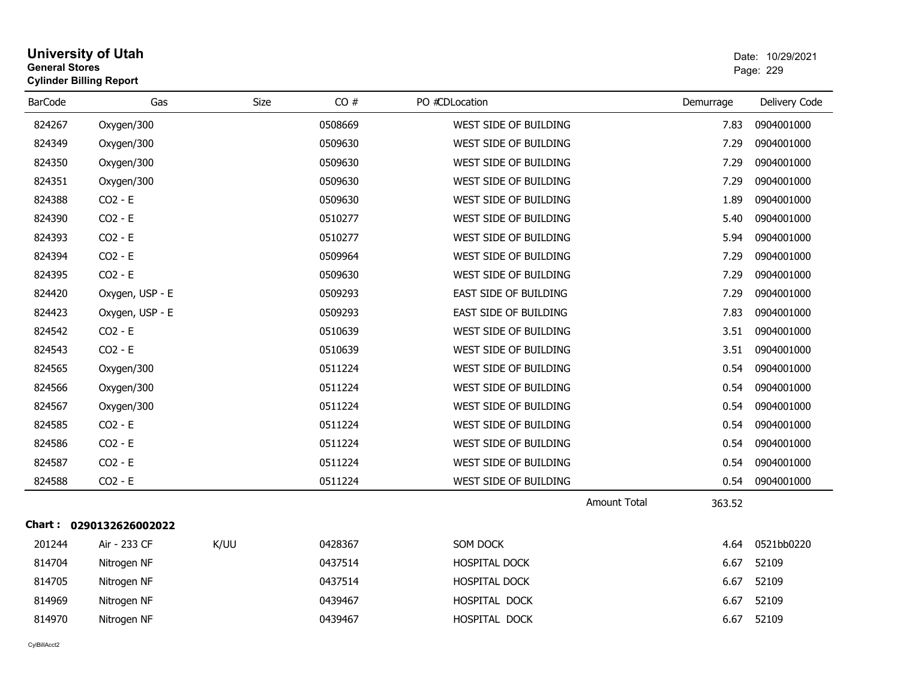# University of Utah
**General Stores**
**Cylinder Billing Report**

Date: 10/29/2021

| BarCode | Gas | Size | CO # | PO # | CDLocation | Demurrage | Delivery Code |
|---|---|---|---|---|---|---|---|
| 824267 | Oxygen/300 | | 0508669 | | WEST SIDE OF BUILDING | 7.83 | 0904001000 |
| 824349 | Oxygen/300 | | 0509630 | | WEST SIDE OF BUILDING | 7.29 | 0904001000 |
| 824350 | Oxygen/300 | | 0509630 | | WEST SIDE OF BUILDING | 7.29 | 0904001000 |
| 824351 | Oxygen/300 | | 0509630 | | WEST SIDE OF BUILDING | 7.29 | 0904001000 |
| 824388 | CO2 - E | | 0509630 | | WEST SIDE OF BUILDING | 1.89 | 0904001000 |
| 824390 | CO2 - E | | 0510277 | | WEST SIDE OF BUILDING | 5.40 | 0904001000 |
| 824393 | CO2 - E | | 0510277 | | WEST SIDE OF BUILDING | 5.94 | 0904001000 |
| 824394 | CO2 - E | | 0509964 | | WEST SIDE OF BUILDING | 7.29 | 0904001000 |
| 824395 | CO2 - E | | 0509630 | | WEST SIDE OF BUILDING | 7.29 | 0904001000 |
| 824420 | Oxygen, USP - E | | 0509293 | | EAST SIDE OF BUILDING | 7.29 | 0904001000 |
| 824423 | Oxygen, USP - E | | 0509293 | | EAST SIDE OF BUILDING | 7.83 | 0904001000 |
| 824542 | CO2 - E | | 0510639 | | WEST SIDE OF BUILDING | 3.51 | 0904001000 |
| 824543 | CO2 - E | | 0510639 | | WEST SIDE OF BUILDING | 3.51 | 0904001000 |
| 824565 | Oxygen/300 | | 0511224 | | WEST SIDE OF BUILDING | 0.54 | 0904001000 |
| 824566 | Oxygen/300 | | 0511224 | | WEST SIDE OF BUILDING | 0.54 | 0904001000 |
| 824567 | Oxygen/300 | | 0511224 | | WEST SIDE OF BUILDING | 0.54 | 0904001000 |
| 824585 | CO2 - E | | 0511224 | | WEST SIDE OF BUILDING | 0.54 | 0904001000 |
| 824586 | CO2 - E | | 0511224 | | WEST SIDE OF BUILDING | 0.54 | 0904001000 |
| 824587 | CO2 - E | | 0511224 | | WEST SIDE OF BUILDING | 0.54 | 0904001000 |
| 824588 | CO2 - E | | 0511224 | | WEST SIDE OF BUILDING | 0.54 | 0904001000 |
| | | | | | Amount Total | 363.52 | |

**Chart : 0290132626002022**

| BarCode | Gas | Size | CO # | PO # | CDLocation | Demurrage | Delivery Code |
|---|---|---|---|---|---|---|---|
| 201244 | Air - 233 CF | K/UU | 0428367 | | SOM DOCK | 4.64 | 0521bb0220 |
| 814704 | Nitrogen NF | | 0437514 | | HOSPITAL DOCK | 6.67 | 52109 |
| 814705 | Nitrogen NF | | 0437514 | | HOSPITAL DOCK | 6.67 | 52109 |
| 814969 | Nitrogen NF | | 0439467 | | HOSPITAL DOCK | 6.67 | 52109 |
| 814970 | Nitrogen NF | | 0439467 | | HOSPITAL DOCK | 6.67 | 52109 |

CylBillAcct2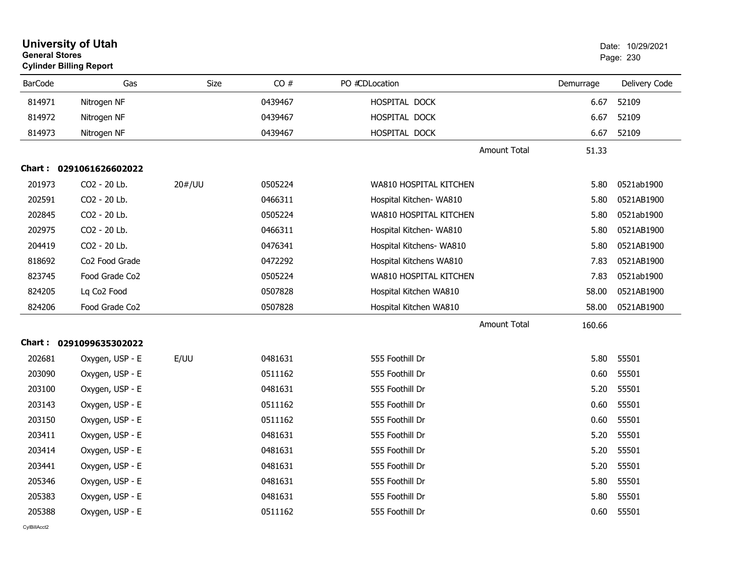**University of Utah**
**General Stores**
**Cylinder Billing Report**

Date: 10/29/2021

| BarCode | Gas | Size | CO # | PO # | CDLocation | Demurrage | Delivery Code |
|---|---|---|---|---|---|---|---|
| 814971 | Nitrogen NF | | 0439467 | | HOSPITAL DOCK | 6.67 | 52109 |
| 814972 | Nitrogen NF | | 0439467 | | HOSPITAL DOCK | 6.67 | 52109 |
| 814973 | Nitrogen NF | | 0439467 | | HOSPITAL DOCK | 6.67 | 52109 |
| | | | | | Amount Total | 51.33 | |

**Chart : 0291061626602022**

| BarCode | Gas | Size | CO # | PO # | CDLocation | Demurrage | Delivery Code |
|---|---|---|---|---|---|---|---|
| 201973 | CO2 - 20 Lb. | 20#/UU | 0505224 | | WA810 HOSPITAL KITCHEN | 5.80 | 0521ab1900 |
| 202591 | CO2 - 20 Lb. | | 0466311 | | Hospital Kitchen- WA810 | 5.80 | 0521AB1900 |
| 202845 | CO2 - 20 Lb. | | 0505224 | | WA810 HOSPITAL KITCHEN | 5.80 | 0521ab1900 |
| 202975 | CO2 - 20 Lb. | | 0466311 | | Hospital Kitchen- WA810 | 5.80 | 0521AB1900 |
| 204419 | CO2 - 20 Lb. | | 0476341 | | Hospital Kitchens- WA810 | 5.80 | 0521AB1900 |
| 818692 | Co2 Food Grade | | 0472292 | | Hospital Kitchens WA810 | 7.83 | 0521AB1900 |
| 823745 | Food Grade Co2 | | 0505224 | | WA810 HOSPITAL KITCHEN | 7.83 | 0521ab1900 |
| 824205 | Lq Co2 Food | | 0507828 | | Hospital Kitchen WA810 | 58.00 | 0521AB1900 |
| 824206 | Food Grade Co2 | | 0507828 | | Hospital Kitchen WA810 | 58.00 | 0521AB1900 |
| | | | | | Amount Total | 160.66 | |

**Chart : 0291099635302022**

| BarCode | Gas | Size | CO # | PO # | CDLocation | Demurrage | Delivery Code |
|---|---|---|---|---|---|---|---|
| 202681 | Oxygen, USP - E | E/UU | 0481631 | | 555 Foothill Dr | 5.80 | 55501 |
| 203090 | Oxygen, USP - E | | 0511162 | | 555 Foothill Dr | 0.60 | 55501 |
| 203100 | Oxygen, USP - E | | 0481631 | | 555 Foothill Dr | 5.20 | 55501 |
| 203143 | Oxygen, USP - E | | 0511162 | | 555 Foothill Dr | 0.60 | 55501 |
| 203150 | Oxygen, USP - E | | 0511162 | | 555 Foothill Dr | 0.60 | 55501 |
| 203411 | Oxygen, USP - E | | 0481631 | | 555 Foothill Dr | 5.20 | 55501 |
| 203414 | Oxygen, USP - E | | 0481631 | | 555 Foothill Dr | 5.20 | 55501 |
| 203441 | Oxygen, USP - E | | 0481631 | | 555 Foothill Dr | 5.20 | 55501 |
| 205346 | Oxygen, USP - E | | 0481631 | | 555 Foothill Dr | 5.80 | 55501 |
| 205383 | Oxygen, USP - E | | 0481631 | | 555 Foothill Dr | 5.80 | 55501 |
| 205388 | Oxygen, USP - E | | 0511162 | | 555 Foothill Dr | 0.60 | 55501 |

CylBillAcct2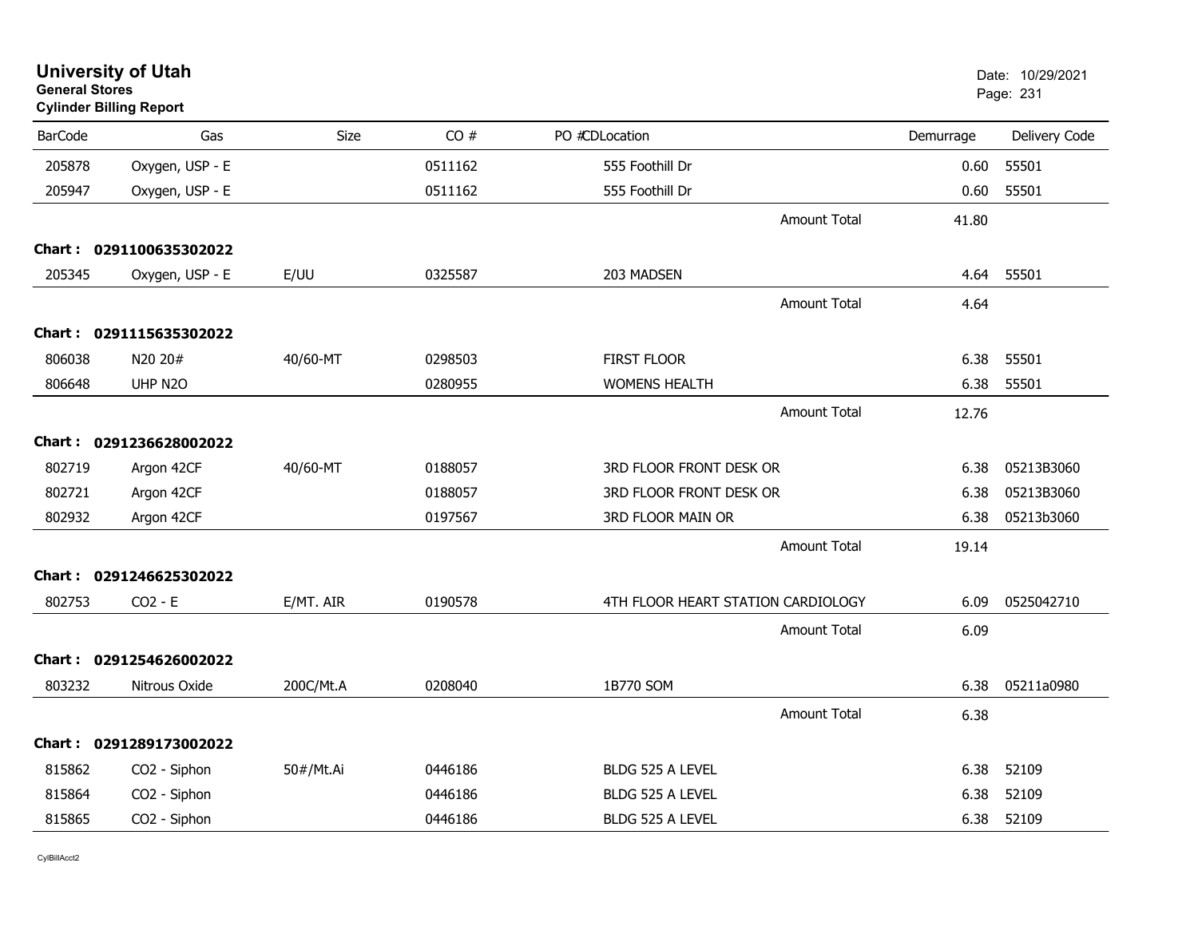# University of Utah

**General Stores**

**Cylinder Billing Report**

Date: 10/29/2021

| BarCode | Gas | Size | CO # | PO #CDLocation | Demurrage | Delivery Code |
|---|---|---|---|---|---|---|
| 205878 | Oxygen, USP - E | | 0511162 | 555 Foothill Dr | 0.60 | 55501 |
| 205947 | Oxygen, USP - E | | 0511162 | 555 Foothill Dr | 0.60 | 55501 |
| | | | | Amount Total | 41.80 | |
| **Chart : 0291100635302022** | | | | | | |
| 205345 | Oxygen, USP - E | E/UU | 0325587 | 203 MADSEN | 4.64 | 55501 |
| | | | | Amount Total | 4.64 | |
| **Chart : 0291115635302022** | | | | | | |
| 806038 | N20 20# | 40/60-MT | 0298503 | FIRST FLOOR | 6.38 | 55501 |
| 806648 | UHP N2O | | 0280955 | WOMENS HEALTH | 6.38 | 55501 |
| | | | | Amount Total | 12.76 | |
| **Chart : 0291236628002022** | | | | | | |
| 802719 | Argon 42CF | 40/60-MT | 0188057 | 3RD FLOOR FRONT DESK OR | 6.38 | 05213B3060 |
| 802721 | Argon 42CF | | 0188057 | 3RD FLOOR FRONT DESK OR | 6.38 | 05213B3060 |
| 802932 | Argon 42CF | | 0197567 | 3RD FLOOR MAIN OR | 6.38 | 05213b3060 |
| | | | | Amount Total | 19.14 | |
| **Chart : 0291246625302022** | | | | | | |
| 802753 | CO2 - E | E/MT. AIR | 0190578 | 4TH FLOOR HEART STATION CARDIOLOGY | 6.09 | 0525042710 |
| | | | | Amount Total | 6.09 | |
| **Chart : 0291254626002022** | | | | | | |
| 803232 | Nitrous Oxide | 200C/Mt.A | 0208040 | 1B770 SOM | 6.38 | 05211a0980 |
| | | | | Amount Total | 6.38 | |
| **Chart : 0291289173002022** | | | | | | |
| 815862 | CO2 - Siphon | 50#/Mt.Ai | 0446186 | BLDG 525 A LEVEL | 6.38 | 52109 |
| 815864 | CO2 - Siphon | | 0446186 | BLDG 525 A LEVEL | 6.38 | 52109 |
| 815865 | CO2 - Siphon | | 0446186 | BLDG 525 A LEVEL | 6.38 | 52109 |

CylBillAcct2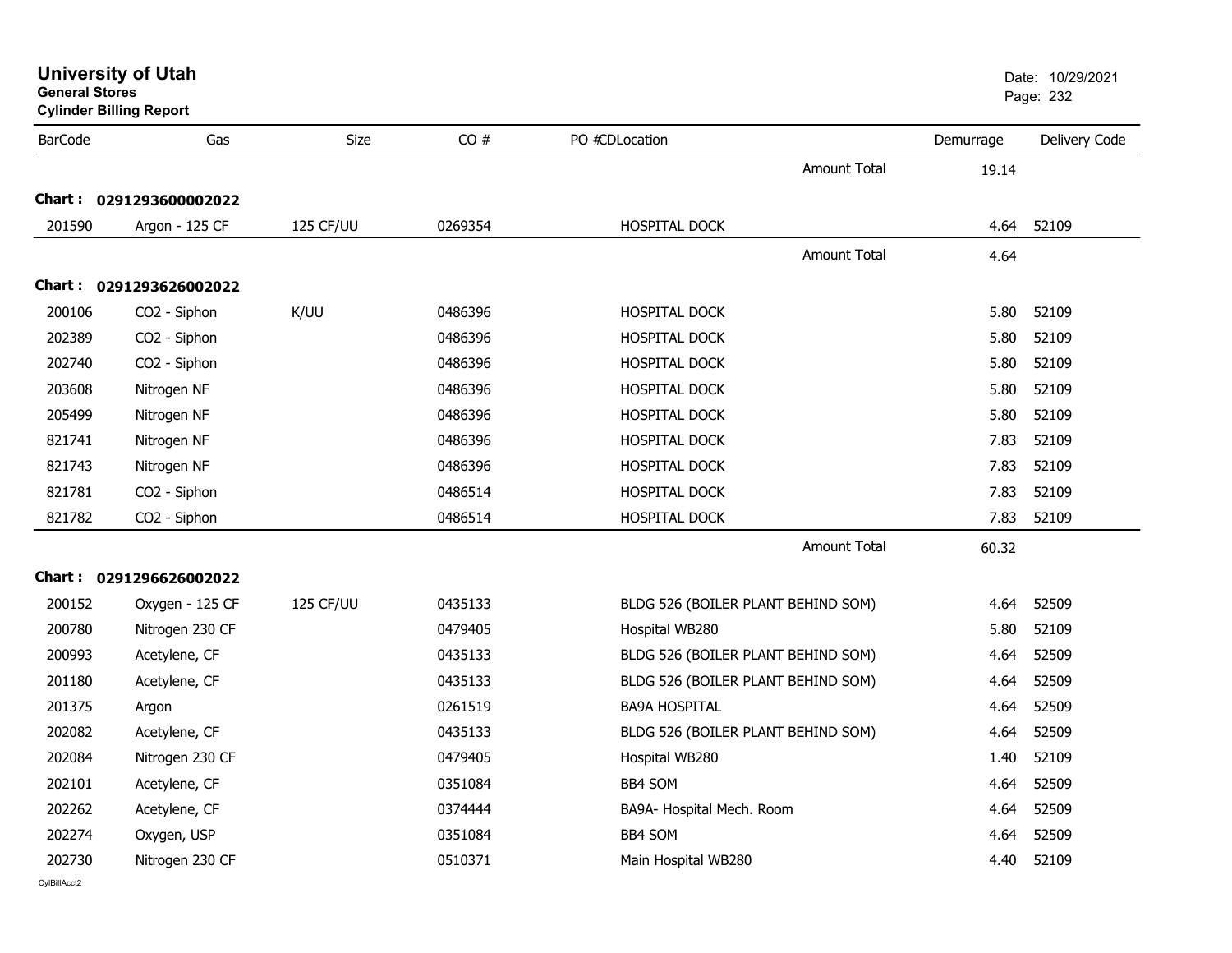# University of Utah

**General Stores**

**Cylinder Billing Report**

Date: 10/29/2021

| BarCode | Gas | Size | CO # | PO # | CD | Location | Demurrage | Delivery Code |
|---|---|---|---|---|---|---|---|---|
| | | | | | | Amount Total | 19.14 | |
| **Chart : 0291293600002022** | | | | | | | | |
| 201590 | Argon - 125 CF | 125 CF/UU | 0269354 | | | HOSPITAL DOCK | 4.64 | 52109 |
| | | | | | | Amount Total | 4.64 | |
| **Chart : 0291293626002022** | | | | | | | | |
| 200106 | CO2 - Siphon | K/UU | 0486396 | | | HOSPITAL DOCK | 5.80 | 52109 |
| 202389 | CO2 - Siphon | | 0486396 | | | HOSPITAL DOCK | 5.80 | 52109 |
| 202740 | CO2 - Siphon | | 0486396 | | | HOSPITAL DOCK | 5.80 | 52109 |
| 203608 | Nitrogen NF | | 0486396 | | | HOSPITAL DOCK | 5.80 | 52109 |
| 205499 | Nitrogen NF | | 0486396 | | | HOSPITAL DOCK | 5.80 | 52109 |
| 821741 | Nitrogen NF | | 0486396 | | | HOSPITAL DOCK | 7.83 | 52109 |
| 821743 | Nitrogen NF | | 0486396 | | | HOSPITAL DOCK | 7.83 | 52109 |
| 821781 | CO2 - Siphon | | 0486514 | | | HOSPITAL DOCK | 7.83 | 52109 |
| 821782 | CO2 - Siphon | | 0486514 | | | HOSPITAL DOCK | 7.83 | 52109 |
| | | | | | | Amount Total | 60.32 | |
| **Chart : 0291296626002022** | | | | | | | | |
| 200152 | Oxygen - 125 CF | 125 CF/UU | 0435133 | | | BLDG 526 (BOILER PLANT BEHIND SOM) | 4.64 | 52509 |
| 200780 | Nitrogen 230 CF | | 0479405 | | | Hospital WB280 | 5.80 | 52109 |
| 200993 | Acetylene, CF | | 0435133 | | | BLDG 526 (BOILER PLANT BEHIND SOM) | 4.64 | 52509 |
| 201180 | Acetylene, CF | | 0435133 | | | BLDG 526 (BOILER PLANT BEHIND SOM) | 4.64 | 52509 |
| 201375 | Argon | | 0261519 | | | BA9A HOSPITAL | 4.64 | 52509 |
| 202082 | Acetylene, CF | | 0435133 | | | BLDG 526 (BOILER PLANT BEHIND SOM) | 4.64 | 52509 |
| 202084 | Nitrogen 230 CF | | 0479405 | | | Hospital WB280 | 1.40 | 52109 |
| 202101 | Acetylene, CF | | 0351084 | | | BB4 SOM | 4.64 | 52509 |
| 202262 | Acetylene, CF | | 0374444 | | | BA9A- Hospital Mech. Room | 4.64 | 52509 |
| 202274 | Oxygen, USP | | 0351084 | | | BB4 SOM | 4.64 | 52509 |
| 202730 | Nitrogen 230 CF | | 0510371 | | | Main Hospital WB280 | 4.40 | 52109 |

CylBillAcct2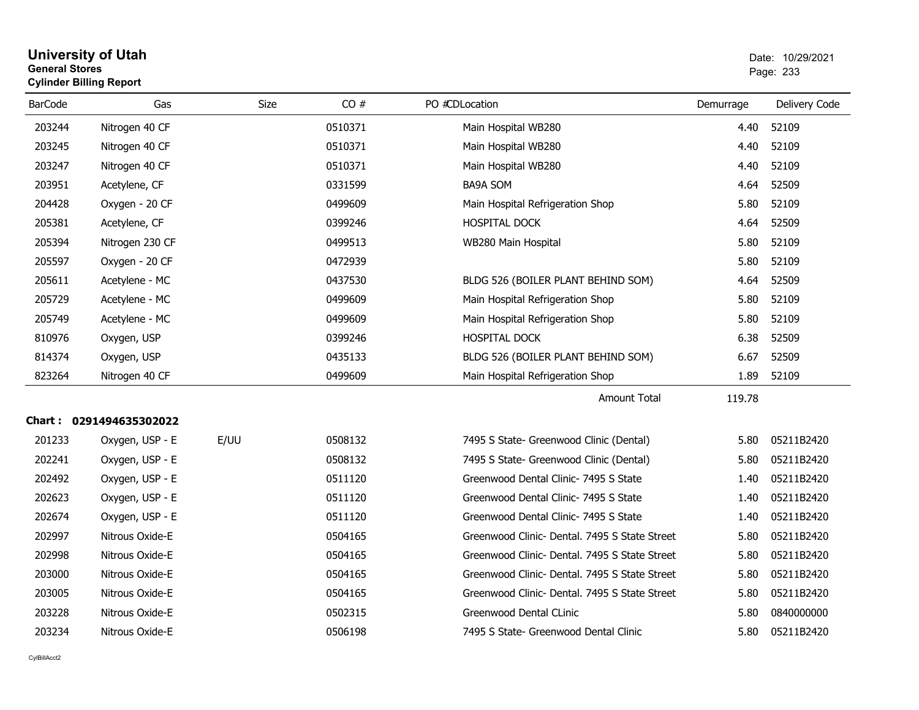# University of Utah
**General Stores**
**Cylinder Billing Report**

Date: 10/29/2021

| BarCode | Gas | Size | CO # | PO # | CD | Location | Demurrage | Delivery Code |
|---|---|---|---|---|---|---|---|---|
| 203244 | Nitrogen 40 CF | | 0510371 | | | Main Hospital WB280 | 4.40 | 52109 |
| 203245 | Nitrogen 40 CF | | 0510371 | | | Main Hospital WB280 | 4.40 | 52109 |
| 203247 | Nitrogen 40 CF | | 0510371 | | | Main Hospital WB280 | 4.40 | 52109 |
| 203951 | Acetylene, CF | | 0331599 | | | BA9A SOM | 4.64 | 52509 |
| 204428 | Oxygen - 20 CF | | 0499609 | | | Main Hospital Refrigeration Shop | 5.80 | 52109 |
| 205381 | Acetylene, CF | | 0399246 | | | HOSPITAL DOCK | 4.64 | 52509 |
| 205394 | Nitrogen 230 CF | | 0499513 | | | WB280 Main Hospital | 5.80 | 52109 |
| 205597 | Oxygen - 20 CF | | 0472939 | | | | 5.80 | 52109 |
| 205611 | Acetylene - MC | | 0437530 | | | BLDG 526 (BOILER PLANT BEHIND SOM) | 4.64 | 52509 |
| 205729 | Acetylene - MC | | 0499609 | | | Main Hospital Refrigeration Shop | 5.80 | 52109 |
| 205749 | Acetylene - MC | | 0499609 | | | Main Hospital Refrigeration Shop | 5.80 | 52109 |
| 810976 | Oxygen, USP | | 0399246 | | | HOSPITAL DOCK | 6.38 | 52509 |
| 814374 | Oxygen, USP | | 0435133 | | | BLDG 526 (BOILER PLANT BEHIND SOM) | 6.67 | 52509 |
| 823264 | Nitrogen 40 CF | | 0499609 | | | Main Hospital Refrigeration Shop | 1.89 | 52109 |
| | | | | | | Amount Total | 119.78 | |

**Chart : 0291494635302022**

| BarCode | Gas | Size | CO # | PO # | CD | Location | Demurrage | Delivery Code |
|---|---|---|---|---|---|---|---|---|
| 201233 | Oxygen, USP - E | E/UU | 0508132 | | | 7495 S State- Greenwood Clinic (Dental) | 5.80 | 05211B2420 |
| 202241 | Oxygen, USP - E | | 0508132 | | | 7495 S State- Greenwood Clinic (Dental) | 5.80 | 05211B2420 |
| 202492 | Oxygen, USP - E | | 0511120 | | | Greenwood Dental Clinic- 7495 S State | 1.40 | 05211B2420 |
| 202623 | Oxygen, USP - E | | 0511120 | | | Greenwood Dental Clinic- 7495 S State | 1.40 | 05211B2420 |
| 202674 | Oxygen, USP - E | | 0511120 | | | Greenwood Dental Clinic- 7495 S State | 1.40 | 05211B2420 |
| 202997 | Nitrous Oxide-E | | 0504165 | | | Greenwood Clinic- Dental. 7495 S State Street | 5.80 | 05211B2420 |
| 202998 | Nitrous Oxide-E | | 0504165 | | | Greenwood Clinic- Dental. 7495 S State Street | 5.80 | 05211B2420 |
| 203000 | Nitrous Oxide-E | | 0504165 | | | Greenwood Clinic- Dental. 7495 S State Street | 5.80 | 05211B2420 |
| 203005 | Nitrous Oxide-E | | 0504165 | | | Greenwood Clinic- Dental. 7495 S State Street | 5.80 | 05211B2420 |
| 203228 | Nitrous Oxide-E | | 0502315 | | | Greenwood Dental CLinic | 5.80 | 0840000000 |
| 203234 | Nitrous Oxide-E | | 0506198 | | | 7495 S State- Greenwood Dental Clinic | 5.80 | 05211B2420 |

CylBillAcct2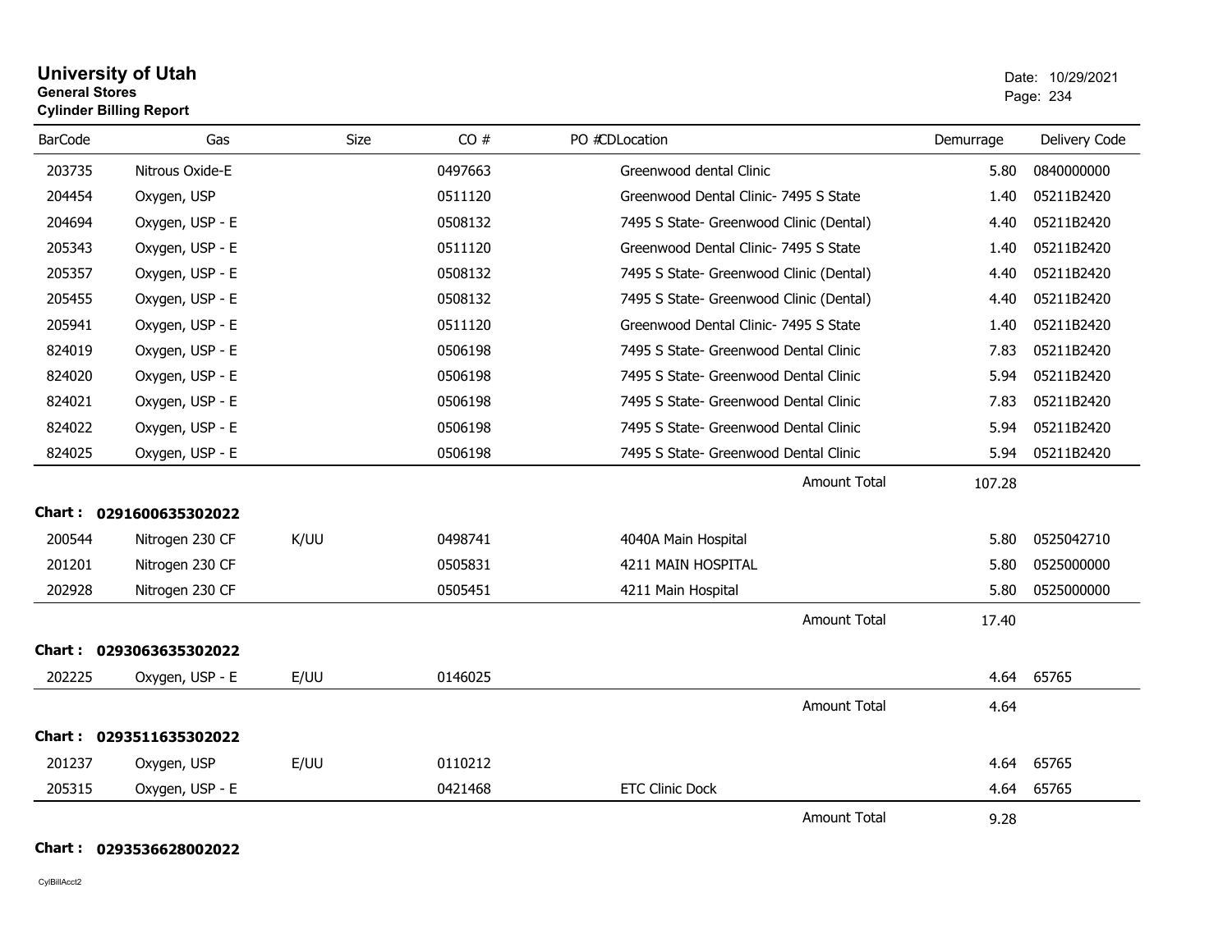# University of Utah

**General Stores**

**Cylinder Billing Report**

Date: 10/29/2021

| BarCode | Gas | Size | CO # | PO #CDLocation | Demurrage | Delivery Code |
|---|---|---|---|---|---|---|
| 203735 | Nitrous Oxide-E | | 0497663 | Greenwood dental Clinic | 5.80 | 0840000000 |
| 204454 | Oxygen, USP | | 0511120 | Greenwood Dental Clinic- 7495 S State | 1.40 | 05211B2420 |
| 204694 | Oxygen, USP - E | | 0508132 | 7495 S State- Greenwood Clinic (Dental) | 4.40 | 05211B2420 |
| 205343 | Oxygen, USP - E | | 0511120 | Greenwood Dental Clinic- 7495 S State | 1.40 | 05211B2420 |
| 205357 | Oxygen, USP - E | | 0508132 | 7495 S State- Greenwood Clinic (Dental) | 4.40 | 05211B2420 |
| 205455 | Oxygen, USP - E | | 0508132 | 7495 S State- Greenwood Clinic (Dental) | 4.40 | 05211B2420 |
| 205941 | Oxygen, USP - E | | 0511120 | Greenwood Dental Clinic- 7495 S State | 1.40 | 05211B2420 |
| 824019 | Oxygen, USP - E | | 0506198 | 7495 S State- Greenwood Dental Clinic | 7.83 | 05211B2420 |
| 824020 | Oxygen, USP - E | | 0506198 | 7495 S State- Greenwood Dental Clinic | 5.94 | 05211B2420 |
| 824021 | Oxygen, USP - E | | 0506198 | 7495 S State- Greenwood Dental Clinic | 7.83 | 05211B2420 |
| 824022 | Oxygen, USP - E | | 0506198 | 7495 S State- Greenwood Dental Clinic | 5.94 | 05211B2420 |
| 824025 | Oxygen, USP - E | | 0506198 | 7495 S State- Greenwood Dental Clinic | 5.94 | 05211B2420 |
| | | | | Amount Total | 107.28 | |

**Chart : 0291600635302022**

| BarCode | Gas | Size | CO # | PO #CDLocation | Demurrage | Delivery Code |
|---|---|---|---|---|---|---|
| 200544 | Nitrogen 230 CF | K/UU | 0498741 | 4040A Main Hospital | 5.80 | 0525042710 |
| 201201 | Nitrogen 230 CF | | 0505831 | 4211 MAIN HOSPITAL | 5.80 | 0525000000 |
| 202928 | Nitrogen 230 CF | | 0505451 | 4211 Main Hospital | 5.80 | 0525000000 |
| | | | | Amount Total | 17.40 | |

**Chart : 0293063635302022**

| BarCode | Gas | Size | CO # | PO #CDLocation | Demurrage | Delivery Code |
|---|---|---|---|---|---|---|
| 202225 | Oxygen, USP - E | E/UU | 0146025 | | 4.64 | 65765 |
| | | | | Amount Total | 4.64 | |

**Chart : 0293511635302022**

| BarCode | Gas | Size | CO # | PO #CDLocation | Demurrage | Delivery Code |
|---|---|---|---|---|---|---|
| 201237 | Oxygen, USP | E/UU | 0110212 | | 4.64 | 65765 |
| 205315 | Oxygen, USP - E | | 0421468 | ETC Clinic Dock | 4.64 | 65765 |
| | | | | Amount Total | 9.28 | |

**Chart : 0293536628002022**

CylBillAcct2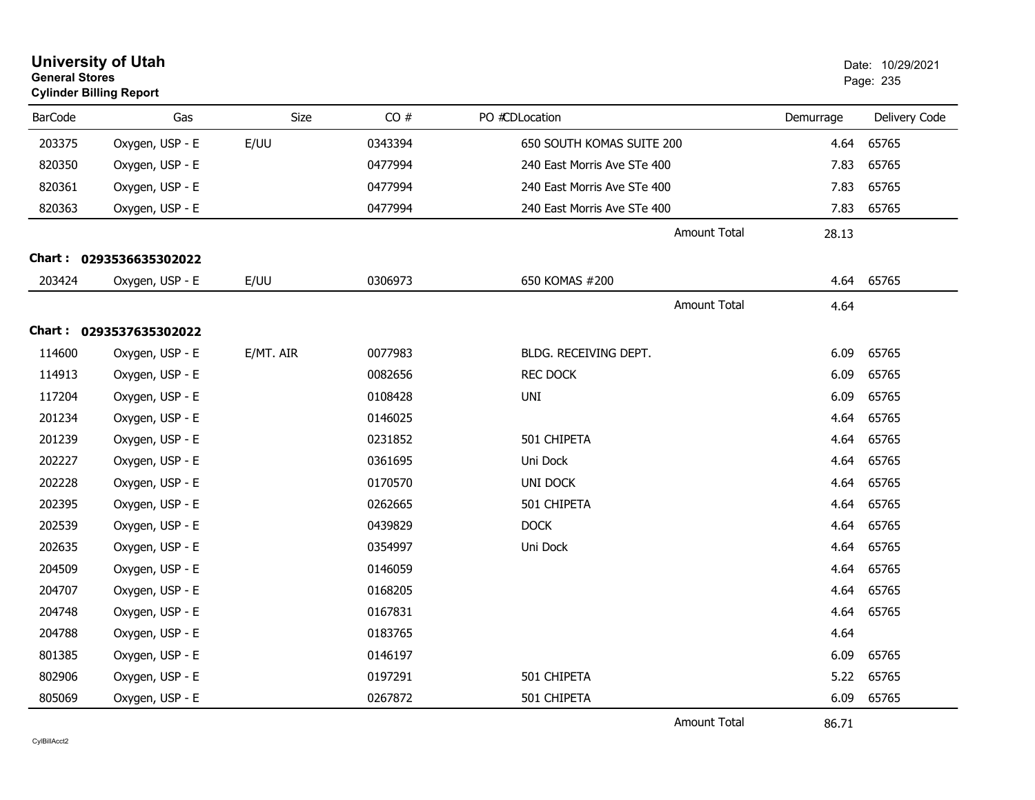# University of Utah

**General Stores**

**Cylinder Billing Report**

Date: 10/29/2021

| BarCode | Gas | Size | CO # | PO # | CD | Location | Demurrage | Delivery Code |
|---|---|---|---|---|---|---|---|---|
| 203375 | Oxygen, USP - E | E/UU | 0343394 | | | 650 SOUTH KOMAS SUITE 200 | 4.64 | 65765 |
| 820350 | Oxygen, USP - E | | 0477994 | | | 240 East Morris Ave STe 400 | 7.83 | 65765 |
| 820361 | Oxygen, USP - E | | 0477994 | | | 240 East Morris Ave STe 400 | 7.83 | 65765 |
| 820363 | Oxygen, USP - E | | 0477994 | | | 240 East Morris Ave STe 400 | 7.83 | 65765 |
| | | | | | | Amount Total | 28.13 | |

**Chart : 0293536635302022**

| BarCode | Gas | Size | CO # | PO # | CD | Location | Demurrage | Delivery Code |
|---|---|---|---|---|---|---|---|---|
| 203424 | Oxygen, USP - E | E/UU | 0306973 | | | 650 KOMAS #200 | 4.64 | 65765 |
| | | | | | | Amount Total | 4.64 | |

**Chart : 0293537635302022**

| BarCode | Gas | Size | CO # | PO # | CD | Location | Demurrage | Delivery Code |
|---|---|---|---|---|---|---|---|---|
| 114600 | Oxygen, USP - E | E/MT. AIR | 0077983 | | | BLDG. RECEIVING DEPT. | 6.09 | 65765 |
| 114913 | Oxygen, USP - E | | 0082656 | | | REC DOCK | 6.09 | 65765 |
| 117204 | Oxygen, USP - E | | 0108428 | | | UNI | 6.09 | 65765 |
| 201234 | Oxygen, USP - E | | 0146025 | | | | 4.64 | 65765 |
| 201239 | Oxygen, USP - E | | 0231852 | | | 501 CHIPETA | 4.64 | 65765 |
| 202227 | Oxygen, USP - E | | 0361695 | | | Uni Dock | 4.64 | 65765 |
| 202228 | Oxygen, USP - E | | 0170570 | | | UNI DOCK | 4.64 | 65765 |
| 202395 | Oxygen, USP - E | | 0262665 | | | 501 CHIPETA | 4.64 | 65765 |
| 202539 | Oxygen, USP - E | | 0439829 | | | DOCK | 4.64 | 65765 |
| 202635 | Oxygen, USP - E | | 0354997 | | | Uni Dock | 4.64 | 65765 |
| 204509 | Oxygen, USP - E | | 0146059 | | | | 4.64 | 65765 |
| 204707 | Oxygen, USP - E | | 0168205 | | | | 4.64 | 65765 |
| 204748 | Oxygen, USP - E | | 0167831 | | | | 4.64 | 65765 |
| 204788 | Oxygen, USP - E | | 0183765 | | | | 4.64 | |
| 801385 | Oxygen, USP - E | | 0146197 | | | | 6.09 | 65765 |
| 802906 | Oxygen, USP - E | | 0197291 | | | 501 CHIPETA | 5.22 | 65765 |
| 805069 | Oxygen, USP - E | | 0267872 | | | 501 CHIPETA | 6.09 | 65765 |
| | | | | | | Amount Total | 86.71 | |

CylBillAcct2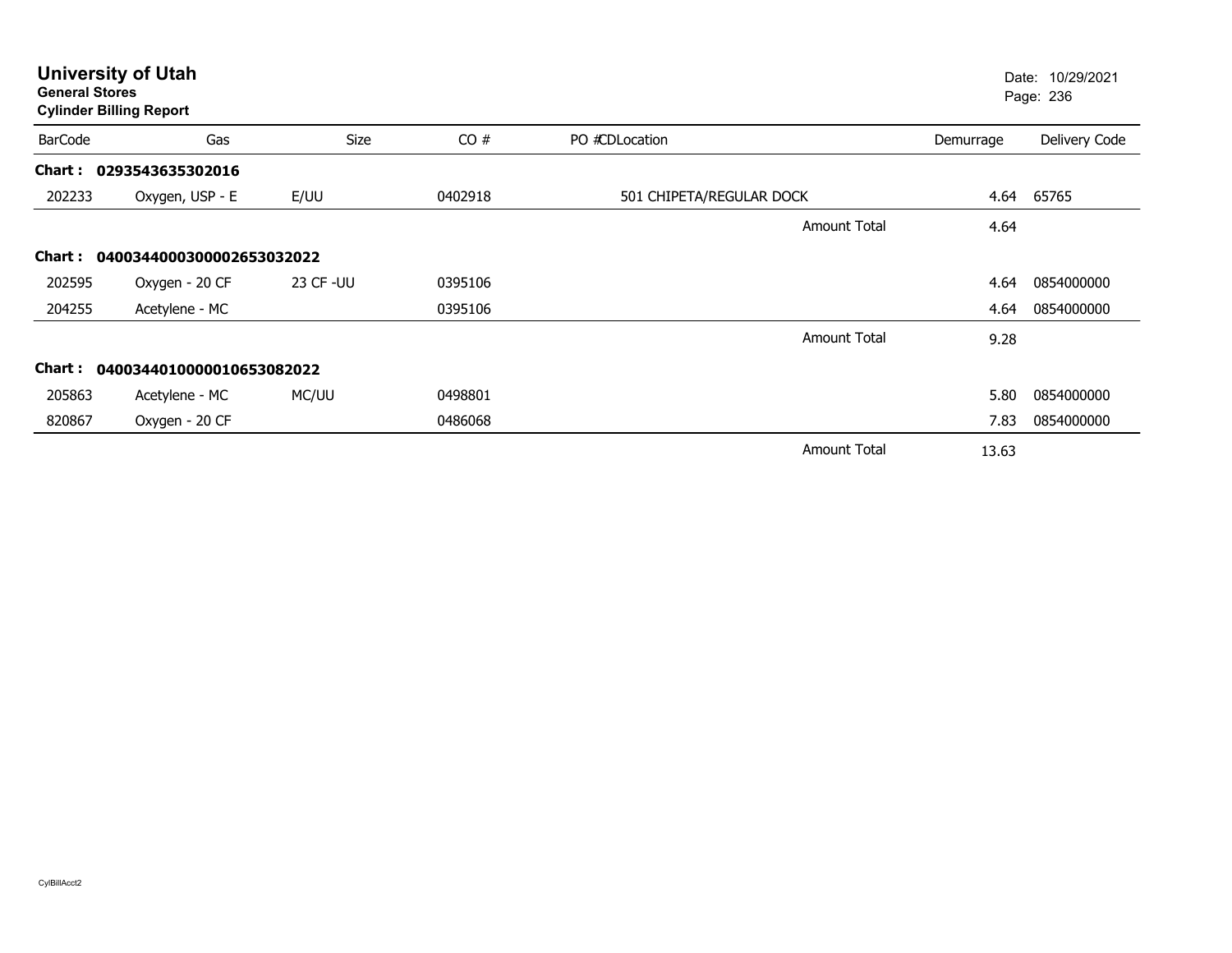# University of Utah

**General Stores**

**Cylinder Billing Report**

Date: 10/29/2021

| BarCode | Gas | Size | CO # | PO #CDLocation | Demurrage | Delivery Code |
|---|---|---|---|---|---|---|
| **Chart : 0293543635302016** | | | | | | |
| 202233 | Oxygen, USP - E | E/UU | 0402918 | 501 CHIPETA/REGULAR DOCK | 4.64 | 65765 |
| | | | | Amount Total | 4.64 | |
| **Chart : 04003440003000026530320​22** | | | | | | |
| 202595 | Oxygen - 20 CF | 23 CF -UU | 0395106 | | 4.64 | 0854000000 |
| 204255 | Acetylene - MC | | 0395106 | | 4.64 | 0854000000 |
| | | | | Amount Total | 9.28 | |
| **Chart : 04003440100000106530820​22** | | | | | | |
| 205863 | Acetylene - MC | MC/UU | 0498801 | | 5.80 | 0854000000 |
| 820867 | Oxygen - 20 CF | | 0486068 | | 7.83 | 0854000000 |
| | | | | Amount Total | 13.63 | |

CylBillAcct2